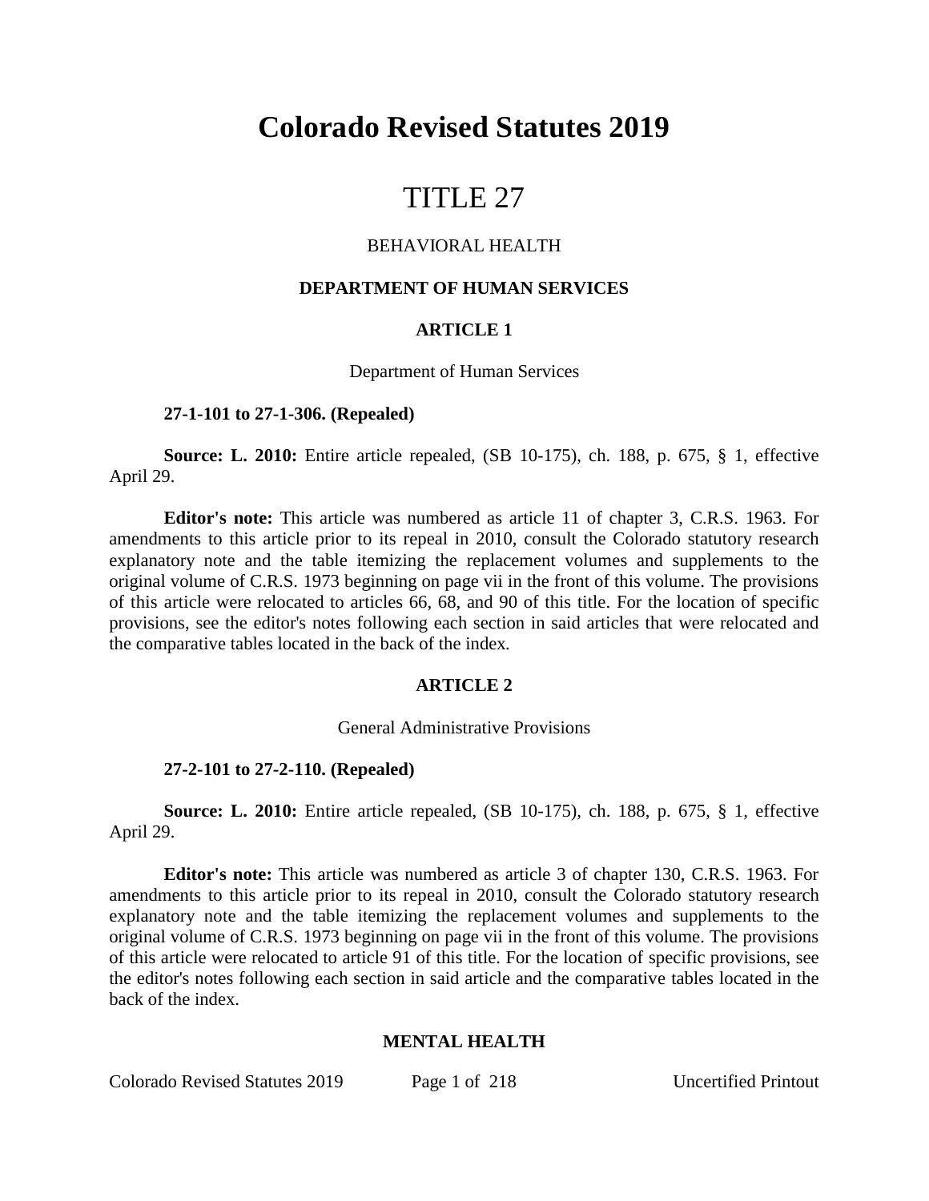# Colorado Revised Statutes 2019

# TITLE 27

## BEHAVIORAL HEALTH

### DEPARTMENT OF HUMAN SERVICES

### ARTICLE 1

Department of Human Services

**27-1-101 to 27-1-306. (Repealed)**

**Source: L. 2010:** Entire article repealed, (SB 10-175), ch. 188, p. 675, § 1, effective April 29.

**Editor's note:** This article was numbered as article 11 of chapter 3, C.R.S. 1963. For amendments to this article prior to its repeal in 2010, consult the Colorado statutory research explanatory note and the table itemizing the replacement volumes and supplements to the original volume of C.R.S. 1973 beginning on page vii in the front of this volume. The provisions of this article were relocated to articles 66, 68, and 90 of this title. For the location of specific provisions, see the editor's notes following each section in said articles that were relocated and the comparative tables located in the back of the index.

### ARTICLE 2

General Administrative Provisions

**27-2-101 to 27-2-110. (Repealed)**

**Source: L. 2010:** Entire article repealed, (SB 10-175), ch. 188, p. 675, § 1, effective April 29.

**Editor's note:** This article was numbered as article 3 of chapter 130, C.R.S. 1963. For amendments to this article prior to its repeal in 2010, consult the Colorado statutory research explanatory note and the table itemizing the replacement volumes and supplements to the original volume of C.R.S. 1973 beginning on page vii in the front of this volume. The provisions of this article were relocated to article 91 of this title. For the location of specific provisions, see the editor's notes following each section in said article and the comparative tables located in the back of the index.

### MENTAL HEALTH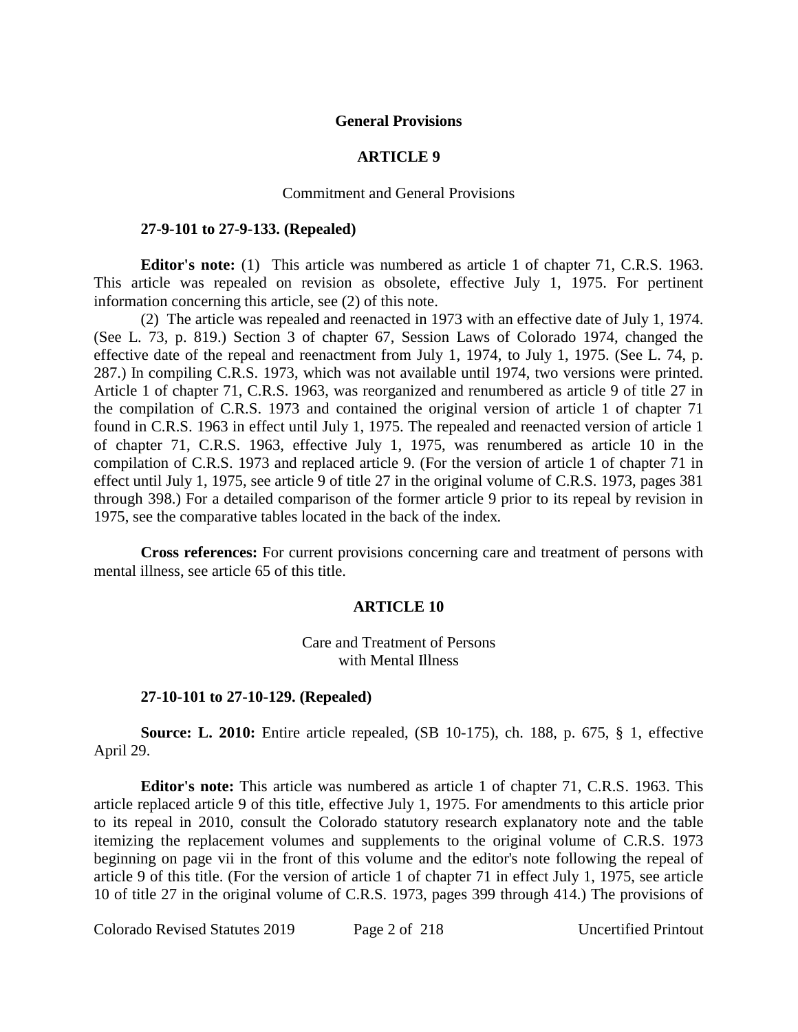## General Provisions

## ARTICLE 9

### Commitment and General Provisions

**27-9-101 to 27-9-133. (Repealed)**

**Editor's note:** (1) This article was numbered as article 1 of chapter 71, C.R.S. 1963. This article was repealed on revision as obsolete, effective July 1, 1975. For pertinent information concerning this article, see (2) of this note.

(2) The article was repealed and reenacted in 1973 with an effective date of July 1, 1974. (See L. 73, p. 819.) Section 3 of chapter 67, Session Laws of Colorado 1974, changed the effective date of the repeal and reenactment from July 1, 1974, to July 1, 1975. (See L. 74, p. 287.) In compiling C.R.S. 1973, which was not available until 1974, two versions were printed. Article 1 of chapter 71, C.R.S. 1963, was reorganized and renumbered as article 9 of title 27 in the compilation of C.R.S. 1973 and contained the original version of article 1 of chapter 71 found in C.R.S. 1963 in effect until July 1, 1975. The repealed and reenacted version of article 1 of chapter 71, C.R.S. 1963, effective July 1, 1975, was renumbered as article 10 in the compilation of C.R.S. 1973 and replaced article 9. (For the version of article 1 of chapter 71 in effect until July 1, 1975, see article 9 of title 27 in the original volume of C.R.S. 1973, pages 381 through 398.) For a detailed comparison of the former article 9 prior to its repeal by revision in 1975, see the comparative tables located in the back of the index.

**Cross references:** For current provisions concerning care and treatment of persons with mental illness, see article 65 of this title.

## ARTICLE 10

### Care and Treatment of Persons with Mental Illness

**27-10-101 to 27-10-129. (Repealed)**

**Source: L. 2010:** Entire article repealed, (SB 10-175), ch. 188, p. 675, § 1, effective April 29.

**Editor's note:** This article was numbered as article 1 of chapter 71, C.R.S. 1963. This article replaced article 9 of this title, effective July 1, 1975. For amendments to this article prior to its repeal in 2010, consult the Colorado statutory research explanatory note and the table itemizing the replacement volumes and supplements to the original volume of C.R.S. 1973 beginning on page vii in the front of this volume and the editor's note following the repeal of article 9 of this title. (For the version of article 1 of chapter 71 in effect July 1, 1975, see article 10 of title 27 in the original volume of C.R.S. 1973, pages 399 through 414.) The provisions of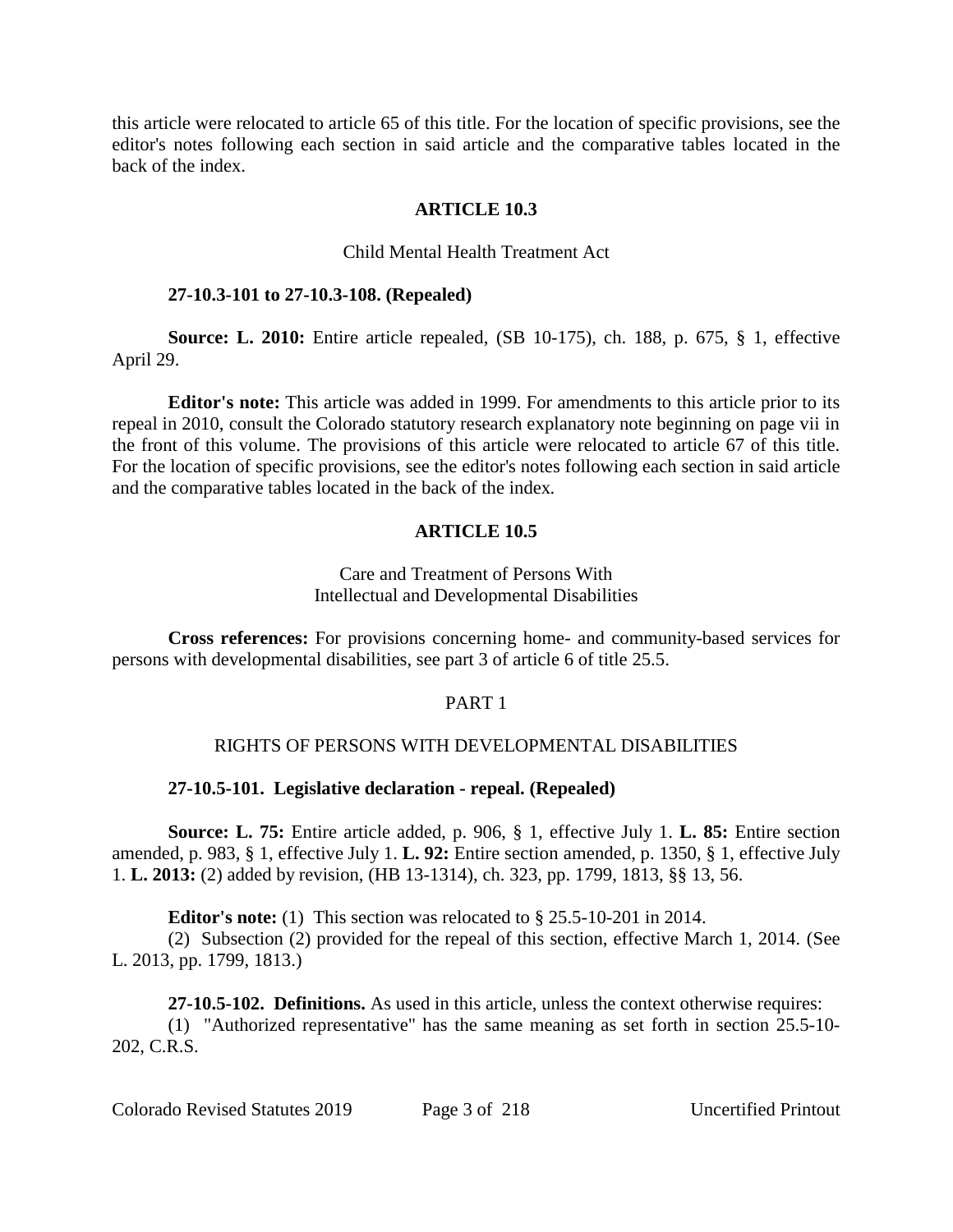this article were relocated to article 65 of this title. For the location of specific provisions, see the editor's notes following each section in said article and the comparative tables located in the back of the index.

## ARTICLE 10.3

Child Mental Health Treatment Act

**27-10.3-101 to 27-10.3-108. (Repealed)**

**Source: L. 2010:** Entire article repealed, (SB 10-175), ch. 188, p. 675, § 1, effective April 29.

**Editor's note:** This article was added in 1999. For amendments to this article prior to its repeal in 2010, consult the Colorado statutory research explanatory note beginning on page vii in the front of this volume. The provisions of this article were relocated to article 67 of this title. For the location of specific provisions, see the editor's notes following each section in said article and the comparative tables located in the back of the index.

## ARTICLE 10.5

Care and Treatment of Persons With Intellectual and Developmental Disabilities

**Cross references:** For provisions concerning home- and community-based services for persons with developmental disabilities, see part 3 of article 6 of title 25.5.

### PART 1

### RIGHTS OF PERSONS WITH DEVELOPMENTAL DISABILITIES

**27-10.5-101. Legislative declaration - repeal. (Repealed)**

**Source: L. 75:** Entire article added, p. 906, § 1, effective July 1. **L. 85:** Entire section amended, p. 983, § 1, effective July 1. **L. 92:** Entire section amended, p. 1350, § 1, effective July 1. **L. 2013:** (2) added by revision, (HB 13-1314), ch. 323, pp. 1799, 1813, §§ 13, 56.

**Editor's note:** (1) This section was relocated to § 25.5-10-201 in 2014.

(2) Subsection (2) provided for the repeal of this section, effective March 1, 2014. (See L. 2013, pp. 1799, 1813.)

**27-10.5-102. Definitions.** As used in this article, unless the context otherwise requires:

(1) "Authorized representative" has the same meaning as set forth in section 25.5-10-202, C.R.S.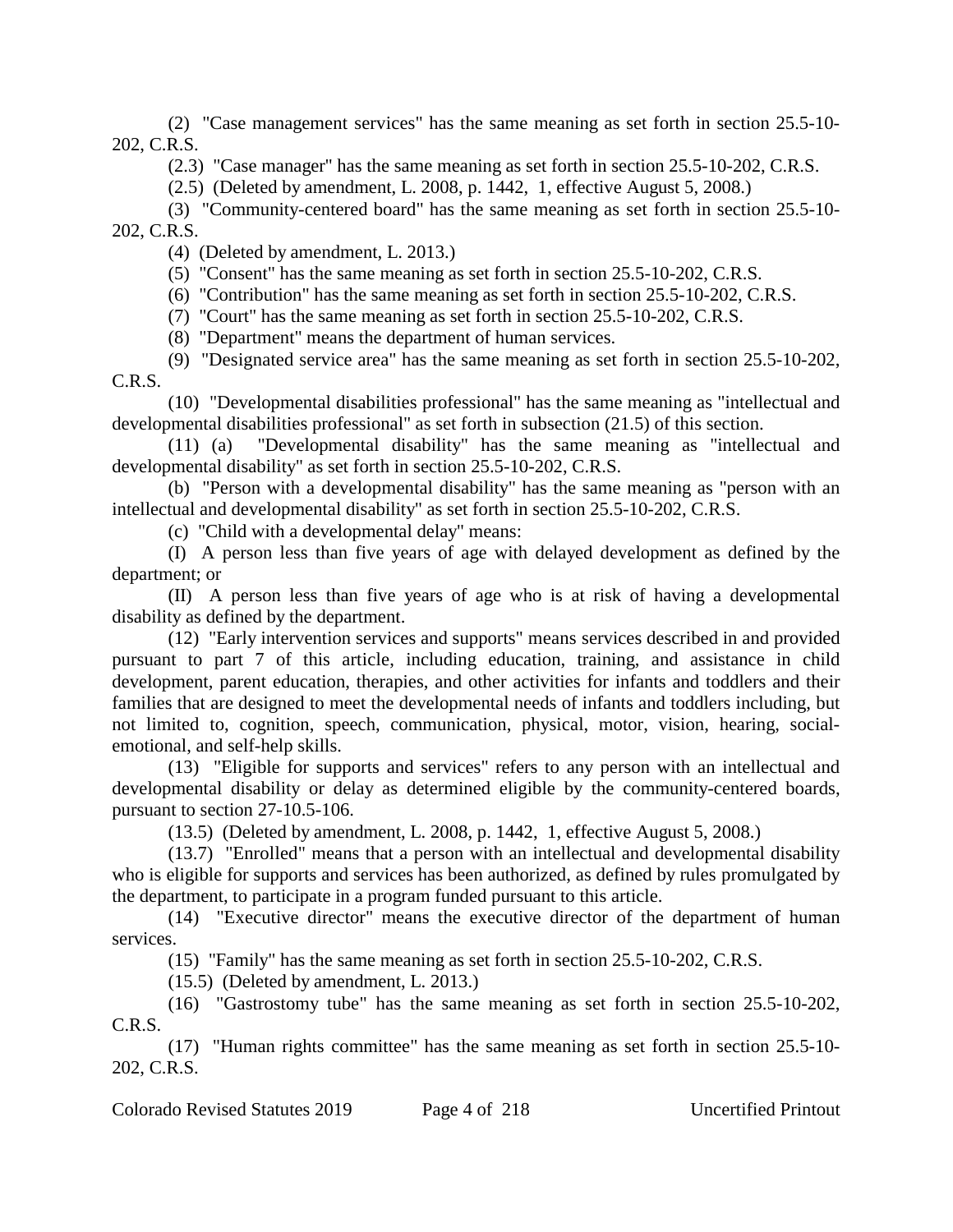(2) "Case management services" has the same meaning as set forth in section 25.5-10-202, C.R.S.

(2.3) "Case manager" has the same meaning as set forth in section 25.5-10-202, C.R.S.

(2.5) (Deleted by amendment, L. 2008, p. 1442, 1, effective August 5, 2008.)

(3) "Community-centered board" has the same meaning as set forth in section 25.5-10-202, C.R.S.

(4) (Deleted by amendment, L. 2013.)

(5) "Consent" has the same meaning as set forth in section 25.5-10-202, C.R.S.

(6) "Contribution" has the same meaning as set forth in section 25.5-10-202, C.R.S.

(7) "Court" has the same meaning as set forth in section 25.5-10-202, C.R.S.

(8) "Department" means the department of human services.

(9) "Designated service area" has the same meaning as set forth in section 25.5-10-202, C.R.S.

(10) "Developmental disabilities professional" has the same meaning as "intellectual and developmental disabilities professional" as set forth in subsection (21.5) of this section.

(11) (a) "Developmental disability" has the same meaning as "intellectual and developmental disability" as set forth in section 25.5-10-202, C.R.S.

(b) "Person with a developmental disability" has the same meaning as "person with an intellectual and developmental disability" as set forth in section 25.5-10-202, C.R.S.

(c) "Child with a developmental delay" means:

(I) A person less than five years of age with delayed development as defined by the department; or

(II) A person less than five years of age who is at risk of having a developmental disability as defined by the department.

(12) "Early intervention services and supports" means services described in and provided pursuant to part 7 of this article, including education, training, and assistance in child development, parent education, therapies, and other activities for infants and toddlers and their families that are designed to meet the developmental needs of infants and toddlers including, but not limited to, cognition, speech, communication, physical, motor, vision, hearing, social-emotional, and self-help skills.

(13) "Eligible for supports and services" refers to any person with an intellectual and developmental disability or delay as determined eligible by the community-centered boards, pursuant to section 27-10.5-106.

(13.5) (Deleted by amendment, L. 2008, p. 1442, 1, effective August 5, 2008.)

(13.7) "Enrolled" means that a person with an intellectual and developmental disability who is eligible for supports and services has been authorized, as defined by rules promulgated by the department, to participate in a program funded pursuant to this article.

(14) "Executive director" means the executive director of the department of human services.

(15) "Family" has the same meaning as set forth in section 25.5-10-202, C.R.S.

(15.5) (Deleted by amendment, L. 2013.)

(16) "Gastrostomy tube" has the same meaning as set forth in section 25.5-10-202, C.R.S.

(17) "Human rights committee" has the same meaning as set forth in section 25.5-10-202, C.R.S.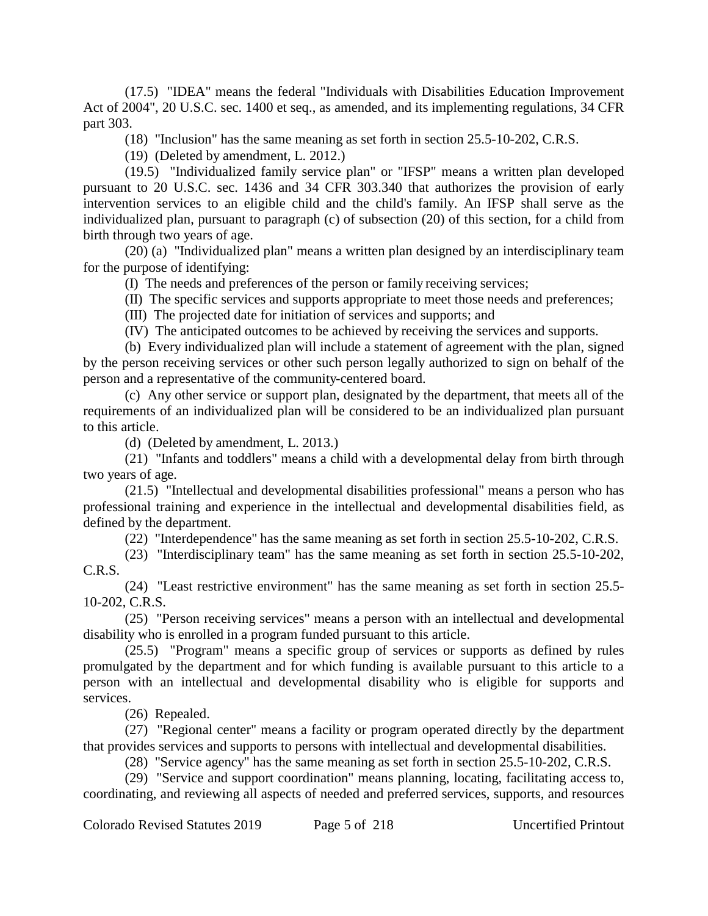(17.5) "IDEA" means the federal "Individuals with Disabilities Education Improvement Act of 2004", 20 U.S.C. sec. 1400 et seq., as amended, and its implementing regulations, 34 CFR part 303.

(18) "Inclusion" has the same meaning as set forth in section 25.5-10-202, C.R.S.

(19) (Deleted by amendment, L. 2012.)

(19.5) "Individualized family service plan" or "IFSP" means a written plan developed pursuant to 20 U.S.C. sec. 1436 and 34 CFR 303.340 that authorizes the provision of early intervention services to an eligible child and the child's family. An IFSP shall serve as the individualized plan, pursuant to paragraph (c) of subsection (20) of this section, for a child from birth through two years of age.

(20) (a) "Individualized plan" means a written plan designed by an interdisciplinary team for the purpose of identifying:

(I) The needs and preferences of the person or family receiving services;

(II) The specific services and supports appropriate to meet those needs and preferences;

(III) The projected date for initiation of services and supports; and

(IV) The anticipated outcomes to be achieved by receiving the services and supports.

(b) Every individualized plan will include a statement of agreement with the plan, signed by the person receiving services or other such person legally authorized to sign on behalf of the person and a representative of the community-centered board.

(c) Any other service or support plan, designated by the department, that meets all of the requirements of an individualized plan will be considered to be an individualized plan pursuant to this article.

(d) (Deleted by amendment, L. 2013.)

(21) "Infants and toddlers" means a child with a developmental delay from birth through two years of age.

(21.5) "Intellectual and developmental disabilities professional" means a person who has professional training and experience in the intellectual and developmental disabilities field, as defined by the department.

(22) "Interdependence" has the same meaning as set forth in section 25.5-10-202, C.R.S.

(23) "Interdisciplinary team" has the same meaning as set forth in section 25.5-10-202, C.R.S.

(24) "Least restrictive environment" has the same meaning as set forth in section 25.5-10-202, C.R.S.

(25) "Person receiving services" means a person with an intellectual and developmental disability who is enrolled in a program funded pursuant to this article.

(25.5) "Program" means a specific group of services or supports as defined by rules promulgated by the department and for which funding is available pursuant to this article to a person with an intellectual and developmental disability who is eligible for supports and services.

(26) Repealed.

(27) "Regional center" means a facility or program operated directly by the department that provides services and supports to persons with intellectual and developmental disabilities.

(28) "Service agency" has the same meaning as set forth in section 25.5-10-202, C.R.S.

(29) "Service and support coordination" means planning, locating, facilitating access to, coordinating, and reviewing all aspects of needed and preferred services, supports, and resources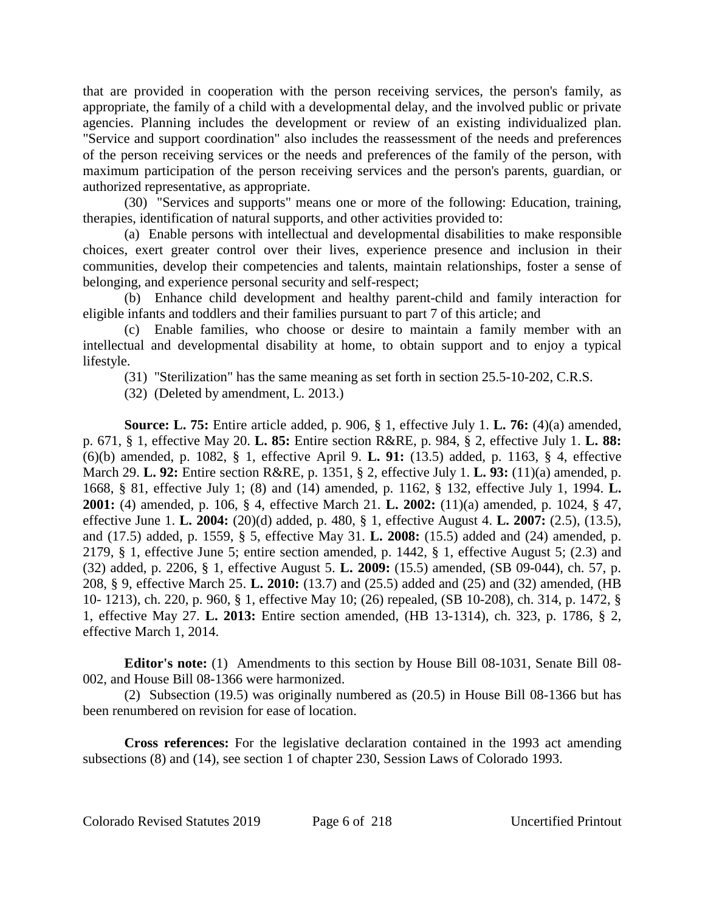that are provided in cooperation with the person receiving services, the person's family, as appropriate, the family of a child with a developmental delay, and the involved public or private agencies. Planning includes the development or review of an existing individualized plan. "Service and support coordination" also includes the reassessment of the needs and preferences of the person receiving services or the needs and preferences of the family of the person, with maximum participation of the person receiving services and the person's parents, guardian, or authorized representative, as appropriate.

(30) "Services and supports" means one or more of the following: Education, training, therapies, identification of natural supports, and other activities provided to:

(a) Enable persons with intellectual and developmental disabilities to make responsible choices, exert greater control over their lives, experience presence and inclusion in their communities, develop their competencies and talents, maintain relationships, foster a sense of belonging, and experience personal security and self-respect;

(b) Enhance child development and healthy parent-child and family interaction for eligible infants and toddlers and their families pursuant to part 7 of this article; and

(c) Enable families, who choose or desire to maintain a family member with an intellectual and developmental disability at home, to obtain support and to enjoy a typical lifestyle.

(31) "Sterilization" has the same meaning as set forth in section 25.5-10-202, C.R.S.

(32) (Deleted by amendment, L. 2013.)

**Source: L. 75:** Entire article added, p. 906, § 1, effective July 1. **L. 76:** (4)(a) amended, p. 671, § 1, effective May 20. **L. 85:** Entire section R&RE, p. 984, § 2, effective July 1. **L. 88:** (6)(b) amended, p. 1082, § 1, effective April 9. **L. 91:** (13.5) added, p. 1163, § 4, effective March 29. **L. 92:** Entire section R&RE, p. 1351, § 2, effective July 1. **L. 93:** (11)(a) amended, p. 1668, § 81, effective July 1; (8) and (14) amended, p. 1162, § 132, effective July 1, 1994. **L. 2001:** (4) amended, p. 106, § 4, effective March 21. **L. 2002:** (11)(a) amended, p. 1024, § 47, effective June 1. **L. 2004:** (20)(d) added, p. 480, § 1, effective August 4. **L. 2007:** (2.5), (13.5), and (17.5) added, p. 1559, § 5, effective May 31. **L. 2008:** (15.5) added and (24) amended, p. 2179, § 1, effective June 5; entire section amended, p. 1442, § 1, effective August 5; (2.3) and (32) added, p. 2206, § 1, effective August 5. **L. 2009:** (15.5) amended, (SB 09-044), ch. 57, p. 208, § 9, effective March 25. **L. 2010:** (13.7) and (25.5) added and (25) and (32) amended, (HB 10- 1213), ch. 220, p. 960, § 1, effective May 10; (26) repealed, (SB 10-208), ch. 314, p. 1472, § 1, effective May 27. **L. 2013:** Entire section amended, (HB 13-1314), ch. 323, p. 1786, § 2, effective March 1, 2014.

**Editor's note:** (1) Amendments to this section by House Bill 08-1031, Senate Bill 08-002, and House Bill 08-1366 were harmonized.

(2) Subsection (19.5) was originally numbered as (20.5) in House Bill 08-1366 but has been renumbered on revision for ease of location.

**Cross references:** For the legislative declaration contained in the 1993 act amending subsections (8) and (14), see section 1 of chapter 230, Session Laws of Colorado 1993.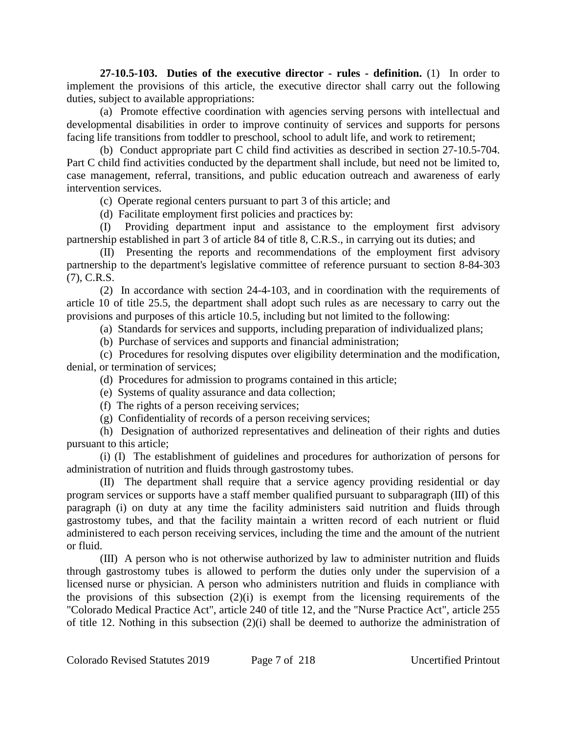**27-10.5-103. Duties of the executive director - rules - definition.** (1) In order to implement the provisions of this article, the executive director shall carry out the following duties, subject to available appropriations:

(a) Promote effective coordination with agencies serving persons with intellectual and developmental disabilities in order to improve continuity of services and supports for persons facing life transitions from toddler to preschool, school to adult life, and work to retirement;

(b) Conduct appropriate part C child find activities as described in section 27-10.5-704. Part C child find activities conducted by the department shall include, but need not be limited to, case management, referral, transitions, and public education outreach and awareness of early intervention services.

(c) Operate regional centers pursuant to part 3 of this article; and

(d) Facilitate employment first policies and practices by:

(I) Providing department input and assistance to the employment first advisory partnership established in part 3 of article 84 of title 8, C.R.S., in carrying out its duties; and

(II) Presenting the reports and recommendations of the employment first advisory partnership to the department's legislative committee of reference pursuant to section 8-84-303 (7), C.R.S.

(2) In accordance with section 24-4-103, and in coordination with the requirements of article 10 of title 25.5, the department shall adopt such rules as are necessary to carry out the provisions and purposes of this article 10.5, including but not limited to the following:

(a) Standards for services and supports, including preparation of individualized plans;

(b) Purchase of services and supports and financial administration;

(c) Procedures for resolving disputes over eligibility determination and the modification, denial, or termination of services;

(d) Procedures for admission to programs contained in this article;

(e) Systems of quality assurance and data collection;

(f) The rights of a person receiving services;

(g) Confidentiality of records of a person receiving services;

(h) Designation of authorized representatives and delineation of their rights and duties pursuant to this article;

(i) (I) The establishment of guidelines and procedures for authorization of persons for administration of nutrition and fluids through gastrostomy tubes.

(II) The department shall require that a service agency providing residential or day program services or supports have a staff member qualified pursuant to subparagraph (III) of this paragraph (i) on duty at any time the facility administers said nutrition and fluids through gastrostomy tubes, and that the facility maintain a written record of each nutrient or fluid administered to each person receiving services, including the time and the amount of the nutrient or fluid.

(III) A person who is not otherwise authorized by law to administer nutrition and fluids through gastrostomy tubes is allowed to perform the duties only under the supervision of a licensed nurse or physician. A person who administers nutrition and fluids in compliance with the provisions of this subsection (2)(i) is exempt from the licensing requirements of the "Colorado Medical Practice Act", article 240 of title 12, and the "Nurse Practice Act", article 255 of title 12. Nothing in this subsection (2)(i) shall be deemed to authorize the administration of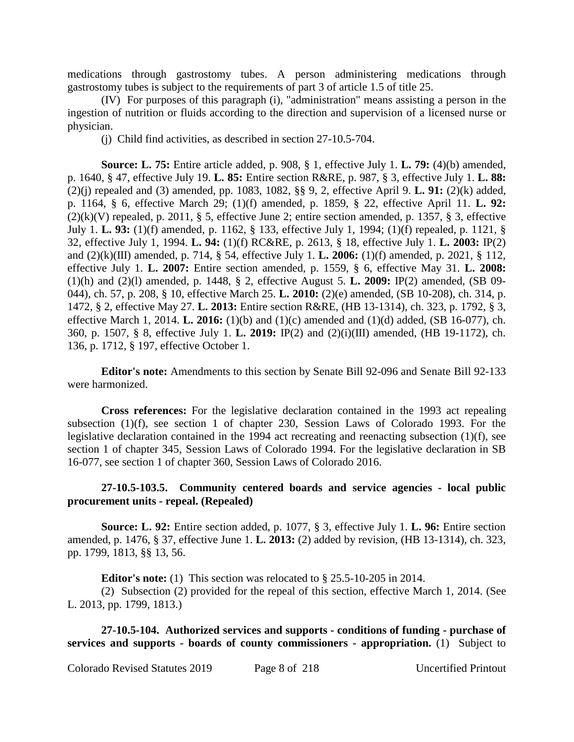medications through gastrostomy tubes. A person administering medications through gastrostomy tubes is subject to the requirements of part 3 of article 1.5 of title 25.

(IV) For purposes of this paragraph (i), "administration" means assisting a person in the ingestion of nutrition or fluids according to the direction and supervision of a licensed nurse or physician.

(j) Child find activities, as described in section 27-10.5-704.

**Source: L. 75:** Entire article added, p. 908, § 1, effective July 1. **L. 79:** (4)(b) amended, p. 1640, § 47, effective July 19. **L. 85:** Entire section R&RE, p. 987, § 3, effective July 1. **L. 88:** (2)(j) repealed and (3) amended, pp. 1083, 1082, §§ 9, 2, effective April 9. **L. 91:** (2)(k) added, p. 1164, § 6, effective March 29; (1)(f) amended, p. 1859, § 22, effective April 11. **L. 92:** (2)(k)(V) repealed, p. 2011, § 5, effective June 2; entire section amended, p. 1357, § 3, effective July 1. **L. 93:** (1)(f) amended, p. 1162, § 133, effective July 1, 1994; (1)(f) repealed, p. 1121, § 32, effective July 1, 1994. **L. 94:** (1)(f) RC&RE, p. 2613, § 18, effective July 1. **L. 2003:** IP(2) and (2)(k)(III) amended, p. 714, § 54, effective July 1. **L. 2006:** (1)(f) amended, p. 2021, § 112, effective July 1. **L. 2007:** Entire section amended, p. 1559, § 6, effective May 31. **L. 2008:** (1)(h) and (2)(l) amended, p. 1448, § 2, effective August 5. **L. 2009:** IP(2) amended, (SB 09-044), ch. 57, p. 208, § 10, effective March 25. **L. 2010:** (2)(e) amended, (SB 10-208), ch. 314, p. 1472, § 2, effective May 27. **L. 2013:** Entire section R&RE, (HB 13-1314), ch. 323, p. 1792, § 3, effective March 1, 2014. **L. 2016:** (1)(b) and (1)(c) amended and (1)(d) added, (SB 16-077), ch. 360, p. 1507, § 8, effective July 1. **L. 2019:** IP(2) and (2)(i)(III) amended, (HB 19-1172), ch. 136, p. 1712, § 197, effective October 1.

**Editor's note:** Amendments to this section by Senate Bill 92-096 and Senate Bill 92-133 were harmonized.

**Cross references:** For the legislative declaration contained in the 1993 act repealing subsection (1)(f), see section 1 of chapter 230, Session Laws of Colorado 1993. For the legislative declaration contained in the 1994 act recreating and reenacting subsection (1)(f), see section 1 of chapter 345, Session Laws of Colorado 1994. For the legislative declaration in SB 16-077, see section 1 of chapter 360, Session Laws of Colorado 2016.

**27-10.5-103.5. Community centered boards and service agencies - local public procurement units - repeal. (Repealed)**

**Source: L. 92:** Entire section added, p. 1077, § 3, effective July 1. **L. 96:** Entire section amended, p. 1476, § 37, effective June 1. **L. 2013:** (2) added by revision, (HB 13-1314), ch. 323, pp. 1799, 1813, §§ 13, 56.

**Editor's note:** (1) This section was relocated to § 25.5-10-205 in 2014.

(2) Subsection (2) provided for the repeal of this section, effective March 1, 2014. (See L. 2013, pp. 1799, 1813.)

**27-10.5-104. Authorized services and supports - conditions of funding - purchase of services and supports - boards of county commissioners - appropriation.** (1) Subject to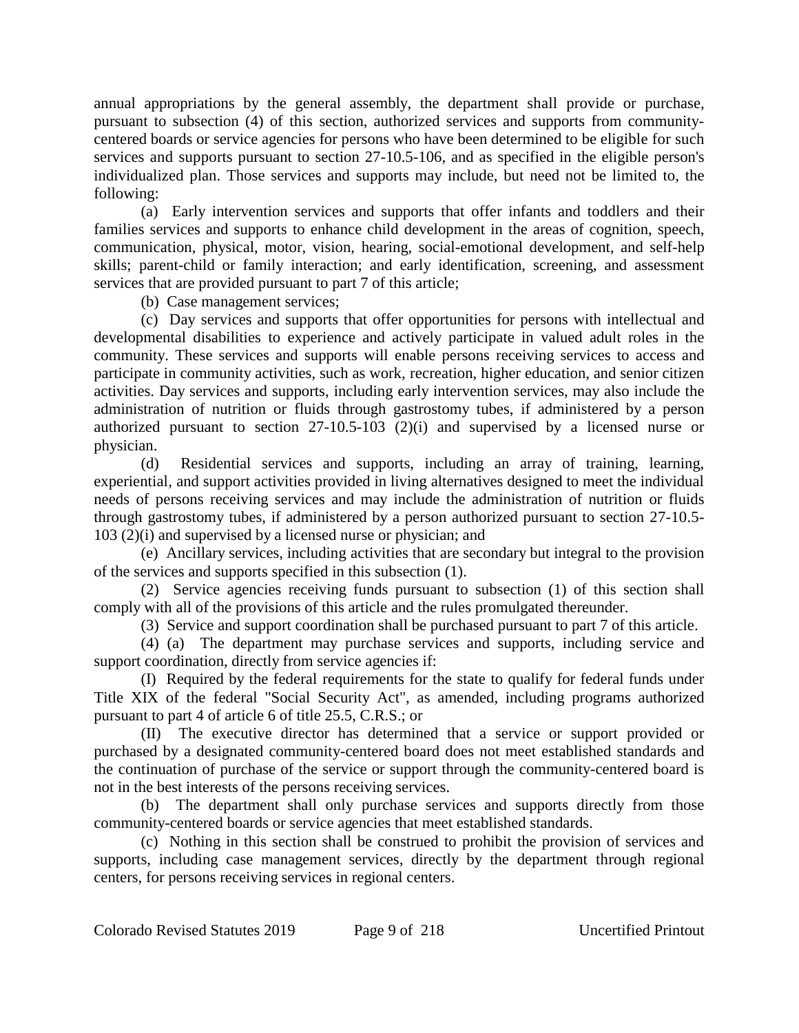annual appropriations by the general assembly, the department shall provide or purchase, pursuant to subsection (4) of this section, authorized services and supports from community-centered boards or service agencies for persons who have been determined to be eligible for such services and supports pursuant to section 27-10.5-106, and as specified in the eligible person's individualized plan. Those services and supports may include, but need not be limited to, the following:

(a) Early intervention services and supports that offer infants and toddlers and their families services and supports to enhance child development in the areas of cognition, speech, communication, physical, motor, vision, hearing, social-emotional development, and self-help skills; parent-child or family interaction; and early identification, screening, and assessment services that are provided pursuant to part 7 of this article;

(b) Case management services;

(c) Day services and supports that offer opportunities for persons with intellectual and developmental disabilities to experience and actively participate in valued adult roles in the community. These services and supports will enable persons receiving services to access and participate in community activities, such as work, recreation, higher education, and senior citizen activities. Day services and supports, including early intervention services, may also include the administration of nutrition or fluids through gastrostomy tubes, if administered by a person authorized pursuant to section 27-10.5-103 (2)(i) and supervised by a licensed nurse or physician.

(d) Residential services and supports, including an array of training, learning, experiential, and support activities provided in living alternatives designed to meet the individual needs of persons receiving services and may include the administration of nutrition or fluids through gastrostomy tubes, if administered by a person authorized pursuant to section 27-10.5-103 (2)(i) and supervised by a licensed nurse or physician; and

(e) Ancillary services, including activities that are secondary but integral to the provision of the services and supports specified in this subsection (1).

(2) Service agencies receiving funds pursuant to subsection (1) of this section shall comply with all of the provisions of this article and the rules promulgated thereunder.

(3) Service and support coordination shall be purchased pursuant to part 7 of this article.

(4) (a) The department may purchase services and supports, including service and support coordination, directly from service agencies if:

(I) Required by the federal requirements for the state to qualify for federal funds under Title XIX of the federal "Social Security Act", as amended, including programs authorized pursuant to part 4 of article 6 of title 25.5, C.R.S.; or

(II) The executive director has determined that a service or support provided or purchased by a designated community-centered board does not meet established standards and the continuation of purchase of the service or support through the community-centered board is not in the best interests of the persons receiving services.

(b) The department shall only purchase services and supports directly from those community-centered boards or service agencies that meet established standards.

(c) Nothing in this section shall be construed to prohibit the provision of services and supports, including case management services, directly by the department through regional centers, for persons receiving services in regional centers.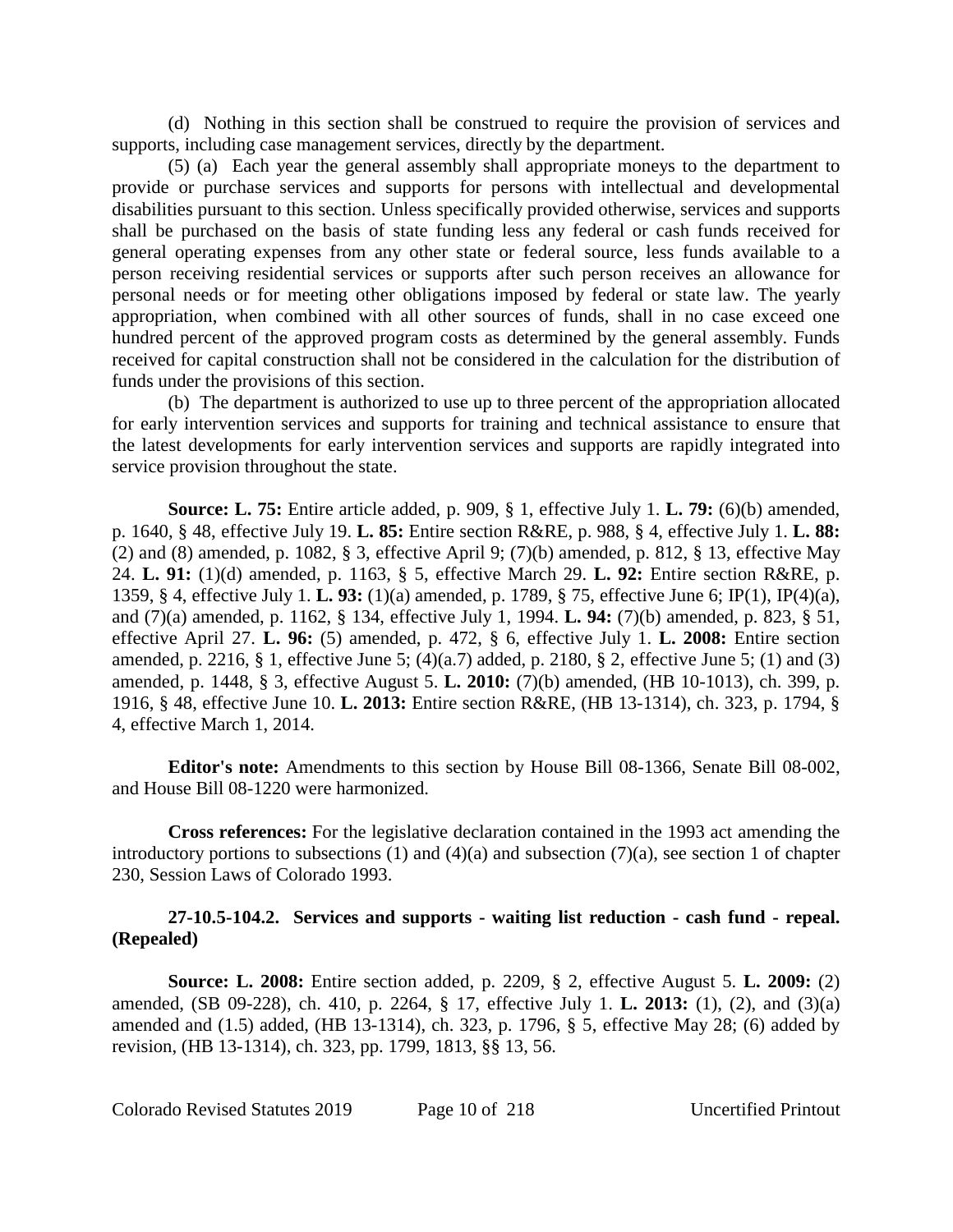(d) Nothing in this section shall be construed to require the provision of services and supports, including case management services, directly by the department.

(5) (a) Each year the general assembly shall appropriate moneys to the department to provide or purchase services and supports for persons with intellectual and developmental disabilities pursuant to this section. Unless specifically provided otherwise, services and supports shall be purchased on the basis of state funding less any federal or cash funds received for general operating expenses from any other state or federal source, less funds available to a person receiving residential services or supports after such person receives an allowance for personal needs or for meeting other obligations imposed by federal or state law. The yearly appropriation, when combined with all other sources of funds, shall in no case exceed one hundred percent of the approved program costs as determined by the general assembly. Funds received for capital construction shall not be considered in the calculation for the distribution of funds under the provisions of this section.

(b) The department is authorized to use up to three percent of the appropriation allocated for early intervention services and supports for training and technical assistance to ensure that the latest developments for early intervention services and supports are rapidly integrated into service provision throughout the state.

**Source: L. 75:** Entire article added, p. 909, § 1, effective July 1. **L. 79:** (6)(b) amended, p. 1640, § 48, effective July 19. **L. 85:** Entire section R&RE, p. 988, § 4, effective July 1. **L. 88:** (2) and (8) amended, p. 1082, § 3, effective April 9; (7)(b) amended, p. 812, § 13, effective May 24. **L. 91:** (1)(d) amended, p. 1163, § 5, effective March 29. **L. 92:** Entire section R&RE, p. 1359, § 4, effective July 1. **L. 93:** (1)(a) amended, p. 1789, § 75, effective June 6; IP(1), IP(4)(a), and (7)(a) amended, p. 1162, § 134, effective July 1, 1994. **L. 94:** (7)(b) amended, p. 823, § 51, effective April 27. **L. 96:** (5) amended, p. 472, § 6, effective July 1. **L. 2008:** Entire section amended, p. 2216, § 1, effective June 5; (4)(a.7) added, p. 2180, § 2, effective June 5; (1) and (3) amended, p. 1448, § 3, effective August 5. **L. 2010:** (7)(b) amended, (HB 10-1013), ch. 399, p. 1916, § 48, effective June 10. **L. 2013:** Entire section R&RE, (HB 13-1314), ch. 323, p. 1794, § 4, effective March 1, 2014.

**Editor's note:** Amendments to this section by House Bill 08-1366, Senate Bill 08-002, and House Bill 08-1220 were harmonized.

**Cross references:** For the legislative declaration contained in the 1993 act amending the introductory portions to subsections (1) and (4)(a) and subsection (7)(a), see section 1 of chapter 230, Session Laws of Colorado 1993.

**27-10.5-104.2. Services and supports - waiting list reduction - cash fund - repeal. (Repealed)**

**Source: L. 2008:** Entire section added, p. 2209, § 2, effective August 5. **L. 2009:** (2) amended, (SB 09-228), ch. 410, p. 2264, § 17, effective July 1. **L. 2013:** (1), (2), and (3)(a) amended and (1.5) added, (HB 13-1314), ch. 323, p. 1796, § 5, effective May 28; (6) added by revision, (HB 13-1314), ch. 323, pp. 1799, 1813, §§ 13, 56.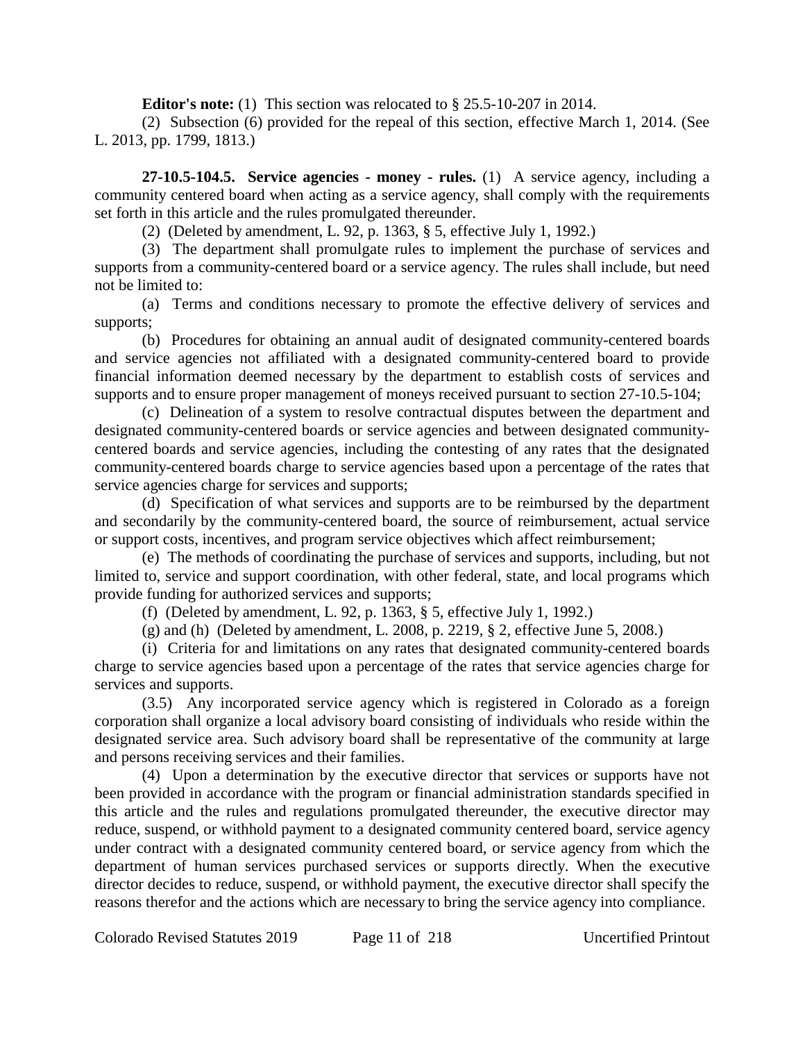**Editor's note:** (1) This section was relocated to § 25.5-10-207 in 2014.

(2) Subsection (6) provided for the repeal of this section, effective March 1, 2014. (See L. 2013, pp. 1799, 1813.)

**27-10.5-104.5. Service agencies - money - rules.** (1) A service agency, including a community centered board when acting as a service agency, shall comply with the requirements set forth in this article and the rules promulgated thereunder.

(2) (Deleted by amendment, L. 92, p. 1363, § 5, effective July 1, 1992.)

(3) The department shall promulgate rules to implement the purchase of services and supports from a community-centered board or a service agency. The rules shall include, but need not be limited to:

(a) Terms and conditions necessary to promote the effective delivery of services and supports;

(b) Procedures for obtaining an annual audit of designated community-centered boards and service agencies not affiliated with a designated community-centered board to provide financial information deemed necessary by the department to establish costs of services and supports and to ensure proper management of moneys received pursuant to section 27-10.5-104;

(c) Delineation of a system to resolve contractual disputes between the department and designated community-centered boards or service agencies and between designated community-centered boards and service agencies, including the contesting of any rates that the designated community-centered boards charge to service agencies based upon a percentage of the rates that service agencies charge for services and supports;

(d) Specification of what services and supports are to be reimbursed by the department and secondarily by the community-centered board, the source of reimbursement, actual service or support costs, incentives, and program service objectives which affect reimbursement;

(e) The methods of coordinating the purchase of services and supports, including, but not limited to, service and support coordination, with other federal, state, and local programs which provide funding for authorized services and supports;

(f) (Deleted by amendment, L. 92, p. 1363, § 5, effective July 1, 1992.)

(g) and (h) (Deleted by amendment, L. 2008, p. 2219, § 2, effective June 5, 2008.)

(i) Criteria for and limitations on any rates that designated community-centered boards charge to service agencies based upon a percentage of the rates that service agencies charge for services and supports.

(3.5) Any incorporated service agency which is registered in Colorado as a foreign corporation shall organize a local advisory board consisting of individuals who reside within the designated service area. Such advisory board shall be representative of the community at large and persons receiving services and their families.

(4) Upon a determination by the executive director that services or supports have not been provided in accordance with the program or financial administration standards specified in this article and the rules and regulations promulgated thereunder, the executive director may reduce, suspend, or withhold payment to a designated community centered board, service agency under contract with a designated community centered board, or service agency from which the department of human services purchased services or supports directly. When the executive director decides to reduce, suspend, or withhold payment, the executive director shall specify the reasons therefor and the actions which are necessary to bring the service agency into compliance.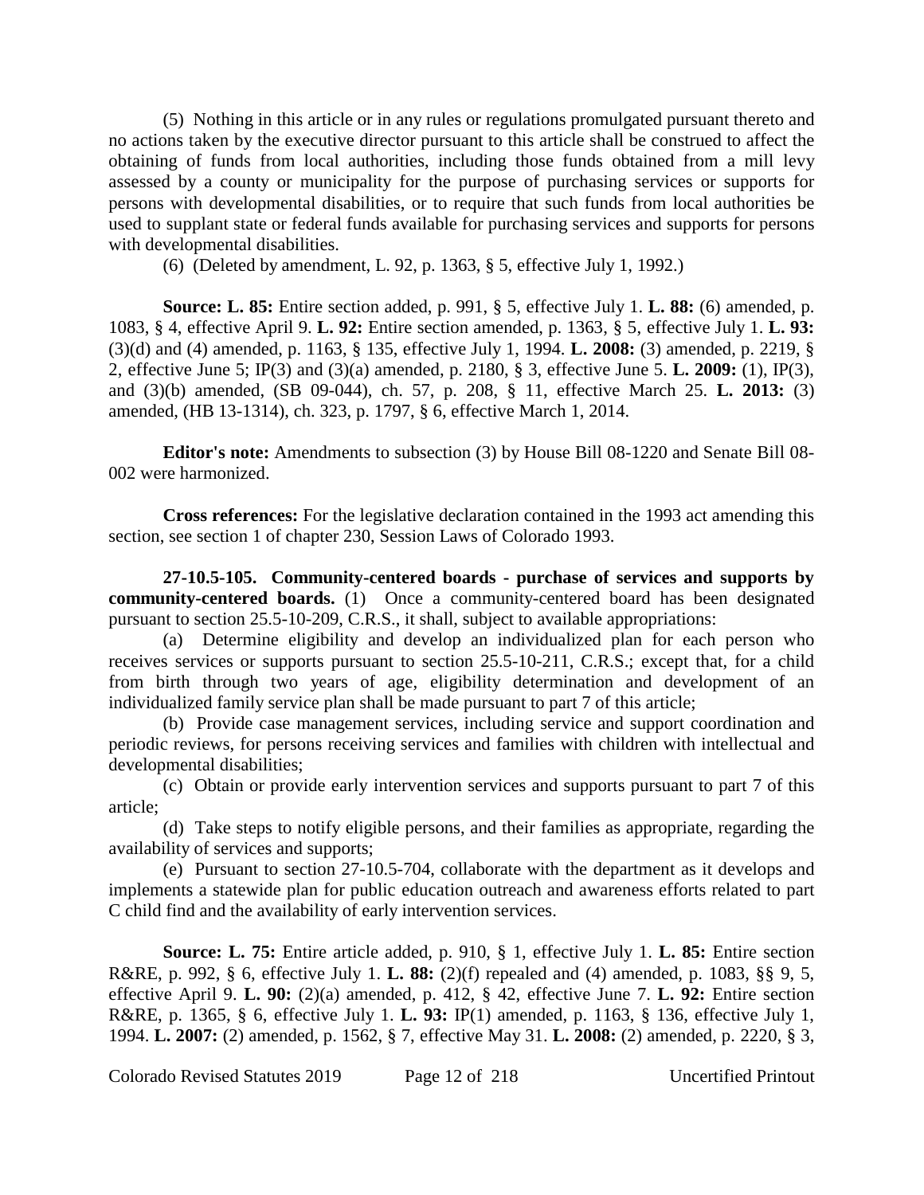(5) Nothing in this article or in any rules or regulations promulgated pursuant thereto and no actions taken by the executive director pursuant to this article shall be construed to affect the obtaining of funds from local authorities, including those funds obtained from a mill levy assessed by a county or municipality for the purpose of purchasing services or supports for persons with developmental disabilities, or to require that such funds from local authorities be used to supplant state or federal funds available for purchasing services and supports for persons with developmental disabilities.

(6) (Deleted by amendment, L. 92, p. 1363, § 5, effective July 1, 1992.)

**Source: L. 85:** Entire section added, p. 991, § 5, effective July 1. **L. 88:** (6) amended, p. 1083, § 4, effective April 9. **L. 92:** Entire section amended, p. 1363, § 5, effective July 1. **L. 93:** (3)(d) and (4) amended, p. 1163, § 135, effective July 1, 1994. **L. 2008:** (3) amended, p. 2219, § 2, effective June 5; IP(3) and (3)(a) amended, p. 2180, § 3, effective June 5. **L. 2009:** (1), IP(3), and (3)(b) amended, (SB 09-044), ch. 57, p. 208, § 11, effective March 25. **L. 2013:** (3) amended, (HB 13-1314), ch. 323, p. 1797, § 6, effective March 1, 2014.

**Editor's note:** Amendments to subsection (3) by House Bill 08-1220 and Senate Bill 08-002 were harmonized.

**Cross references:** For the legislative declaration contained in the 1993 act amending this section, see section 1 of chapter 230, Session Laws of Colorado 1993.

**27-10.5-105. Community-centered boards - purchase of services and supports by community-centered boards.** (1) Once a community-centered board has been designated pursuant to section 25.5-10-209, C.R.S., it shall, subject to available appropriations:

(a) Determine eligibility and develop an individualized plan for each person who receives services or supports pursuant to section 25.5-10-211, C.R.S.; except that, for a child from birth through two years of age, eligibility determination and development of an individualized family service plan shall be made pursuant to part 7 of this article;

(b) Provide case management services, including service and support coordination and periodic reviews, for persons receiving services and families with children with intellectual and developmental disabilities;

(c) Obtain or provide early intervention services and supports pursuant to part 7 of this article;

(d) Take steps to notify eligible persons, and their families as appropriate, regarding the availability of services and supports;

(e) Pursuant to section 27-10.5-704, collaborate with the department as it develops and implements a statewide plan for public education outreach and awareness efforts related to part C child find and the availability of early intervention services.

**Source: L. 75:** Entire article added, p. 910, § 1, effective July 1. **L. 85:** Entire section R&RE, p. 992, § 6, effective July 1. **L. 88:** (2)(f) repealed and (4) amended, p. 1083, §§ 9, 5, effective April 9. **L. 90:** (2)(a) amended, p. 412, § 42, effective June 7. **L. 92:** Entire section R&RE, p. 1365, § 6, effective July 1. **L. 93:** IP(1) amended, p. 1163, § 136, effective July 1, 1994. **L. 2007:** (2) amended, p. 1562, § 7, effective May 31. **L. 2008:** (2) amended, p. 2220, § 3,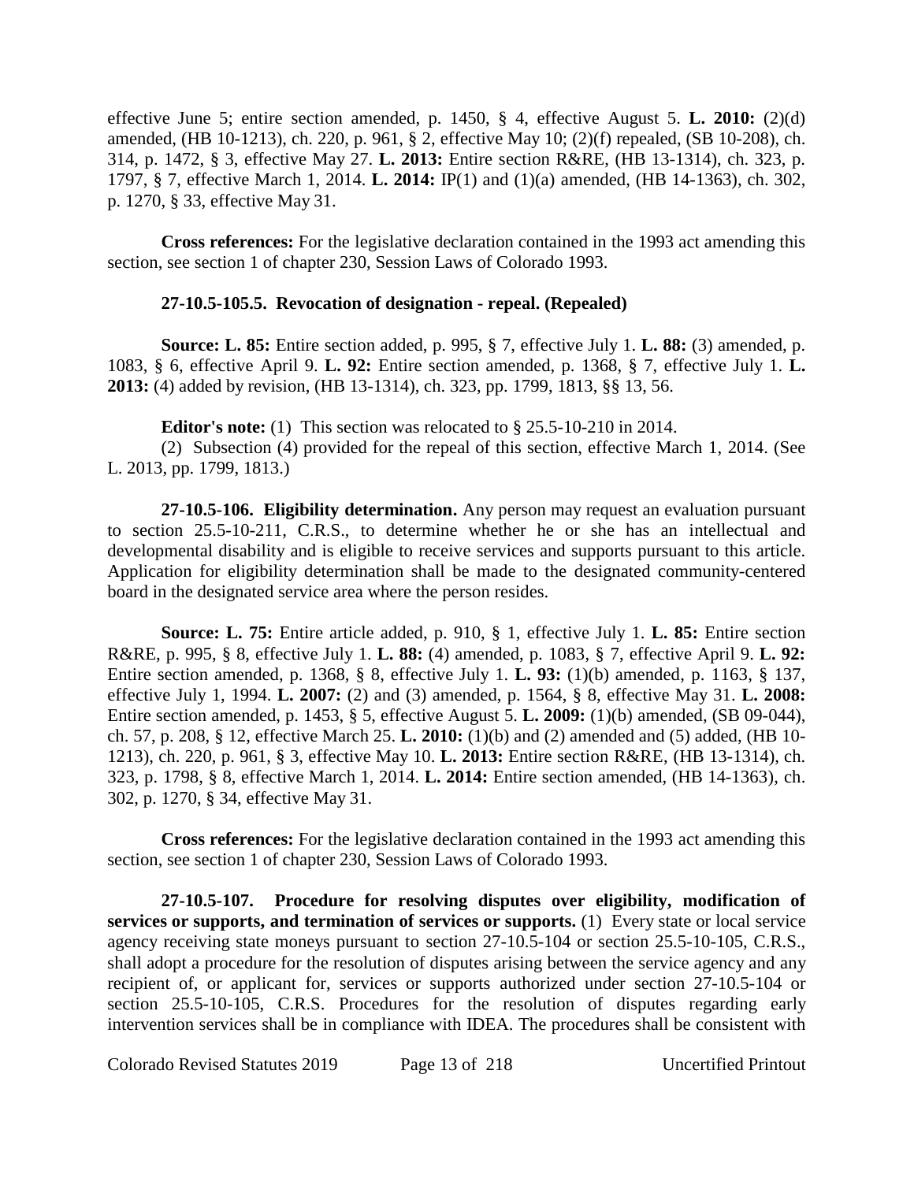effective June 5; entire section amended, p. 1450, § 4, effective August 5. **L. 2010:** (2)(d) amended, (HB 10-1213), ch. 220, p. 961, § 2, effective May 10; (2)(f) repealed, (SB 10-208), ch. 314, p. 1472, § 3, effective May 27. **L. 2013:** Entire section R&RE, (HB 13-1314), ch. 323, p. 1797, § 7, effective March 1, 2014. **L. 2014:** IP(1) and (1)(a) amended, (HB 14-1363), ch. 302, p. 1270, § 33, effective May 31.

**Cross references:** For the legislative declaration contained in the 1993 act amending this section, see section 1 of chapter 230, Session Laws of Colorado 1993.

**27-10.5-105.5. Revocation of designation - repeal. (Repealed)**

**Source: L. 85:** Entire section added, p. 995, § 7, effective July 1. **L. 88:** (3) amended, p. 1083, § 6, effective April 9. **L. 92:** Entire section amended, p. 1368, § 7, effective July 1. **L. 2013:** (4) added by revision, (HB 13-1314), ch. 323, pp. 1799, 1813, §§ 13, 56.

**Editor's note:** (1) This section was relocated to § 25.5-10-210 in 2014.

(2) Subsection (4) provided for the repeal of this section, effective March 1, 2014. (See L. 2013, pp. 1799, 1813.)

**27-10.5-106. Eligibility determination.** Any person may request an evaluation pursuant to section 25.5-10-211, C.R.S., to determine whether he or she has an intellectual and developmental disability and is eligible to receive services and supports pursuant to this article. Application for eligibility determination shall be made to the designated community-centered board in the designated service area where the person resides.

**Source: L. 75:** Entire article added, p. 910, § 1, effective July 1. **L. 85:** Entire section R&RE, p. 995, § 8, effective July 1. **L. 88:** (4) amended, p. 1083, § 7, effective April 9. **L. 92:** Entire section amended, p. 1368, § 8, effective July 1. **L. 93:** (1)(b) amended, p. 1163, § 137, effective July 1, 1994. **L. 2007:** (2) and (3) amended, p. 1564, § 8, effective May 31. **L. 2008:** Entire section amended, p. 1453, § 5, effective August 5. **L. 2009:** (1)(b) amended, (SB 09-044), ch. 57, p. 208, § 12, effective March 25. **L. 2010:** (1)(b) and (2) amended and (5) added, (HB 10-1213), ch. 220, p. 961, § 3, effective May 10. **L. 2013:** Entire section R&RE, (HB 13-1314), ch. 323, p. 1798, § 8, effective March 1, 2014. **L. 2014:** Entire section amended, (HB 14-1363), ch. 302, p. 1270, § 34, effective May 31.

**Cross references:** For the legislative declaration contained in the 1993 act amending this section, see section 1 of chapter 230, Session Laws of Colorado 1993.

**27-10.5-107. Procedure for resolving disputes over eligibility, modification of services or supports, and termination of services or supports.** (1) Every state or local service agency receiving state moneys pursuant to section 27-10.5-104 or section 25.5-10-105, C.R.S., shall adopt a procedure for the resolution of disputes arising between the service agency and any recipient of, or applicant for, services or supports authorized under section 27-10.5-104 or section 25.5-10-105, C.R.S. Procedures for the resolution of disputes regarding early intervention services shall be in compliance with IDEA. The procedures shall be consistent with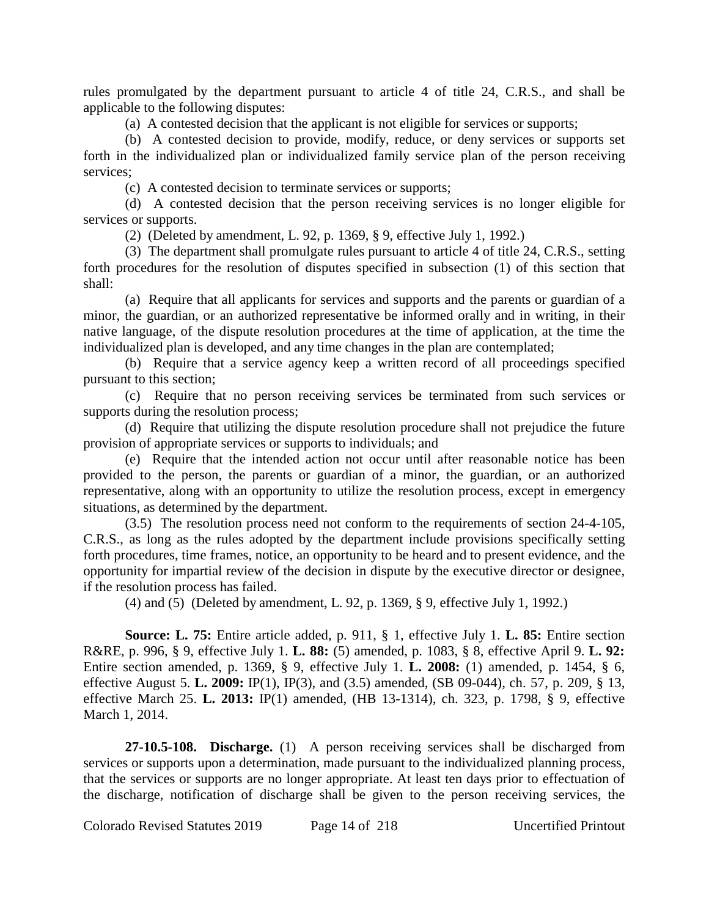rules promulgated by the department pursuant to article 4 of title 24, C.R.S., and shall be applicable to the following disputes:

(a) A contested decision that the applicant is not eligible for services or supports;

(b) A contested decision to provide, modify, reduce, or deny services or supports set forth in the individualized plan or individualized family service plan of the person receiving services;

(c) A contested decision to terminate services or supports;

(d) A contested decision that the person receiving services is no longer eligible for services or supports.

(2) (Deleted by amendment, L. 92, p. 1369, § 9, effective July 1, 1992.)

(3) The department shall promulgate rules pursuant to article 4 of title 24, C.R.S., setting forth procedures for the resolution of disputes specified in subsection (1) of this section that shall:

(a) Require that all applicants for services and supports and the parents or guardian of a minor, the guardian, or an authorized representative be informed orally and in writing, in their native language, of the dispute resolution procedures at the time of application, at the time the individualized plan is developed, and any time changes in the plan are contemplated;

(b) Require that a service agency keep a written record of all proceedings specified pursuant to this section;

(c) Require that no person receiving services be terminated from such services or supports during the resolution process;

(d) Require that utilizing the dispute resolution procedure shall not prejudice the future provision of appropriate services or supports to individuals; and

(e) Require that the intended action not occur until after reasonable notice has been provided to the person, the parents or guardian of a minor, the guardian, or an authorized representative, along with an opportunity to utilize the resolution process, except in emergency situations, as determined by the department.

(3.5) The resolution process need not conform to the requirements of section 24-4-105, C.R.S., as long as the rules adopted by the department include provisions specifically setting forth procedures, time frames, notice, an opportunity to be heard and to present evidence, and the opportunity for impartial review of the decision in dispute by the executive director or designee, if the resolution process has failed.

(4) and (5) (Deleted by amendment, L. 92, p. 1369, § 9, effective July 1, 1992.)

**Source: L. 75:** Entire article added, p. 911, § 1, effective July 1. **L. 85:** Entire section R&RE, p. 996, § 9, effective July 1. **L. 88:** (5) amended, p. 1083, § 8, effective April 9. **L. 92:** Entire section amended, p. 1369, § 9, effective July 1. **L. 2008:** (1) amended, p. 1454, § 6, effective August 5. **L. 2009:** IP(1), IP(3), and (3.5) amended, (SB 09-044), ch. 57, p. 209, § 13, effective March 25. **L. 2013:** IP(1) amended, (HB 13-1314), ch. 323, p. 1798, § 9, effective March 1, 2014.

**27-10.5-108. Discharge.** (1) A person receiving services shall be discharged from services or supports upon a determination, made pursuant to the individualized planning process, that the services or supports are no longer appropriate. At least ten days prior to effectuation of the discharge, notification of discharge shall be given to the person receiving services, the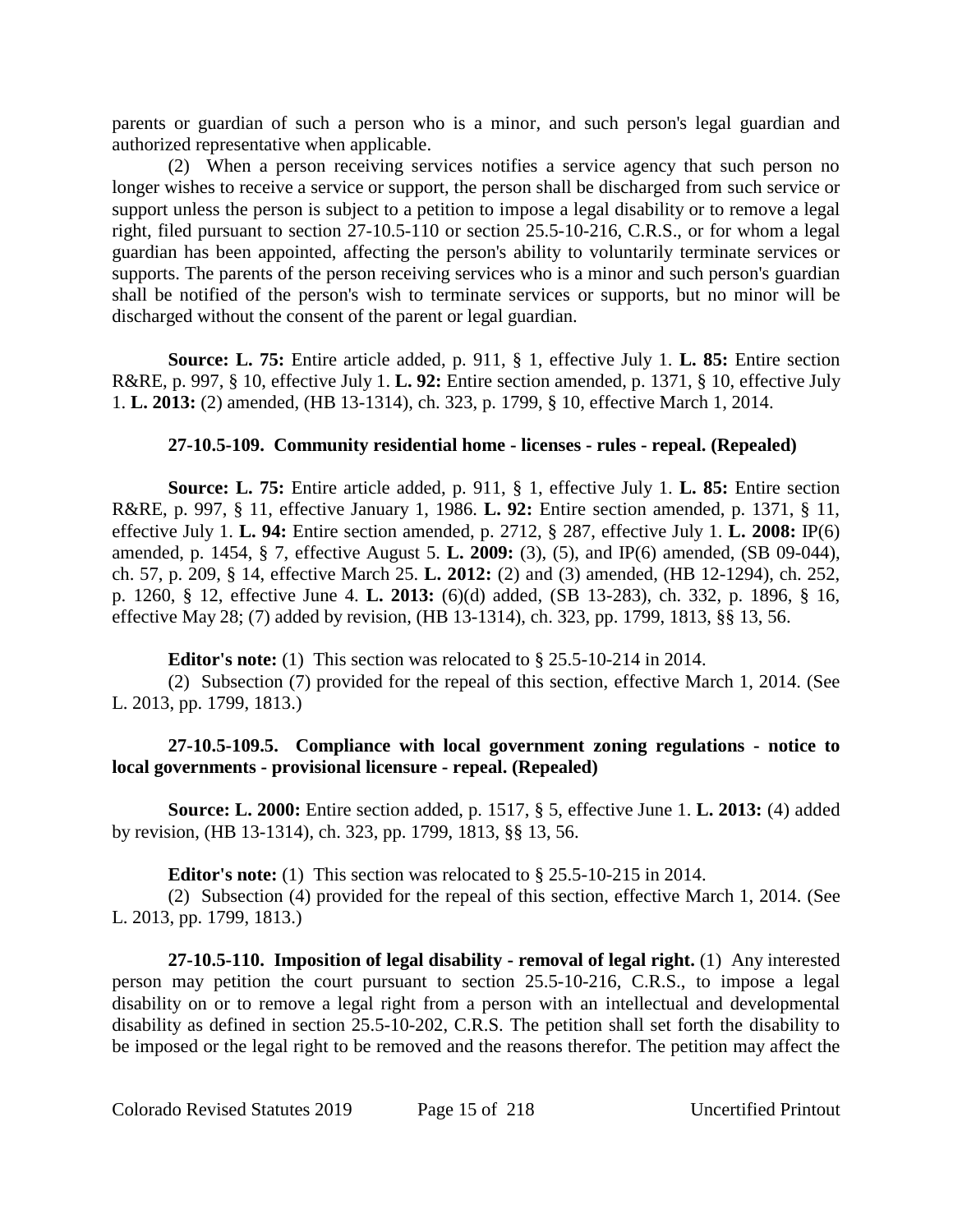parents or guardian of such a person who is a minor, and such person's legal guardian and authorized representative when applicable.

(2) When a person receiving services notifies a service agency that such person no longer wishes to receive a service or support, the person shall be discharged from such service or support unless the person is subject to a petition to impose a legal disability or to remove a legal right, filed pursuant to section 27-10.5-110 or section 25.5-10-216, C.R.S., or for whom a legal guardian has been appointed, affecting the person's ability to voluntarily terminate services or supports. The parents of the person receiving services who is a minor and such person's guardian shall be notified of the person's wish to terminate services or supports, but no minor will be discharged without the consent of the parent or legal guardian.

**Source: L. 75:** Entire article added, p. 911, § 1, effective July 1. **L. 85:** Entire section R&RE, p. 997, § 10, effective July 1. **L. 92:** Entire section amended, p. 1371, § 10, effective July 1. **L. 2013:** (2) amended, (HB 13-1314), ch. 323, p. 1799, § 10, effective March 1, 2014.

**27-10.5-109. Community residential home - licenses - rules - repeal. (Repealed)**

**Source: L. 75:** Entire article added, p. 911, § 1, effective July 1. **L. 85:** Entire section R&RE, p. 997, § 11, effective January 1, 1986. **L. 92:** Entire section amended, p. 1371, § 11, effective July 1. **L. 94:** Entire section amended, p. 2712, § 287, effective July 1. **L. 2008:** IP(6) amended, p. 1454, § 7, effective August 5. **L. 2009:** (3), (5), and IP(6) amended, (SB 09-044), ch. 57, p. 209, § 14, effective March 25. **L. 2012:** (2) and (3) amended, (HB 12-1294), ch. 252, p. 1260, § 12, effective June 4. **L. 2013:** (6)(d) added, (SB 13-283), ch. 332, p. 1896, § 16, effective May 28; (7) added by revision, (HB 13-1314), ch. 323, pp. 1799, 1813, §§ 13, 56.

**Editor's note:** (1) This section was relocated to § 25.5-10-214 in 2014.

(2) Subsection (7) provided for the repeal of this section, effective March 1, 2014. (See L. 2013, pp. 1799, 1813.)

**27-10.5-109.5. Compliance with local government zoning regulations - notice to local governments - provisional licensure - repeal. (Repealed)**

**Source: L. 2000:** Entire section added, p. 1517, § 5, effective June 1. **L. 2013:** (4) added by revision, (HB 13-1314), ch. 323, pp. 1799, 1813, §§ 13, 56.

**Editor's note:** (1) This section was relocated to § 25.5-10-215 in 2014.

(2) Subsection (4) provided for the repeal of this section, effective March 1, 2014. (See L. 2013, pp. 1799, 1813.)

**27-10.5-110. Imposition of legal disability - removal of legal right.** (1) Any interested person may petition the court pursuant to section 25.5-10-216, C.R.S., to impose a legal disability on or to remove a legal right from a person with an intellectual and developmental disability as defined in section 25.5-10-202, C.R.S. The petition shall set forth the disability to be imposed or the legal right to be removed and the reasons therefor. The petition may affect the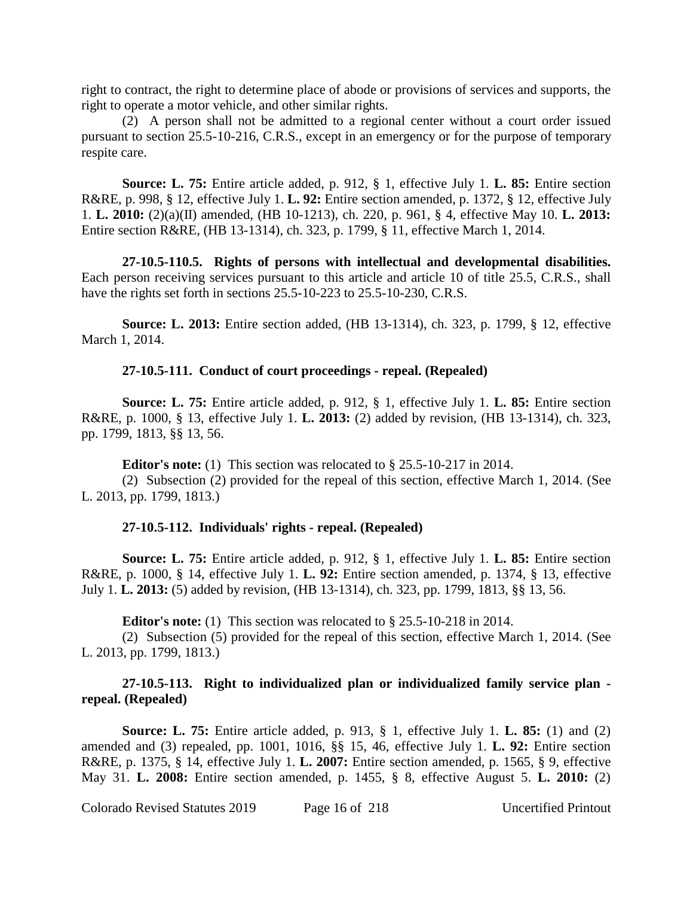right to contract, the right to determine place of abode or provisions of services and supports, the right to operate a motor vehicle, and other similar rights.

(2) A person shall not be admitted to a regional center without a court order issued pursuant to section 25.5-10-216, C.R.S., except in an emergency or for the purpose of temporary respite care.

**Source: L. 75:** Entire article added, p. 912, § 1, effective July 1. **L. 85:** Entire section R&RE, p. 998, § 12, effective July 1. **L. 92:** Entire section amended, p. 1372, § 12, effective July 1. **L. 2010:** (2)(a)(II) amended, (HB 10-1213), ch. 220, p. 961, § 4, effective May 10. **L. 2013:** Entire section R&RE, (HB 13-1314), ch. 323, p. 1799, § 11, effective March 1, 2014.

**27-10.5-110.5. Rights of persons with intellectual and developmental disabilities.** Each person receiving services pursuant to this article and article 10 of title 25.5, C.R.S., shall have the rights set forth in sections 25.5-10-223 to 25.5-10-230, C.R.S.

**Source: L. 2013:** Entire section added, (HB 13-1314), ch. 323, p. 1799, § 12, effective March 1, 2014.

**27-10.5-111. Conduct of court proceedings - repeal. (Repealed)**

**Source: L. 75:** Entire article added, p. 912, § 1, effective July 1. **L. 85:** Entire section R&RE, p. 1000, § 13, effective July 1. **L. 2013:** (2) added by revision, (HB 13-1314), ch. 323, pp. 1799, 1813, §§ 13, 56.

**Editor's note:** (1) This section was relocated to § 25.5-10-217 in 2014.

(2) Subsection (2) provided for the repeal of this section, effective March 1, 2014. (See L. 2013, pp. 1799, 1813.)

**27-10.5-112. Individuals' rights - repeal. (Repealed)**

**Source: L. 75:** Entire article added, p. 912, § 1, effective July 1. **L. 85:** Entire section R&RE, p. 1000, § 14, effective July 1. **L. 92:** Entire section amended, p. 1374, § 13, effective July 1. **L. 2013:** (5) added by revision, (HB 13-1314), ch. 323, pp. 1799, 1813, §§ 13, 56.

**Editor's note:** (1) This section was relocated to § 25.5-10-218 in 2014.

(2) Subsection (5) provided for the repeal of this section, effective March 1, 2014. (See L. 2013, pp. 1799, 1813.)

**27-10.5-113. Right to individualized plan or individualized family service plan - repeal. (Repealed)**

**Source: L. 75:** Entire article added, p. 913, § 1, effective July 1. **L. 85:** (1) and (2) amended and (3) repealed, pp. 1001, 1016, §§ 15, 46, effective July 1. **L. 92:** Entire section R&RE, p. 1375, § 14, effective July 1. **L. 2007:** Entire section amended, p. 1565, § 9, effective May 31. **L. 2008:** Entire section amended, p. 1455, § 8, effective August 5. **L. 2010:** (2)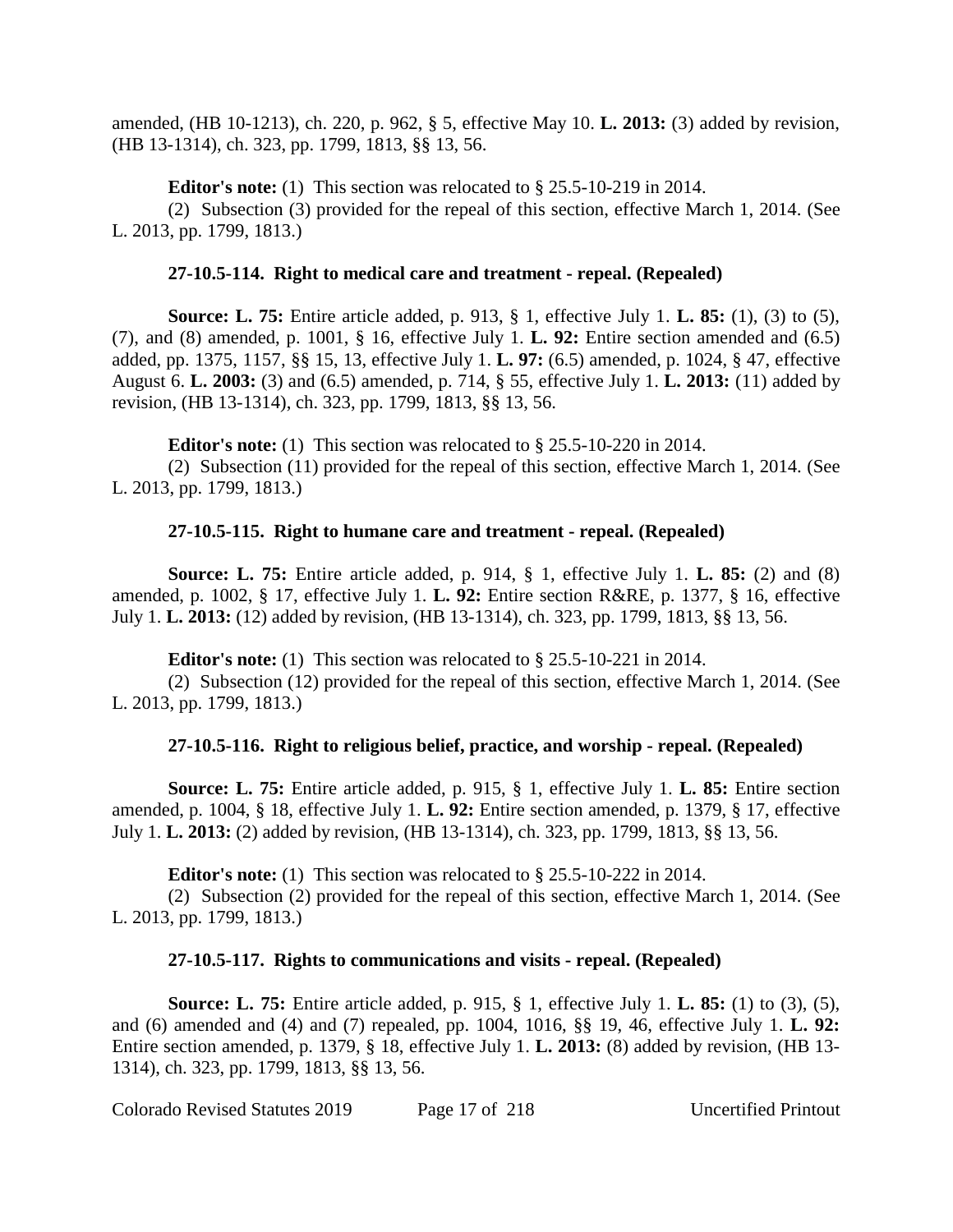amended, (HB 10-1213), ch. 220, p. 962, § 5, effective May 10. **L. 2013:** (3) added by revision, (HB 13-1314), ch. 323, pp. 1799, 1813, §§ 13, 56.

**Editor's note:** (1) This section was relocated to § 25.5-10-219 in 2014.

(2) Subsection (3) provided for the repeal of this section, effective March 1, 2014. (See L. 2013, pp. 1799, 1813.)

### 27-10.5-114. Right to medical care and treatment - repeal. (Repealed)

**Source: L. 75:** Entire article added, p. 913, § 1, effective July 1. **L. 85:** (1), (3) to (5), (7), and (8) amended, p. 1001, § 16, effective July 1. **L. 92:** Entire section amended and (6.5) added, pp. 1375, 1157, §§ 15, 13, effective July 1. **L. 97:** (6.5) amended, p. 1024, § 47, effective August 6. **L. 2003:** (3) and (6.5) amended, p. 714, § 55, effective July 1. **L. 2013:** (11) added by revision, (HB 13-1314), ch. 323, pp. 1799, 1813, §§ 13, 56.

**Editor's note:** (1) This section was relocated to § 25.5-10-220 in 2014.

(2) Subsection (11) provided for the repeal of this section, effective March 1, 2014. (See L. 2013, pp. 1799, 1813.)

### 27-10.5-115. Right to humane care and treatment - repeal. (Repealed)

**Source: L. 75:** Entire article added, p. 914, § 1, effective July 1. **L. 85:** (2) and (8) amended, p. 1002, § 17, effective July 1. **L. 92:** Entire section R&RE, p. 1377, § 16, effective July 1. **L. 2013:** (12) added by revision, (HB 13-1314), ch. 323, pp. 1799, 1813, §§ 13, 56.

**Editor's note:** (1) This section was relocated to § 25.5-10-221 in 2014.

(2) Subsection (12) provided for the repeal of this section, effective March 1, 2014. (See L. 2013, pp. 1799, 1813.)

### 27-10.5-116. Right to religious belief, practice, and worship - repeal. (Repealed)

**Source: L. 75:** Entire article added, p. 915, § 1, effective July 1. **L. 85:** Entire section amended, p. 1004, § 18, effective July 1. **L. 92:** Entire section amended, p. 1379, § 17, effective July 1. **L. 2013:** (2) added by revision, (HB 13-1314), ch. 323, pp. 1799, 1813, §§ 13, 56.

**Editor's note:** (1) This section was relocated to § 25.5-10-222 in 2014.

(2) Subsection (2) provided for the repeal of this section, effective March 1, 2014. (See L. 2013, pp. 1799, 1813.)

### 27-10.5-117. Rights to communications and visits - repeal. (Repealed)

**Source: L. 75:** Entire article added, p. 915, § 1, effective July 1. **L. 85:** (1) to (3), (5), and (6) amended and (4) and (7) repealed, pp. 1004, 1016, §§ 19, 46, effective July 1. **L. 92:** Entire section amended, p. 1379, § 18, effective July 1. **L. 2013:** (8) added by revision, (HB 13-1314), ch. 323, pp. 1799, 1813, §§ 13, 56.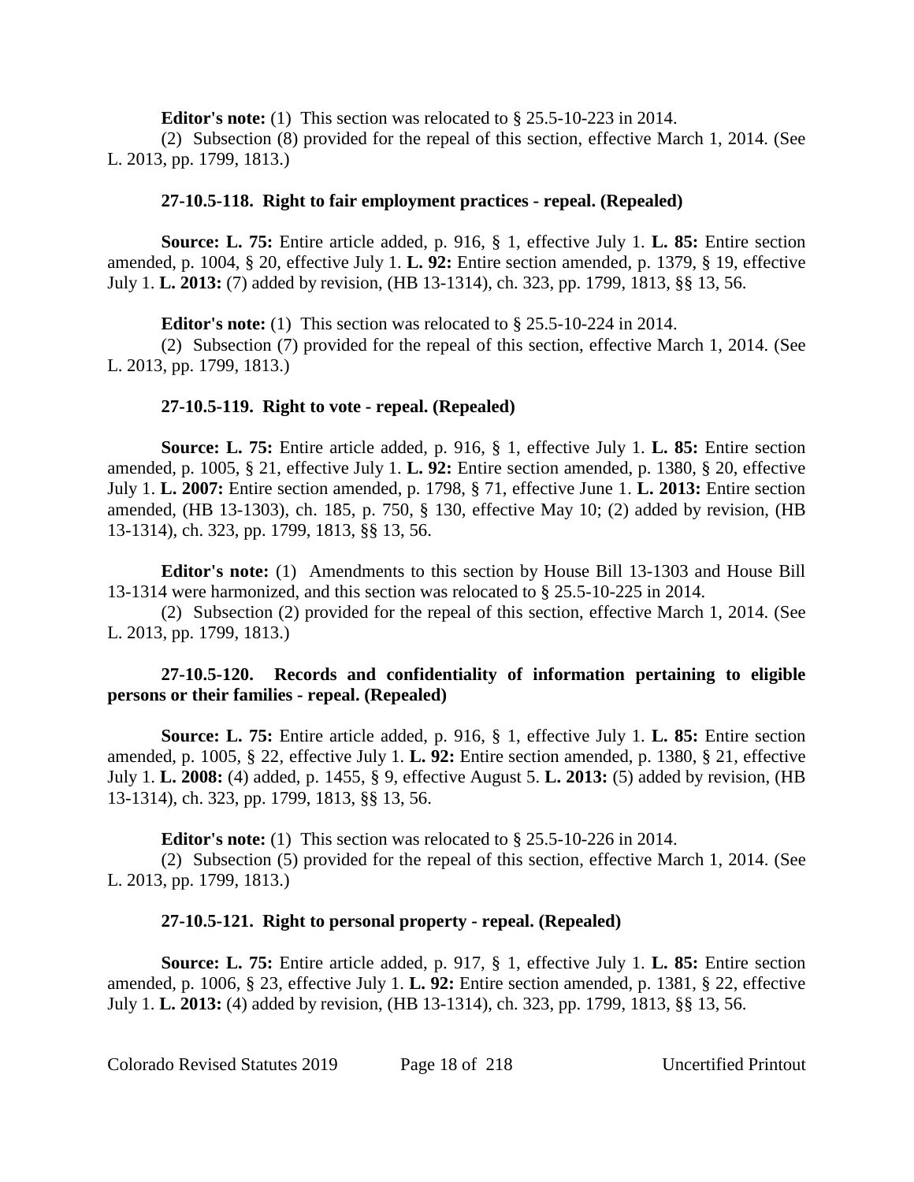**Editor's note:** (1) This section was relocated to § 25.5-10-223 in 2014.

(2) Subsection (8) provided for the repeal of this section, effective March 1, 2014. (See L. 2013, pp. 1799, 1813.)

### 27-10.5-118. Right to fair employment practices - repeal. (Repealed)

**Source: L. 75:** Entire article added, p. 916, § 1, effective July 1. **L. 85:** Entire section amended, p. 1004, § 20, effective July 1. **L. 92:** Entire section amended, p. 1379, § 19, effective July 1. **L. 2013:** (7) added by revision, (HB 13-1314), ch. 323, pp. 1799, 1813, §§ 13, 56.

**Editor's note:** (1) This section was relocated to § 25.5-10-224 in 2014.

(2) Subsection (7) provided for the repeal of this section, effective March 1, 2014. (See L. 2013, pp. 1799, 1813.)

### 27-10.5-119. Right to vote - repeal. (Repealed)

**Source: L. 75:** Entire article added, p. 916, § 1, effective July 1. **L. 85:** Entire section amended, p. 1005, § 21, effective July 1. **L. 92:** Entire section amended, p. 1380, § 20, effective July 1. **L. 2007:** Entire section amended, p. 1798, § 71, effective June 1. **L. 2013:** Entire section amended, (HB 13-1303), ch. 185, p. 750, § 130, effective May 10; (2) added by revision, (HB 13-1314), ch. 323, pp. 1799, 1813, §§ 13, 56.

**Editor's note:** (1) Amendments to this section by House Bill 13-1303 and House Bill 13-1314 were harmonized, and this section was relocated to § 25.5-10-225 in 2014.

(2) Subsection (2) provided for the repeal of this section, effective March 1, 2014. (See L. 2013, pp. 1799, 1813.)

### 27-10.5-120. Records and confidentiality of information pertaining to eligible persons or their families - repeal. (Repealed)

**Source: L. 75:** Entire article added, p. 916, § 1, effective July 1. **L. 85:** Entire section amended, p. 1005, § 22, effective July 1. **L. 92:** Entire section amended, p. 1380, § 21, effective July 1. **L. 2008:** (4) added, p. 1455, § 9, effective August 5. **L. 2013:** (5) added by revision, (HB 13-1314), ch. 323, pp. 1799, 1813, §§ 13, 56.

**Editor's note:** (1) This section was relocated to § 25.5-10-226 in 2014.

(2) Subsection (5) provided for the repeal of this section, effective March 1, 2014. (See L. 2013, pp. 1799, 1813.)

### 27-10.5-121. Right to personal property - repeal. (Repealed)

**Source: L. 75:** Entire article added, p. 917, § 1, effective July 1. **L. 85:** Entire section amended, p. 1006, § 23, effective July 1. **L. 92:** Entire section amended, p. 1381, § 22, effective July 1. **L. 2013:** (4) added by revision, (HB 13-1314), ch. 323, pp. 1799, 1813, §§ 13, 56.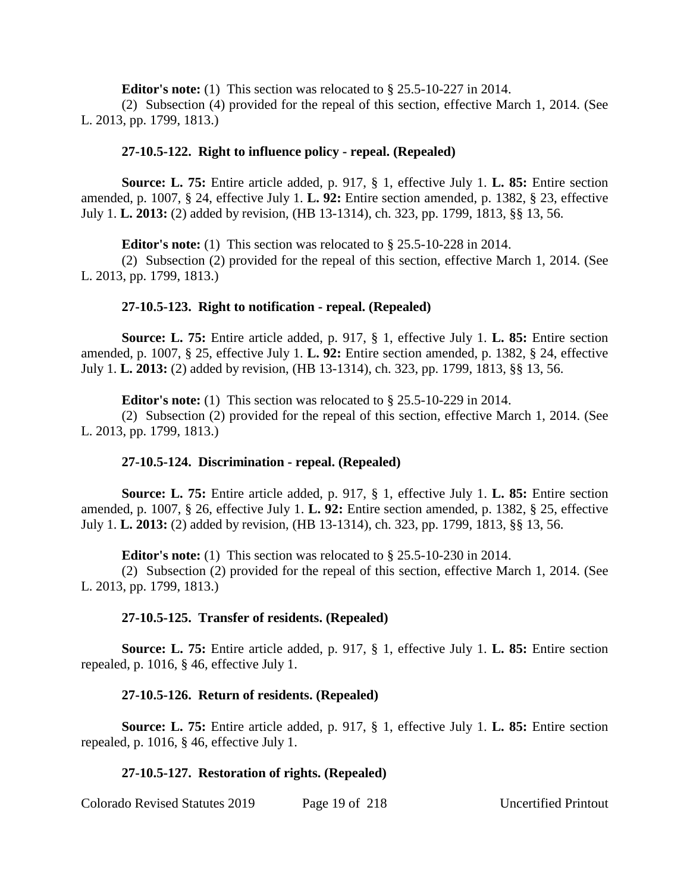**Editor's note:** (1) This section was relocated to § 25.5-10-227 in 2014.

(2) Subsection (4) provided for the repeal of this section, effective March 1, 2014. (See L. 2013, pp. 1799, 1813.)

### 27-10.5-122. Right to influence policy - repeal. (Repealed)

**Source: L. 75:** Entire article added, p. 917, § 1, effective July 1. **L. 85:** Entire section amended, p. 1007, § 24, effective July 1. **L. 92:** Entire section amended, p. 1382, § 23, effective July 1. **L. 2013:** (2) added by revision, (HB 13-1314), ch. 323, pp. 1799, 1813, §§ 13, 56.

**Editor's note:** (1) This section was relocated to § 25.5-10-228 in 2014.

(2) Subsection (2) provided for the repeal of this section, effective March 1, 2014. (See L. 2013, pp. 1799, 1813.)

### 27-10.5-123. Right to notification - repeal. (Repealed)

**Source: L. 75:** Entire article added, p. 917, § 1, effective July 1. **L. 85:** Entire section amended, p. 1007, § 25, effective July 1. **L. 92:** Entire section amended, p. 1382, § 24, effective July 1. **L. 2013:** (2) added by revision, (HB 13-1314), ch. 323, pp. 1799, 1813, §§ 13, 56.

**Editor's note:** (1) This section was relocated to § 25.5-10-229 in 2014.

(2) Subsection (2) provided for the repeal of this section, effective March 1, 2014. (See L. 2013, pp. 1799, 1813.)

### 27-10.5-124. Discrimination - repeal. (Repealed)

**Source: L. 75:** Entire article added, p. 917, § 1, effective July 1. **L. 85:** Entire section amended, p. 1007, § 26, effective July 1. **L. 92:** Entire section amended, p. 1382, § 25, effective July 1. **L. 2013:** (2) added by revision, (HB 13-1314), ch. 323, pp. 1799, 1813, §§ 13, 56.

**Editor's note:** (1) This section was relocated to § 25.5-10-230 in 2014.

(2) Subsection (2) provided for the repeal of this section, effective March 1, 2014. (See L. 2013, pp. 1799, 1813.)

### 27-10.5-125. Transfer of residents. (Repealed)

**Source: L. 75:** Entire article added, p. 917, § 1, effective July 1. **L. 85:** Entire section repealed, p. 1016, § 46, effective July 1.

### 27-10.5-126. Return of residents. (Repealed)

**Source: L. 75:** Entire article added, p. 917, § 1, effective July 1. **L. 85:** Entire section repealed, p. 1016, § 46, effective July 1.

### 27-10.5-127. Restoration of rights. (Repealed)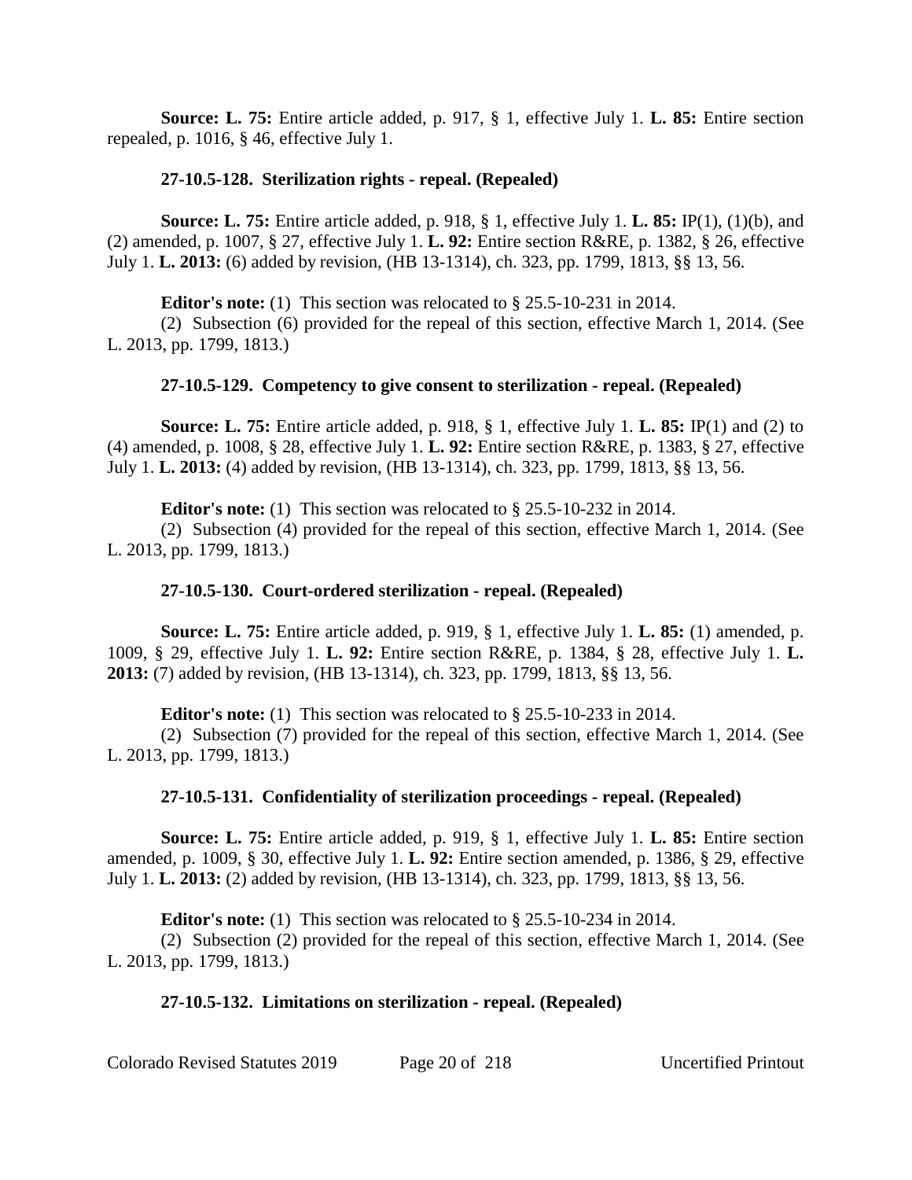**Source: L. 75:** Entire article added, p. 917, § 1, effective July 1. **L. 85:** Entire section repealed, p. 1016, § 46, effective July 1.

### 27-10.5-128. Sterilization rights - repeal. (Repealed)

**Source: L. 75:** Entire article added, p. 918, § 1, effective July 1. **L. 85:** IP(1), (1)(b), and (2) amended, p. 1007, § 27, effective July 1. **L. 92:** Entire section R&RE, p. 1382, § 26, effective July 1. **L. 2013:** (6) added by revision, (HB 13-1314), ch. 323, pp. 1799, 1813, §§ 13, 56.

**Editor's note:** (1) This section was relocated to § 25.5-10-231 in 2014.

(2) Subsection (6) provided for the repeal of this section, effective March 1, 2014. (See L. 2013, pp. 1799, 1813.)

### 27-10.5-129. Competency to give consent to sterilization - repeal. (Repealed)

**Source: L. 75:** Entire article added, p. 918, § 1, effective July 1. **L. 85:** IP(1) and (2) to (4) amended, p. 1008, § 28, effective July 1. **L. 92:** Entire section R&RE, p. 1383, § 27, effective July 1. **L. 2013:** (4) added by revision, (HB 13-1314), ch. 323, pp. 1799, 1813, §§ 13, 56.

**Editor's note:** (1) This section was relocated to § 25.5-10-232 in 2014.

(2) Subsection (4) provided for the repeal of this section, effective March 1, 2014. (See L. 2013, pp. 1799, 1813.)

### 27-10.5-130. Court-ordered sterilization - repeal. (Repealed)

**Source: L. 75:** Entire article added, p. 919, § 1, effective July 1. **L. 85:** (1) amended, p. 1009, § 29, effective July 1. **L. 92:** Entire section R&RE, p. 1384, § 28, effective July 1. **L. 2013:** (7) added by revision, (HB 13-1314), ch. 323, pp. 1799, 1813, §§ 13, 56.

**Editor's note:** (1) This section was relocated to § 25.5-10-233 in 2014.

(2) Subsection (7) provided for the repeal of this section, effective March 1, 2014. (See L. 2013, pp. 1799, 1813.)

### 27-10.5-131. Confidentiality of sterilization proceedings - repeal. (Repealed)

**Source: L. 75:** Entire article added, p. 919, § 1, effective July 1. **L. 85:** Entire section amended, p. 1009, § 30, effective July 1. **L. 92:** Entire section amended, p. 1386, § 29, effective July 1. **L. 2013:** (2) added by revision, (HB 13-1314), ch. 323, pp. 1799, 1813, §§ 13, 56.

**Editor's note:** (1) This section was relocated to § 25.5-10-234 in 2014.

(2) Subsection (2) provided for the repeal of this section, effective March 1, 2014. (See L. 2013, pp. 1799, 1813.)

### 27-10.5-132. Limitations on sterilization - repeal. (Repealed)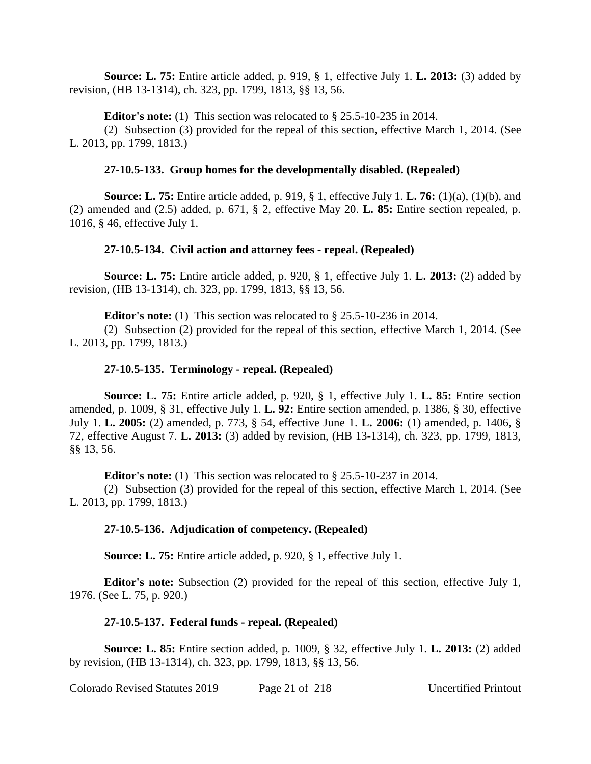**Source: L. 75:** Entire article added, p. 919, § 1, effective July 1. **L. 2013:** (3) added by revision, (HB 13-1314), ch. 323, pp. 1799, 1813, §§ 13, 56.

**Editor's note:** (1) This section was relocated to § 25.5-10-235 in 2014.

(2) Subsection (3) provided for the repeal of this section, effective March 1, 2014. (See L. 2013, pp. 1799, 1813.)

**27-10.5-133. Group homes for the developmentally disabled. (Repealed)**

**Source: L. 75:** Entire article added, p. 919, § 1, effective July 1. **L. 76:** (1)(a), (1)(b), and (2) amended and (2.5) added, p. 671, § 2, effective May 20. **L. 85:** Entire section repealed, p. 1016, § 46, effective July 1.

**27-10.5-134. Civil action and attorney fees - repeal. (Repealed)**

**Source: L. 75:** Entire article added, p. 920, § 1, effective July 1. **L. 2013:** (2) added by revision, (HB 13-1314), ch. 323, pp. 1799, 1813, §§ 13, 56.

**Editor's note:** (1) This section was relocated to § 25.5-10-236 in 2014.

(2) Subsection (2) provided for the repeal of this section, effective March 1, 2014. (See L. 2013, pp. 1799, 1813.)

**27-10.5-135. Terminology - repeal. (Repealed)**

**Source: L. 75:** Entire article added, p. 920, § 1, effective July 1. **L. 85:** Entire section amended, p. 1009, § 31, effective July 1. **L. 92:** Entire section amended, p. 1386, § 30, effective July 1. **L. 2005:** (2) amended, p. 773, § 54, effective June 1. **L. 2006:** (1) amended, p. 1406, § 72, effective August 7. **L. 2013:** (3) added by revision, (HB 13-1314), ch. 323, pp. 1799, 1813, §§ 13, 56.

**Editor's note:** (1) This section was relocated to § 25.5-10-237 in 2014.

(2) Subsection (3) provided for the repeal of this section, effective March 1, 2014. (See L. 2013, pp. 1799, 1813.)

**27-10.5-136. Adjudication of competency. (Repealed)**

**Source: L. 75:** Entire article added, p. 920, § 1, effective July 1.

**Editor's note:** Subsection (2) provided for the repeal of this section, effective July 1, 1976. (See L. 75, p. 920.)

**27-10.5-137. Federal funds - repeal. (Repealed)**

**Source: L. 85:** Entire section added, p. 1009, § 32, effective July 1. **L. 2013:** (2) added by revision, (HB 13-1314), ch. 323, pp. 1799, 1813, §§ 13, 56.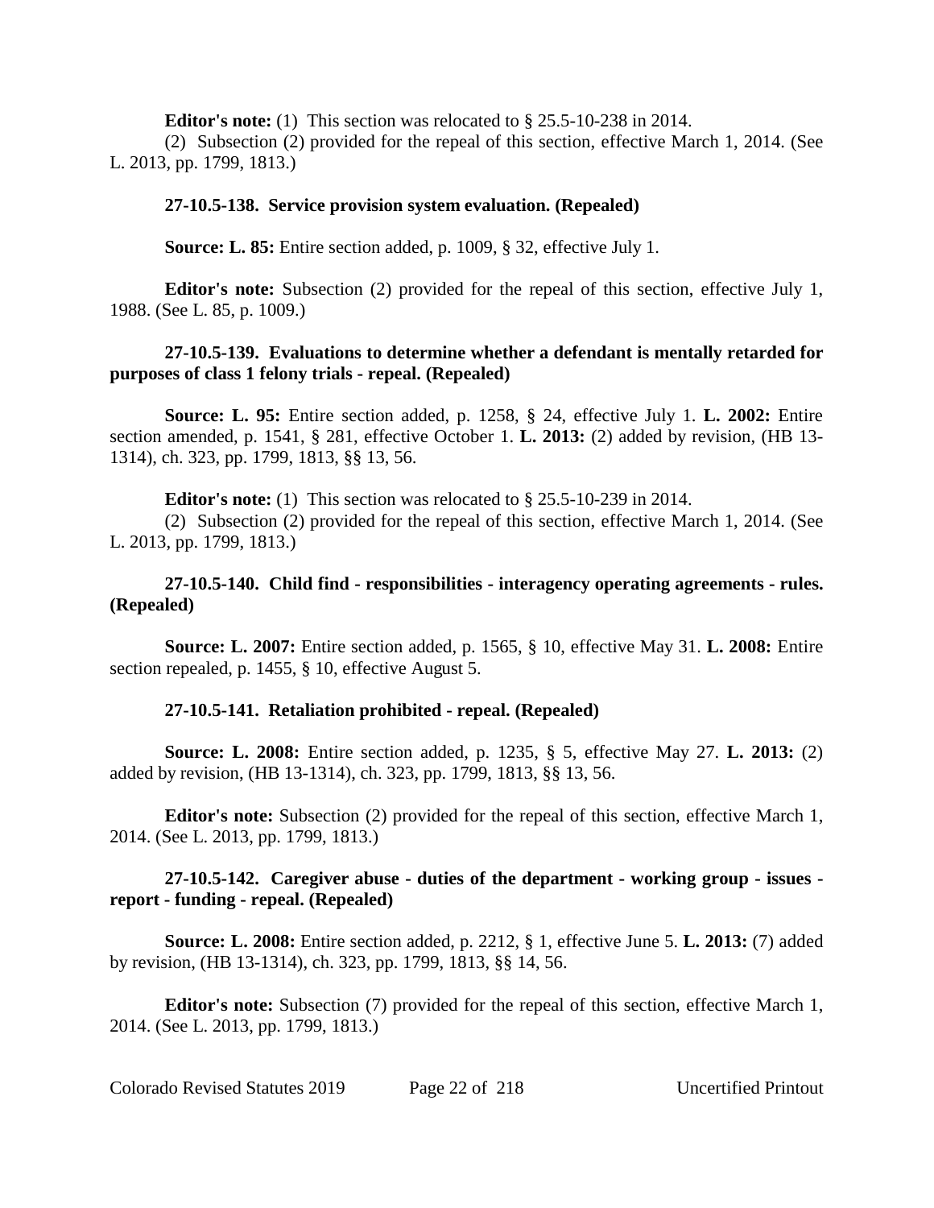**Editor's note:** (1) This section was relocated to § 25.5-10-238 in 2014.

(2) Subsection (2) provided for the repeal of this section, effective March 1, 2014. (See L. 2013, pp. 1799, 1813.)

**27-10.5-138. Service provision system evaluation. (Repealed)**

**Source: L. 85:** Entire section added, p. 1009, § 32, effective July 1.

**Editor's note:** Subsection (2) provided for the repeal of this section, effective July 1, 1988. (See L. 85, p. 1009.)

**27-10.5-139. Evaluations to determine whether a defendant is mentally retarded for purposes of class 1 felony trials - repeal. (Repealed)**

**Source: L. 95:** Entire section added, p. 1258, § 24, effective July 1. **L. 2002:** Entire section amended, p. 1541, § 281, effective October 1. **L. 2013:** (2) added by revision, (HB 13-1314), ch. 323, pp. 1799, 1813, §§ 13, 56.

**Editor's note:** (1) This section was relocated to § 25.5-10-239 in 2014.

(2) Subsection (2) provided for the repeal of this section, effective March 1, 2014. (See L. 2013, pp. 1799, 1813.)

**27-10.5-140. Child find - responsibilities - interagency operating agreements - rules. (Repealed)**

**Source: L. 2007:** Entire section added, p. 1565, § 10, effective May 31. **L. 2008:** Entire section repealed, p. 1455, § 10, effective August 5.

**27-10.5-141. Retaliation prohibited - repeal. (Repealed)**

**Source: L. 2008:** Entire section added, p. 1235, § 5, effective May 27. **L. 2013:** (2) added by revision, (HB 13-1314), ch. 323, pp. 1799, 1813, §§ 13, 56.

**Editor's note:** Subsection (2) provided for the repeal of this section, effective March 1, 2014. (See L. 2013, pp. 1799, 1813.)

**27-10.5-142. Caregiver abuse - duties of the department - working group - issues - report - funding - repeal. (Repealed)**

**Source: L. 2008:** Entire section added, p. 2212, § 1, effective June 5. **L. 2013:** (7) added by revision, (HB 13-1314), ch. 323, pp. 1799, 1813, §§ 14, 56.

**Editor's note:** Subsection (7) provided for the repeal of this section, effective March 1, 2014. (See L. 2013, pp. 1799, 1813.)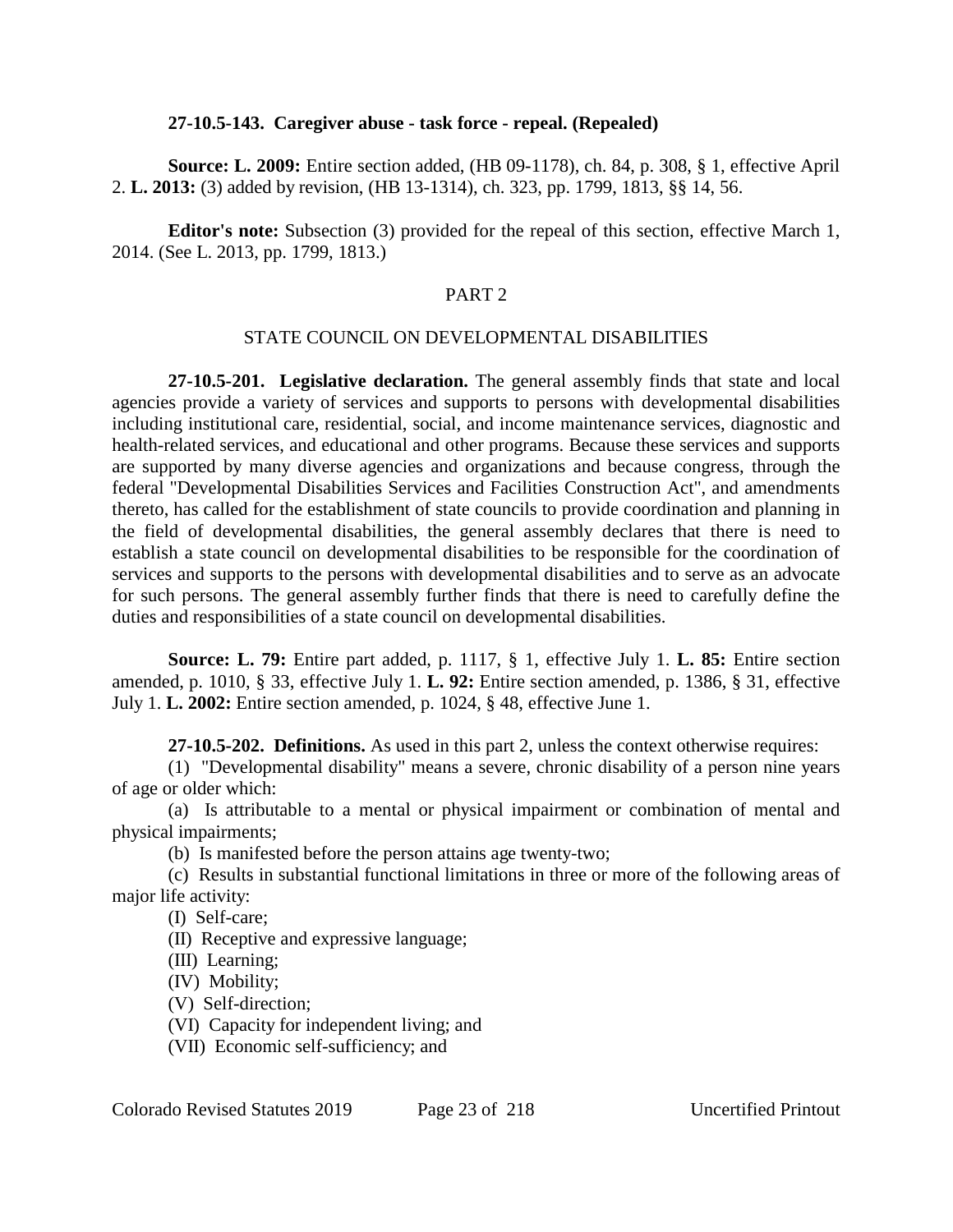**27-10.5-143. Caregiver abuse - task force - repeal. (Repealed)**

**Source: L. 2009:** Entire section added, (HB 09-1178), ch. 84, p. 308, § 1, effective April 2. **L. 2013:** (3) added by revision, (HB 13-1314), ch. 323, pp. 1799, 1813, §§ 14, 56.

**Editor's note:** Subsection (3) provided for the repeal of this section, effective March 1, 2014. (See L. 2013, pp. 1799, 1813.)

## PART 2

## STATE COUNCIL ON DEVELOPMENTAL DISABILITIES

**27-10.5-201. Legislative declaration.** The general assembly finds that state and local agencies provide a variety of services and supports to persons with developmental disabilities including institutional care, residential, social, and income maintenance services, diagnostic and health-related services, and educational and other programs. Because these services and supports are supported by many diverse agencies and organizations and because congress, through the federal "Developmental Disabilities Services and Facilities Construction Act", and amendments thereto, has called for the establishment of state councils to provide coordination and planning in the field of developmental disabilities, the general assembly declares that there is need to establish a state council on developmental disabilities to be responsible for the coordination of services and supports to the persons with developmental disabilities and to serve as an advocate for such persons. The general assembly further finds that there is need to carefully define the duties and responsibilities of a state council on developmental disabilities.

**Source: L. 79:** Entire part added, p. 1117, § 1, effective July 1. **L. 85:** Entire section amended, p. 1010, § 33, effective July 1. **L. 92:** Entire section amended, p. 1386, § 31, effective July 1. **L. 2002:** Entire section amended, p. 1024, § 48, effective June 1.

**27-10.5-202. Definitions.** As used in this part 2, unless the context otherwise requires:

(1) "Developmental disability" means a severe, chronic disability of a person nine years of age or older which:

(a) Is attributable to a mental or physical impairment or combination of mental and physical impairments;

(b) Is manifested before the person attains age twenty-two;

(c) Results in substantial functional limitations in three or more of the following areas of major life activity:

(I) Self-care;

(II) Receptive and expressive language;

(III) Learning;

(IV) Mobility;

(V) Self-direction;

(VI) Capacity for independent living; and

(VII) Economic self-sufficiency; and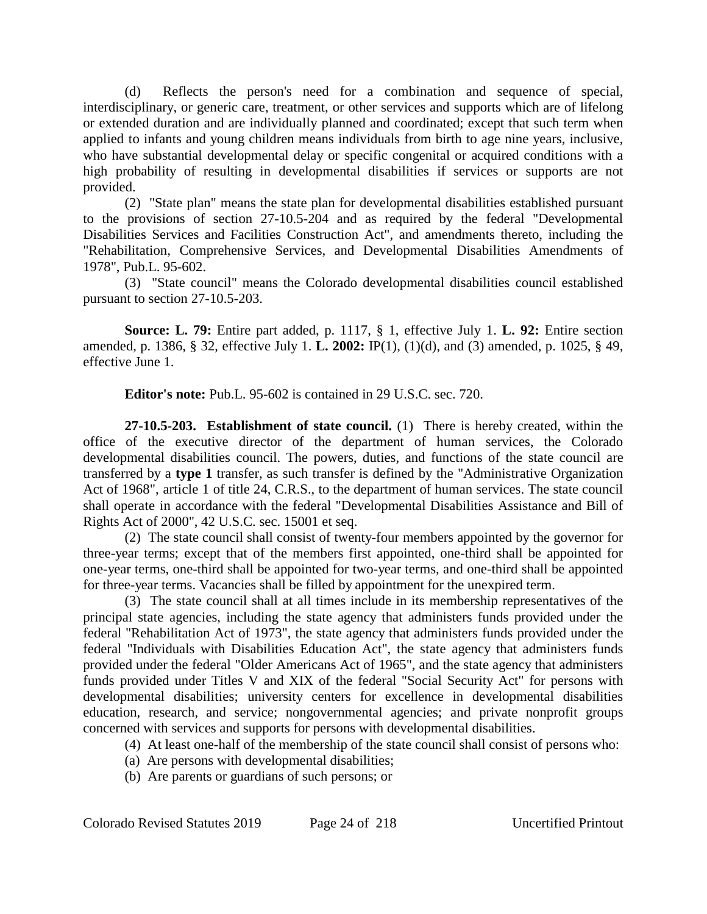(d) Reflects the person's need for a combination and sequence of special, interdisciplinary, or generic care, treatment, or other services and supports which are of lifelong or extended duration and are individually planned and coordinated; except that such term when applied to infants and young children means individuals from birth to age nine years, inclusive, who have substantial developmental delay or specific congenital or acquired conditions with a high probability of resulting in developmental disabilities if services or supports are not provided.

(2) "State plan" means the state plan for developmental disabilities established pursuant to the provisions of section 27-10.5-204 and as required by the federal "Developmental Disabilities Services and Facilities Construction Act", and amendments thereto, including the "Rehabilitation, Comprehensive Services, and Developmental Disabilities Amendments of 1978", Pub.L. 95-602.

(3) "State council" means the Colorado developmental disabilities council established pursuant to section 27-10.5-203.

**Source: L. 79:** Entire part added, p. 1117, § 1, effective July 1. **L. 92:** Entire section amended, p. 1386, § 32, effective July 1. **L. 2002:** IP(1), (1)(d), and (3) amended, p. 1025, § 49, effective June 1.

**Editor's note:** Pub.L. 95-602 is contained in 29 U.S.C. sec. 720.

**27-10.5-203. Establishment of state council.** (1) There is hereby created, within the office of the executive director of the department of human services, the Colorado developmental disabilities council. The powers, duties, and functions of the state council are transferred by a **type 1** transfer, as such transfer is defined by the "Administrative Organization Act of 1968", article 1 of title 24, C.R.S., to the department of human services. The state council shall operate in accordance with the federal "Developmental Disabilities Assistance and Bill of Rights Act of 2000", 42 U.S.C. sec. 15001 et seq.

(2) The state council shall consist of twenty-four members appointed by the governor for three-year terms; except that of the members first appointed, one-third shall be appointed for one-year terms, one-third shall be appointed for two-year terms, and one-third shall be appointed for three-year terms. Vacancies shall be filled by appointment for the unexpired term.

(3) The state council shall at all times include in its membership representatives of the principal state agencies, including the state agency that administers funds provided under the federal "Rehabilitation Act of 1973", the state agency that administers funds provided under the federal "Individuals with Disabilities Education Act", the state agency that administers funds provided under the federal "Older Americans Act of 1965", and the state agency that administers funds provided under Titles V and XIX of the federal "Social Security Act" for persons with developmental disabilities; university centers for excellence in developmental disabilities education, research, and service; nongovernmental agencies; and private nonprofit groups concerned with services and supports for persons with developmental disabilities.

(4) At least one-half of the membership of the state council shall consist of persons who:

(a) Are persons with developmental disabilities;

(b) Are parents or guardians of such persons; or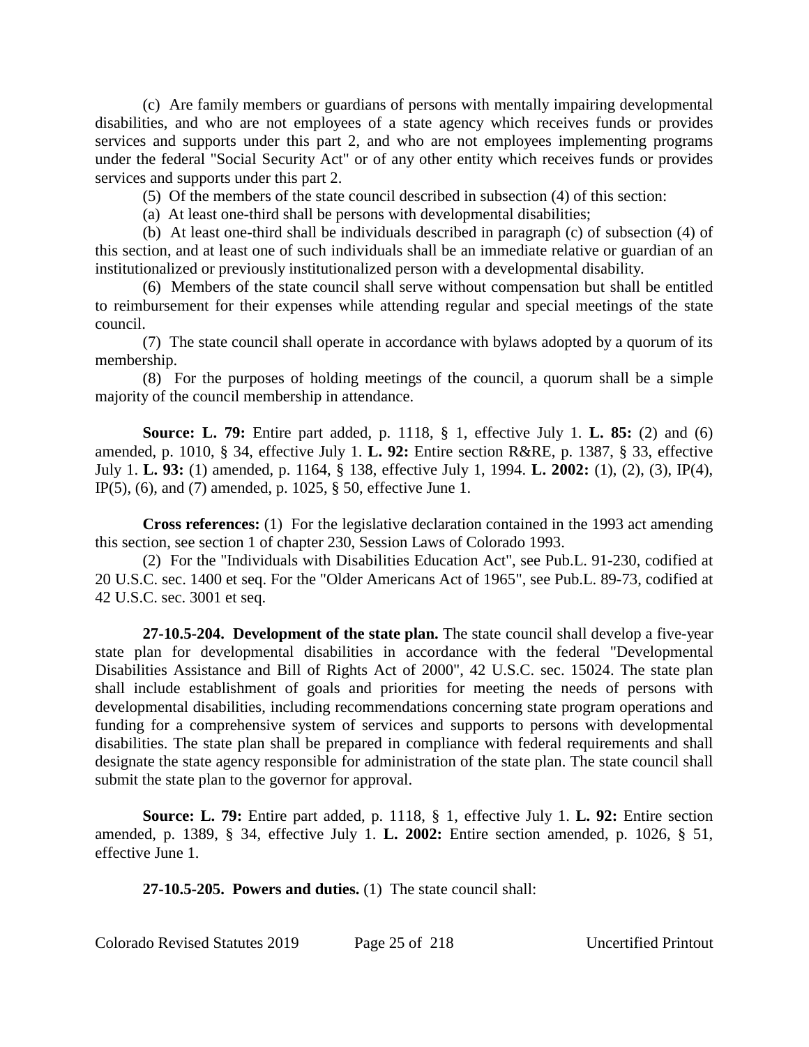(c) Are family members or guardians of persons with mentally impairing developmental disabilities, and who are not employees of a state agency which receives funds or provides services and supports under this part 2, and who are not employees implementing programs under the federal "Social Security Act" or of any other entity which receives funds or provides services and supports under this part 2.

(5) Of the members of the state council described in subsection (4) of this section:

(a) At least one-third shall be persons with developmental disabilities;

(b) At least one-third shall be individuals described in paragraph (c) of subsection (4) of this section, and at least one of such individuals shall be an immediate relative or guardian of an institutionalized or previously institutionalized person with a developmental disability.

(6) Members of the state council shall serve without compensation but shall be entitled to reimbursement for their expenses while attending regular and special meetings of the state council.

(7) The state council shall operate in accordance with bylaws adopted by a quorum of its membership.

(8) For the purposes of holding meetings of the council, a quorum shall be a simple majority of the council membership in attendance.

**Source: L. 79:** Entire part added, p. 1118, § 1, effective July 1. **L. 85:** (2) and (6) amended, p. 1010, § 34, effective July 1. **L. 92:** Entire section R&RE, p. 1387, § 33, effective July 1. **L. 93:** (1) amended, p. 1164, § 138, effective July 1, 1994. **L. 2002:** (1), (2), (3), IP(4), IP(5), (6), and (7) amended, p. 1025, § 50, effective June 1.

**Cross references:** (1) For the legislative declaration contained in the 1993 act amending this section, see section 1 of chapter 230, Session Laws of Colorado 1993.

(2) For the "Individuals with Disabilities Education Act", see Pub.L. 91-230, codified at 20 U.S.C. sec. 1400 et seq. For the "Older Americans Act of 1965", see Pub.L. 89-73, codified at 42 U.S.C. sec. 3001 et seq.

**27-10.5-204. Development of the state plan.** The state council shall develop a five-year state plan for developmental disabilities in accordance with the federal "Developmental Disabilities Assistance and Bill of Rights Act of 2000", 42 U.S.C. sec. 15024. The state plan shall include establishment of goals and priorities for meeting the needs of persons with developmental disabilities, including recommendations concerning state program operations and funding for a comprehensive system of services and supports to persons with developmental disabilities. The state plan shall be prepared in compliance with federal requirements and shall designate the state agency responsible for administration of the state plan. The state council shall submit the state plan to the governor for approval.

**Source: L. 79:** Entire part added, p. 1118, § 1, effective July 1. **L. 92:** Entire section amended, p. 1389, § 34, effective July 1. **L. 2002:** Entire section amended, p. 1026, § 51, effective June 1.

**27-10.5-205. Powers and duties.** (1) The state council shall: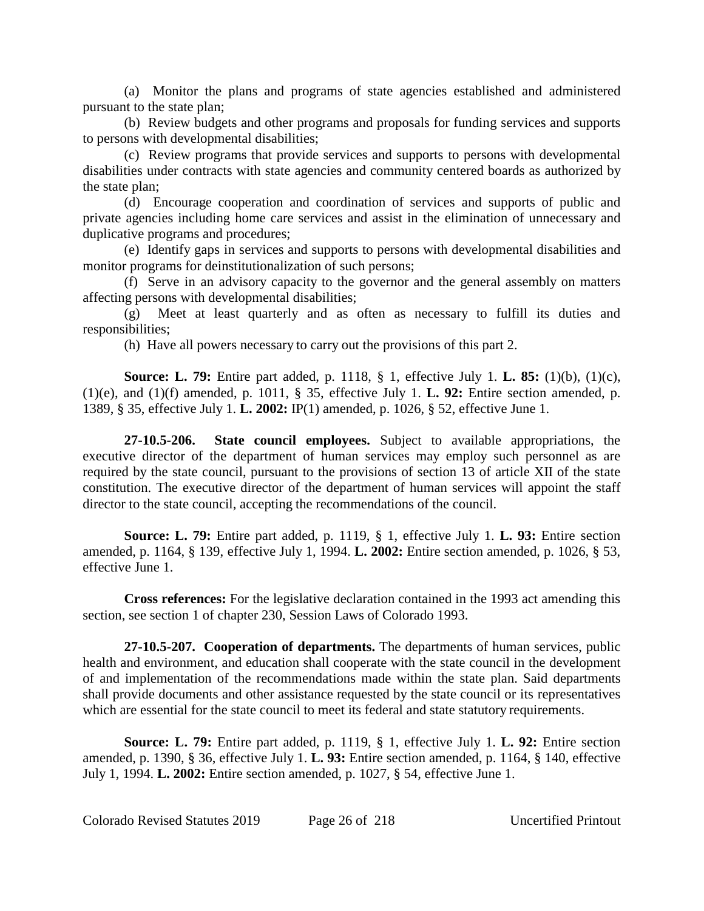(a) Monitor the plans and programs of state agencies established and administered pursuant to the state plan;

(b) Review budgets and other programs and proposals for funding services and supports to persons with developmental disabilities;

(c) Review programs that provide services and supports to persons with developmental disabilities under contracts with state agencies and community centered boards as authorized by the state plan;

(d) Encourage cooperation and coordination of services and supports of public and private agencies including home care services and assist in the elimination of unnecessary and duplicative programs and procedures;

(e) Identify gaps in services and supports to persons with developmental disabilities and monitor programs for deinstitutionalization of such persons;

(f) Serve in an advisory capacity to the governor and the general assembly on matters affecting persons with developmental disabilities;

(g) Meet at least quarterly and as often as necessary to fulfill its duties and responsibilities;

(h) Have all powers necessary to carry out the provisions of this part 2.

**Source: L. 79:** Entire part added, p. 1118, § 1, effective July 1. **L. 85:** (1)(b), (1)(c), (1)(e), and (1)(f) amended, p. 1011, § 35, effective July 1. **L. 92:** Entire section amended, p. 1389, § 35, effective July 1. **L. 2002:** IP(1) amended, p. 1026, § 52, effective June 1.

**27-10.5-206. State council employees.** Subject to available appropriations, the executive director of the department of human services may employ such personnel as are required by the state council, pursuant to the provisions of section 13 of article XII of the state constitution. The executive director of the department of human services will appoint the staff director to the state council, accepting the recommendations of the council.

**Source: L. 79:** Entire part added, p. 1119, § 1, effective July 1. **L. 93:** Entire section amended, p. 1164, § 139, effective July 1, 1994. **L. 2002:** Entire section amended, p. 1026, § 53, effective June 1.

**Cross references:** For the legislative declaration contained in the 1993 act amending this section, see section 1 of chapter 230, Session Laws of Colorado 1993.

**27-10.5-207. Cooperation of departments.** The departments of human services, public health and environment, and education shall cooperate with the state council in the development of and implementation of the recommendations made within the state plan. Said departments shall provide documents and other assistance requested by the state council or its representatives which are essential for the state council to meet its federal and state statutory requirements.

**Source: L. 79:** Entire part added, p. 1119, § 1, effective July 1. **L. 92:** Entire section amended, p. 1390, § 36, effective July 1. **L. 93:** Entire section amended, p. 1164, § 140, effective July 1, 1994. **L. 2002:** Entire section amended, p. 1027, § 54, effective June 1.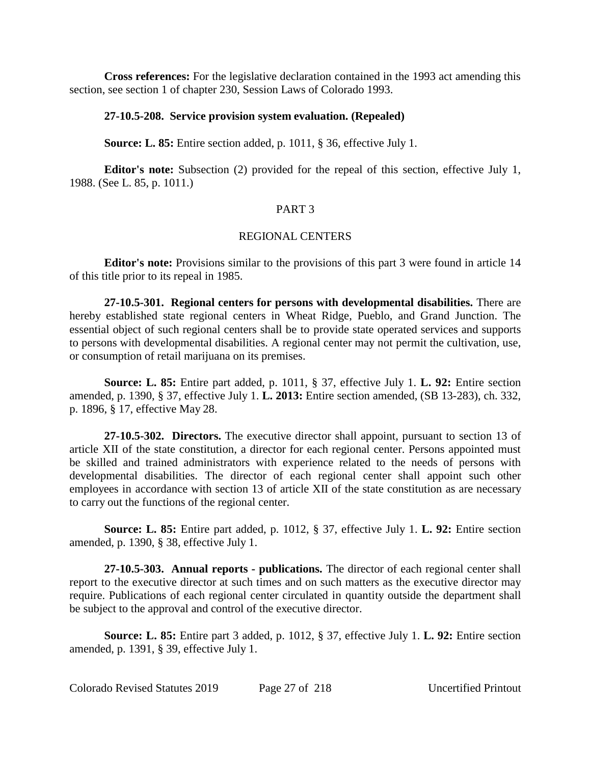**Cross references:** For the legislative declaration contained in the 1993 act amending this section, see section 1 of chapter 230, Session Laws of Colorado 1993.

**27-10.5-208. Service provision system evaluation. (Repealed)**

**Source: L. 85:** Entire section added, p. 1011, § 36, effective July 1.

**Editor's note:** Subsection (2) provided for the repeal of this section, effective July 1, 1988. (See L. 85, p. 1011.)

## PART 3

## REGIONAL CENTERS

**Editor's note:** Provisions similar to the provisions of this part 3 were found in article 14 of this title prior to its repeal in 1985.

**27-10.5-301. Regional centers for persons with developmental disabilities.** There are hereby established state regional centers in Wheat Ridge, Pueblo, and Grand Junction. The essential object of such regional centers shall be to provide state operated services and supports to persons with developmental disabilities. A regional center may not permit the cultivation, use, or consumption of retail marijuana on its premises.

**Source: L. 85:** Entire part added, p. 1011, § 37, effective July 1. **L. 92:** Entire section amended, p. 1390, § 37, effective July 1. **L. 2013:** Entire section amended, (SB 13-283), ch. 332, p. 1896, § 17, effective May 28.

**27-10.5-302. Directors.** The executive director shall appoint, pursuant to section 13 of article XII of the state constitution, a director for each regional center. Persons appointed must be skilled and trained administrators with experience related to the needs of persons with developmental disabilities. The director of each regional center shall appoint such other employees in accordance with section 13 of article XII of the state constitution as are necessary to carry out the functions of the regional center.

**Source: L. 85:** Entire part added, p. 1012, § 37, effective July 1. **L. 92:** Entire section amended, p. 1390, § 38, effective July 1.

**27-10.5-303. Annual reports - publications.** The director of each regional center shall report to the executive director at such times and on such matters as the executive director may require. Publications of each regional center circulated in quantity outside the department shall be subject to the approval and control of the executive director.

**Source: L. 85:** Entire part 3 added, p. 1012, § 37, effective July 1. **L. 92:** Entire section amended, p. 1391, § 39, effective July 1.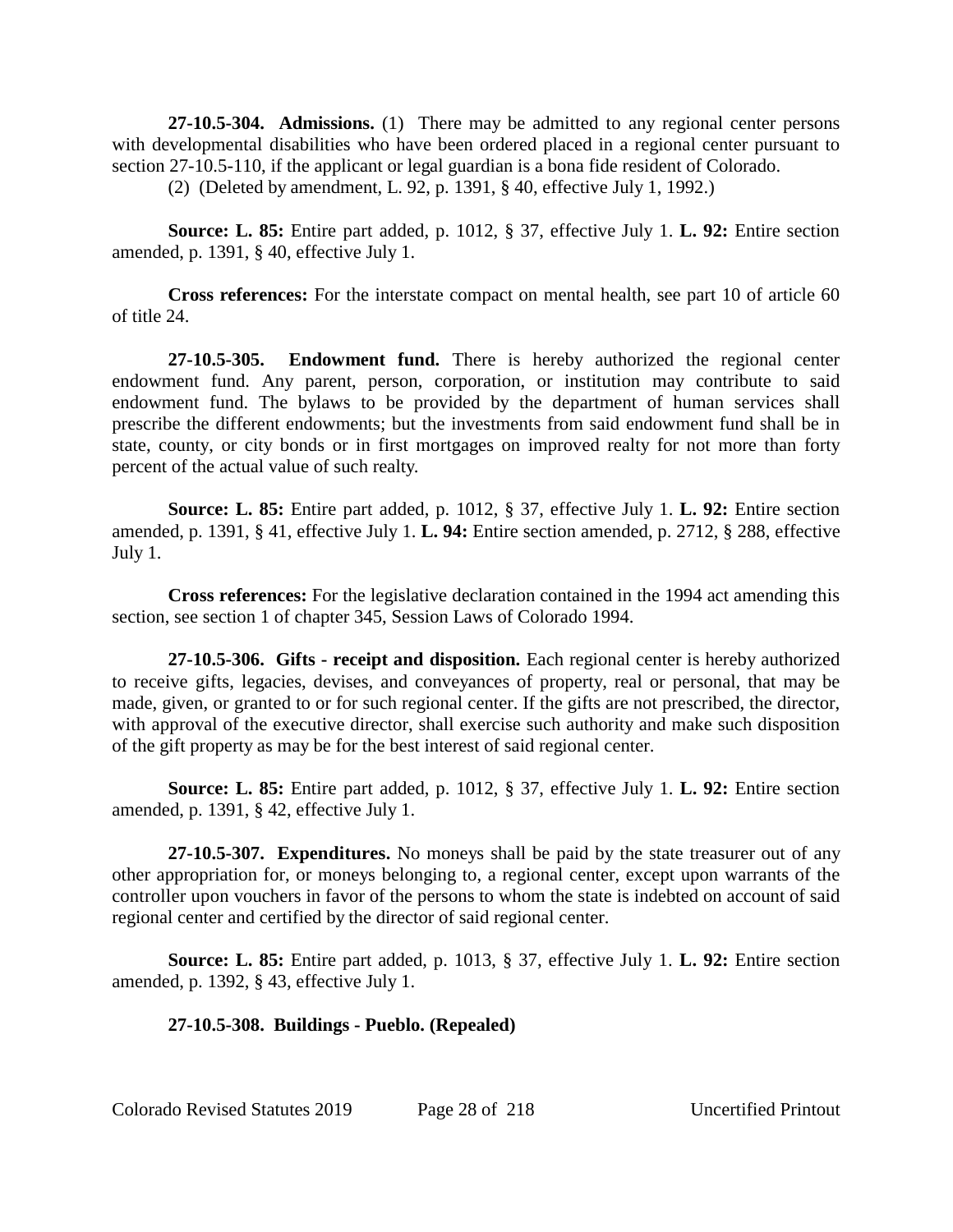**27-10.5-304. Admissions.** (1) There may be admitted to any regional center persons with developmental disabilities who have been ordered placed in a regional center pursuant to section 27-10.5-110, if the applicant or legal guardian is a bona fide resident of Colorado.

(2) (Deleted by amendment, L. 92, p. 1391, § 40, effective July 1, 1992.)

**Source: L. 85:** Entire part added, p. 1012, § 37, effective July 1. **L. 92:** Entire section amended, p. 1391, § 40, effective July 1.

**Cross references:** For the interstate compact on mental health, see part 10 of article 60 of title 24.

**27-10.5-305. Endowment fund.** There is hereby authorized the regional center endowment fund. Any parent, person, corporation, or institution may contribute to said endowment fund. The bylaws to be provided by the department of human services shall prescribe the different endowments; but the investments from said endowment fund shall be in state, county, or city bonds or in first mortgages on improved realty for not more than forty percent of the actual value of such realty.

**Source: L. 85:** Entire part added, p. 1012, § 37, effective July 1. **L. 92:** Entire section amended, p. 1391, § 41, effective July 1. **L. 94:** Entire section amended, p. 2712, § 288, effective July 1.

**Cross references:** For the legislative declaration contained in the 1994 act amending this section, see section 1 of chapter 345, Session Laws of Colorado 1994.

**27-10.5-306. Gifts - receipt and disposition.** Each regional center is hereby authorized to receive gifts, legacies, devises, and conveyances of property, real or personal, that may be made, given, or granted to or for such regional center. If the gifts are not prescribed, the director, with approval of the executive director, shall exercise such authority and make such disposition of the gift property as may be for the best interest of said regional center.

**Source: L. 85:** Entire part added, p. 1012, § 37, effective July 1. **L. 92:** Entire section amended, p. 1391, § 42, effective July 1.

**27-10.5-307. Expenditures.** No moneys shall be paid by the state treasurer out of any other appropriation for, or moneys belonging to, a regional center, except upon warrants of the controller upon vouchers in favor of the persons to whom the state is indebted on account of said regional center and certified by the director of said regional center.

**Source: L. 85:** Entire part added, p. 1013, § 37, effective July 1. **L. 92:** Entire section amended, p. 1392, § 43, effective July 1.

**27-10.5-308. Buildings - Pueblo. (Repealed)**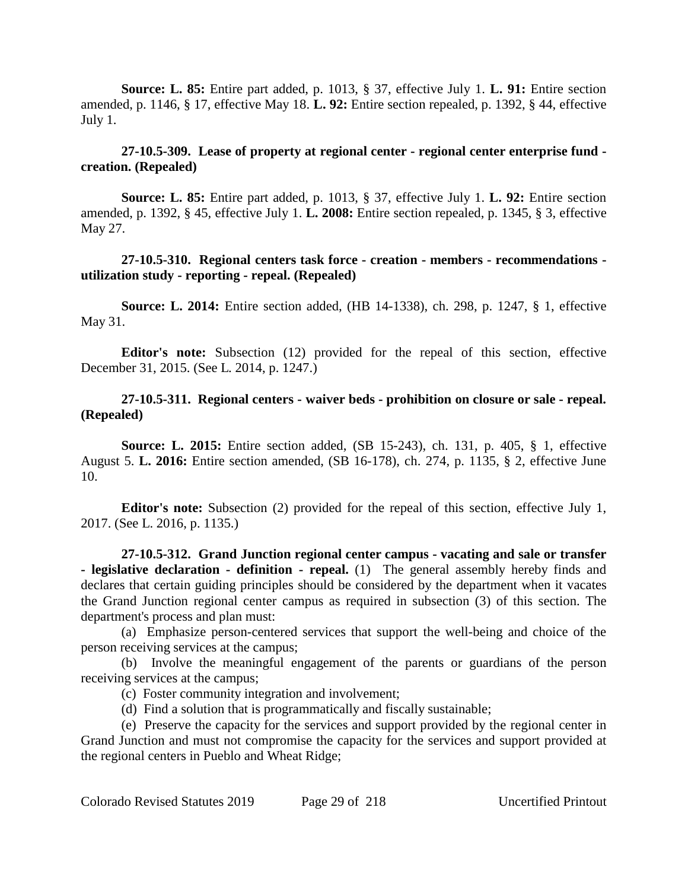**Source: L. 85:** Entire part added, p. 1013, § 37, effective July 1. **L. 91:** Entire section amended, p. 1146, § 17, effective May 18. **L. 92:** Entire section repealed, p. 1392, § 44, effective July 1.

**27-10.5-309. Lease of property at regional center - regional center enterprise fund - creation. (Repealed)**

**Source: L. 85:** Entire part added, p. 1013, § 37, effective July 1. **L. 92:** Entire section amended, p. 1392, § 45, effective July 1. **L. 2008:** Entire section repealed, p. 1345, § 3, effective May 27.

**27-10.5-310. Regional centers task force - creation - members - recommendations - utilization study - reporting - repeal. (Repealed)**

**Source: L. 2014:** Entire section added, (HB 14-1338), ch. 298, p. 1247, § 1, effective May 31.

**Editor's note:** Subsection (12) provided for the repeal of this section, effective December 31, 2015. (See L. 2014, p. 1247.)

**27-10.5-311. Regional centers - waiver beds - prohibition on closure or sale - repeal. (Repealed)**

**Source: L. 2015:** Entire section added, (SB 15-243), ch. 131, p. 405, § 1, effective August 5. **L. 2016:** Entire section amended, (SB 16-178), ch. 274, p. 1135, § 2, effective June 10.

**Editor's note:** Subsection (2) provided for the repeal of this section, effective July 1, 2017. (See L. 2016, p. 1135.)

**27-10.5-312. Grand Junction regional center campus - vacating and sale or transfer - legislative declaration - definition - repeal.** (1) The general assembly hereby finds and declares that certain guiding principles should be considered by the department when it vacates the Grand Junction regional center campus as required in subsection (3) of this section. The department's process and plan must:

(a) Emphasize person-centered services that support the well-being and choice of the person receiving services at the campus;

(b) Involve the meaningful engagement of the parents or guardians of the person receiving services at the campus;

(c) Foster community integration and involvement;

(d) Find a solution that is programmatically and fiscally sustainable;

(e) Preserve the capacity for the services and support provided by the regional center in Grand Junction and must not compromise the capacity for the services and support provided at the regional centers in Pueblo and Wheat Ridge;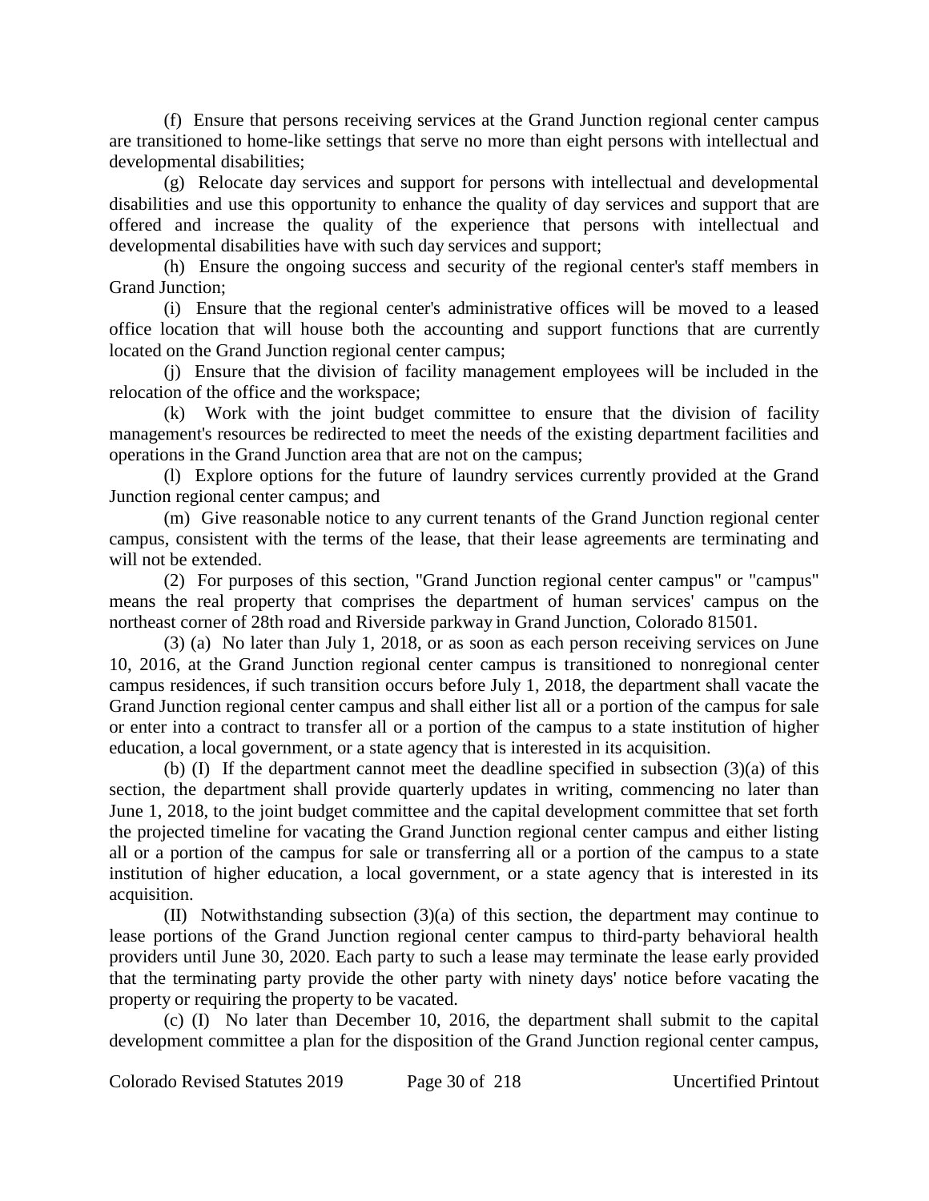(f) Ensure that persons receiving services at the Grand Junction regional center campus are transitioned to home-like settings that serve no more than eight persons with intellectual and developmental disabilities;

(g) Relocate day services and support for persons with intellectual and developmental disabilities and use this opportunity to enhance the quality of day services and support that are offered and increase the quality of the experience that persons with intellectual and developmental disabilities have with such day services and support;

(h) Ensure the ongoing success and security of the regional center's staff members in Grand Junction;

(i) Ensure that the regional center's administrative offices will be moved to a leased office location that will house both the accounting and support functions that are currently located on the Grand Junction regional center campus;

(j) Ensure that the division of facility management employees will be included in the relocation of the office and the workspace;

(k) Work with the joint budget committee to ensure that the division of facility management's resources be redirected to meet the needs of the existing department facilities and operations in the Grand Junction area that are not on the campus;

(l) Explore options for the future of laundry services currently provided at the Grand Junction regional center campus; and

(m) Give reasonable notice to any current tenants of the Grand Junction regional center campus, consistent with the terms of the lease, that their lease agreements are terminating and will not be extended.

(2) For purposes of this section, "Grand Junction regional center campus" or "campus" means the real property that comprises the department of human services' campus on the northeast corner of 28th road and Riverside parkway in Grand Junction, Colorado 81501.

(3) (a) No later than July 1, 2018, or as soon as each person receiving services on June 10, 2016, at the Grand Junction regional center campus is transitioned to nonregional center campus residences, if such transition occurs before July 1, 2018, the department shall vacate the Grand Junction regional center campus and shall either list all or a portion of the campus for sale or enter into a contract to transfer all or a portion of the campus to a state institution of higher education, a local government, or a state agency that is interested in its acquisition.

(b) (I) If the department cannot meet the deadline specified in subsection (3)(a) of this section, the department shall provide quarterly updates in writing, commencing no later than June 1, 2018, to the joint budget committee and the capital development committee that set forth the projected timeline for vacating the Grand Junction regional center campus and either listing all or a portion of the campus for sale or transferring all or a portion of the campus to a state institution of higher education, a local government, or a state agency that is interested in its acquisition.

(II) Notwithstanding subsection (3)(a) of this section, the department may continue to lease portions of the Grand Junction regional center campus to third-party behavioral health providers until June 30, 2020. Each party to such a lease may terminate the lease early provided that the terminating party provide the other party with ninety days' notice before vacating the property or requiring the property to be vacated.

(c) (I) No later than December 10, 2016, the department shall submit to the capital development committee a plan for the disposition of the Grand Junction regional center campus,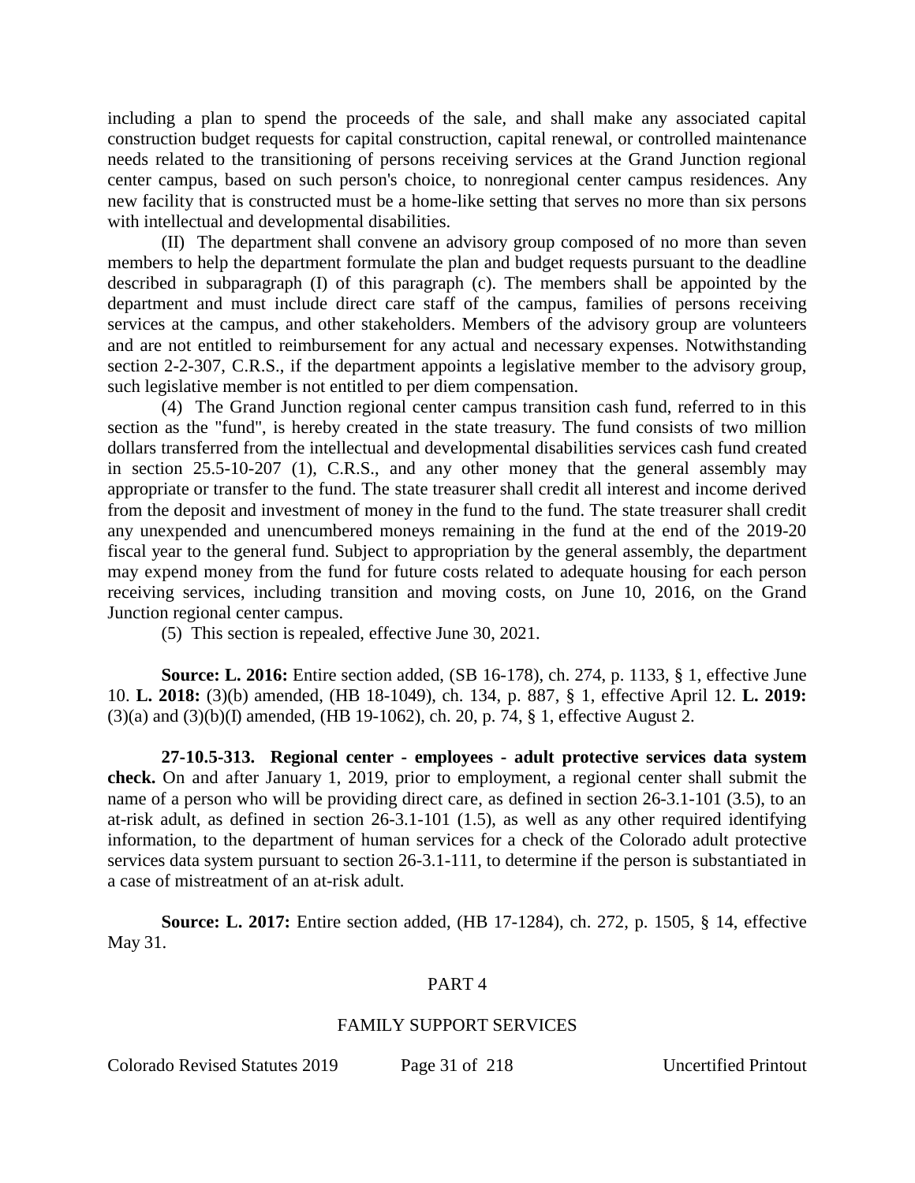including a plan to spend the proceeds of the sale, and shall make any associated capital construction budget requests for capital construction, capital renewal, or controlled maintenance needs related to the transitioning of persons receiving services at the Grand Junction regional center campus, based on such person's choice, to nonregional center campus residences. Any new facility that is constructed must be a home-like setting that serves no more than six persons with intellectual and developmental disabilities.

(II) The department shall convene an advisory group composed of no more than seven members to help the department formulate the plan and budget requests pursuant to the deadline described in subparagraph (I) of this paragraph (c). The members shall be appointed by the department and must include direct care staff of the campus, families of persons receiving services at the campus, and other stakeholders. Members of the advisory group are volunteers and are not entitled to reimbursement for any actual and necessary expenses. Notwithstanding section 2-2-307, C.R.S., if the department appoints a legislative member to the advisory group, such legislative member is not entitled to per diem compensation.

(4) The Grand Junction regional center campus transition cash fund, referred to in this section as the "fund", is hereby created in the state treasury. The fund consists of two million dollars transferred from the intellectual and developmental disabilities services cash fund created in section 25.5-10-207 (1), C.R.S., and any other money that the general assembly may appropriate or transfer to the fund. The state treasurer shall credit all interest and income derived from the deposit and investment of money in the fund to the fund. The state treasurer shall credit any unexpended and unencumbered moneys remaining in the fund at the end of the 2019-20 fiscal year to the general fund. Subject to appropriation by the general assembly, the department may expend money from the fund for future costs related to adequate housing for each person receiving services, including transition and moving costs, on June 10, 2016, on the Grand Junction regional center campus.

(5) This section is repealed, effective June 30, 2021.

**Source: L. 2016:** Entire section added, (SB 16-178), ch. 274, p. 1133, § 1, effective June 10. **L. 2018:** (3)(b) amended, (HB 18-1049), ch. 134, p. 887, § 1, effective April 12. **L. 2019:** (3)(a) and (3)(b)(I) amended, (HB 19-1062), ch. 20, p. 74, § 1, effective August 2.

**27-10.5-313. Regional center - employees - adult protective services data system check.** On and after January 1, 2019, prior to employment, a regional center shall submit the name of a person who will be providing direct care, as defined in section 26-3.1-101 (3.5), to an at-risk adult, as defined in section 26-3.1-101 (1.5), as well as any other required identifying information, to the department of human services for a check of the Colorado adult protective services data system pursuant to section 26-3.1-111, to determine if the person is substantiated in a case of mistreatment of an at-risk adult.

**Source: L. 2017:** Entire section added, (HB 17-1284), ch. 272, p. 1505, § 14, effective May 31.

## PART 4

## FAMILY SUPPORT SERVICES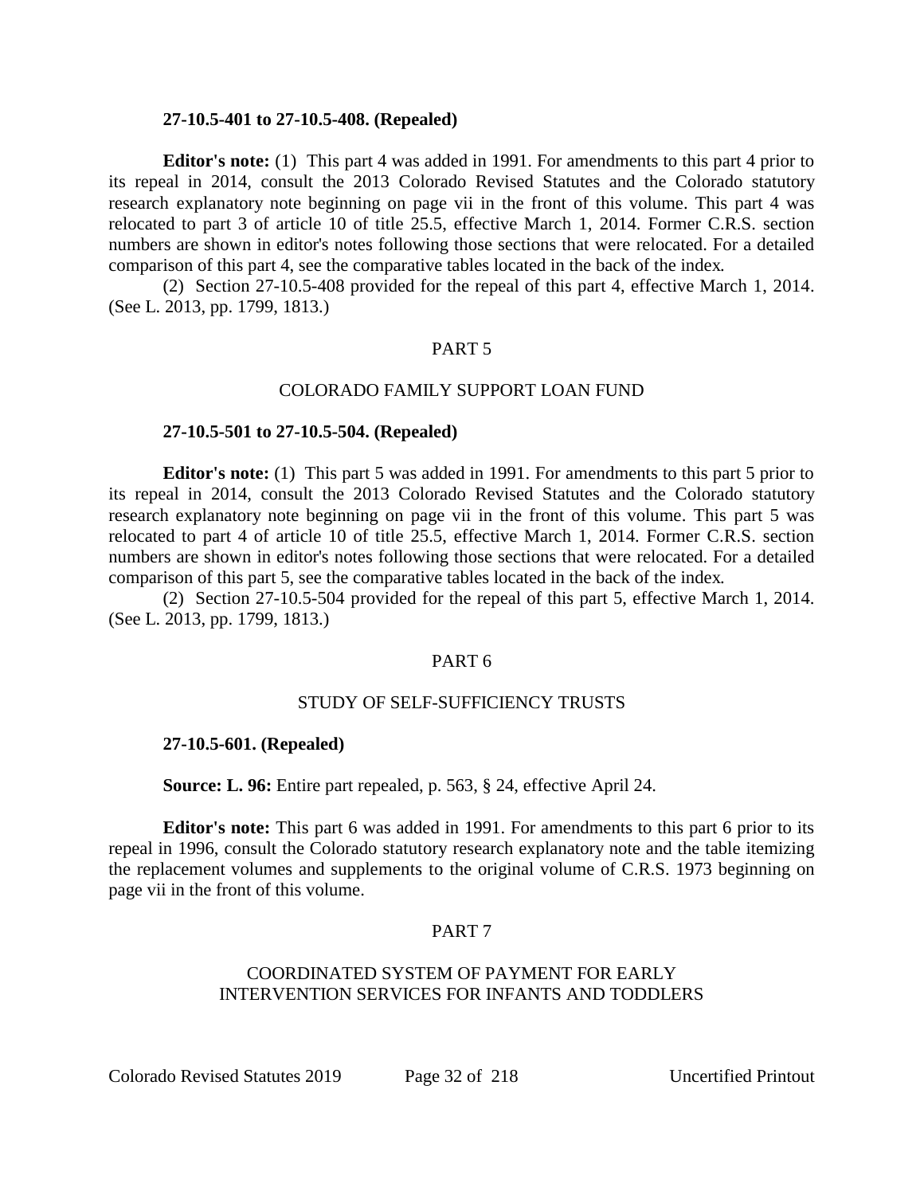**27-10.5-401 to 27-10.5-408. (Repealed)**

**Editor's note:** (1) This part 4 was added in 1991. For amendments to this part 4 prior to its repeal in 2014, consult the 2013 Colorado Revised Statutes and the Colorado statutory research explanatory note beginning on page vii in the front of this volume. This part 4 was relocated to part 3 of article 10 of title 25.5, effective March 1, 2014. Former C.R.S. section numbers are shown in editor's notes following those sections that were relocated. For a detailed comparison of this part 4, see the comparative tables located in the back of the index.

(2) Section 27-10.5-408 provided for the repeal of this part 4, effective March 1, 2014. (See L. 2013, pp. 1799, 1813.)

## PART 5

## COLORADO FAMILY SUPPORT LOAN FUND

**27-10.5-501 to 27-10.5-504. (Repealed)**

**Editor's note:** (1) This part 5 was added in 1991. For amendments to this part 5 prior to its repeal in 2014, consult the 2013 Colorado Revised Statutes and the Colorado statutory research explanatory note beginning on page vii in the front of this volume. This part 5 was relocated to part 4 of article 10 of title 25.5, effective March 1, 2014. Former C.R.S. section numbers are shown in editor's notes following those sections that were relocated. For a detailed comparison of this part 5, see the comparative tables located in the back of the index.

(2) Section 27-10.5-504 provided for the repeal of this part 5, effective March 1, 2014. (See L. 2013, pp. 1799, 1813.)

## PART 6

## STUDY OF SELF-SUFFICIENCY TRUSTS

**27-10.5-601. (Repealed)**

**Source: L. 96:** Entire part repealed, p. 563, § 24, effective April 24.

**Editor's note:** This part 6 was added in 1991. For amendments to this part 6 prior to its repeal in 1996, consult the Colorado statutory research explanatory note and the table itemizing the replacement volumes and supplements to the original volume of C.R.S. 1973 beginning on page vii in the front of this volume.

## PART 7

## COORDINATED SYSTEM OF PAYMENT FOR EARLY INTERVENTION SERVICES FOR INFANTS AND TODDLERS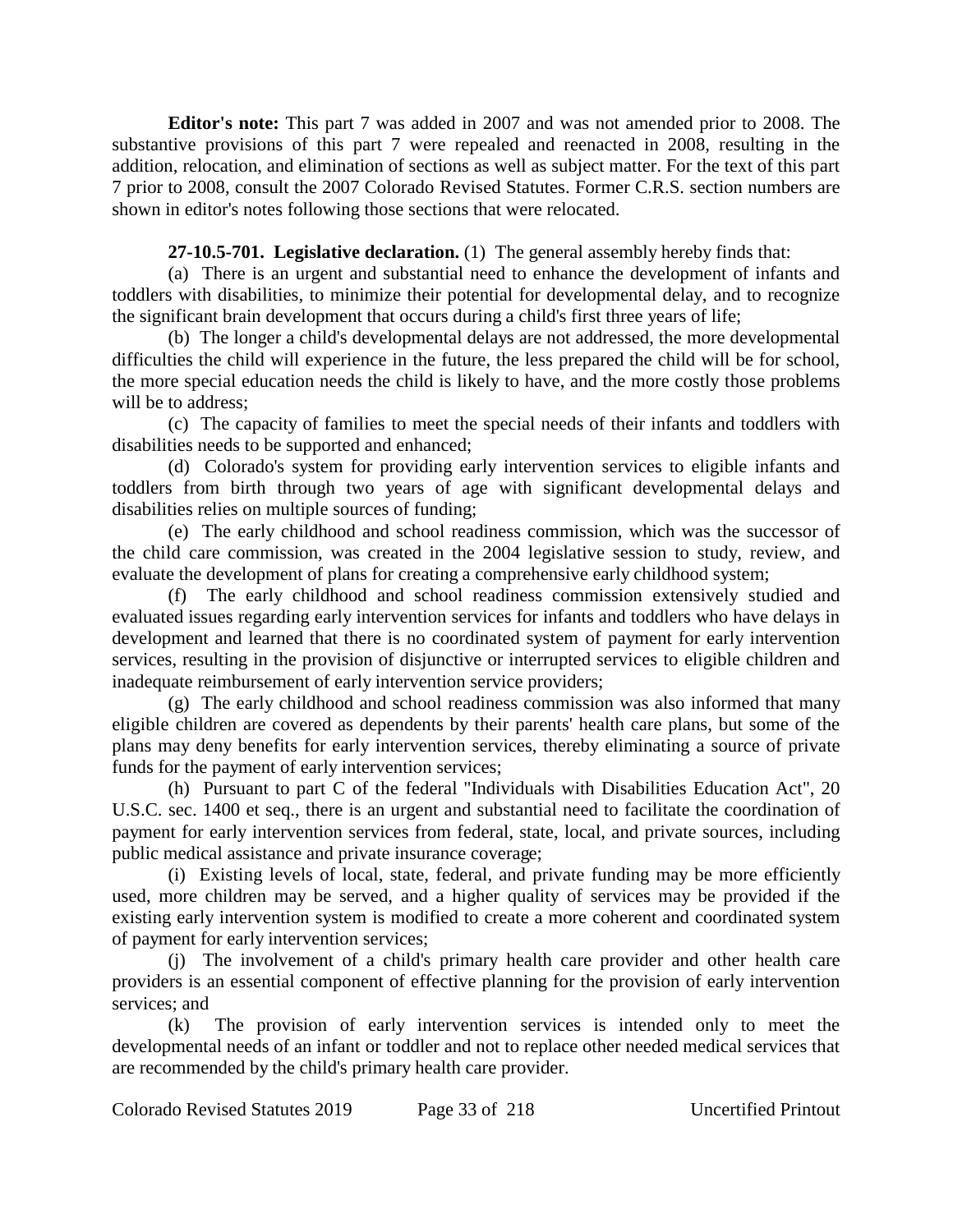**Editor's note:** This part 7 was added in 2007 and was not amended prior to 2008. The substantive provisions of this part 7 were repealed and reenacted in 2008, resulting in the addition, relocation, and elimination of sections as well as subject matter. For the text of this part 7 prior to 2008, consult the 2007 Colorado Revised Statutes. Former C.R.S. section numbers are shown in editor's notes following those sections that were relocated.

**27-10.5-701. Legislative declaration.** (1) The general assembly hereby finds that:

(a) There is an urgent and substantial need to enhance the development of infants and toddlers with disabilities, to minimize their potential for developmental delay, and to recognize the significant brain development that occurs during a child's first three years of life;

(b) The longer a child's developmental delays are not addressed, the more developmental difficulties the child will experience in the future, the less prepared the child will be for school, the more special education needs the child is likely to have, and the more costly those problems will be to address;

(c) The capacity of families to meet the special needs of their infants and toddlers with disabilities needs to be supported and enhanced;

(d) Colorado's system for providing early intervention services to eligible infants and toddlers from birth through two years of age with significant developmental delays and disabilities relies on multiple sources of funding;

(e) The early childhood and school readiness commission, which was the successor of the child care commission, was created in the 2004 legislative session to study, review, and evaluate the development of plans for creating a comprehensive early childhood system;

(f) The early childhood and school readiness commission extensively studied and evaluated issues regarding early intervention services for infants and toddlers who have delays in development and learned that there is no coordinated system of payment for early intervention services, resulting in the provision of disjunctive or interrupted services to eligible children and inadequate reimbursement of early intervention service providers;

(g) The early childhood and school readiness commission was also informed that many eligible children are covered as dependents by their parents' health care plans, but some of the plans may deny benefits for early intervention services, thereby eliminating a source of private funds for the payment of early intervention services;

(h) Pursuant to part C of the federal "Individuals with Disabilities Education Act", 20 U.S.C. sec. 1400 et seq., there is an urgent and substantial need to facilitate the coordination of payment for early intervention services from federal, state, local, and private sources, including public medical assistance and private insurance coverage;

(i) Existing levels of local, state, federal, and private funding may be more efficiently used, more children may be served, and a higher quality of services may be provided if the existing early intervention system is modified to create a more coherent and coordinated system of payment for early intervention services;

(j) The involvement of a child's primary health care provider and other health care providers is an essential component of effective planning for the provision of early intervention services; and

(k) The provision of early intervention services is intended only to meet the developmental needs of an infant or toddler and not to replace other needed medical services that are recommended by the child's primary health care provider.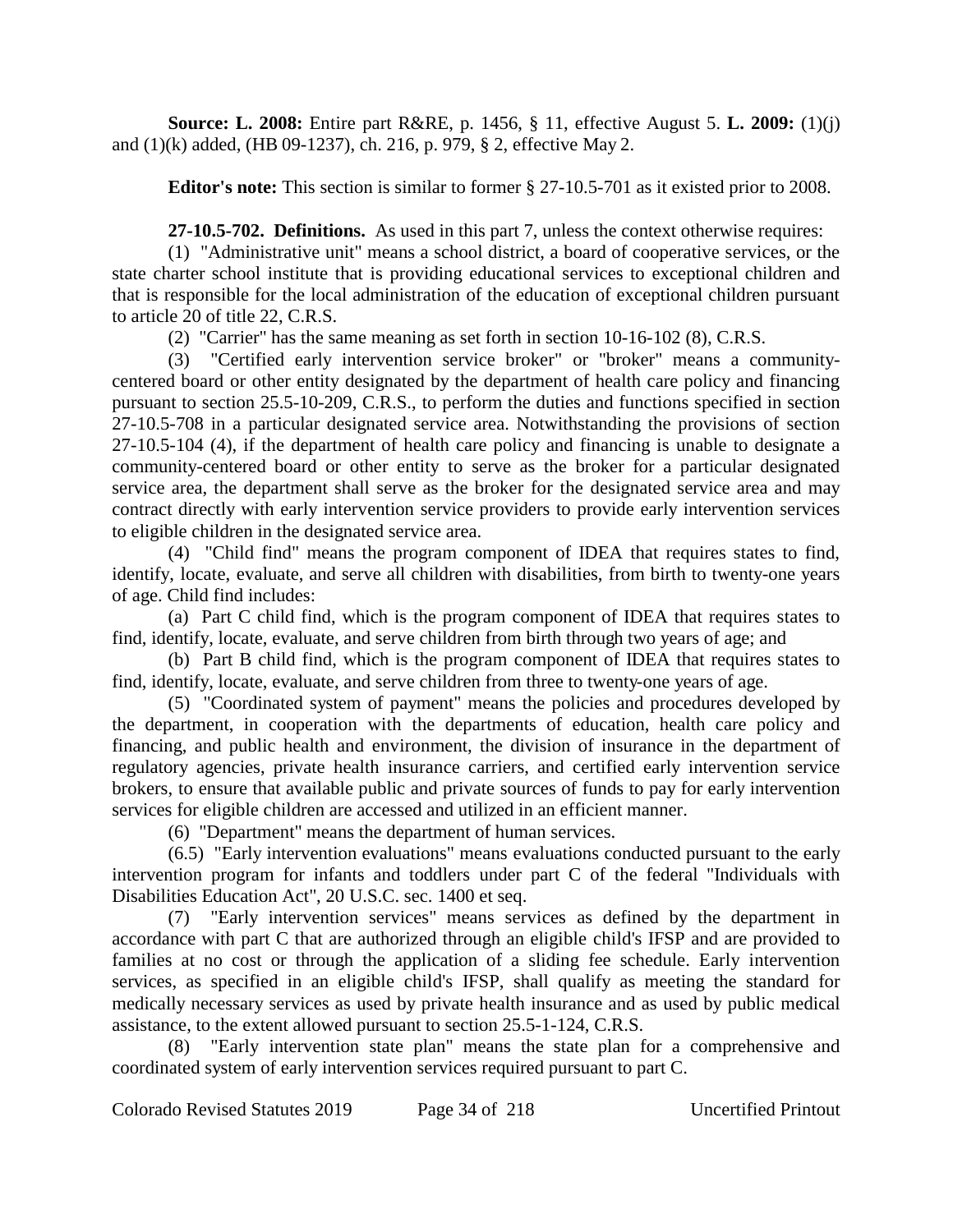**Source: L. 2008:** Entire part R&RE, p. 1456, § 11, effective August 5. **L. 2009:** (1)(j) and (1)(k) added, (HB 09-1237), ch. 216, p. 979, § 2, effective May 2.

**Editor's note:** This section is similar to former § 27-10.5-701 as it existed prior to 2008.

**27-10.5-702. Definitions.** As used in this part 7, unless the context otherwise requires:

(1) "Administrative unit" means a school district, a board of cooperative services, or the state charter school institute that is providing educational services to exceptional children and that is responsible for the local administration of the education of exceptional children pursuant to article 20 of title 22, C.R.S.

(2) "Carrier" has the same meaning as set forth in section 10-16-102 (8), C.R.S.

(3) "Certified early intervention service broker" or "broker" means a community-centered board or other entity designated by the department of health care policy and financing pursuant to section 25.5-10-209, C.R.S., to perform the duties and functions specified in section 27-10.5-708 in a particular designated service area. Notwithstanding the provisions of section 27-10.5-104 (4), if the department of health care policy and financing is unable to designate a community-centered board or other entity to serve as the broker for a particular designated service area, the department shall serve as the broker for the designated service area and may contract directly with early intervention service providers to provide early intervention services to eligible children in the designated service area.

(4) "Child find" means the program component of IDEA that requires states to find, identify, locate, evaluate, and serve all children with disabilities, from birth to twenty-one years of age. Child find includes:

(a) Part C child find, which is the program component of IDEA that requires states to find, identify, locate, evaluate, and serve children from birth through two years of age; and

(b) Part B child find, which is the program component of IDEA that requires states to find, identify, locate, evaluate, and serve children from three to twenty-one years of age.

(5) "Coordinated system of payment" means the policies and procedures developed by the department, in cooperation with the departments of education, health care policy and financing, and public health and environment, the division of insurance in the department of regulatory agencies, private health insurance carriers, and certified early intervention service brokers, to ensure that available public and private sources of funds to pay for early intervention services for eligible children are accessed and utilized in an efficient manner.

(6) "Department" means the department of human services.

(6.5) "Early intervention evaluations" means evaluations conducted pursuant to the early intervention program for infants and toddlers under part C of the federal "Individuals with Disabilities Education Act", 20 U.S.C. sec. 1400 et seq.

(7) "Early intervention services" means services as defined by the department in accordance with part C that are authorized through an eligible child's IFSP and are provided to families at no cost or through the application of a sliding fee schedule. Early intervention services, as specified in an eligible child's IFSP, shall qualify as meeting the standard for medically necessary services as used by private health insurance and as used by public medical assistance, to the extent allowed pursuant to section 25.5-1-124, C.R.S.

(8) "Early intervention state plan" means the state plan for a comprehensive and coordinated system of early intervention services required pursuant to part C.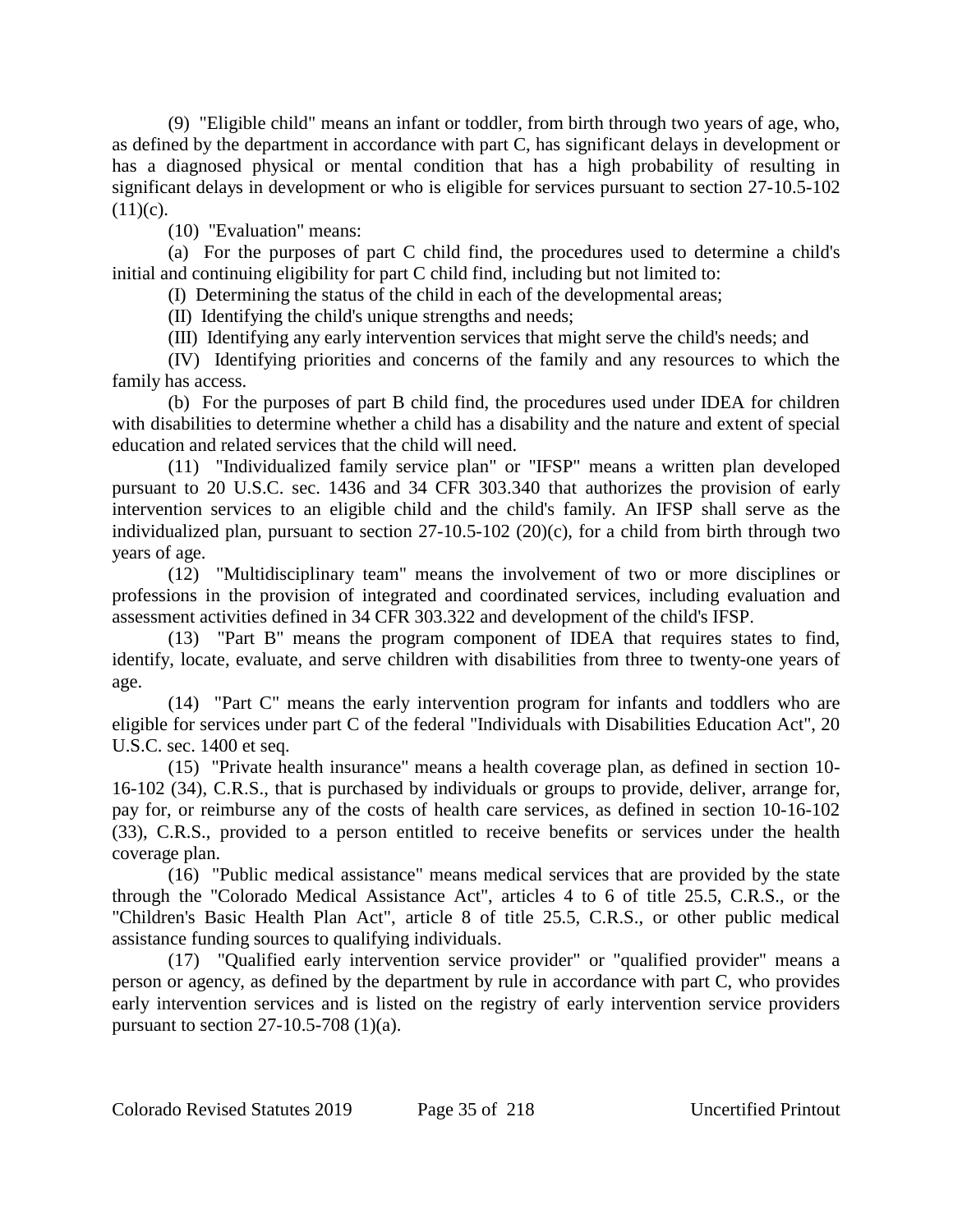(9) "Eligible child" means an infant or toddler, from birth through two years of age, who, as defined by the department in accordance with part C, has significant delays in development or has a diagnosed physical or mental condition that has a high probability of resulting in significant delays in development or who is eligible for services pursuant to section 27-10.5-102 (11)(c).

(10) "Evaluation" means:

(a) For the purposes of part C child find, the procedures used to determine a child's initial and continuing eligibility for part C child find, including but not limited to:

(I) Determining the status of the child in each of the developmental areas;

(II) Identifying the child's unique strengths and needs;

(III) Identifying any early intervention services that might serve the child's needs; and

(IV) Identifying priorities and concerns of the family and any resources to which the family has access.

(b) For the purposes of part B child find, the procedures used under IDEA for children with disabilities to determine whether a child has a disability and the nature and extent of special education and related services that the child will need.

(11) "Individualized family service plan" or "IFSP" means a written plan developed pursuant to 20 U.S.C. sec. 1436 and 34 CFR 303.340 that authorizes the provision of early intervention services to an eligible child and the child's family. An IFSP shall serve as the individualized plan, pursuant to section 27-10.5-102 (20)(c), for a child from birth through two years of age.

(12) "Multidisciplinary team" means the involvement of two or more disciplines or professions in the provision of integrated and coordinated services, including evaluation and assessment activities defined in 34 CFR 303.322 and development of the child's IFSP.

(13) "Part B" means the program component of IDEA that requires states to find, identify, locate, evaluate, and serve children with disabilities from three to twenty-one years of age.

(14) "Part C" means the early intervention program for infants and toddlers who are eligible for services under part C of the federal "Individuals with Disabilities Education Act", 20 U.S.C. sec. 1400 et seq.

(15) "Private health insurance" means a health coverage plan, as defined in section 10-16-102 (34), C.R.S., that is purchased by individuals or groups to provide, deliver, arrange for, pay for, or reimburse any of the costs of health care services, as defined in section 10-16-102 (33), C.R.S., provided to a person entitled to receive benefits or services under the health coverage plan.

(16) "Public medical assistance" means medical services that are provided by the state through the "Colorado Medical Assistance Act", articles 4 to 6 of title 25.5, C.R.S., or the "Children's Basic Health Plan Act", article 8 of title 25.5, C.R.S., or other public medical assistance funding sources to qualifying individuals.

(17) "Qualified early intervention service provider" or "qualified provider" means a person or agency, as defined by the department by rule in accordance with part C, who provides early intervention services and is listed on the registry of early intervention service providers pursuant to section 27-10.5-708 (1)(a).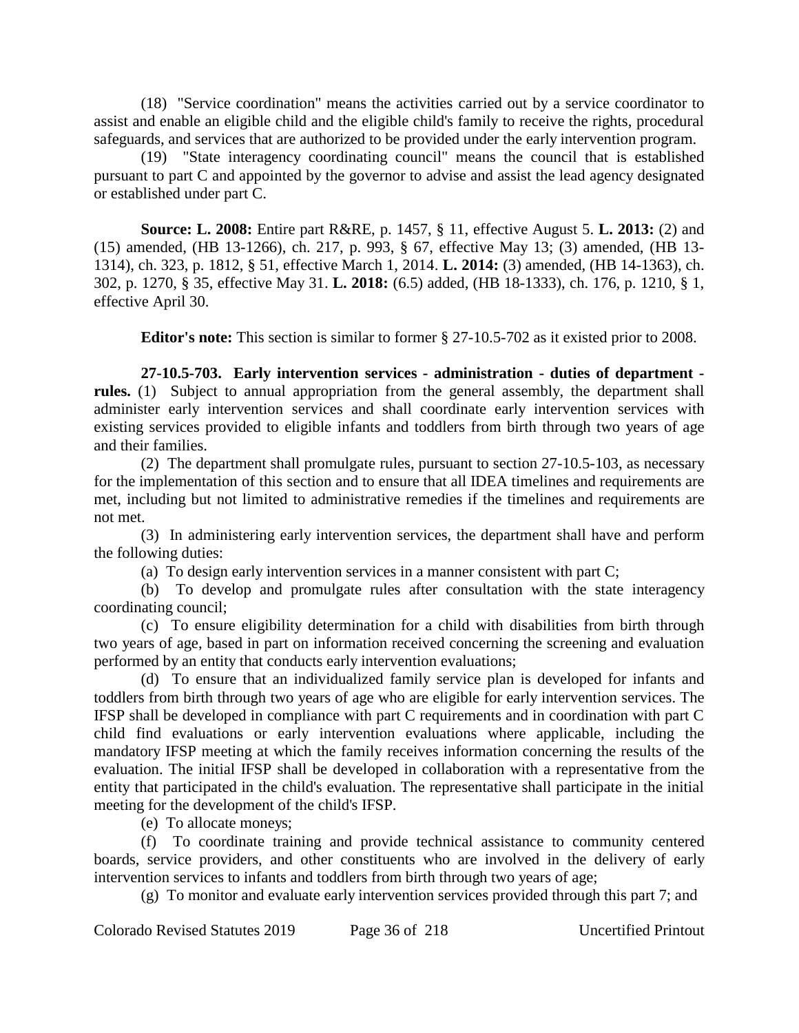(18) "Service coordination" means the activities carried out by a service coordinator to assist and enable an eligible child and the eligible child's family to receive the rights, procedural safeguards, and services that are authorized to be provided under the early intervention program.

(19) "State interagency coordinating council" means the council that is established pursuant to part C and appointed by the governor to advise and assist the lead agency designated or established under part C.

**Source: L. 2008:** Entire part R&RE, p. 1457, § 11, effective August 5. **L. 2013:** (2) and (15) amended, (HB 13-1266), ch. 217, p. 993, § 67, effective May 13; (3) amended, (HB 13-1314), ch. 323, p. 1812, § 51, effective March 1, 2014. **L. 2014:** (3) amended, (HB 14-1363), ch. 302, p. 1270, § 35, effective May 31. **L. 2018:** (6.5) added, (HB 18-1333), ch. 176, p. 1210, § 1, effective April 30.

**Editor's note:** This section is similar to former § 27-10.5-702 as it existed prior to 2008.

**27-10.5-703. Early intervention services - administration - duties of department - rules.** (1) Subject to annual appropriation from the general assembly, the department shall administer early intervention services and shall coordinate early intervention services with existing services provided to eligible infants and toddlers from birth through two years of age and their families.

(2) The department shall promulgate rules, pursuant to section 27-10.5-103, as necessary for the implementation of this section and to ensure that all IDEA timelines and requirements are met, including but not limited to administrative remedies if the timelines and requirements are not met.

(3) In administering early intervention services, the department shall have and perform the following duties:

(a) To design early intervention services in a manner consistent with part C;

(b) To develop and promulgate rules after consultation with the state interagency coordinating council;

(c) To ensure eligibility determination for a child with disabilities from birth through two years of age, based in part on information received concerning the screening and evaluation performed by an entity that conducts early intervention evaluations;

(d) To ensure that an individualized family service plan is developed for infants and toddlers from birth through two years of age who are eligible for early intervention services. The IFSP shall be developed in compliance with part C requirements and in coordination with part C child find evaluations or early intervention evaluations where applicable, including the mandatory IFSP meeting at which the family receives information concerning the results of the evaluation. The initial IFSP shall be developed in collaboration with a representative from the entity that participated in the child's evaluation. The representative shall participate in the initial meeting for the development of the child's IFSP.

(e) To allocate moneys;

(f) To coordinate training and provide technical assistance to community centered boards, service providers, and other constituents who are involved in the delivery of early intervention services to infants and toddlers from birth through two years of age;

(g) To monitor and evaluate early intervention services provided through this part 7; and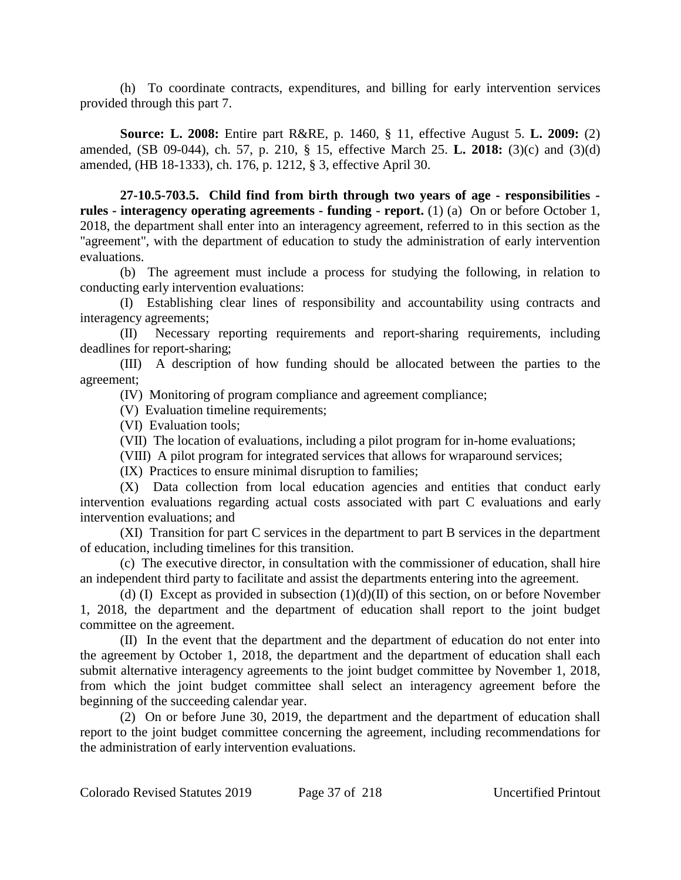(h) To coordinate contracts, expenditures, and billing for early intervention services provided through this part 7.

**Source: L. 2008:** Entire part R&RE, p. 1460, § 11, effective August 5. **L. 2009:** (2) amended, (SB 09-044), ch. 57, p. 210, § 15, effective March 25. **L. 2018:** (3)(c) and (3)(d) amended, (HB 18-1333), ch. 176, p. 1212, § 3, effective April 30.

**27-10.5-703.5. Child find from birth through two years of age - responsibilities - rules - interagency operating agreements - funding - report.** (1) (a) On or before October 1, 2018, the department shall enter into an interagency agreement, referred to in this section as the "agreement", with the department of education to study the administration of early intervention evaluations.

(b) The agreement must include a process for studying the following, in relation to conducting early intervention evaluations:

(I) Establishing clear lines of responsibility and accountability using contracts and interagency agreements;

(II) Necessary reporting requirements and report-sharing requirements, including deadlines for report-sharing;

(III) A description of how funding should be allocated between the parties to the agreement;

(IV) Monitoring of program compliance and agreement compliance;

(V) Evaluation timeline requirements;

(VI) Evaluation tools;

(VII) The location of evaluations, including a pilot program for in-home evaluations;

(VIII) A pilot program for integrated services that allows for wraparound services;

(IX) Practices to ensure minimal disruption to families;

(X) Data collection from local education agencies and entities that conduct early intervention evaluations regarding actual costs associated with part C evaluations and early intervention evaluations; and

(XI) Transition for part C services in the department to part B services in the department of education, including timelines for this transition.

(c) The executive director, in consultation with the commissioner of education, shall hire an independent third party to facilitate and assist the departments entering into the agreement.

(d) (I) Except as provided in subsection (1)(d)(II) of this section, on or before November 1, 2018, the department and the department of education shall report to the joint budget committee on the agreement.

(II) In the event that the department and the department of education do not enter into the agreement by October 1, 2018, the department and the department of education shall each submit alternative interagency agreements to the joint budget committee by November 1, 2018, from which the joint budget committee shall select an interagency agreement before the beginning of the succeeding calendar year.

(2) On or before June 30, 2019, the department and the department of education shall report to the joint budget committee concerning the agreement, including recommendations for the administration of early intervention evaluations.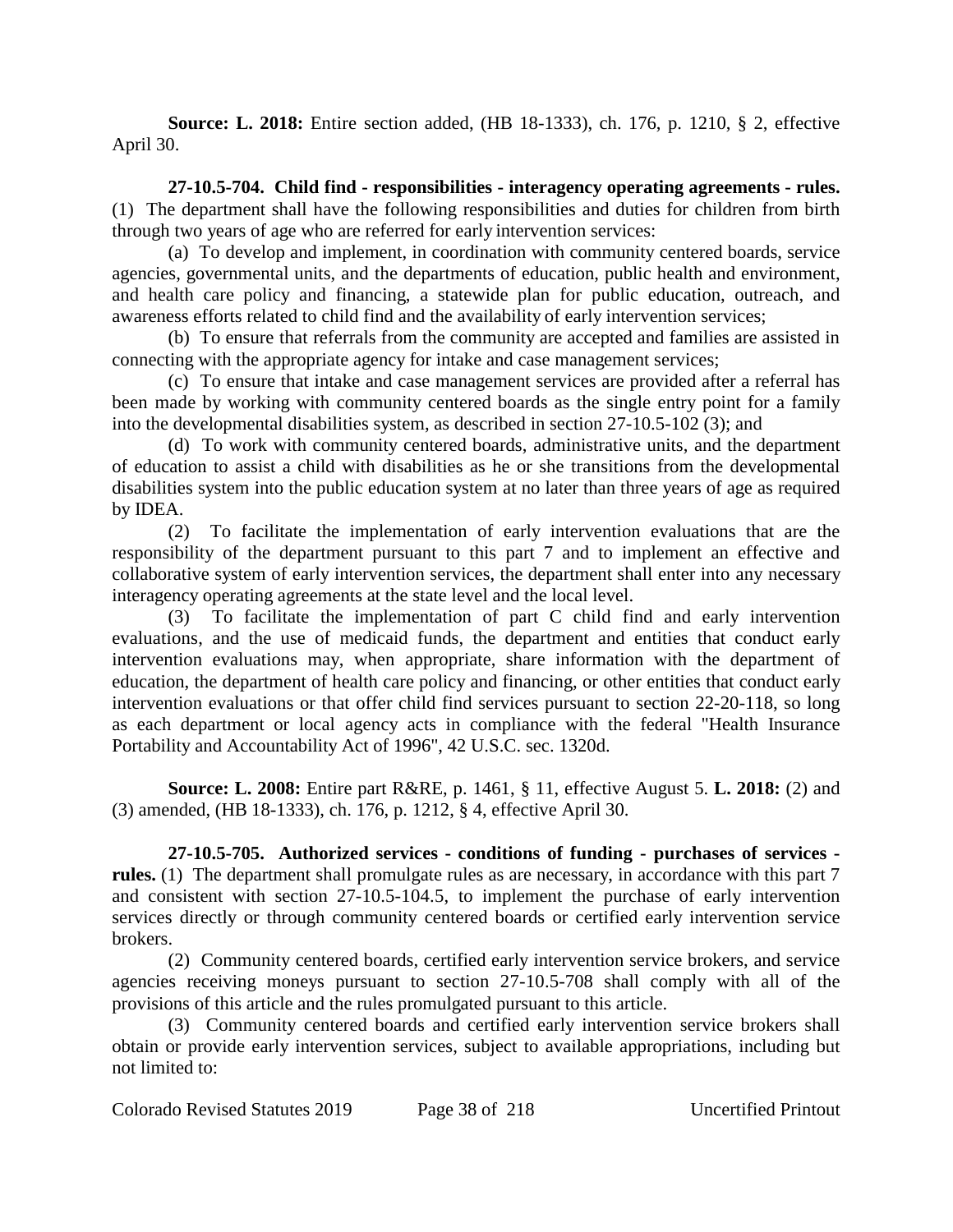**Source: L. 2018:** Entire section added, (HB 18-1333), ch. 176, p. 1210, § 2, effective April 30.

**27-10.5-704. Child find - responsibilities - interagency operating agreements - rules.** (1) The department shall have the following responsibilities and duties for children from birth through two years of age who are referred for early intervention services:

(a) To develop and implement, in coordination with community centered boards, service agencies, governmental units, and the departments of education, public health and environment, and health care policy and financing, a statewide plan for public education, outreach, and awareness efforts related to child find and the availability of early intervention services;

(b) To ensure that referrals from the community are accepted and families are assisted in connecting with the appropriate agency for intake and case management services;

(c) To ensure that intake and case management services are provided after a referral has been made by working with community centered boards as the single entry point for a family into the developmental disabilities system, as described in section 27-10.5-102 (3); and

(d) To work with community centered boards, administrative units, and the department of education to assist a child with disabilities as he or she transitions from the developmental disabilities system into the public education system at no later than three years of age as required by IDEA.

(2) To facilitate the implementation of early intervention evaluations that are the responsibility of the department pursuant to this part 7 and to implement an effective and collaborative system of early intervention services, the department shall enter into any necessary interagency operating agreements at the state level and the local level.

(3) To facilitate the implementation of part C child find and early intervention evaluations, and the use of medicaid funds, the department and entities that conduct early intervention evaluations may, when appropriate, share information with the department of education, the department of health care policy and financing, or other entities that conduct early intervention evaluations or that offer child find services pursuant to section 22-20-118, so long as each department or local agency acts in compliance with the federal "Health Insurance Portability and Accountability Act of 1996", 42 U.S.C. sec. 1320d.

**Source: L. 2008:** Entire part R&RE, p. 1461, § 11, effective August 5. **L. 2018:** (2) and (3) amended, (HB 18-1333), ch. 176, p. 1212, § 4, effective April 30.

**27-10.5-705. Authorized services - conditions of funding - purchases of services - rules.** (1) The department shall promulgate rules as are necessary, in accordance with this part 7 and consistent with section 27-10.5-104.5, to implement the purchase of early intervention services directly or through community centered boards or certified early intervention service brokers.

(2) Community centered boards, certified early intervention service brokers, and service agencies receiving moneys pursuant to section 27-10.5-708 shall comply with all of the provisions of this article and the rules promulgated pursuant to this article.

(3) Community centered boards and certified early intervention service brokers shall obtain or provide early intervention services, subject to available appropriations, including but not limited to: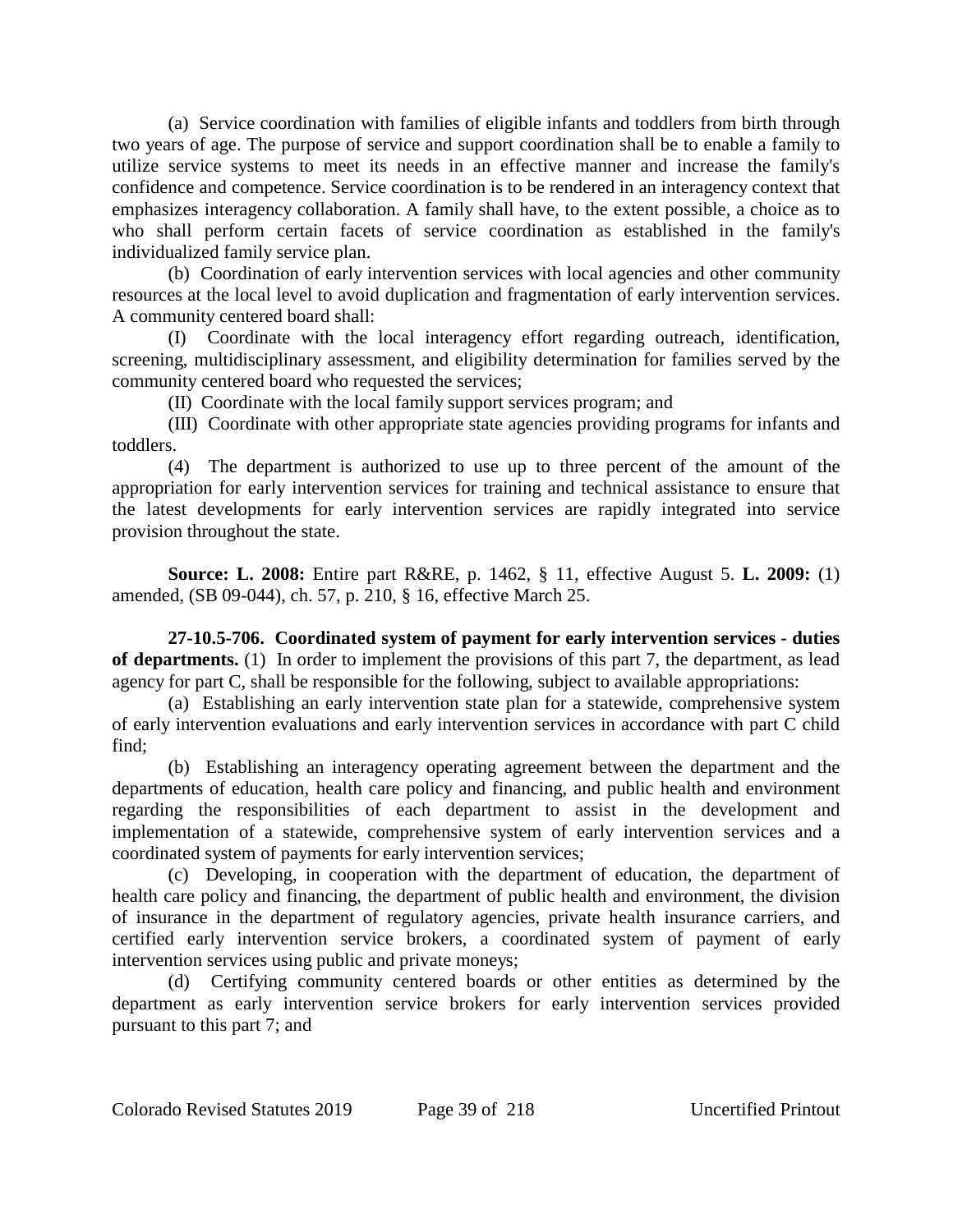(a) Service coordination with families of eligible infants and toddlers from birth through two years of age. The purpose of service and support coordination shall be to enable a family to utilize service systems to meet its needs in an effective manner and increase the family's confidence and competence. Service coordination is to be rendered in an interagency context that emphasizes interagency collaboration. A family shall have, to the extent possible, a choice as to who shall perform certain facets of service coordination as established in the family's individualized family service plan.

(b) Coordination of early intervention services with local agencies and other community resources at the local level to avoid duplication and fragmentation of early intervention services. A community centered board shall:

(I) Coordinate with the local interagency effort regarding outreach, identification, screening, multidisciplinary assessment, and eligibility determination for families served by the community centered board who requested the services;

(II) Coordinate with the local family support services program; and

(III) Coordinate with other appropriate state agencies providing programs for infants and toddlers.

(4) The department is authorized to use up to three percent of the amount of the appropriation for early intervention services for training and technical assistance to ensure that the latest developments for early intervention services are rapidly integrated into service provision throughout the state.

**Source: L. 2008:** Entire part R&RE, p. 1462, § 11, effective August 5. **L. 2009:** (1) amended, (SB 09-044), ch. 57, p. 210, § 16, effective March 25.

**27-10.5-706. Coordinated system of payment for early intervention services - duties of departments.** (1) In order to implement the provisions of this part 7, the department, as lead agency for part C, shall be responsible for the following, subject to available appropriations:

(a) Establishing an early intervention state plan for a statewide, comprehensive system of early intervention evaluations and early intervention services in accordance with part C child find;

(b) Establishing an interagency operating agreement between the department and the departments of education, health care policy and financing, and public health and environment regarding the responsibilities of each department to assist in the development and implementation of a statewide, comprehensive system of early intervention services and a coordinated system of payments for early intervention services;

(c) Developing, in cooperation with the department of education, the department of health care policy and financing, the department of public health and environment, the division of insurance in the department of regulatory agencies, private health insurance carriers, and certified early intervention service brokers, a coordinated system of payment of early intervention services using public and private moneys;

(d) Certifying community centered boards or other entities as determined by the department as early intervention service brokers for early intervention services provided pursuant to this part 7; and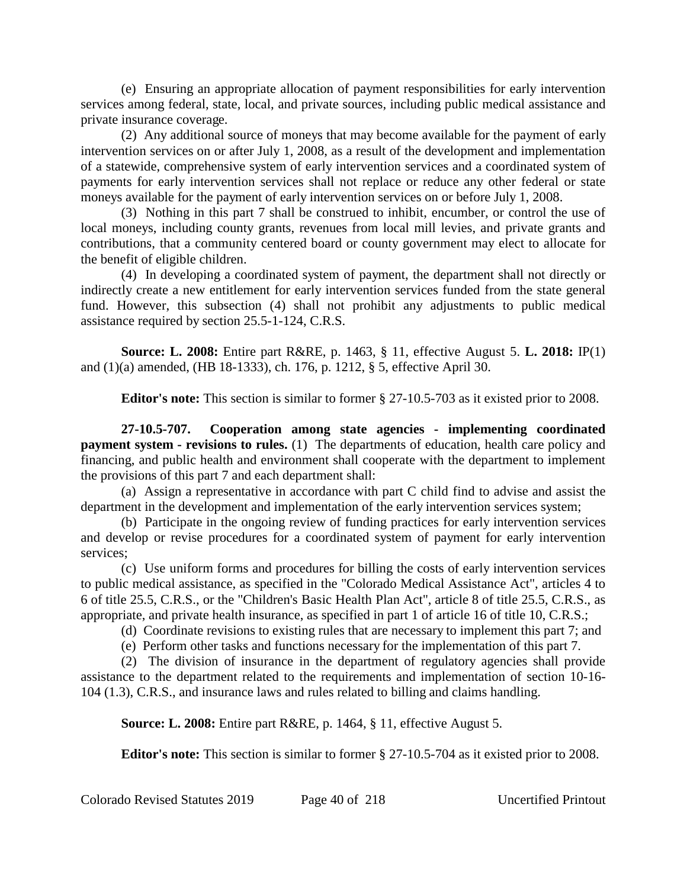(e) Ensuring an appropriate allocation of payment responsibilities for early intervention services among federal, state, local, and private sources, including public medical assistance and private insurance coverage.

(2) Any additional source of moneys that may become available for the payment of early intervention services on or after July 1, 2008, as a result of the development and implementation of a statewide, comprehensive system of early intervention services and a coordinated system of payments for early intervention services shall not replace or reduce any other federal or state moneys available for the payment of early intervention services on or before July 1, 2008.

(3) Nothing in this part 7 shall be construed to inhibit, encumber, or control the use of local moneys, including county grants, revenues from local mill levies, and private grants and contributions, that a community centered board or county government may elect to allocate for the benefit of eligible children.

(4) In developing a coordinated system of payment, the department shall not directly or indirectly create a new entitlement for early intervention services funded from the state general fund. However, this subsection (4) shall not prohibit any adjustments to public medical assistance required by section 25.5-1-124, C.R.S.

**Source: L. 2008:** Entire part R&RE, p. 1463, § 11, effective August 5. **L. 2018:** IP(1) and (1)(a) amended, (HB 18-1333), ch. 176, p. 1212, § 5, effective April 30.

**Editor's note:** This section is similar to former § 27-10.5-703 as it existed prior to 2008.

**27-10.5-707. Cooperation among state agencies - implementing coordinated payment system - revisions to rules.** (1) The departments of education, health care policy and financing, and public health and environment shall cooperate with the department to implement the provisions of this part 7 and each department shall:

(a) Assign a representative in accordance with part C child find to advise and assist the department in the development and implementation of the early intervention services system;

(b) Participate in the ongoing review of funding practices for early intervention services and develop or revise procedures for a coordinated system of payment for early intervention services;

(c) Use uniform forms and procedures for billing the costs of early intervention services to public medical assistance, as specified in the "Colorado Medical Assistance Act", articles 4 to 6 of title 25.5, C.R.S., or the "Children's Basic Health Plan Act", article 8 of title 25.5, C.R.S., as appropriate, and private health insurance, as specified in part 1 of article 16 of title 10, C.R.S.;

(d) Coordinate revisions to existing rules that are necessary to implement this part 7; and

(e) Perform other tasks and functions necessary for the implementation of this part 7.

(2) The division of insurance in the department of regulatory agencies shall provide assistance to the department related to the requirements and implementation of section 10-16-104 (1.3), C.R.S., and insurance laws and rules related to billing and claims handling.

**Source: L. 2008:** Entire part R&RE, p. 1464, § 11, effective August 5.

**Editor's note:** This section is similar to former § 27-10.5-704 as it existed prior to 2008.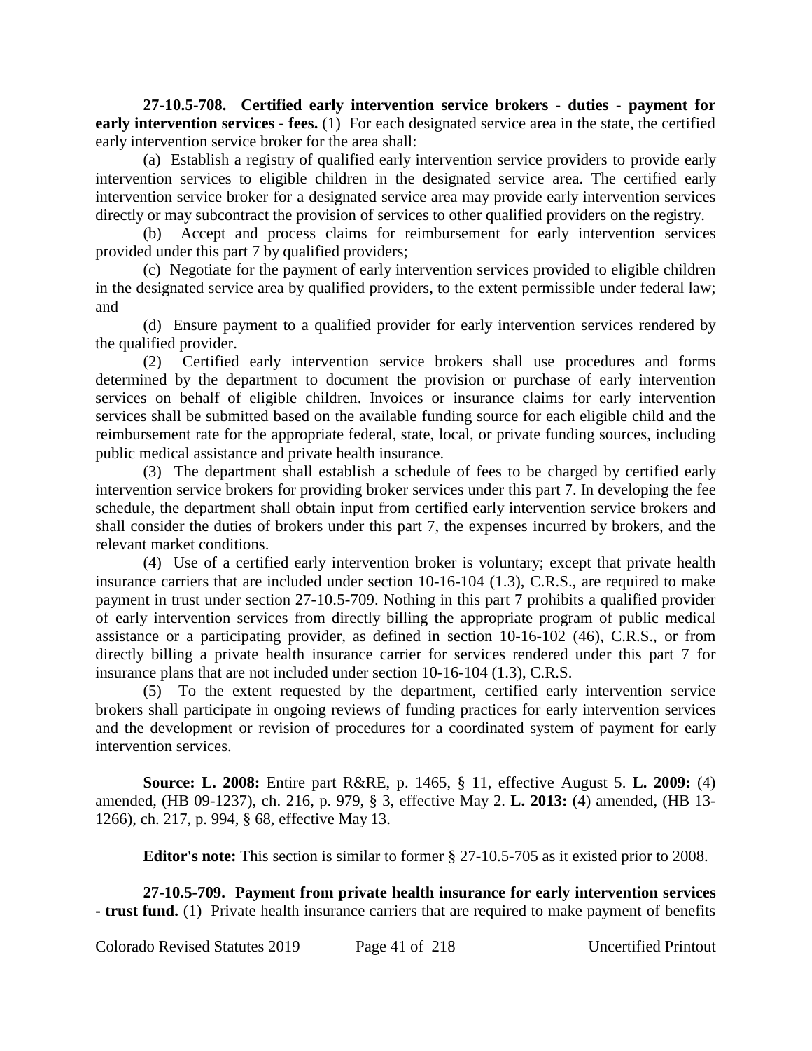**27-10.5-708. Certified early intervention service brokers - duties - payment for early intervention services - fees.** (1) For each designated service area in the state, the certified early intervention service broker for the area shall:

(a) Establish a registry of qualified early intervention service providers to provide early intervention services to eligible children in the designated service area. The certified early intervention service broker for a designated service area may provide early intervention services directly or may subcontract the provision of services to other qualified providers on the registry.

(b) Accept and process claims for reimbursement for early intervention services provided under this part 7 by qualified providers;

(c) Negotiate for the payment of early intervention services provided to eligible children in the designated service area by qualified providers, to the extent permissible under federal law; and

(d) Ensure payment to a qualified provider for early intervention services rendered by the qualified provider.

(2) Certified early intervention service brokers shall use procedures and forms determined by the department to document the provision or purchase of early intervention services on behalf of eligible children. Invoices or insurance claims for early intervention services shall be submitted based on the available funding source for each eligible child and the reimbursement rate for the appropriate federal, state, local, or private funding sources, including public medical assistance and private health insurance.

(3) The department shall establish a schedule of fees to be charged by certified early intervention service brokers for providing broker services under this part 7. In developing the fee schedule, the department shall obtain input from certified early intervention service brokers and shall consider the duties of brokers under this part 7, the expenses incurred by brokers, and the relevant market conditions.

(4) Use of a certified early intervention broker is voluntary; except that private health insurance carriers that are included under section 10-16-104 (1.3), C.R.S., are required to make payment in trust under section 27-10.5-709. Nothing in this part 7 prohibits a qualified provider of early intervention services from directly billing the appropriate program of public medical assistance or a participating provider, as defined in section 10-16-102 (46), C.R.S., or from directly billing a private health insurance carrier for services rendered under this part 7 for insurance plans that are not included under section 10-16-104 (1.3), C.R.S.

(5) To the extent requested by the department, certified early intervention service brokers shall participate in ongoing reviews of funding practices for early intervention services and the development or revision of procedures for a coordinated system of payment for early intervention services.

**Source: L. 2008:** Entire part R&RE, p. 1465, § 11, effective August 5. **L. 2009:** (4) amended, (HB 09-1237), ch. 216, p. 979, § 3, effective May 2. **L. 2013:** (4) amended, (HB 13-1266), ch. 217, p. 994, § 68, effective May 13.

**Editor's note:** This section is similar to former § 27-10.5-705 as it existed prior to 2008.

**27-10.5-709. Payment from private health insurance for early intervention services - trust fund.** (1) Private health insurance carriers that are required to make payment of benefits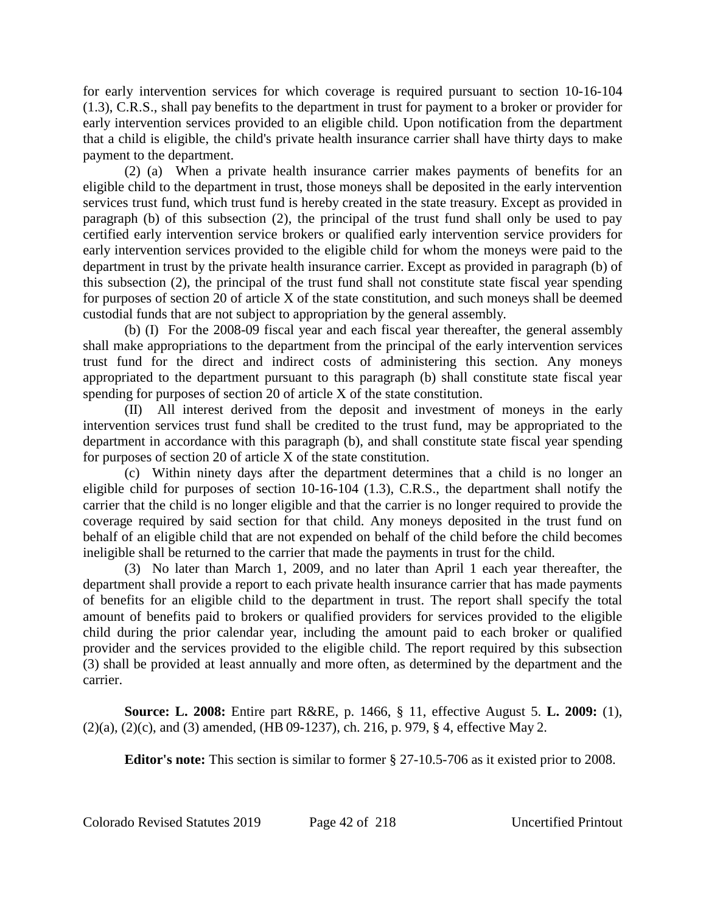for early intervention services for which coverage is required pursuant to section 10-16-104 (1.3), C.R.S., shall pay benefits to the department in trust for payment to a broker or provider for early intervention services provided to an eligible child. Upon notification from the department that a child is eligible, the child's private health insurance carrier shall have thirty days to make payment to the department.

(2) (a) When a private health insurance carrier makes payments of benefits for an eligible child to the department in trust, those moneys shall be deposited in the early intervention services trust fund, which trust fund is hereby created in the state treasury. Except as provided in paragraph (b) of this subsection (2), the principal of the trust fund shall only be used to pay certified early intervention service brokers or qualified early intervention service providers for early intervention services provided to the eligible child for whom the moneys were paid to the department in trust by the private health insurance carrier. Except as provided in paragraph (b) of this subsection (2), the principal of the trust fund shall not constitute state fiscal year spending for purposes of section 20 of article X of the state constitution, and such moneys shall be deemed custodial funds that are not subject to appropriation by the general assembly.

(b) (I) For the 2008-09 fiscal year and each fiscal year thereafter, the general assembly shall make appropriations to the department from the principal of the early intervention services trust fund for the direct and indirect costs of administering this section. Any moneys appropriated to the department pursuant to this paragraph (b) shall constitute state fiscal year spending for purposes of section 20 of article X of the state constitution.

(II) All interest derived from the deposit and investment of moneys in the early intervention services trust fund shall be credited to the trust fund, may be appropriated to the department in accordance with this paragraph (b), and shall constitute state fiscal year spending for purposes of section 20 of article X of the state constitution.

(c) Within ninety days after the department determines that a child is no longer an eligible child for purposes of section 10-16-104 (1.3), C.R.S., the department shall notify the carrier that the child is no longer eligible and that the carrier is no longer required to provide the coverage required by said section for that child. Any moneys deposited in the trust fund on behalf of an eligible child that are not expended on behalf of the child before the child becomes ineligible shall be returned to the carrier that made the payments in trust for the child.

(3) No later than March 1, 2009, and no later than April 1 each year thereafter, the department shall provide a report to each private health insurance carrier that has made payments of benefits for an eligible child to the department in trust. The report shall specify the total amount of benefits paid to brokers or qualified providers for services provided to the eligible child during the prior calendar year, including the amount paid to each broker or qualified provider and the services provided to the eligible child. The report required by this subsection (3) shall be provided at least annually and more often, as determined by the department and the carrier.

**Source: L. 2008:** Entire part R&RE, p. 1466, § 11, effective August 5. **L. 2009:** (1), (2)(a), (2)(c), and (3) amended, (HB 09-1237), ch. 216, p. 979, § 4, effective May 2.

**Editor's note:** This section is similar to former § 27-10.5-706 as it existed prior to 2008.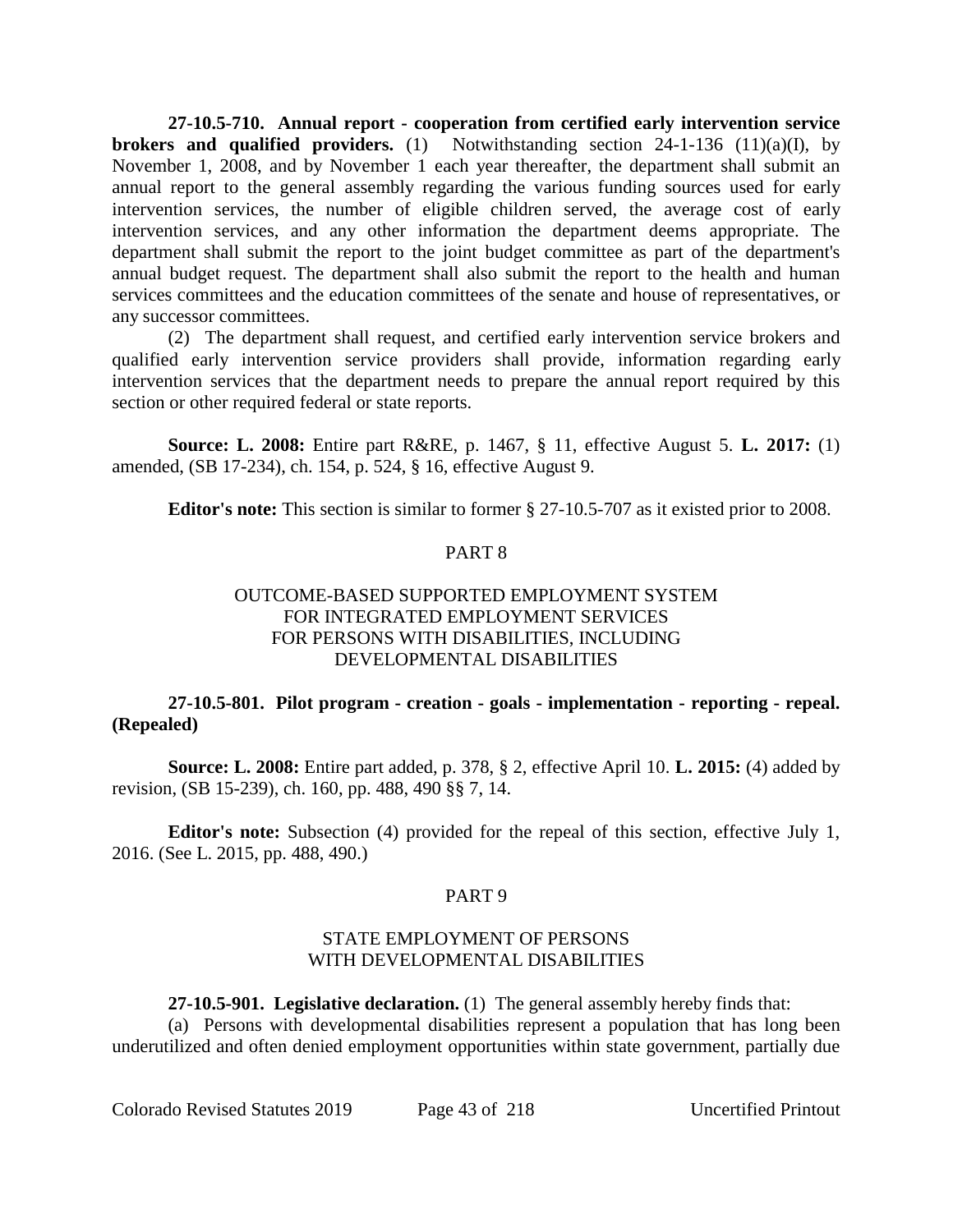**27-10.5-710. Annual report - cooperation from certified early intervention service brokers and qualified providers.** (1) Notwithstanding section 24-1-136 (11)(a)(I), by November 1, 2008, and by November 1 each year thereafter, the department shall submit an annual report to the general assembly regarding the various funding sources used for early intervention services, the number of eligible children served, the average cost of early intervention services, and any other information the department deems appropriate. The department shall submit the report to the joint budget committee as part of the department's annual budget request. The department shall also submit the report to the health and human services committees and the education committees of the senate and house of representatives, or any successor committees.

(2) The department shall request, and certified early intervention service brokers and qualified early intervention service providers shall provide, information regarding early intervention services that the department needs to prepare the annual report required by this section or other required federal or state reports.

**Source: L. 2008:** Entire part R&RE, p. 1467, § 11, effective August 5. **L. 2017:** (1) amended, (SB 17-234), ch. 154, p. 524, § 16, effective August 9.

**Editor's note:** This section is similar to former § 27-10.5-707 as it existed prior to 2008.

## PART 8

## OUTCOME-BASED SUPPORTED EMPLOYMENT SYSTEM FOR INTEGRATED EMPLOYMENT SERVICES FOR PERSONS WITH DISABILITIES, INCLUDING DEVELOPMENTAL DISABILITIES

**27-10.5-801. Pilot program - creation - goals - implementation - reporting - repeal. (Repealed)**

**Source: L. 2008:** Entire part added, p. 378, § 2, effective April 10. **L. 2015:** (4) added by revision, (SB 15-239), ch. 160, pp. 488, 490 §§ 7, 14.

**Editor's note:** Subsection (4) provided for the repeal of this section, effective July 1, 2016. (See L. 2015, pp. 488, 490.)

## PART 9

## STATE EMPLOYMENT OF PERSONS WITH DEVELOPMENTAL DISABILITIES

**27-10.5-901. Legislative declaration.** (1) The general assembly hereby finds that:

(a) Persons with developmental disabilities represent a population that has long been underutilized and often denied employment opportunities within state government, partially due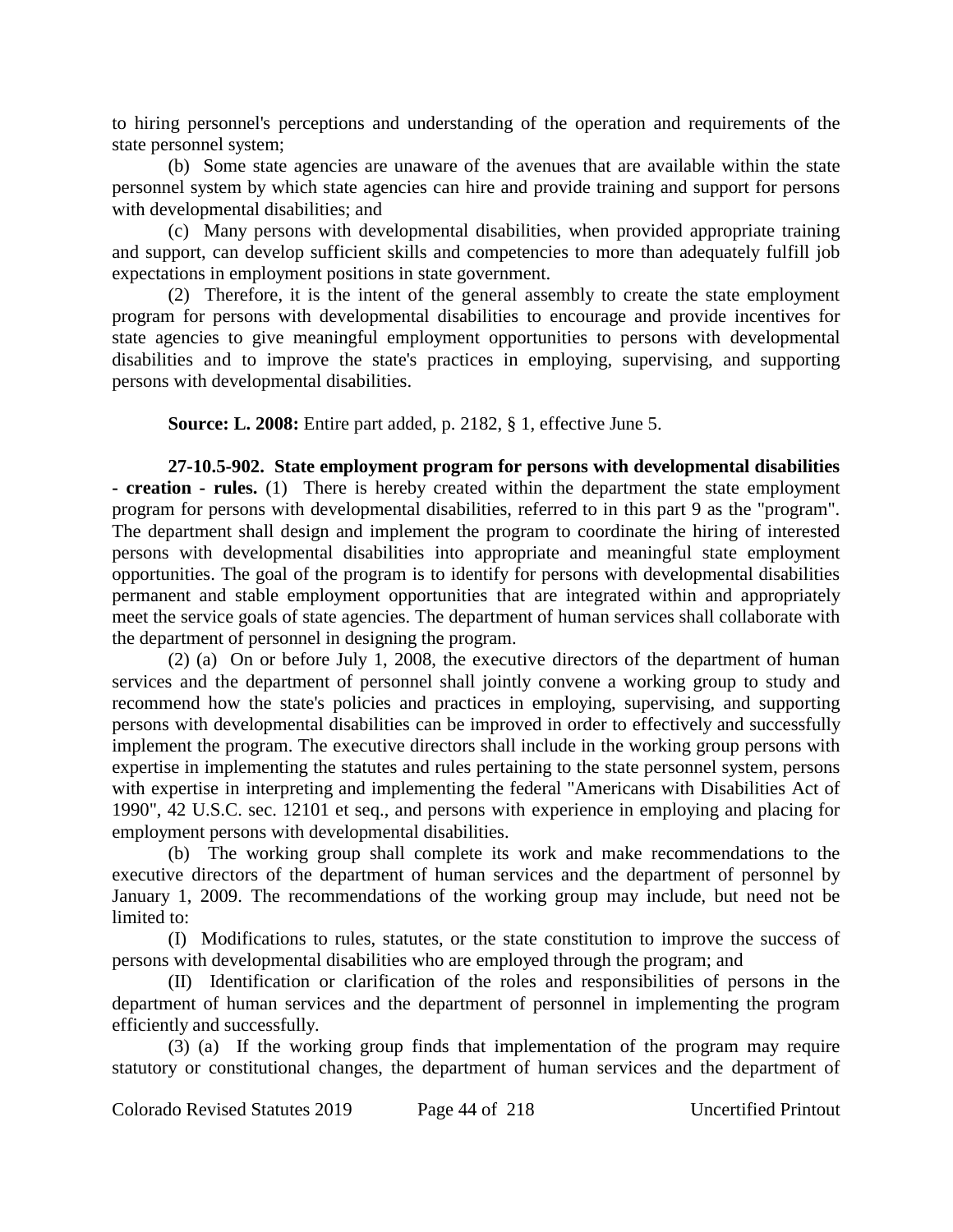to hiring personnel's perceptions and understanding of the operation and requirements of the state personnel system;

(b) Some state agencies are unaware of the avenues that are available within the state personnel system by which state agencies can hire and provide training and support for persons with developmental disabilities; and

(c) Many persons with developmental disabilities, when provided appropriate training and support, can develop sufficient skills and competencies to more than adequately fulfill job expectations in employment positions in state government.

(2) Therefore, it is the intent of the general assembly to create the state employment program for persons with developmental disabilities to encourage and provide incentives for state agencies to give meaningful employment opportunities to persons with developmental disabilities and to improve the state's practices in employing, supervising, and supporting persons with developmental disabilities.

**Source: L. 2008:** Entire part added, p. 2182, § 1, effective June 5.

**27-10.5-902. State employment program for persons with developmental disabilities - creation - rules.** (1) There is hereby created within the department the state employment program for persons with developmental disabilities, referred to in this part 9 as the "program". The department shall design and implement the program to coordinate the hiring of interested persons with developmental disabilities into appropriate and meaningful state employment opportunities. The goal of the program is to identify for persons with developmental disabilities permanent and stable employment opportunities that are integrated within and appropriately meet the service goals of state agencies. The department of human services shall collaborate with the department of personnel in designing the program.

(2) (a) On or before July 1, 2008, the executive directors of the department of human services and the department of personnel shall jointly convene a working group to study and recommend how the state's policies and practices in employing, supervising, and supporting persons with developmental disabilities can be improved in order to effectively and successfully implement the program. The executive directors shall include in the working group persons with expertise in implementing the statutes and rules pertaining to the state personnel system, persons with expertise in interpreting and implementing the federal "Americans with Disabilities Act of 1990", 42 U.S.C. sec. 12101 et seq., and persons with experience in employing and placing for employment persons with developmental disabilities.

(b) The working group shall complete its work and make recommendations to the executive directors of the department of human services and the department of personnel by January 1, 2009. The recommendations of the working group may include, but need not be limited to:

(I) Modifications to rules, statutes, or the state constitution to improve the success of persons with developmental disabilities who are employed through the program; and

(II) Identification or clarification of the roles and responsibilities of persons in the department of human services and the department of personnel in implementing the program efficiently and successfully.

(3) (a) If the working group finds that implementation of the program may require statutory or constitutional changes, the department of human services and the department of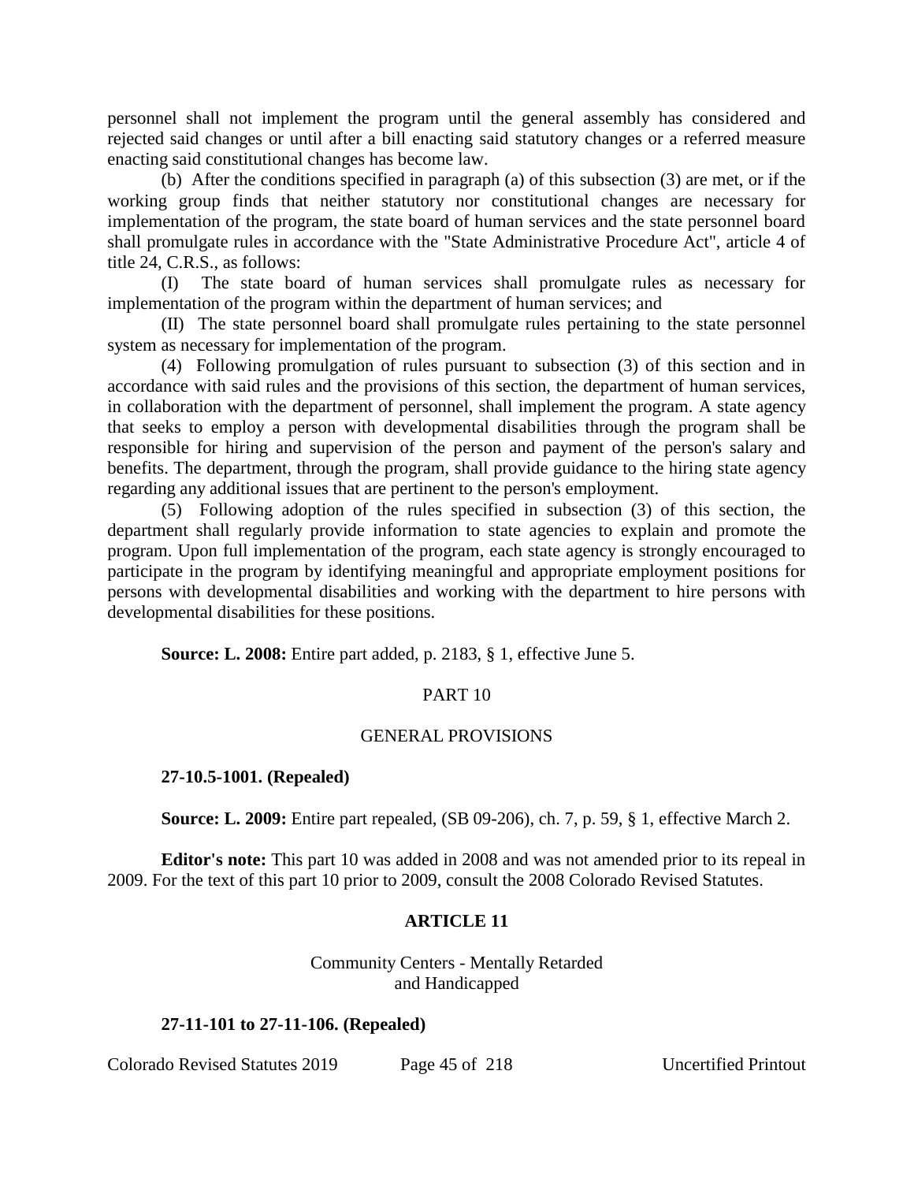personnel shall not implement the program until the general assembly has considered and rejected said changes or until after a bill enacting said statutory changes or a referred measure enacting said constitutional changes has become law.

(b) After the conditions specified in paragraph (a) of this subsection (3) are met, or if the working group finds that neither statutory nor constitutional changes are necessary for implementation of the program, the state board of human services and the state personnel board shall promulgate rules in accordance with the "State Administrative Procedure Act", article 4 of title 24, C.R.S., as follows:

(I) The state board of human services shall promulgate rules as necessary for implementation of the program within the department of human services; and

(II) The state personnel board shall promulgate rules pertaining to the state personnel system as necessary for implementation of the program.

(4) Following promulgation of rules pursuant to subsection (3) of this section and in accordance with said rules and the provisions of this section, the department of human services, in collaboration with the department of personnel, shall implement the program. A state agency that seeks to employ a person with developmental disabilities through the program shall be responsible for hiring and supervision of the person and payment of the person's salary and benefits. The department, through the program, shall provide guidance to the hiring state agency regarding any additional issues that are pertinent to the person's employment.

(5) Following adoption of the rules specified in subsection (3) of this section, the department shall regularly provide information to state agencies to explain and promote the program. Upon full implementation of the program, each state agency is strongly encouraged to participate in the program by identifying meaningful and appropriate employment positions for persons with developmental disabilities and working with the department to hire persons with developmental disabilities for these positions.

**Source: L. 2008:** Entire part added, p. 2183, § 1, effective June 5.

## PART 10

## GENERAL PROVISIONS

**27-10.5-1001. (Repealed)**

**Source: L. 2009:** Entire part repealed, (SB 09-206), ch. 7, p. 59, § 1, effective March 2.

**Editor's note:** This part 10 was added in 2008 and was not amended prior to its repeal in 2009. For the text of this part 10 prior to 2009, consult the 2008 Colorado Revised Statutes.

## ARTICLE 11

### Community Centers - Mentally Retarded and Handicapped

**27-11-101 to 27-11-106. (Repealed)**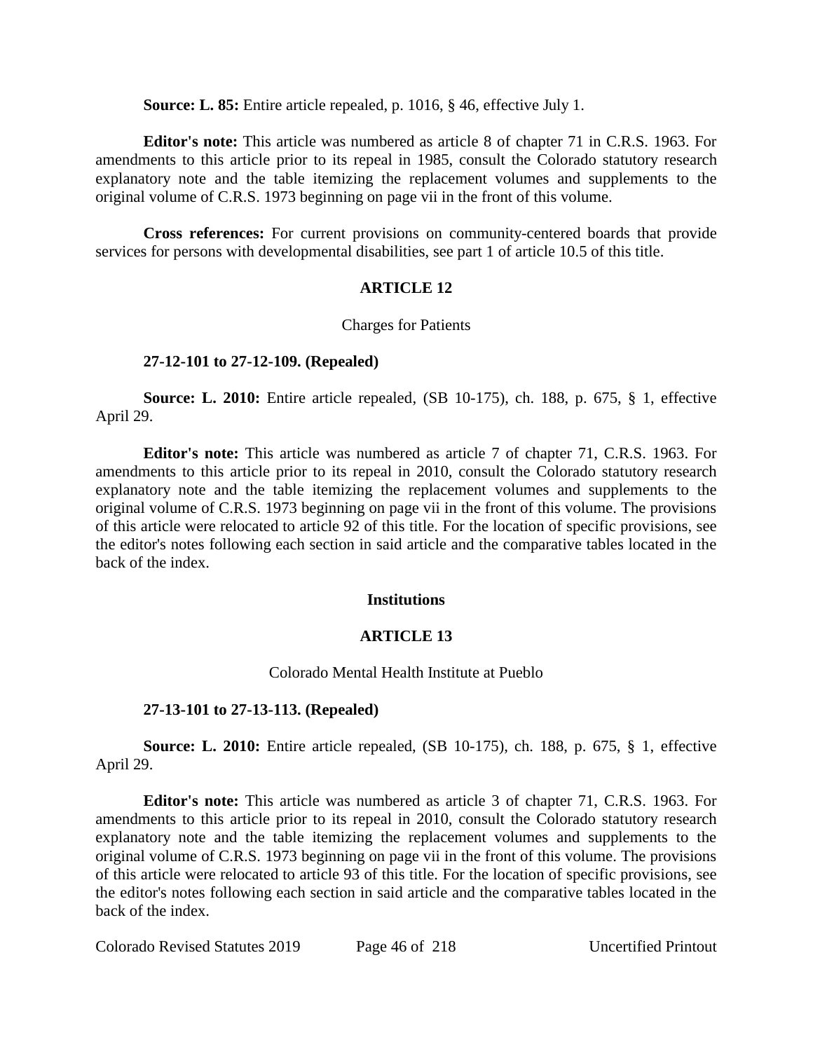**Source: L. 85:** Entire article repealed, p. 1016, § 46, effective July 1.

**Editor's note:** This article was numbered as article 8 of chapter 71 in C.R.S. 1963. For amendments to this article prior to its repeal in 1985, consult the Colorado statutory research explanatory note and the table itemizing the replacement volumes and supplements to the original volume of C.R.S. 1973 beginning on page vii in the front of this volume.

**Cross references:** For current provisions on community-centered boards that provide services for persons with developmental disabilities, see part 1 of article 10.5 of this title.

## ARTICLE 12

### Charges for Patients

**27-12-101 to 27-12-109. (Repealed)**

**Source: L. 2010:** Entire article repealed, (SB 10-175), ch. 188, p. 675, § 1, effective April 29.

**Editor's note:** This article was numbered as article 7 of chapter 71, C.R.S. 1963. For amendments to this article prior to its repeal in 2010, consult the Colorado statutory research explanatory note and the table itemizing the replacement volumes and supplements to the original volume of C.R.S. 1973 beginning on page vii in the front of this volume. The provisions of this article were relocated to article 92 of this title. For the location of specific provisions, see the editor's notes following each section in said article and the comparative tables located in the back of the index.

## Institutions

## ARTICLE 13

### Colorado Mental Health Institute at Pueblo

**27-13-101 to 27-13-113. (Repealed)**

**Source: L. 2010:** Entire article repealed, (SB 10-175), ch. 188, p. 675, § 1, effective April 29.

**Editor's note:** This article was numbered as article 3 of chapter 71, C.R.S. 1963. For amendments to this article prior to its repeal in 2010, consult the Colorado statutory research explanatory note and the table itemizing the replacement volumes and supplements to the original volume of C.R.S. 1973 beginning on page vii in the front of this volume. The provisions of this article were relocated to article 93 of this title. For the location of specific provisions, see the editor's notes following each section in said article and the comparative tables located in the back of the index.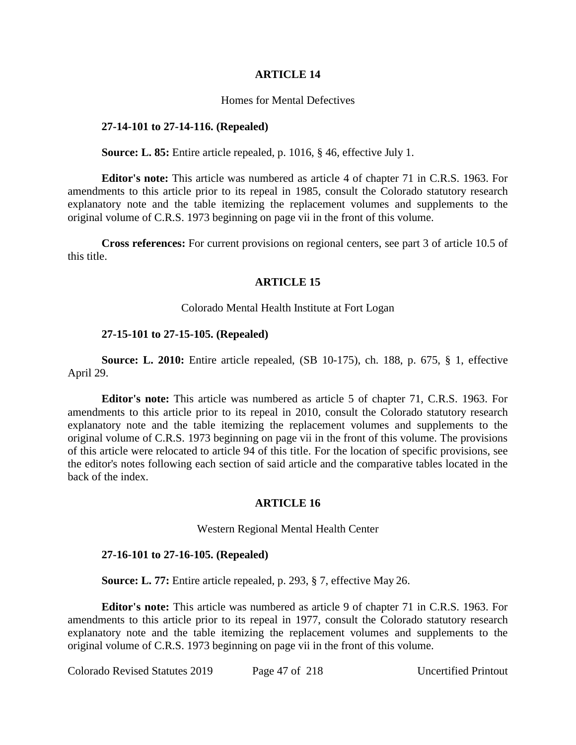## ARTICLE 14

Homes for Mental Defectives

**27-14-101 to 27-14-116. (Repealed)**

**Source: L. 85:** Entire article repealed, p. 1016, § 46, effective July 1.

**Editor's note:** This article was numbered as article 4 of chapter 71 in C.R.S. 1963. For amendments to this article prior to its repeal in 1985, consult the Colorado statutory research explanatory note and the table itemizing the replacement volumes and supplements to the original volume of C.R.S. 1973 beginning on page vii in the front of this volume.

**Cross references:** For current provisions on regional centers, see part 3 of article 10.5 of this title.

## ARTICLE 15

Colorado Mental Health Institute at Fort Logan

**27-15-101 to 27-15-105. (Repealed)**

**Source: L. 2010:** Entire article repealed, (SB 10-175), ch. 188, p. 675, § 1, effective April 29.

**Editor's note:** This article was numbered as article 5 of chapter 71, C.R.S. 1963. For amendments to this article prior to its repeal in 2010, consult the Colorado statutory research explanatory note and the table itemizing the replacement volumes and supplements to the original volume of C.R.S. 1973 beginning on page vii in the front of this volume. The provisions of this article were relocated to article 94 of this title. For the location of specific provisions, see the editor's notes following each section of said article and the comparative tables located in the back of the index.

## ARTICLE 16

Western Regional Mental Health Center

**27-16-101 to 27-16-105. (Repealed)**

**Source: L. 77:** Entire article repealed, p. 293, § 7, effective May 26.

**Editor's note:** This article was numbered as article 9 of chapter 71 in C.R.S. 1963. For amendments to this article prior to its repeal in 1977, consult the Colorado statutory research explanatory note and the table itemizing the replacement volumes and supplements to the original volume of C.R.S. 1973 beginning on page vii in the front of this volume.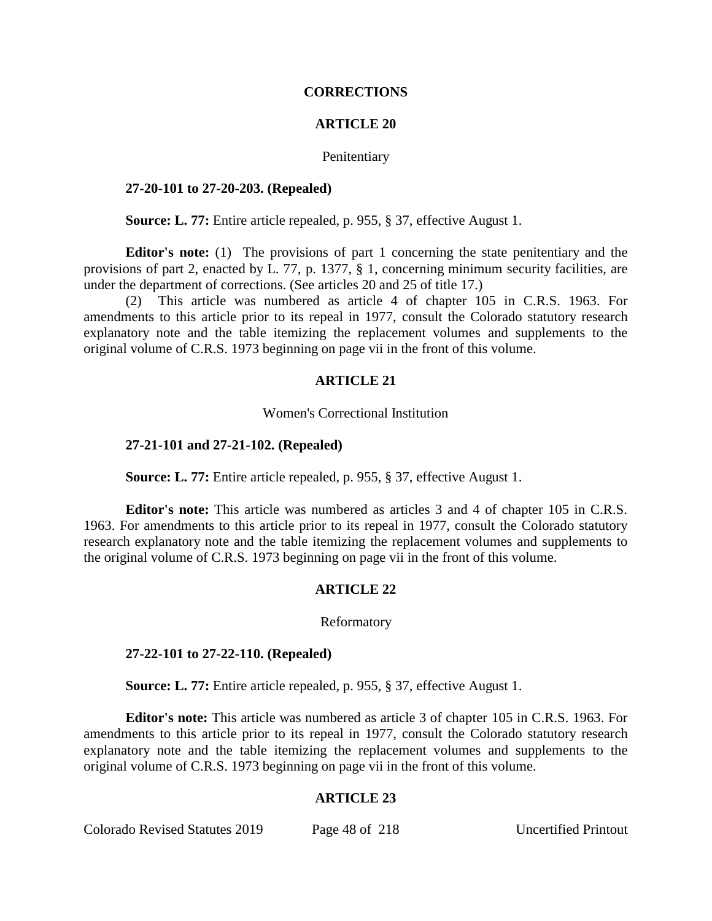## CORRECTIONS

## ARTICLE 20

### Penitentiary

**27-20-101 to 27-20-203. (Repealed)**

**Source: L. 77:** Entire article repealed, p. 955, § 37, effective August 1.

**Editor's note:** (1) The provisions of part 1 concerning the state penitentiary and the provisions of part 2, enacted by L. 77, p. 1377, § 1, concerning minimum security facilities, are under the department of corrections. (See articles 20 and 25 of title 17.)

(2) This article was numbered as article 4 of chapter 105 in C.R.S. 1963. For amendments to this article prior to its repeal in 1977, consult the Colorado statutory research explanatory note and the table itemizing the replacement volumes and supplements to the original volume of C.R.S. 1973 beginning on page vii in the front of this volume.

## ARTICLE 21

### Women's Correctional Institution

**27-21-101 and 27-21-102. (Repealed)**

**Source: L. 77:** Entire article repealed, p. 955, § 37, effective August 1.

**Editor's note:** This article was numbered as articles 3 and 4 of chapter 105 in C.R.S. 1963. For amendments to this article prior to its repeal in 1977, consult the Colorado statutory research explanatory note and the table itemizing the replacement volumes and supplements to the original volume of C.R.S. 1973 beginning on page vii in the front of this volume.

## ARTICLE 22

### Reformatory

**27-22-101 to 27-22-110. (Repealed)**

**Source: L. 77:** Entire article repealed, p. 955, § 37, effective August 1.

**Editor's note:** This article was numbered as article 3 of chapter 105 in C.R.S. 1963. For amendments to this article prior to its repeal in 1977, consult the Colorado statutory research explanatory note and the table itemizing the replacement volumes and supplements to the original volume of C.R.S. 1973 beginning on page vii in the front of this volume.

## ARTICLE 23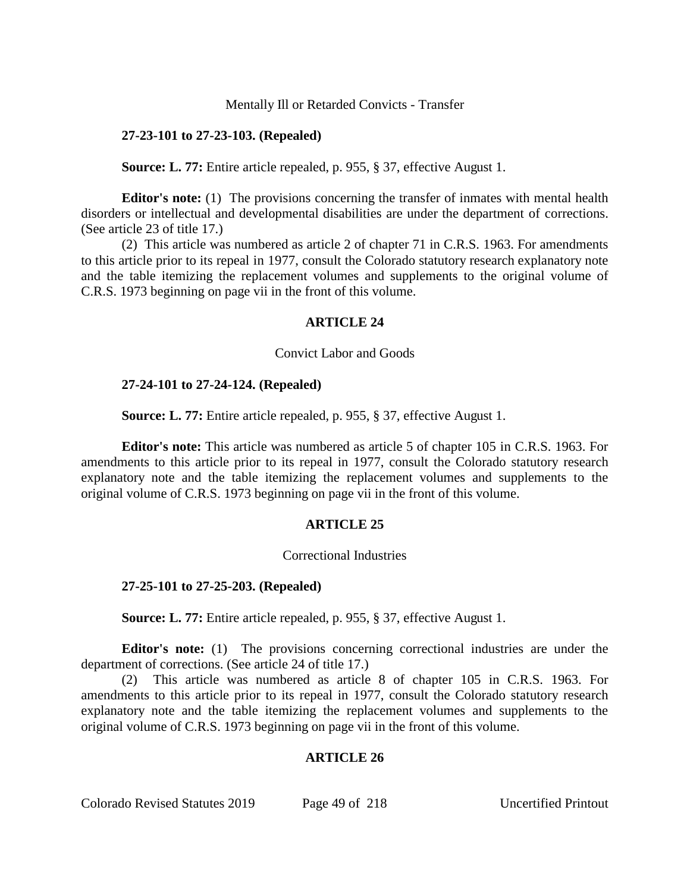Mentally Ill or Retarded Convicts - Transfer

**27-23-101 to 27-23-103. (Repealed)**

**Source: L. 77:** Entire article repealed, p. 955, § 37, effective August 1.

**Editor's note:** (1) The provisions concerning the transfer of inmates with mental health disorders or intellectual and developmental disabilities are under the department of corrections. (See article 23 of title 17.)

(2) This article was numbered as article 2 of chapter 71 in C.R.S. 1963. For amendments to this article prior to its repeal in 1977, consult the Colorado statutory research explanatory note and the table itemizing the replacement volumes and supplements to the original volume of C.R.S. 1973 beginning on page vii in the front of this volume.

## ARTICLE 24

Convict Labor and Goods

**27-24-101 to 27-24-124. (Repealed)**

**Source: L. 77:** Entire article repealed, p. 955, § 37, effective August 1.

**Editor's note:** This article was numbered as article 5 of chapter 105 in C.R.S. 1963. For amendments to this article prior to its repeal in 1977, consult the Colorado statutory research explanatory note and the table itemizing the replacement volumes and supplements to the original volume of C.R.S. 1973 beginning on page vii in the front of this volume.

## ARTICLE 25

Correctional Industries

**27-25-101 to 27-25-203. (Repealed)**

**Source: L. 77:** Entire article repealed, p. 955, § 37, effective August 1.

**Editor's note:** (1) The provisions concerning correctional industries are under the department of corrections. (See article 24 of title 17.)

(2) This article was numbered as article 8 of chapter 105 in C.R.S. 1963. For amendments to this article prior to its repeal in 1977, consult the Colorado statutory research explanatory note and the table itemizing the replacement volumes and supplements to the original volume of C.R.S. 1973 beginning on page vii in the front of this volume.

## ARTICLE 26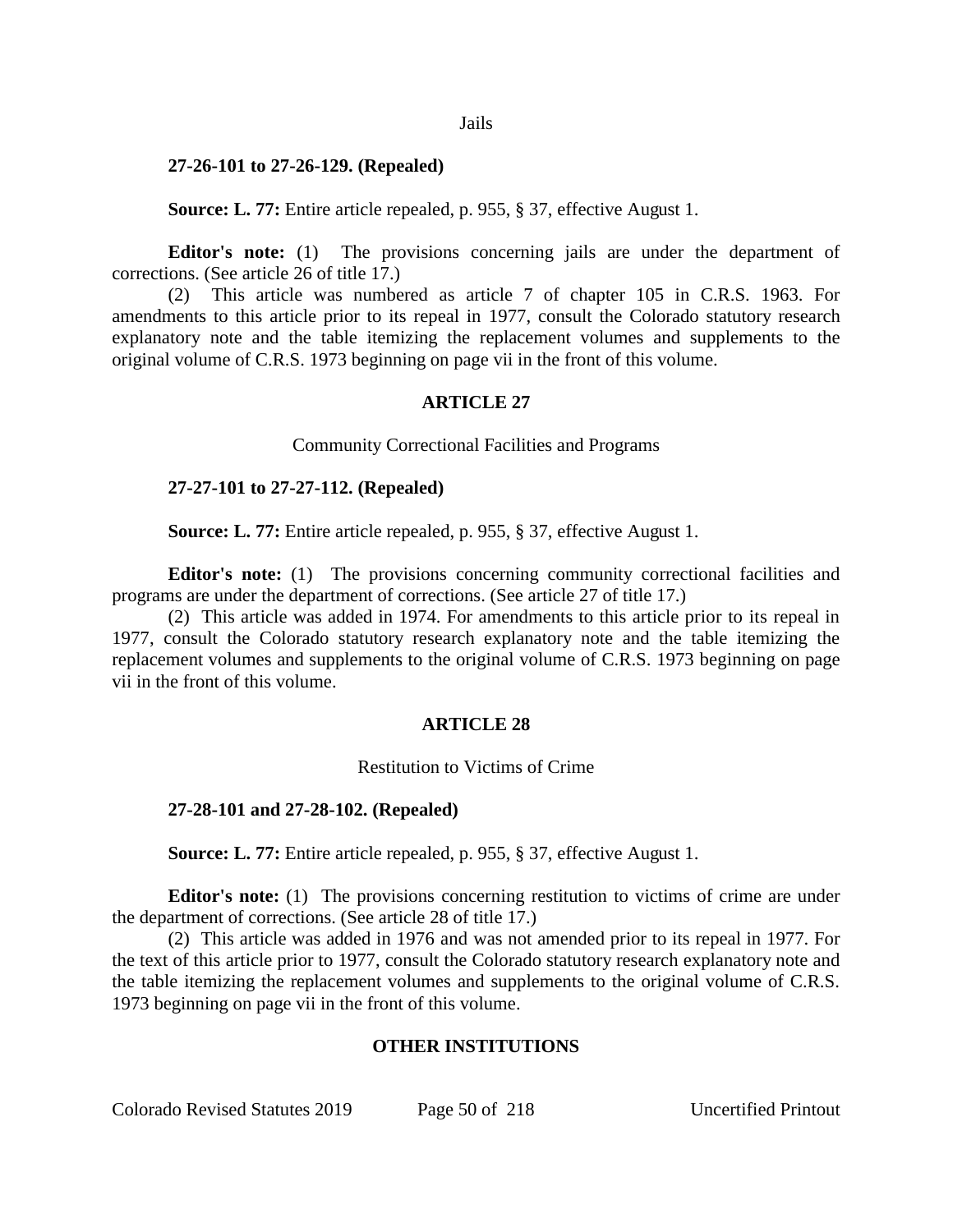Jails

**27-26-101 to 27-26-129. (Repealed)**

**Source: L. 77:** Entire article repealed, p. 955, § 37, effective August 1.

**Editor's note:** (1) The provisions concerning jails are under the department of corrections. (See article 26 of title 17.)

(2) This article was numbered as article 7 of chapter 105 in C.R.S. 1963. For amendments to this article prior to its repeal in 1977, consult the Colorado statutory research explanatory note and the table itemizing the replacement volumes and supplements to the original volume of C.R.S. 1973 beginning on page vii in the front of this volume.

## ARTICLE 27

Community Correctional Facilities and Programs

**27-27-101 to 27-27-112. (Repealed)**

**Source: L. 77:** Entire article repealed, p. 955, § 37, effective August 1.

**Editor's note:** (1) The provisions concerning community correctional facilities and programs are under the department of corrections. (See article 27 of title 17.)

(2) This article was added in 1974. For amendments to this article prior to its repeal in 1977, consult the Colorado statutory research explanatory note and the table itemizing the replacement volumes and supplements to the original volume of C.R.S. 1973 beginning on page vii in the front of this volume.

## ARTICLE 28

Restitution to Victims of Crime

**27-28-101 and 27-28-102. (Repealed)**

**Source: L. 77:** Entire article repealed, p. 955, § 37, effective August 1.

**Editor's note:** (1) The provisions concerning restitution to victims of crime are under the department of corrections. (See article 28 of title 17.)

(2) This article was added in 1976 and was not amended prior to its repeal in 1977. For the text of this article prior to 1977, consult the Colorado statutory research explanatory note and the table itemizing the replacement volumes and supplements to the original volume of C.R.S. 1973 beginning on page vii in the front of this volume.

## OTHER INSTITUTIONS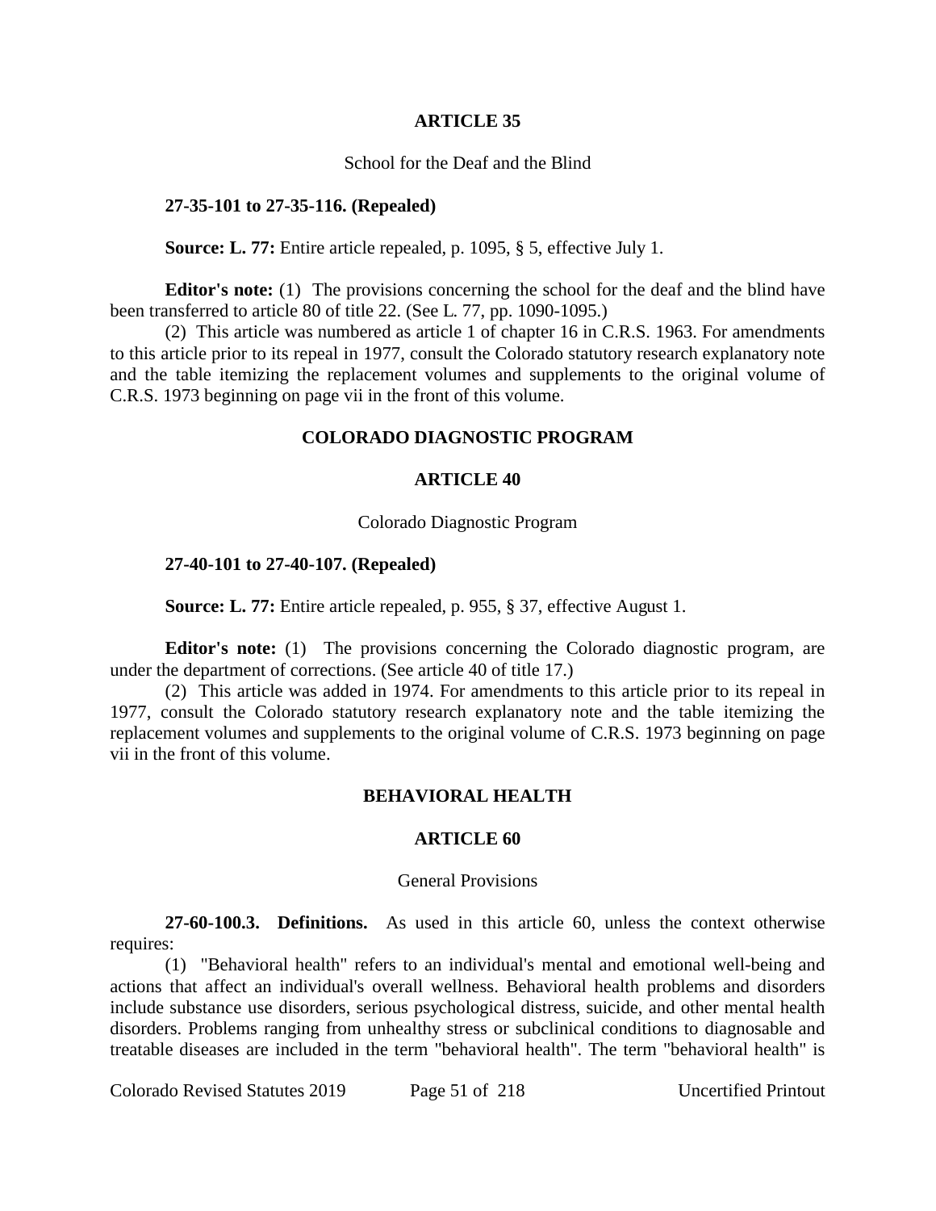## ARTICLE 35

School for the Deaf and the Blind

**27-35-101 to 27-35-116. (Repealed)**

**Source: L. 77:** Entire article repealed, p. 1095, § 5, effective July 1.

**Editor's note:** (1) The provisions concerning the school for the deaf and the blind have been transferred to article 80 of title 22. (See L. 77, pp. 1090-1095.)

(2) This article was numbered as article 1 of chapter 16 in C.R.S. 1963. For amendments to this article prior to its repeal in 1977, consult the Colorado statutory research explanatory note and the table itemizing the replacement volumes and supplements to the original volume of C.R.S. 1973 beginning on page vii in the front of this volume.

# COLORADO DIAGNOSTIC PROGRAM

## ARTICLE 40

Colorado Diagnostic Program

**27-40-101 to 27-40-107. (Repealed)**

**Source: L. 77:** Entire article repealed, p. 955, § 37, effective August 1.

**Editor's note:** (1) The provisions concerning the Colorado diagnostic program, are under the department of corrections. (See article 40 of title 17.)

(2) This article was added in 1974. For amendments to this article prior to its repeal in 1977, consult the Colorado statutory research explanatory note and the table itemizing the replacement volumes and supplements to the original volume of C.R.S. 1973 beginning on page vii in the front of this volume.

# BEHAVIORAL HEALTH

## ARTICLE 60

General Provisions

**27-60-100.3. Definitions.** As used in this article 60, unless the context otherwise requires:

(1) "Behavioral health" refers to an individual's mental and emotional well-being and actions that affect an individual's overall wellness. Behavioral health problems and disorders include substance use disorders, serious psychological distress, suicide, and other mental health disorders. Problems ranging from unhealthy stress or subclinical conditions to diagnosable and treatable diseases are included in the term "behavioral health". The term "behavioral health" is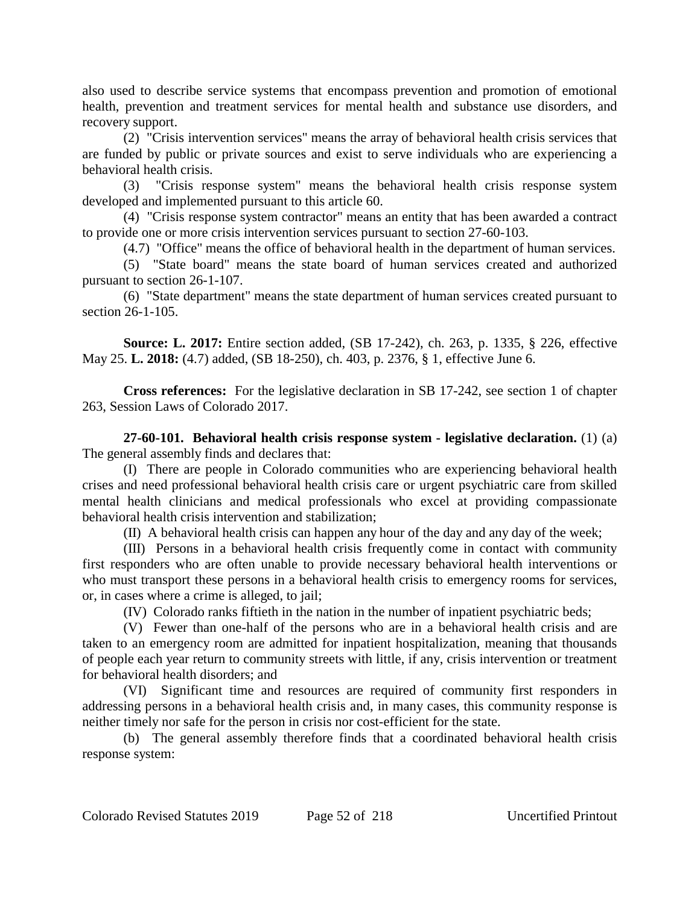also used to describe service systems that encompass prevention and promotion of emotional health, prevention and treatment services for mental health and substance use disorders, and recovery support.

(2) "Crisis intervention services" means the array of behavioral health crisis services that are funded by public or private sources and exist to serve individuals who are experiencing a behavioral health crisis.

(3) "Crisis response system" means the behavioral health crisis response system developed and implemented pursuant to this article 60.

(4) "Crisis response system contractor" means an entity that has been awarded a contract to provide one or more crisis intervention services pursuant to section 27-60-103.

(4.7) "Office" means the office of behavioral health in the department of human services.

(5) "State board" means the state board of human services created and authorized pursuant to section 26-1-107.

(6) "State department" means the state department of human services created pursuant to section 26-1-105.

**Source: L. 2017:** Entire section added, (SB 17-242), ch. 263, p. 1335, § 226, effective May 25. **L. 2018:** (4.7) added, (SB 18-250), ch. 403, p. 2376, § 1, effective June 6.

**Cross references:** For the legislative declaration in SB 17-242, see section 1 of chapter 263, Session Laws of Colorado 2017.

**27-60-101. Behavioral health crisis response system - legislative declaration.** (1) (a) The general assembly finds and declares that:

(I) There are people in Colorado communities who are experiencing behavioral health crises and need professional behavioral health crisis care or urgent psychiatric care from skilled mental health clinicians and medical professionals who excel at providing compassionate behavioral health crisis intervention and stabilization;

(II) A behavioral health crisis can happen any hour of the day and any day of the week;

(III) Persons in a behavioral health crisis frequently come in contact with community first responders who are often unable to provide necessary behavioral health interventions or who must transport these persons in a behavioral health crisis to emergency rooms for services, or, in cases where a crime is alleged, to jail;

(IV) Colorado ranks fiftieth in the nation in the number of inpatient psychiatric beds;

(V) Fewer than one-half of the persons who are in a behavioral health crisis and are taken to an emergency room are admitted for inpatient hospitalization, meaning that thousands of people each year return to community streets with little, if any, crisis intervention or treatment for behavioral health disorders; and

(VI) Significant time and resources are required of community first responders in addressing persons in a behavioral health crisis and, in many cases, this community response is neither timely nor safe for the person in crisis nor cost-efficient for the state.

(b) The general assembly therefore finds that a coordinated behavioral health crisis response system: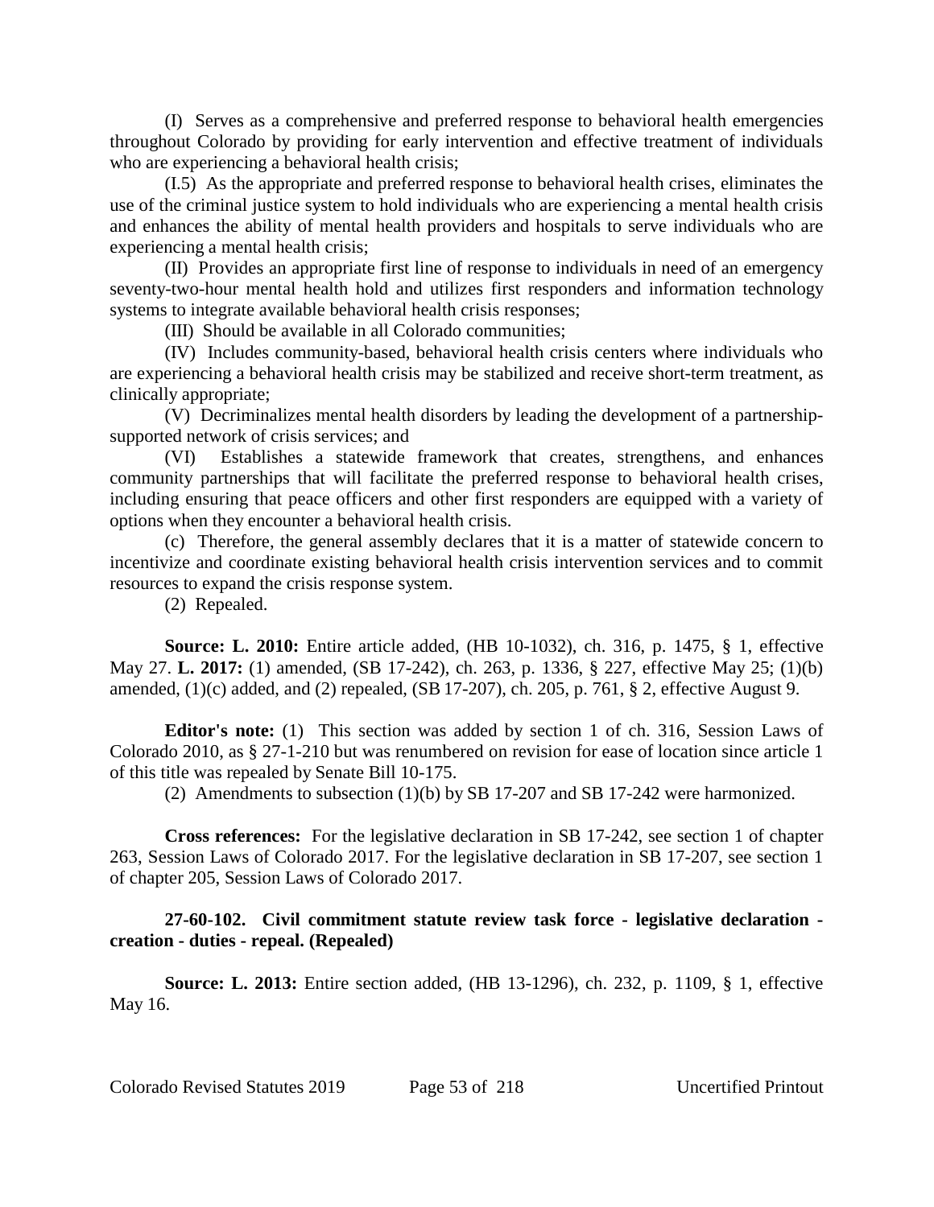(I) Serves as a comprehensive and preferred response to behavioral health emergencies throughout Colorado by providing for early intervention and effective treatment of individuals who are experiencing a behavioral health crisis;

(I.5) As the appropriate and preferred response to behavioral health crises, eliminates the use of the criminal justice system to hold individuals who are experiencing a mental health crisis and enhances the ability of mental health providers and hospitals to serve individuals who are experiencing a mental health crisis;

(II) Provides an appropriate first line of response to individuals in need of an emergency seventy-two-hour mental health hold and utilizes first responders and information technology systems to integrate available behavioral health crisis responses;

(III) Should be available in all Colorado communities;

(IV) Includes community-based, behavioral health crisis centers where individuals who are experiencing a behavioral health crisis may be stabilized and receive short-term treatment, as clinically appropriate;

(V) Decriminalizes mental health disorders by leading the development of a partnership-supported network of crisis services; and

(VI) Establishes a statewide framework that creates, strengthens, and enhances community partnerships that will facilitate the preferred response to behavioral health crises, including ensuring that peace officers and other first responders are equipped with a variety of options when they encounter a behavioral health crisis.

(c) Therefore, the general assembly declares that it is a matter of statewide concern to incentivize and coordinate existing behavioral health crisis intervention services and to commit resources to expand the crisis response system.

(2) Repealed.

**Source: L. 2010:** Entire article added, (HB 10-1032), ch. 316, p. 1475, § 1, effective May 27. **L. 2017:** (1) amended, (SB 17-242), ch. 263, p. 1336, § 227, effective May 25; (1)(b) amended, (1)(c) added, and (2) repealed, (SB 17-207), ch. 205, p. 761, § 2, effective August 9.

**Editor's note:** (1) This section was added by section 1 of ch. 316, Session Laws of Colorado 2010, as § 27-1-210 but was renumbered on revision for ease of location since article 1 of this title was repealed by Senate Bill 10-175.

(2) Amendments to subsection (1)(b) by SB 17-207 and SB 17-242 were harmonized.

**Cross references:** For the legislative declaration in SB 17-242, see section 1 of chapter 263, Session Laws of Colorado 2017. For the legislative declaration in SB 17-207, see section 1 of chapter 205, Session Laws of Colorado 2017.

**27-60-102. Civil commitment statute review task force - legislative declaration - creation - duties - repeal. (Repealed)**

**Source: L. 2013:** Entire section added, (HB 13-1296), ch. 232, p. 1109, § 1, effective May 16.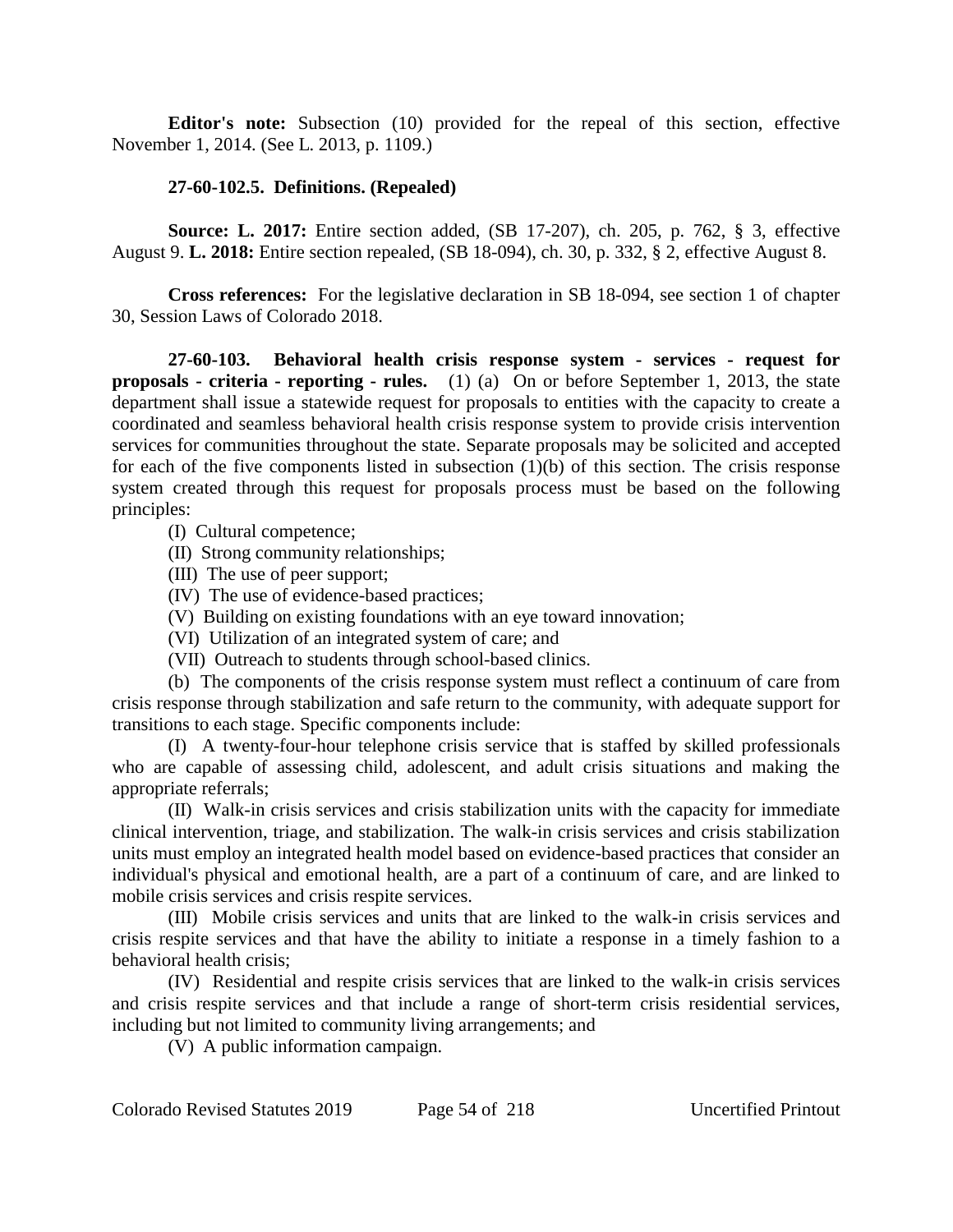**Editor's note:** Subsection (10) provided for the repeal of this section, effective November 1, 2014. (See L. 2013, p. 1109.)

**27-60-102.5. Definitions. (Repealed)**

**Source: L. 2017:** Entire section added, (SB 17-207), ch. 205, p. 762, § 3, effective August 9. **L. 2018:** Entire section repealed, (SB 18-094), ch. 30, p. 332, § 2, effective August 8.

**Cross references:** For the legislative declaration in SB 18-094, see section 1 of chapter 30, Session Laws of Colorado 2018.

**27-60-103. Behavioral health crisis response system - services - request for proposals - criteria - reporting - rules.** (1) (a) On or before September 1, 2013, the state department shall issue a statewide request for proposals to entities with the capacity to create a coordinated and seamless behavioral health crisis response system to provide crisis intervention services for communities throughout the state. Separate proposals may be solicited and accepted for each of the five components listed in subsection (1)(b) of this section. The crisis response system created through this request for proposals process must be based on the following principles:

(I) Cultural competence;

(II) Strong community relationships;

(III) The use of peer support;

(IV) The use of evidence-based practices;

(V) Building on existing foundations with an eye toward innovation;

(VI) Utilization of an integrated system of care; and

(VII) Outreach to students through school-based clinics.

(b) The components of the crisis response system must reflect a continuum of care from crisis response through stabilization and safe return to the community, with adequate support for transitions to each stage. Specific components include:

(I) A twenty-four-hour telephone crisis service that is staffed by skilled professionals who are capable of assessing child, adolescent, and adult crisis situations and making the appropriate referrals;

(II) Walk-in crisis services and crisis stabilization units with the capacity for immediate clinical intervention, triage, and stabilization. The walk-in crisis services and crisis stabilization units must employ an integrated health model based on evidence-based practices that consider an individual's physical and emotional health, are a part of a continuum of care, and are linked to mobile crisis services and crisis respite services.

(III) Mobile crisis services and units that are linked to the walk-in crisis services and crisis respite services and that have the ability to initiate a response in a timely fashion to a behavioral health crisis;

(IV) Residential and respite crisis services that are linked to the walk-in crisis services and crisis respite services and that include a range of short-term crisis residential services, including but not limited to community living arrangements; and

(V) A public information campaign.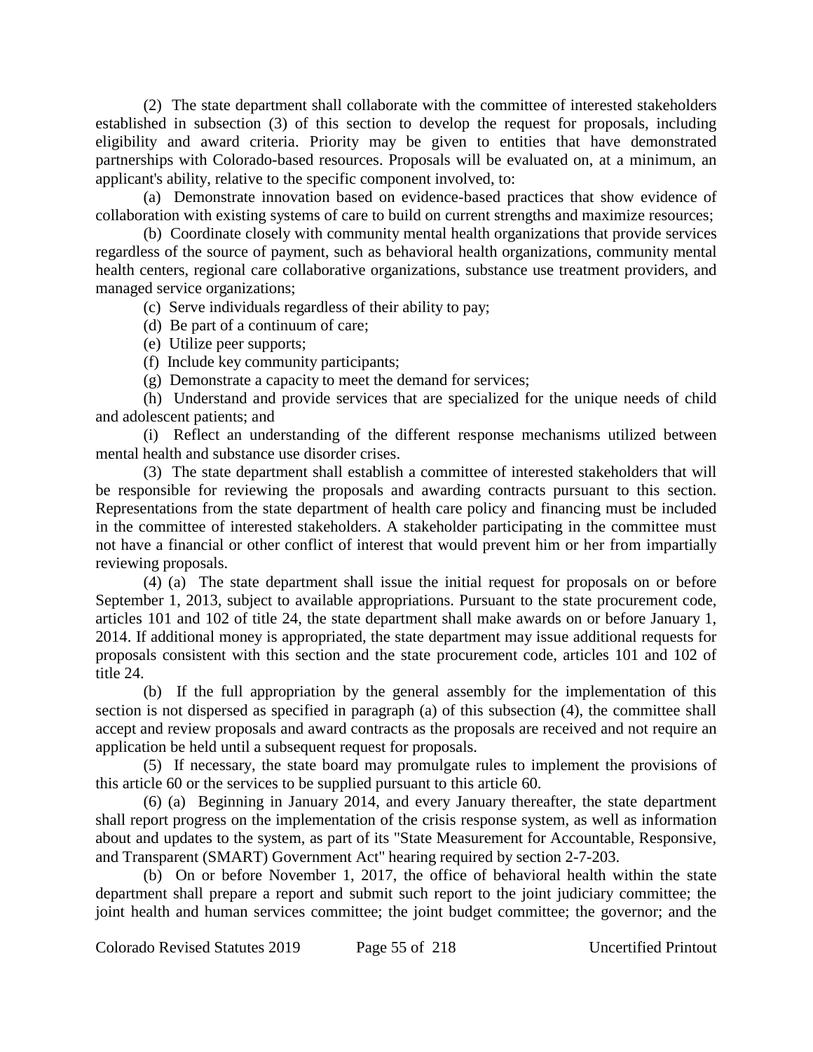(2) The state department shall collaborate with the committee of interested stakeholders established in subsection (3) of this section to develop the request for proposals, including eligibility and award criteria. Priority may be given to entities that have demonstrated partnerships with Colorado-based resources. Proposals will be evaluated on, at a minimum, an applicant's ability, relative to the specific component involved, to:

(a) Demonstrate innovation based on evidence-based practices that show evidence of collaboration with existing systems of care to build on current strengths and maximize resources;

(b) Coordinate closely with community mental health organizations that provide services regardless of the source of payment, such as behavioral health organizations, community mental health centers, regional care collaborative organizations, substance use treatment providers, and managed service organizations;

(c) Serve individuals regardless of their ability to pay;

(d) Be part of a continuum of care;

(e) Utilize peer supports;

(f) Include key community participants;

(g) Demonstrate a capacity to meet the demand for services;

(h) Understand and provide services that are specialized for the unique needs of child and adolescent patients; and

(i) Reflect an understanding of the different response mechanisms utilized between mental health and substance use disorder crises.

(3) The state department shall establish a committee of interested stakeholders that will be responsible for reviewing the proposals and awarding contracts pursuant to this section. Representations from the state department of health care policy and financing must be included in the committee of interested stakeholders. A stakeholder participating in the committee must not have a financial or other conflict of interest that would prevent him or her from impartially reviewing proposals.

(4) (a) The state department shall issue the initial request for proposals on or before September 1, 2013, subject to available appropriations. Pursuant to the state procurement code, articles 101 and 102 of title 24, the state department shall make awards on or before January 1, 2014. If additional money is appropriated, the state department may issue additional requests for proposals consistent with this section and the state procurement code, articles 101 and 102 of title 24.

(b) If the full appropriation by the general assembly for the implementation of this section is not dispersed as specified in paragraph (a) of this subsection (4), the committee shall accept and review proposals and award contracts as the proposals are received and not require an application be held until a subsequent request for proposals.

(5) If necessary, the state board may promulgate rules to implement the provisions of this article 60 or the services to be supplied pursuant to this article 60.

(6) (a) Beginning in January 2014, and every January thereafter, the state department shall report progress on the implementation of the crisis response system, as well as information about and updates to the system, as part of its "State Measurement for Accountable, Responsive, and Transparent (SMART) Government Act" hearing required by section 2-7-203.

(b) On or before November 1, 2017, the office of behavioral health within the state department shall prepare a report and submit such report to the joint judiciary committee; the joint health and human services committee; the joint budget committee; the governor; and the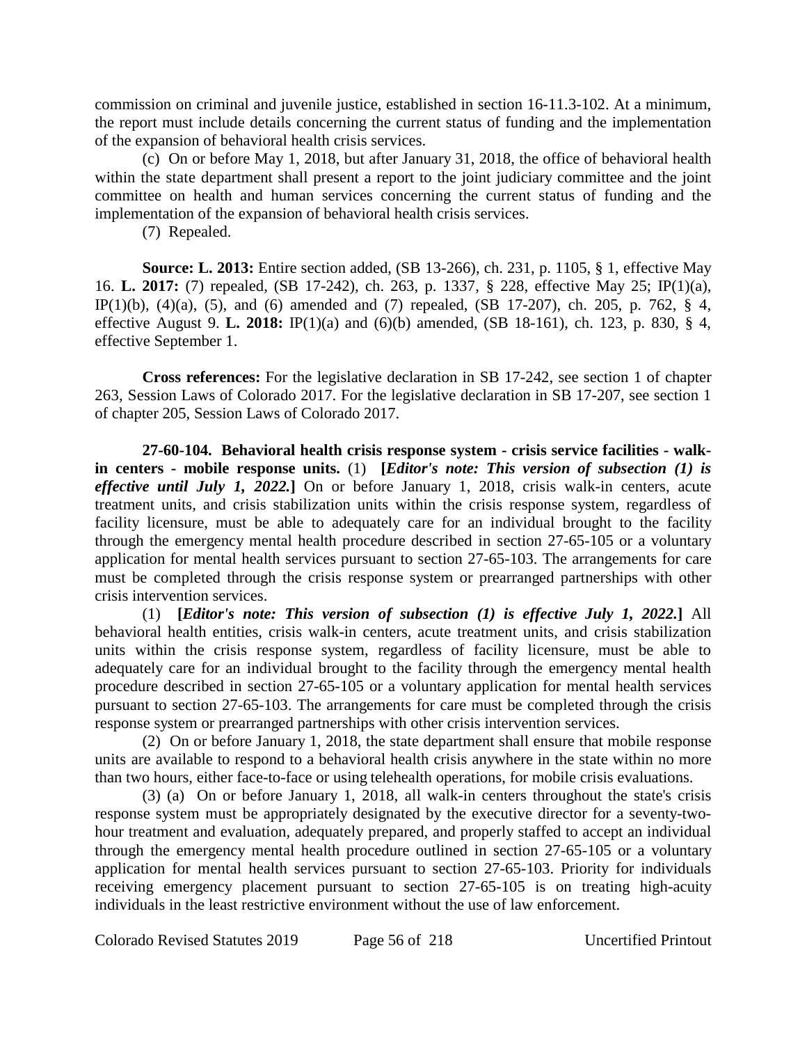commission on criminal and juvenile justice, established in section 16-11.3-102. At a minimum, the report must include details concerning the current status of funding and the implementation of the expansion of behavioral health crisis services.

(c) On or before May 1, 2018, but after January 31, 2018, the office of behavioral health within the state department shall present a report to the joint judiciary committee and the joint committee on health and human services concerning the current status of funding and the implementation of the expansion of behavioral health crisis services.

(7) Repealed.

**Source: L. 2013:** Entire section added, (SB 13-266), ch. 231, p. 1105, § 1, effective May 16. **L. 2017:** (7) repealed, (SB 17-242), ch. 263, p. 1337, § 228, effective May 25; IP(1)(a), IP(1)(b), (4)(a), (5), and (6) amended and (7) repealed, (SB 17-207), ch. 205, p. 762, § 4, effective August 9. **L. 2018:** IP(1)(a) and (6)(b) amended, (SB 18-161), ch. 123, p. 830, § 4, effective September 1.

**Cross references:** For the legislative declaration in SB 17-242, see section 1 of chapter 263, Session Laws of Colorado 2017. For the legislative declaration in SB 17-207, see section 1 of chapter 205, Session Laws of Colorado 2017.

**27-60-104. Behavioral health crisis response system - crisis service facilities - walk-in centers - mobile response units.** (1) **[*Editor's note: This version of subsection (1) is effective until July 1, 2022.*]** On or before January 1, 2018, crisis walk-in centers, acute treatment units, and crisis stabilization units within the crisis response system, regardless of facility licensure, must be able to adequately care for an individual brought to the facility through the emergency mental health procedure described in section 27-65-105 or a voluntary application for mental health services pursuant to section 27-65-103. The arrangements for care must be completed through the crisis response system or prearranged partnerships with other crisis intervention services.

(1) **[*Editor's note: This version of subsection (1) is effective July 1, 2022.*]** All behavioral health entities, crisis walk-in centers, acute treatment units, and crisis stabilization units within the crisis response system, regardless of facility licensure, must be able to adequately care for an individual brought to the facility through the emergency mental health procedure described in section 27-65-105 or a voluntary application for mental health services pursuant to section 27-65-103. The arrangements for care must be completed through the crisis response system or prearranged partnerships with other crisis intervention services.

(2) On or before January 1, 2018, the state department shall ensure that mobile response units are available to respond to a behavioral health crisis anywhere in the state within no more than two hours, either face-to-face or using telehealth operations, for mobile crisis evaluations.

(3) (a) On or before January 1, 2018, all walk-in centers throughout the state's crisis response system must be appropriately designated by the executive director for a seventy-two-hour treatment and evaluation, adequately prepared, and properly staffed to accept an individual through the emergency mental health procedure outlined in section 27-65-105 or a voluntary application for mental health services pursuant to section 27-65-103. Priority for individuals receiving emergency placement pursuant to section 27-65-105 is on treating high-acuity individuals in the least restrictive environment without the use of law enforcement.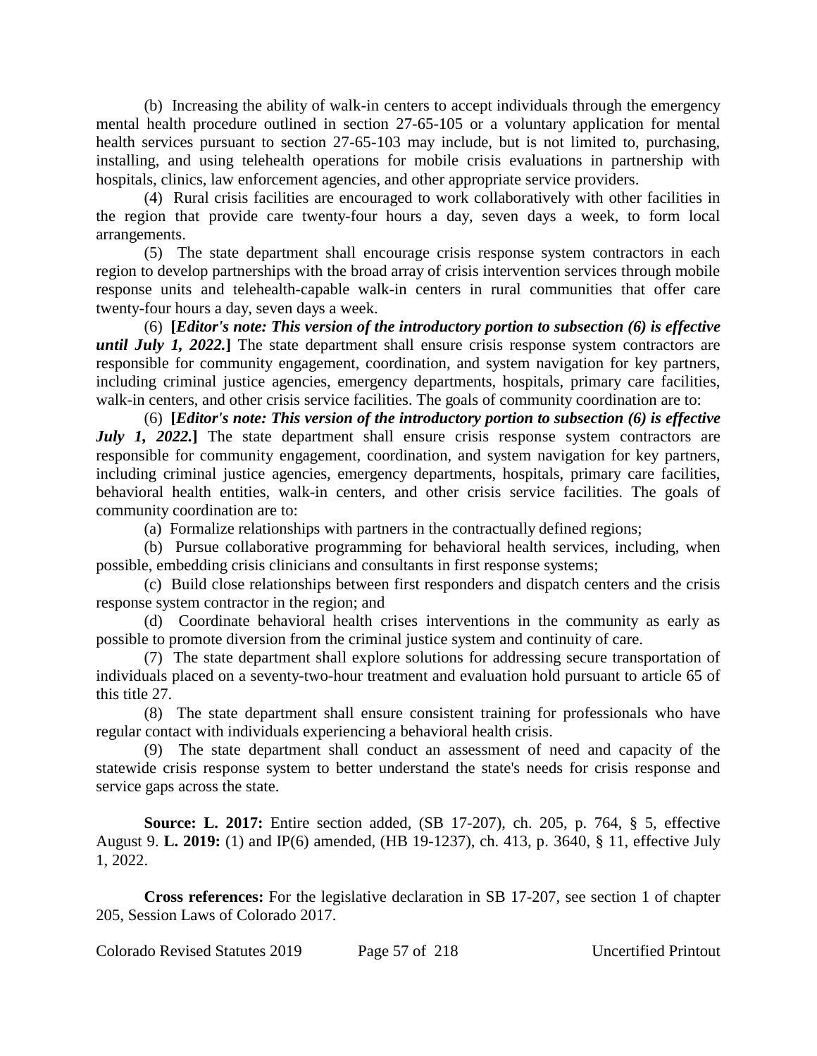(b) Increasing the ability of walk-in centers to accept individuals through the emergency mental health procedure outlined in section 27-65-105 or a voluntary application for mental health services pursuant to section 27-65-103 may include, but is not limited to, purchasing, installing, and using telehealth operations for mobile crisis evaluations in partnership with hospitals, clinics, law enforcement agencies, and other appropriate service providers.

(4) Rural crisis facilities are encouraged to work collaboratively with other facilities in the region that provide care twenty-four hours a day, seven days a week, to form local arrangements.

(5) The state department shall encourage crisis response system contractors in each region to develop partnerships with the broad array of crisis intervention services through mobile response units and telehealth-capable walk-in centers in rural communities that offer care twenty-four hours a day, seven days a week.

(6) **[*Editor's note: This version of the introductory portion to subsection (6) is effective until July 1, 2022.*]** The state department shall ensure crisis response system contractors are responsible for community engagement, coordination, and system navigation for key partners, including criminal justice agencies, emergency departments, hospitals, primary care facilities, walk-in centers, and other crisis service facilities. The goals of community coordination are to:

(6) **[*Editor's note: This version of the introductory portion to subsection (6) is effective July 1, 2022.*]** The state department shall ensure crisis response system contractors are responsible for community engagement, coordination, and system navigation for key partners, including criminal justice agencies, emergency departments, hospitals, primary care facilities, behavioral health entities, walk-in centers, and other crisis service facilities. The goals of community coordination are to:

(a) Formalize relationships with partners in the contractually defined regions;

(b) Pursue collaborative programming for behavioral health services, including, when possible, embedding crisis clinicians and consultants in first response systems;

(c) Build close relationships between first responders and dispatch centers and the crisis response system contractor in the region; and

(d) Coordinate behavioral health crises interventions in the community as early as possible to promote diversion from the criminal justice system and continuity of care.

(7) The state department shall explore solutions for addressing secure transportation of individuals placed on a seventy-two-hour treatment and evaluation hold pursuant to article 65 of this title 27.

(8) The state department shall ensure consistent training for professionals who have regular contact with individuals experiencing a behavioral health crisis.

(9) The state department shall conduct an assessment of need and capacity of the statewide crisis response system to better understand the state's needs for crisis response and service gaps across the state.

**Source: L. 2017:** Entire section added, (SB 17-207), ch. 205, p. 764, § 5, effective August 9. **L. 2019:** (1) and IP(6) amended, (HB 19-1237), ch. 413, p. 3640, § 11, effective July 1, 2022.

**Cross references:** For the legislative declaration in SB 17-207, see section 1 of chapter 205, Session Laws of Colorado 2017.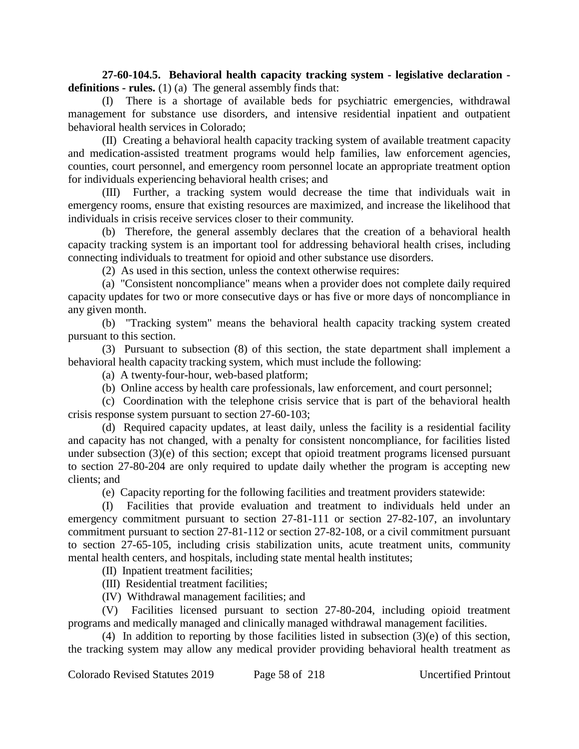**27-60-104.5. Behavioral health capacity tracking system - legislative declaration - definitions - rules.** (1) (a) The general assembly finds that:

(I) There is a shortage of available beds for psychiatric emergencies, withdrawal management for substance use disorders, and intensive residential inpatient and outpatient behavioral health services in Colorado;

(II) Creating a behavioral health capacity tracking system of available treatment capacity and medication-assisted treatment programs would help families, law enforcement agencies, counties, court personnel, and emergency room personnel locate an appropriate treatment option for individuals experiencing behavioral health crises; and

(III) Further, a tracking system would decrease the time that individuals wait in emergency rooms, ensure that existing resources are maximized, and increase the likelihood that individuals in crisis receive services closer to their community.

(b) Therefore, the general assembly declares that the creation of a behavioral health capacity tracking system is an important tool for addressing behavioral health crises, including connecting individuals to treatment for opioid and other substance use disorders.

(2) As used in this section, unless the context otherwise requires:

(a) "Consistent noncompliance" means when a provider does not complete daily required capacity updates for two or more consecutive days or has five or more days of noncompliance in any given month.

(b) "Tracking system" means the behavioral health capacity tracking system created pursuant to this section.

(3) Pursuant to subsection (8) of this section, the state department shall implement a behavioral health capacity tracking system, which must include the following:

(a) A twenty-four-hour, web-based platform;

(b) Online access by health care professionals, law enforcement, and court personnel;

(c) Coordination with the telephone crisis service that is part of the behavioral health crisis response system pursuant to section 27-60-103;

(d) Required capacity updates, at least daily, unless the facility is a residential facility and capacity has not changed, with a penalty for consistent noncompliance, for facilities listed under subsection (3)(e) of this section; except that opioid treatment programs licensed pursuant to section 27-80-204 are only required to update daily whether the program is accepting new clients; and

(e) Capacity reporting for the following facilities and treatment providers statewide:

(I) Facilities that provide evaluation and treatment to individuals held under an emergency commitment pursuant to section 27-81-111 or section 27-82-107, an involuntary commitment pursuant to section 27-81-112 or section 27-82-108, or a civil commitment pursuant to section 27-65-105, including crisis stabilization units, acute treatment units, community mental health centers, and hospitals, including state mental health institutes;

(II) Inpatient treatment facilities;

(III) Residential treatment facilities;

(IV) Withdrawal management facilities; and

(V) Facilities licensed pursuant to section 27-80-204, including opioid treatment programs and medically managed and clinically managed withdrawal management facilities.

(4) In addition to reporting by those facilities listed in subsection (3)(e) of this section, the tracking system may allow any medical provider providing behavioral health treatment as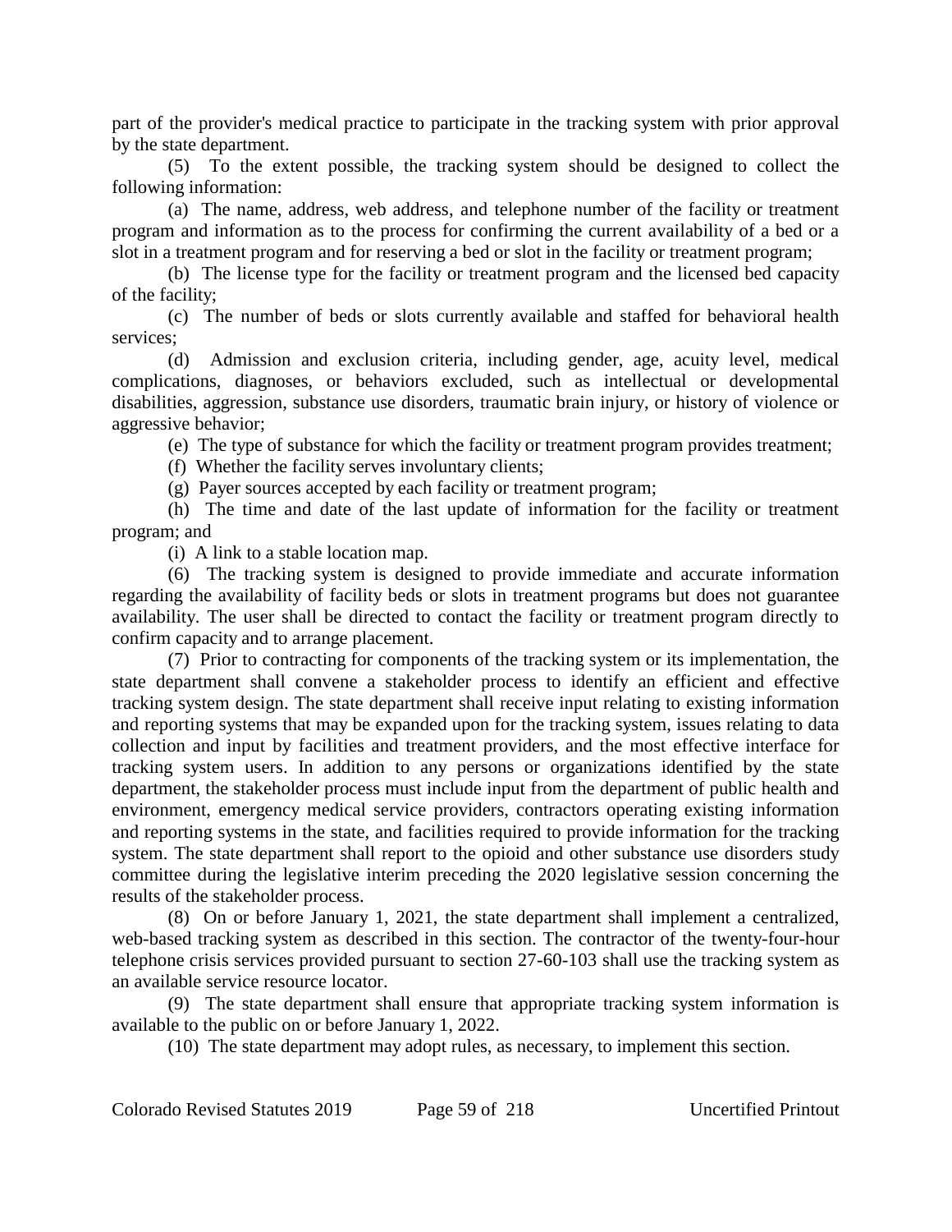part of the provider's medical practice to participate in the tracking system with prior approval by the state department.

(5) To the extent possible, the tracking system should be designed to collect the following information:

(a) The name, address, web address, and telephone number of the facility or treatment program and information as to the process for confirming the current availability of a bed or a slot in a treatment program and for reserving a bed or slot in the facility or treatment program;

(b) The license type for the facility or treatment program and the licensed bed capacity of the facility;

(c) The number of beds or slots currently available and staffed for behavioral health services;

(d) Admission and exclusion criteria, including gender, age, acuity level, medical complications, diagnoses, or behaviors excluded, such as intellectual or developmental disabilities, aggression, substance use disorders, traumatic brain injury, or history of violence or aggressive behavior;

(e) The type of substance for which the facility or treatment program provides treatment;

(f) Whether the facility serves involuntary clients;

(g) Payer sources accepted by each facility or treatment program;

(h) The time and date of the last update of information for the facility or treatment program; and

(i) A link to a stable location map.

(6) The tracking system is designed to provide immediate and accurate information regarding the availability of facility beds or slots in treatment programs but does not guarantee availability. The user shall be directed to contact the facility or treatment program directly to confirm capacity and to arrange placement.

(7) Prior to contracting for components of the tracking system or its implementation, the state department shall convene a stakeholder process to identify an efficient and effective tracking system design. The state department shall receive input relating to existing information and reporting systems that may be expanded upon for the tracking system, issues relating to data collection and input by facilities and treatment providers, and the most effective interface for tracking system users. In addition to any persons or organizations identified by the state department, the stakeholder process must include input from the department of public health and environment, emergency medical service providers, contractors operating existing information and reporting systems in the state, and facilities required to provide information for the tracking system. The state department shall report to the opioid and other substance use disorders study committee during the legislative interim preceding the 2020 legislative session concerning the results of the stakeholder process.

(8) On or before January 1, 2021, the state department shall implement a centralized, web-based tracking system as described in this section. The contractor of the twenty-four-hour telephone crisis services provided pursuant to section 27-60-103 shall use the tracking system as an available service resource locator.

(9) The state department shall ensure that appropriate tracking system information is available to the public on or before January 1, 2022.

(10) The state department may adopt rules, as necessary, to implement this section.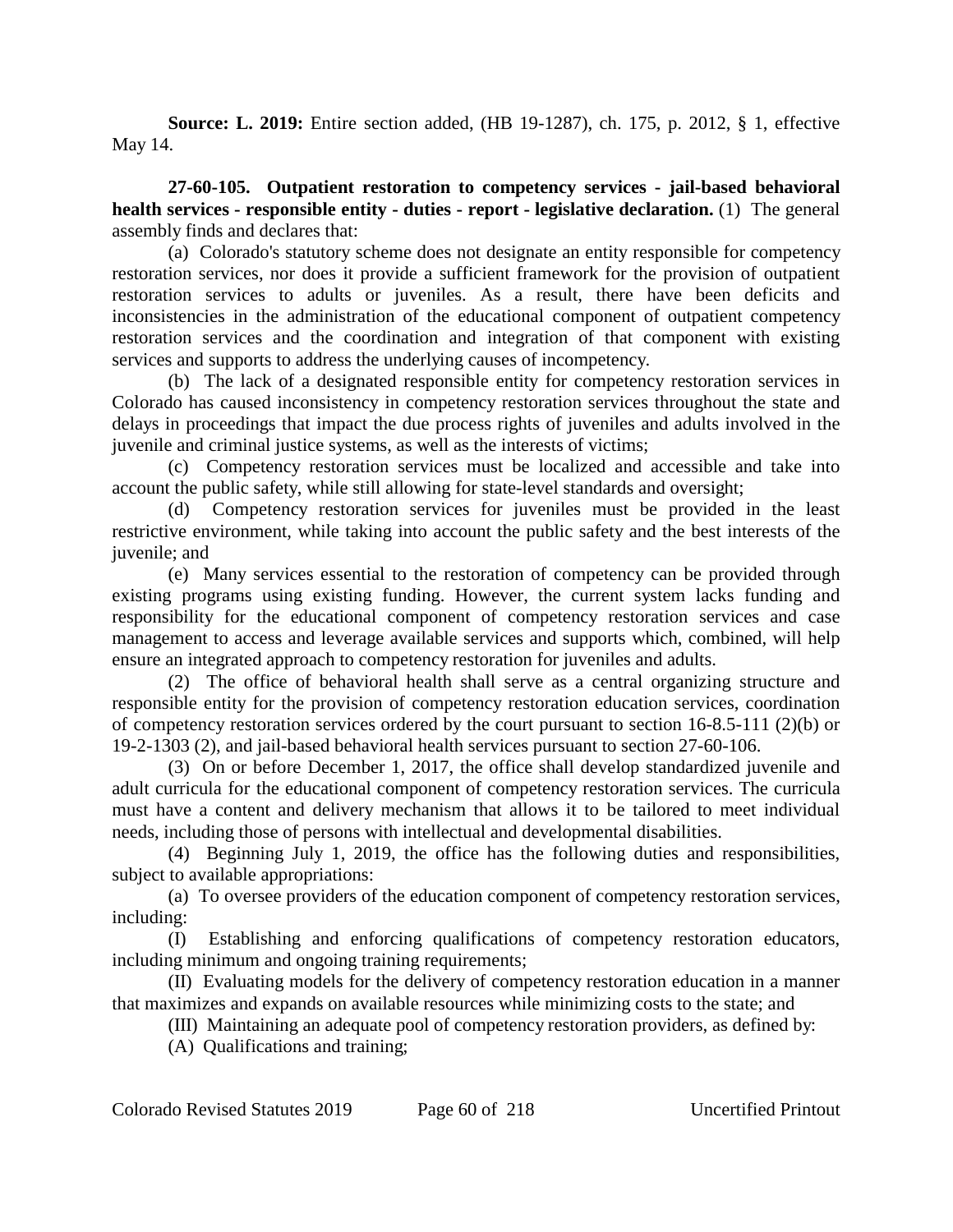**Source: L. 2019:** Entire section added, (HB 19-1287), ch. 175, p. 2012, § 1, effective May 14.

**27-60-105. Outpatient restoration to competency services - jail-based behavioral health services - responsible entity - duties - report - legislative declaration.** (1) The general assembly finds and declares that:

(a) Colorado's statutory scheme does not designate an entity responsible for competency restoration services, nor does it provide a sufficient framework for the provision of outpatient restoration services to adults or juveniles. As a result, there have been deficits and inconsistencies in the administration of the educational component of outpatient competency restoration services and the coordination and integration of that component with existing services and supports to address the underlying causes of incompetency.

(b) The lack of a designated responsible entity for competency restoration services in Colorado has caused inconsistency in competency restoration services throughout the state and delays in proceedings that impact the due process rights of juveniles and adults involved in the juvenile and criminal justice systems, as well as the interests of victims;

(c) Competency restoration services must be localized and accessible and take into account the public safety, while still allowing for state-level standards and oversight;

(d) Competency restoration services for juveniles must be provided in the least restrictive environment, while taking into account the public safety and the best interests of the juvenile; and

(e) Many services essential to the restoration of competency can be provided through existing programs using existing funding. However, the current system lacks funding and responsibility for the educational component of competency restoration services and case management to access and leverage available services and supports which, combined, will help ensure an integrated approach to competency restoration for juveniles and adults.

(2) The office of behavioral health shall serve as a central organizing structure and responsible entity for the provision of competency restoration education services, coordination of competency restoration services ordered by the court pursuant to section 16-8.5-111 (2)(b) or 19-2-1303 (2), and jail-based behavioral health services pursuant to section 27-60-106.

(3) On or before December 1, 2017, the office shall develop standardized juvenile and adult curricula for the educational component of competency restoration services. The curricula must have a content and delivery mechanism that allows it to be tailored to meet individual needs, including those of persons with intellectual and developmental disabilities.

(4) Beginning July 1, 2019, the office has the following duties and responsibilities, subject to available appropriations:

(a) To oversee providers of the education component of competency restoration services, including:

(I) Establishing and enforcing qualifications of competency restoration educators, including minimum and ongoing training requirements;

(II) Evaluating models for the delivery of competency restoration education in a manner that maximizes and expands on available resources while minimizing costs to the state; and

(III) Maintaining an adequate pool of competency restoration providers, as defined by:

(A) Qualifications and training;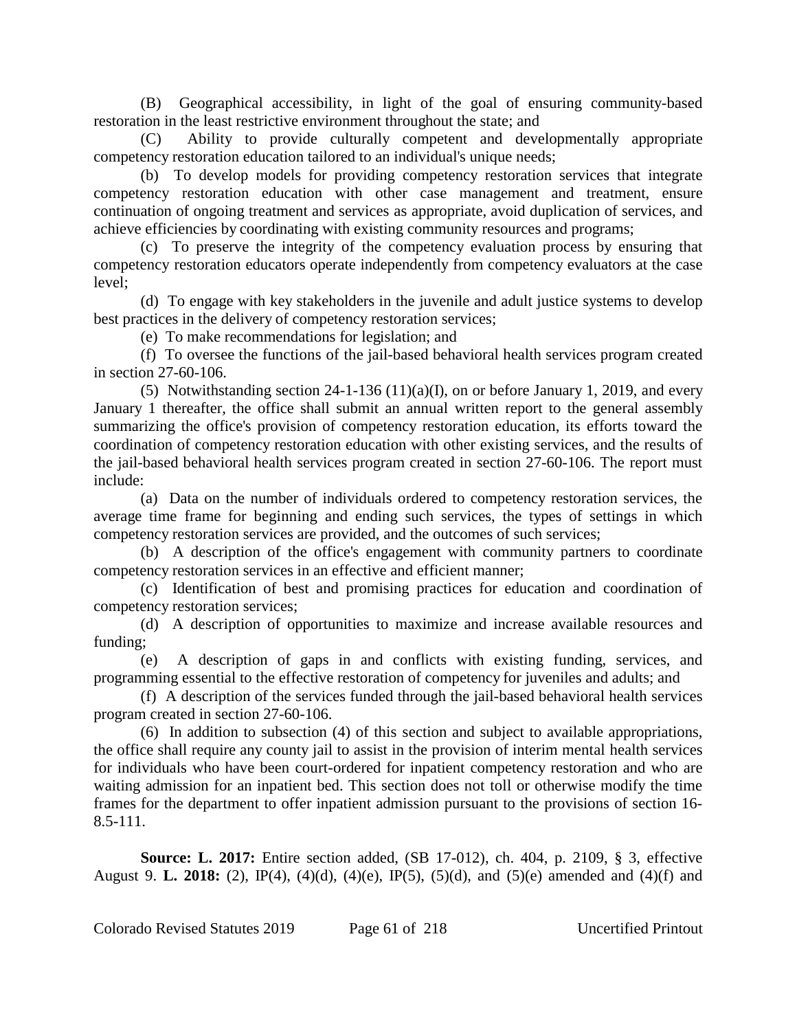(B) Geographical accessibility, in light of the goal of ensuring community-based restoration in the least restrictive environment throughout the state; and

(C) Ability to provide culturally competent and developmentally appropriate competency restoration education tailored to an individual's unique needs;

(b) To develop models for providing competency restoration services that integrate competency restoration education with other case management and treatment, ensure continuation of ongoing treatment and services as appropriate, avoid duplication of services, and achieve efficiencies by coordinating with existing community resources and programs;

(c) To preserve the integrity of the competency evaluation process by ensuring that competency restoration educators operate independently from competency evaluators at the case level;

(d) To engage with key stakeholders in the juvenile and adult justice systems to develop best practices in the delivery of competency restoration services;

(e) To make recommendations for legislation; and

(f) To oversee the functions of the jail-based behavioral health services program created in section 27-60-106.

(5) Notwithstanding section 24-1-136 (11)(a)(I), on or before January 1, 2019, and every January 1 thereafter, the office shall submit an annual written report to the general assembly summarizing the office's provision of competency restoration education, its efforts toward the coordination of competency restoration education with other existing services, and the results of the jail-based behavioral health services program created in section 27-60-106. The report must include:

(a) Data on the number of individuals ordered to competency restoration services, the average time frame for beginning and ending such services, the types of settings in which competency restoration services are provided, and the outcomes of such services;

(b) A description of the office's engagement with community partners to coordinate competency restoration services in an effective and efficient manner;

(c) Identification of best and promising practices for education and coordination of competency restoration services;

(d) A description of opportunities to maximize and increase available resources and funding;

(e) A description of gaps in and conflicts with existing funding, services, and programming essential to the effective restoration of competency for juveniles and adults; and

(f) A description of the services funded through the jail-based behavioral health services program created in section 27-60-106.

(6) In addition to subsection (4) of this section and subject to available appropriations, the office shall require any county jail to assist in the provision of interim mental health services for individuals who have been court-ordered for inpatient competency restoration and who are waiting admission for an inpatient bed. This section does not toll or otherwise modify the time frames for the department to offer inpatient admission pursuant to the provisions of section 16-8.5-111.

**Source: L. 2017:** Entire section added, (SB 17-012), ch. 404, p. 2109, § 3, effective August 9. **L. 2018:** (2), IP(4), (4)(d), (4)(e), IP(5), (5)(d), and (5)(e) amended and (4)(f) and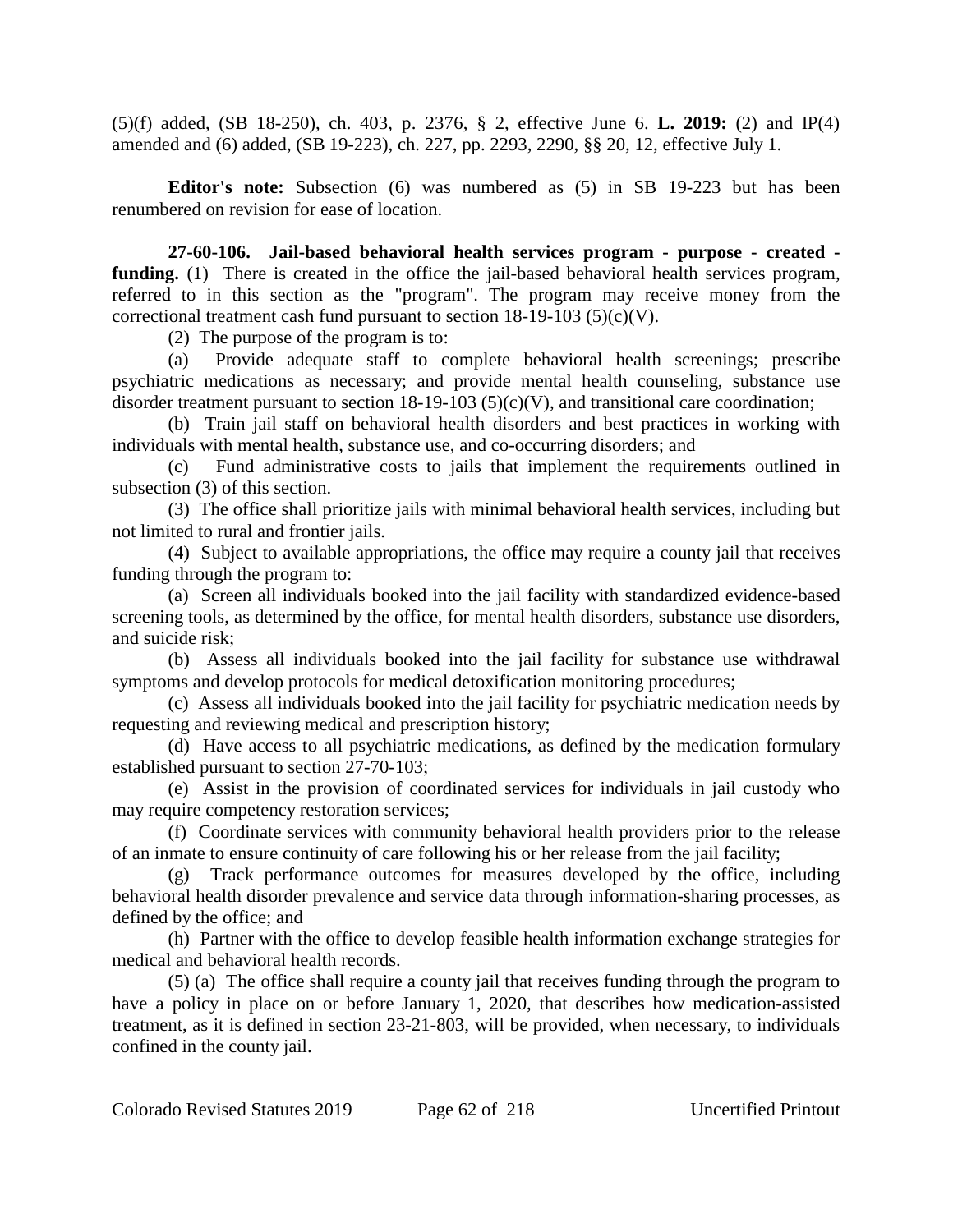(5)(f) added, (SB 18-250), ch. 403, p. 2376, § 2, effective June 6. **L. 2019:** (2) and IP(4) amended and (6) added, (SB 19-223), ch. 227, pp. 2293, 2290, §§ 20, 12, effective July 1.

**Editor's note:** Subsection (6) was numbered as (5) in SB 19-223 but has been renumbered on revision for ease of location.

**27-60-106. Jail-based behavioral health services program - purpose - created - funding.** (1) There is created in the office the jail-based behavioral health services program, referred to in this section as the "program". The program may receive money from the correctional treatment cash fund pursuant to section 18-19-103 (5)(c)(V).

(2) The purpose of the program is to:

(a) Provide adequate staff to complete behavioral health screenings; prescribe psychiatric medications as necessary; and provide mental health counseling, substance use disorder treatment pursuant to section 18-19-103 (5)(c)(V), and transitional care coordination;

(b) Train jail staff on behavioral health disorders and best practices in working with individuals with mental health, substance use, and co-occurring disorders; and

(c) Fund administrative costs to jails that implement the requirements outlined in subsection (3) of this section.

(3) The office shall prioritize jails with minimal behavioral health services, including but not limited to rural and frontier jails.

(4) Subject to available appropriations, the office may require a county jail that receives funding through the program to:

(a) Screen all individuals booked into the jail facility with standardized evidence-based screening tools, as determined by the office, for mental health disorders, substance use disorders, and suicide risk;

(b) Assess all individuals booked into the jail facility for substance use withdrawal symptoms and develop protocols for medical detoxification monitoring procedures;

(c) Assess all individuals booked into the jail facility for psychiatric medication needs by requesting and reviewing medical and prescription history;

(d) Have access to all psychiatric medications, as defined by the medication formulary established pursuant to section 27-70-103;

(e) Assist in the provision of coordinated services for individuals in jail custody who may require competency restoration services;

(f) Coordinate services with community behavioral health providers prior to the release of an inmate to ensure continuity of care following his or her release from the jail facility;

(g) Track performance outcomes for measures developed by the office, including behavioral health disorder prevalence and service data through information-sharing processes, as defined by the office; and

(h) Partner with the office to develop feasible health information exchange strategies for medical and behavioral health records.

(5) (a) The office shall require a county jail that receives funding through the program to have a policy in place on or before January 1, 2020, that describes how medication-assisted treatment, as it is defined in section 23-21-803, will be provided, when necessary, to individuals confined in the county jail.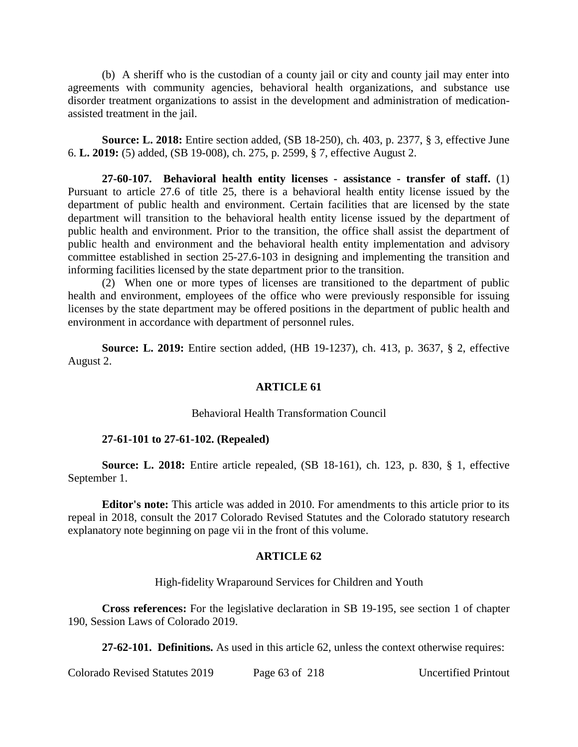(b) A sheriff who is the custodian of a county jail or city and county jail may enter into agreements with community agencies, behavioral health organizations, and substance use disorder treatment organizations to assist in the development and administration of medication-assisted treatment in the jail.

**Source: L. 2018:** Entire section added, (SB 18-250), ch. 403, p. 2377, § 3, effective June 6. **L. 2019:** (5) added, (SB 19-008), ch. 275, p. 2599, § 7, effective August 2.

**27-60-107. Behavioral health entity licenses - assistance - transfer of staff.** (1) Pursuant to article 27.6 of title 25, there is a behavioral health entity license issued by the department of public health and environment. Certain facilities that are licensed by the state department will transition to the behavioral health entity license issued by the department of public health and environment. Prior to the transition, the office shall assist the department of public health and environment and the behavioral health entity implementation and advisory committee established in section 25-27.6-103 in designing and implementing the transition and informing facilities licensed by the state department prior to the transition.

(2) When one or more types of licenses are transitioned to the department of public health and environment, employees of the office who were previously responsible for issuing licenses by the state department may be offered positions in the department of public health and environment in accordance with department of personnel rules.

**Source: L. 2019:** Entire section added, (HB 19-1237), ch. 413, p. 3637, § 2, effective August 2.

## ARTICLE 61

### Behavioral Health Transformation Council

**27-61-101 to 27-61-102. (Repealed)**

**Source: L. 2018:** Entire article repealed, (SB 18-161), ch. 123, p. 830, § 1, effective September 1.

**Editor's note:** This article was added in 2010. For amendments to this article prior to its repeal in 2018, consult the 2017 Colorado Revised Statutes and the Colorado statutory research explanatory note beginning on page vii in the front of this volume.

## ARTICLE 62

### High-fidelity Wraparound Services for Children and Youth

**Cross references:** For the legislative declaration in SB 19-195, see section 1 of chapter 190, Session Laws of Colorado 2019.

**27-62-101. Definitions.** As used in this article 62, unless the context otherwise requires: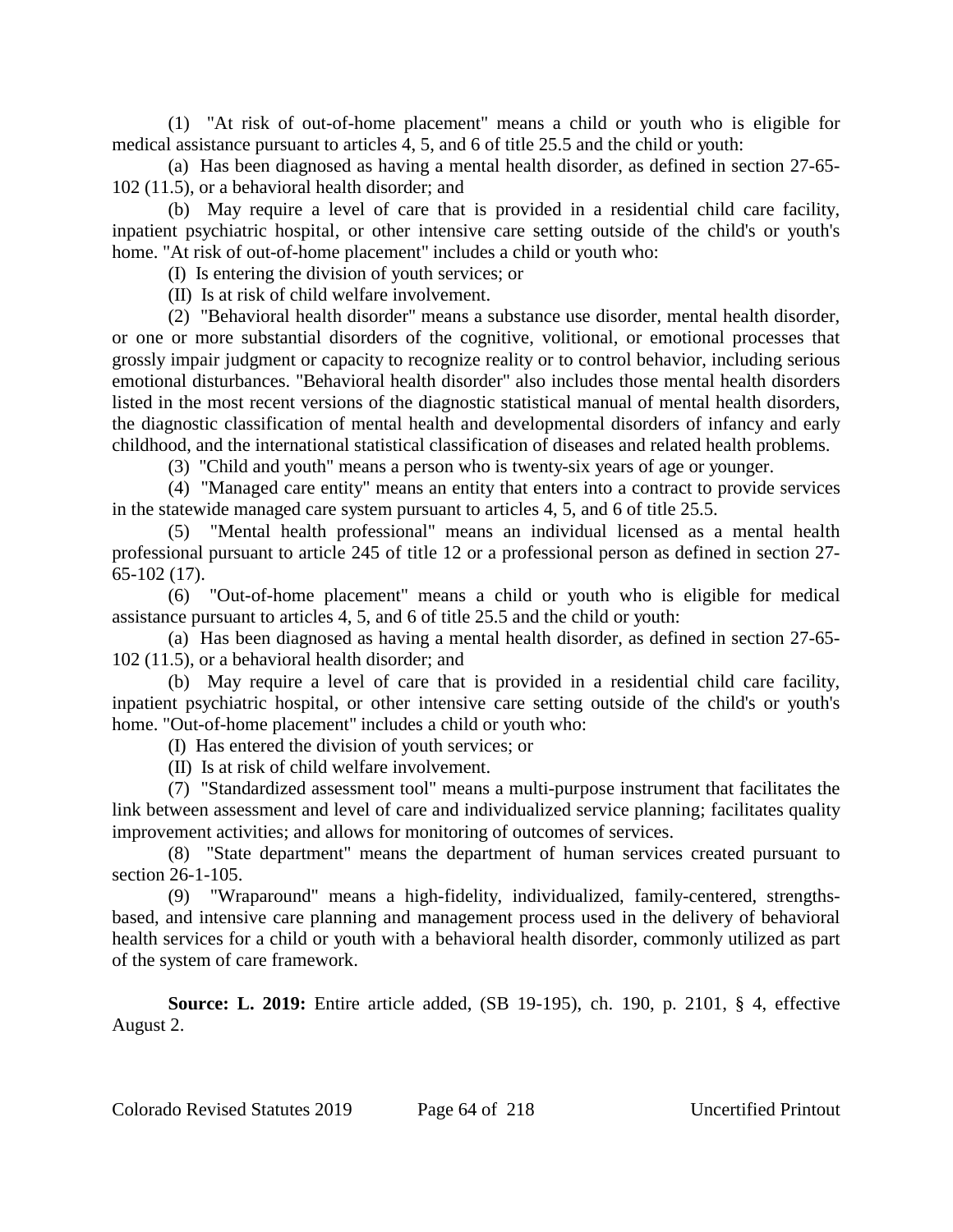(1) "At risk of out-of-home placement" means a child or youth who is eligible for medical assistance pursuant to articles 4, 5, and 6 of title 25.5 and the child or youth:

(a) Has been diagnosed as having a mental health disorder, as defined in section 27-65-102 (11.5), or a behavioral health disorder; and

(b) May require a level of care that is provided in a residential child care facility, inpatient psychiatric hospital, or other intensive care setting outside of the child's or youth's home. "At risk of out-of-home placement" includes a child or youth who:

(I) Is entering the division of youth services; or

(II) Is at risk of child welfare involvement.

(2) "Behavioral health disorder" means a substance use disorder, mental health disorder, or one or more substantial disorders of the cognitive, volitional, or emotional processes that grossly impair judgment or capacity to recognize reality or to control behavior, including serious emotional disturbances. "Behavioral health disorder" also includes those mental health disorders listed in the most recent versions of the diagnostic statistical manual of mental health disorders, the diagnostic classification of mental health and developmental disorders of infancy and early childhood, and the international statistical classification of diseases and related health problems.

(3) "Child and youth" means a person who is twenty-six years of age or younger.

(4) "Managed care entity" means an entity that enters into a contract to provide services in the statewide managed care system pursuant to articles 4, 5, and 6 of title 25.5.

(5) "Mental health professional" means an individual licensed as a mental health professional pursuant to article 245 of title 12 or a professional person as defined in section 27-65-102 (17).

(6) "Out-of-home placement" means a child or youth who is eligible for medical assistance pursuant to articles 4, 5, and 6 of title 25.5 and the child or youth:

(a) Has been diagnosed as having a mental health disorder, as defined in section 27-65-102 (11.5), or a behavioral health disorder; and

(b) May require a level of care that is provided in a residential child care facility, inpatient psychiatric hospital, or other intensive care setting outside of the child's or youth's home. "Out-of-home placement" includes a child or youth who:

(I) Has entered the division of youth services; or

(II) Is at risk of child welfare involvement.

(7) "Standardized assessment tool" means a multi-purpose instrument that facilitates the link between assessment and level of care and individualized service planning; facilitates quality improvement activities; and allows for monitoring of outcomes of services.

(8) "State department" means the department of human services created pursuant to section 26-1-105.

(9) "Wraparound" means a high-fidelity, individualized, family-centered, strengths-based, and intensive care planning and management process used in the delivery of behavioral health services for a child or youth with a behavioral health disorder, commonly utilized as part of the system of care framework.

**Source: L. 2019:** Entire article added, (SB 19-195), ch. 190, p. 2101, § 4, effective August 2.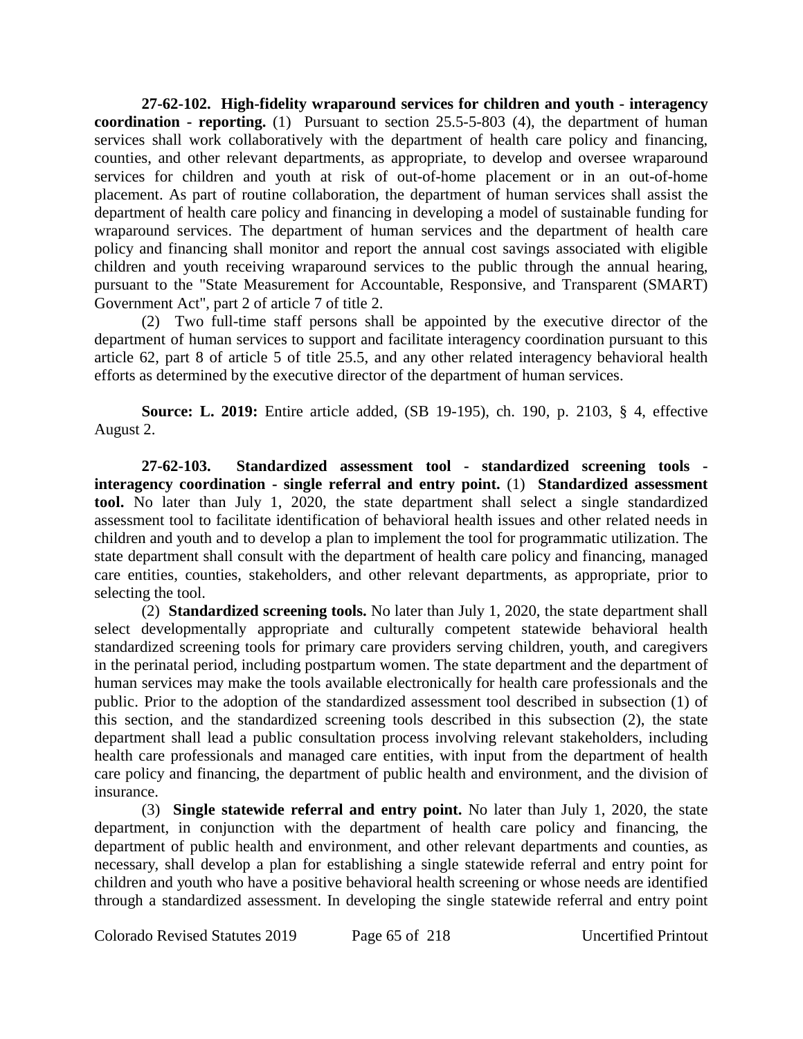**27-62-102. High-fidelity wraparound services for children and youth - interagency coordination - reporting.** (1) Pursuant to section 25.5-5-803 (4), the department of human services shall work collaboratively with the department of health care policy and financing, counties, and other relevant departments, as appropriate, to develop and oversee wraparound services for children and youth at risk of out-of-home placement or in an out-of-home placement. As part of routine collaboration, the department of human services shall assist the department of health care policy and financing in developing a model of sustainable funding for wraparound services. The department of human services and the department of health care policy and financing shall monitor and report the annual cost savings associated with eligible children and youth receiving wraparound services to the public through the annual hearing, pursuant to the "State Measurement for Accountable, Responsive, and Transparent (SMART) Government Act", part 2 of article 7 of title 2.

(2) Two full-time staff persons shall be appointed by the executive director of the department of human services to support and facilitate interagency coordination pursuant to this article 62, part 8 of article 5 of title 25.5, and any other related interagency behavioral health efforts as determined by the executive director of the department of human services.

**Source: L. 2019:** Entire article added, (SB 19-195), ch. 190, p. 2103, § 4, effective August 2.

**27-62-103. Standardized assessment tool - standardized screening tools - interagency coordination - single referral and entry point.** (1) **Standardized assessment tool.** No later than July 1, 2020, the state department shall select a single standardized assessment tool to facilitate identification of behavioral health issues and other related needs in children and youth and to develop a plan to implement the tool for programmatic utilization. The state department shall consult with the department of health care policy and financing, managed care entities, counties, stakeholders, and other relevant departments, as appropriate, prior to selecting the tool.

(2) **Standardized screening tools.** No later than July 1, 2020, the state department shall select developmentally appropriate and culturally competent statewide behavioral health standardized screening tools for primary care providers serving children, youth, and caregivers in the perinatal period, including postpartum women. The state department and the department of human services may make the tools available electronically for health care professionals and the public. Prior to the adoption of the standardized assessment tool described in subsection (1) of this section, and the standardized screening tools described in this subsection (2), the state department shall lead a public consultation process involving relevant stakeholders, including health care professionals and managed care entities, with input from the department of health care policy and financing, the department of public health and environment, and the division of insurance.

(3) **Single statewide referral and entry point.** No later than July 1, 2020, the state department, in conjunction with the department of health care policy and financing, the department of public health and environment, and other relevant departments and counties, as necessary, shall develop a plan for establishing a single statewide referral and entry point for children and youth who have a positive behavioral health screening or whose needs are identified through a standardized assessment. In developing the single statewide referral and entry point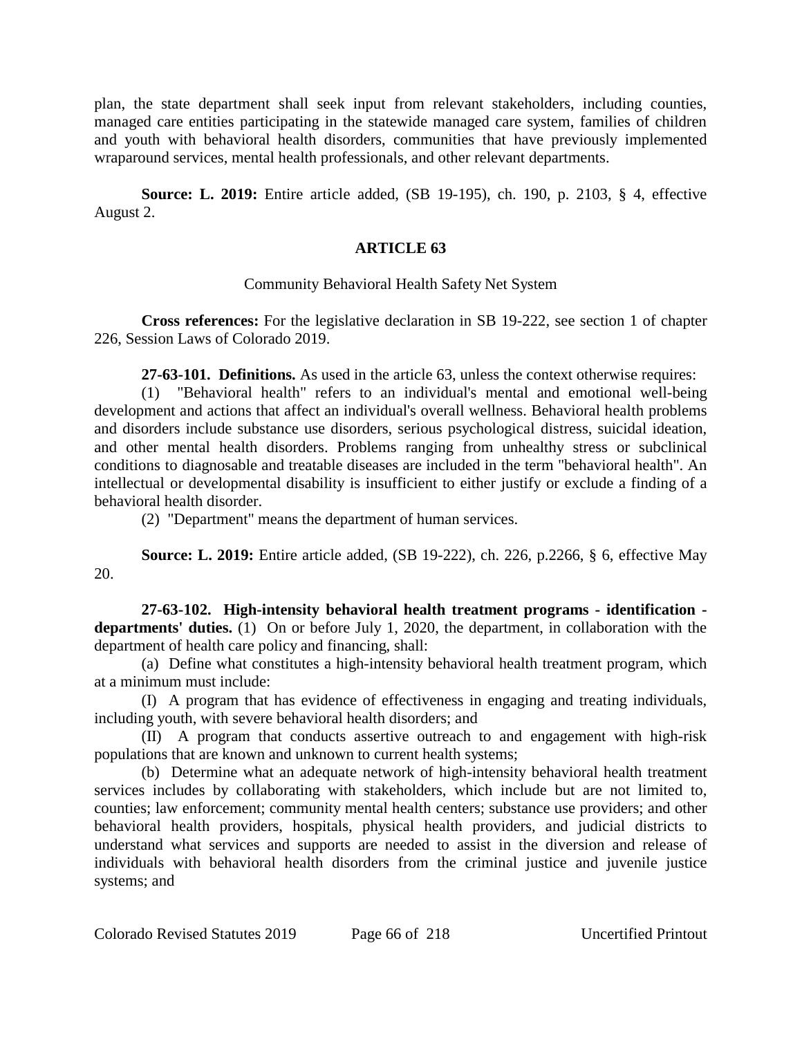plan, the state department shall seek input from relevant stakeholders, including counties, managed care entities participating in the statewide managed care system, families of children and youth with behavioral health disorders, communities that have previously implemented wraparound services, mental health professionals, and other relevant departments.

**Source: L. 2019:** Entire article added, (SB 19-195), ch. 190, p. 2103, § 4, effective August 2.

## ARTICLE 63

### Community Behavioral Health Safety Net System

**Cross references:** For the legislative declaration in SB 19-222, see section 1 of chapter 226, Session Laws of Colorado 2019.

**27-63-101. Definitions.** As used in the article 63, unless the context otherwise requires:

(1) "Behavioral health" refers to an individual's mental and emotional well-being development and actions that affect an individual's overall wellness. Behavioral health problems and disorders include substance use disorders, serious psychological distress, suicidal ideation, and other mental health disorders. Problems ranging from unhealthy stress or subclinical conditions to diagnosable and treatable diseases are included in the term "behavioral health". An intellectual or developmental disability is insufficient to either justify or exclude a finding of a behavioral health disorder.

(2) "Department" means the department of human services.

**Source: L. 2019:** Entire article added, (SB 19-222), ch. 226, p.2266, § 6, effective May 20.

**27-63-102. High-intensity behavioral health treatment programs - identification - departments' duties.** (1) On or before July 1, 2020, the department, in collaboration with the department of health care policy and financing, shall:

(a) Define what constitutes a high-intensity behavioral health treatment program, which at a minimum must include:

(I) A program that has evidence of effectiveness in engaging and treating individuals, including youth, with severe behavioral health disorders; and

(II) A program that conducts assertive outreach to and engagement with high-risk populations that are known and unknown to current health systems;

(b) Determine what an adequate network of high-intensity behavioral health treatment services includes by collaborating with stakeholders, which include but are not limited to, counties; law enforcement; community mental health centers; substance use providers; and other behavioral health providers, hospitals, physical health providers, and judicial districts to understand what services and supports are needed to assist in the diversion and release of individuals with behavioral health disorders from the criminal justice and juvenile justice systems; and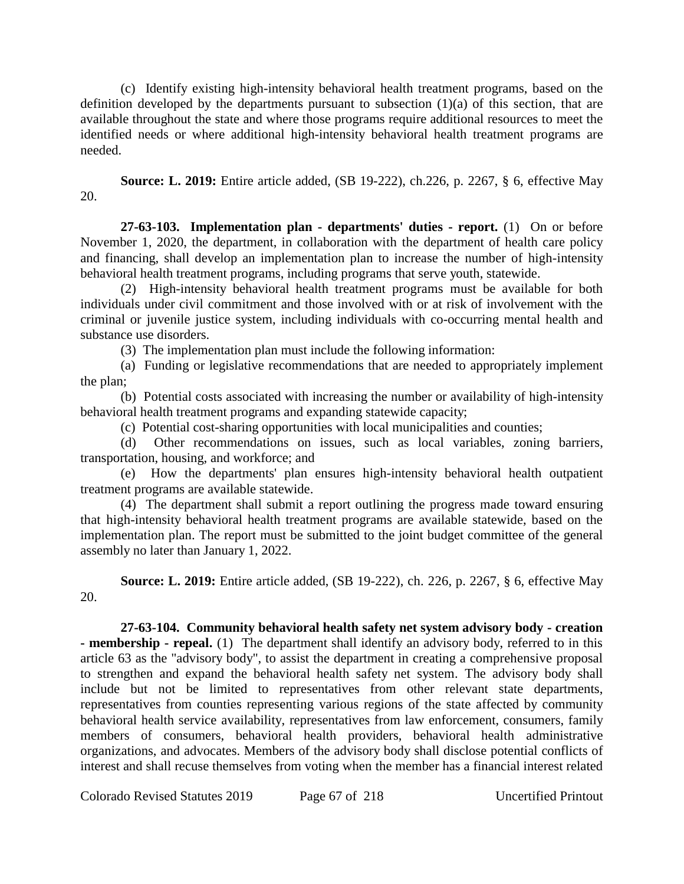(c) Identify existing high-intensity behavioral health treatment programs, based on the definition developed by the departments pursuant to subsection (1)(a) of this section, that are available throughout the state and where those programs require additional resources to meet the identified needs or where additional high-intensity behavioral health treatment programs are needed.

**Source: L. 2019:** Entire article added, (SB 19-222), ch.226, p. 2267, § 6, effective May 20.

**27-63-103. Implementation plan - departments' duties - report.** (1) On or before November 1, 2020, the department, in collaboration with the department of health care policy and financing, shall develop an implementation plan to increase the number of high-intensity behavioral health treatment programs, including programs that serve youth, statewide.

(2) High-intensity behavioral health treatment programs must be available for both individuals under civil commitment and those involved with or at risk of involvement with the criminal or juvenile justice system, including individuals with co-occurring mental health and substance use disorders.

(3) The implementation plan must include the following information:

(a) Funding or legislative recommendations that are needed to appropriately implement the plan;

(b) Potential costs associated with increasing the number or availability of high-intensity behavioral health treatment programs and expanding statewide capacity;

(c) Potential cost-sharing opportunities with local municipalities and counties;

(d) Other recommendations on issues, such as local variables, zoning barriers, transportation, housing, and workforce; and

(e) How the departments' plan ensures high-intensity behavioral health outpatient treatment programs are available statewide.

(4) The department shall submit a report outlining the progress made toward ensuring that high-intensity behavioral health treatment programs are available statewide, based on the implementation plan. The report must be submitted to the joint budget committee of the general assembly no later than January 1, 2022.

**Source: L. 2019:** Entire article added, (SB 19-222), ch. 226, p. 2267, § 6, effective May 20.

**27-63-104. Community behavioral health safety net system advisory body - creation - membership - repeal.** (1) The department shall identify an advisory body, referred to in this article 63 as the "advisory body", to assist the department in creating a comprehensive proposal to strengthen and expand the behavioral health safety net system. The advisory body shall include but not be limited to representatives from other relevant state departments, representatives from counties representing various regions of the state affected by community behavioral health service availability, representatives from law enforcement, consumers, family members of consumers, behavioral health providers, behavioral health administrative organizations, and advocates. Members of the advisory body shall disclose potential conflicts of interest and shall recuse themselves from voting when the member has a financial interest related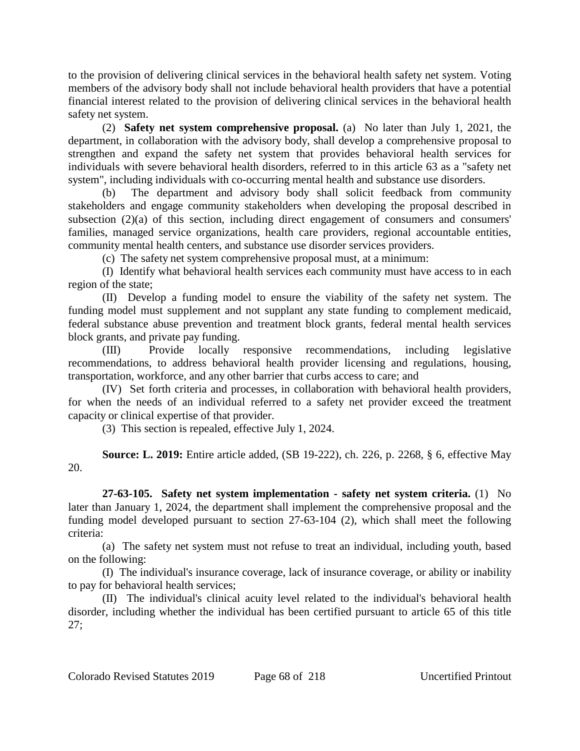to the provision of delivering clinical services in the behavioral health safety net system. Voting members of the advisory body shall not include behavioral health providers that have a potential financial interest related to the provision of delivering clinical services in the behavioral health safety net system.

(2) **Safety net system comprehensive proposal.** (a) No later than July 1, 2021, the department, in collaboration with the advisory body, shall develop a comprehensive proposal to strengthen and expand the safety net system that provides behavioral health services for individuals with severe behavioral health disorders, referred to in this article 63 as a "safety net system", including individuals with co-occurring mental health and substance use disorders.

(b) The department and advisory body shall solicit feedback from community stakeholders and engage community stakeholders when developing the proposal described in subsection (2)(a) of this section, including direct engagement of consumers and consumers' families, managed service organizations, health care providers, regional accountable entities, community mental health centers, and substance use disorder services providers.

(c) The safety net system comprehensive proposal must, at a minimum:

(I) Identify what behavioral health services each community must have access to in each region of the state;

(II) Develop a funding model to ensure the viability of the safety net system. The funding model must supplement and not supplant any state funding to complement medicaid, federal substance abuse prevention and treatment block grants, federal mental health services block grants, and private pay funding.

(III) Provide locally responsive recommendations, including legislative recommendations, to address behavioral health provider licensing and regulations, housing, transportation, workforce, and any other barrier that curbs access to care; and

(IV) Set forth criteria and processes, in collaboration with behavioral health providers, for when the needs of an individual referred to a safety net provider exceed the treatment capacity or clinical expertise of that provider.

(3) This section is repealed, effective July 1, 2024.

**Source: L. 2019:** Entire article added, (SB 19-222), ch. 226, p. 2268, § 6, effective May 20.

**27-63-105. Safety net system implementation - safety net system criteria.** (1) No later than January 1, 2024, the department shall implement the comprehensive proposal and the funding model developed pursuant to section 27-63-104 (2), which shall meet the following criteria:

(a) The safety net system must not refuse to treat an individual, including youth, based on the following:

(I) The individual's insurance coverage, lack of insurance coverage, or ability or inability to pay for behavioral health services;

(II) The individual's clinical acuity level related to the individual's behavioral health disorder, including whether the individual has been certified pursuant to article 65 of this title 27;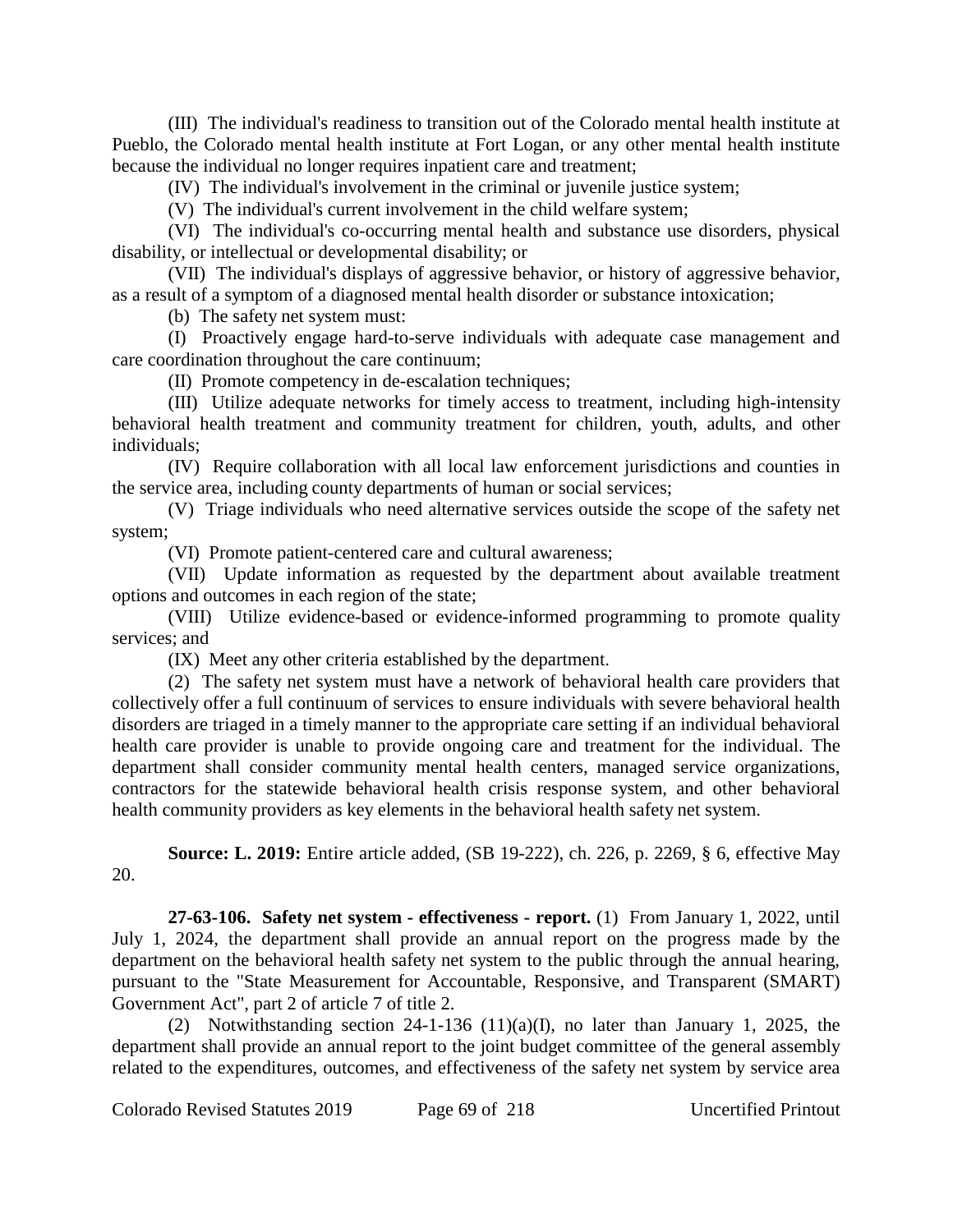(III) The individual's readiness to transition out of the Colorado mental health institute at Pueblo, the Colorado mental health institute at Fort Logan, or any other mental health institute because the individual no longer requires inpatient care and treatment;

(IV) The individual's involvement in the criminal or juvenile justice system;

(V) The individual's current involvement in the child welfare system;

(VI) The individual's co-occurring mental health and substance use disorders, physical disability, or intellectual or developmental disability; or

(VII) The individual's displays of aggressive behavior, or history of aggressive behavior, as a result of a symptom of a diagnosed mental health disorder or substance intoxication;

(b) The safety net system must:

(I) Proactively engage hard-to-serve individuals with adequate case management and care coordination throughout the care continuum;

(II) Promote competency in de-escalation techniques;

(III) Utilize adequate networks for timely access to treatment, including high-intensity behavioral health treatment and community treatment for children, youth, adults, and other individuals;

(IV) Require collaboration with all local law enforcement jurisdictions and counties in the service area, including county departments of human or social services;

(V) Triage individuals who need alternative services outside the scope of the safety net system;

(VI) Promote patient-centered care and cultural awareness;

(VII) Update information as requested by the department about available treatment options and outcomes in each region of the state;

(VIII) Utilize evidence-based or evidence-informed programming to promote quality services; and

(IX) Meet any other criteria established by the department.

(2) The safety net system must have a network of behavioral health care providers that collectively offer a full continuum of services to ensure individuals with severe behavioral health disorders are triaged in a timely manner to the appropriate care setting if an individual behavioral health care provider is unable to provide ongoing care and treatment for the individual. The department shall consider community mental health centers, managed service organizations, contractors for the statewide behavioral health crisis response system, and other behavioral health community providers as key elements in the behavioral health safety net system.

**Source: L. 2019:** Entire article added, (SB 19-222), ch. 226, p. 2269, § 6, effective May 20.

**27-63-106. Safety net system - effectiveness - report.** (1) From January 1, 2022, until July 1, 2024, the department shall provide an annual report on the progress made by the department on the behavioral health safety net system to the public through the annual hearing, pursuant to the "State Measurement for Accountable, Responsive, and Transparent (SMART) Government Act", part 2 of article 7 of title 2.

(2) Notwithstanding section 24-1-136 (11)(a)(I), no later than January 1, 2025, the department shall provide an annual report to the joint budget committee of the general assembly related to the expenditures, outcomes, and effectiveness of the safety net system by service area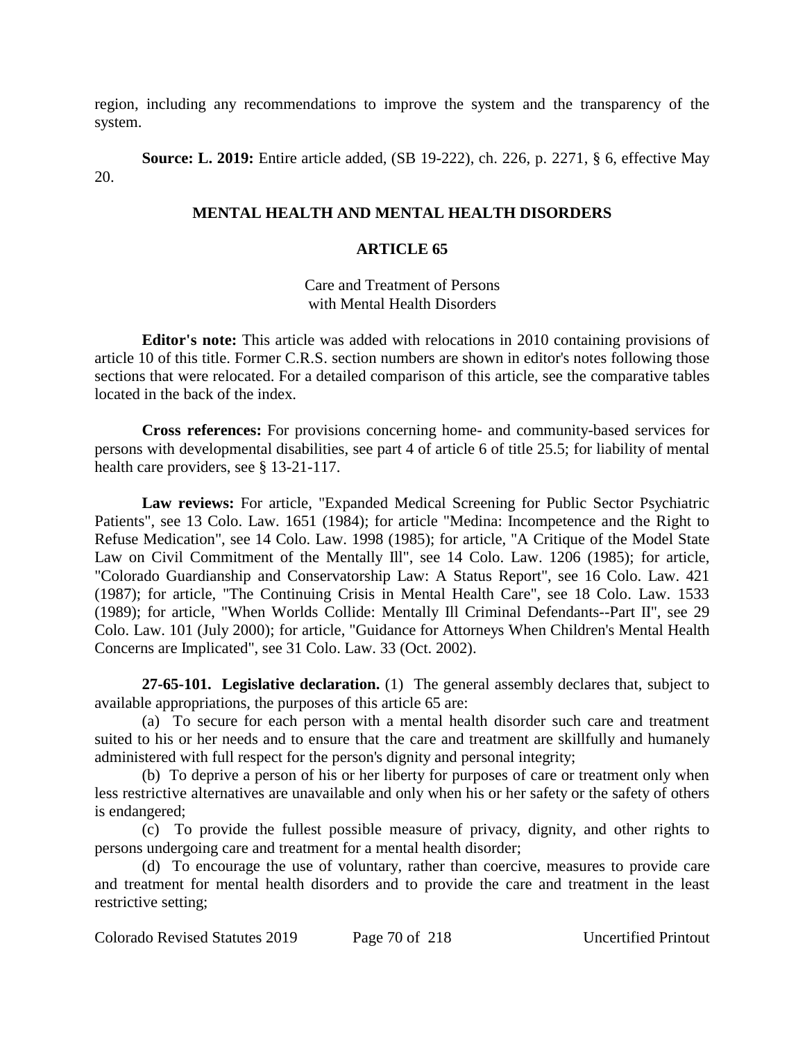region, including any recommendations to improve the system and the transparency of the system.

**Source: L. 2019:** Entire article added, (SB 19-222), ch. 226, p. 2271, § 6, effective May 20.

## MENTAL HEALTH AND MENTAL HEALTH DISORDERS

## ARTICLE 65

### Care and Treatment of Persons with Mental Health Disorders

**Editor's note:** This article was added with relocations in 2010 containing provisions of article 10 of this title. Former C.R.S. section numbers are shown in editor's notes following those sections that were relocated. For a detailed comparison of this article, see the comparative tables located in the back of the index.

**Cross references:** For provisions concerning home- and community-based services for persons with developmental disabilities, see part 4 of article 6 of title 25.5; for liability of mental health care providers, see § 13-21-117.

**Law reviews:** For article, "Expanded Medical Screening for Public Sector Psychiatric Patients", see 13 Colo. Law. 1651 (1984); for article "Medina: Incompetence and the Right to Refuse Medication", see 14 Colo. Law. 1998 (1985); for article, "A Critique of the Model State Law on Civil Commitment of the Mentally Ill", see 14 Colo. Law. 1206 (1985); for article, "Colorado Guardianship and Conservatorship Law: A Status Report", see 16 Colo. Law. 421 (1987); for article, "The Continuing Crisis in Mental Health Care", see 18 Colo. Law. 1533 (1989); for article, "When Worlds Collide: Mentally Ill Criminal Defendants--Part II", see 29 Colo. Law. 101 (July 2000); for article, "Guidance for Attorneys When Children's Mental Health Concerns are Implicated", see 31 Colo. Law. 33 (Oct. 2002).

**27-65-101. Legislative declaration.** (1) The general assembly declares that, subject to available appropriations, the purposes of this article 65 are:

(a) To secure for each person with a mental health disorder such care and treatment suited to his or her needs and to ensure that the care and treatment are skillfully and humanely administered with full respect for the person's dignity and personal integrity;

(b) To deprive a person of his or her liberty for purposes of care or treatment only when less restrictive alternatives are unavailable and only when his or her safety or the safety of others is endangered;

(c) To provide the fullest possible measure of privacy, dignity, and other rights to persons undergoing care and treatment for a mental health disorder;

(d) To encourage the use of voluntary, rather than coercive, measures to provide care and treatment for mental health disorders and to provide the care and treatment in the least restrictive setting;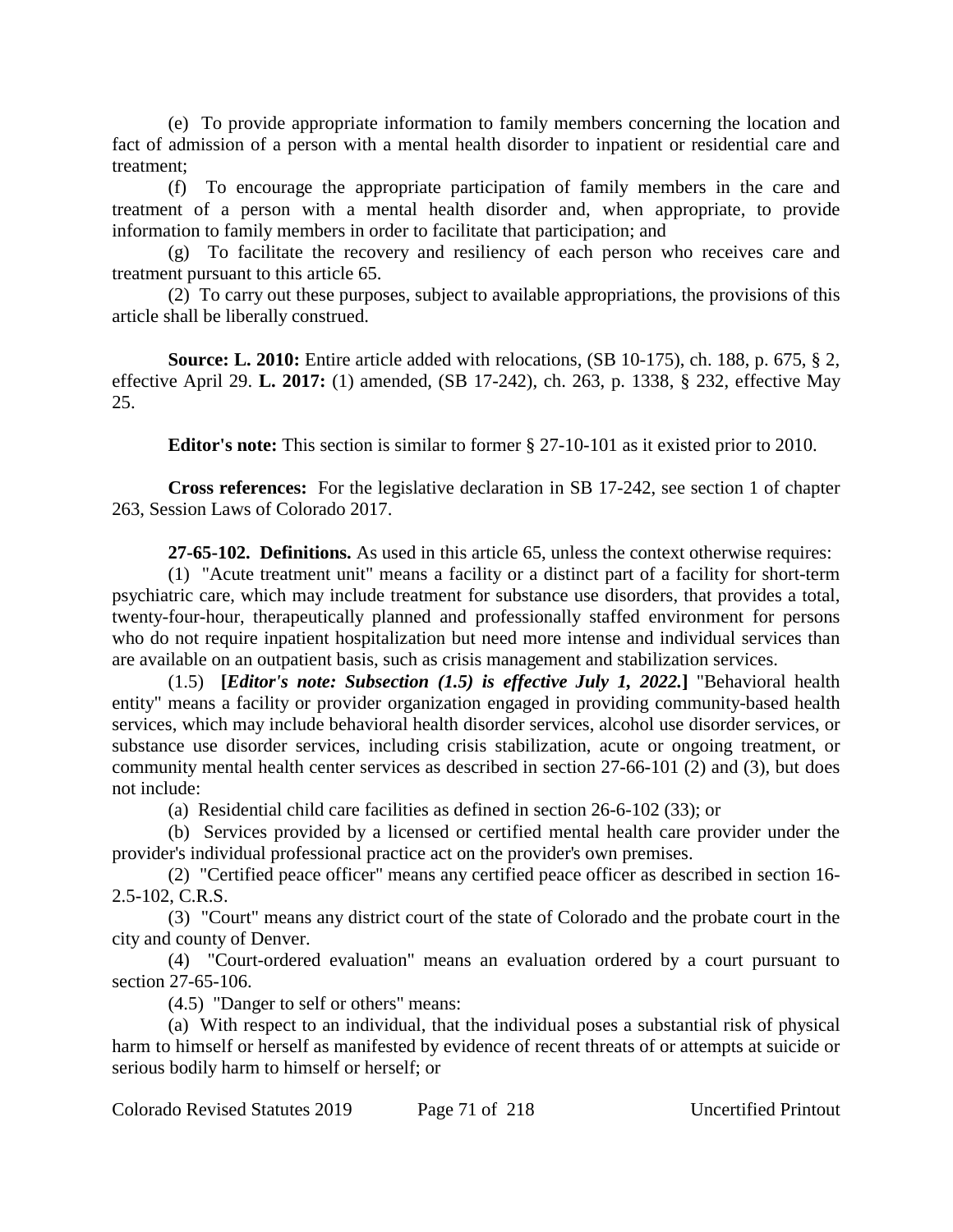(e) To provide appropriate information to family members concerning the location and fact of admission of a person with a mental health disorder to inpatient or residential care and treatment;

(f) To encourage the appropriate participation of family members in the care and treatment of a person with a mental health disorder and, when appropriate, to provide information to family members in order to facilitate that participation; and

(g) To facilitate the recovery and resiliency of each person who receives care and treatment pursuant to this article 65.

(2) To carry out these purposes, subject to available appropriations, the provisions of this article shall be liberally construed.

**Source: L. 2010:** Entire article added with relocations, (SB 10-175), ch. 188, p. 675, § 2, effective April 29. **L. 2017:** (1) amended, (SB 17-242), ch. 263, p. 1338, § 232, effective May 25.

**Editor's note:** This section is similar to former § 27-10-101 as it existed prior to 2010.

**Cross references:** For the legislative declaration in SB 17-242, see section 1 of chapter 263, Session Laws of Colorado 2017.

**27-65-102. Definitions.** As used in this article 65, unless the context otherwise requires:

(1) "Acute treatment unit" means a facility or a distinct part of a facility for short-term psychiatric care, which may include treatment for substance use disorders, that provides a total, twenty-four-hour, therapeutically planned and professionally staffed environment for persons who do not require inpatient hospitalization but need more intense and individual services than are available on an outpatient basis, such as crisis management and stabilization services.

(1.5) **[*Editor's note: Subsection (1.5) is effective July 1, 2022.*]** "Behavioral health entity" means a facility or provider organization engaged in providing community-based health services, which may include behavioral health disorder services, alcohol use disorder services, or substance use disorder services, including crisis stabilization, acute or ongoing treatment, or community mental health center services as described in section 27-66-101 (2) and (3), but does not include:

(a) Residential child care facilities as defined in section 26-6-102 (33); or

(b) Services provided by a licensed or certified mental health care provider under the provider's individual professional practice act on the provider's own premises.

(2) "Certified peace officer" means any certified peace officer as described in section 16-2.5-102, C.R.S.

(3) "Court" means any district court of the state of Colorado and the probate court in the city and county of Denver.

(4) "Court-ordered evaluation" means an evaluation ordered by a court pursuant to section 27-65-106.

(4.5) "Danger to self or others" means:

(a) With respect to an individual, that the individual poses a substantial risk of physical harm to himself or herself as manifested by evidence of recent threats of or attempts at suicide or serious bodily harm to himself or herself; or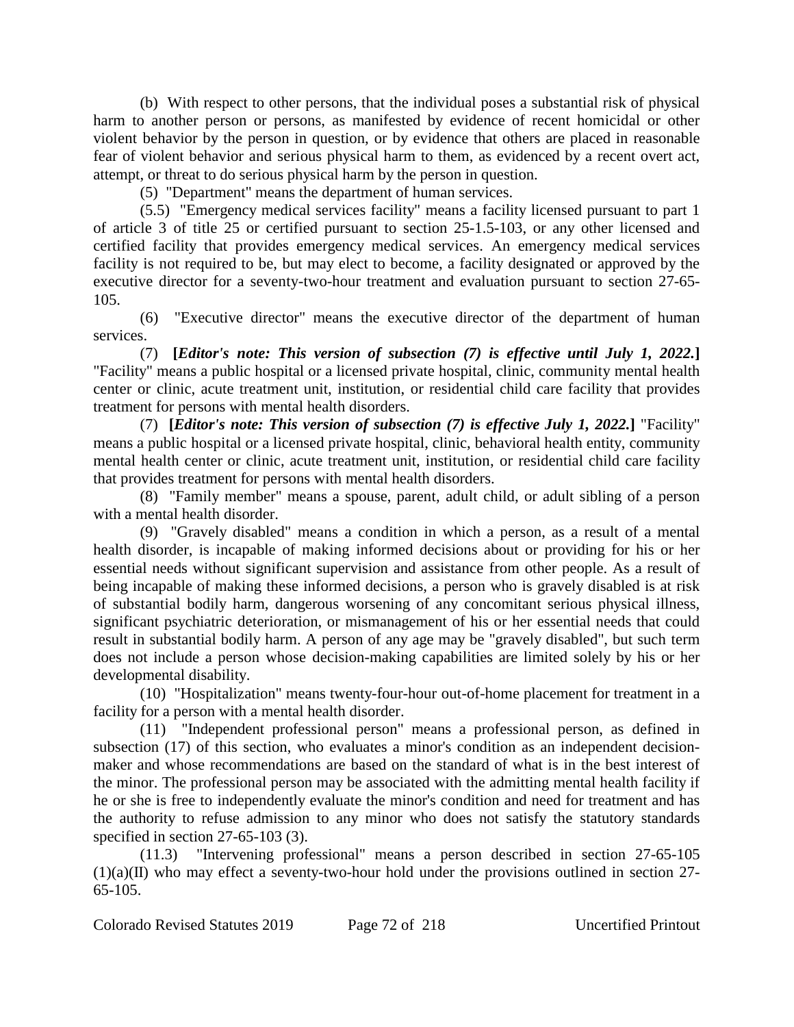(b) With respect to other persons, that the individual poses a substantial risk of physical harm to another person or persons, as manifested by evidence of recent homicidal or other violent behavior by the person in question, or by evidence that others are placed in reasonable fear of violent behavior and serious physical harm to them, as evidenced by a recent overt act, attempt, or threat to do serious physical harm by the person in question.

(5) "Department" means the department of human services.

(5.5) "Emergency medical services facility" means a facility licensed pursuant to part 1 of article 3 of title 25 or certified pursuant to section 25-1.5-103, or any other licensed and certified facility that provides emergency medical services. An emergency medical services facility is not required to be, but may elect to become, a facility designated or approved by the executive director for a seventy-two-hour treatment and evaluation pursuant to section 27-65-105.

(6) "Executive director" means the executive director of the department of human services.

(7) **[*Editor's note: This version of subsection (7) is effective until July 1, 2022.*]** "Facility" means a public hospital or a licensed private hospital, clinic, community mental health center or clinic, acute treatment unit, institution, or residential child care facility that provides treatment for persons with mental health disorders.

(7) **[*Editor's note: This version of subsection (7) is effective July 1, 2022.*]** "Facility" means a public hospital or a licensed private hospital, clinic, behavioral health entity, community mental health center or clinic, acute treatment unit, institution, or residential child care facility that provides treatment for persons with mental health disorders.

(8) "Family member" means a spouse, parent, adult child, or adult sibling of a person with a mental health disorder.

(9) "Gravely disabled" means a condition in which a person, as a result of a mental health disorder, is incapable of making informed decisions about or providing for his or her essential needs without significant supervision and assistance from other people. As a result of being incapable of making these informed decisions, a person who is gravely disabled is at risk of substantial bodily harm, dangerous worsening of any concomitant serious physical illness, significant psychiatric deterioration, or mismanagement of his or her essential needs that could result in substantial bodily harm. A person of any age may be "gravely disabled", but such term does not include a person whose decision-making capabilities are limited solely by his or her developmental disability.

(10) "Hospitalization" means twenty-four-hour out-of-home placement for treatment in a facility for a person with a mental health disorder.

(11) "Independent professional person" means a professional person, as defined in subsection (17) of this section, who evaluates a minor's condition as an independent decision-maker and whose recommendations are based on the standard of what is in the best interest of the minor. The professional person may be associated with the admitting mental health facility if he or she is free to independently evaluate the minor's condition and need for treatment and has the authority to refuse admission to any minor who does not satisfy the statutory standards specified in section 27-65-103 (3).

(11.3) "Intervening professional" means a person described in section 27-65-105 (1)(a)(II) who may effect a seventy-two-hour hold under the provisions outlined in section 27-65-105.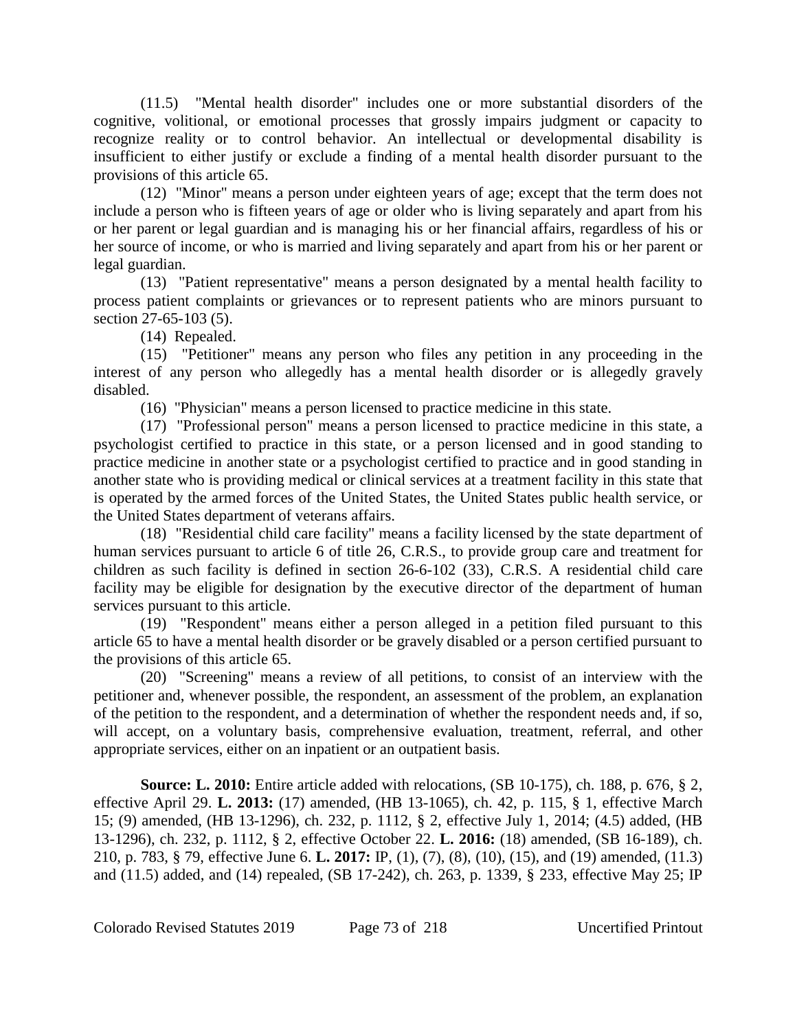(11.5) "Mental health disorder" includes one or more substantial disorders of the cognitive, volitional, or emotional processes that grossly impairs judgment or capacity to recognize reality or to control behavior. An intellectual or developmental disability is insufficient to either justify or exclude a finding of a mental health disorder pursuant to the provisions of this article 65.

(12) "Minor" means a person under eighteen years of age; except that the term does not include a person who is fifteen years of age or older who is living separately and apart from his or her parent or legal guardian and is managing his or her financial affairs, regardless of his or her source of income, or who is married and living separately and apart from his or her parent or legal guardian.

(13) "Patient representative" means a person designated by a mental health facility to process patient complaints or grievances or to represent patients who are minors pursuant to section 27-65-103 (5).

(14) Repealed.

(15) "Petitioner" means any person who files any petition in any proceeding in the interest of any person who allegedly has a mental health disorder or is allegedly gravely disabled.

(16) "Physician" means a person licensed to practice medicine in this state.

(17) "Professional person" means a person licensed to practice medicine in this state, a psychologist certified to practice in this state, or a person licensed and in good standing to practice medicine in another state or a psychologist certified to practice and in good standing in another state who is providing medical or clinical services at a treatment facility in this state that is operated by the armed forces of the United States, the United States public health service, or the United States department of veterans affairs.

(18) "Residential child care facility" means a facility licensed by the state department of human services pursuant to article 6 of title 26, C.R.S., to provide group care and treatment for children as such facility is defined in section 26-6-102 (33), C.R.S. A residential child care facility may be eligible for designation by the executive director of the department of human services pursuant to this article.

(19) "Respondent" means either a person alleged in a petition filed pursuant to this article 65 to have a mental health disorder or be gravely disabled or a person certified pursuant to the provisions of this article 65.

(20) "Screening" means a review of all petitions, to consist of an interview with the petitioner and, whenever possible, the respondent, an assessment of the problem, an explanation of the petition to the respondent, and a determination of whether the respondent needs and, if so, will accept, on a voluntary basis, comprehensive evaluation, treatment, referral, and other appropriate services, either on an inpatient or an outpatient basis.

**Source: L. 2010:** Entire article added with relocations, (SB 10-175), ch. 188, p. 676, § 2, effective April 29. **L. 2013:** (17) amended, (HB 13-1065), ch. 42, p. 115, § 1, effective March 15; (9) amended, (HB 13-1296), ch. 232, p. 1112, § 2, effective July 1, 2014; (4.5) added, (HB 13-1296), ch. 232, p. 1112, § 2, effective October 22. **L. 2016:** (18) amended, (SB 16-189), ch. 210, p. 783, § 79, effective June 6. **L. 2017:** IP, (1), (7), (8), (10), (15), and (19) amended, (11.3) and (11.5) added, and (14) repealed, (SB 17-242), ch. 263, p. 1339, § 233, effective May 25; IP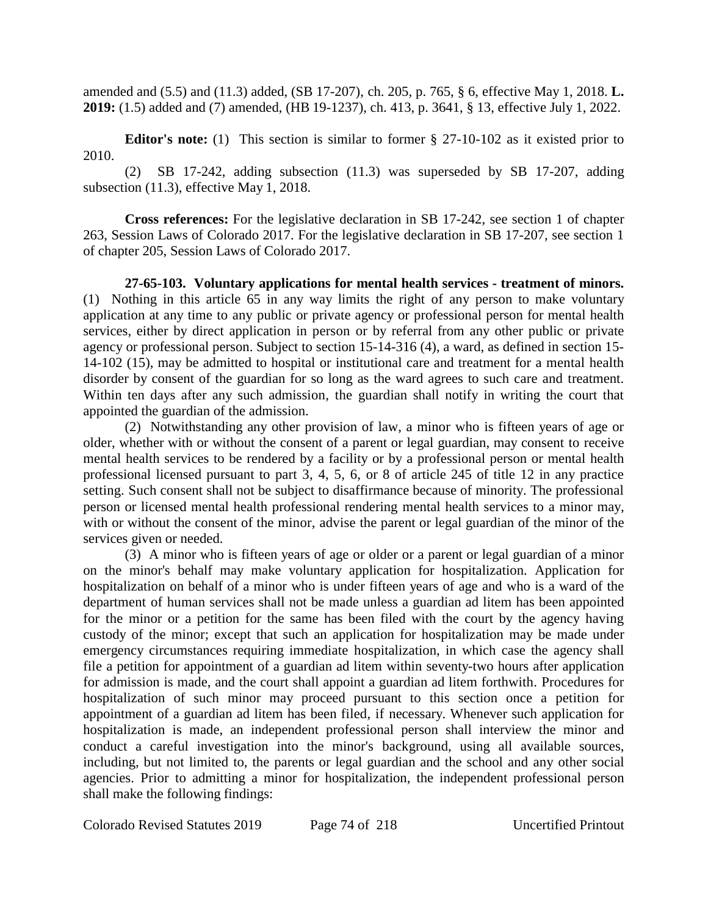amended and (5.5) and (11.3) added, (SB 17-207), ch. 205, p. 765, § 6, effective May 1, 2018. **L. 2019:** (1.5) added and (7) amended, (HB 19-1237), ch. 413, p. 3641, § 13, effective July 1, 2022.

**Editor's note:** (1) This section is similar to former § 27-10-102 as it existed prior to 2010.

(2) SB 17-242, adding subsection (11.3) was superseded by SB 17-207, adding subsection (11.3), effective May 1, 2018.

**Cross references:** For the legislative declaration in SB 17-242, see section 1 of chapter 263, Session Laws of Colorado 2017. For the legislative declaration in SB 17-207, see section 1 of chapter 205, Session Laws of Colorado 2017.

**27-65-103. Voluntary applications for mental health services - treatment of minors.** (1) Nothing in this article 65 in any way limits the right of any person to make voluntary application at any time to any public or private agency or professional person for mental health services, either by direct application in person or by referral from any other public or private agency or professional person. Subject to section 15-14-316 (4), a ward, as defined in section 15-14-102 (15), may be admitted to hospital or institutional care and treatment for a mental health disorder by consent of the guardian for so long as the ward agrees to such care and treatment. Within ten days after any such admission, the guardian shall notify in writing the court that appointed the guardian of the admission.

(2) Notwithstanding any other provision of law, a minor who is fifteen years of age or older, whether with or without the consent of a parent or legal guardian, may consent to receive mental health services to be rendered by a facility or by a professional person or mental health professional licensed pursuant to part 3, 4, 5, 6, or 8 of article 245 of title 12 in any practice setting. Such consent shall not be subject to disaffirmance because of minority. The professional person or licensed mental health professional rendering mental health services to a minor may, with or without the consent of the minor, advise the parent or legal guardian of the minor of the services given or needed.

(3) A minor who is fifteen years of age or older or a parent or legal guardian of a minor on the minor's behalf may make voluntary application for hospitalization. Application for hospitalization on behalf of a minor who is under fifteen years of age and who is a ward of the department of human services shall not be made unless a guardian ad litem has been appointed for the minor or a petition for the same has been filed with the court by the agency having custody of the minor; except that such an application for hospitalization may be made under emergency circumstances requiring immediate hospitalization, in which case the agency shall file a petition for appointment of a guardian ad litem within seventy-two hours after application for admission is made, and the court shall appoint a guardian ad litem forthwith. Procedures for hospitalization of such minor may proceed pursuant to this section once a petition for appointment of a guardian ad litem has been filed, if necessary. Whenever such application for hospitalization is made, an independent professional person shall interview the minor and conduct a careful investigation into the minor's background, using all available sources, including, but not limited to, the parents or legal guardian and the school and any other social agencies. Prior to admitting a minor for hospitalization, the independent professional person shall make the following findings: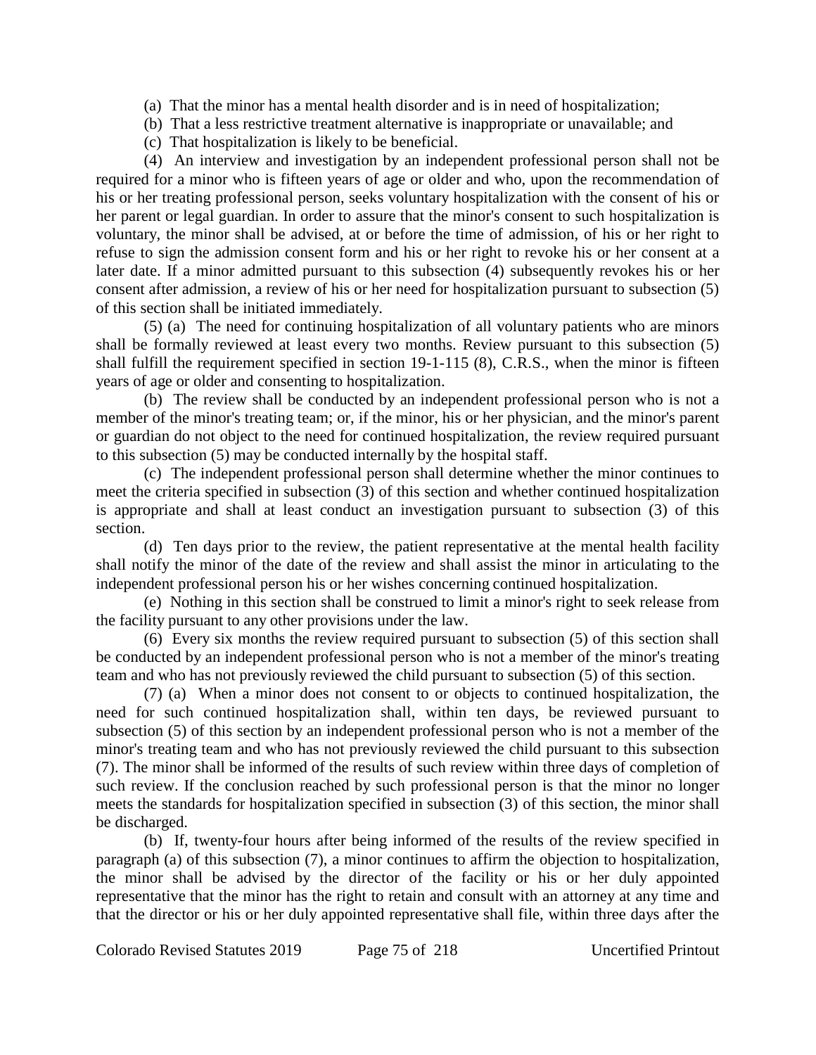(a) That the minor has a mental health disorder and is in need of hospitalization;

(b) That a less restrictive treatment alternative is inappropriate or unavailable; and

(c) That hospitalization is likely to be beneficial.

(4) An interview and investigation by an independent professional person shall not be required for a minor who is fifteen years of age or older and who, upon the recommendation of his or her treating professional person, seeks voluntary hospitalization with the consent of his or her parent or legal guardian. In order to assure that the minor's consent to such hospitalization is voluntary, the minor shall be advised, at or before the time of admission, of his or her right to refuse to sign the admission consent form and his or her right to revoke his or her consent at a later date. If a minor admitted pursuant to this subsection (4) subsequently revokes his or her consent after admission, a review of his or her need for hospitalization pursuant to subsection (5) of this section shall be initiated immediately.

(5) (a) The need for continuing hospitalization of all voluntary patients who are minors shall be formally reviewed at least every two months. Review pursuant to this subsection (5) shall fulfill the requirement specified in section 19-1-115 (8), C.R.S., when the minor is fifteen years of age or older and consenting to hospitalization.

(b) The review shall be conducted by an independent professional person who is not a member of the minor's treating team; or, if the minor, his or her physician, and the minor's parent or guardian do not object to the need for continued hospitalization, the review required pursuant to this subsection (5) may be conducted internally by the hospital staff.

(c) The independent professional person shall determine whether the minor continues to meet the criteria specified in subsection (3) of this section and whether continued hospitalization is appropriate and shall at least conduct an investigation pursuant to subsection (3) of this section.

(d) Ten days prior to the review, the patient representative at the mental health facility shall notify the minor of the date of the review and shall assist the minor in articulating to the independent professional person his or her wishes concerning continued hospitalization.

(e) Nothing in this section shall be construed to limit a minor's right to seek release from the facility pursuant to any other provisions under the law.

(6) Every six months the review required pursuant to subsection (5) of this section shall be conducted by an independent professional person who is not a member of the minor's treating team and who has not previously reviewed the child pursuant to subsection (5) of this section.

(7) (a) When a minor does not consent to or objects to continued hospitalization, the need for such continued hospitalization shall, within ten days, be reviewed pursuant to subsection (5) of this section by an independent professional person who is not a member of the minor's treating team and who has not previously reviewed the child pursuant to this subsection (7). The minor shall be informed of the results of such review within three days of completion of such review. If the conclusion reached by such professional person is that the minor no longer meets the standards for hospitalization specified in subsection (3) of this section, the minor shall be discharged.

(b) If, twenty-four hours after being informed of the results of the review specified in paragraph (a) of this subsection (7), a minor continues to affirm the objection to hospitalization, the minor shall be advised by the director of the facility or his or her duly appointed representative that the minor has the right to retain and consult with an attorney at any time and that the director or his or her duly appointed representative shall file, within three days after the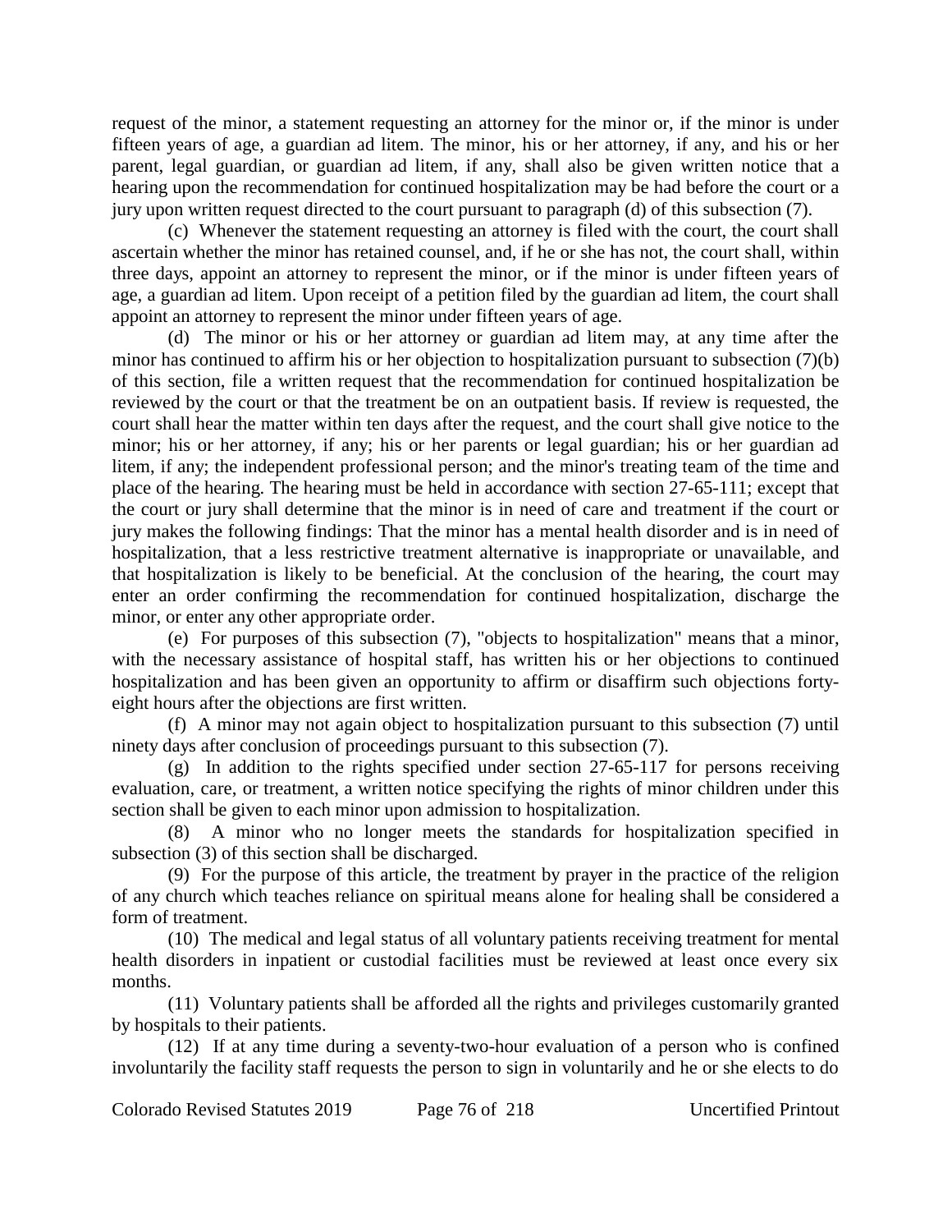request of the minor, a statement requesting an attorney for the minor or, if the minor is under fifteen years of age, a guardian ad litem. The minor, his or her attorney, if any, and his or her parent, legal guardian, or guardian ad litem, if any, shall also be given written notice that a hearing upon the recommendation for continued hospitalization may be had before the court or a jury upon written request directed to the court pursuant to paragraph (d) of this subsection (7).

(c) Whenever the statement requesting an attorney is filed with the court, the court shall ascertain whether the minor has retained counsel, and, if he or she has not, the court shall, within three days, appoint an attorney to represent the minor, or if the minor is under fifteen years of age, a guardian ad litem. Upon receipt of a petition filed by the guardian ad litem, the court shall appoint an attorney to represent the minor under fifteen years of age.

(d) The minor or his or her attorney or guardian ad litem may, at any time after the minor has continued to affirm his or her objection to hospitalization pursuant to subsection (7)(b) of this section, file a written request that the recommendation for continued hospitalization be reviewed by the court or that the treatment be on an outpatient basis. If review is requested, the court shall hear the matter within ten days after the request, and the court shall give notice to the minor; his or her attorney, if any; his or her parents or legal guardian; his or her guardian ad litem, if any; the independent professional person; and the minor's treating team of the time and place of the hearing. The hearing must be held in accordance with section 27-65-111; except that the court or jury shall determine that the minor is in need of care and treatment if the court or jury makes the following findings: That the minor has a mental health disorder and is in need of hospitalization, that a less restrictive treatment alternative is inappropriate or unavailable, and that hospitalization is likely to be beneficial. At the conclusion of the hearing, the court may enter an order confirming the recommendation for continued hospitalization, discharge the minor, or enter any other appropriate order.

(e) For purposes of this subsection (7), "objects to hospitalization" means that a minor, with the necessary assistance of hospital staff, has written his or her objections to continued hospitalization and has been given an opportunity to affirm or disaffirm such objections forty-eight hours after the objections are first written.

(f) A minor may not again object to hospitalization pursuant to this subsection (7) until ninety days after conclusion of proceedings pursuant to this subsection (7).

(g) In addition to the rights specified under section 27-65-117 for persons receiving evaluation, care, or treatment, a written notice specifying the rights of minor children under this section shall be given to each minor upon admission to hospitalization.

(8) A minor who no longer meets the standards for hospitalization specified in subsection (3) of this section shall be discharged.

(9) For the purpose of this article, the treatment by prayer in the practice of the religion of any church which teaches reliance on spiritual means alone for healing shall be considered a form of treatment.

(10) The medical and legal status of all voluntary patients receiving treatment for mental health disorders in inpatient or custodial facilities must be reviewed at least once every six months.

(11) Voluntary patients shall be afforded all the rights and privileges customarily granted by hospitals to their patients.

(12) If at any time during a seventy-two-hour evaluation of a person who is confined involuntarily the facility staff requests the person to sign in voluntarily and he or she elects to do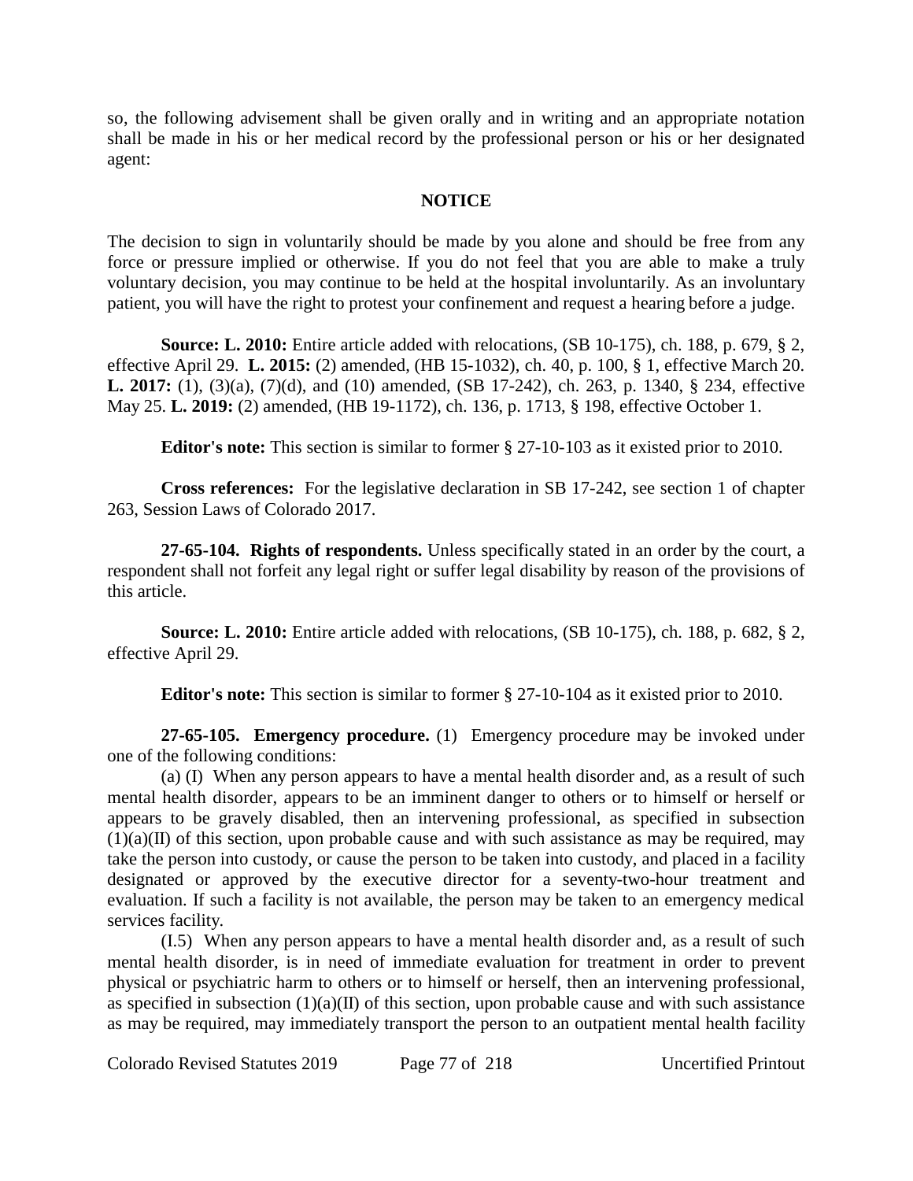so, the following advisement shall be given orally and in writing and an appropriate notation shall be made in his or her medical record by the professional person or his or her designated agent:

**NOTICE**

The decision to sign in voluntarily should be made by you alone and should be free from any force or pressure implied or otherwise. If you do not feel that you are able to make a truly voluntary decision, you may continue to be held at the hospital involuntarily. As an involuntary patient, you will have the right to protest your confinement and request a hearing before a judge.

**Source: L. 2010:** Entire article added with relocations, (SB 10-175), ch. 188, p. 679, § 2, effective April 29. **L. 2015:** (2) amended, (HB 15-1032), ch. 40, p. 100, § 1, effective March 20. **L. 2017:** (1), (3)(a), (7)(d), and (10) amended, (SB 17-242), ch. 263, p. 1340, § 234, effective May 25. **L. 2019:** (2) amended, (HB 19-1172), ch. 136, p. 1713, § 198, effective October 1.

**Editor's note:** This section is similar to former § 27-10-103 as it existed prior to 2010.

**Cross references:** For the legislative declaration in SB 17-242, see section 1 of chapter 263, Session Laws of Colorado 2017.

**27-65-104. Rights of respondents.** Unless specifically stated in an order by the court, a respondent shall not forfeit any legal right or suffer legal disability by reason of the provisions of this article.

**Source: L. 2010:** Entire article added with relocations, (SB 10-175), ch. 188, p. 682, § 2, effective April 29.

**Editor's note:** This section is similar to former § 27-10-104 as it existed prior to 2010.

**27-65-105. Emergency procedure.** (1) Emergency procedure may be invoked under one of the following conditions:

(a) (I) When any person appears to have a mental health disorder and, as a result of such mental health disorder, appears to be an imminent danger to others or to himself or herself or appears to be gravely disabled, then an intervening professional, as specified in subsection (1)(a)(II) of this section, upon probable cause and with such assistance as may be required, may take the person into custody, or cause the person to be taken into custody, and placed in a facility designated or approved by the executive director for a seventy-two-hour treatment and evaluation. If such a facility is not available, the person may be taken to an emergency medical services facility.

(I.5) When any person appears to have a mental health disorder and, as a result of such mental health disorder, is in need of immediate evaluation for treatment in order to prevent physical or psychiatric harm to others or to himself or herself, then an intervening professional, as specified in subsection (1)(a)(II) of this section, upon probable cause and with such assistance as may be required, may immediately transport the person to an outpatient mental health facility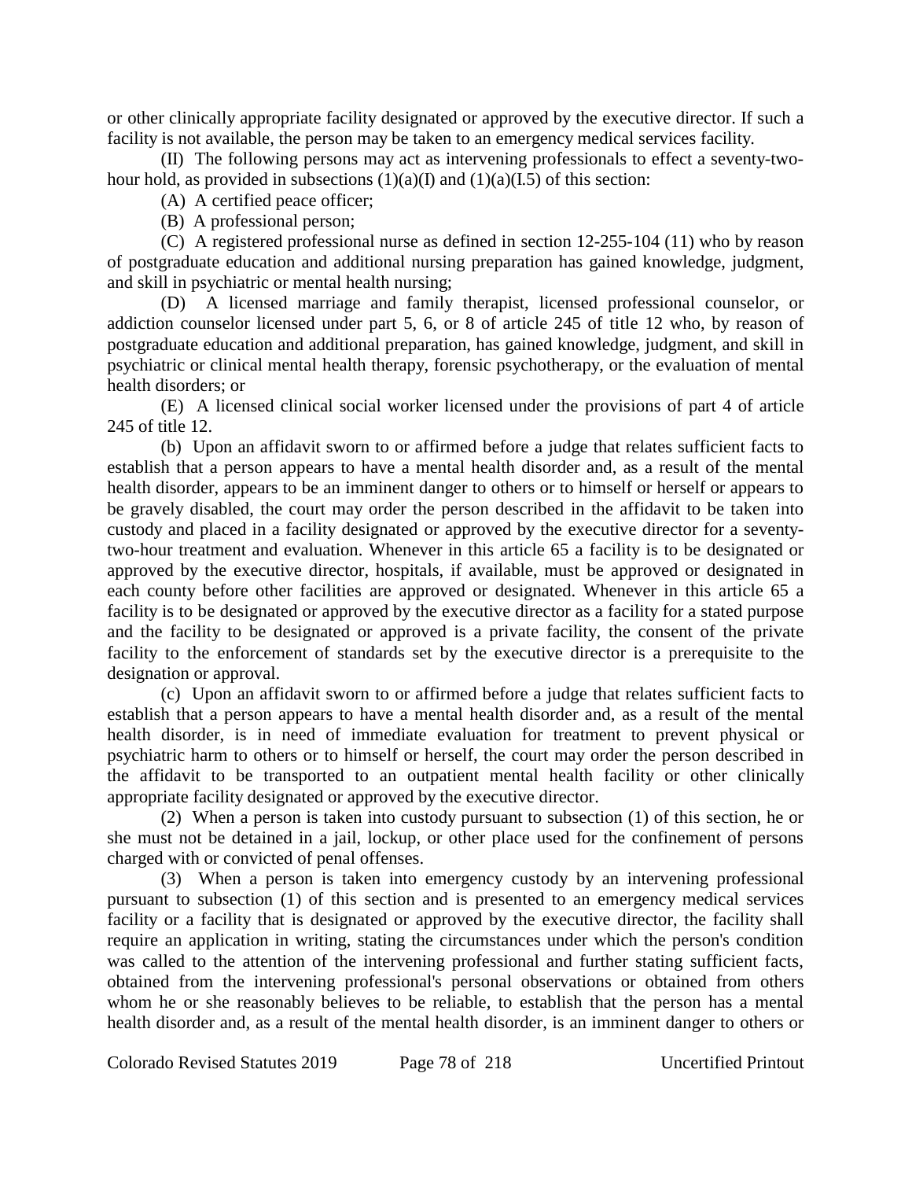or other clinically appropriate facility designated or approved by the executive director. If such a facility is not available, the person may be taken to an emergency medical services facility.

(II) The following persons may act as intervening professionals to effect a seventy-two-hour hold, as provided in subsections (1)(a)(I) and (1)(a)(I.5) of this section:

(A) A certified peace officer;

(B) A professional person;

(C) A registered professional nurse as defined in section 12-255-104 (11) who by reason of postgraduate education and additional nursing preparation has gained knowledge, judgment, and skill in psychiatric or mental health nursing;

(D) A licensed marriage and family therapist, licensed professional counselor, or addiction counselor licensed under part 5, 6, or 8 of article 245 of title 12 who, by reason of postgraduate education and additional preparation, has gained knowledge, judgment, and skill in psychiatric or clinical mental health therapy, forensic psychotherapy, or the evaluation of mental health disorders; or

(E) A licensed clinical social worker licensed under the provisions of part 4 of article 245 of title 12.

(b) Upon an affidavit sworn to or affirmed before a judge that relates sufficient facts to establish that a person appears to have a mental health disorder and, as a result of the mental health disorder, appears to be an imminent danger to others or to himself or herself or appears to be gravely disabled, the court may order the person described in the affidavit to be taken into custody and placed in a facility designated or approved by the executive director for a seventy-two-hour treatment and evaluation. Whenever in this article 65 a facility is to be designated or approved by the executive director, hospitals, if available, must be approved or designated in each county before other facilities are approved or designated. Whenever in this article 65 a facility is to be designated or approved by the executive director as a facility for a stated purpose and the facility to be designated or approved is a private facility, the consent of the private facility to the enforcement of standards set by the executive director is a prerequisite to the designation or approval.

(c) Upon an affidavit sworn to or affirmed before a judge that relates sufficient facts to establish that a person appears to have a mental health disorder and, as a result of the mental health disorder, is in need of immediate evaluation for treatment to prevent physical or psychiatric harm to others or to himself or herself, the court may order the person described in the affidavit to be transported to an outpatient mental health facility or other clinically appropriate facility designated or approved by the executive director.

(2) When a person is taken into custody pursuant to subsection (1) of this section, he or she must not be detained in a jail, lockup, or other place used for the confinement of persons charged with or convicted of penal offenses.

(3) When a person is taken into emergency custody by an intervening professional pursuant to subsection (1) of this section and is presented to an emergency medical services facility or a facility that is designated or approved by the executive director, the facility shall require an application in writing, stating the circumstances under which the person's condition was called to the attention of the intervening professional and further stating sufficient facts, obtained from the intervening professional's personal observations or obtained from others whom he or she reasonably believes to be reliable, to establish that the person has a mental health disorder and, as a result of the mental health disorder, is an imminent danger to others or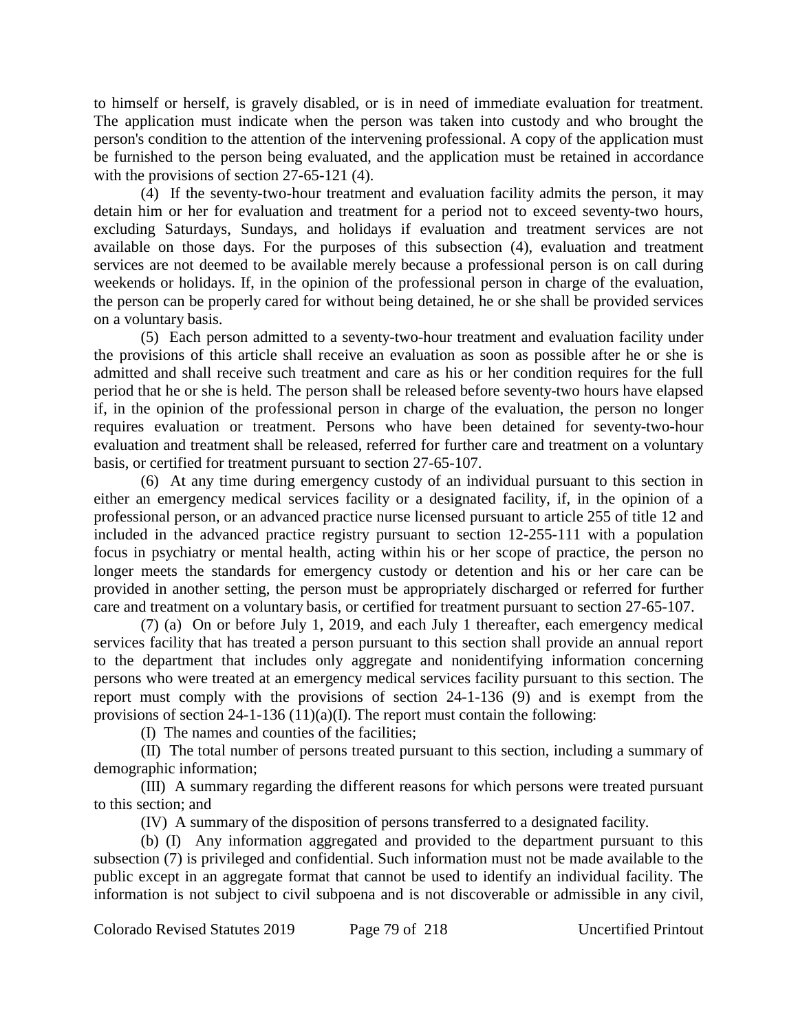to himself or herself, is gravely disabled, or is in need of immediate evaluation for treatment. The application must indicate when the person was taken into custody and who brought the person's condition to the attention of the intervening professional. A copy of the application must be furnished to the person being evaluated, and the application must be retained in accordance with the provisions of section 27-65-121 (4).

(4) If the seventy-two-hour treatment and evaluation facility admits the person, it may detain him or her for evaluation and treatment for a period not to exceed seventy-two hours, excluding Saturdays, Sundays, and holidays if evaluation and treatment services are not available on those days. For the purposes of this subsection (4), evaluation and treatment services are not deemed to be available merely because a professional person is on call during weekends or holidays. If, in the opinion of the professional person in charge of the evaluation, the person can be properly cared for without being detained, he or she shall be provided services on a voluntary basis.

(5) Each person admitted to a seventy-two-hour treatment and evaluation facility under the provisions of this article shall receive an evaluation as soon as possible after he or she is admitted and shall receive such treatment and care as his or her condition requires for the full period that he or she is held. The person shall be released before seventy-two hours have elapsed if, in the opinion of the professional person in charge of the evaluation, the person no longer requires evaluation or treatment. Persons who have been detained for seventy-two-hour evaluation and treatment shall be released, referred for further care and treatment on a voluntary basis, or certified for treatment pursuant to section 27-65-107.

(6) At any time during emergency custody of an individual pursuant to this section in either an emergency medical services facility or a designated facility, if, in the opinion of a professional person, or an advanced practice nurse licensed pursuant to article 255 of title 12 and included in the advanced practice registry pursuant to section 12-255-111 with a population focus in psychiatry or mental health, acting within his or her scope of practice, the person no longer meets the standards for emergency custody or detention and his or her care can be provided in another setting, the person must be appropriately discharged or referred for further care and treatment on a voluntary basis, or certified for treatment pursuant to section 27-65-107.

(7) (a) On or before July 1, 2019, and each July 1 thereafter, each emergency medical services facility that has treated a person pursuant to this section shall provide an annual report to the department that includes only aggregate and nonidentifying information concerning persons who were treated at an emergency medical services facility pursuant to this section. The report must comply with the provisions of section 24-1-136 (9) and is exempt from the provisions of section 24-1-136 (11)(a)(I). The report must contain the following:

(I) The names and counties of the facilities;

(II) The total number of persons treated pursuant to this section, including a summary of demographic information;

(III) A summary regarding the different reasons for which persons were treated pursuant to this section; and

(IV) A summary of the disposition of persons transferred to a designated facility.

(b) (I) Any information aggregated and provided to the department pursuant to this subsection (7) is privileged and confidential. Such information must not be made available to the public except in an aggregate format that cannot be used to identify an individual facility. The information is not subject to civil subpoena and is not discoverable or admissible in any civil,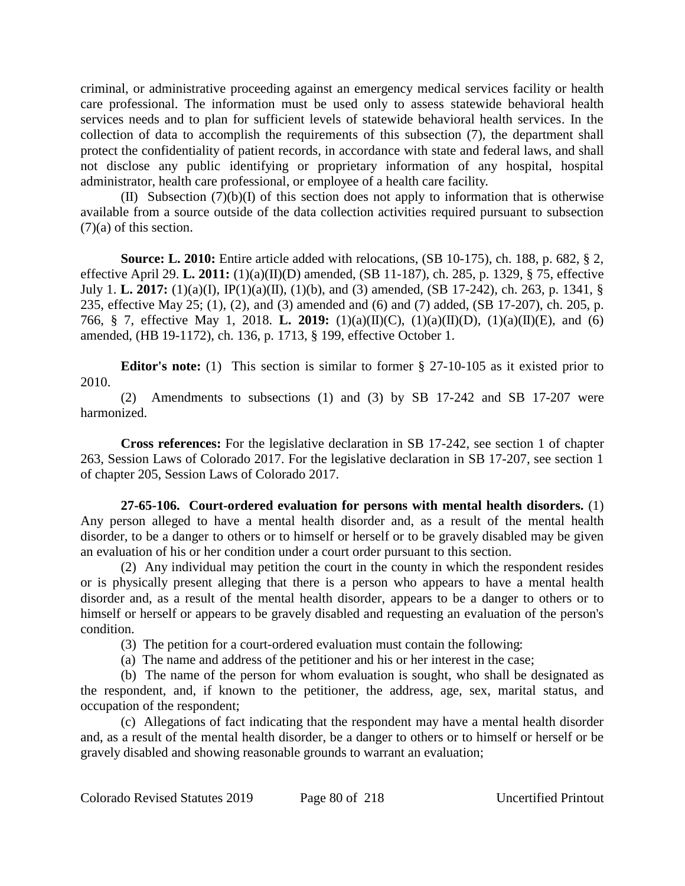criminal, or administrative proceeding against an emergency medical services facility or health care professional. The information must be used only to assess statewide behavioral health services needs and to plan for sufficient levels of statewide behavioral health services. In the collection of data to accomplish the requirements of this subsection (7), the department shall protect the confidentiality of patient records, in accordance with state and federal laws, and shall not disclose any public identifying or proprietary information of any hospital, hospital administrator, health care professional, or employee of a health care facility.

(II) Subsection (7)(b)(I) of this section does not apply to information that is otherwise available from a source outside of the data collection activities required pursuant to subsection (7)(a) of this section.

**Source: L. 2010:** Entire article added with relocations, (SB 10-175), ch. 188, p. 682, § 2, effective April 29. **L. 2011:** (1)(a)(II)(D) amended, (SB 11-187), ch. 285, p. 1329, § 75, effective July 1. **L. 2017:** (1)(a)(I), IP(1)(a)(II), (1)(b), and (3) amended, (SB 17-242), ch. 263, p. 1341, § 235, effective May 25; (1), (2), and (3) amended and (6) and (7) added, (SB 17-207), ch. 205, p. 766, § 7, effective May 1, 2018. **L. 2019:** (1)(a)(II)(C), (1)(a)(II)(D), (1)(a)(II)(E), and (6) amended, (HB 19-1172), ch. 136, p. 1713, § 199, effective October 1.

**Editor's note:** (1) This section is similar to former § 27-10-105 as it existed prior to 2010.

(2) Amendments to subsections (1) and (3) by SB 17-242 and SB 17-207 were harmonized.

**Cross references:** For the legislative declaration in SB 17-242, see section 1 of chapter 263, Session Laws of Colorado 2017. For the legislative declaration in SB 17-207, see section 1 of chapter 205, Session Laws of Colorado 2017.

**27-65-106. Court-ordered evaluation for persons with mental health disorders.** (1) Any person alleged to have a mental health disorder and, as a result of the mental health disorder, to be a danger to others or to himself or herself or to be gravely disabled may be given an evaluation of his or her condition under a court order pursuant to this section.

(2) Any individual may petition the court in the county in which the respondent resides or is physically present alleging that there is a person who appears to have a mental health disorder and, as a result of the mental health disorder, appears to be a danger to others or to himself or herself or appears to be gravely disabled and requesting an evaluation of the person's condition.

(3) The petition for a court-ordered evaluation must contain the following:

(a) The name and address of the petitioner and his or her interest in the case;

(b) The name of the person for whom evaluation is sought, who shall be designated as the respondent, and, if known to the petitioner, the address, age, sex, marital status, and occupation of the respondent;

(c) Allegations of fact indicating that the respondent may have a mental health disorder and, as a result of the mental health disorder, be a danger to others or to himself or herself or be gravely disabled and showing reasonable grounds to warrant an evaluation;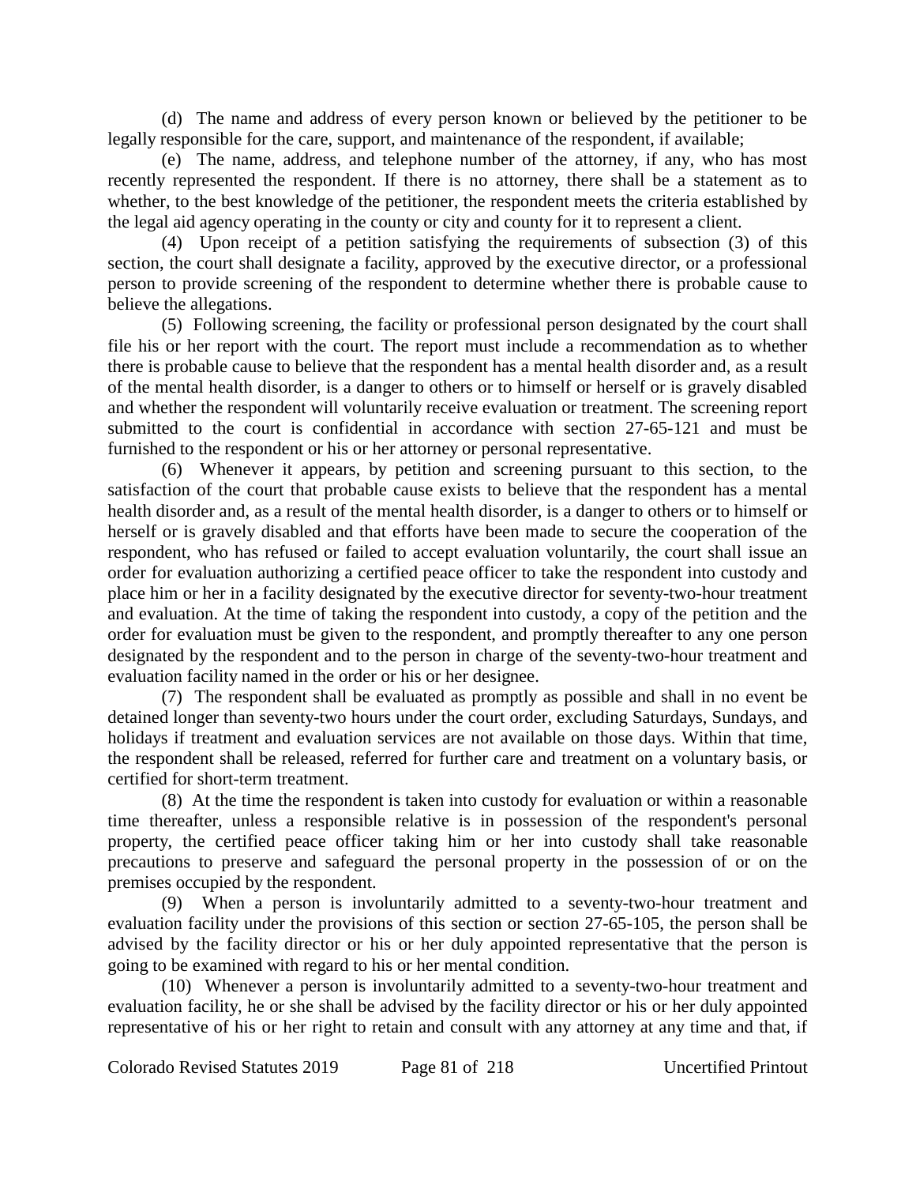(d) The name and address of every person known or believed by the petitioner to be legally responsible for the care, support, and maintenance of the respondent, if available;

(e) The name, address, and telephone number of the attorney, if any, who has most recently represented the respondent. If there is no attorney, there shall be a statement as to whether, to the best knowledge of the petitioner, the respondent meets the criteria established by the legal aid agency operating in the county or city and county for it to represent a client.

(4) Upon receipt of a petition satisfying the requirements of subsection (3) of this section, the court shall designate a facility, approved by the executive director, or a professional person to provide screening of the respondent to determine whether there is probable cause to believe the allegations.

(5) Following screening, the facility or professional person designated by the court shall file his or her report with the court. The report must include a recommendation as to whether there is probable cause to believe that the respondent has a mental health disorder and, as a result of the mental health disorder, is a danger to others or to himself or herself or is gravely disabled and whether the respondent will voluntarily receive evaluation or treatment. The screening report submitted to the court is confidential in accordance with section 27-65-121 and must be furnished to the respondent or his or her attorney or personal representative.

(6) Whenever it appears, by petition and screening pursuant to this section, to the satisfaction of the court that probable cause exists to believe that the respondent has a mental health disorder and, as a result of the mental health disorder, is a danger to others or to himself or herself or is gravely disabled and that efforts have been made to secure the cooperation of the respondent, who has refused or failed to accept evaluation voluntarily, the court shall issue an order for evaluation authorizing a certified peace officer to take the respondent into custody and place him or her in a facility designated by the executive director for seventy-two-hour treatment and evaluation. At the time of taking the respondent into custody, a copy of the petition and the order for evaluation must be given to the respondent, and promptly thereafter to any one person designated by the respondent and to the person in charge of the seventy-two-hour treatment and evaluation facility named in the order or his or her designee.

(7) The respondent shall be evaluated as promptly as possible and shall in no event be detained longer than seventy-two hours under the court order, excluding Saturdays, Sundays, and holidays if treatment and evaluation services are not available on those days. Within that time, the respondent shall be released, referred for further care and treatment on a voluntary basis, or certified for short-term treatment.

(8) At the time the respondent is taken into custody for evaluation or within a reasonable time thereafter, unless a responsible relative is in possession of the respondent's personal property, the certified peace officer taking him or her into custody shall take reasonable precautions to preserve and safeguard the personal property in the possession of or on the premises occupied by the respondent.

(9) When a person is involuntarily admitted to a seventy-two-hour treatment and evaluation facility under the provisions of this section or section 27-65-105, the person shall be advised by the facility director or his or her duly appointed representative that the person is going to be examined with regard to his or her mental condition.

(10) Whenever a person is involuntarily admitted to a seventy-two-hour treatment and evaluation facility, he or she shall be advised by the facility director or his or her duly appointed representative of his or her right to retain and consult with any attorney at any time and that, if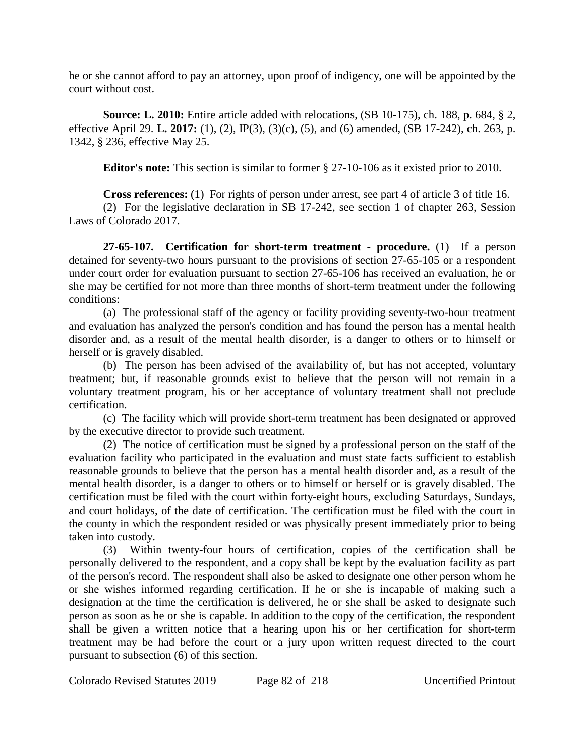he or she cannot afford to pay an attorney, upon proof of indigency, one will be appointed by the court without cost.

**Source: L. 2010:** Entire article added with relocations, (SB 10-175), ch. 188, p. 684, § 2, effective April 29. **L. 2017:** (1), (2), IP(3), (3)(c), (5), and (6) amended, (SB 17-242), ch. 263, p. 1342, § 236, effective May 25.

**Editor's note:** This section is similar to former § 27-10-106 as it existed prior to 2010.

**Cross references:** (1) For rights of person under arrest, see part 4 of article 3 of title 16.

(2) For the legislative declaration in SB 17-242, see section 1 of chapter 263, Session Laws of Colorado 2017.

**27-65-107. Certification for short-term treatment - procedure.** (1) If a person detained for seventy-two hours pursuant to the provisions of section 27-65-105 or a respondent under court order for evaluation pursuant to section 27-65-106 has received an evaluation, he or she may be certified for not more than three months of short-term treatment under the following conditions:

(a) The professional staff of the agency or facility providing seventy-two-hour treatment and evaluation has analyzed the person's condition and has found the person has a mental health disorder and, as a result of the mental health disorder, is a danger to others or to himself or herself or is gravely disabled.

(b) The person has been advised of the availability of, but has not accepted, voluntary treatment; but, if reasonable grounds exist to believe that the person will not remain in a voluntary treatment program, his or her acceptance of voluntary treatment shall not preclude certification.

(c) The facility which will provide short-term treatment has been designated or approved by the executive director to provide such treatment.

(2) The notice of certification must be signed by a professional person on the staff of the evaluation facility who participated in the evaluation and must state facts sufficient to establish reasonable grounds to believe that the person has a mental health disorder and, as a result of the mental health disorder, is a danger to others or to himself or herself or is gravely disabled. The certification must be filed with the court within forty-eight hours, excluding Saturdays, Sundays, and court holidays, of the date of certification. The certification must be filed with the court in the county in which the respondent resided or was physically present immediately prior to being taken into custody.

(3) Within twenty-four hours of certification, copies of the certification shall be personally delivered to the respondent, and a copy shall be kept by the evaluation facility as part of the person's record. The respondent shall also be asked to designate one other person whom he or she wishes informed regarding certification. If he or she is incapable of making such a designation at the time the certification is delivered, he or she shall be asked to designate such person as soon as he or she is capable. In addition to the copy of the certification, the respondent shall be given a written notice that a hearing upon his or her certification for short-term treatment may be had before the court or a jury upon written request directed to the court pursuant to subsection (6) of this section.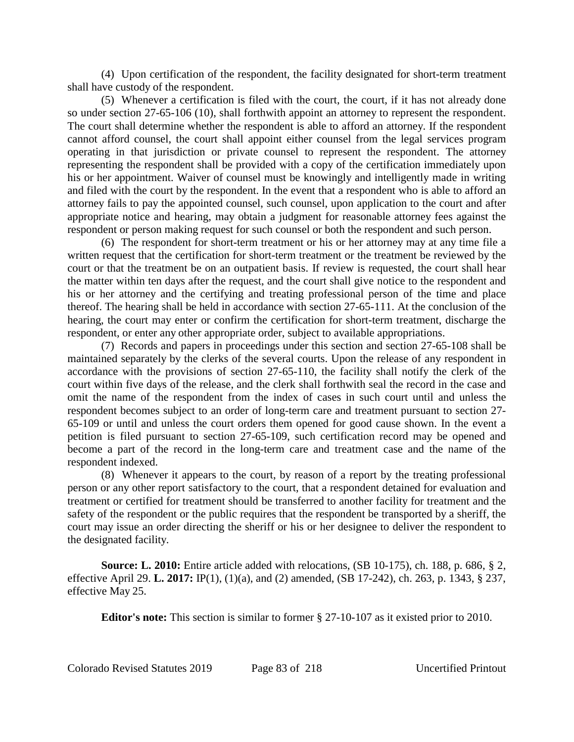(4) Upon certification of the respondent, the facility designated for short-term treatment shall have custody of the respondent.

(5) Whenever a certification is filed with the court, the court, if it has not already done so under section 27-65-106 (10), shall forthwith appoint an attorney to represent the respondent. The court shall determine whether the respondent is able to afford an attorney. If the respondent cannot afford counsel, the court shall appoint either counsel from the legal services program operating in that jurisdiction or private counsel to represent the respondent. The attorney representing the respondent shall be provided with a copy of the certification immediately upon his or her appointment. Waiver of counsel must be knowingly and intelligently made in writing and filed with the court by the respondent. In the event that a respondent who is able to afford an attorney fails to pay the appointed counsel, such counsel, upon application to the court and after appropriate notice and hearing, may obtain a judgment for reasonable attorney fees against the respondent or person making request for such counsel or both the respondent and such person.

(6) The respondent for short-term treatment or his or her attorney may at any time file a written request that the certification for short-term treatment or the treatment be reviewed by the court or that the treatment be on an outpatient basis. If review is requested, the court shall hear the matter within ten days after the request, and the court shall give notice to the respondent and his or her attorney and the certifying and treating professional person of the time and place thereof. The hearing shall be held in accordance with section 27-65-111. At the conclusion of the hearing, the court may enter or confirm the certification for short-term treatment, discharge the respondent, or enter any other appropriate order, subject to available appropriations.

(7) Records and papers in proceedings under this section and section 27-65-108 shall be maintained separately by the clerks of the several courts. Upon the release of any respondent in accordance with the provisions of section 27-65-110, the facility shall notify the clerk of the court within five days of the release, and the clerk shall forthwith seal the record in the case and omit the name of the respondent from the index of cases in such court until and unless the respondent becomes subject to an order of long-term care and treatment pursuant to section 27-65-109 or until and unless the court orders them opened for good cause shown. In the event a petition is filed pursuant to section 27-65-109, such certification record may be opened and become a part of the record in the long-term care and treatment case and the name of the respondent indexed.

(8) Whenever it appears to the court, by reason of a report by the treating professional person or any other report satisfactory to the court, that a respondent detained for evaluation and treatment or certified for treatment should be transferred to another facility for treatment and the safety of the respondent or the public requires that the respondent be transported by a sheriff, the court may issue an order directing the sheriff or his or her designee to deliver the respondent to the designated facility.

**Source: L. 2010:** Entire article added with relocations, (SB 10-175), ch. 188, p. 686, § 2, effective April 29. **L. 2017:** IP(1), (1)(a), and (2) amended, (SB 17-242), ch. 263, p. 1343, § 237, effective May 25.

**Editor's note:** This section is similar to former § 27-10-107 as it existed prior to 2010.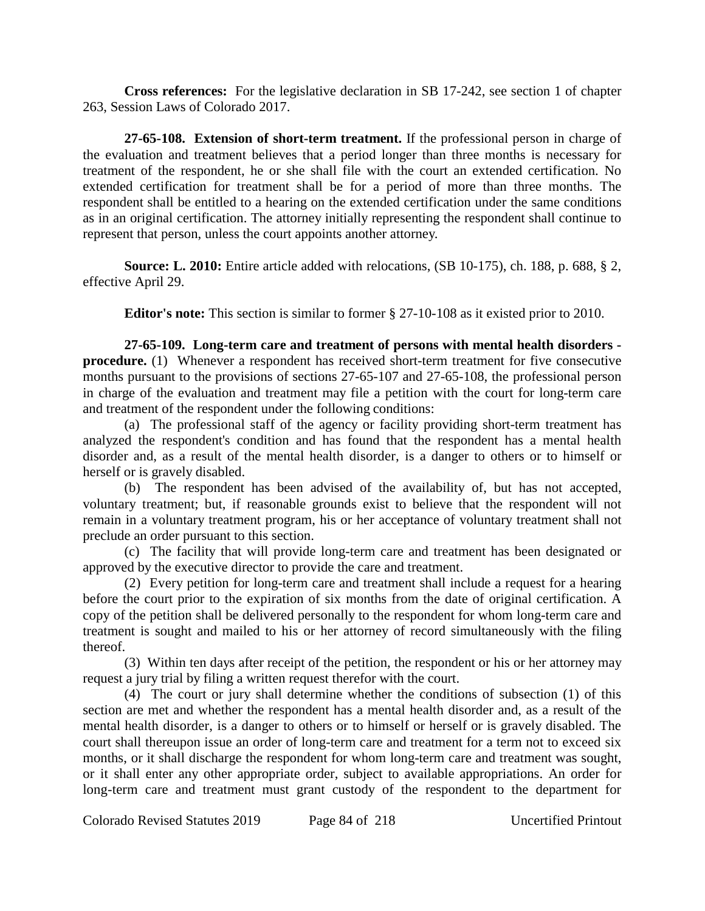**Cross references:** For the legislative declaration in SB 17-242, see section 1 of chapter 263, Session Laws of Colorado 2017.

**27-65-108. Extension of short-term treatment.** If the professional person in charge of the evaluation and treatment believes that a period longer than three months is necessary for treatment of the respondent, he or she shall file with the court an extended certification. No extended certification for treatment shall be for a period of more than three months. The respondent shall be entitled to a hearing on the extended certification under the same conditions as in an original certification. The attorney initially representing the respondent shall continue to represent that person, unless the court appoints another attorney.

**Source: L. 2010:** Entire article added with relocations, (SB 10-175), ch. 188, p. 688, § 2, effective April 29.

**Editor's note:** This section is similar to former § 27-10-108 as it existed prior to 2010.

**27-65-109. Long-term care and treatment of persons with mental health disorders - procedure.** (1) Whenever a respondent has received short-term treatment for five consecutive months pursuant to the provisions of sections 27-65-107 and 27-65-108, the professional person in charge of the evaluation and treatment may file a petition with the court for long-term care and treatment of the respondent under the following conditions:

(a) The professional staff of the agency or facility providing short-term treatment has analyzed the respondent's condition and has found that the respondent has a mental health disorder and, as a result of the mental health disorder, is a danger to others or to himself or herself or is gravely disabled.

(b) The respondent has been advised of the availability of, but has not accepted, voluntary treatment; but, if reasonable grounds exist to believe that the respondent will not remain in a voluntary treatment program, his or her acceptance of voluntary treatment shall not preclude an order pursuant to this section.

(c) The facility that will provide long-term care and treatment has been designated or approved by the executive director to provide the care and treatment.

(2) Every petition for long-term care and treatment shall include a request for a hearing before the court prior to the expiration of six months from the date of original certification. A copy of the petition shall be delivered personally to the respondent for whom long-term care and treatment is sought and mailed to his or her attorney of record simultaneously with the filing thereof.

(3) Within ten days after receipt of the petition, the respondent or his or her attorney may request a jury trial by filing a written request therefor with the court.

(4) The court or jury shall determine whether the conditions of subsection (1) of this section are met and whether the respondent has a mental health disorder and, as a result of the mental health disorder, is a danger to others or to himself or herself or is gravely disabled. The court shall thereupon issue an order of long-term care and treatment for a term not to exceed six months, or it shall discharge the respondent for whom long-term care and treatment was sought, or it shall enter any other appropriate order, subject to available appropriations. An order for long-term care and treatment must grant custody of the respondent to the department for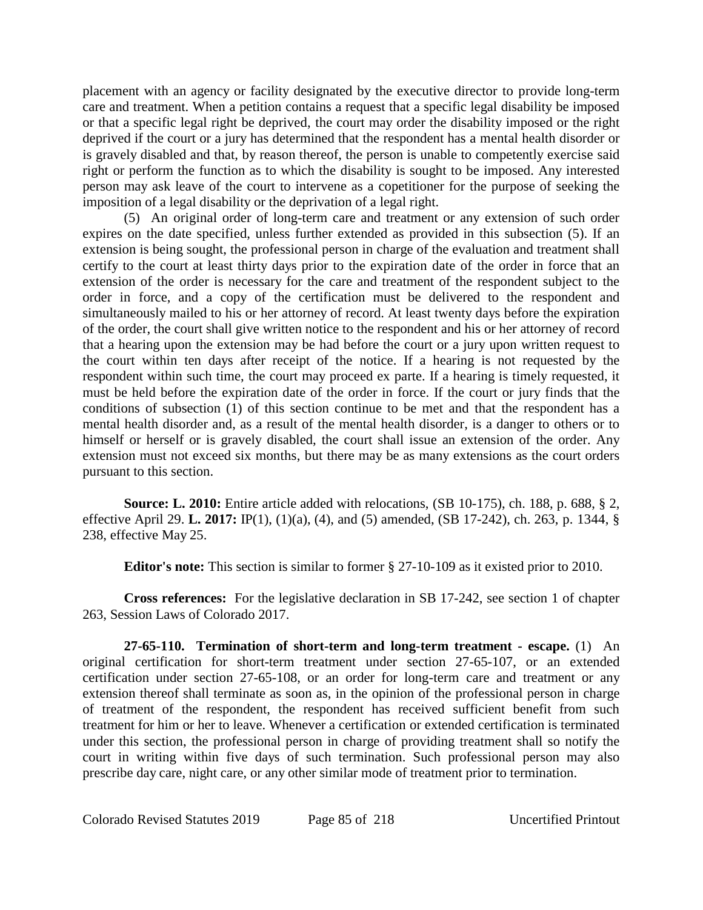placement with an agency or facility designated by the executive director to provide long-term care and treatment. When a petition contains a request that a specific legal disability be imposed or that a specific legal right be deprived, the court may order the disability imposed or the right deprived if the court or a jury has determined that the respondent has a mental health disorder or is gravely disabled and that, by reason thereof, the person is unable to competently exercise said right or perform the function as to which the disability is sought to be imposed. Any interested person may ask leave of the court to intervene as a copetitioner for the purpose of seeking the imposition of a legal disability or the deprivation of a legal right.

(5) An original order of long-term care and treatment or any extension of such order expires on the date specified, unless further extended as provided in this subsection (5). If an extension is being sought, the professional person in charge of the evaluation and treatment shall certify to the court at least thirty days prior to the expiration date of the order in force that an extension of the order is necessary for the care and treatment of the respondent subject to the order in force, and a copy of the certification must be delivered to the respondent and simultaneously mailed to his or her attorney of record. At least twenty days before the expiration of the order, the court shall give written notice to the respondent and his or her attorney of record that a hearing upon the extension may be had before the court or a jury upon written request to the court within ten days after receipt of the notice. If a hearing is not requested by the respondent within such time, the court may proceed ex parte. If a hearing is timely requested, it must be held before the expiration date of the order in force. If the court or jury finds that the conditions of subsection (1) of this section continue to be met and that the respondent has a mental health disorder and, as a result of the mental health disorder, is a danger to others or to himself or herself or is gravely disabled, the court shall issue an extension of the order. Any extension must not exceed six months, but there may be as many extensions as the court orders pursuant to this section.

**Source: L. 2010:** Entire article added with relocations, (SB 10-175), ch. 188, p. 688, § 2, effective April 29. **L. 2017:** IP(1), (1)(a), (4), and (5) amended, (SB 17-242), ch. 263, p. 1344, § 238, effective May 25.

**Editor's note:** This section is similar to former § 27-10-109 as it existed prior to 2010.

**Cross references:** For the legislative declaration in SB 17-242, see section 1 of chapter 263, Session Laws of Colorado 2017.

**27-65-110. Termination of short-term and long-term treatment - escape.** (1) An original certification for short-term treatment under section 27-65-107, or an extended certification under section 27-65-108, or an order for long-term care and treatment or any extension thereof shall terminate as soon as, in the opinion of the professional person in charge of treatment of the respondent, the respondent has received sufficient benefit from such treatment for him or her to leave. Whenever a certification or extended certification is terminated under this section, the professional person in charge of providing treatment shall so notify the court in writing within five days of such termination. Such professional person may also prescribe day care, night care, or any other similar mode of treatment prior to termination.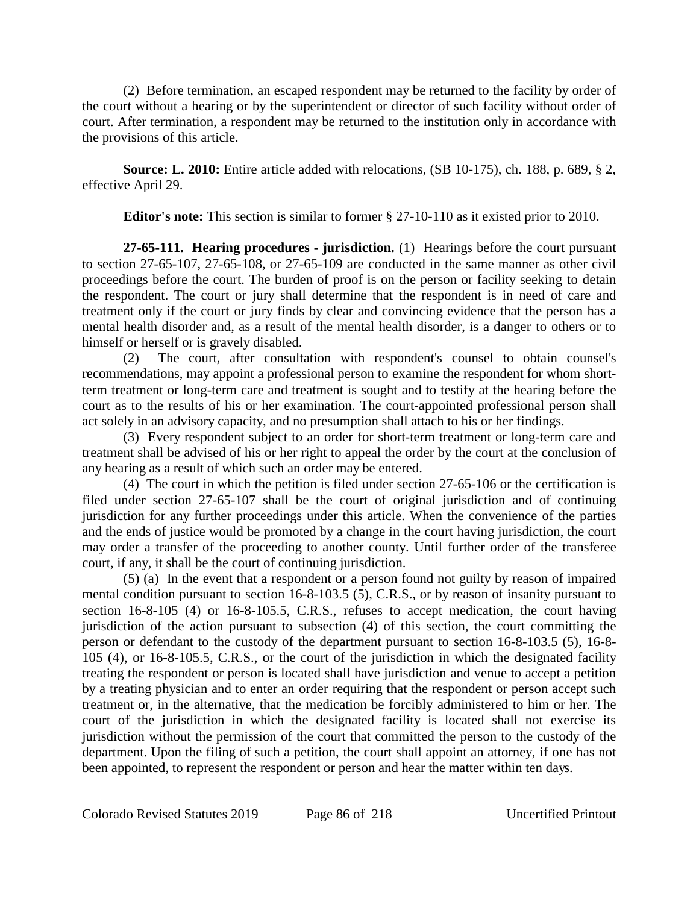(2) Before termination, an escaped respondent may be returned to the facility by order of the court without a hearing or by the superintendent or director of such facility without order of court. After termination, a respondent may be returned to the institution only in accordance with the provisions of this article.

**Source: L. 2010:** Entire article added with relocations, (SB 10-175), ch. 188, p. 689, § 2, effective April 29.

**Editor's note:** This section is similar to former § 27-10-110 as it existed prior to 2010.

**27-65-111. Hearing procedures - jurisdiction.** (1) Hearings before the court pursuant to section 27-65-107, 27-65-108, or 27-65-109 are conducted in the same manner as other civil proceedings before the court. The burden of proof is on the person or facility seeking to detain the respondent. The court or jury shall determine that the respondent is in need of care and treatment only if the court or jury finds by clear and convincing evidence that the person has a mental health disorder and, as a result of the mental health disorder, is a danger to others or to himself or herself or is gravely disabled.

(2) The court, after consultation with respondent's counsel to obtain counsel's recommendations, may appoint a professional person to examine the respondent for whom short-term treatment or long-term care and treatment is sought and to testify at the hearing before the court as to the results of his or her examination. The court-appointed professional person shall act solely in an advisory capacity, and no presumption shall attach to his or her findings.

(3) Every respondent subject to an order for short-term treatment or long-term care and treatment shall be advised of his or her right to appeal the order by the court at the conclusion of any hearing as a result of which such an order may be entered.

(4) The court in which the petition is filed under section 27-65-106 or the certification is filed under section 27-65-107 shall be the court of original jurisdiction and of continuing jurisdiction for any further proceedings under this article. When the convenience of the parties and the ends of justice would be promoted by a change in the court having jurisdiction, the court may order a transfer of the proceeding to another county. Until further order of the transferee court, if any, it shall be the court of continuing jurisdiction.

(5) (a) In the event that a respondent or a person found not guilty by reason of impaired mental condition pursuant to section 16-8-103.5 (5), C.R.S., or by reason of insanity pursuant to section 16-8-105 (4) or 16-8-105.5, C.R.S., refuses to accept medication, the court having jurisdiction of the action pursuant to subsection (4) of this section, the court committing the person or defendant to the custody of the department pursuant to section 16-8-103.5 (5), 16-8-105 (4), or 16-8-105.5, C.R.S., or the court of the jurisdiction in which the designated facility treating the respondent or person is located shall have jurisdiction and venue to accept a petition by a treating physician and to enter an order requiring that the respondent or person accept such treatment or, in the alternative, that the medication be forcibly administered to him or her. The court of the jurisdiction in which the designated facility is located shall not exercise its jurisdiction without the permission of the court that committed the person to the custody of the department. Upon the filing of such a petition, the court shall appoint an attorney, if one has not been appointed, to represent the respondent or person and hear the matter within ten days.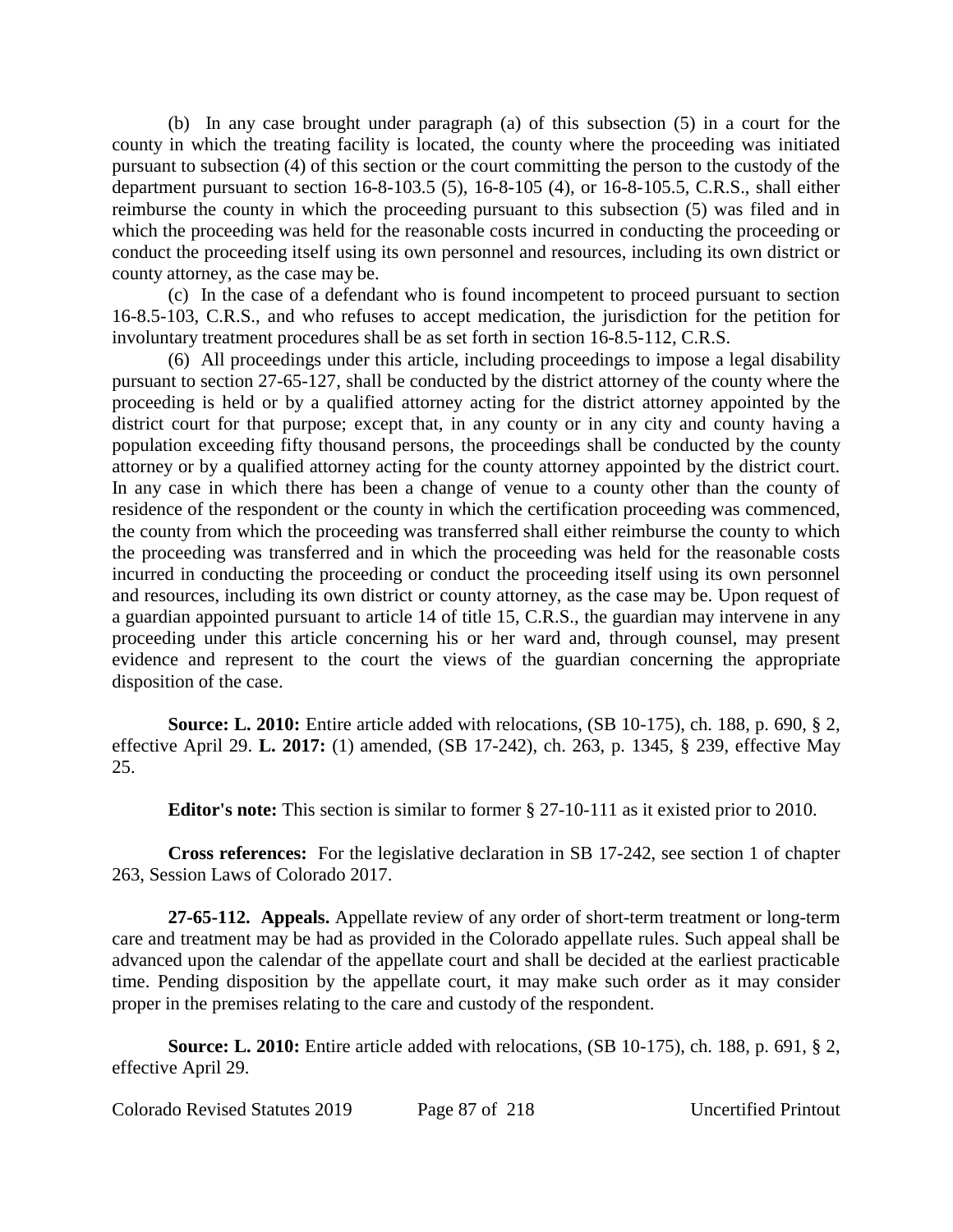(b) In any case brought under paragraph (a) of this subsection (5) in a court for the county in which the treating facility is located, the county where the proceeding was initiated pursuant to subsection (4) of this section or the court committing the person to the custody of the department pursuant to section 16-8-103.5 (5), 16-8-105 (4), or 16-8-105.5, C.R.S., shall either reimburse the county in which the proceeding pursuant to this subsection (5) was filed and in which the proceeding was held for the reasonable costs incurred in conducting the proceeding or conduct the proceeding itself using its own personnel and resources, including its own district or county attorney, as the case may be.

(c) In the case of a defendant who is found incompetent to proceed pursuant to section 16-8.5-103, C.R.S., and who refuses to accept medication, the jurisdiction for the petition for involuntary treatment procedures shall be as set forth in section 16-8.5-112, C.R.S.

(6) All proceedings under this article, including proceedings to impose a legal disability pursuant to section 27-65-127, shall be conducted by the district attorney of the county where the proceeding is held or by a qualified attorney acting for the district attorney appointed by the district court for that purpose; except that, in any county or in any city and county having a population exceeding fifty thousand persons, the proceedings shall be conducted by the county attorney or by a qualified attorney acting for the county attorney appointed by the district court. In any case in which there has been a change of venue to a county other than the county of residence of the respondent or the county in which the certification proceeding was commenced, the county from which the proceeding was transferred shall either reimburse the county to which the proceeding was transferred and in which the proceeding was held for the reasonable costs incurred in conducting the proceeding or conduct the proceeding itself using its own personnel and resources, including its own district or county attorney, as the case may be. Upon request of a guardian appointed pursuant to article 14 of title 15, C.R.S., the guardian may intervene in any proceeding under this article concerning his or her ward and, through counsel, may present evidence and represent to the court the views of the guardian concerning the appropriate disposition of the case.

**Source: L. 2010:** Entire article added with relocations, (SB 10-175), ch. 188, p. 690, § 2, effective April 29. **L. 2017:** (1) amended, (SB 17-242), ch. 263, p. 1345, § 239, effective May 25.

**Editor's note:** This section is similar to former § 27-10-111 as it existed prior to 2010.

**Cross references:** For the legislative declaration in SB 17-242, see section 1 of chapter 263, Session Laws of Colorado 2017.

**27-65-112. Appeals.** Appellate review of any order of short-term treatment or long-term care and treatment may be had as provided in the Colorado appellate rules. Such appeal shall be advanced upon the calendar of the appellate court and shall be decided at the earliest practicable time. Pending disposition by the appellate court, it may make such order as it may consider proper in the premises relating to the care and custody of the respondent.

**Source: L. 2010:** Entire article added with relocations, (SB 10-175), ch. 188, p. 691, § 2, effective April 29.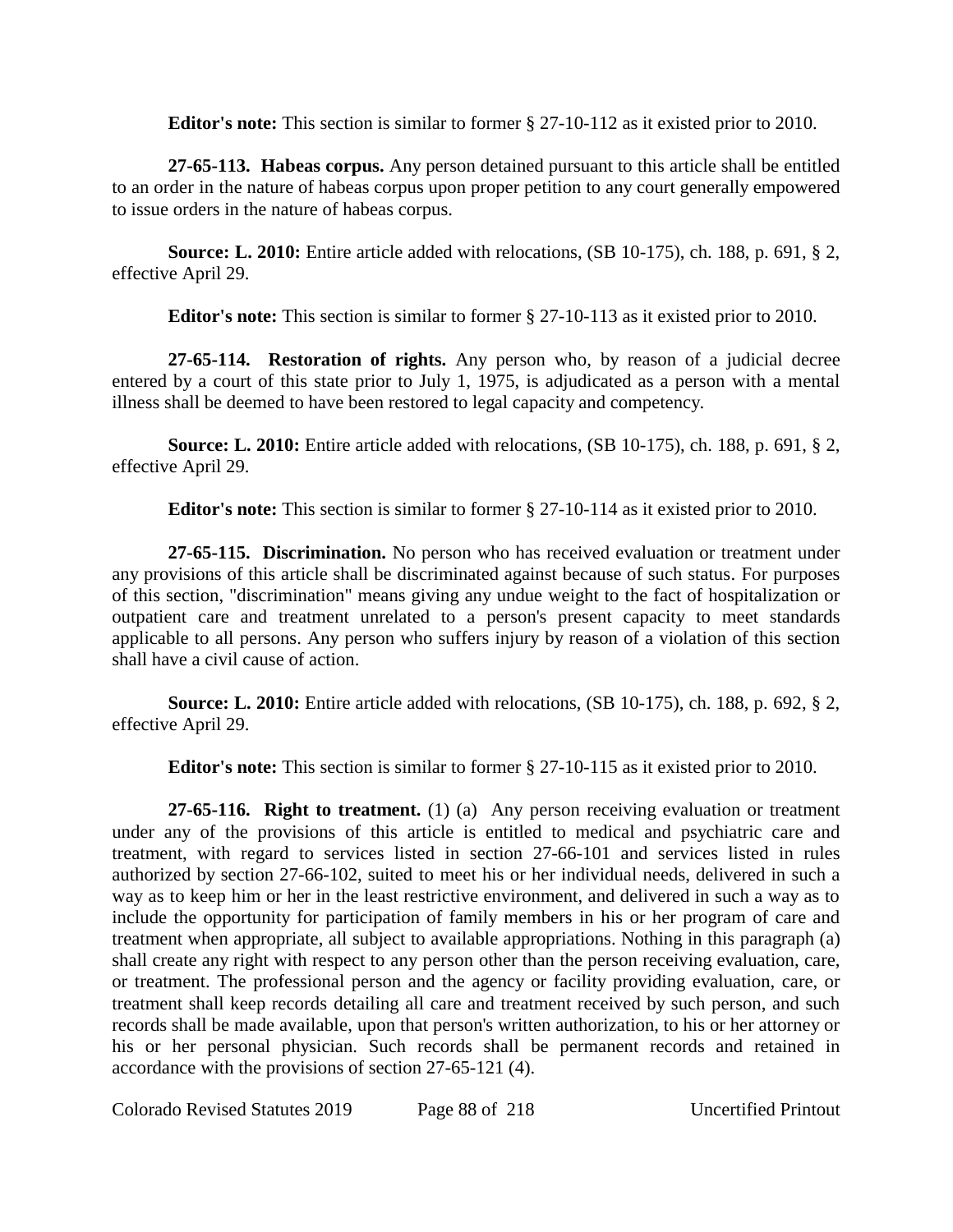**Editor's note:** This section is similar to former § 27-10-112 as it existed prior to 2010.

**27-65-113. Habeas corpus.** Any person detained pursuant to this article shall be entitled to an order in the nature of habeas corpus upon proper petition to any court generally empowered to issue orders in the nature of habeas corpus.

**Source: L. 2010:** Entire article added with relocations, (SB 10-175), ch. 188, p. 691, § 2, effective April 29.

**Editor's note:** This section is similar to former § 27-10-113 as it existed prior to 2010.

**27-65-114. Restoration of rights.** Any person who, by reason of a judicial decree entered by a court of this state prior to July 1, 1975, is adjudicated as a person with a mental illness shall be deemed to have been restored to legal capacity and competency.

**Source: L. 2010:** Entire article added with relocations, (SB 10-175), ch. 188, p. 691, § 2, effective April 29.

**Editor's note:** This section is similar to former § 27-10-114 as it existed prior to 2010.

**27-65-115. Discrimination.** No person who has received evaluation or treatment under any provisions of this article shall be discriminated against because of such status. For purposes of this section, "discrimination" means giving any undue weight to the fact of hospitalization or outpatient care and treatment unrelated to a person's present capacity to meet standards applicable to all persons. Any person who suffers injury by reason of a violation of this section shall have a civil cause of action.

**Source: L. 2010:** Entire article added with relocations, (SB 10-175), ch. 188, p. 692, § 2, effective April 29.

**Editor's note:** This section is similar to former § 27-10-115 as it existed prior to 2010.

**27-65-116. Right to treatment.** (1) (a) Any person receiving evaluation or treatment under any of the provisions of this article is entitled to medical and psychiatric care and treatment, with regard to services listed in section 27-66-101 and services listed in rules authorized by section 27-66-102, suited to meet his or her individual needs, delivered in such a way as to keep him or her in the least restrictive environment, and delivered in such a way as to include the opportunity for participation of family members in his or her program of care and treatment when appropriate, all subject to available appropriations. Nothing in this paragraph (a) shall create any right with respect to any person other than the person receiving evaluation, care, or treatment. The professional person and the agency or facility providing evaluation, care, or treatment shall keep records detailing all care and treatment received by such person, and such records shall be made available, upon that person's written authorization, to his or her attorney or his or her personal physician. Such records shall be permanent records and retained in accordance with the provisions of section 27-65-121 (4).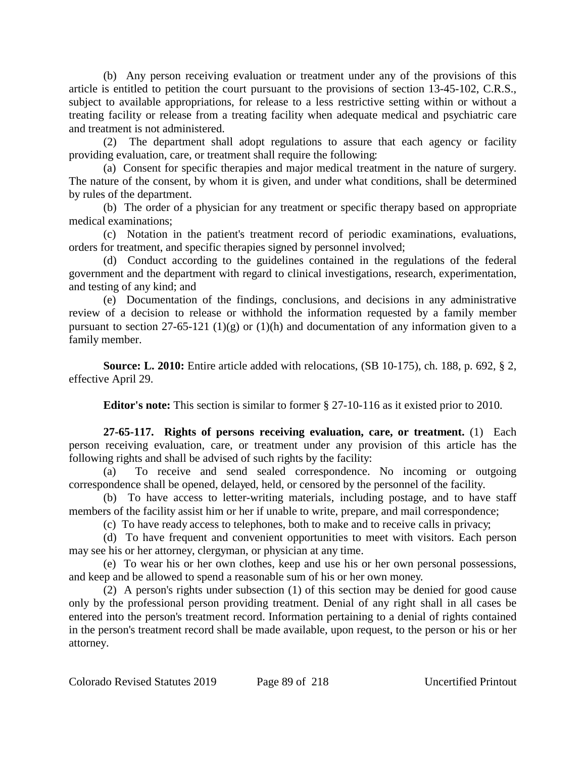(b) Any person receiving evaluation or treatment under any of the provisions of this article is entitled to petition the court pursuant to the provisions of section 13-45-102, C.R.S., subject to available appropriations, for release to a less restrictive setting within or without a treating facility or release from a treating facility when adequate medical and psychiatric care and treatment is not administered.

(2) The department shall adopt regulations to assure that each agency or facility providing evaluation, care, or treatment shall require the following:

(a) Consent for specific therapies and major medical treatment in the nature of surgery. The nature of the consent, by whom it is given, and under what conditions, shall be determined by rules of the department.

(b) The order of a physician for any treatment or specific therapy based on appropriate medical examinations;

(c) Notation in the patient's treatment record of periodic examinations, evaluations, orders for treatment, and specific therapies signed by personnel involved;

(d) Conduct according to the guidelines contained in the regulations of the federal government and the department with regard to clinical investigations, research, experimentation, and testing of any kind; and

(e) Documentation of the findings, conclusions, and decisions in any administrative review of a decision to release or withhold the information requested by a family member pursuant to section 27-65-121 (1)(g) or (1)(h) and documentation of any information given to a family member.

**Source: L. 2010:** Entire article added with relocations, (SB 10-175), ch. 188, p. 692, § 2, effective April 29.

**Editor's note:** This section is similar to former § 27-10-116 as it existed prior to 2010.

**27-65-117. Rights of persons receiving evaluation, care, or treatment.** (1) Each person receiving evaluation, care, or treatment under any provision of this article has the following rights and shall be advised of such rights by the facility:

(a) To receive and send sealed correspondence. No incoming or outgoing correspondence shall be opened, delayed, held, or censored by the personnel of the facility.

(b) To have access to letter-writing materials, including postage, and to have staff members of the facility assist him or her if unable to write, prepare, and mail correspondence;

(c) To have ready access to telephones, both to make and to receive calls in privacy;

(d) To have frequent and convenient opportunities to meet with visitors. Each person may see his or her attorney, clergyman, or physician at any time.

(e) To wear his or her own clothes, keep and use his or her own personal possessions, and keep and be allowed to spend a reasonable sum of his or her own money.

(2) A person's rights under subsection (1) of this section may be denied for good cause only by the professional person providing treatment. Denial of any right shall in all cases be entered into the person's treatment record. Information pertaining to a denial of rights contained in the person's treatment record shall be made available, upon request, to the person or his or her attorney.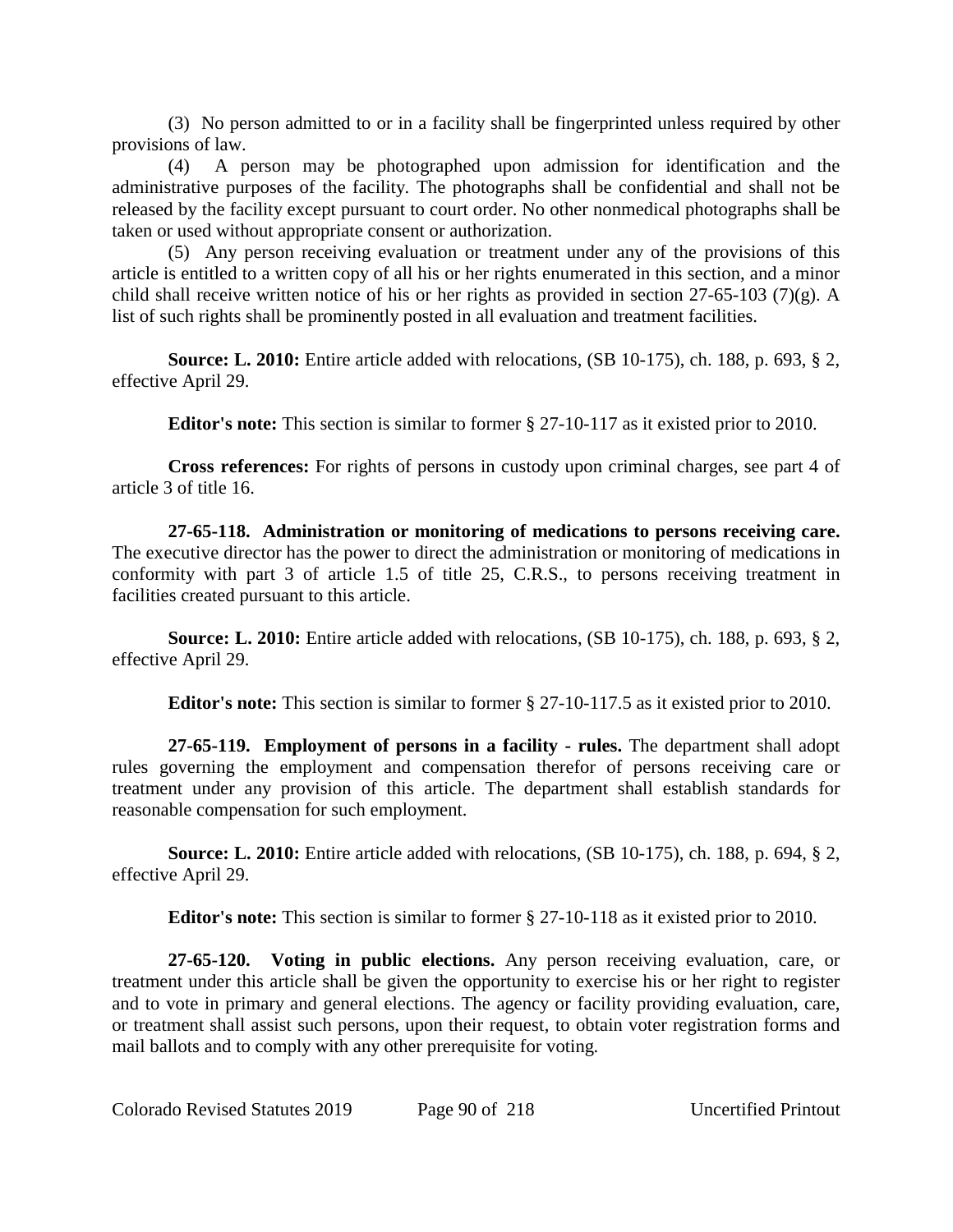(3) No person admitted to or in a facility shall be fingerprinted unless required by other provisions of law.

(4) A person may be photographed upon admission for identification and the administrative purposes of the facility. The photographs shall be confidential and shall not be released by the facility except pursuant to court order. No other nonmedical photographs shall be taken or used without appropriate consent or authorization.

(5) Any person receiving evaluation or treatment under any of the provisions of this article is entitled to a written copy of all his or her rights enumerated in this section, and a minor child shall receive written notice of his or her rights as provided in section 27-65-103 (7)(g). A list of such rights shall be prominently posted in all evaluation and treatment facilities.

**Source: L. 2010:** Entire article added with relocations, (SB 10-175), ch. 188, p. 693, § 2, effective April 29.

**Editor's note:** This section is similar to former § 27-10-117 as it existed prior to 2010.

**Cross references:** For rights of persons in custody upon criminal charges, see part 4 of article 3 of title 16.

**27-65-118. Administration or monitoring of medications to persons receiving care.** The executive director has the power to direct the administration or monitoring of medications in conformity with part 3 of article 1.5 of title 25, C.R.S., to persons receiving treatment in facilities created pursuant to this article.

**Source: L. 2010:** Entire article added with relocations, (SB 10-175), ch. 188, p. 693, § 2, effective April 29.

**Editor's note:** This section is similar to former § 27-10-117.5 as it existed prior to 2010.

**27-65-119. Employment of persons in a facility - rules.** The department shall adopt rules governing the employment and compensation therefor of persons receiving care or treatment under any provision of this article. The department shall establish standards for reasonable compensation for such employment.

**Source: L. 2010:** Entire article added with relocations, (SB 10-175), ch. 188, p. 694, § 2, effective April 29.

**Editor's note:** This section is similar to former § 27-10-118 as it existed prior to 2010.

**27-65-120. Voting in public elections.** Any person receiving evaluation, care, or treatment under this article shall be given the opportunity to exercise his or her right to register and to vote in primary and general elections. The agency or facility providing evaluation, care, or treatment shall assist such persons, upon their request, to obtain voter registration forms and mail ballots and to comply with any other prerequisite for voting.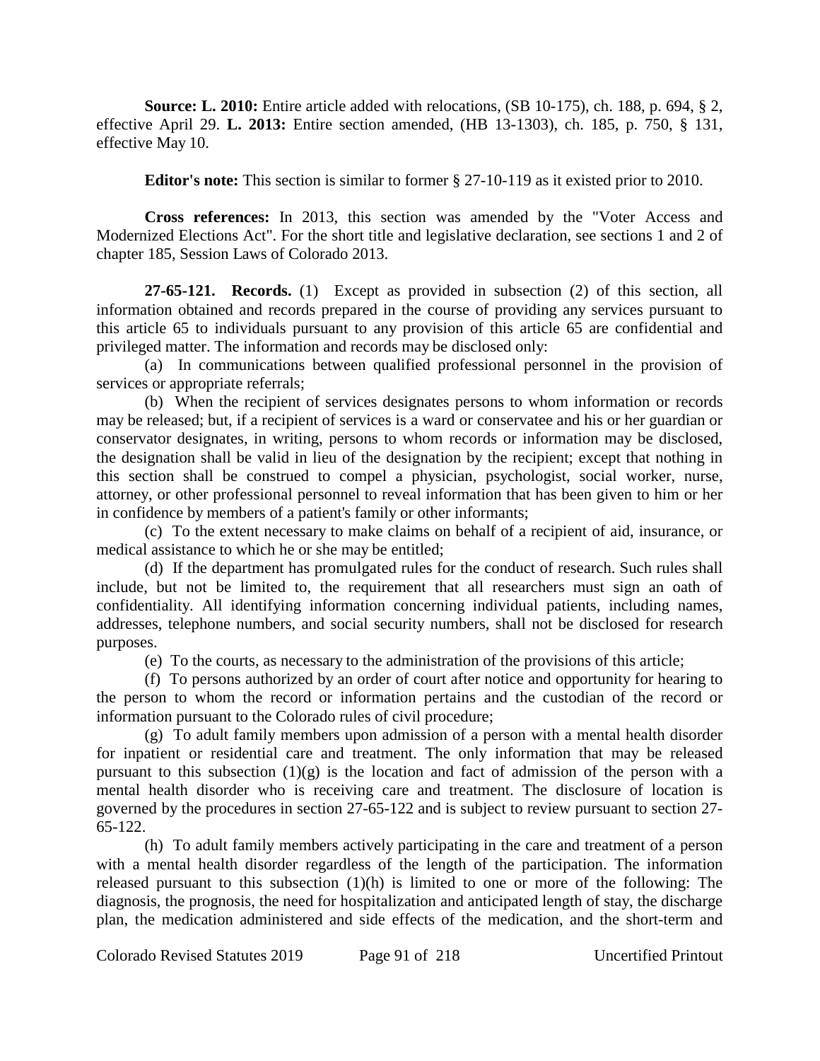**Source: L. 2010:** Entire article added with relocations, (SB 10-175), ch. 188, p. 694, § 2, effective April 29. **L. 2013:** Entire section amended, (HB 13-1303), ch. 185, p. 750, § 131, effective May 10.

**Editor's note:** This section is similar to former § 27-10-119 as it existed prior to 2010.

**Cross references:** In 2013, this section was amended by the "Voter Access and Modernized Elections Act". For the short title and legislative declaration, see sections 1 and 2 of chapter 185, Session Laws of Colorado 2013.

**27-65-121. Records.** (1) Except as provided in subsection (2) of this section, all information obtained and records prepared in the course of providing any services pursuant to this article 65 to individuals pursuant to any provision of this article 65 are confidential and privileged matter. The information and records may be disclosed only:

(a) In communications between qualified professional personnel in the provision of services or appropriate referrals;

(b) When the recipient of services designates persons to whom information or records may be released; but, if a recipient of services is a ward or conservatee and his or her guardian or conservator designates, in writing, persons to whom records or information may be disclosed, the designation shall be valid in lieu of the designation by the recipient; except that nothing in this section shall be construed to compel a physician, psychologist, social worker, nurse, attorney, or other professional personnel to reveal information that has been given to him or her in confidence by members of a patient's family or other informants;

(c) To the extent necessary to make claims on behalf of a recipient of aid, insurance, or medical assistance to which he or she may be entitled;

(d) If the department has promulgated rules for the conduct of research. Such rules shall include, but not be limited to, the requirement that all researchers must sign an oath of confidentiality. All identifying information concerning individual patients, including names, addresses, telephone numbers, and social security numbers, shall not be disclosed for research purposes.

(e) To the courts, as necessary to the administration of the provisions of this article;

(f) To persons authorized by an order of court after notice and opportunity for hearing to the person to whom the record or information pertains and the custodian of the record or information pursuant to the Colorado rules of civil procedure;

(g) To adult family members upon admission of a person with a mental health disorder for inpatient or residential care and treatment. The only information that may be released pursuant to this subsection (1)(g) is the location and fact of admission of the person with a mental health disorder who is receiving care and treatment. The disclosure of location is governed by the procedures in section 27-65-122 and is subject to review pursuant to section 27-65-122.

(h) To adult family members actively participating in the care and treatment of a person with a mental health disorder regardless of the length of the participation. The information released pursuant to this subsection (1)(h) is limited to one or more of the following: The diagnosis, the prognosis, the need for hospitalization and anticipated length of stay, the discharge plan, the medication administered and side effects of the medication, and the short-term and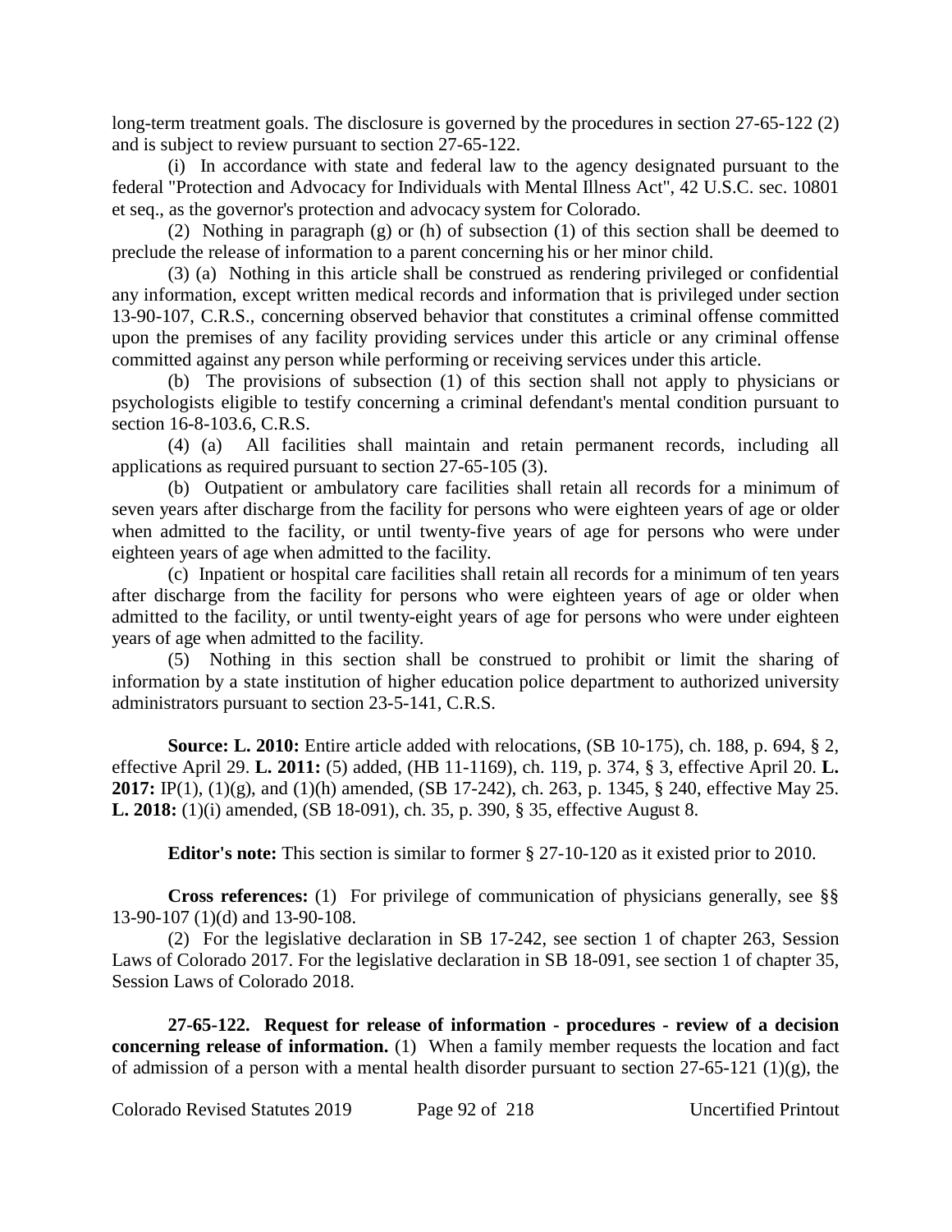long-term treatment goals. The disclosure is governed by the procedures in section 27-65-122 (2) and is subject to review pursuant to section 27-65-122.

(i) In accordance with state and federal law to the agency designated pursuant to the federal "Protection and Advocacy for Individuals with Mental Illness Act", 42 U.S.C. sec. 10801 et seq., as the governor's protection and advocacy system for Colorado.

(2) Nothing in paragraph (g) or (h) of subsection (1) of this section shall be deemed to preclude the release of information to a parent concerning his or her minor child.

(3) (a) Nothing in this article shall be construed as rendering privileged or confidential any information, except written medical records and information that is privileged under section 13-90-107, C.R.S., concerning observed behavior that constitutes a criminal offense committed upon the premises of any facility providing services under this article or any criminal offense committed against any person while performing or receiving services under this article.

(b) The provisions of subsection (1) of this section shall not apply to physicians or psychologists eligible to testify concerning a criminal defendant's mental condition pursuant to section 16-8-103.6, C.R.S.

(4) (a) All facilities shall maintain and retain permanent records, including all applications as required pursuant to section 27-65-105 (3).

(b) Outpatient or ambulatory care facilities shall retain all records for a minimum of seven years after discharge from the facility for persons who were eighteen years of age or older when admitted to the facility, or until twenty-five years of age for persons who were under eighteen years of age when admitted to the facility.

(c) Inpatient or hospital care facilities shall retain all records for a minimum of ten years after discharge from the facility for persons who were eighteen years of age or older when admitted to the facility, or until twenty-eight years of age for persons who were under eighteen years of age when admitted to the facility.

(5) Nothing in this section shall be construed to prohibit or limit the sharing of information by a state institution of higher education police department to authorized university administrators pursuant to section 23-5-141, C.R.S.

**Source: L. 2010:** Entire article added with relocations, (SB 10-175), ch. 188, p. 694, § 2, effective April 29. **L. 2011:** (5) added, (HB 11-1169), ch. 119, p. 374, § 3, effective April 20. **L. 2017:** IP(1), (1)(g), and (1)(h) amended, (SB 17-242), ch. 263, p. 1345, § 240, effective May 25. **L. 2018:** (1)(i) amended, (SB 18-091), ch. 35, p. 390, § 35, effective August 8.

**Editor's note:** This section is similar to former § 27-10-120 as it existed prior to 2010.

**Cross references:** (1) For privilege of communication of physicians generally, see §§ 13-90-107 (1)(d) and 13-90-108.

(2) For the legislative declaration in SB 17-242, see section 1 of chapter 263, Session Laws of Colorado 2017. For the legislative declaration in SB 18-091, see section 1 of chapter 35, Session Laws of Colorado 2018.

**27-65-122. Request for release of information - procedures - review of a decision concerning release of information.** (1) When a family member requests the location and fact of admission of a person with a mental health disorder pursuant to section 27-65-121 (1)(g), the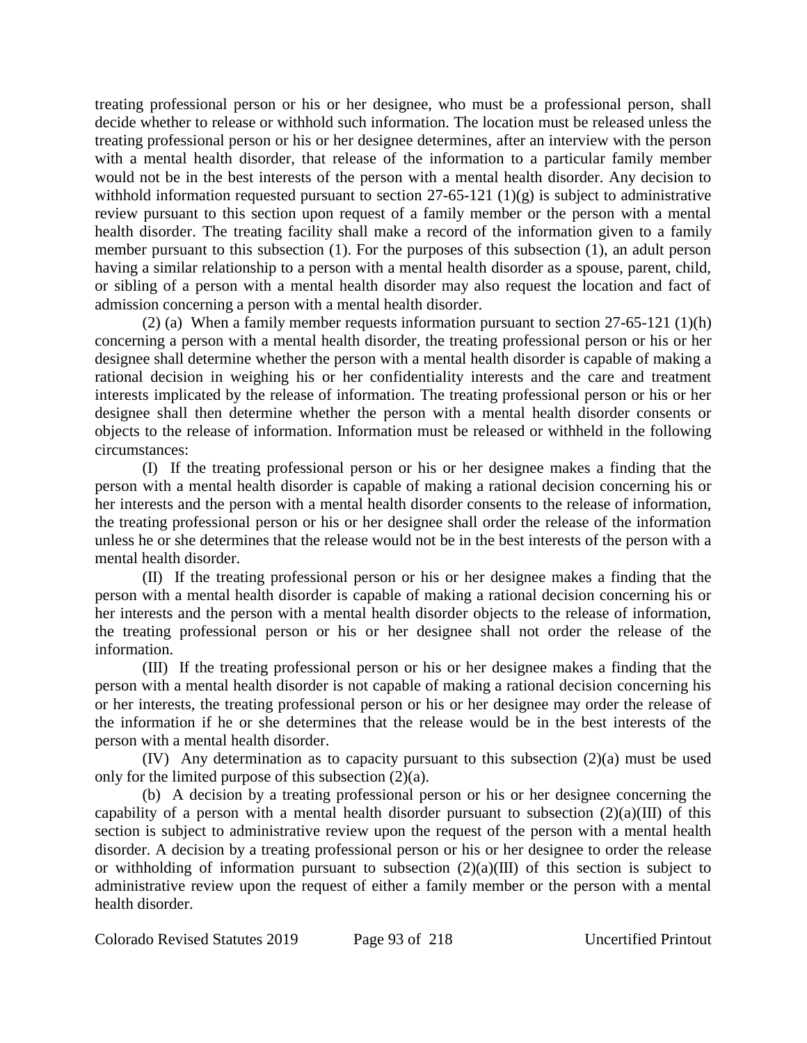treating professional person or his or her designee, who must be a professional person, shall decide whether to release or withhold such information. The location must be released unless the treating professional person or his or her designee determines, after an interview with the person with a mental health disorder, that release of the information to a particular family member would not be in the best interests of the person with a mental health disorder. Any decision to withhold information requested pursuant to section 27-65-121 (1)(g) is subject to administrative review pursuant to this section upon request of a family member or the person with a mental health disorder. The treating facility shall make a record of the information given to a family member pursuant to this subsection (1). For the purposes of this subsection (1), an adult person having a similar relationship to a person with a mental health disorder as a spouse, parent, child, or sibling of a person with a mental health disorder may also request the location and fact of admission concerning a person with a mental health disorder.

(2) (a) When a family member requests information pursuant to section 27-65-121 (1)(h) concerning a person with a mental health disorder, the treating professional person or his or her designee shall determine whether the person with a mental health disorder is capable of making a rational decision in weighing his or her confidentiality interests and the care and treatment interests implicated by the release of information. The treating professional person or his or her designee shall then determine whether the person with a mental health disorder consents or objects to the release of information. Information must be released or withheld in the following circumstances:

(I) If the treating professional person or his or her designee makes a finding that the person with a mental health disorder is capable of making a rational decision concerning his or her interests and the person with a mental health disorder consents to the release of information, the treating professional person or his or her designee shall order the release of the information unless he or she determines that the release would not be in the best interests of the person with a mental health disorder.

(II) If the treating professional person or his or her designee makes a finding that the person with a mental health disorder is capable of making a rational decision concerning his or her interests and the person with a mental health disorder objects to the release of information, the treating professional person or his or her designee shall not order the release of the information.

(III) If the treating professional person or his or her designee makes a finding that the person with a mental health disorder is not capable of making a rational decision concerning his or her interests, the treating professional person or his or her designee may order the release of the information if he or she determines that the release would be in the best interests of the person with a mental health disorder.

(IV) Any determination as to capacity pursuant to this subsection (2)(a) must be used only for the limited purpose of this subsection (2)(a).

(b) A decision by a treating professional person or his or her designee concerning the capability of a person with a mental health disorder pursuant to subsection (2)(a)(III) of this section is subject to administrative review upon the request of the person with a mental health disorder. A decision by a treating professional person or his or her designee to order the release or withholding of information pursuant to subsection (2)(a)(III) of this section is subject to administrative review upon the request of either a family member or the person with a mental health disorder.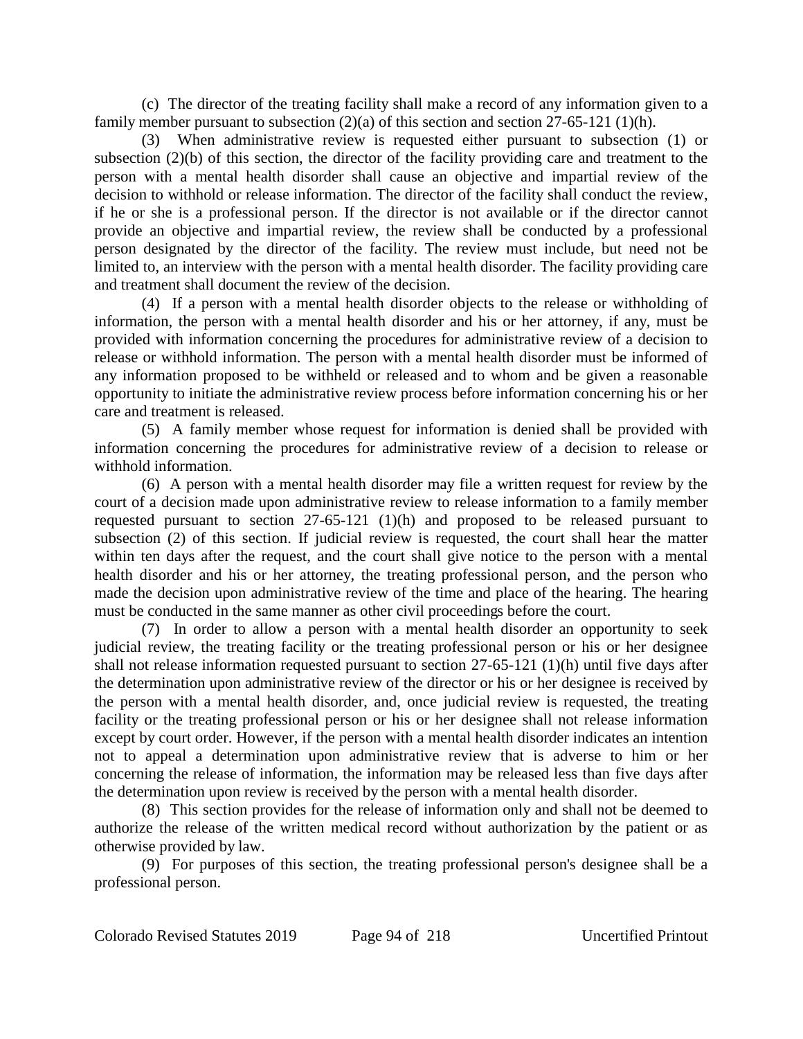(c) The director of the treating facility shall make a record of any information given to a family member pursuant to subsection (2)(a) of this section and section 27-65-121 (1)(h).

(3) When administrative review is requested either pursuant to subsection (1) or subsection (2)(b) of this section, the director of the facility providing care and treatment to the person with a mental health disorder shall cause an objective and impartial review of the decision to withhold or release information. The director of the facility shall conduct the review, if he or she is a professional person. If the director is not available or if the director cannot provide an objective and impartial review, the review shall be conducted by a professional person designated by the director of the facility. The review must include, but need not be limited to, an interview with the person with a mental health disorder. The facility providing care and treatment shall document the review of the decision.

(4) If a person with a mental health disorder objects to the release or withholding of information, the person with a mental health disorder and his or her attorney, if any, must be provided with information concerning the procedures for administrative review of a decision to release or withhold information. The person with a mental health disorder must be informed of any information proposed to be withheld or released and to whom and be given a reasonable opportunity to initiate the administrative review process before information concerning his or her care and treatment is released.

(5) A family member whose request for information is denied shall be provided with information concerning the procedures for administrative review of a decision to release or withhold information.

(6) A person with a mental health disorder may file a written request for review by the court of a decision made upon administrative review to release information to a family member requested pursuant to section 27-65-121 (1)(h) and proposed to be released pursuant to subsection (2) of this section. If judicial review is requested, the court shall hear the matter within ten days after the request, and the court shall give notice to the person with a mental health disorder and his or her attorney, the treating professional person, and the person who made the decision upon administrative review of the time and place of the hearing. The hearing must be conducted in the same manner as other civil proceedings before the court.

(7) In order to allow a person with a mental health disorder an opportunity to seek judicial review, the treating facility or the treating professional person or his or her designee shall not release information requested pursuant to section 27-65-121 (1)(h) until five days after the determination upon administrative review of the director or his or her designee is received by the person with a mental health disorder, and, once judicial review is requested, the treating facility or the treating professional person or his or her designee shall not release information except by court order. However, if the person with a mental health disorder indicates an intention not to appeal a determination upon administrative review that is adverse to him or her concerning the release of information, the information may be released less than five days after the determination upon review is received by the person with a mental health disorder.

(8) This section provides for the release of information only and shall not be deemed to authorize the release of the written medical record without authorization by the patient or as otherwise provided by law.

(9) For purposes of this section, the treating professional person's designee shall be a professional person.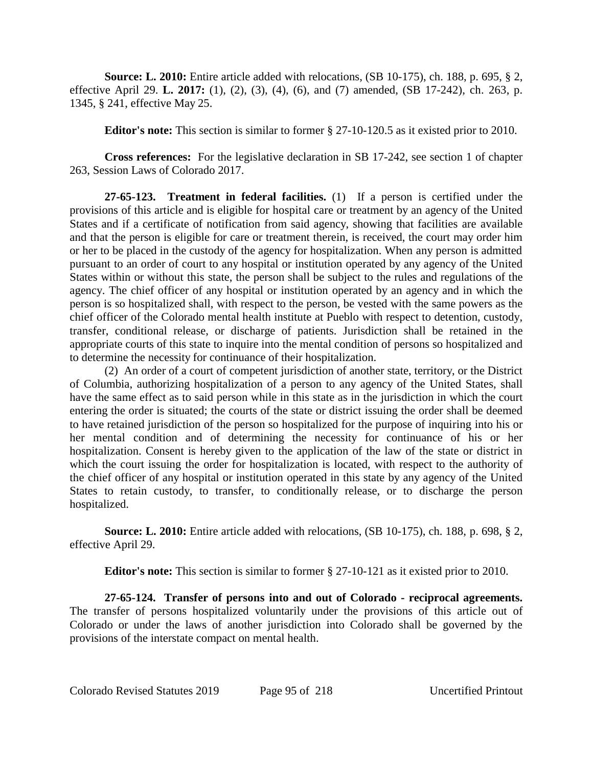**Source: L. 2010:** Entire article added with relocations, (SB 10-175), ch. 188, p. 695, § 2, effective April 29. **L. 2017:** (1), (2), (3), (4), (6), and (7) amended, (SB 17-242), ch. 263, p. 1345, § 241, effective May 25.

**Editor's note:** This section is similar to former § 27-10-120.5 as it existed prior to 2010.

**Cross references:** For the legislative declaration in SB 17-242, see section 1 of chapter 263, Session Laws of Colorado 2017.

**27-65-123. Treatment in federal facilities.** (1) If a person is certified under the provisions of this article and is eligible for hospital care or treatment by an agency of the United States and if a certificate of notification from said agency, showing that facilities are available and that the person is eligible for care or treatment therein, is received, the court may order him or her to be placed in the custody of the agency for hospitalization. When any person is admitted pursuant to an order of court to any hospital or institution operated by any agency of the United States within or without this state, the person shall be subject to the rules and regulations of the agency. The chief officer of any hospital or institution operated by an agency and in which the person is so hospitalized shall, with respect to the person, be vested with the same powers as the chief officer of the Colorado mental health institute at Pueblo with respect to detention, custody, transfer, conditional release, or discharge of patients. Jurisdiction shall be retained in the appropriate courts of this state to inquire into the mental condition of persons so hospitalized and to determine the necessity for continuance of their hospitalization.

(2) An order of a court of competent jurisdiction of another state, territory, or the District of Columbia, authorizing hospitalization of a person to any agency of the United States, shall have the same effect as to said person while in this state as in the jurisdiction in which the court entering the order is situated; the courts of the state or district issuing the order shall be deemed to have retained jurisdiction of the person so hospitalized for the purpose of inquiring into his or her mental condition and of determining the necessity for continuance of his or her hospitalization. Consent is hereby given to the application of the law of the state or district in which the court issuing the order for hospitalization is located, with respect to the authority of the chief officer of any hospital or institution operated in this state by any agency of the United States to retain custody, to transfer, to conditionally release, or to discharge the person hospitalized.

**Source: L. 2010:** Entire article added with relocations, (SB 10-175), ch. 188, p. 698, § 2, effective April 29.

**Editor's note:** This section is similar to former § 27-10-121 as it existed prior to 2010.

**27-65-124. Transfer of persons into and out of Colorado - reciprocal agreements.** The transfer of persons hospitalized voluntarily under the provisions of this article out of Colorado or under the laws of another jurisdiction into Colorado shall be governed by the provisions of the interstate compact on mental health.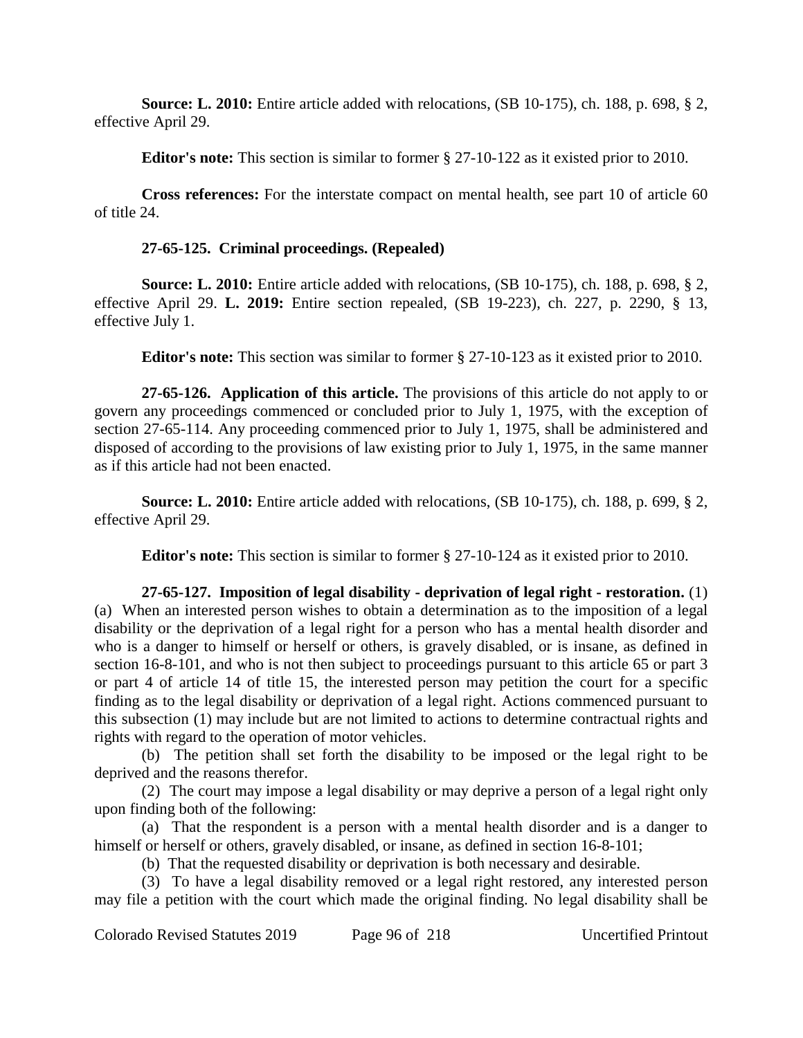**Source: L. 2010:** Entire article added with relocations, (SB 10-175), ch. 188, p. 698, § 2, effective April 29.

**Editor's note:** This section is similar to former § 27-10-122 as it existed prior to 2010.

**Cross references:** For the interstate compact on mental health, see part 10 of article 60 of title 24.

**27-65-125. Criminal proceedings. (Repealed)**

**Source: L. 2010:** Entire article added with relocations, (SB 10-175), ch. 188, p. 698, § 2, effective April 29. **L. 2019:** Entire section repealed, (SB 19-223), ch. 227, p. 2290, § 13, effective July 1.

**Editor's note:** This section was similar to former § 27-10-123 as it existed prior to 2010.

**27-65-126. Application of this article.** The provisions of this article do not apply to or govern any proceedings commenced or concluded prior to July 1, 1975, with the exception of section 27-65-114. Any proceeding commenced prior to July 1, 1975, shall be administered and disposed of according to the provisions of law existing prior to July 1, 1975, in the same manner as if this article had not been enacted.

**Source: L. 2010:** Entire article added with relocations, (SB 10-175), ch. 188, p. 699, § 2, effective April 29.

**Editor's note:** This section is similar to former § 27-10-124 as it existed prior to 2010.

**27-65-127. Imposition of legal disability - deprivation of legal right - restoration.** (1) (a) When an interested person wishes to obtain a determination as to the imposition of a legal disability or the deprivation of a legal right for a person who has a mental health disorder and who is a danger to himself or herself or others, is gravely disabled, or is insane, as defined in section 16-8-101, and who is not then subject to proceedings pursuant to this article 65 or part 3 or part 4 of article 14 of title 15, the interested person may petition the court for a specific finding as to the legal disability or deprivation of a legal right. Actions commenced pursuant to this subsection (1) may include but are not limited to actions to determine contractual rights and rights with regard to the operation of motor vehicles.

(b) The petition shall set forth the disability to be imposed or the legal right to be deprived and the reasons therefor.

(2) The court may impose a legal disability or may deprive a person of a legal right only upon finding both of the following:

(a) That the respondent is a person with a mental health disorder and is a danger to himself or herself or others, gravely disabled, or insane, as defined in section 16-8-101;

(b) That the requested disability or deprivation is both necessary and desirable.

(3) To have a legal disability removed or a legal right restored, any interested person may file a petition with the court which made the original finding. No legal disability shall be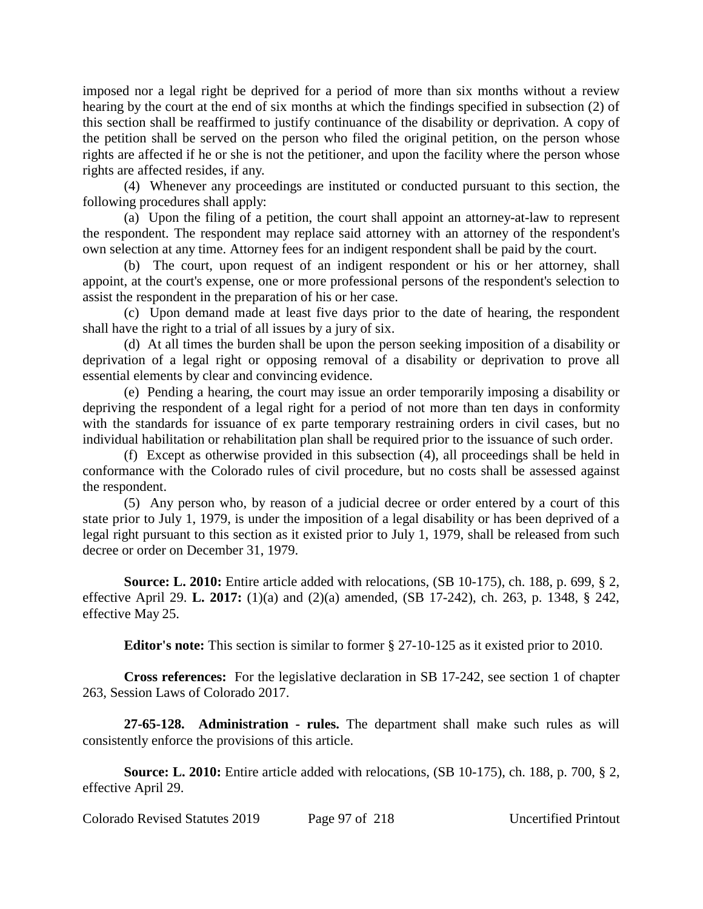imposed nor a legal right be deprived for a period of more than six months without a review hearing by the court at the end of six months at which the findings specified in subsection (2) of this section shall be reaffirmed to justify continuance of the disability or deprivation. A copy of the petition shall be served on the person who filed the original petition, on the person whose rights are affected if he or she is not the petitioner, and upon the facility where the person whose rights are affected resides, if any.

(4) Whenever any proceedings are instituted or conducted pursuant to this section, the following procedures shall apply:

(a) Upon the filing of a petition, the court shall appoint an attorney-at-law to represent the respondent. The respondent may replace said attorney with an attorney of the respondent's own selection at any time. Attorney fees for an indigent respondent shall be paid by the court.

(b) The court, upon request of an indigent respondent or his or her attorney, shall appoint, at the court's expense, one or more professional persons of the respondent's selection to assist the respondent in the preparation of his or her case.

(c) Upon demand made at least five days prior to the date of hearing, the respondent shall have the right to a trial of all issues by a jury of six.

(d) At all times the burden shall be upon the person seeking imposition of a disability or deprivation of a legal right or opposing removal of a disability or deprivation to prove all essential elements by clear and convincing evidence.

(e) Pending a hearing, the court may issue an order temporarily imposing a disability or depriving the respondent of a legal right for a period of not more than ten days in conformity with the standards for issuance of ex parte temporary restraining orders in civil cases, but no individual habilitation or rehabilitation plan shall be required prior to the issuance of such order.

(f) Except as otherwise provided in this subsection (4), all proceedings shall be held in conformance with the Colorado rules of civil procedure, but no costs shall be assessed against the respondent.

(5) Any person who, by reason of a judicial decree or order entered by a court of this state prior to July 1, 1979, is under the imposition of a legal disability or has been deprived of a legal right pursuant to this section as it existed prior to July 1, 1979, shall be released from such decree or order on December 31, 1979.

**Source: L. 2010:** Entire article added with relocations, (SB 10-175), ch. 188, p. 699, § 2, effective April 29. **L. 2017:** (1)(a) and (2)(a) amended, (SB 17-242), ch. 263, p. 1348, § 242, effective May 25.

**Editor's note:** This section is similar to former § 27-10-125 as it existed prior to 2010.

**Cross references:** For the legislative declaration in SB 17-242, see section 1 of chapter 263, Session Laws of Colorado 2017.

**27-65-128. Administration - rules.** The department shall make such rules as will consistently enforce the provisions of this article.

**Source: L. 2010:** Entire article added with relocations, (SB 10-175), ch. 188, p. 700, § 2, effective April 29.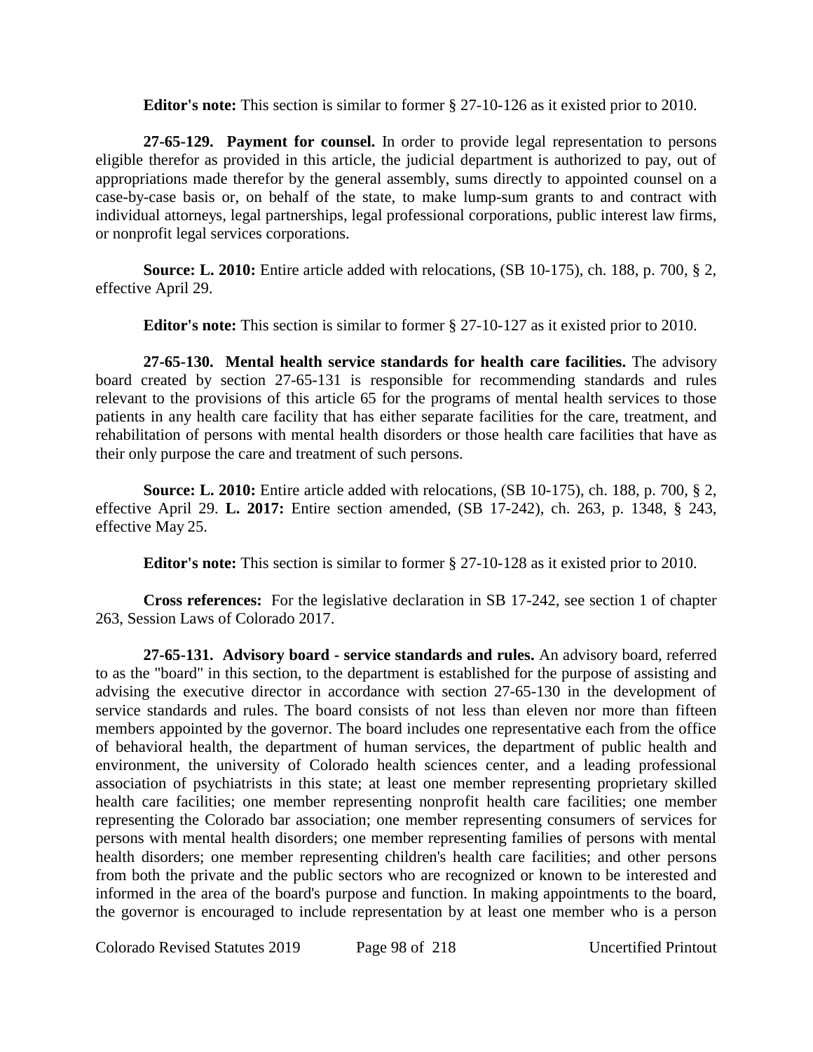**Editor's note:** This section is similar to former § 27-10-126 as it existed prior to 2010.

**27-65-129. Payment for counsel.** In order to provide legal representation to persons eligible therefor as provided in this article, the judicial department is authorized to pay, out of appropriations made therefor by the general assembly, sums directly to appointed counsel on a case-by-case basis or, on behalf of the state, to make lump-sum grants to and contract with individual attorneys, legal partnerships, legal professional corporations, public interest law firms, or nonprofit legal services corporations.

**Source: L. 2010:** Entire article added with relocations, (SB 10-175), ch. 188, p. 700, § 2, effective April 29.

**Editor's note:** This section is similar to former § 27-10-127 as it existed prior to 2010.

**27-65-130. Mental health service standards for health care facilities.** The advisory board created by section 27-65-131 is responsible for recommending standards and rules relevant to the provisions of this article 65 for the programs of mental health services to those patients in any health care facility that has either separate facilities for the care, treatment, and rehabilitation of persons with mental health disorders or those health care facilities that have as their only purpose the care and treatment of such persons.

**Source: L. 2010:** Entire article added with relocations, (SB 10-175), ch. 188, p. 700, § 2, effective April 29. **L. 2017:** Entire section amended, (SB 17-242), ch. 263, p. 1348, § 243, effective May 25.

**Editor's note:** This section is similar to former § 27-10-128 as it existed prior to 2010.

**Cross references:** For the legislative declaration in SB 17-242, see section 1 of chapter 263, Session Laws of Colorado 2017.

**27-65-131. Advisory board - service standards and rules.** An advisory board, referred to as the "board" in this section, to the department is established for the purpose of assisting and advising the executive director in accordance with section 27-65-130 in the development of service standards and rules. The board consists of not less than eleven nor more than fifteen members appointed by the governor. The board includes one representative each from the office of behavioral health, the department of human services, the department of public health and environment, the university of Colorado health sciences center, and a leading professional association of psychiatrists in this state; at least one member representing proprietary skilled health care facilities; one member representing nonprofit health care facilities; one member representing the Colorado bar association; one member representing consumers of services for persons with mental health disorders; one member representing families of persons with mental health disorders; one member representing children's health care facilities; and other persons from both the private and the public sectors who are recognized or known to be interested and informed in the area of the board's purpose and function. In making appointments to the board, the governor is encouraged to include representation by at least one member who is a person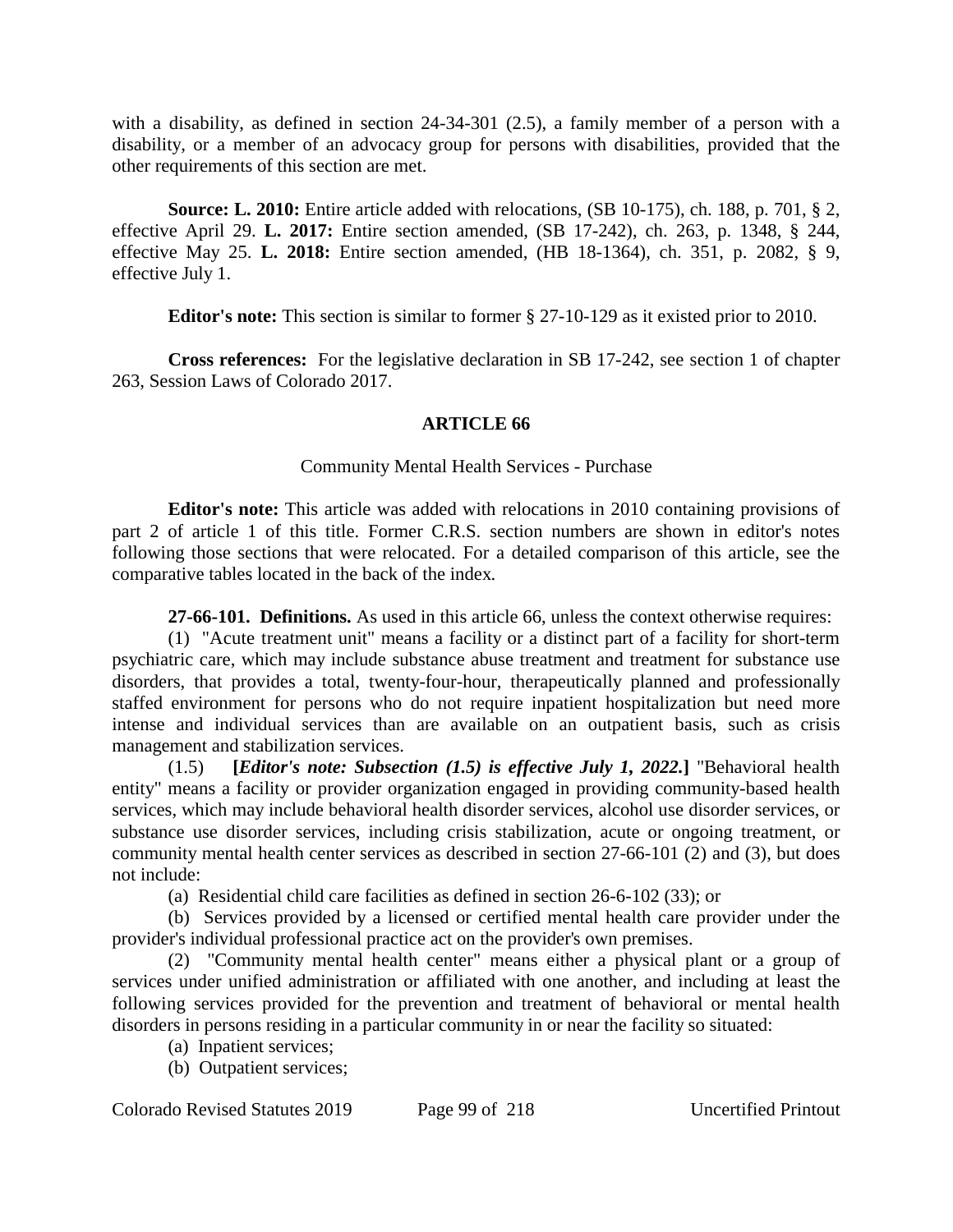with a disability, as defined in section 24-34-301 (2.5), a family member of a person with a disability, or a member of an advocacy group for persons with disabilities, provided that the other requirements of this section are met.

**Source: L. 2010:** Entire article added with relocations, (SB 10-175), ch. 188, p. 701, § 2, effective April 29. **L. 2017:** Entire section amended, (SB 17-242), ch. 263, p. 1348, § 244, effective May 25. **L. 2018:** Entire section amended, (HB 18-1364), ch. 351, p. 2082, § 9, effective July 1.

**Editor's note:** This section is similar to former § 27-10-129 as it existed prior to 2010.

**Cross references:** For the legislative declaration in SB 17-242, see section 1 of chapter 263, Session Laws of Colorado 2017.

## ARTICLE 66

### Community Mental Health Services - Purchase

**Editor's note:** This article was added with relocations in 2010 containing provisions of part 2 of article 1 of this title. Former C.R.S. section numbers are shown in editor's notes following those sections that were relocated. For a detailed comparison of this article, see the comparative tables located in the back of the index.

**27-66-101. Definitions.** As used in this article 66, unless the context otherwise requires:

(1) "Acute treatment unit" means a facility or a distinct part of a facility for short-term psychiatric care, which may include substance abuse treatment and treatment for substance use disorders, that provides a total, twenty-four-hour, therapeutically planned and professionally staffed environment for persons who do not require inpatient hospitalization but need more intense and individual services than are available on an outpatient basis, such as crisis management and stabilization services.

(1.5) **[*Editor's note: Subsection (1.5) is effective July 1, 2022.*]** "Behavioral health entity" means a facility or provider organization engaged in providing community-based health services, which may include behavioral health disorder services, alcohol use disorder services, or substance use disorder services, including crisis stabilization, acute or ongoing treatment, or community mental health center services as described in section 27-66-101 (2) and (3), but does not include:

(a) Residential child care facilities as defined in section 26-6-102 (33); or

(b) Services provided by a licensed or certified mental health care provider under the provider's individual professional practice act on the provider's own premises.

(2) "Community mental health center" means either a physical plant or a group of services under unified administration or affiliated with one another, and including at least the following services provided for the prevention and treatment of behavioral or mental health disorders in persons residing in a particular community in or near the facility so situated:

(a) Inpatient services;

(b) Outpatient services;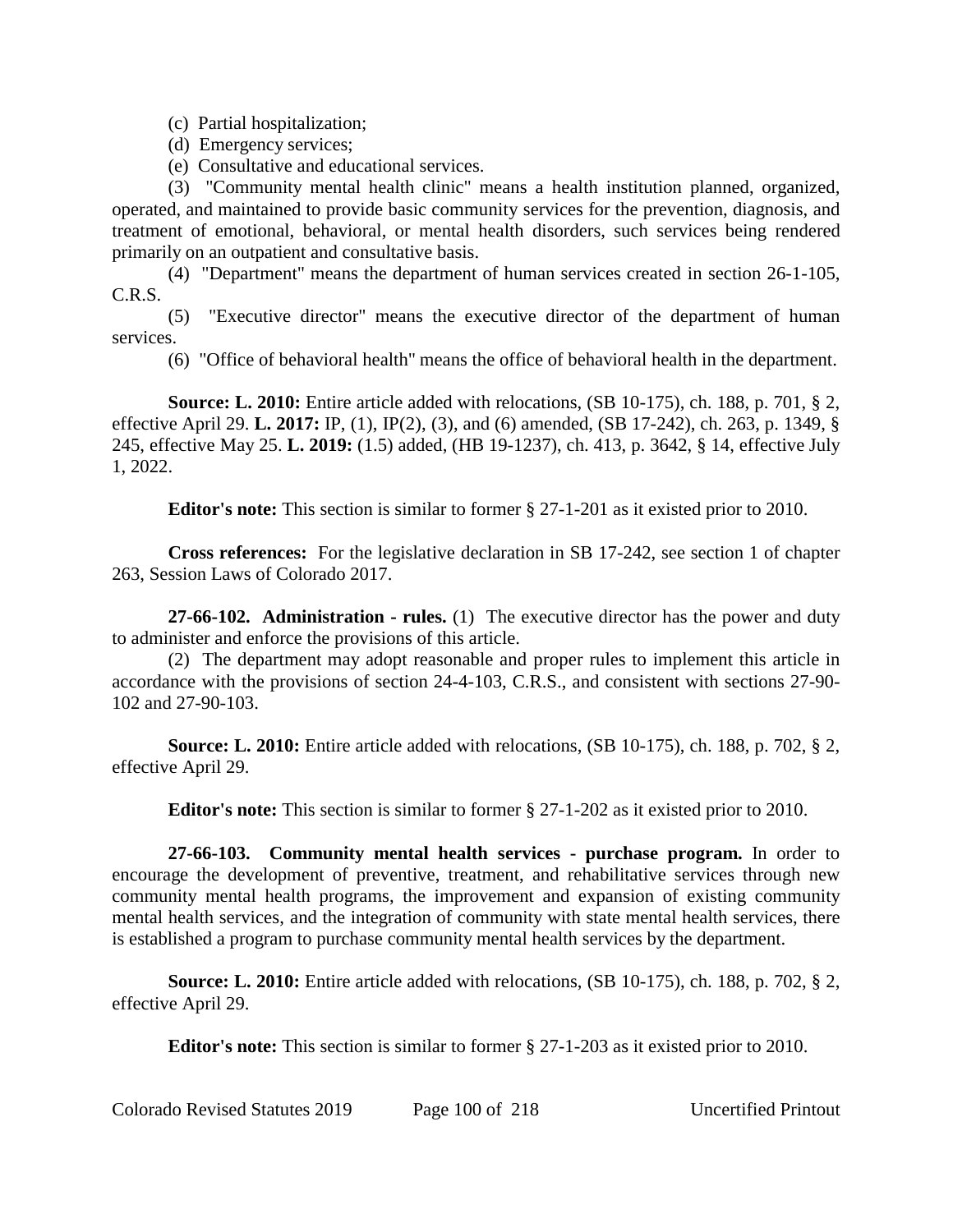(c) Partial hospitalization;

(d) Emergency services;

(e) Consultative and educational services.

(3) "Community mental health clinic" means a health institution planned, organized, operated, and maintained to provide basic community services for the prevention, diagnosis, and treatment of emotional, behavioral, or mental health disorders, such services being rendered primarily on an outpatient and consultative basis.

(4) "Department" means the department of human services created in section 26-1-105, C.R.S.

(5) "Executive director" means the executive director of the department of human services.

(6) "Office of behavioral health" means the office of behavioral health in the department.

**Source: L. 2010:** Entire article added with relocations, (SB 10-175), ch. 188, p. 701, § 2, effective April 29. **L. 2017:** IP, (1), IP(2), (3), and (6) amended, (SB 17-242), ch. 263, p. 1349, § 245, effective May 25. **L. 2019:** (1.5) added, (HB 19-1237), ch. 413, p. 3642, § 14, effective July 1, 2022.

**Editor's note:** This section is similar to former § 27-1-201 as it existed prior to 2010.

**Cross references:** For the legislative declaration in SB 17-242, see section 1 of chapter 263, Session Laws of Colorado 2017.

**27-66-102. Administration - rules.** (1) The executive director has the power and duty to administer and enforce the provisions of this article.

(2) The department may adopt reasonable and proper rules to implement this article in accordance with the provisions of section 24-4-103, C.R.S., and consistent with sections 27-90-102 and 27-90-103.

**Source: L. 2010:** Entire article added with relocations, (SB 10-175), ch. 188, p. 702, § 2, effective April 29.

**Editor's note:** This section is similar to former § 27-1-202 as it existed prior to 2010.

**27-66-103. Community mental health services - purchase program.** In order to encourage the development of preventive, treatment, and rehabilitative services through new community mental health programs, the improvement and expansion of existing community mental health services, and the integration of community with state mental health services, there is established a program to purchase community mental health services by the department.

**Source: L. 2010:** Entire article added with relocations, (SB 10-175), ch. 188, p. 702, § 2, effective April 29.

**Editor's note:** This section is similar to former § 27-1-203 as it existed prior to 2010.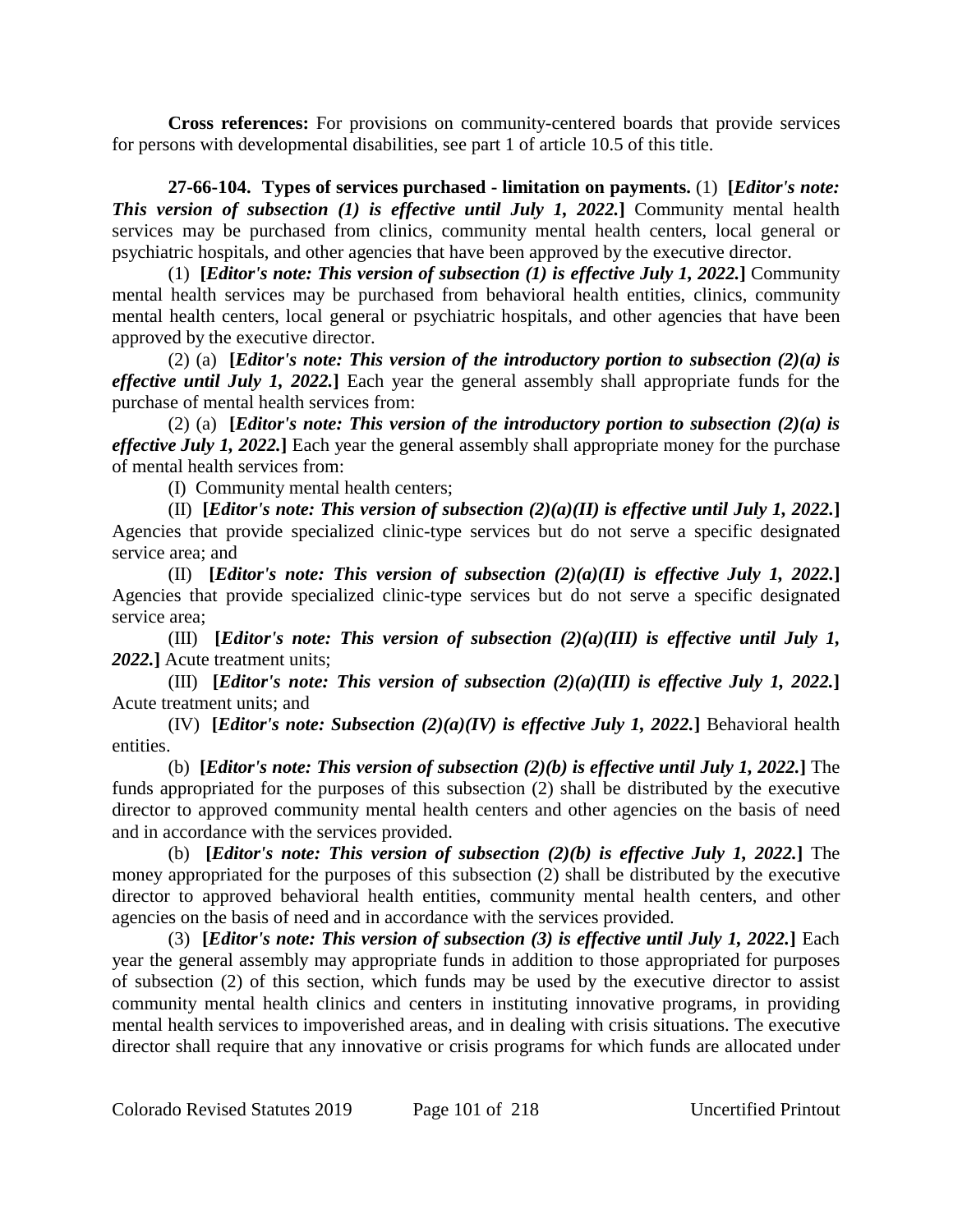**Cross references:** For provisions on community-centered boards that provide services for persons with developmental disabilities, see part 1 of article 10.5 of this title.

**27-66-104. Types of services purchased - limitation on payments.** (1) **[*Editor's note: This version of subsection (1) is effective until July 1, 2022.*]** Community mental health services may be purchased from clinics, community mental health centers, local general or psychiatric hospitals, and other agencies that have been approved by the executive director.

(1) **[*Editor's note: This version of subsection (1) is effective July 1, 2022.*]** Community mental health services may be purchased from behavioral health entities, clinics, community mental health centers, local general or psychiatric hospitals, and other agencies that have been approved by the executive director.

(2) (a) **[*Editor's note: This version of the introductory portion to subsection (2)(a) is effective until July 1, 2022.*]** Each year the general assembly shall appropriate funds for the purchase of mental health services from:

(2) (a) **[*Editor's note: This version of the introductory portion to subsection (2)(a) is effective July 1, 2022.*]** Each year the general assembly shall appropriate money for the purchase of mental health services from:

(I) Community mental health centers;

(II) **[*Editor's note: This version of subsection (2)(a)(II) is effective until July 1, 2022.*]** Agencies that provide specialized clinic-type services but do not serve a specific designated service area; and

(II) **[*Editor's note: This version of subsection (2)(a)(II) is effective July 1, 2022.*]** Agencies that provide specialized clinic-type services but do not serve a specific designated service area;

(III) **[*Editor's note: This version of subsection (2)(a)(III) is effective until July 1, 2022.*]** Acute treatment units;

(III) **[*Editor's note: This version of subsection (2)(a)(III) is effective July 1, 2022.*]** Acute treatment units; and

(IV) **[*Editor's note: Subsection (2)(a)(IV) is effective July 1, 2022.*]** Behavioral health entities.

(b) **[*Editor's note: This version of subsection (2)(b) is effective until July 1, 2022.*]** The funds appropriated for the purposes of this subsection (2) shall be distributed by the executive director to approved community mental health centers and other agencies on the basis of need and in accordance with the services provided.

(b) **[*Editor's note: This version of subsection (2)(b) is effective July 1, 2022.*]** The money appropriated for the purposes of this subsection (2) shall be distributed by the executive director to approved behavioral health entities, community mental health centers, and other agencies on the basis of need and in accordance with the services provided.

(3) **[*Editor's note: This version of subsection (3) is effective until July 1, 2022.*]** Each year the general assembly may appropriate funds in addition to those appropriated for purposes of subsection (2) of this section, which funds may be used by the executive director to assist community mental health clinics and centers in instituting innovative programs, in providing mental health services to impoverished areas, and in dealing with crisis situations. The executive director shall require that any innovative or crisis programs for which funds are allocated under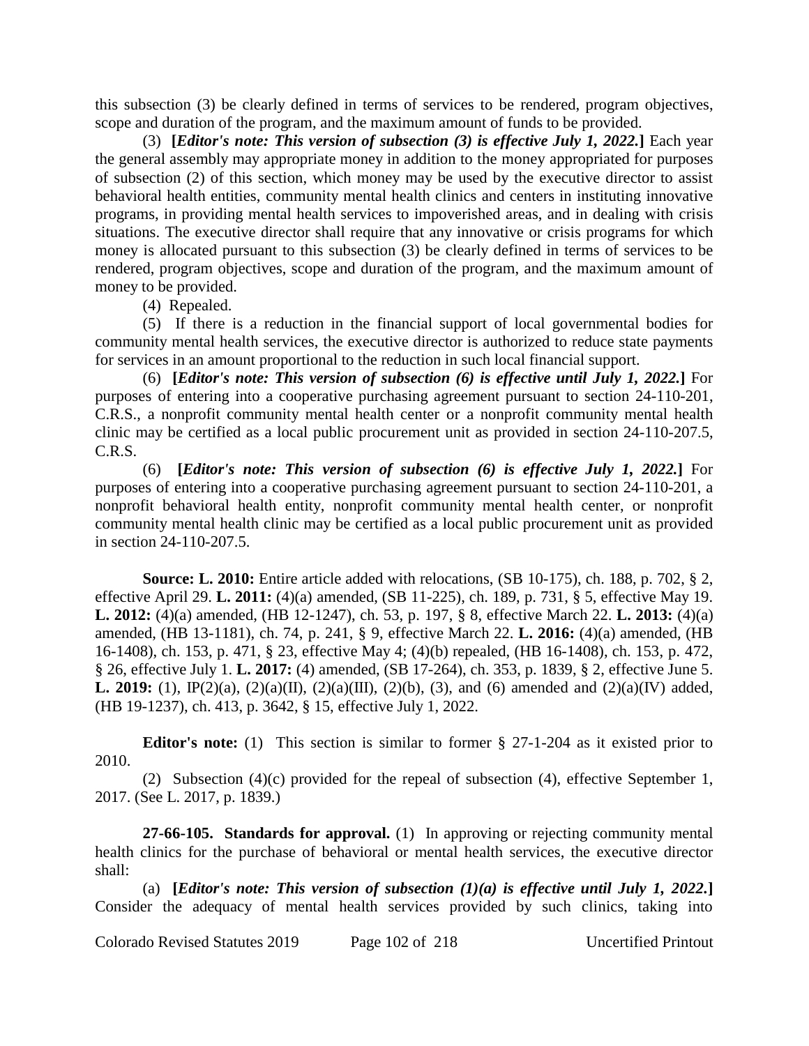this subsection (3) be clearly defined in terms of services to be rendered, program objectives, scope and duration of the program, and the maximum amount of funds to be provided.

(3) **[*Editor's note: This version of subsection (3) is effective July 1, 2022.*]** Each year the general assembly may appropriate money in addition to the money appropriated for purposes of subsection (2) of this section, which money may be used by the executive director to assist behavioral health entities, community mental health clinics and centers in instituting innovative programs, in providing mental health services to impoverished areas, and in dealing with crisis situations. The executive director shall require that any innovative or crisis programs for which money is allocated pursuant to this subsection (3) be clearly defined in terms of services to be rendered, program objectives, scope and duration of the program, and the maximum amount of money to be provided.

(4) Repealed.

(5) If there is a reduction in the financial support of local governmental bodies for community mental health services, the executive director is authorized to reduce state payments for services in an amount proportional to the reduction in such local financial support.

(6) **[*Editor's note: This version of subsection (6) is effective until July 1, 2022.*]** For purposes of entering into a cooperative purchasing agreement pursuant to section 24-110-201, C.R.S., a nonprofit community mental health center or a nonprofit community mental health clinic may be certified as a local public procurement unit as provided in section 24-110-207.5, C.R.S.

(6) **[*Editor's note: This version of subsection (6) is effective July 1, 2022.*]** For purposes of entering into a cooperative purchasing agreement pursuant to section 24-110-201, a nonprofit behavioral health entity, nonprofit community mental health center, or nonprofit community mental health clinic may be certified as a local public procurement unit as provided in section 24-110-207.5.

**Source: L. 2010:** Entire article added with relocations, (SB 10-175), ch. 188, p. 702, § 2, effective April 29. **L. 2011:** (4)(a) amended, (SB 11-225), ch. 189, p. 731, § 5, effective May 19. **L. 2012:** (4)(a) amended, (HB 12-1247), ch. 53, p. 197, § 8, effective March 22. **L. 2013:** (4)(a) amended, (HB 13-1181), ch. 74, p. 241, § 9, effective March 22. **L. 2016:** (4)(a) amended, (HB 16-1408), ch. 153, p. 471, § 23, effective May 4; (4)(b) repealed, (HB 16-1408), ch. 153, p. 472, § 26, effective July 1. **L. 2017:** (4) amended, (SB 17-264), ch. 353, p. 1839, § 2, effective June 5. **L. 2019:** (1), IP(2)(a), (2)(a)(II), (2)(a)(III), (2)(b), (3), and (6) amended and (2)(a)(IV) added, (HB 19-1237), ch. 413, p. 3642, § 15, effective July 1, 2022.

**Editor's note:** (1) This section is similar to former § 27-1-204 as it existed prior to 2010.

(2) Subsection (4)(c) provided for the repeal of subsection (4), effective September 1, 2017. (See L. 2017, p. 1839.)

**27-66-105. Standards for approval.** (1) In approving or rejecting community mental health clinics for the purchase of behavioral or mental health services, the executive director shall:

(a) **[*Editor's note: This version of subsection (1)(a) is effective until July 1, 2022.*]** Consider the adequacy of mental health services provided by such clinics, taking into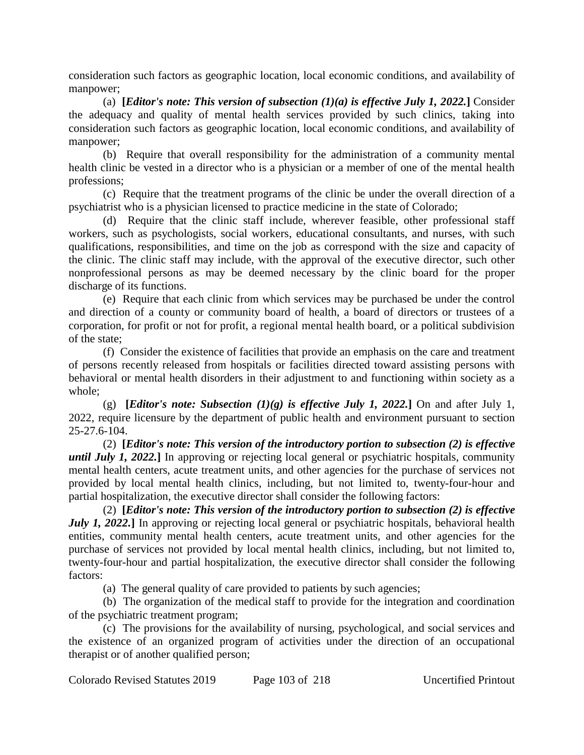consideration such factors as geographic location, local economic conditions, and availability of manpower;

(a) **[*Editor's note: This version of subsection (1)(a) is effective July 1, 2022.*]** Consider the adequacy and quality of mental health services provided by such clinics, taking into consideration such factors as geographic location, local economic conditions, and availability of manpower;

(b) Require that overall responsibility for the administration of a community mental health clinic be vested in a director who is a physician or a member of one of the mental health professions;

(c) Require that the treatment programs of the clinic be under the overall direction of a psychiatrist who is a physician licensed to practice medicine in the state of Colorado;

(d) Require that the clinic staff include, wherever feasible, other professional staff workers, such as psychologists, social workers, educational consultants, and nurses, with such qualifications, responsibilities, and time on the job as correspond with the size and capacity of the clinic. The clinic staff may include, with the approval of the executive director, such other nonprofessional persons as may be deemed necessary by the clinic board for the proper discharge of its functions.

(e) Require that each clinic from which services may be purchased be under the control and direction of a county or community board of health, a board of directors or trustees of a corporation, for profit or not for profit, a regional mental health board, or a political subdivision of the state;

(f) Consider the existence of facilities that provide an emphasis on the care and treatment of persons recently released from hospitals or facilities directed toward assisting persons with behavioral or mental health disorders in their adjustment to and functioning within society as a whole;

(g) **[*Editor's note: Subsection (1)(g) is effective July 1, 2022.*]** On and after July 1, 2022, require licensure by the department of public health and environment pursuant to section 25-27.6-104.

(2) **[*Editor's note: This version of the introductory portion to subsection (2) is effective until July 1, 2022.*]** In approving or rejecting local general or psychiatric hospitals, community mental health centers, acute treatment units, and other agencies for the purchase of services not provided by local mental health clinics, including, but not limited to, twenty-four-hour and partial hospitalization, the executive director shall consider the following factors:

(2) **[*Editor's note: This version of the introductory portion to subsection (2) is effective July 1, 2022.*]** In approving or rejecting local general or psychiatric hospitals, behavioral health entities, community mental health centers, acute treatment units, and other agencies for the purchase of services not provided by local mental health clinics, including, but not limited to, twenty-four-hour and partial hospitalization, the executive director shall consider the following factors:

(a) The general quality of care provided to patients by such agencies;

(b) The organization of the medical staff to provide for the integration and coordination of the psychiatric treatment program;

(c) The provisions for the availability of nursing, psychological, and social services and the existence of an organized program of activities under the direction of an occupational therapist or of another qualified person;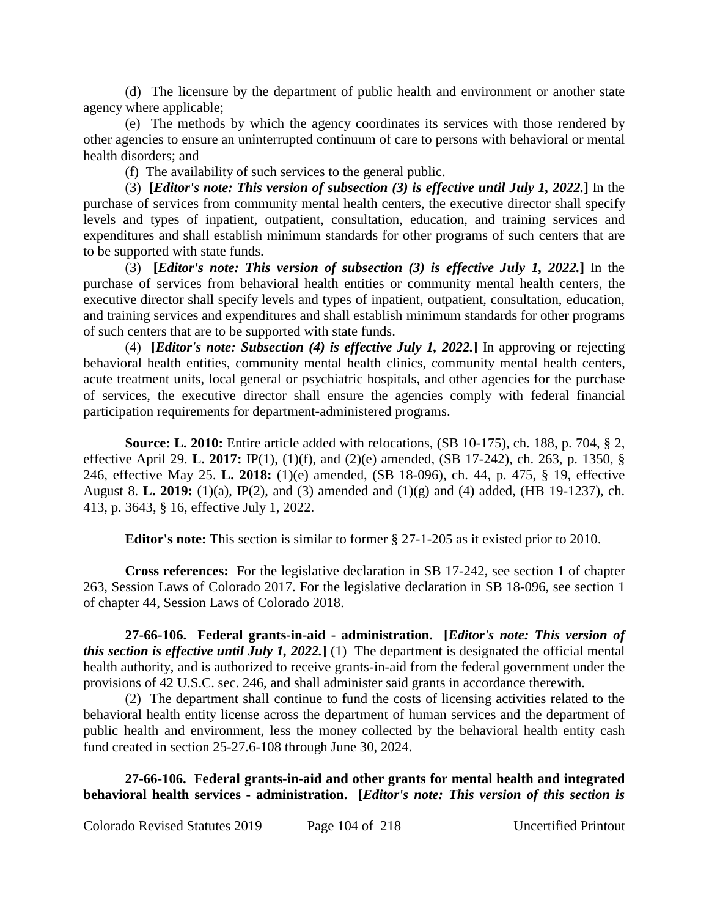(d) The licensure by the department of public health and environment or another state agency where applicable;

(e) The methods by which the agency coordinates its services with those rendered by other agencies to ensure an uninterrupted continuum of care to persons with behavioral or mental health disorders; and

(f) The availability of such services to the general public.

(3) **[*Editor's note: This version of subsection (3) is effective until July 1, 2022.*]** In the purchase of services from community mental health centers, the executive director shall specify levels and types of inpatient, outpatient, consultation, education, and training services and expenditures and shall establish minimum standards for other programs of such centers that are to be supported with state funds.

(3) **[*Editor's note: This version of subsection (3) is effective July 1, 2022.*]** In the purchase of services from behavioral health entities or community mental health centers, the executive director shall specify levels and types of inpatient, outpatient, consultation, education, and training services and expenditures and shall establish minimum standards for other programs of such centers that are to be supported with state funds.

(4) **[*Editor's note: Subsection (4) is effective July 1, 2022.*]** In approving or rejecting behavioral health entities, community mental health clinics, community mental health centers, acute treatment units, local general or psychiatric hospitals, and other agencies for the purchase of services, the executive director shall ensure the agencies comply with federal financial participation requirements for department-administered programs.

**Source: L. 2010:** Entire article added with relocations, (SB 10-175), ch. 188, p. 704, § 2, effective April 29. **L. 2017:** IP(1), (1)(f), and (2)(e) amended, (SB 17-242), ch. 263, p. 1350, § 246, effective May 25. **L. 2018:** (1)(e) amended, (SB 18-096), ch. 44, p. 475, § 19, effective August 8. **L. 2019:** (1)(a), IP(2), and (3) amended and (1)(g) and (4) added, (HB 19-1237), ch. 413, p. 3643, § 16, effective July 1, 2022.

**Editor's note:** This section is similar to former § 27-1-205 as it existed prior to 2010.

**Cross references:** For the legislative declaration in SB 17-242, see section 1 of chapter 263, Session Laws of Colorado 2017. For the legislative declaration in SB 18-096, see section 1 of chapter 44, Session Laws of Colorado 2018.

**27-66-106. Federal grants-in-aid - administration. [*Editor's note: This version of this section is effective until July 1, 2022.*]** (1) The department is designated the official mental health authority, and is authorized to receive grants-in-aid from the federal government under the provisions of 42 U.S.C. sec. 246, and shall administer said grants in accordance therewith.

(2) The department shall continue to fund the costs of licensing activities related to the behavioral health entity license across the department of human services and the department of public health and environment, less the money collected by the behavioral health entity cash fund created in section 25-27.6-108 through June 30, 2024.

**27-66-106. Federal grants-in-aid and other grants for mental health and integrated behavioral health services - administration. [*Editor's note: This version of this section is*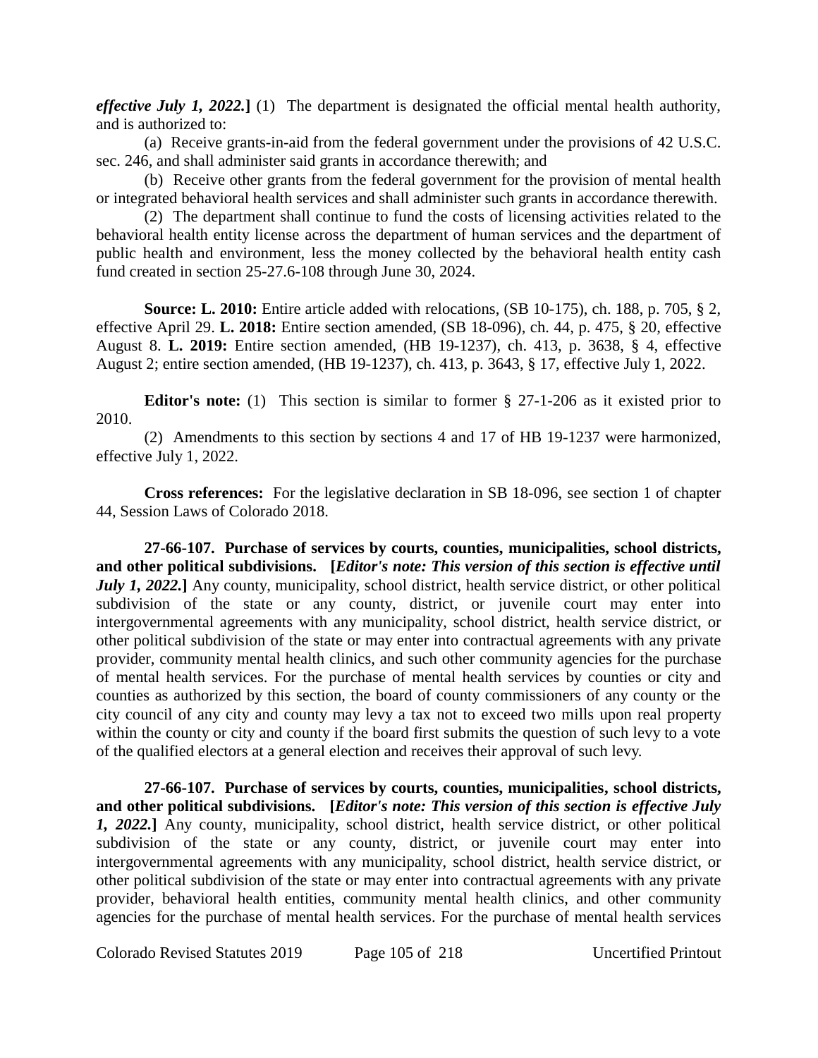***effective July 1, 2022.*]** (1) The department is designated the official mental health authority, and is authorized to:

(a) Receive grants-in-aid from the federal government under the provisions of 42 U.S.C. sec. 246, and shall administer said grants in accordance therewith; and

(b) Receive other grants from the federal government for the provision of mental health or integrated behavioral health services and shall administer such grants in accordance therewith.

(2) The department shall continue to fund the costs of licensing activities related to the behavioral health entity license across the department of human services and the department of public health and environment, less the money collected by the behavioral health entity cash fund created in section 25-27.6-108 through June 30, 2024.

**Source: L. 2010:** Entire article added with relocations, (SB 10-175), ch. 188, p. 705, § 2, effective April 29. **L. 2018:** Entire section amended, (SB 18-096), ch. 44, p. 475, § 20, effective August 8. **L. 2019:** Entire section amended, (HB 19-1237), ch. 413, p. 3638, § 4, effective August 2; entire section amended, (HB 19-1237), ch. 413, p. 3643, § 17, effective July 1, 2022.

**Editor's note:** (1) This section is similar to former § 27-1-206 as it existed prior to 2010.

(2) Amendments to this section by sections 4 and 17 of HB 19-1237 were harmonized, effective July 1, 2022.

**Cross references:** For the legislative declaration in SB 18-096, see section 1 of chapter 44, Session Laws of Colorado 2018.

**27-66-107. Purchase of services by courts, counties, municipalities, school districts, and other political subdivisions. [*Editor's note: This version of this section is effective until July 1, 2022.*]** Any county, municipality, school district, health service district, or other political subdivision of the state or any county, district, or juvenile court may enter into intergovernmental agreements with any municipality, school district, health service district, or other political subdivision of the state or may enter into contractual agreements with any private provider, community mental health clinics, and such other community agencies for the purchase of mental health services. For the purchase of mental health services by counties or city and counties as authorized by this section, the board of county commissioners of any county or the city council of any city and county may levy a tax not to exceed two mills upon real property within the county or city and county if the board first submits the question of such levy to a vote of the qualified electors at a general election and receives their approval of such levy.

**27-66-107. Purchase of services by courts, counties, municipalities, school districts, and other political subdivisions. [*Editor's note: This version of this section is effective July 1, 2022.*]** Any county, municipality, school district, health service district, or other political subdivision of the state or any county, district, or juvenile court may enter into intergovernmental agreements with any municipality, school district, health service district, or other political subdivision of the state or may enter into contractual agreements with any private provider, behavioral health entities, community mental health clinics, and other community agencies for the purchase of mental health services. For the purchase of mental health services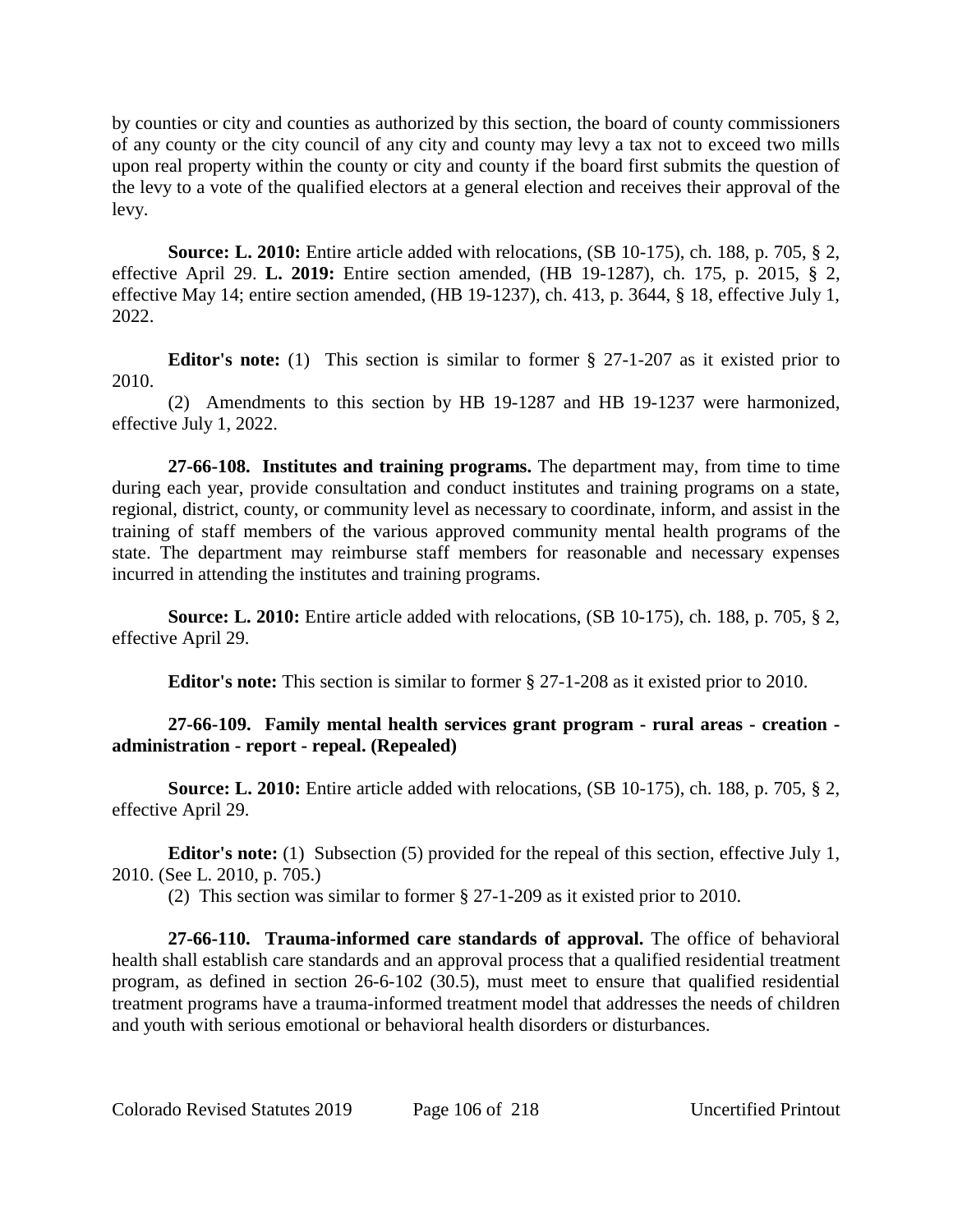by counties or city and counties as authorized by this section, the board of county commissioners of any county or the city council of any city and county may levy a tax not to exceed two mills upon real property within the county or city and county if the board first submits the question of the levy to a vote of the qualified electors at a general election and receives their approval of the levy.

**Source: L. 2010:** Entire article added with relocations, (SB 10-175), ch. 188, p. 705, § 2, effective April 29. **L. 2019:** Entire section amended, (HB 19-1287), ch. 175, p. 2015, § 2, effective May 14; entire section amended, (HB 19-1237), ch. 413, p. 3644, § 18, effective July 1, 2022.

**Editor's note:** (1) This section is similar to former § 27-1-207 as it existed prior to 2010.

(2) Amendments to this section by HB 19-1287 and HB 19-1237 were harmonized, effective July 1, 2022.

**27-66-108. Institutes and training programs.** The department may, from time to time during each year, provide consultation and conduct institutes and training programs on a state, regional, district, county, or community level as necessary to coordinate, inform, and assist in the training of staff members of the various approved community mental health programs of the state. The department may reimburse staff members for reasonable and necessary expenses incurred in attending the institutes and training programs.

**Source: L. 2010:** Entire article added with relocations, (SB 10-175), ch. 188, p. 705, § 2, effective April 29.

**Editor's note:** This section is similar to former § 27-1-208 as it existed prior to 2010.

**27-66-109. Family mental health services grant program - rural areas - creation - administration - report - repeal. (Repealed)**

**Source: L. 2010:** Entire article added with relocations, (SB 10-175), ch. 188, p. 705, § 2, effective April 29.

**Editor's note:** (1) Subsection (5) provided for the repeal of this section, effective July 1, 2010. (See L. 2010, p. 705.)

(2) This section was similar to former § 27-1-209 as it existed prior to 2010.

**27-66-110. Trauma-informed care standards of approval.** The office of behavioral health shall establish care standards and an approval process that a qualified residential treatment program, as defined in section 26-6-102 (30.5), must meet to ensure that qualified residential treatment programs have a trauma-informed treatment model that addresses the needs of children and youth with serious emotional or behavioral health disorders or disturbances.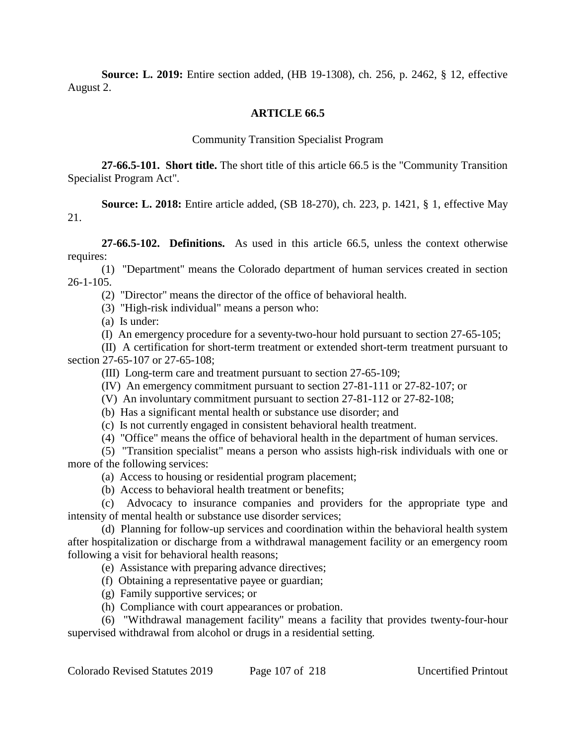**Source: L. 2019:** Entire section added, (HB 19-1308), ch. 256, p. 2462, § 12, effective August 2.

## ARTICLE 66.5

### Community Transition Specialist Program

**27-66.5-101. Short title.** The short title of this article 66.5 is the "Community Transition Specialist Program Act".

**Source: L. 2018:** Entire article added, (SB 18-270), ch. 223, p. 1421, § 1, effective May 21.

**27-66.5-102. Definitions.** As used in this article 66.5, unless the context otherwise requires:

(1) "Department" means the Colorado department of human services created in section 26-1-105.

(2) "Director" means the director of the office of behavioral health.

(3) "High-risk individual" means a person who:

(a) Is under:

(I) An emergency procedure for a seventy-two-hour hold pursuant to section 27-65-105;

(II) A certification for short-term treatment or extended short-term treatment pursuant to section 27-65-107 or 27-65-108;

(III) Long-term care and treatment pursuant to section 27-65-109;

(IV) An emergency commitment pursuant to section 27-81-111 or 27-82-107; or

(V) An involuntary commitment pursuant to section 27-81-112 or 27-82-108;

(b) Has a significant mental health or substance use disorder; and

(c) Is not currently engaged in consistent behavioral health treatment.

(4) "Office" means the office of behavioral health in the department of human services.

(5) "Transition specialist" means a person who assists high-risk individuals with one or more of the following services:

(a) Access to housing or residential program placement;

(b) Access to behavioral health treatment or benefits;

(c) Advocacy to insurance companies and providers for the appropriate type and intensity of mental health or substance use disorder services;

(d) Planning for follow-up services and coordination within the behavioral health system after hospitalization or discharge from a withdrawal management facility or an emergency room following a visit for behavioral health reasons;

(e) Assistance with preparing advance directives;

(f) Obtaining a representative payee or guardian;

(g) Family supportive services; or

(h) Compliance with court appearances or probation.

(6) "Withdrawal management facility" means a facility that provides twenty-four-hour supervised withdrawal from alcohol or drugs in a residential setting.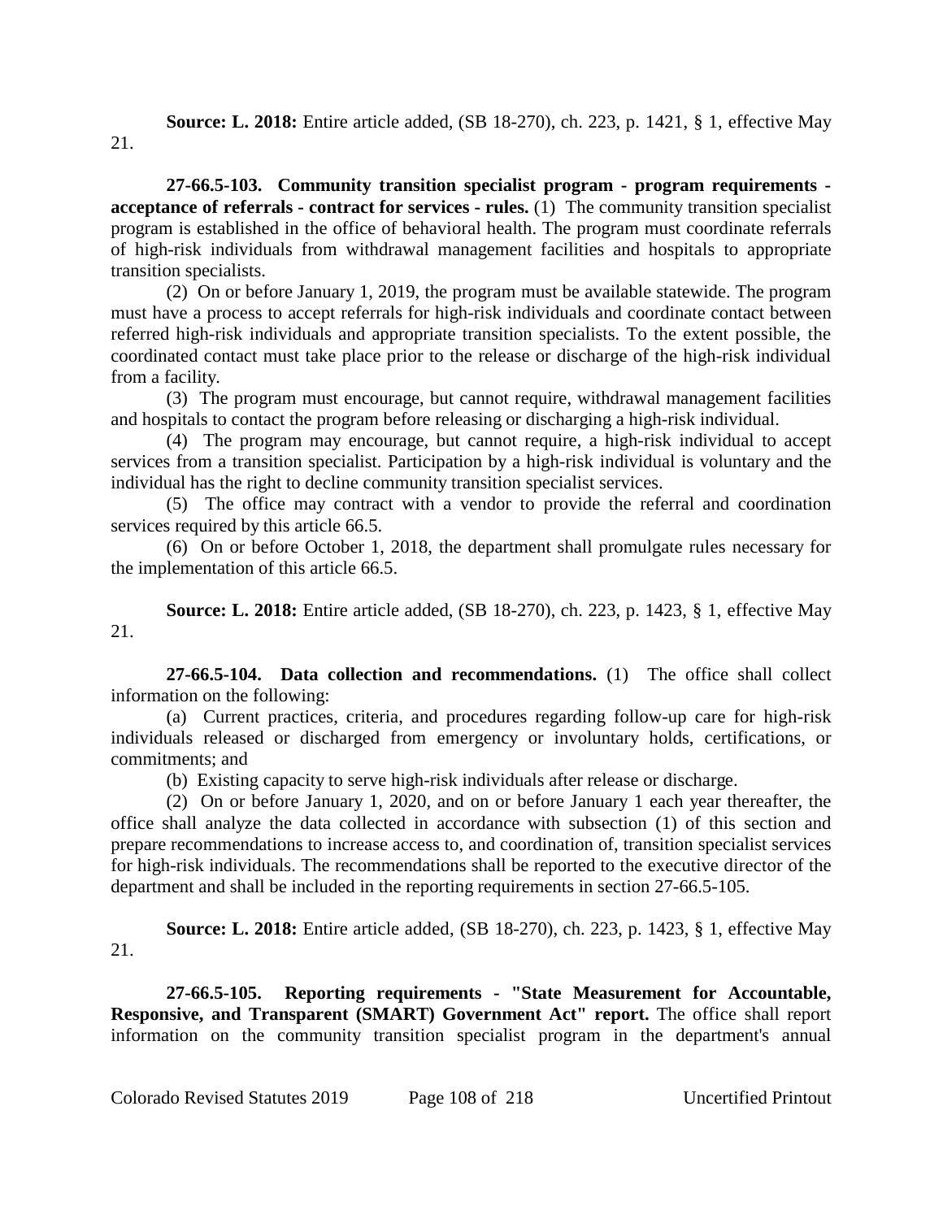**Source: L. 2018:** Entire article added, (SB 18-270), ch. 223, p. 1421, § 1, effective May 21.

**27-66.5-103. Community transition specialist program - program requirements - acceptance of referrals - contract for services - rules.** (1) The community transition specialist program is established in the office of behavioral health. The program must coordinate referrals of high-risk individuals from withdrawal management facilities and hospitals to appropriate transition specialists.

(2) On or before January 1, 2019, the program must be available statewide. The program must have a process to accept referrals for high-risk individuals and coordinate contact between referred high-risk individuals and appropriate transition specialists. To the extent possible, the coordinated contact must take place prior to the release or discharge of the high-risk individual from a facility.

(3) The program must encourage, but cannot require, withdrawal management facilities and hospitals to contact the program before releasing or discharging a high-risk individual.

(4) The program may encourage, but cannot require, a high-risk individual to accept services from a transition specialist. Participation by a high-risk individual is voluntary and the individual has the right to decline community transition specialist services.

(5) The office may contract with a vendor to provide the referral and coordination services required by this article 66.5.

(6) On or before October 1, 2018, the department shall promulgate rules necessary for the implementation of this article 66.5.

**Source: L. 2018:** Entire article added, (SB 18-270), ch. 223, p. 1423, § 1, effective May 21.

**27-66.5-104. Data collection and recommendations.** (1) The office shall collect information on the following:

(a) Current practices, criteria, and procedures regarding follow-up care for high-risk individuals released or discharged from emergency or involuntary holds, certifications, or commitments; and

(b) Existing capacity to serve high-risk individuals after release or discharge.

(2) On or before January 1, 2020, and on or before January 1 each year thereafter, the office shall analyze the data collected in accordance with subsection (1) of this section and prepare recommendations to increase access to, and coordination of, transition specialist services for high-risk individuals. The recommendations shall be reported to the executive director of the department and shall be included in the reporting requirements in section 27-66.5-105.

**Source: L. 2018:** Entire article added, (SB 18-270), ch. 223, p. 1423, § 1, effective May 21.

**27-66.5-105. Reporting requirements - "State Measurement for Accountable, Responsive, and Transparent (SMART) Government Act" report.** The office shall report information on the community transition specialist program in the department's annual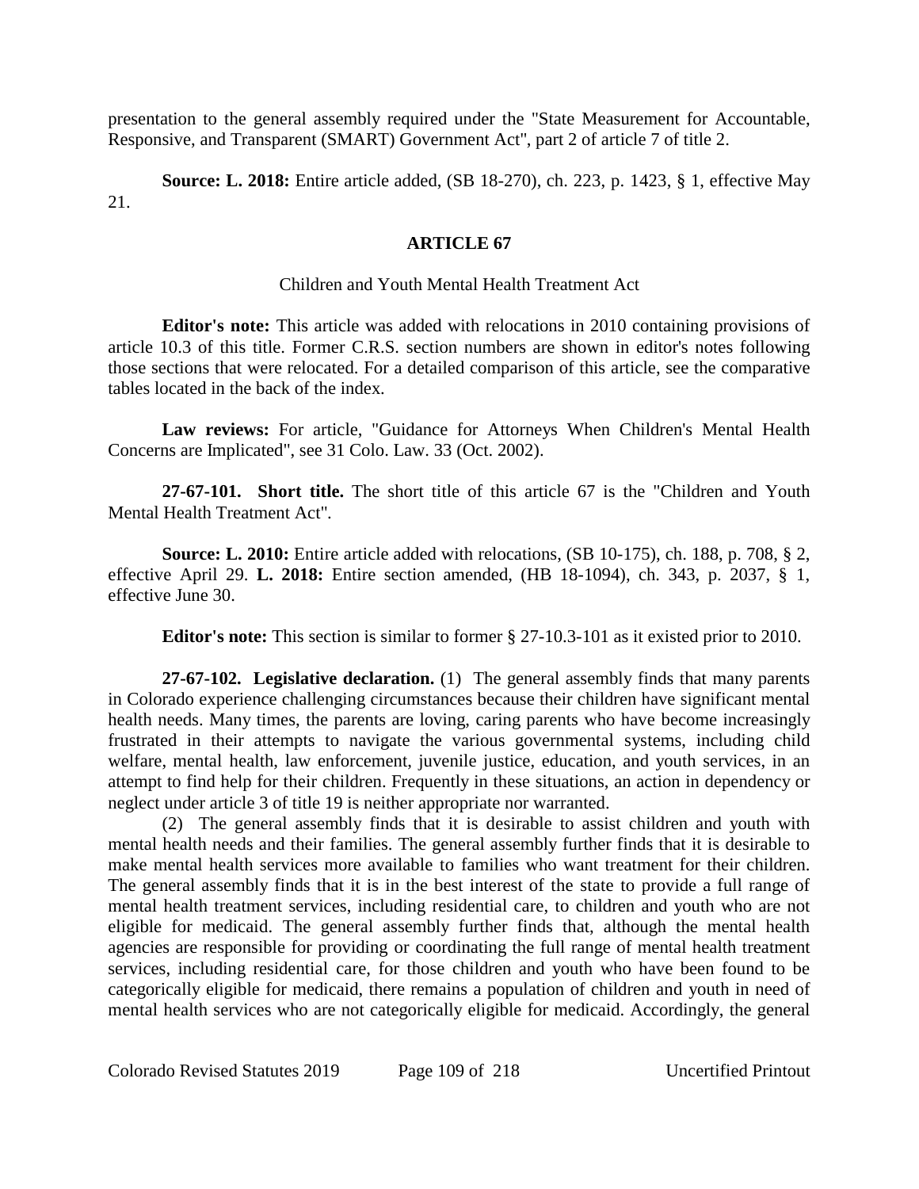presentation to the general assembly required under the "State Measurement for Accountable, Responsive, and Transparent (SMART) Government Act", part 2 of article 7 of title 2.

**Source: L. 2018:** Entire article added, (SB 18-270), ch. 223, p. 1423, § 1, effective May 21.

## ARTICLE 67

### Children and Youth Mental Health Treatment Act

**Editor's note:** This article was added with relocations in 2010 containing provisions of article 10.3 of this title. Former C.R.S. section numbers are shown in editor's notes following those sections that were relocated. For a detailed comparison of this article, see the comparative tables located in the back of the index.

**Law reviews:** For article, "Guidance for Attorneys When Children's Mental Health Concerns are Implicated", see 31 Colo. Law. 33 (Oct. 2002).

**27-67-101. Short title.** The short title of this article 67 is the "Children and Youth Mental Health Treatment Act".

**Source: L. 2010:** Entire article added with relocations, (SB 10-175), ch. 188, p. 708, § 2, effective April 29. **L. 2018:** Entire section amended, (HB 18-1094), ch. 343, p. 2037, § 1, effective June 30.

**Editor's note:** This section is similar to former § 27-10.3-101 as it existed prior to 2010.

**27-67-102. Legislative declaration.** (1) The general assembly finds that many parents in Colorado experience challenging circumstances because their children have significant mental health needs. Many times, the parents are loving, caring parents who have become increasingly frustrated in their attempts to navigate the various governmental systems, including child welfare, mental health, law enforcement, juvenile justice, education, and youth services, in an attempt to find help for their children. Frequently in these situations, an action in dependency or neglect under article 3 of title 19 is neither appropriate nor warranted.

(2) The general assembly finds that it is desirable to assist children and youth with mental health needs and their families. The general assembly further finds that it is desirable to make mental health services more available to families who want treatment for their children. The general assembly finds that it is in the best interest of the state to provide a full range of mental health treatment services, including residential care, to children and youth who are not eligible for medicaid. The general assembly further finds that, although the mental health agencies are responsible for providing or coordinating the full range of mental health treatment services, including residential care, for those children and youth who have been found to be categorically eligible for medicaid, there remains a population of children and youth in need of mental health services who are not categorically eligible for medicaid. Accordingly, the general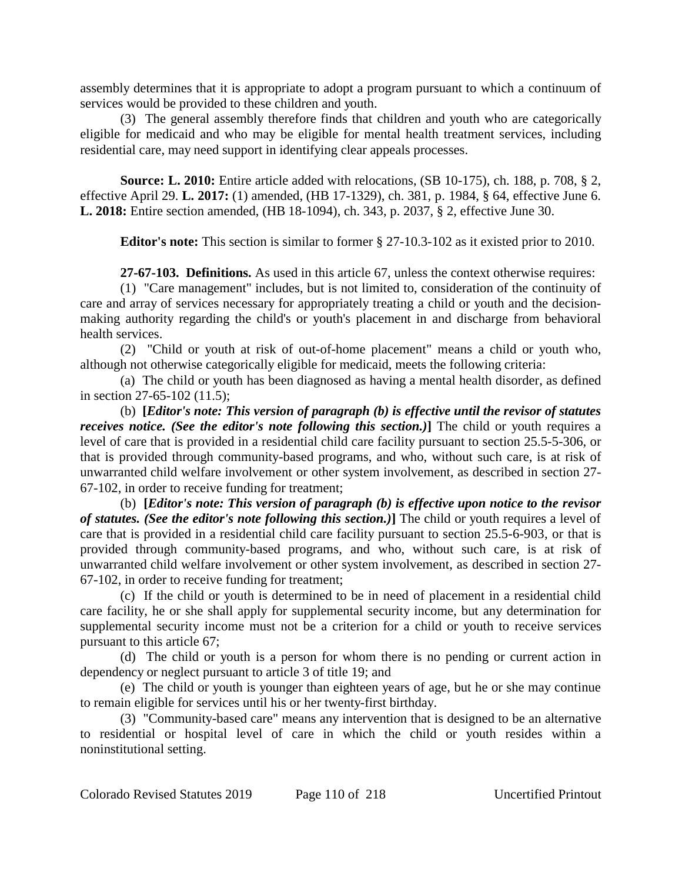assembly determines that it is appropriate to adopt a program pursuant to which a continuum of services would be provided to these children and youth.

(3) The general assembly therefore finds that children and youth who are categorically eligible for medicaid and who may be eligible for mental health treatment services, including residential care, may need support in identifying clear appeals processes.

**Source: L. 2010:** Entire article added with relocations, (SB 10-175), ch. 188, p. 708, § 2, effective April 29. **L. 2017:** (1) amended, (HB 17-1329), ch. 381, p. 1984, § 64, effective June 6. **L. 2018:** Entire section amended, (HB 18-1094), ch. 343, p. 2037, § 2, effective June 30.

**Editor's note:** This section is similar to former § 27-10.3-102 as it existed prior to 2010.

**27-67-103. Definitions.** As used in this article 67, unless the context otherwise requires:

(1) "Care management" includes, but is not limited to, consideration of the continuity of care and array of services necessary for appropriately treating a child or youth and the decision-making authority regarding the child's or youth's placement in and discharge from behavioral health services.

(2) "Child or youth at risk of out-of-home placement" means a child or youth who, although not otherwise categorically eligible for medicaid, meets the following criteria:

(a) The child or youth has been diagnosed as having a mental health disorder, as defined in section 27-65-102 (11.5);

(b) **[*Editor's note: This version of paragraph (b) is effective until the revisor of statutes receives notice. (See the editor's note following this section.)*]** The child or youth requires a level of care that is provided in a residential child care facility pursuant to section 25.5-5-306, or that is provided through community-based programs, and who, without such care, is at risk of unwarranted child welfare involvement or other system involvement, as described in section 27-67-102, in order to receive funding for treatment;

(b) **[*Editor's note: This version of paragraph (b) is effective upon notice to the revisor of statutes. (See the editor's note following this section.)*]** The child or youth requires a level of care that is provided in a residential child care facility pursuant to section 25.5-6-903, or that is provided through community-based programs, and who, without such care, is at risk of unwarranted child welfare involvement or other system involvement, as described in section 27-67-102, in order to receive funding for treatment;

(c) If the child or youth is determined to be in need of placement in a residential child care facility, he or she shall apply for supplemental security income, but any determination for supplemental security income must not be a criterion for a child or youth to receive services pursuant to this article 67;

(d) The child or youth is a person for whom there is no pending or current action in dependency or neglect pursuant to article 3 of title 19; and

(e) The child or youth is younger than eighteen years of age, but he or she may continue to remain eligible for services until his or her twenty-first birthday.

(3) "Community-based care" means any intervention that is designed to be an alternative to residential or hospital level of care in which the child or youth resides within a noninstitutional setting.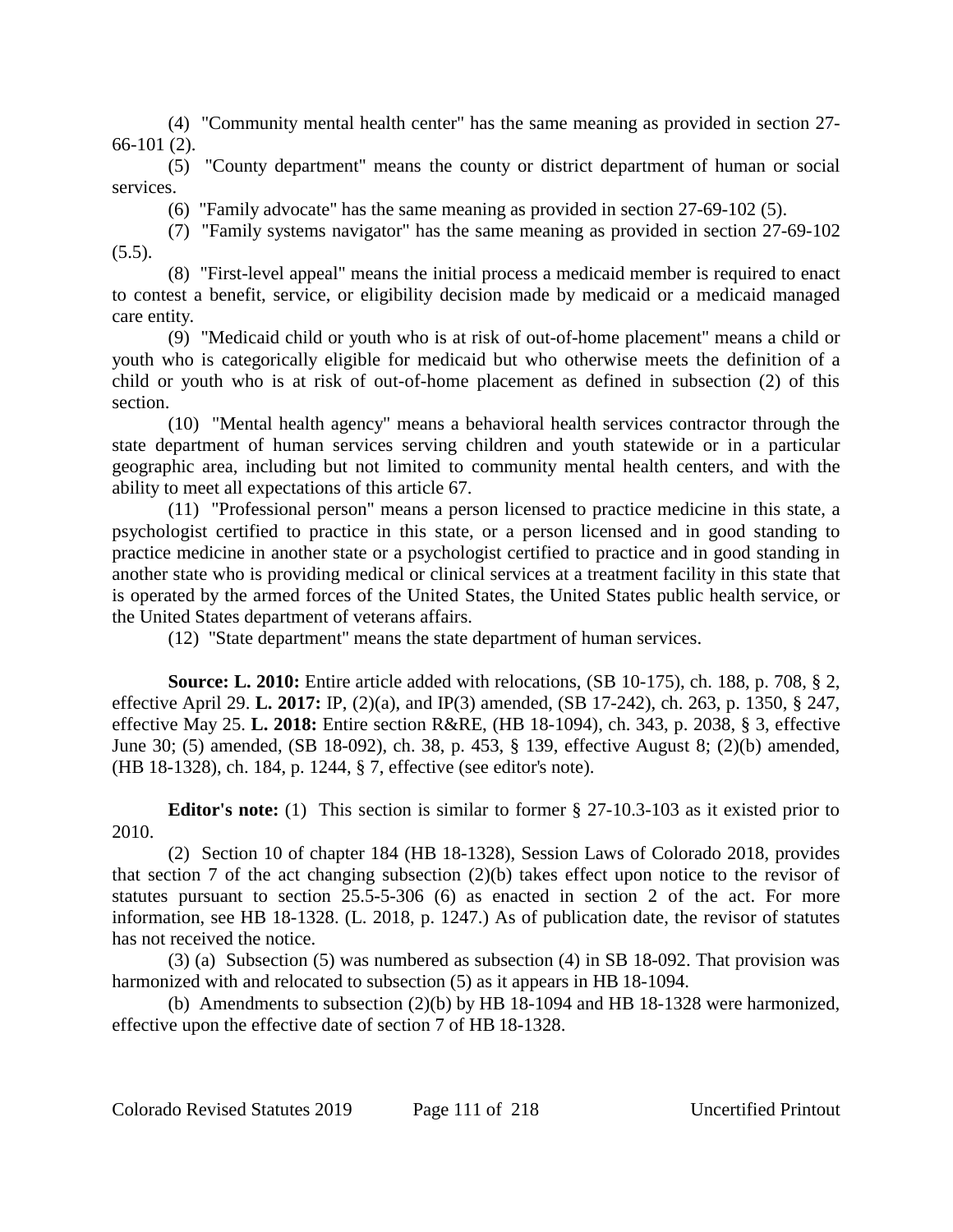(4) "Community mental health center" has the same meaning as provided in section 27-66-101 (2).

(5) "County department" means the county or district department of human or social services.

(6) "Family advocate" has the same meaning as provided in section 27-69-102 (5).

(7) "Family systems navigator" has the same meaning as provided in section 27-69-102 (5.5).

(8) "First-level appeal" means the initial process a medicaid member is required to enact to contest a benefit, service, or eligibility decision made by medicaid or a medicaid managed care entity.

(9) "Medicaid child or youth who is at risk of out-of-home placement" means a child or youth who is categorically eligible for medicaid but who otherwise meets the definition of a child or youth who is at risk of out-of-home placement as defined in subsection (2) of this section.

(10) "Mental health agency" means a behavioral health services contractor through the state department of human services serving children and youth statewide or in a particular geographic area, including but not limited to community mental health centers, and with the ability to meet all expectations of this article 67.

(11) "Professional person" means a person licensed to practice medicine in this state, a psychologist certified to practice in this state, or a person licensed and in good standing to practice medicine in another state or a psychologist certified to practice and in good standing in another state who is providing medical or clinical services at a treatment facility in this state that is operated by the armed forces of the United States, the United States public health service, or the United States department of veterans affairs.

(12) "State department" means the state department of human services.

**Source: L. 2010:** Entire article added with relocations, (SB 10-175), ch. 188, p. 708, § 2, effective April 29. **L. 2017:** IP, (2)(a), and IP(3) amended, (SB 17-242), ch. 263, p. 1350, § 247, effective May 25. **L. 2018:** Entire section R&RE, (HB 18-1094), ch. 343, p. 2038, § 3, effective June 30; (5) amended, (SB 18-092), ch. 38, p. 453, § 139, effective August 8; (2)(b) amended, (HB 18-1328), ch. 184, p. 1244, § 7, effective (see editor's note).

**Editor's note:** (1) This section is similar to former § 27-10.3-103 as it existed prior to 2010.

(2) Section 10 of chapter 184 (HB 18-1328), Session Laws of Colorado 2018, provides that section 7 of the act changing subsection (2)(b) takes effect upon notice to the revisor of statutes pursuant to section 25.5-5-306 (6) as enacted in section 2 of the act. For more information, see HB 18-1328. (L. 2018, p. 1247.) As of publication date, the revisor of statutes has not received the notice.

(3) (a) Subsection (5) was numbered as subsection (4) in SB 18-092. That provision was harmonized with and relocated to subsection (5) as it appears in HB 18-1094.

(b) Amendments to subsection (2)(b) by HB 18-1094 and HB 18-1328 were harmonized, effective upon the effective date of section 7 of HB 18-1328.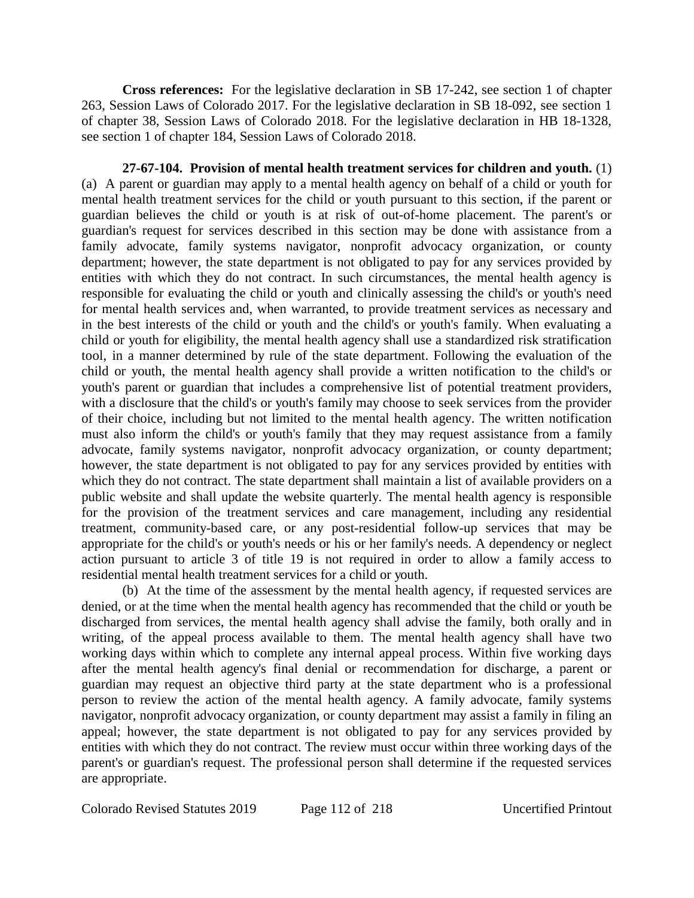**Cross references:** For the legislative declaration in SB 17-242, see section 1 of chapter 263, Session Laws of Colorado 2017. For the legislative declaration in SB 18-092, see section 1 of chapter 38, Session Laws of Colorado 2018. For the legislative declaration in HB 18-1328, see section 1 of chapter 184, Session Laws of Colorado 2018.

**27-67-104. Provision of mental health treatment services for children and youth.** (1) (a) A parent or guardian may apply to a mental health agency on behalf of a child or youth for mental health treatment services for the child or youth pursuant to this section, if the parent or guardian believes the child or youth is at risk of out-of-home placement. The parent's or guardian's request for services described in this section may be done with assistance from a family advocate, family systems navigator, nonprofit advocacy organization, or county department; however, the state department is not obligated to pay for any services provided by entities with which they do not contract. In such circumstances, the mental health agency is responsible for evaluating the child or youth and clinically assessing the child's or youth's need for mental health services and, when warranted, to provide treatment services as necessary and in the best interests of the child or youth and the child's or youth's family. When evaluating a child or youth for eligibility, the mental health agency shall use a standardized risk stratification tool, in a manner determined by rule of the state department. Following the evaluation of the child or youth, the mental health agency shall provide a written notification to the child's or youth's parent or guardian that includes a comprehensive list of potential treatment providers, with a disclosure that the child's or youth's family may choose to seek services from the provider of their choice, including but not limited to the mental health agency. The written notification must also inform the child's or youth's family that they may request assistance from a family advocate, family systems navigator, nonprofit advocacy organization, or county department; however, the state department is not obligated to pay for any services provided by entities with which they do not contract. The state department shall maintain a list of available providers on a public website and shall update the website quarterly. The mental health agency is responsible for the provision of the treatment services and care management, including any residential treatment, community-based care, or any post-residential follow-up services that may be appropriate for the child's or youth's needs or his or her family's needs. A dependency or neglect action pursuant to article 3 of title 19 is not required in order to allow a family access to residential mental health treatment services for a child or youth.

(b) At the time of the assessment by the mental health agency, if requested services are denied, or at the time when the mental health agency has recommended that the child or youth be discharged from services, the mental health agency shall advise the family, both orally and in writing, of the appeal process available to them. The mental health agency shall have two working days within which to complete any internal appeal process. Within five working days after the mental health agency's final denial or recommendation for discharge, a parent or guardian may request an objective third party at the state department who is a professional person to review the action of the mental health agency. A family advocate, family systems navigator, nonprofit advocacy organization, or county department may assist a family in filing an appeal; however, the state department is not obligated to pay for any services provided by entities with which they do not contract. The review must occur within three working days of the parent's or guardian's request. The professional person shall determine if the requested services are appropriate.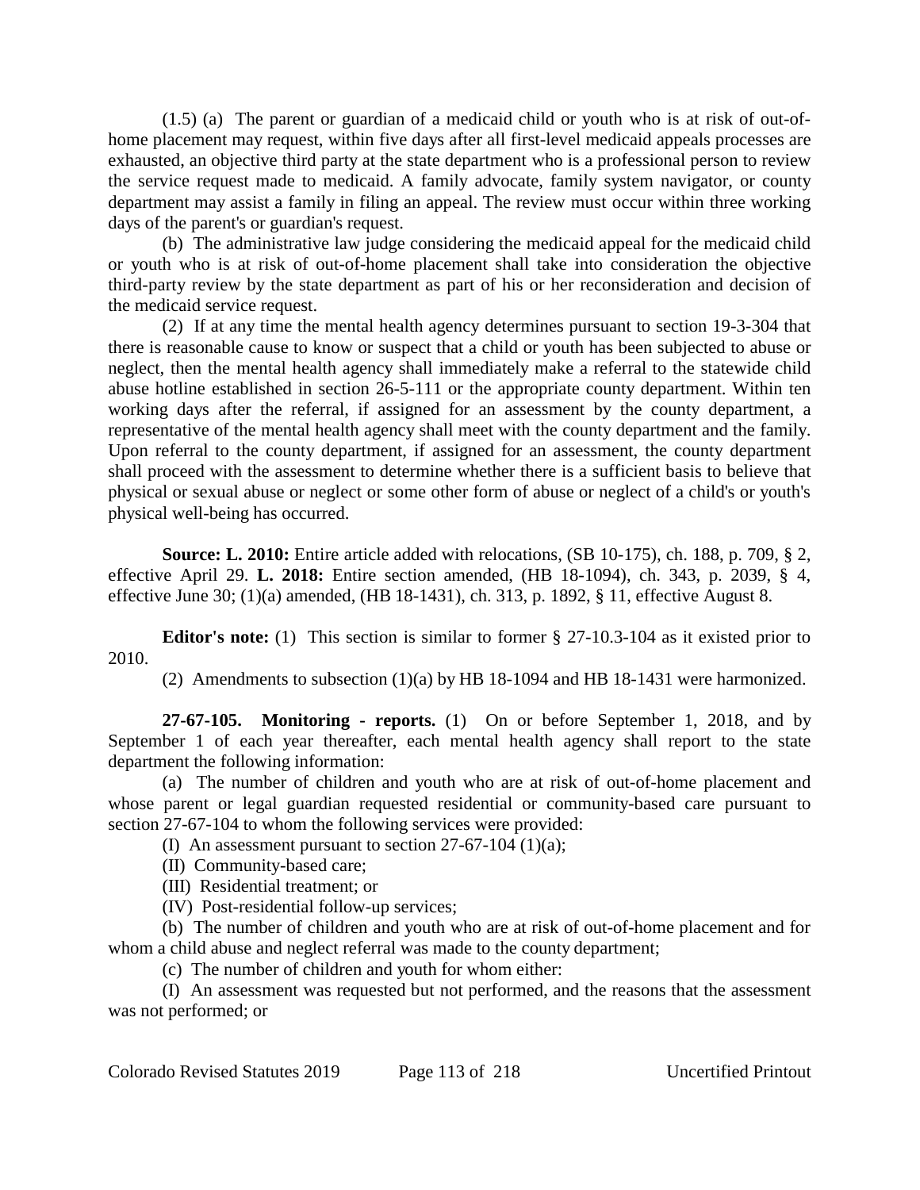(1.5) (a) The parent or guardian of a medicaid child or youth who is at risk of out-of-home placement may request, within five days after all first-level medicaid appeals processes are exhausted, an objective third party at the state department who is a professional person to review the service request made to medicaid. A family advocate, family system navigator, or county department may assist a family in filing an appeal. The review must occur within three working days of the parent's or guardian's request.

(b) The administrative law judge considering the medicaid appeal for the medicaid child or youth who is at risk of out-of-home placement shall take into consideration the objective third-party review by the state department as part of his or her reconsideration and decision of the medicaid service request.

(2) If at any time the mental health agency determines pursuant to section 19-3-304 that there is reasonable cause to know or suspect that a child or youth has been subjected to abuse or neglect, then the mental health agency shall immediately make a referral to the statewide child abuse hotline established in section 26-5-111 or the appropriate county department. Within ten working days after the referral, if assigned for an assessment by the county department, a representative of the mental health agency shall meet with the county department and the family. Upon referral to the county department, if assigned for an assessment, the county department shall proceed with the assessment to determine whether there is a sufficient basis to believe that physical or sexual abuse or neglect or some other form of abuse or neglect of a child's or youth's physical well-being has occurred.

**Source: L. 2010:** Entire article added with relocations, (SB 10-175), ch. 188, p. 709, § 2, effective April 29. **L. 2018:** Entire section amended, (HB 18-1094), ch. 343, p. 2039, § 4, effective June 30; (1)(a) amended, (HB 18-1431), ch. 313, p. 1892, § 11, effective August 8.

**Editor's note:** (1) This section is similar to former § 27-10.3-104 as it existed prior to 2010.

(2) Amendments to subsection (1)(a) by HB 18-1094 and HB 18-1431 were harmonized.

**27-67-105. Monitoring - reports.** (1) On or before September 1, 2018, and by September 1 of each year thereafter, each mental health agency shall report to the state department the following information:

(a) The number of children and youth who are at risk of out-of-home placement and whose parent or legal guardian requested residential or community-based care pursuant to section 27-67-104 to whom the following services were provided:

(I) An assessment pursuant to section 27-67-104 (1)(a);

(II) Community-based care;

(III) Residential treatment; or

(IV) Post-residential follow-up services;

(b) The number of children and youth who are at risk of out-of-home placement and for whom a child abuse and neglect referral was made to the county department;

(c) The number of children and youth for whom either:

(I) An assessment was requested but not performed, and the reasons that the assessment was not performed; or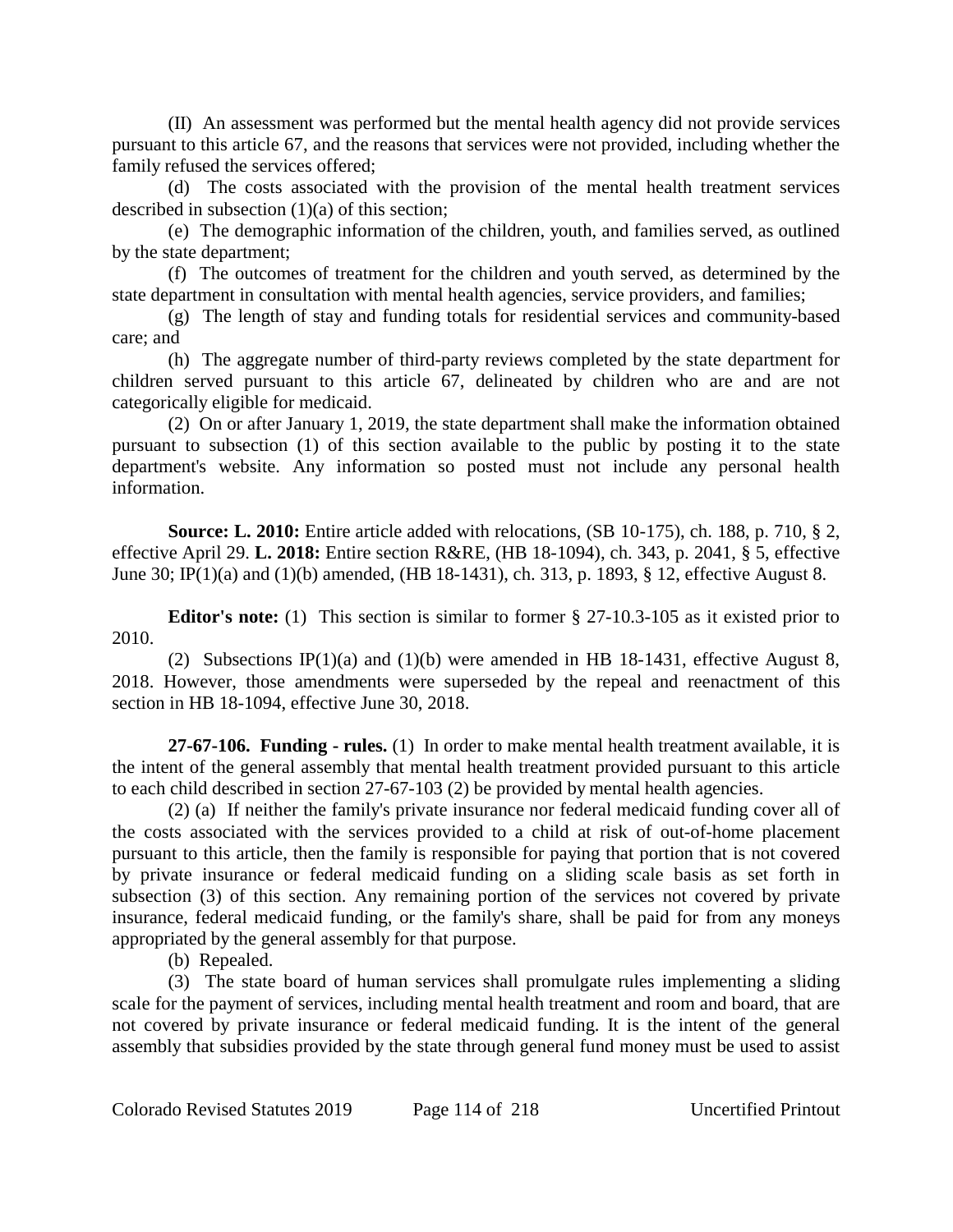(II) An assessment was performed but the mental health agency did not provide services pursuant to this article 67, and the reasons that services were not provided, including whether the family refused the services offered;

(d) The costs associated with the provision of the mental health treatment services described in subsection (1)(a) of this section;

(e) The demographic information of the children, youth, and families served, as outlined by the state department;

(f) The outcomes of treatment for the children and youth served, as determined by the state department in consultation with mental health agencies, service providers, and families;

(g) The length of stay and funding totals for residential services and community-based care; and

(h) The aggregate number of third-party reviews completed by the state department for children served pursuant to this article 67, delineated by children who are and are not categorically eligible for medicaid.

(2) On or after January 1, 2019, the state department shall make the information obtained pursuant to subsection (1) of this section available to the public by posting it to the state department's website. Any information so posted must not include any personal health information.

**Source: L. 2010:** Entire article added with relocations, (SB 10-175), ch. 188, p. 710, § 2, effective April 29. **L. 2018:** Entire section R&RE, (HB 18-1094), ch. 343, p. 2041, § 5, effective June 30; IP(1)(a) and (1)(b) amended, (HB 18-1431), ch. 313, p. 1893, § 12, effective August 8.

**Editor's note:** (1) This section is similar to former § 27-10.3-105 as it existed prior to 2010.

(2) Subsections IP(1)(a) and (1)(b) were amended in HB 18-1431, effective August 8, 2018. However, those amendments were superseded by the repeal and reenactment of this section in HB 18-1094, effective June 30, 2018.

**27-67-106. Funding - rules.** (1) In order to make mental health treatment available, it is the intent of the general assembly that mental health treatment provided pursuant to this article to each child described in section 27-67-103 (2) be provided by mental health agencies.

(2) (a) If neither the family's private insurance nor federal medicaid funding cover all of the costs associated with the services provided to a child at risk of out-of-home placement pursuant to this article, then the family is responsible for paying that portion that is not covered by private insurance or federal medicaid funding on a sliding scale basis as set forth in subsection (3) of this section. Any remaining portion of the services not covered by private insurance, federal medicaid funding, or the family's share, shall be paid for from any moneys appropriated by the general assembly for that purpose.

(b) Repealed.

(3) The state board of human services shall promulgate rules implementing a sliding scale for the payment of services, including mental health treatment and room and board, that are not covered by private insurance or federal medicaid funding. It is the intent of the general assembly that subsidies provided by the state through general fund money must be used to assist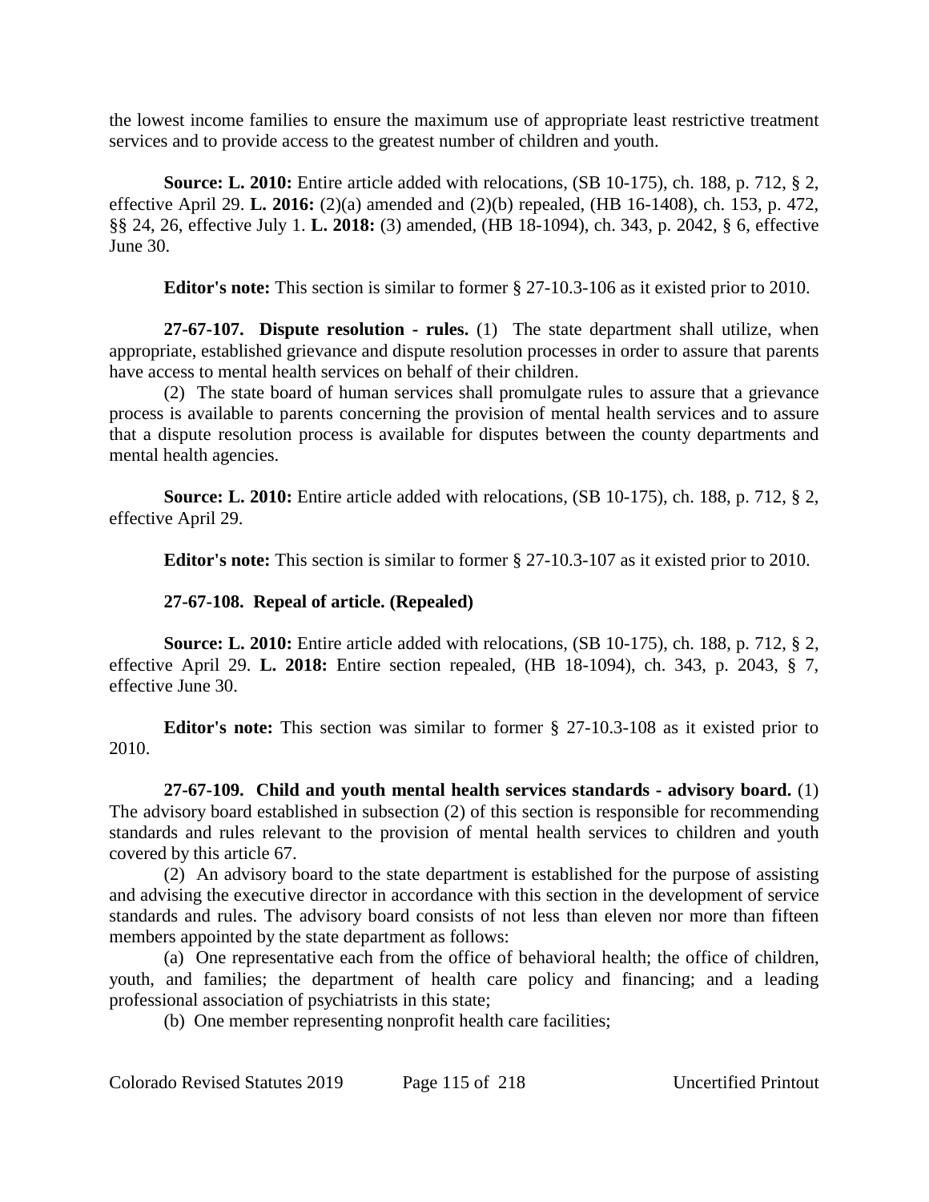the lowest income families to ensure the maximum use of appropriate least restrictive treatment services and to provide access to the greatest number of children and youth.

**Source: L. 2010:** Entire article added with relocations, (SB 10-175), ch. 188, p. 712, § 2, effective April 29. **L. 2016:** (2)(a) amended and (2)(b) repealed, (HB 16-1408), ch. 153, p. 472, §§ 24, 26, effective July 1. **L. 2018:** (3) amended, (HB 18-1094), ch. 343, p. 2042, § 6, effective June 30.

**Editor's note:** This section is similar to former § 27-10.3-106 as it existed prior to 2010.

**27-67-107. Dispute resolution - rules.** (1) The state department shall utilize, when appropriate, established grievance and dispute resolution processes in order to assure that parents have access to mental health services on behalf of their children.

(2) The state board of human services shall promulgate rules to assure that a grievance process is available to parents concerning the provision of mental health services and to assure that a dispute resolution process is available for disputes between the county departments and mental health agencies.

**Source: L. 2010:** Entire article added with relocations, (SB 10-175), ch. 188, p. 712, § 2, effective April 29.

**Editor's note:** This section is similar to former § 27-10.3-107 as it existed prior to 2010.

**27-67-108. Repeal of article. (Repealed)**

**Source: L. 2010:** Entire article added with relocations, (SB 10-175), ch. 188, p. 712, § 2, effective April 29. **L. 2018:** Entire section repealed, (HB 18-1094), ch. 343, p. 2043, § 7, effective June 30.

**Editor's note:** This section was similar to former § 27-10.3-108 as it existed prior to 2010.

**27-67-109. Child and youth mental health services standards - advisory board.** (1) The advisory board established in subsection (2) of this section is responsible for recommending standards and rules relevant to the provision of mental health services to children and youth covered by this article 67.

(2) An advisory board to the state department is established for the purpose of assisting and advising the executive director in accordance with this section in the development of service standards and rules. The advisory board consists of not less than eleven nor more than fifteen members appointed by the state department as follows:

(a) One representative each from the office of behavioral health; the office of children, youth, and families; the department of health care policy and financing; and a leading professional association of psychiatrists in this state;

(b) One member representing nonprofit health care facilities;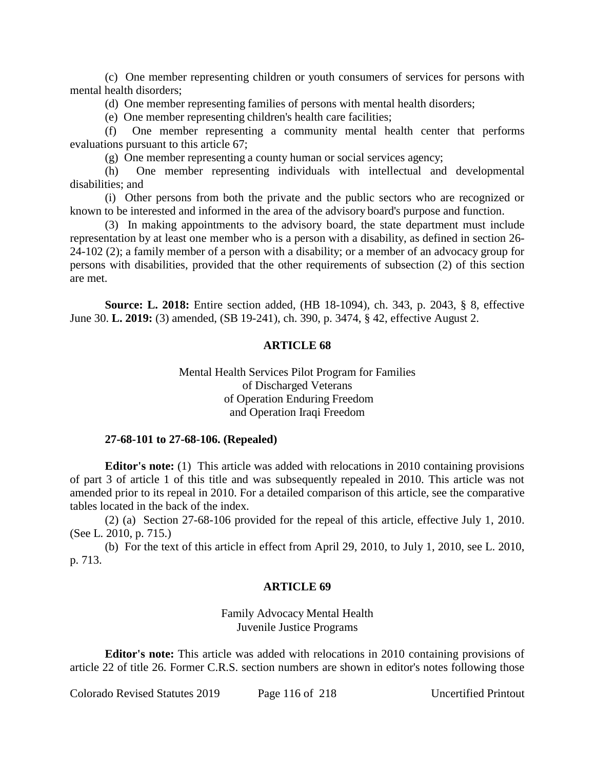(c) One member representing children or youth consumers of services for persons with mental health disorders;

(d) One member representing families of persons with mental health disorders;

(e) One member representing children's health care facilities;

(f) One member representing a community mental health center that performs evaluations pursuant to this article 67;

(g) One member representing a county human or social services agency;

(h) One member representing individuals with intellectual and developmental disabilities; and

(i) Other persons from both the private and the public sectors who are recognized or known to be interested and informed in the area of the advisory board's purpose and function.

(3) In making appointments to the advisory board, the state department must include representation by at least one member who is a person with a disability, as defined in section 26-24-102 (2); a family member of a person with a disability; or a member of an advocacy group for persons with disabilities, provided that the other requirements of subsection (2) of this section are met.

**Source: L. 2018:** Entire section added, (HB 18-1094), ch. 343, p. 2043, § 8, effective June 30. **L. 2019:** (3) amended, (SB 19-241), ch. 390, p. 3474, § 42, effective August 2.

## ARTICLE 68

### Mental Health Services Pilot Program for Families of Discharged Veterans of Operation Enduring Freedom and Operation Iraqi Freedom

**27-68-101 to 27-68-106. (Repealed)**

**Editor's note:** (1) This article was added with relocations in 2010 containing provisions of part 3 of article 1 of this title and was subsequently repealed in 2010. This article was not amended prior to its repeal in 2010. For a detailed comparison of this article, see the comparative tables located in the back of the index.

(2) (a) Section 27-68-106 provided for the repeal of this article, effective July 1, 2010. (See L. 2010, p. 715.)

(b) For the text of this article in effect from April 29, 2010, to July 1, 2010, see L. 2010, p. 713.

## ARTICLE 69

### Family Advocacy Mental Health Juvenile Justice Programs

**Editor's note:** This article was added with relocations in 2010 containing provisions of article 22 of title 26. Former C.R.S. section numbers are shown in editor's notes following those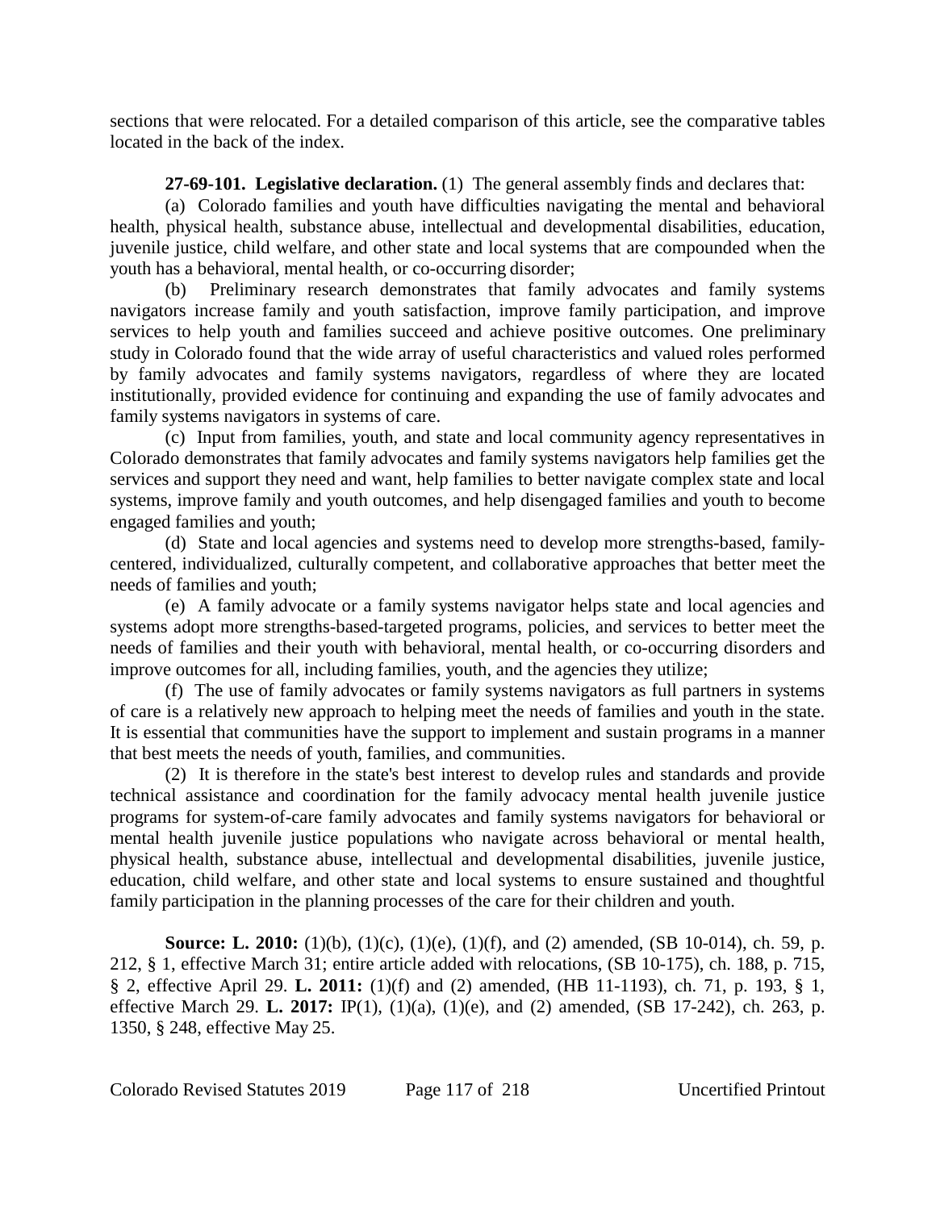sections that were relocated. For a detailed comparison of this article, see the comparative tables located in the back of the index.

**27-69-101. Legislative declaration.** (1) The general assembly finds and declares that:

(a) Colorado families and youth have difficulties navigating the mental and behavioral health, physical health, substance abuse, intellectual and developmental disabilities, education, juvenile justice, child welfare, and other state and local systems that are compounded when the youth has a behavioral, mental health, or co-occurring disorder;

(b) Preliminary research demonstrates that family advocates and family systems navigators increase family and youth satisfaction, improve family participation, and improve services to help youth and families succeed and achieve positive outcomes. One preliminary study in Colorado found that the wide array of useful characteristics and valued roles performed by family advocates and family systems navigators, regardless of where they are located institutionally, provided evidence for continuing and expanding the use of family advocates and family systems navigators in systems of care.

(c) Input from families, youth, and state and local community agency representatives in Colorado demonstrates that family advocates and family systems navigators help families get the services and support they need and want, help families to better navigate complex state and local systems, improve family and youth outcomes, and help disengaged families and youth to become engaged families and youth;

(d) State and local agencies and systems need to develop more strengths-based, family-centered, individualized, culturally competent, and collaborative approaches that better meet the needs of families and youth;

(e) A family advocate or a family systems navigator helps state and local agencies and systems adopt more strengths-based-targeted programs, policies, and services to better meet the needs of families and their youth with behavioral, mental health, or co-occurring disorders and improve outcomes for all, including families, youth, and the agencies they utilize;

(f) The use of family advocates or family systems navigators as full partners in systems of care is a relatively new approach to helping meet the needs of families and youth in the state. It is essential that communities have the support to implement and sustain programs in a manner that best meets the needs of youth, families, and communities.

(2) It is therefore in the state's best interest to develop rules and standards and provide technical assistance and coordination for the family advocacy mental health juvenile justice programs for system-of-care family advocates and family systems navigators for behavioral or mental health juvenile justice populations who navigate across behavioral or mental health, physical health, substance abuse, intellectual and developmental disabilities, juvenile justice, education, child welfare, and other state and local systems to ensure sustained and thoughtful family participation in the planning processes of the care for their children and youth.

**Source: L. 2010:** (1)(b), (1)(c), (1)(e), (1)(f), and (2) amended, (SB 10-014), ch. 59, p. 212, § 1, effective March 31; entire article added with relocations, (SB 10-175), ch. 188, p. 715, § 2, effective April 29. **L. 2011:** (1)(f) and (2) amended, (HB 11-1193), ch. 71, p. 193, § 1, effective March 29. **L. 2017:** IP(1), (1)(a), (1)(e), and (2) amended, (SB 17-242), ch. 263, p. 1350, § 248, effective May 25.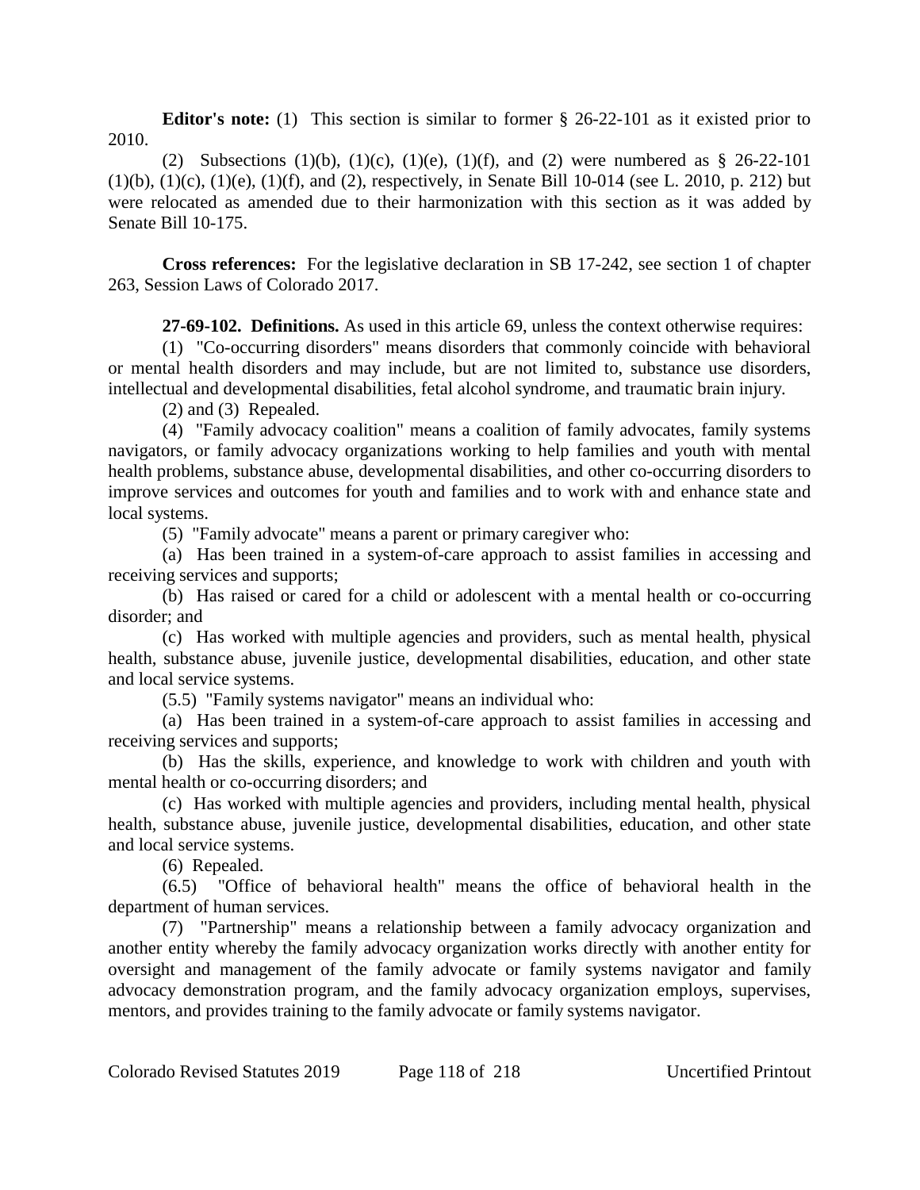**Editor's note:** (1) This section is similar to former § 26-22-101 as it existed prior to 2010.

(2) Subsections (1)(b), (1)(c), (1)(e), (1)(f), and (2) were numbered as § 26-22-101 (1)(b), (1)(c), (1)(e), (1)(f), and (2), respectively, in Senate Bill 10-014 (see L. 2010, p. 212) but were relocated as amended due to their harmonization with this section as it was added by Senate Bill 10-175.

**Cross references:** For the legislative declaration in SB 17-242, see section 1 of chapter 263, Session Laws of Colorado 2017.

**27-69-102. Definitions.** As used in this article 69, unless the context otherwise requires:

(1) "Co-occurring disorders" means disorders that commonly coincide with behavioral or mental health disorders and may include, but are not limited to, substance use disorders, intellectual and developmental disabilities, fetal alcohol syndrome, and traumatic brain injury.

(2) and (3) Repealed.

(4) "Family advocacy coalition" means a coalition of family advocates, family systems navigators, or family advocacy organizations working to help families and youth with mental health problems, substance abuse, developmental disabilities, and other co-occurring disorders to improve services and outcomes for youth and families and to work with and enhance state and local systems.

(5) "Family advocate" means a parent or primary caregiver who:

(a) Has been trained in a system-of-care approach to assist families in accessing and receiving services and supports;

(b) Has raised or cared for a child or adolescent with a mental health or co-occurring disorder; and

(c) Has worked with multiple agencies and providers, such as mental health, physical health, substance abuse, juvenile justice, developmental disabilities, education, and other state and local service systems.

(5.5) "Family systems navigator" means an individual who:

(a) Has been trained in a system-of-care approach to assist families in accessing and receiving services and supports;

(b) Has the skills, experience, and knowledge to work with children and youth with mental health or co-occurring disorders; and

(c) Has worked with multiple agencies and providers, including mental health, physical health, substance abuse, juvenile justice, developmental disabilities, education, and other state and local service systems.

(6) Repealed.

(6.5) "Office of behavioral health" means the office of behavioral health in the department of human services.

(7) "Partnership" means a relationship between a family advocacy organization and another entity whereby the family advocacy organization works directly with another entity for oversight and management of the family advocate or family systems navigator and family advocacy demonstration program, and the family advocacy organization employs, supervises, mentors, and provides training to the family advocate or family systems navigator.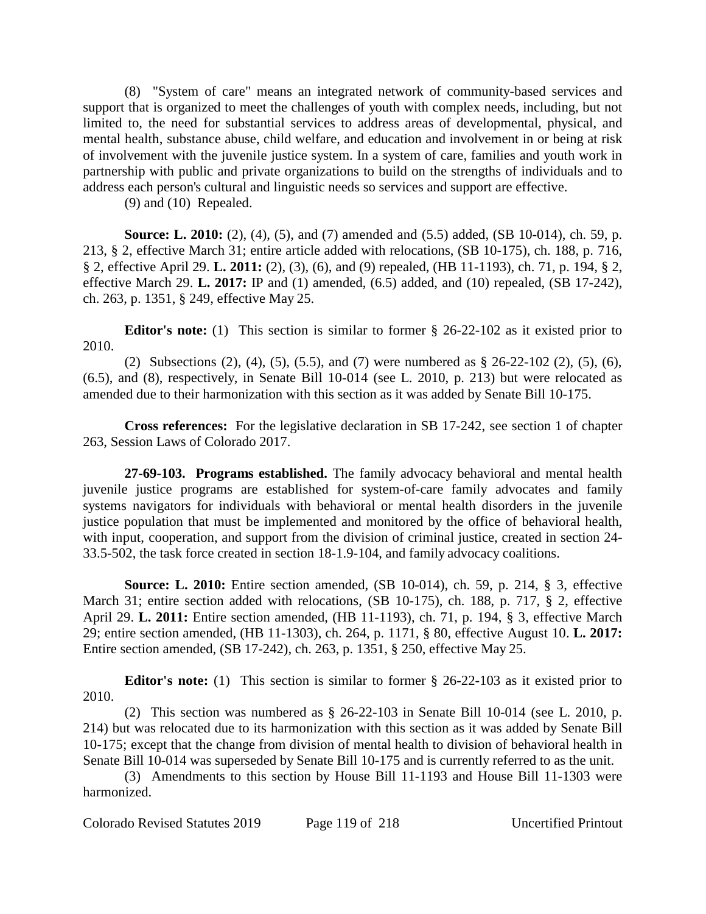(8) "System of care" means an integrated network of community-based services and support that is organized to meet the challenges of youth with complex needs, including, but not limited to, the need for substantial services to address areas of developmental, physical, and mental health, substance abuse, child welfare, and education and involvement in or being at risk of involvement with the juvenile justice system. In a system of care, families and youth work in partnership with public and private organizations to build on the strengths of individuals and to address each person's cultural and linguistic needs so services and support are effective.

(9) and (10) Repealed.

**Source: L. 2010:** (2), (4), (5), and (7) amended and (5.5) added, (SB 10-014), ch. 59, p. 213, § 2, effective March 31; entire article added with relocations, (SB 10-175), ch. 188, p. 716, § 2, effective April 29. **L. 2011:** (2), (3), (6), and (9) repealed, (HB 11-1193), ch. 71, p. 194, § 2, effective March 29. **L. 2017:** IP and (1) amended, (6.5) added, and (10) repealed, (SB 17-242), ch. 263, p. 1351, § 249, effective May 25.

**Editor's note:** (1) This section is similar to former § 26-22-102 as it existed prior to 2010.

(2) Subsections (2), (4), (5), (5.5), and (7) were numbered as § 26-22-102 (2), (5), (6), (6.5), and (8), respectively, in Senate Bill 10-014 (see L. 2010, p. 213) but were relocated as amended due to their harmonization with this section as it was added by Senate Bill 10-175.

**Cross references:** For the legislative declaration in SB 17-242, see section 1 of chapter 263, Session Laws of Colorado 2017.

**27-69-103. Programs established.** The family advocacy behavioral and mental health juvenile justice programs are established for system-of-care family advocates and family systems navigators for individuals with behavioral or mental health disorders in the juvenile justice population that must be implemented and monitored by the office of behavioral health, with input, cooperation, and support from the division of criminal justice, created in section 24-33.5-502, the task force created in section 18-1.9-104, and family advocacy coalitions.

**Source: L. 2010:** Entire section amended, (SB 10-014), ch. 59, p. 214, § 3, effective March 31; entire section added with relocations, (SB 10-175), ch. 188, p. 717, § 2, effective April 29. **L. 2011:** Entire section amended, (HB 11-1193), ch. 71, p. 194, § 3, effective March 29; entire section amended, (HB 11-1303), ch. 264, p. 1171, § 80, effective August 10. **L. 2017:** Entire section amended, (SB 17-242), ch. 263, p. 1351, § 250, effective May 25.

**Editor's note:** (1) This section is similar to former § 26-22-103 as it existed prior to 2010.

(2) This section was numbered as § 26-22-103 in Senate Bill 10-014 (see L. 2010, p. 214) but was relocated due to its harmonization with this section as it was added by Senate Bill 10-175; except that the change from division of mental health to division of behavioral health in Senate Bill 10-014 was superseded by Senate Bill 10-175 and is currently referred to as the unit.

(3) Amendments to this section by House Bill 11-1193 and House Bill 11-1303 were harmonized.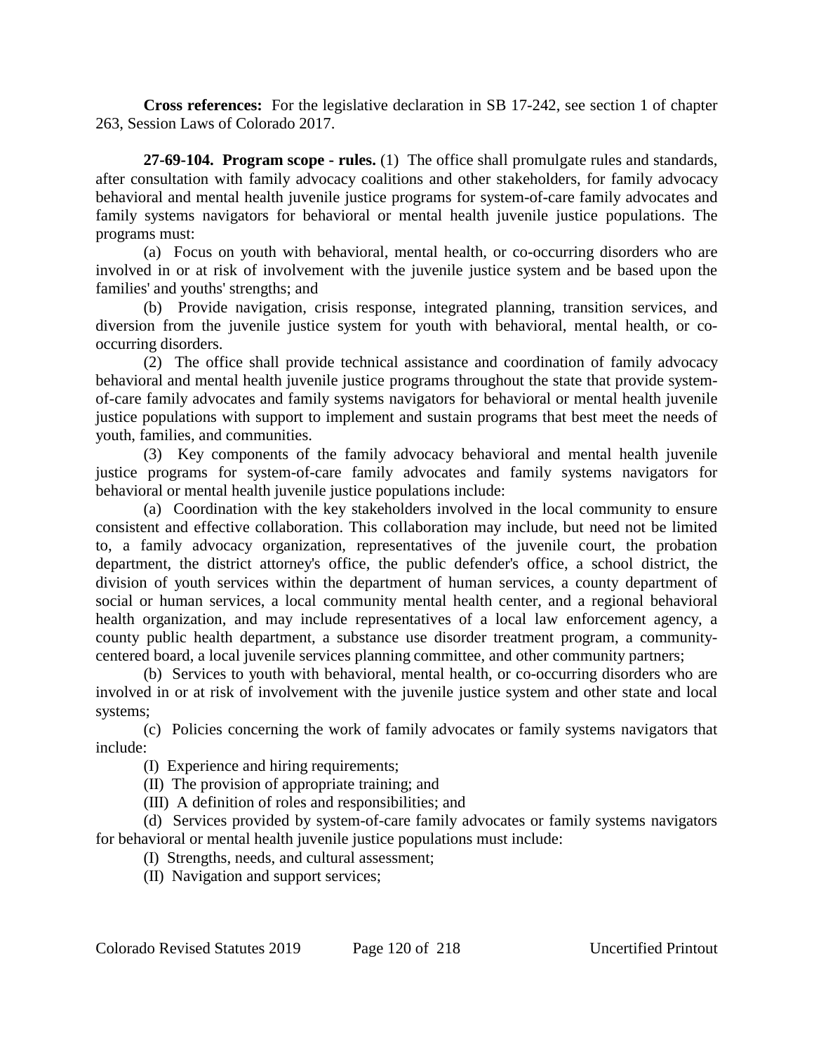**Cross references:** For the legislative declaration in SB 17-242, see section 1 of chapter 263, Session Laws of Colorado 2017.

**27-69-104. Program scope - rules.** (1) The office shall promulgate rules and standards, after consultation with family advocacy coalitions and other stakeholders, for family advocacy behavioral and mental health juvenile justice programs for system-of-care family advocates and family systems navigators for behavioral or mental health juvenile justice populations. The programs must:

(a) Focus on youth with behavioral, mental health, or co-occurring disorders who are involved in or at risk of involvement with the juvenile justice system and be based upon the families' and youths' strengths; and

(b) Provide navigation, crisis response, integrated planning, transition services, and diversion from the juvenile justice system for youth with behavioral, mental health, or co-occurring disorders.

(2) The office shall provide technical assistance and coordination of family advocacy behavioral and mental health juvenile justice programs throughout the state that provide system-of-care family advocates and family systems navigators for behavioral or mental health juvenile justice populations with support to implement and sustain programs that best meet the needs of youth, families, and communities.

(3) Key components of the family advocacy behavioral and mental health juvenile justice programs for system-of-care family advocates and family systems navigators for behavioral or mental health juvenile justice populations include:

(a) Coordination with the key stakeholders involved in the local community to ensure consistent and effective collaboration. This collaboration may include, but need not be limited to, a family advocacy organization, representatives of the juvenile court, the probation department, the district attorney's office, the public defender's office, a school district, the division of youth services within the department of human services, a county department of social or human services, a local community mental health center, and a regional behavioral health organization, and may include representatives of a local law enforcement agency, a county public health department, a substance use disorder treatment program, a community-centered board, a local juvenile services planning committee, and other community partners;

(b) Services to youth with behavioral, mental health, or co-occurring disorders who are involved in or at risk of involvement with the juvenile justice system and other state and local systems;

(c) Policies concerning the work of family advocates or family systems navigators that include:

(I) Experience and hiring requirements;

(II) The provision of appropriate training; and

(III) A definition of roles and responsibilities; and

(d) Services provided by system-of-care family advocates or family systems navigators for behavioral or mental health juvenile justice populations must include:

(I) Strengths, needs, and cultural assessment;

(II) Navigation and support services;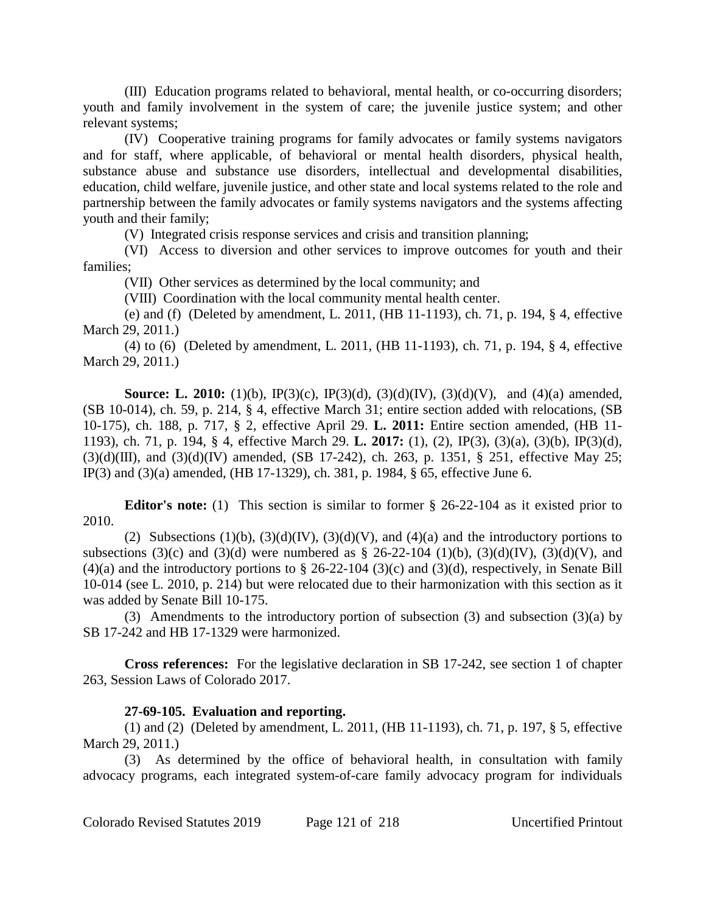(III) Education programs related to behavioral, mental health, or co-occurring disorders; youth and family involvement in the system of care; the juvenile justice system; and other relevant systems;

(IV) Cooperative training programs for family advocates or family systems navigators and for staff, where applicable, of behavioral or mental health disorders, physical health, substance abuse and substance use disorders, intellectual and developmental disabilities, education, child welfare, juvenile justice, and other state and local systems related to the role and partnership between the family advocates or family systems navigators and the systems affecting youth and their family;

(V) Integrated crisis response services and crisis and transition planning;

(VI) Access to diversion and other services to improve outcomes for youth and their families;

(VII) Other services as determined by the local community; and

(VIII) Coordination with the local community mental health center.

(e) and (f) (Deleted by amendment, L. 2011, (HB 11-1193), ch. 71, p. 194, § 4, effective March 29, 2011.)

(4) to (6) (Deleted by amendment, L. 2011, (HB 11-1193), ch. 71, p. 194, § 4, effective March 29, 2011.)

**Source: L. 2010:** (1)(b), IP(3)(c), IP(3)(d), (3)(d)(IV), (3)(d)(V), and (4)(a) amended, (SB 10-014), ch. 59, p. 214, § 4, effective March 31; entire section added with relocations, (SB 10-175), ch. 188, p. 717, § 2, effective April 29. **L. 2011:** Entire section amended, (HB 11-1193), ch. 71, p. 194, § 4, effective March 29. **L. 2017:** (1), (2), IP(3), (3)(a), (3)(b), IP(3)(d), (3)(d)(III), and (3)(d)(IV) amended, (SB 17-242), ch. 263, p. 1351, § 251, effective May 25; IP(3) and (3)(a) amended, (HB 17-1329), ch. 381, p. 1984, § 65, effective June 6.

**Editor's note:** (1) This section is similar to former § 26-22-104 as it existed prior to 2010.

(2) Subsections (1)(b), (3)(d)(IV), (3)(d)(V), and (4)(a) and the introductory portions to subsections (3)(c) and (3)(d) were numbered as § 26-22-104 (1)(b), (3)(d)(IV), (3)(d)(V), and (4)(a) and the introductory portions to § 26-22-104 (3)(c) and (3)(d), respectively, in Senate Bill 10-014 (see L. 2010, p. 214) but were relocated due to their harmonization with this section as it was added by Senate Bill 10-175.

(3) Amendments to the introductory portion of subsection (3) and subsection (3)(a) by SB 17-242 and HB 17-1329 were harmonized.

**Cross references:** For the legislative declaration in SB 17-242, see section 1 of chapter 263, Session Laws of Colorado 2017.

**27-69-105. Evaluation and reporting.**

(1) and (2) (Deleted by amendment, L. 2011, (HB 11-1193), ch. 71, p. 197, § 5, effective March 29, 2011.)

(3) As determined by the office of behavioral health, in consultation with family advocacy programs, each integrated system-of-care family advocacy program for individuals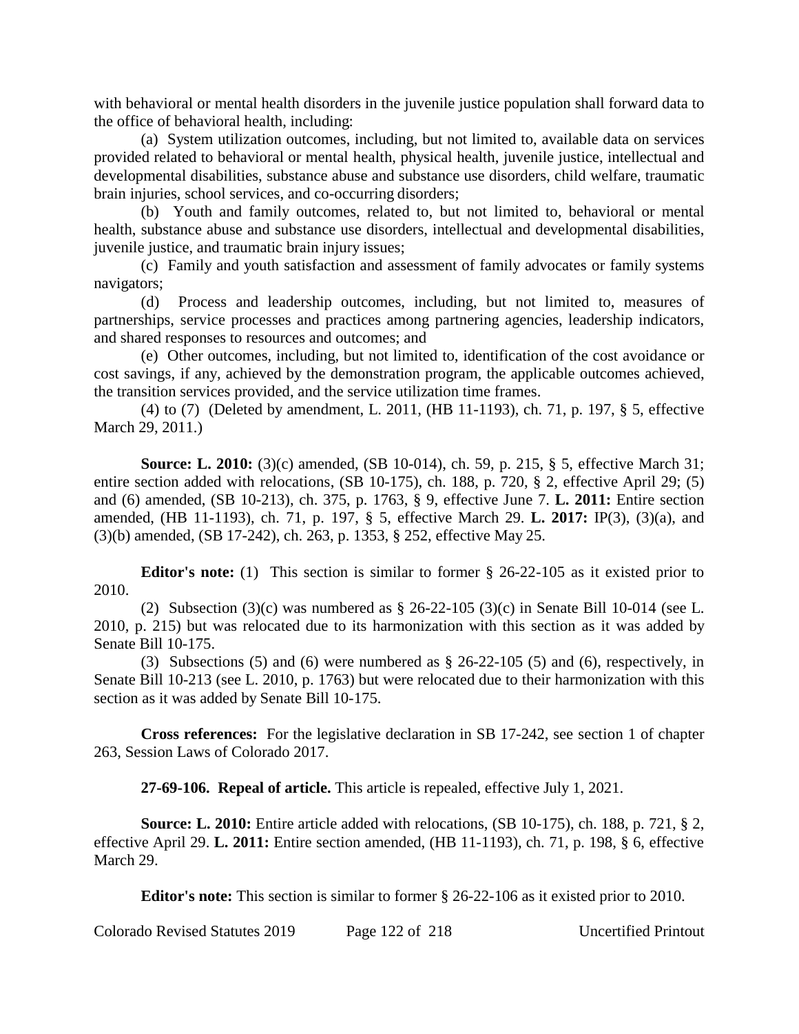with behavioral or mental health disorders in the juvenile justice population shall forward data to the office of behavioral health, including:

(a) System utilization outcomes, including, but not limited to, available data on services provided related to behavioral or mental health, physical health, juvenile justice, intellectual and developmental disabilities, substance abuse and substance use disorders, child welfare, traumatic brain injuries, school services, and co-occurring disorders;

(b) Youth and family outcomes, related to, but not limited to, behavioral or mental health, substance abuse and substance use disorders, intellectual and developmental disabilities, juvenile justice, and traumatic brain injury issues;

(c) Family and youth satisfaction and assessment of family advocates or family systems navigators;

(d) Process and leadership outcomes, including, but not limited to, measures of partnerships, service processes and practices among partnering agencies, leadership indicators, and shared responses to resources and outcomes; and

(e) Other outcomes, including, but not limited to, identification of the cost avoidance or cost savings, if any, achieved by the demonstration program, the applicable outcomes achieved, the transition services provided, and the service utilization time frames.

(4) to (7) (Deleted by amendment, L. 2011, (HB 11-1193), ch. 71, p. 197, § 5, effective March 29, 2011.)

**Source: L. 2010:** (3)(c) amended, (SB 10-014), ch. 59, p. 215, § 5, effective March 31; entire section added with relocations, (SB 10-175), ch. 188, p. 720, § 2, effective April 29; (5) and (6) amended, (SB 10-213), ch. 375, p. 1763, § 9, effective June 7. **L. 2011:** Entire section amended, (HB 11-1193), ch. 71, p. 197, § 5, effective March 29. **L. 2017:** IP(3), (3)(a), and (3)(b) amended, (SB 17-242), ch. 263, p. 1353, § 252, effective May 25.

**Editor's note:** (1) This section is similar to former § 26-22-105 as it existed prior to 2010.

(2) Subsection (3)(c) was numbered as § 26-22-105 (3)(c) in Senate Bill 10-014 (see L. 2010, p. 215) but was relocated due to its harmonization with this section as it was added by Senate Bill 10-175.

(3) Subsections (5) and (6) were numbered as § 26-22-105 (5) and (6), respectively, in Senate Bill 10-213 (see L. 2010, p. 1763) but were relocated due to their harmonization with this section as it was added by Senate Bill 10-175.

**Cross references:** For the legislative declaration in SB 17-242, see section 1 of chapter 263, Session Laws of Colorado 2017.

**27-69-106. Repeal of article.** This article is repealed, effective July 1, 2021.

**Source: L. 2010:** Entire article added with relocations, (SB 10-175), ch. 188, p. 721, § 2, effective April 29. **L. 2011:** Entire section amended, (HB 11-1193), ch. 71, p. 198, § 6, effective March 29.

**Editor's note:** This section is similar to former § 26-22-106 as it existed prior to 2010.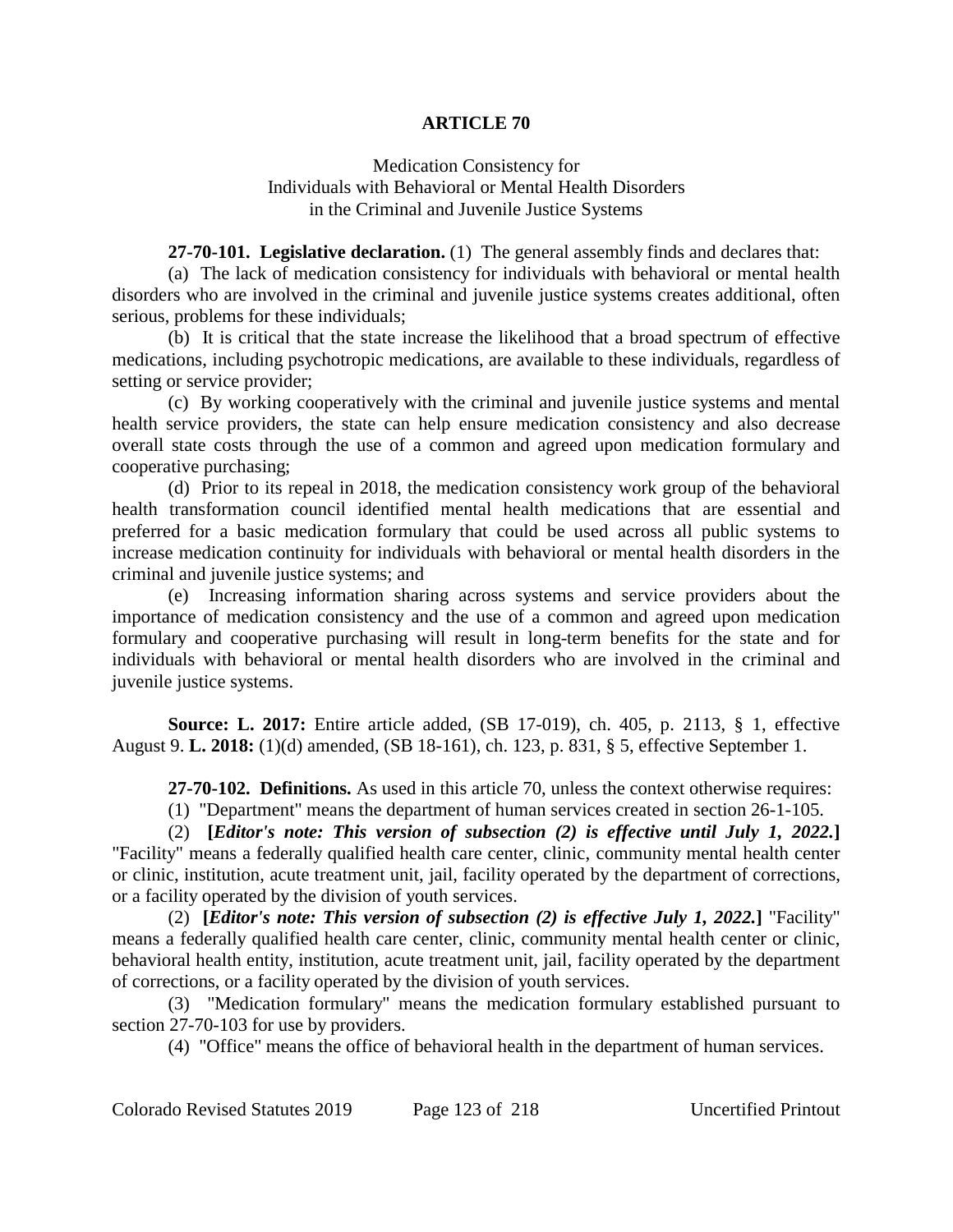# ARTICLE 70

Medication Consistency for
Individuals with Behavioral or Mental Health Disorders
in the Criminal and Juvenile Justice Systems

**27-70-101. Legislative declaration.** (1) The general assembly finds and declares that:

(a) The lack of medication consistency for individuals with behavioral or mental health disorders who are involved in the criminal and juvenile justice systems creates additional, often serious, problems for these individuals;

(b) It is critical that the state increase the likelihood that a broad spectrum of effective medications, including psychotropic medications, are available to these individuals, regardless of setting or service provider;

(c) By working cooperatively with the criminal and juvenile justice systems and mental health service providers, the state can help ensure medication consistency and also decrease overall state costs through the use of a common and agreed upon medication formulary and cooperative purchasing;

(d) Prior to its repeal in 2018, the medication consistency work group of the behavioral health transformation council identified mental health medications that are essential and preferred for a basic medication formulary that could be used across all public systems to increase medication continuity for individuals with behavioral or mental health disorders in the criminal and juvenile justice systems; and

(e) Increasing information sharing across systems and service providers about the importance of medication consistency and the use of a common and agreed upon medication formulary and cooperative purchasing will result in long-term benefits for the state and for individuals with behavioral or mental health disorders who are involved in the criminal and juvenile justice systems.

**Source: L. 2017:** Entire article added, (SB 17-019), ch. 405, p. 2113, § 1, effective August 9. **L. 2018:** (1)(d) amended, (SB 18-161), ch. 123, p. 831, § 5, effective September 1.

**27-70-102. Definitions.** As used in this article 70, unless the context otherwise requires:

(1) "Department" means the department of human services created in section 26-1-105.

(2) **[*Editor's note: This version of subsection (2) is effective until July 1, 2022.*]** "Facility" means a federally qualified health care center, clinic, community mental health center or clinic, institution, acute treatment unit, jail, facility operated by the department of corrections, or a facility operated by the division of youth services.

(2) **[*Editor's note: This version of subsection (2) is effective July 1, 2022.*]** "Facility" means a federally qualified health care center, clinic, community mental health center or clinic, behavioral health entity, institution, acute treatment unit, jail, facility operated by the department of corrections, or a facility operated by the division of youth services.

(3) "Medication formulary" means the medication formulary established pursuant to section 27-70-103 for use by providers.

(4) "Office" means the office of behavioral health in the department of human services.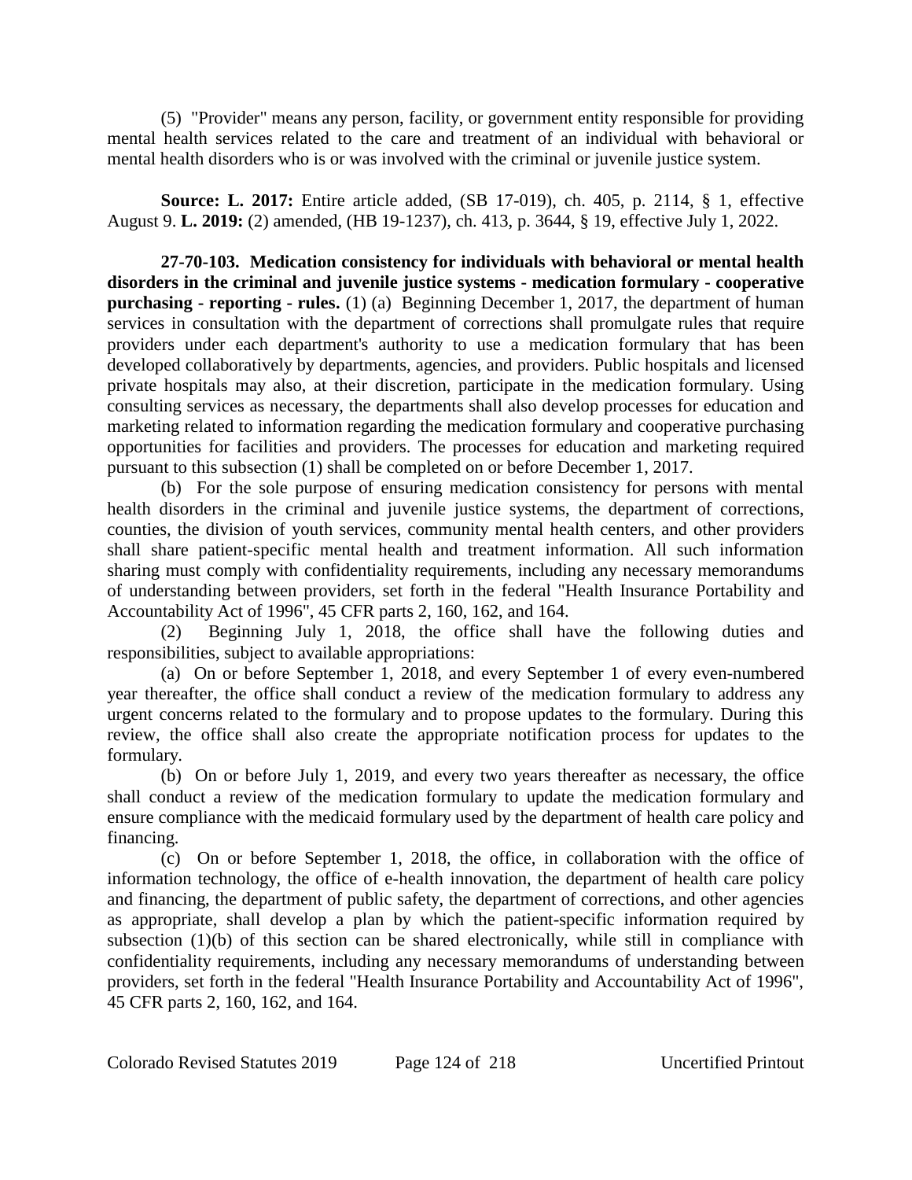(5) "Provider" means any person, facility, or government entity responsible for providing mental health services related to the care and treatment of an individual with behavioral or mental health disorders who is or was involved with the criminal or juvenile justice system.

**Source: L. 2017:** Entire article added, (SB 17-019), ch. 405, p. 2114, § 1, effective August 9. **L. 2019:** (2) amended, (HB 19-1237), ch. 413, p. 3644, § 19, effective July 1, 2022.

**27-70-103. Medication consistency for individuals with behavioral or mental health disorders in the criminal and juvenile justice systems - medication formulary - cooperative purchasing - reporting - rules.** (1) (a) Beginning December 1, 2017, the department of human services in consultation with the department of corrections shall promulgate rules that require providers under each department's authority to use a medication formulary that has been developed collaboratively by departments, agencies, and providers. Public hospitals and licensed private hospitals may also, at their discretion, participate in the medication formulary. Using consulting services as necessary, the departments shall also develop processes for education and marketing related to information regarding the medication formulary and cooperative purchasing opportunities for facilities and providers. The processes for education and marketing required pursuant to this subsection (1) shall be completed on or before December 1, 2017.

(b) For the sole purpose of ensuring medication consistency for persons with mental health disorders in the criminal and juvenile justice systems, the department of corrections, counties, the division of youth services, community mental health centers, and other providers shall share patient-specific mental health and treatment information. All such information sharing must comply with confidentiality requirements, including any necessary memorandums of understanding between providers, set forth in the federal "Health Insurance Portability and Accountability Act of 1996", 45 CFR parts 2, 160, 162, and 164.

(2) Beginning July 1, 2018, the office shall have the following duties and responsibilities, subject to available appropriations:

(a) On or before September 1, 2018, and every September 1 of every even-numbered year thereafter, the office shall conduct a review of the medication formulary to address any urgent concerns related to the formulary and to propose updates to the formulary. During this review, the office shall also create the appropriate notification process for updates to the formulary.

(b) On or before July 1, 2019, and every two years thereafter as necessary, the office shall conduct a review of the medication formulary to update the medication formulary and ensure compliance with the medicaid formulary used by the department of health care policy and financing.

(c) On or before September 1, 2018, the office, in collaboration with the office of information technology, the office of e-health innovation, the department of health care policy and financing, the department of public safety, the department of corrections, and other agencies as appropriate, shall develop a plan by which the patient-specific information required by subsection (1)(b) of this section can be shared electronically, while still in compliance with confidentiality requirements, including any necessary memorandums of understanding between providers, set forth in the federal "Health Insurance Portability and Accountability Act of 1996", 45 CFR parts 2, 160, 162, and 164.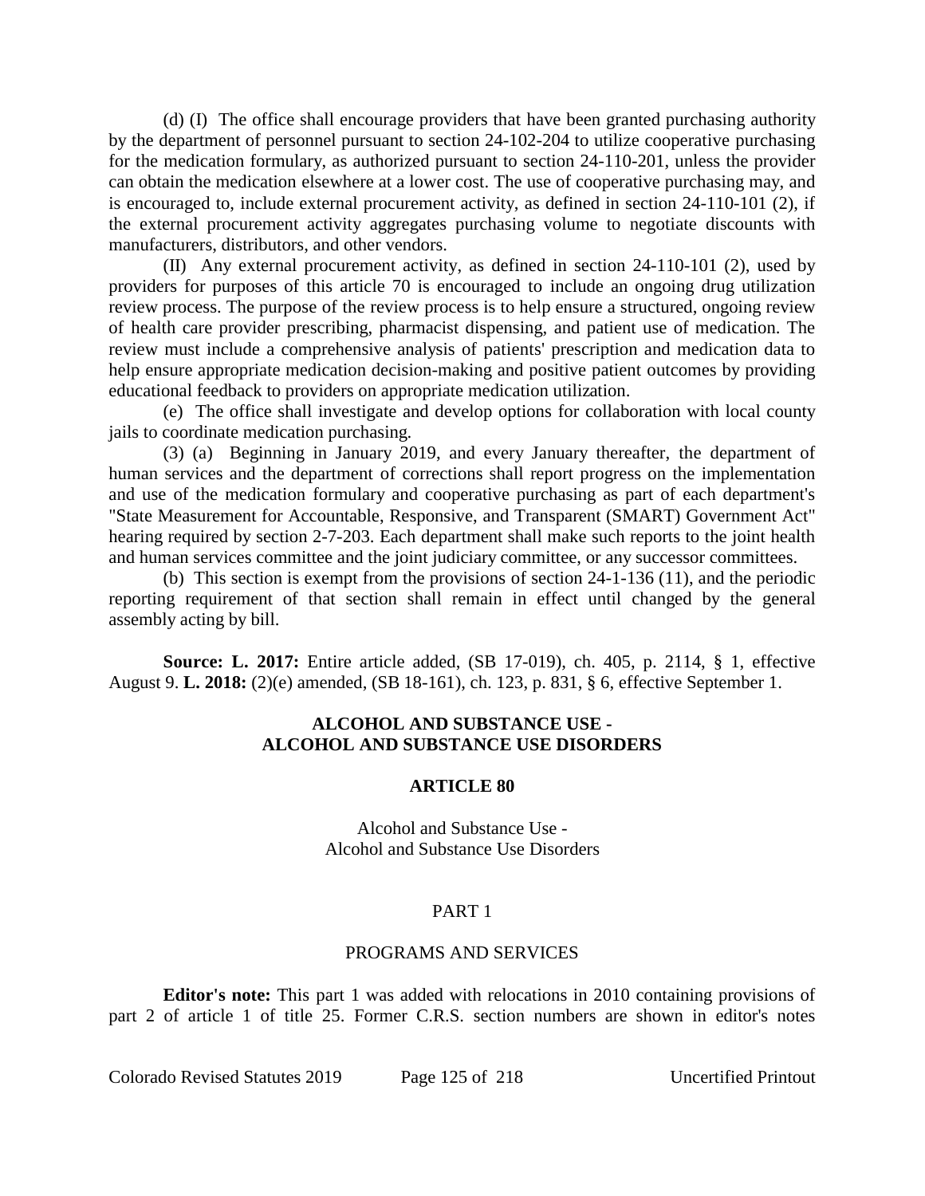(d) (I) The office shall encourage providers that have been granted purchasing authority by the department of personnel pursuant to section 24-102-204 to utilize cooperative purchasing for the medication formulary, as authorized pursuant to section 24-110-201, unless the provider can obtain the medication elsewhere at a lower cost. The use of cooperative purchasing may, and is encouraged to, include external procurement activity, as defined in section 24-110-101 (2), if the external procurement activity aggregates purchasing volume to negotiate discounts with manufacturers, distributors, and other vendors.

(II) Any external procurement activity, as defined in section 24-110-101 (2), used by providers for purposes of this article 70 is encouraged to include an ongoing drug utilization review process. The purpose of the review process is to help ensure a structured, ongoing review of health care provider prescribing, pharmacist dispensing, and patient use of medication. The review must include a comprehensive analysis of patients' prescription and medication data to help ensure appropriate medication decision-making and positive patient outcomes by providing educational feedback to providers on appropriate medication utilization.

(e) The office shall investigate and develop options for collaboration with local county jails to coordinate medication purchasing.

(3) (a) Beginning in January 2019, and every January thereafter, the department of human services and the department of corrections shall report progress on the implementation and use of the medication formulary and cooperative purchasing as part of each department's "State Measurement for Accountable, Responsive, and Transparent (SMART) Government Act" hearing required by section 2-7-203. Each department shall make such reports to the joint health and human services committee and the joint judiciary committee, or any successor committees.

(b) This section is exempt from the provisions of section 24-1-136 (11), and the periodic reporting requirement of that section shall remain in effect until changed by the general assembly acting by bill.

**Source: L. 2017:** Entire article added, (SB 17-019), ch. 405, p. 2114, § 1, effective August 9. **L. 2018:** (2)(e) amended, (SB 18-161), ch. 123, p. 831, § 6, effective September 1.

## ALCOHOL AND SUBSTANCE USE - ALCOHOL AND SUBSTANCE USE DISORDERS

## ARTICLE 80

Alcohol and Substance Use -
Alcohol and Substance Use Disorders

### PART 1

### PROGRAMS AND SERVICES

**Editor's note:** This part 1 was added with relocations in 2010 containing provisions of part 2 of article 1 of title 25. Former C.R.S. section numbers are shown in editor's notes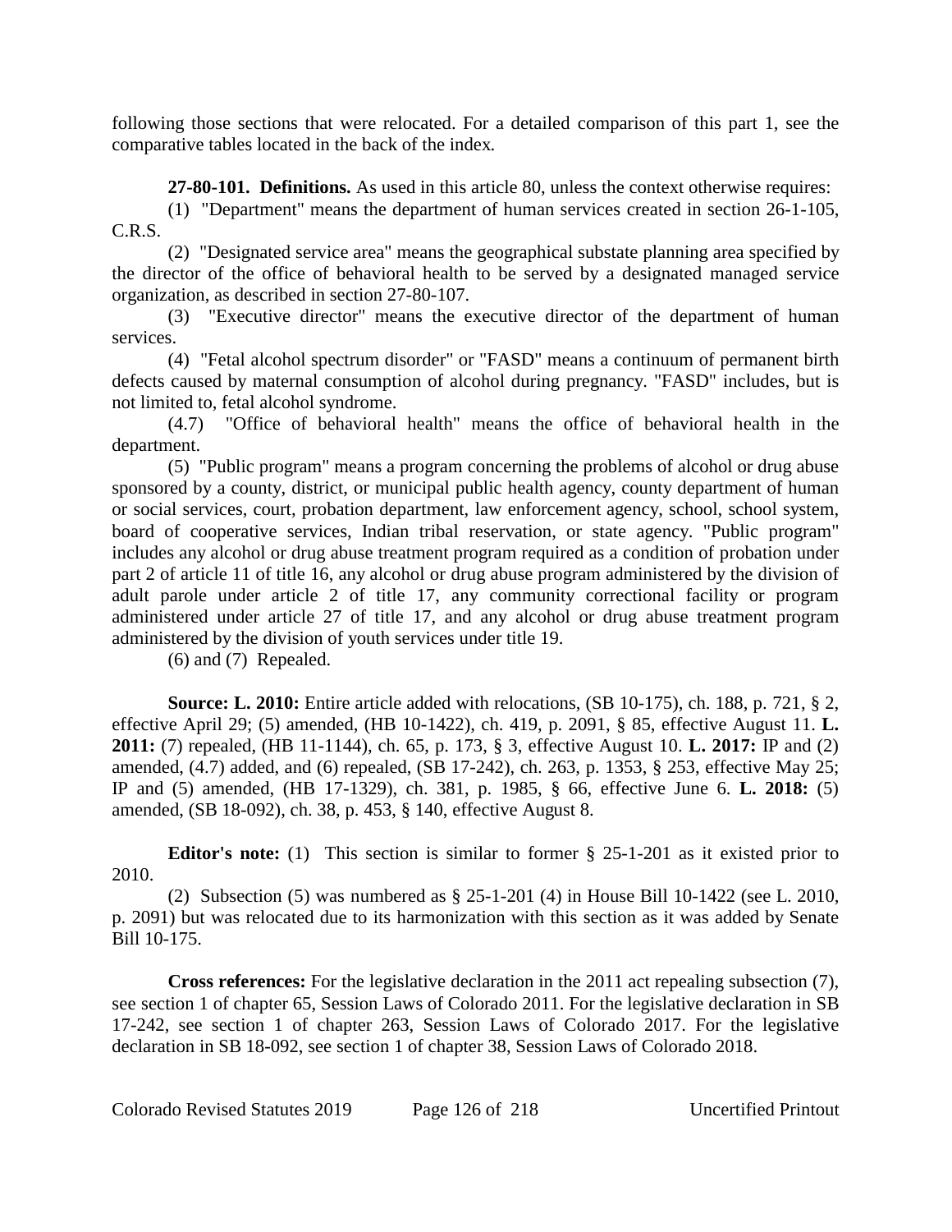following those sections that were relocated. For a detailed comparison of this part 1, see the comparative tables located in the back of the index.

**27-80-101. Definitions.** As used in this article 80, unless the context otherwise requires:

(1) "Department" means the department of human services created in section 26-1-105, C.R.S.

(2) "Designated service area" means the geographical substate planning area specified by the director of the office of behavioral health to be served by a designated managed service organization, as described in section 27-80-107.

(3) "Executive director" means the executive director of the department of human services.

(4) "Fetal alcohol spectrum disorder" or "FASD" means a continuum of permanent birth defects caused by maternal consumption of alcohol during pregnancy. "FASD" includes, but is not limited to, fetal alcohol syndrome.

(4.7) "Office of behavioral health" means the office of behavioral health in the department.

(5) "Public program" means a program concerning the problems of alcohol or drug abuse sponsored by a county, district, or municipal public health agency, county department of human or social services, court, probation department, law enforcement agency, school, school system, board of cooperative services, Indian tribal reservation, or state agency. "Public program" includes any alcohol or drug abuse treatment program required as a condition of probation under part 2 of article 11 of title 16, any alcohol or drug abuse program administered by the division of adult parole under article 2 of title 17, any community correctional facility or program administered under article 27 of title 17, and any alcohol or drug abuse treatment program administered by the division of youth services under title 19.

(6) and (7) Repealed.

**Source: L. 2010:** Entire article added with relocations, (SB 10-175), ch. 188, p. 721, § 2, effective April 29; (5) amended, (HB 10-1422), ch. 419, p. 2091, § 85, effective August 11. **L. 2011:** (7) repealed, (HB 11-1144), ch. 65, p. 173, § 3, effective August 10. **L. 2017:** IP and (2) amended, (4.7) added, and (6) repealed, (SB 17-242), ch. 263, p. 1353, § 253, effective May 25; IP and (5) amended, (HB 17-1329), ch. 381, p. 1985, § 66, effective June 6. **L. 2018:** (5) amended, (SB 18-092), ch. 38, p. 453, § 140, effective August 8.

**Editor's note:** (1) This section is similar to former § 25-1-201 as it existed prior to 2010.

(2) Subsection (5) was numbered as § 25-1-201 (4) in House Bill 10-1422 (see L. 2010, p. 2091) but was relocated due to its harmonization with this section as it was added by Senate Bill 10-175.

**Cross references:** For the legislative declaration in the 2011 act repealing subsection (7), see section 1 of chapter 65, Session Laws of Colorado 2011. For the legislative declaration in SB 17-242, see section 1 of chapter 263, Session Laws of Colorado 2017. For the legislative declaration in SB 18-092, see section 1 of chapter 38, Session Laws of Colorado 2018.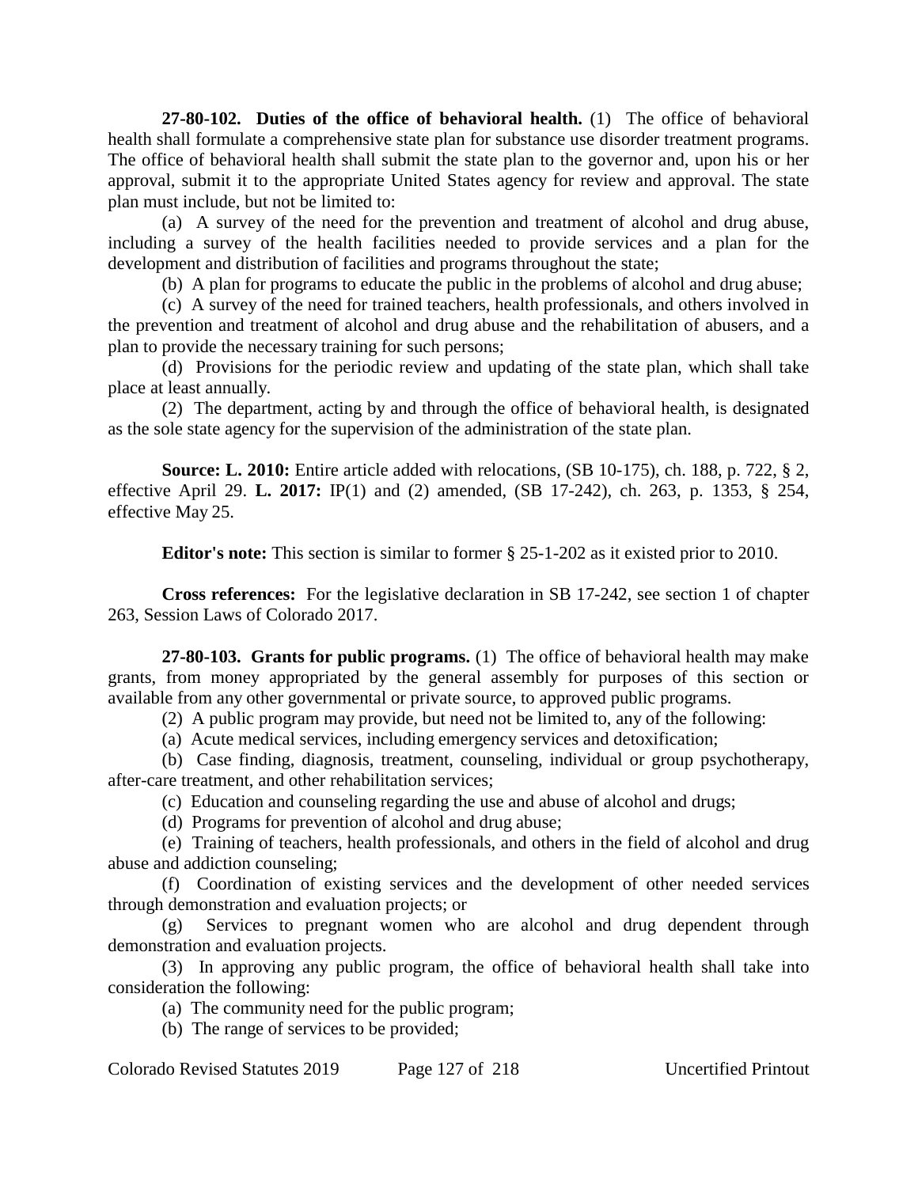**27-80-102. Duties of the office of behavioral health.** (1) The office of behavioral health shall formulate a comprehensive state plan for substance use disorder treatment programs. The office of behavioral health shall submit the state plan to the governor and, upon his or her approval, submit it to the appropriate United States agency for review and approval. The state plan must include, but not be limited to:

(a) A survey of the need for the prevention and treatment of alcohol and drug abuse, including a survey of the health facilities needed to provide services and a plan for the development and distribution of facilities and programs throughout the state;

(b) A plan for programs to educate the public in the problems of alcohol and drug abuse;

(c) A survey of the need for trained teachers, health professionals, and others involved in the prevention and treatment of alcohol and drug abuse and the rehabilitation of abusers, and a plan to provide the necessary training for such persons;

(d) Provisions for the periodic review and updating of the state plan, which shall take place at least annually.

(2) The department, acting by and through the office of behavioral health, is designated as the sole state agency for the supervision of the administration of the state plan.

**Source: L. 2010:** Entire article added with relocations, (SB 10-175), ch. 188, p. 722, § 2, effective April 29. **L. 2017:** IP(1) and (2) amended, (SB 17-242), ch. 263, p. 1353, § 254, effective May 25.

**Editor's note:** This section is similar to former § 25-1-202 as it existed prior to 2010.

**Cross references:** For the legislative declaration in SB 17-242, see section 1 of chapter 263, Session Laws of Colorado 2017.

**27-80-103. Grants for public programs.** (1) The office of behavioral health may make grants, from money appropriated by the general assembly for purposes of this section or available from any other governmental or private source, to approved public programs.

(2) A public program may provide, but need not be limited to, any of the following:

(a) Acute medical services, including emergency services and detoxification;

(b) Case finding, diagnosis, treatment, counseling, individual or group psychotherapy, after-care treatment, and other rehabilitation services;

(c) Education and counseling regarding the use and abuse of alcohol and drugs;

(d) Programs for prevention of alcohol and drug abuse;

(e) Training of teachers, health professionals, and others in the field of alcohol and drug abuse and addiction counseling;

(f) Coordination of existing services and the development of other needed services through demonstration and evaluation projects; or

(g) Services to pregnant women who are alcohol and drug dependent through demonstration and evaluation projects.

(3) In approving any public program, the office of behavioral health shall take into consideration the following:

(a) The community need for the public program;

(b) The range of services to be provided;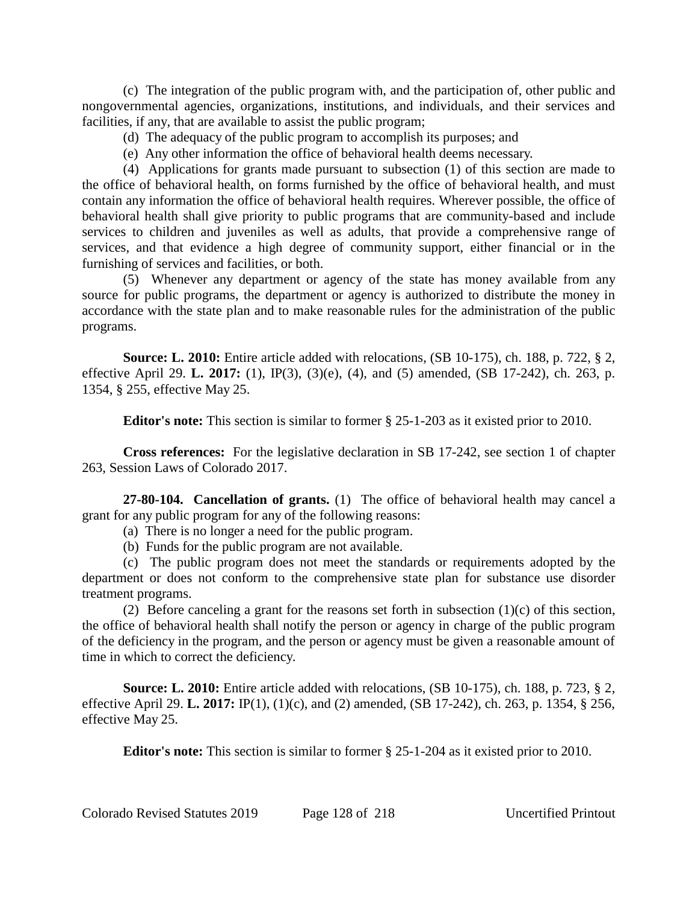(c) The integration of the public program with, and the participation of, other public and nongovernmental agencies, organizations, institutions, and individuals, and their services and facilities, if any, that are available to assist the public program;

(d) The adequacy of the public program to accomplish its purposes; and

(e) Any other information the office of behavioral health deems necessary.

(4) Applications for grants made pursuant to subsection (1) of this section are made to the office of behavioral health, on forms furnished by the office of behavioral health, and must contain any information the office of behavioral health requires. Wherever possible, the office of behavioral health shall give priority to public programs that are community-based and include services to children and juveniles as well as adults, that provide a comprehensive range of services, and that evidence a high degree of community support, either financial or in the furnishing of services and facilities, or both.

(5) Whenever any department or agency of the state has money available from any source for public programs, the department or agency is authorized to distribute the money in accordance with the state plan and to make reasonable rules for the administration of the public programs.

**Source: L. 2010:** Entire article added with relocations, (SB 10-175), ch. 188, p. 722, § 2, effective April 29. **L. 2017:** (1), IP(3), (3)(e), (4), and (5) amended, (SB 17-242), ch. 263, p. 1354, § 255, effective May 25.

**Editor's note:** This section is similar to former § 25-1-203 as it existed prior to 2010.

**Cross references:** For the legislative declaration in SB 17-242, see section 1 of chapter 263, Session Laws of Colorado 2017.

**27-80-104. Cancellation of grants.** (1) The office of behavioral health may cancel a grant for any public program for any of the following reasons:

(a) There is no longer a need for the public program.

(b) Funds for the public program are not available.

(c) The public program does not meet the standards or requirements adopted by the department or does not conform to the comprehensive state plan for substance use disorder treatment programs.

(2) Before canceling a grant for the reasons set forth in subsection (1)(c) of this section, the office of behavioral health shall notify the person or agency in charge of the public program of the deficiency in the program, and the person or agency must be given a reasonable amount of time in which to correct the deficiency.

**Source: L. 2010:** Entire article added with relocations, (SB 10-175), ch. 188, p. 723, § 2, effective April 29. **L. 2017:** IP(1), (1)(c), and (2) amended, (SB 17-242), ch. 263, p. 1354, § 256, effective May 25.

**Editor's note:** This section is similar to former § 25-1-204 as it existed prior to 2010.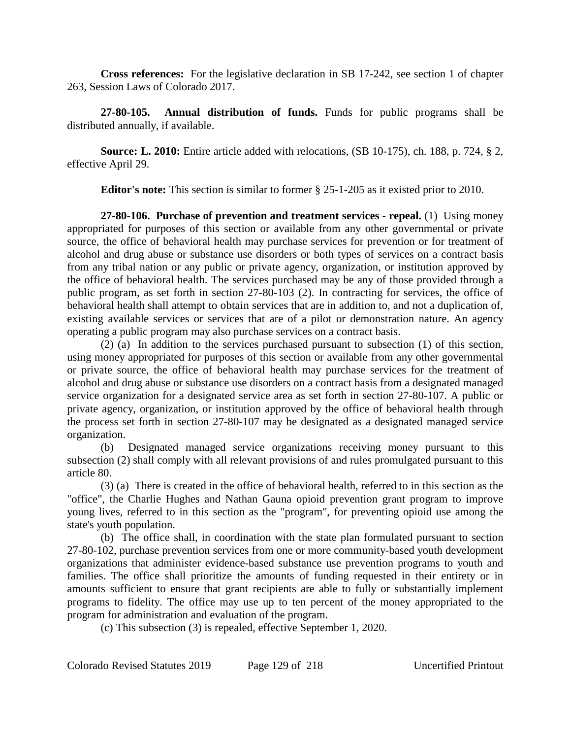**Cross references:** For the legislative declaration in SB 17-242, see section 1 of chapter 263, Session Laws of Colorado 2017.

**27-80-105. Annual distribution of funds.** Funds for public programs shall be distributed annually, if available.

**Source: L. 2010:** Entire article added with relocations, (SB 10-175), ch. 188, p. 724, § 2, effective April 29.

**Editor's note:** This section is similar to former § 25-1-205 as it existed prior to 2010.

**27-80-106. Purchase of prevention and treatment services - repeal.** (1) Using money appropriated for purposes of this section or available from any other governmental or private source, the office of behavioral health may purchase services for prevention or for treatment of alcohol and drug abuse or substance use disorders or both types of services on a contract basis from any tribal nation or any public or private agency, organization, or institution approved by the office of behavioral health. The services purchased may be any of those provided through a public program, as set forth in section 27-80-103 (2). In contracting for services, the office of behavioral health shall attempt to obtain services that are in addition to, and not a duplication of, existing available services or services that are of a pilot or demonstration nature. An agency operating a public program may also purchase services on a contract basis.

(2) (a) In addition to the services purchased pursuant to subsection (1) of this section, using money appropriated for purposes of this section or available from any other governmental or private source, the office of behavioral health may purchase services for the treatment of alcohol and drug abuse or substance use disorders on a contract basis from a designated managed service organization for a designated service area as set forth in section 27-80-107. A public or private agency, organization, or institution approved by the office of behavioral health through the process set forth in section 27-80-107 may be designated as a designated managed service organization.

(b) Designated managed service organizations receiving money pursuant to this subsection (2) shall comply with all relevant provisions of and rules promulgated pursuant to this article 80.

(3) (a) There is created in the office of behavioral health, referred to in this section as the "office", the Charlie Hughes and Nathan Gauna opioid prevention grant program to improve young lives, referred to in this section as the "program", for preventing opioid use among the state's youth population.

(b) The office shall, in coordination with the state plan formulated pursuant to section 27-80-102, purchase prevention services from one or more community-based youth development organizations that administer evidence-based substance use prevention programs to youth and families. The office shall prioritize the amounts of funding requested in their entirety or in amounts sufficient to ensure that grant recipients are able to fully or substantially implement programs to fidelity. The office may use up to ten percent of the money appropriated to the program for administration and evaluation of the program.

(c) This subsection (3) is repealed, effective September 1, 2020.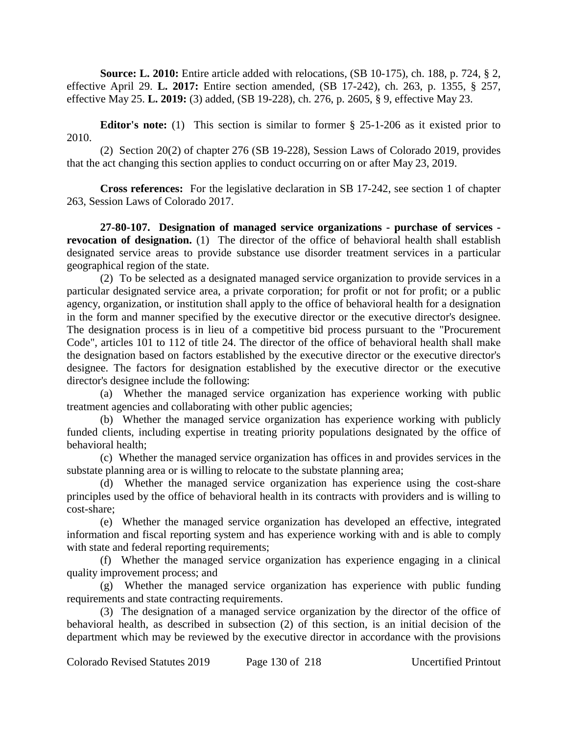**Source: L. 2010:** Entire article added with relocations, (SB 10-175), ch. 188, p. 724, § 2, effective April 29. **L. 2017:** Entire section amended, (SB 17-242), ch. 263, p. 1355, § 257, effective May 25. **L. 2019:** (3) added, (SB 19-228), ch. 276, p. 2605, § 9, effective May 23.

**Editor's note:** (1) This section is similar to former § 25-1-206 as it existed prior to 2010.

(2) Section 20(2) of chapter 276 (SB 19-228), Session Laws of Colorado 2019, provides that the act changing this section applies to conduct occurring on or after May 23, 2019.

**Cross references:** For the legislative declaration in SB 17-242, see section 1 of chapter 263, Session Laws of Colorado 2017.

**27-80-107. Designation of managed service organizations - purchase of services - revocation of designation.** (1) The director of the office of behavioral health shall establish designated service areas to provide substance use disorder treatment services in a particular geographical region of the state.

(2) To be selected as a designated managed service organization to provide services in a particular designated service area, a private corporation; for profit or not for profit; or a public agency, organization, or institution shall apply to the office of behavioral health for a designation in the form and manner specified by the executive director or the executive director's designee. The designation process is in lieu of a competitive bid process pursuant to the "Procurement Code", articles 101 to 112 of title 24. The director of the office of behavioral health shall make the designation based on factors established by the executive director or the executive director's designee. The factors for designation established by the executive director or the executive director's designee include the following:

(a) Whether the managed service organization has experience working with public treatment agencies and collaborating with other public agencies;

(b) Whether the managed service organization has experience working with publicly funded clients, including expertise in treating priority populations designated by the office of behavioral health;

(c) Whether the managed service organization has offices in and provides services in the substate planning area or is willing to relocate to the substate planning area;

(d) Whether the managed service organization has experience using the cost-share principles used by the office of behavioral health in its contracts with providers and is willing to cost-share;

(e) Whether the managed service organization has developed an effective, integrated information and fiscal reporting system and has experience working with and is able to comply with state and federal reporting requirements;

(f) Whether the managed service organization has experience engaging in a clinical quality improvement process; and

(g) Whether the managed service organization has experience with public funding requirements and state contracting requirements.

(3) The designation of a managed service organization by the director of the office of behavioral health, as described in subsection (2) of this section, is an initial decision of the department which may be reviewed by the executive director in accordance with the provisions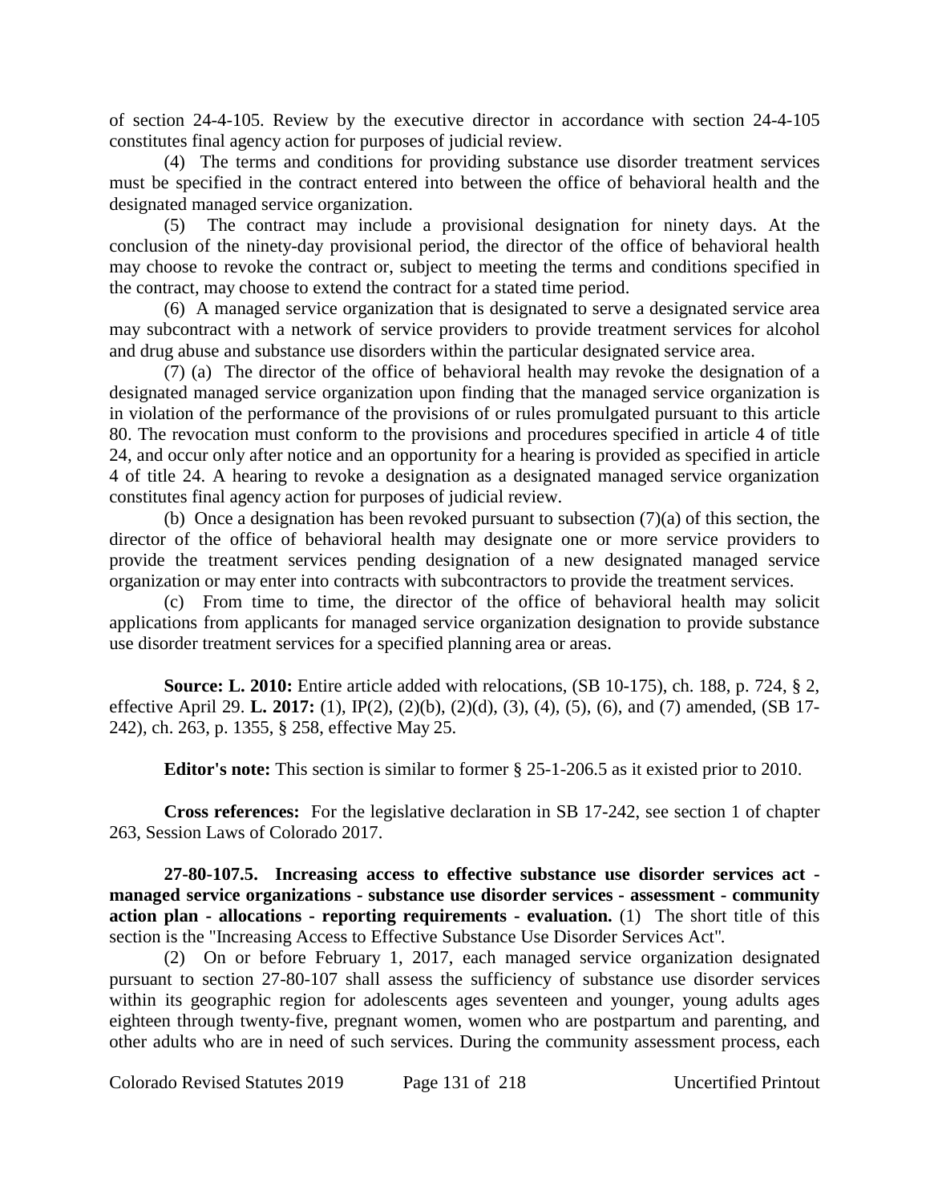of section 24-4-105. Review by the executive director in accordance with section 24-4-105 constitutes final agency action for purposes of judicial review.

(4) The terms and conditions for providing substance use disorder treatment services must be specified in the contract entered into between the office of behavioral health and the designated managed service organization.

(5) The contract may include a provisional designation for ninety days. At the conclusion of the ninety-day provisional period, the director of the office of behavioral health may choose to revoke the contract or, subject to meeting the terms and conditions specified in the contract, may choose to extend the contract for a stated time period.

(6) A managed service organization that is designated to serve a designated service area may subcontract with a network of service providers to provide treatment services for alcohol and drug abuse and substance use disorders within the particular designated service area.

(7) (a) The director of the office of behavioral health may revoke the designation of a designated managed service organization upon finding that the managed service organization is in violation of the performance of the provisions of or rules promulgated pursuant to this article 80. The revocation must conform to the provisions and procedures specified in article 4 of title 24, and occur only after notice and an opportunity for a hearing is provided as specified in article 4 of title 24. A hearing to revoke a designation as a designated managed service organization constitutes final agency action for purposes of judicial review.

(b) Once a designation has been revoked pursuant to subsection (7)(a) of this section, the director of the office of behavioral health may designate one or more service providers to provide the treatment services pending designation of a new designated managed service organization or may enter into contracts with subcontractors to provide the treatment services.

(c) From time to time, the director of the office of behavioral health may solicit applications from applicants for managed service organization designation to provide substance use disorder treatment services for a specified planning area or areas.

**Source: L. 2010:** Entire article added with relocations, (SB 10-175), ch. 188, p. 724, § 2, effective April 29. **L. 2017:** (1), IP(2), (2)(b), (2)(d), (3), (4), (5), (6), and (7) amended, (SB 17-242), ch. 263, p. 1355, § 258, effective May 25.

**Editor's note:** This section is similar to former § 25-1-206.5 as it existed prior to 2010.

**Cross references:** For the legislative declaration in SB 17-242, see section 1 of chapter 263, Session Laws of Colorado 2017.

**27-80-107.5. Increasing access to effective substance use disorder services act - managed service organizations - substance use disorder services - assessment - community action plan - allocations - reporting requirements - evaluation.** (1) The short title of this section is the "Increasing Access to Effective Substance Use Disorder Services Act".

(2) On or before February 1, 2017, each managed service organization designated pursuant to section 27-80-107 shall assess the sufficiency of substance use disorder services within its geographic region for adolescents ages seventeen and younger, young adults ages eighteen through twenty-five, pregnant women, women who are postpartum and parenting, and other adults who are in need of such services. During the community assessment process, each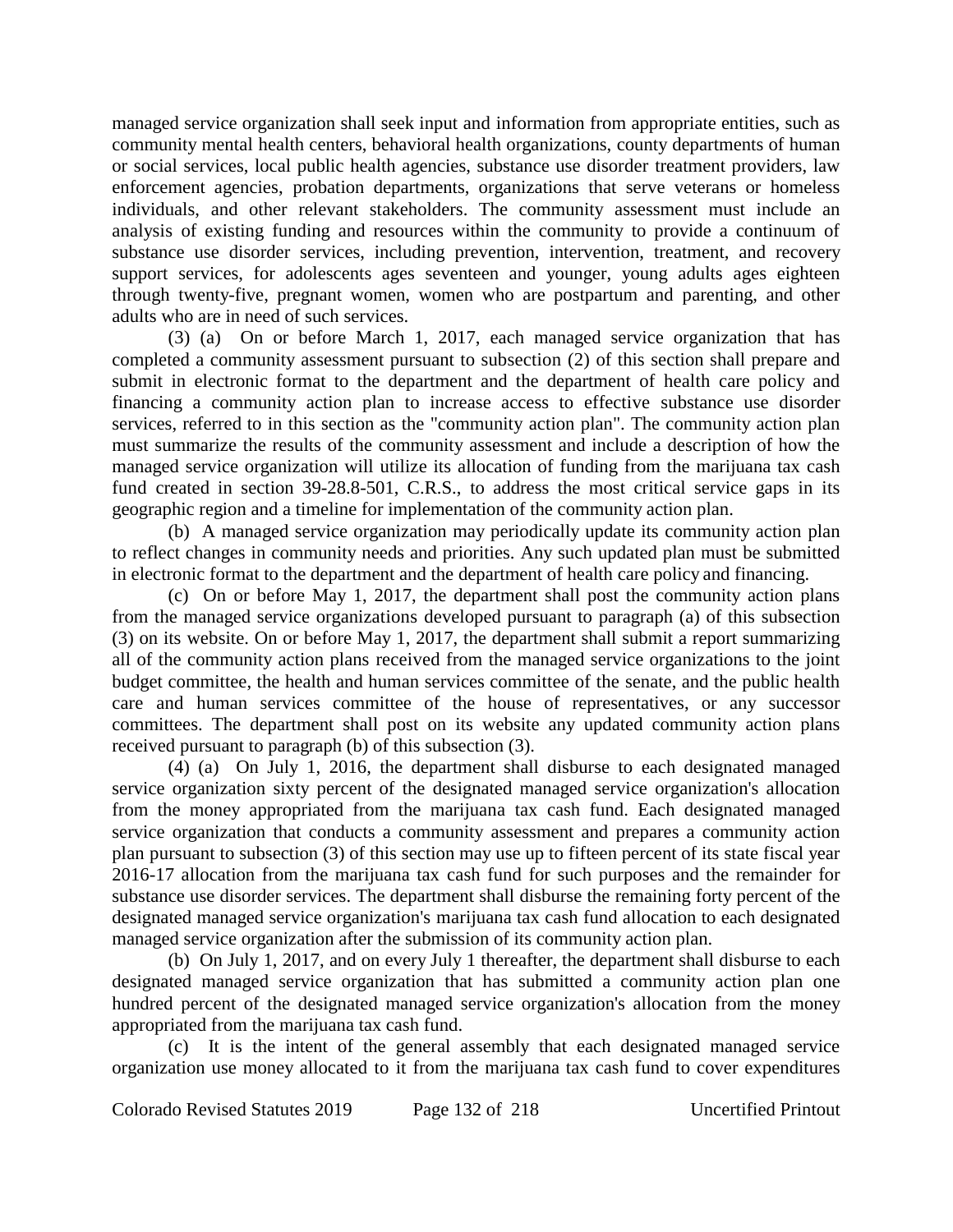managed service organization shall seek input and information from appropriate entities, such as community mental health centers, behavioral health organizations, county departments of human or social services, local public health agencies, substance use disorder treatment providers, law enforcement agencies, probation departments, organizations that serve veterans or homeless individuals, and other relevant stakeholders. The community assessment must include an analysis of existing funding and resources within the community to provide a continuum of substance use disorder services, including prevention, intervention, treatment, and recovery support services, for adolescents ages seventeen and younger, young adults ages eighteen through twenty-five, pregnant women, women who are postpartum and parenting, and other adults who are in need of such services.

(3) (a) On or before March 1, 2017, each managed service organization that has completed a community assessment pursuant to subsection (2) of this section shall prepare and submit in electronic format to the department and the department of health care policy and financing a community action plan to increase access to effective substance use disorder services, referred to in this section as the "community action plan". The community action plan must summarize the results of the community assessment and include a description of how the managed service organization will utilize its allocation of funding from the marijuana tax cash fund created in section 39-28.8-501, C.R.S., to address the most critical service gaps in its geographic region and a timeline for implementation of the community action plan.

(b) A managed service organization may periodically update its community action plan to reflect changes in community needs and priorities. Any such updated plan must be submitted in electronic format to the department and the department of health care policy and financing.

(c) On or before May 1, 2017, the department shall post the community action plans from the managed service organizations developed pursuant to paragraph (a) of this subsection (3) on its website. On or before May 1, 2017, the department shall submit a report summarizing all of the community action plans received from the managed service organizations to the joint budget committee, the health and human services committee of the senate, and the public health care and human services committee of the house of representatives, or any successor committees. The department shall post on its website any updated community action plans received pursuant to paragraph (b) of this subsection (3).

(4) (a) On July 1, 2016, the department shall disburse to each designated managed service organization sixty percent of the designated managed service organization's allocation from the money appropriated from the marijuana tax cash fund. Each designated managed service organization that conducts a community assessment and prepares a community action plan pursuant to subsection (3) of this section may use up to fifteen percent of its state fiscal year 2016-17 allocation from the marijuana tax cash fund for such purposes and the remainder for substance use disorder services. The department shall disburse the remaining forty percent of the designated managed service organization's marijuana tax cash fund allocation to each designated managed service organization after the submission of its community action plan.

(b) On July 1, 2017, and on every July 1 thereafter, the department shall disburse to each designated managed service organization that has submitted a community action plan one hundred percent of the designated managed service organization's allocation from the money appropriated from the marijuana tax cash fund.

(c) It is the intent of the general assembly that each designated managed service organization use money allocated to it from the marijuana tax cash fund to cover expenditures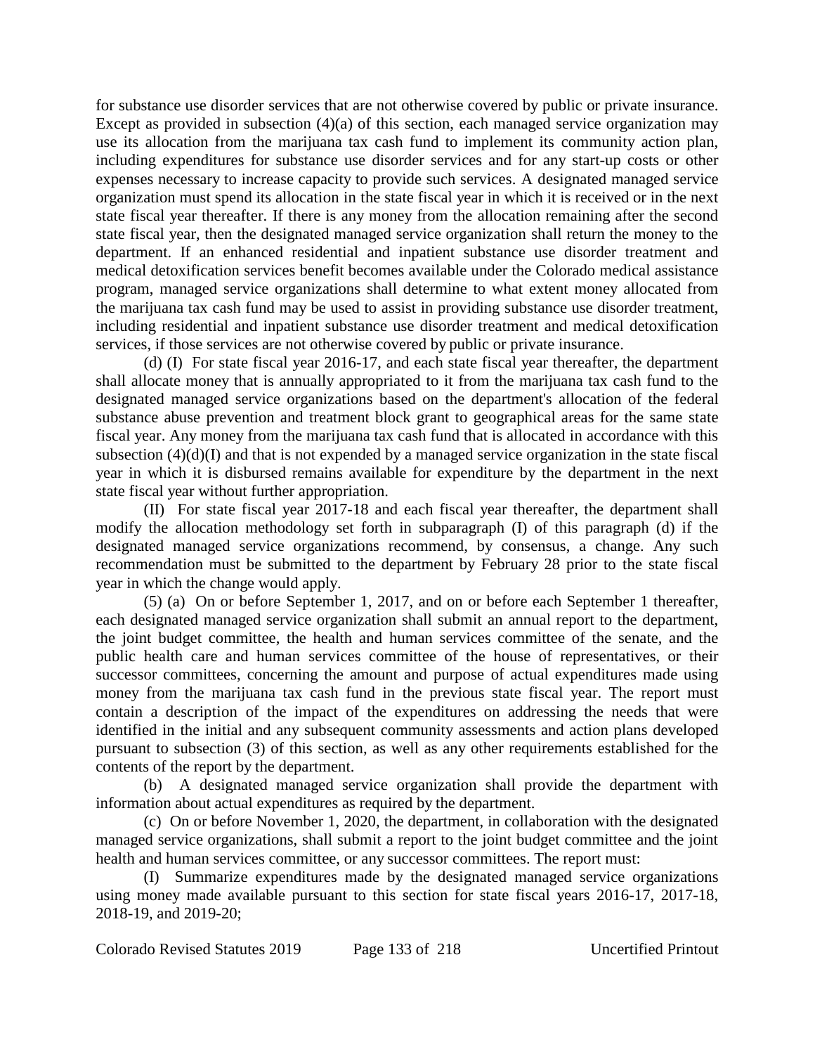for substance use disorder services that are not otherwise covered by public or private insurance. Except as provided in subsection (4)(a) of this section, each managed service organization may use its allocation from the marijuana tax cash fund to implement its community action plan, including expenditures for substance use disorder services and for any start-up costs or other expenses necessary to increase capacity to provide such services. A designated managed service organization must spend its allocation in the state fiscal year in which it is received or in the next state fiscal year thereafter. If there is any money from the allocation remaining after the second state fiscal year, then the designated managed service organization shall return the money to the department. If an enhanced residential and inpatient substance use disorder treatment and medical detoxification services benefit becomes available under the Colorado medical assistance program, managed service organizations shall determine to what extent money allocated from the marijuana tax cash fund may be used to assist in providing substance use disorder treatment, including residential and inpatient substance use disorder treatment and medical detoxification services, if those services are not otherwise covered by public or private insurance.

(d) (I) For state fiscal year 2016-17, and each state fiscal year thereafter, the department shall allocate money that is annually appropriated to it from the marijuana tax cash fund to the designated managed service organizations based on the department's allocation of the federal substance abuse prevention and treatment block grant to geographical areas for the same state fiscal year. Any money from the marijuana tax cash fund that is allocated in accordance with this subsection (4)(d)(I) and that is not expended by a managed service organization in the state fiscal year in which it is disbursed remains available for expenditure by the department in the next state fiscal year without further appropriation.

(II) For state fiscal year 2017-18 and each fiscal year thereafter, the department shall modify the allocation methodology set forth in subparagraph (I) of this paragraph (d) if the designated managed service organizations recommend, by consensus, a change. Any such recommendation must be submitted to the department by February 28 prior to the state fiscal year in which the change would apply.

(5) (a) On or before September 1, 2017, and on or before each September 1 thereafter, each designated managed service organization shall submit an annual report to the department, the joint budget committee, the health and human services committee of the senate, and the public health care and human services committee of the house of representatives, or their successor committees, concerning the amount and purpose of actual expenditures made using money from the marijuana tax cash fund in the previous state fiscal year. The report must contain a description of the impact of the expenditures on addressing the needs that were identified in the initial and any subsequent community assessments and action plans developed pursuant to subsection (3) of this section, as well as any other requirements established for the contents of the report by the department.

(b) A designated managed service organization shall provide the department with information about actual expenditures as required by the department.

(c) On or before November 1, 2020, the department, in collaboration with the designated managed service organizations, shall submit a report to the joint budget committee and the joint health and human services committee, or any successor committees. The report must:

(I) Summarize expenditures made by the designated managed service organizations using money made available pursuant to this section for state fiscal years 2016-17, 2017-18, 2018-19, and 2019-20;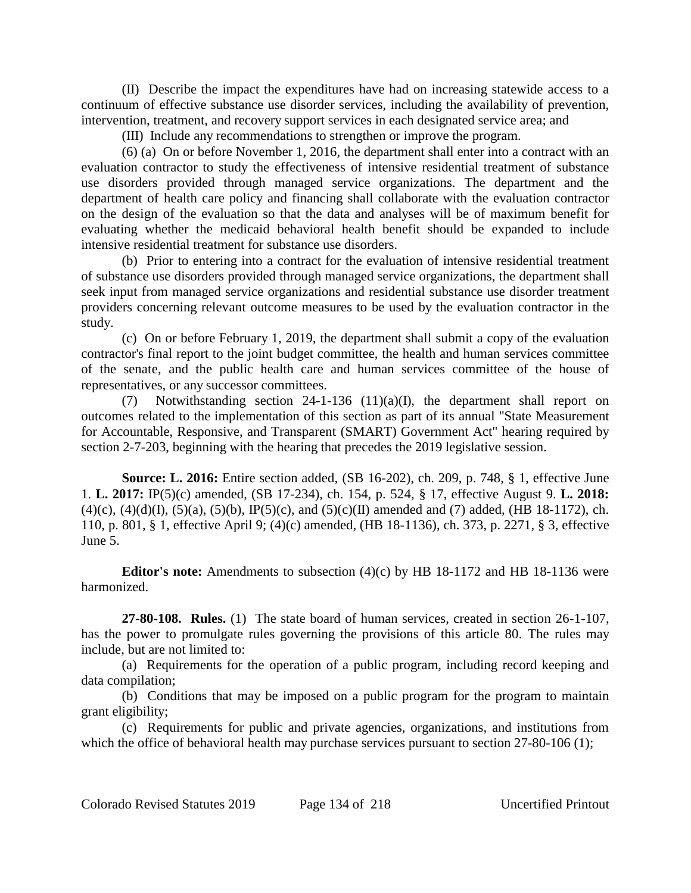(II) Describe the impact the expenditures have had on increasing statewide access to a continuum of effective substance use disorder services, including the availability of prevention, intervention, treatment, and recovery support services in each designated service area; and

(III) Include any recommendations to strengthen or improve the program.

(6) (a) On or before November 1, 2016, the department shall enter into a contract with an evaluation contractor to study the effectiveness of intensive residential treatment of substance use disorders provided through managed service organizations. The department and the department of health care policy and financing shall collaborate with the evaluation contractor on the design of the evaluation so that the data and analyses will be of maximum benefit for evaluating whether the medicaid behavioral health benefit should be expanded to include intensive residential treatment for substance use disorders.

(b) Prior to entering into a contract for the evaluation of intensive residential treatment of substance use disorders provided through managed service organizations, the department shall seek input from managed service organizations and residential substance use disorder treatment providers concerning relevant outcome measures to be used by the evaluation contractor in the study.

(c) On or before February 1, 2019, the department shall submit a copy of the evaluation contractor's final report to the joint budget committee, the health and human services committee of the senate, and the public health care and human services committee of the house of representatives, or any successor committees.

(7) Notwithstanding section 24-1-136 (11)(a)(I), the department shall report on outcomes related to the implementation of this section as part of its annual "State Measurement for Accountable, Responsive, and Transparent (SMART) Government Act" hearing required by section 2-7-203, beginning with the hearing that precedes the 2019 legislative session.

**Source: L. 2016:** Entire section added, (SB 16-202), ch. 209, p. 748, § 1, effective June 1. **L. 2017:** IP(5)(c) amended, (SB 17-234), ch. 154, p. 524, § 17, effective August 9. **L. 2018:** (4)(c), (4)(d)(I), (5)(a), (5)(b), IP(5)(c), and (5)(c)(II) amended and (7) added, (HB 18-1172), ch. 110, p. 801, § 1, effective April 9; (4)(c) amended, (HB 18-1136), ch. 373, p. 2271, § 3, effective June 5.

**Editor's note:** Amendments to subsection (4)(c) by HB 18-1172 and HB 18-1136 were harmonized.

**27-80-108. Rules.** (1) The state board of human services, created in section 26-1-107, has the power to promulgate rules governing the provisions of this article 80. The rules may include, but are not limited to:

(a) Requirements for the operation of a public program, including record keeping and data compilation;

(b) Conditions that may be imposed on a public program for the program to maintain grant eligibility;

(c) Requirements for public and private agencies, organizations, and institutions from which the office of behavioral health may purchase services pursuant to section 27-80-106 (1);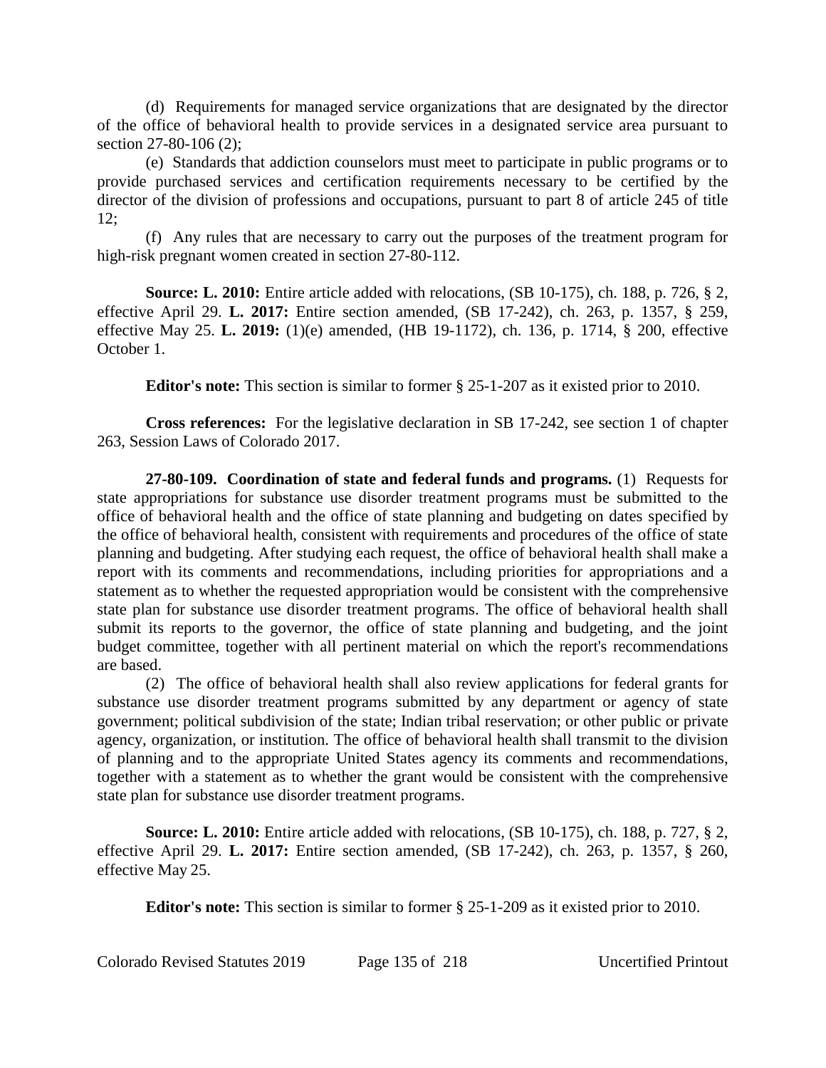(d) Requirements for managed service organizations that are designated by the director of the office of behavioral health to provide services in a designated service area pursuant to section 27-80-106 (2);

(e) Standards that addiction counselors must meet to participate in public programs or to provide purchased services and certification requirements necessary to be certified by the director of the division of professions and occupations, pursuant to part 8 of article 245 of title 12;

(f) Any rules that are necessary to carry out the purposes of the treatment program for high-risk pregnant women created in section 27-80-112.

**Source: L. 2010:** Entire article added with relocations, (SB 10-175), ch. 188, p. 726, § 2, effective April 29. **L. 2017:** Entire section amended, (SB 17-242), ch. 263, p. 1357, § 259, effective May 25. **L. 2019:** (1)(e) amended, (HB 19-1172), ch. 136, p. 1714, § 200, effective October 1.

**Editor's note:** This section is similar to former § 25-1-207 as it existed prior to 2010.

**Cross references:** For the legislative declaration in SB 17-242, see section 1 of chapter 263, Session Laws of Colorado 2017.

**27-80-109. Coordination of state and federal funds and programs.** (1) Requests for state appropriations for substance use disorder treatment programs must be submitted to the office of behavioral health and the office of state planning and budgeting on dates specified by the office of behavioral health, consistent with requirements and procedures of the office of state planning and budgeting. After studying each request, the office of behavioral health shall make a report with its comments and recommendations, including priorities for appropriations and a statement as to whether the requested appropriation would be consistent with the comprehensive state plan for substance use disorder treatment programs. The office of behavioral health shall submit its reports to the governor, the office of state planning and budgeting, and the joint budget committee, together with all pertinent material on which the report's recommendations are based.

(2) The office of behavioral health shall also review applications for federal grants for substance use disorder treatment programs submitted by any department or agency of state government; political subdivision of the state; Indian tribal reservation; or other public or private agency, organization, or institution. The office of behavioral health shall transmit to the division of planning and to the appropriate United States agency its comments and recommendations, together with a statement as to whether the grant would be consistent with the comprehensive state plan for substance use disorder treatment programs.

**Source: L. 2010:** Entire article added with relocations, (SB 10-175), ch. 188, p. 727, § 2, effective April 29. **L. 2017:** Entire section amended, (SB 17-242), ch. 263, p. 1357, § 260, effective May 25.

**Editor's note:** This section is similar to former § 25-1-209 as it existed prior to 2010.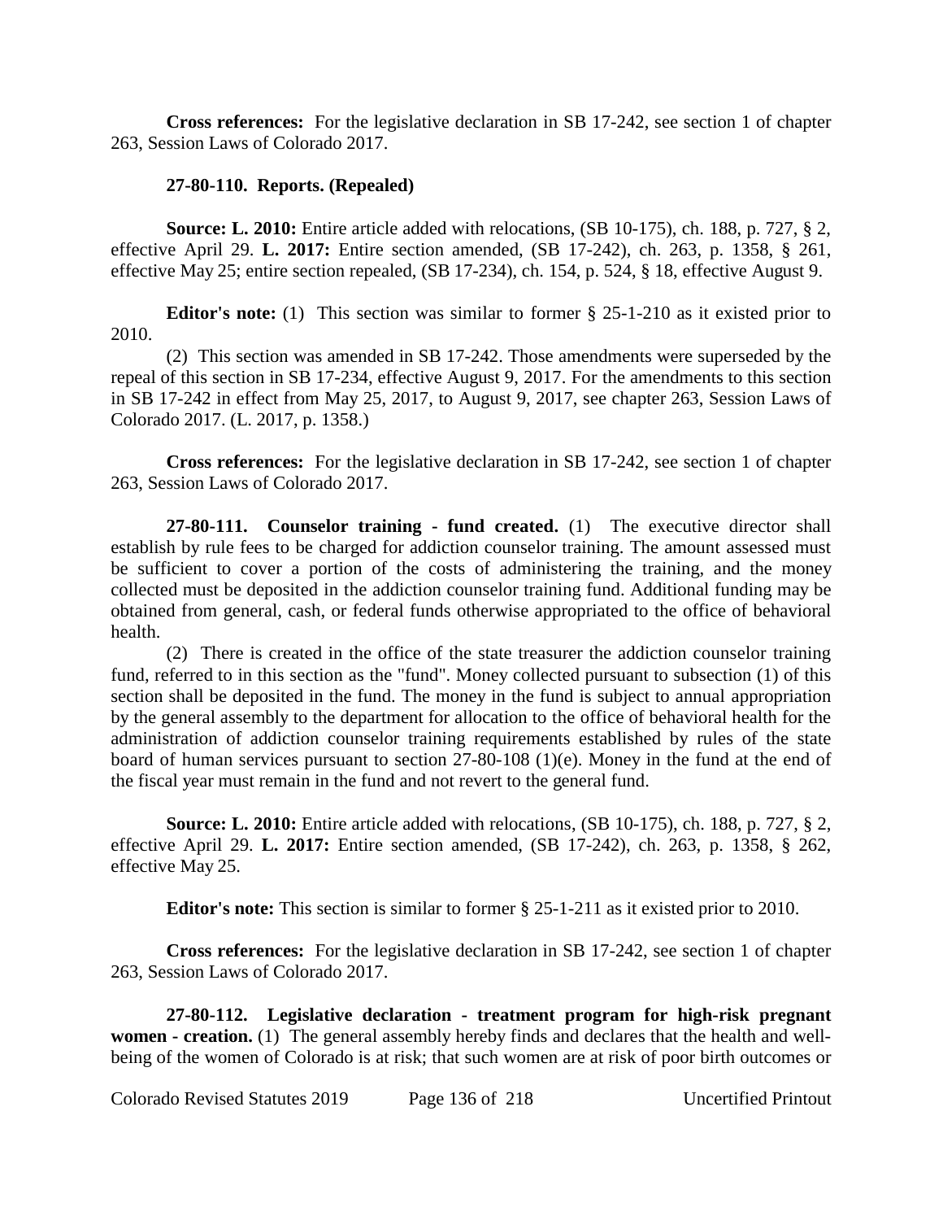**Cross references:** For the legislative declaration in SB 17-242, see section 1 of chapter 263, Session Laws of Colorado 2017.

**27-80-110. Reports. (Repealed)**

**Source: L. 2010:** Entire article added with relocations, (SB 10-175), ch. 188, p. 727, § 2, effective April 29. **L. 2017:** Entire section amended, (SB 17-242), ch. 263, p. 1358, § 261, effective May 25; entire section repealed, (SB 17-234), ch. 154, p. 524, § 18, effective August 9.

**Editor's note:** (1) This section was similar to former § 25-1-210 as it existed prior to 2010.

(2) This section was amended in SB 17-242. Those amendments were superseded by the repeal of this section in SB 17-234, effective August 9, 2017. For the amendments to this section in SB 17-242 in effect from May 25, 2017, to August 9, 2017, see chapter 263, Session Laws of Colorado 2017. (L. 2017, p. 1358.)

**Cross references:** For the legislative declaration in SB 17-242, see section 1 of chapter 263, Session Laws of Colorado 2017.

**27-80-111. Counselor training - fund created.** (1) The executive director shall establish by rule fees to be charged for addiction counselor training. The amount assessed must be sufficient to cover a portion of the costs of administering the training, and the money collected must be deposited in the addiction counselor training fund. Additional funding may be obtained from general, cash, or federal funds otherwise appropriated to the office of behavioral health.

(2) There is created in the office of the state treasurer the addiction counselor training fund, referred to in this section as the "fund". Money collected pursuant to subsection (1) of this section shall be deposited in the fund. The money in the fund is subject to annual appropriation by the general assembly to the department for allocation to the office of behavioral health for the administration of addiction counselor training requirements established by rules of the state board of human services pursuant to section 27-80-108 (1)(e). Money in the fund at the end of the fiscal year must remain in the fund and not revert to the general fund.

**Source: L. 2010:** Entire article added with relocations, (SB 10-175), ch. 188, p. 727, § 2, effective April 29. **L. 2017:** Entire section amended, (SB 17-242), ch. 263, p. 1358, § 262, effective May 25.

**Editor's note:** This section is similar to former § 25-1-211 as it existed prior to 2010.

**Cross references:** For the legislative declaration in SB 17-242, see section 1 of chapter 263, Session Laws of Colorado 2017.

**27-80-112. Legislative declaration - treatment program for high-risk pregnant women - creation.** (1) The general assembly hereby finds and declares that the health and well-being of the women of Colorado is at risk; that such women are at risk of poor birth outcomes or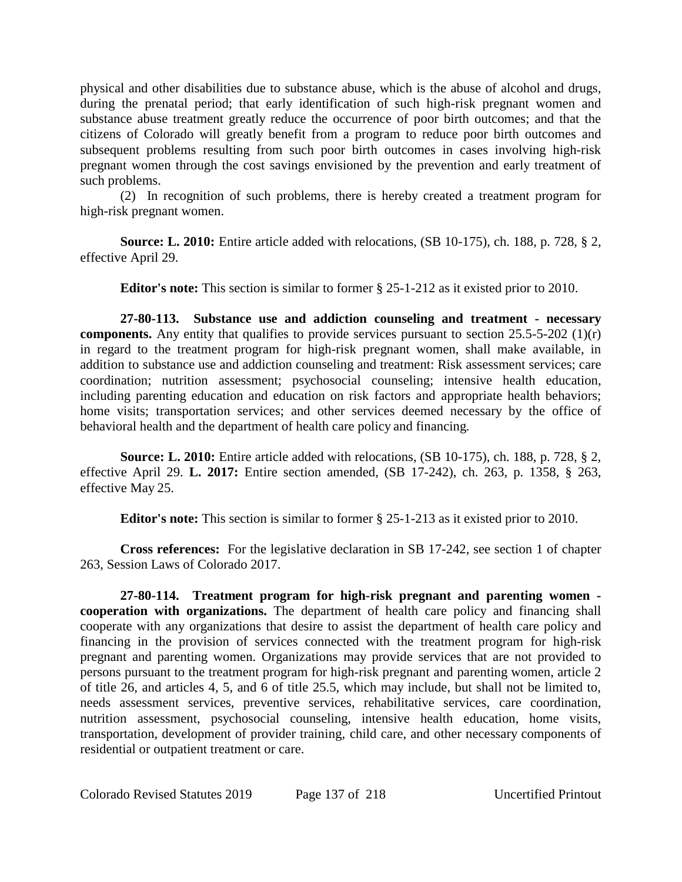physical and other disabilities due to substance abuse, which is the abuse of alcohol and drugs, during the prenatal period; that early identification of such high-risk pregnant women and substance abuse treatment greatly reduce the occurrence of poor birth outcomes; and that the citizens of Colorado will greatly benefit from a program to reduce poor birth outcomes and subsequent problems resulting from such poor birth outcomes in cases involving high-risk pregnant women through the cost savings envisioned by the prevention and early treatment of such problems.

(2) In recognition of such problems, there is hereby created a treatment program for high-risk pregnant women.

**Source: L. 2010:** Entire article added with relocations, (SB 10-175), ch. 188, p. 728, § 2, effective April 29.

**Editor's note:** This section is similar to former § 25-1-212 as it existed prior to 2010.

**27-80-113. Substance use and addiction counseling and treatment - necessary components.** Any entity that qualifies to provide services pursuant to section 25.5-5-202 (1)(r) in regard to the treatment program for high-risk pregnant women, shall make available, in addition to substance use and addiction counseling and treatment: Risk assessment services; care coordination; nutrition assessment; psychosocial counseling; intensive health education, including parenting education and education on risk factors and appropriate health behaviors; home visits; transportation services; and other services deemed necessary by the office of behavioral health and the department of health care policy and financing.

**Source: L. 2010:** Entire article added with relocations, (SB 10-175), ch. 188, p. 728, § 2, effective April 29. **L. 2017:** Entire section amended, (SB 17-242), ch. 263, p. 1358, § 263, effective May 25.

**Editor's note:** This section is similar to former § 25-1-213 as it existed prior to 2010.

**Cross references:** For the legislative declaration in SB 17-242, see section 1 of chapter 263, Session Laws of Colorado 2017.

**27-80-114. Treatment program for high-risk pregnant and parenting women - cooperation with organizations.** The department of health care policy and financing shall cooperate with any organizations that desire to assist the department of health care policy and financing in the provision of services connected with the treatment program for high-risk pregnant and parenting women. Organizations may provide services that are not provided to persons pursuant to the treatment program for high-risk pregnant and parenting women, article 2 of title 26, and articles 4, 5, and 6 of title 25.5, which may include, but shall not be limited to, needs assessment services, preventive services, rehabilitative services, care coordination, nutrition assessment, psychosocial counseling, intensive health education, home visits, transportation, development of provider training, child care, and other necessary components of residential or outpatient treatment or care.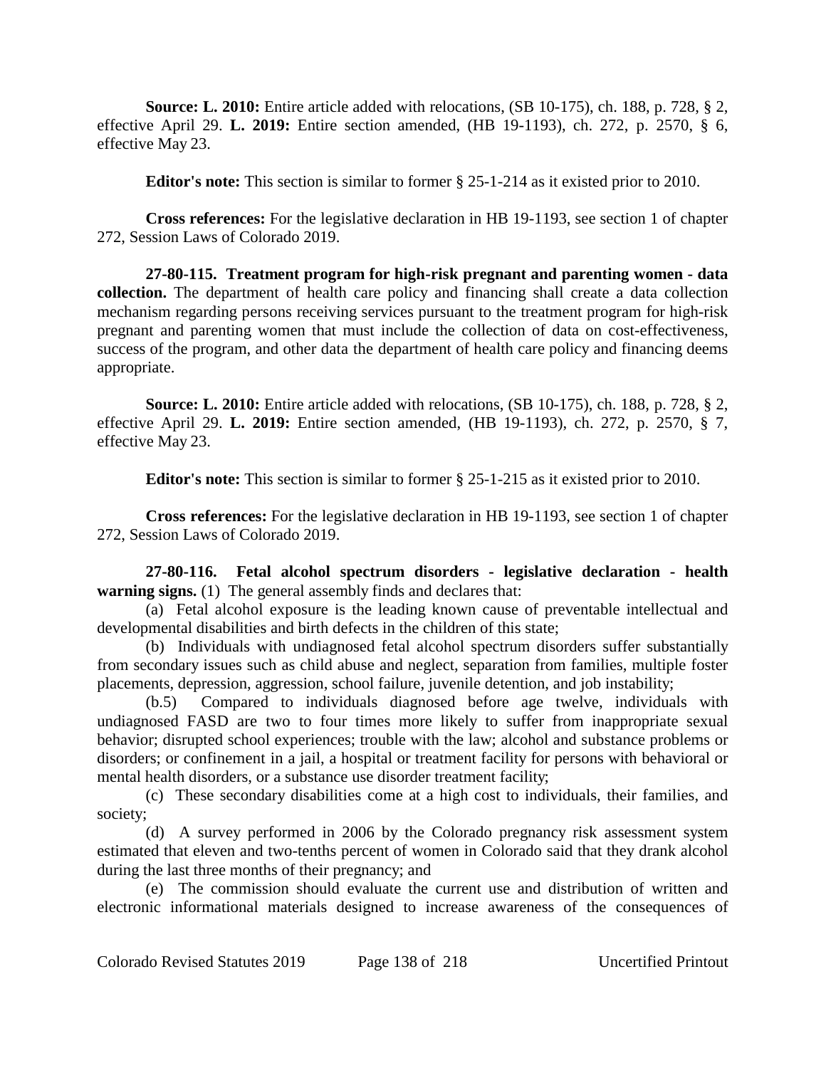**Source: L. 2010:** Entire article added with relocations, (SB 10-175), ch. 188, p. 728, § 2, effective April 29. **L. 2019:** Entire section amended, (HB 19-1193), ch. 272, p. 2570, § 6, effective May 23.

**Editor's note:** This section is similar to former § 25-1-214 as it existed prior to 2010.

**Cross references:** For the legislative declaration in HB 19-1193, see section 1 of chapter 272, Session Laws of Colorado 2019.

**27-80-115. Treatment program for high-risk pregnant and parenting women - data collection.** The department of health care policy and financing shall create a data collection mechanism regarding persons receiving services pursuant to the treatment program for high-risk pregnant and parenting women that must include the collection of data on cost-effectiveness, success of the program, and other data the department of health care policy and financing deems appropriate.

**Source: L. 2010:** Entire article added with relocations, (SB 10-175), ch. 188, p. 728, § 2, effective April 29. **L. 2019:** Entire section amended, (HB 19-1193), ch. 272, p. 2570, § 7, effective May 23.

**Editor's note:** This section is similar to former § 25-1-215 as it existed prior to 2010.

**Cross references:** For the legislative declaration in HB 19-1193, see section 1 of chapter 272, Session Laws of Colorado 2019.

**27-80-116. Fetal alcohol spectrum disorders - legislative declaration - health warning signs.** (1) The general assembly finds and declares that:

(a) Fetal alcohol exposure is the leading known cause of preventable intellectual and developmental disabilities and birth defects in the children of this state;

(b) Individuals with undiagnosed fetal alcohol spectrum disorders suffer substantially from secondary issues such as child abuse and neglect, separation from families, multiple foster placements, depression, aggression, school failure, juvenile detention, and job instability;

(b.5) Compared to individuals diagnosed before age twelve, individuals with undiagnosed FASD are two to four times more likely to suffer from inappropriate sexual behavior; disrupted school experiences; trouble with the law; alcohol and substance problems or disorders; or confinement in a jail, a hospital or treatment facility for persons with behavioral or mental health disorders, or a substance use disorder treatment facility;

(c) These secondary disabilities come at a high cost to individuals, their families, and society;

(d) A survey performed in 2006 by the Colorado pregnancy risk assessment system estimated that eleven and two-tenths percent of women in Colorado said that they drank alcohol during the last three months of their pregnancy; and

(e) The commission should evaluate the current use and distribution of written and electronic informational materials designed to increase awareness of the consequences of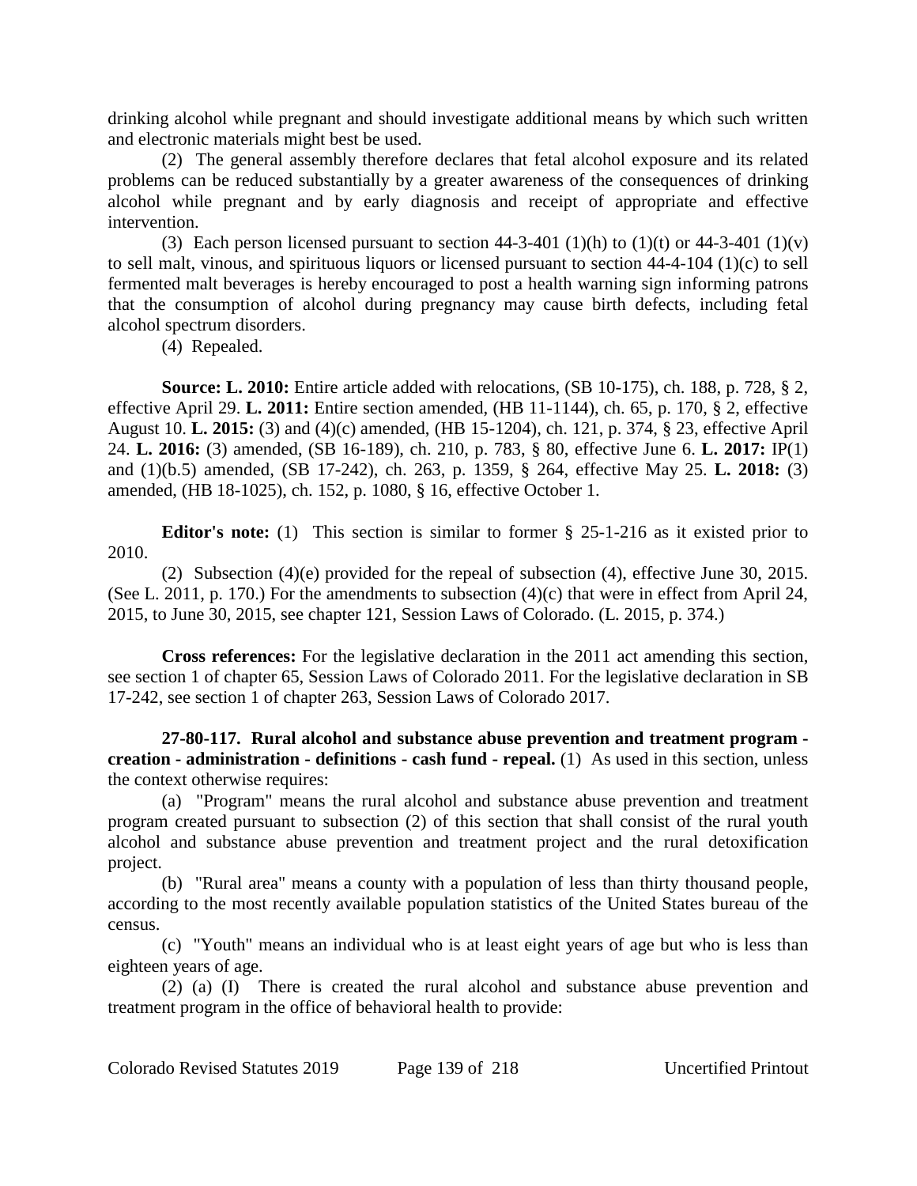drinking alcohol while pregnant and should investigate additional means by which such written and electronic materials might best be used.

(2) The general assembly therefore declares that fetal alcohol exposure and its related problems can be reduced substantially by a greater awareness of the consequences of drinking alcohol while pregnant and by early diagnosis and receipt of appropriate and effective intervention.

(3) Each person licensed pursuant to section 44-3-401 (1)(h) to (1)(t) or 44-3-401 (1)(v) to sell malt, vinous, and spirituous liquors or licensed pursuant to section 44-4-104 (1)(c) to sell fermented malt beverages is hereby encouraged to post a health warning sign informing patrons that the consumption of alcohol during pregnancy may cause birth defects, including fetal alcohol spectrum disorders.

(4) Repealed.

**Source: L. 2010:** Entire article added with relocations, (SB 10-175), ch. 188, p. 728, § 2, effective April 29. **L. 2011:** Entire section amended, (HB 11-1144), ch. 65, p. 170, § 2, effective August 10. **L. 2015:** (3) and (4)(c) amended, (HB 15-1204), ch. 121, p. 374, § 23, effective April 24. **L. 2016:** (3) amended, (SB 16-189), ch. 210, p. 783, § 80, effective June 6. **L. 2017:** IP(1) and (1)(b.5) amended, (SB 17-242), ch. 263, p. 1359, § 264, effective May 25. **L. 2018:** (3) amended, (HB 18-1025), ch. 152, p. 1080, § 16, effective October 1.

**Editor's note:** (1) This section is similar to former § 25-1-216 as it existed prior to 2010.

(2) Subsection (4)(e) provided for the repeal of subsection (4), effective June 30, 2015. (See L. 2011, p. 170.) For the amendments to subsection (4)(c) that were in effect from April 24, 2015, to June 30, 2015, see chapter 121, Session Laws of Colorado. (L. 2015, p. 374.)

**Cross references:** For the legislative declaration in the 2011 act amending this section, see section 1 of chapter 65, Session Laws of Colorado 2011. For the legislative declaration in SB 17-242, see section 1 of chapter 263, Session Laws of Colorado 2017.

**27-80-117. Rural alcohol and substance abuse prevention and treatment program - creation - administration - definitions - cash fund - repeal.** (1) As used in this section, unless the context otherwise requires:

(a) "Program" means the rural alcohol and substance abuse prevention and treatment program created pursuant to subsection (2) of this section that shall consist of the rural youth alcohol and substance abuse prevention and treatment project and the rural detoxification project.

(b) "Rural area" means a county with a population of less than thirty thousand people, according to the most recently available population statistics of the United States bureau of the census.

(c) "Youth" means an individual who is at least eight years of age but who is less than eighteen years of age.

(2) (a) (I) There is created the rural alcohol and substance abuse prevention and treatment program in the office of behavioral health to provide: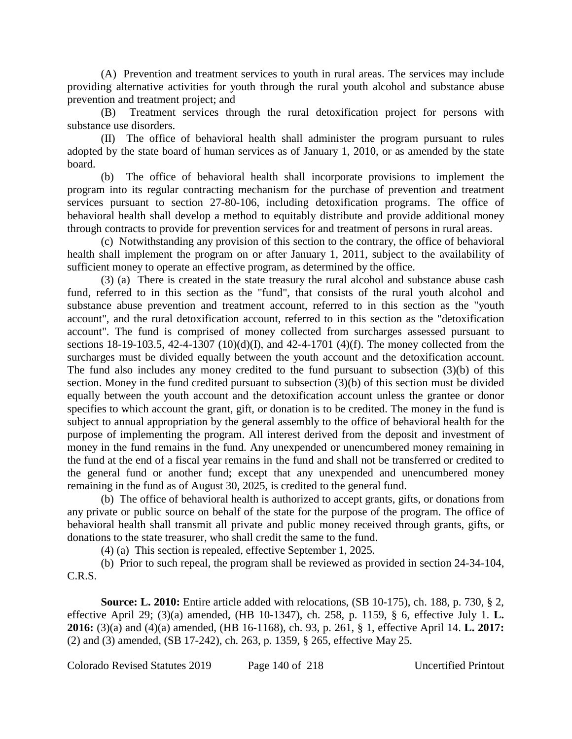(A) Prevention and treatment services to youth in rural areas. The services may include providing alternative activities for youth through the rural youth alcohol and substance abuse prevention and treatment project; and

(B) Treatment services through the rural detoxification project for persons with substance use disorders.

(II) The office of behavioral health shall administer the program pursuant to rules adopted by the state board of human services as of January 1, 2010, or as amended by the state board.

(b) The office of behavioral health shall incorporate provisions to implement the program into its regular contracting mechanism for the purchase of prevention and treatment services pursuant to section 27-80-106, including detoxification programs. The office of behavioral health shall develop a method to equitably distribute and provide additional money through contracts to provide for prevention services for and treatment of persons in rural areas.

(c) Notwithstanding any provision of this section to the contrary, the office of behavioral health shall implement the program on or after January 1, 2011, subject to the availability of sufficient money to operate an effective program, as determined by the office.

(3) (a) There is created in the state treasury the rural alcohol and substance abuse cash fund, referred to in this section as the "fund", that consists of the rural youth alcohol and substance abuse prevention and treatment account, referred to in this section as the "youth account", and the rural detoxification account, referred to in this section as the "detoxification account". The fund is comprised of money collected from surcharges assessed pursuant to sections 18-19-103.5, 42-4-1307 (10)(d)(I), and 42-4-1701 (4)(f). The money collected from the surcharges must be divided equally between the youth account and the detoxification account. The fund also includes any money credited to the fund pursuant to subsection (3)(b) of this section. Money in the fund credited pursuant to subsection (3)(b) of this section must be divided equally between the youth account and the detoxification account unless the grantee or donor specifies to which account the grant, gift, or donation is to be credited. The money in the fund is subject to annual appropriation by the general assembly to the office of behavioral health for the purpose of implementing the program. All interest derived from the deposit and investment of money in the fund remains in the fund. Any unexpended or unencumbered money remaining in the fund at the end of a fiscal year remains in the fund and shall not be transferred or credited to the general fund or another fund; except that any unexpended and unencumbered money remaining in the fund as of August 30, 2025, is credited to the general fund.

(b) The office of behavioral health is authorized to accept grants, gifts, or donations from any private or public source on behalf of the state for the purpose of the program. The office of behavioral health shall transmit all private and public money received through grants, gifts, or donations to the state treasurer, who shall credit the same to the fund.

(4) (a) This section is repealed, effective September 1, 2025.

(b) Prior to such repeal, the program shall be reviewed as provided in section 24-34-104, C.R.S.

**Source: L. 2010:** Entire article added with relocations, (SB 10-175), ch. 188, p. 730, § 2, effective April 29; (3)(a) amended, (HB 10-1347), ch. 258, p. 1159, § 6, effective July 1. **L. 2016:** (3)(a) and (4)(a) amended, (HB 16-1168), ch. 93, p. 261, § 1, effective April 14. **L. 2017:** (2) and (3) amended, (SB 17-242), ch. 263, p. 1359, § 265, effective May 25.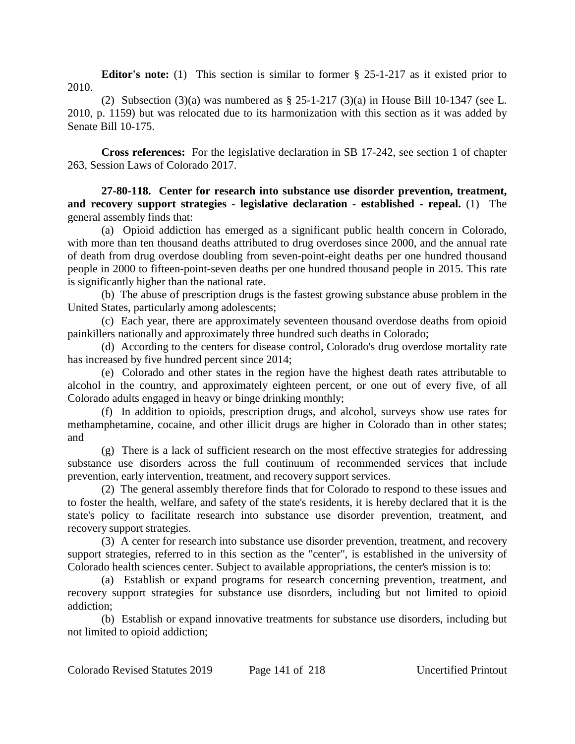**Editor's note:** (1) This section is similar to former § 25-1-217 as it existed prior to 2010.

(2) Subsection (3)(a) was numbered as § 25-1-217 (3)(a) in House Bill 10-1347 (see L. 2010, p. 1159) but was relocated due to its harmonization with this section as it was added by Senate Bill 10-175.

**Cross references:** For the legislative declaration in SB 17-242, see section 1 of chapter 263, Session Laws of Colorado 2017.

**27-80-118. Center for research into substance use disorder prevention, treatment, and recovery support strategies - legislative declaration - established - repeal.** (1) The general assembly finds that:

(a) Opioid addiction has emerged as a significant public health concern in Colorado, with more than ten thousand deaths attributed to drug overdoses since 2000, and the annual rate of death from drug overdose doubling from seven-point-eight deaths per one hundred thousand people in 2000 to fifteen-point-seven deaths per one hundred thousand people in 2015. This rate is significantly higher than the national rate.

(b) The abuse of prescription drugs is the fastest growing substance abuse problem in the United States, particularly among adolescents;

(c) Each year, there are approximately seventeen thousand overdose deaths from opioid painkillers nationally and approximately three hundred such deaths in Colorado;

(d) According to the centers for disease control, Colorado's drug overdose mortality rate has increased by five hundred percent since 2014;

(e) Colorado and other states in the region have the highest death rates attributable to alcohol in the country, and approximately eighteen percent, or one out of every five, of all Colorado adults engaged in heavy or binge drinking monthly;

(f) In addition to opioids, prescription drugs, and alcohol, surveys show use rates for methamphetamine, cocaine, and other illicit drugs are higher in Colorado than in other states; and

(g) There is a lack of sufficient research on the most effective strategies for addressing substance use disorders across the full continuum of recommended services that include prevention, early intervention, treatment, and recovery support services.

(2) The general assembly therefore finds that for Colorado to respond to these issues and to foster the health, welfare, and safety of the state's residents, it is hereby declared that it is the state's policy to facilitate research into substance use disorder prevention, treatment, and recovery support strategies.

(3) A center for research into substance use disorder prevention, treatment, and recovery support strategies, referred to in this section as the "center", is established in the university of Colorado health sciences center. Subject to available appropriations, the center's mission is to:

(a) Establish or expand programs for research concerning prevention, treatment, and recovery support strategies for substance use disorders, including but not limited to opioid addiction;

(b) Establish or expand innovative treatments for substance use disorders, including but not limited to opioid addiction;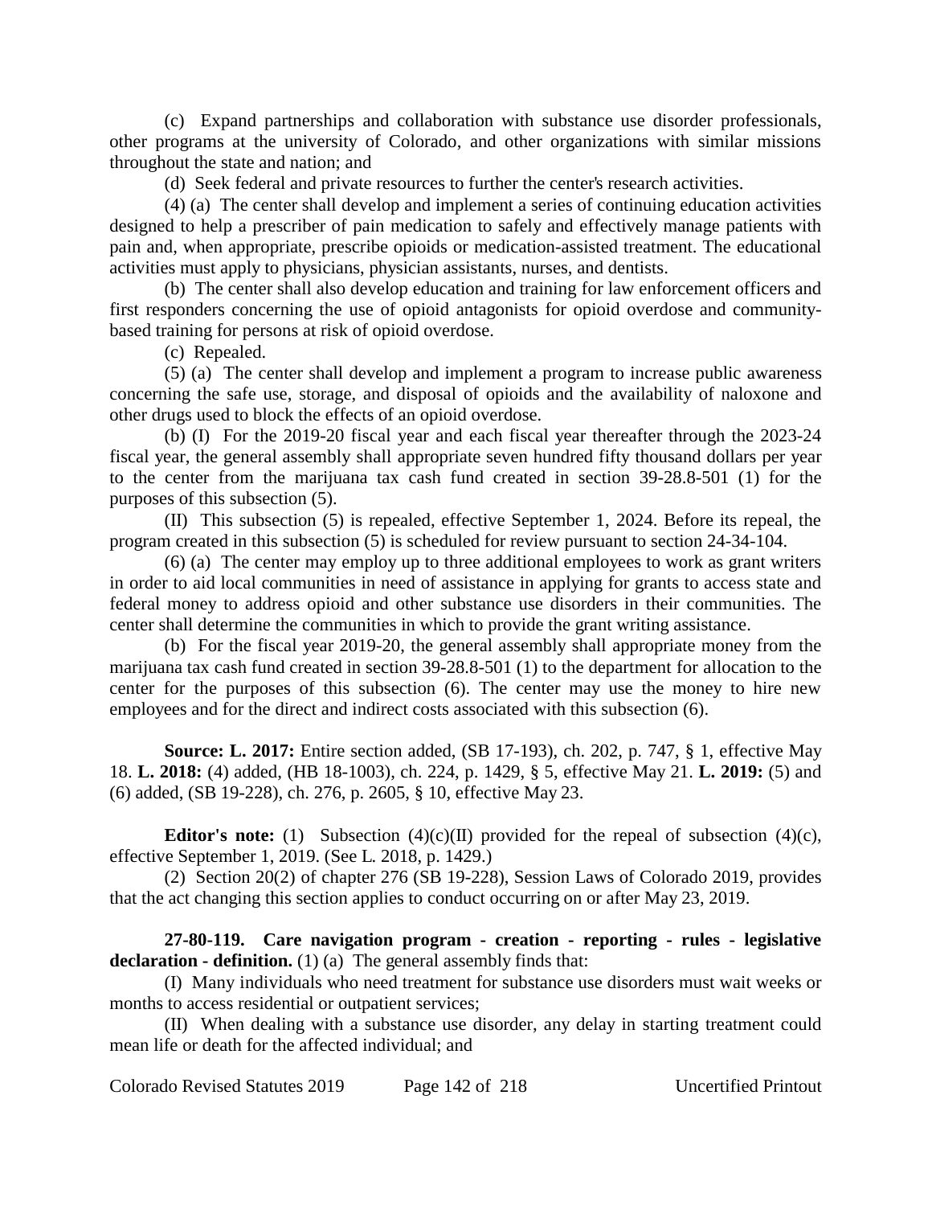(c) Expand partnerships and collaboration with substance use disorder professionals, other programs at the university of Colorado, and other organizations with similar missions throughout the state and nation; and

(d) Seek federal and private resources to further the center's research activities.

(4) (a) The center shall develop and implement a series of continuing education activities designed to help a prescriber of pain medication to safely and effectively manage patients with pain and, when appropriate, prescribe opioids or medication-assisted treatment. The educational activities must apply to physicians, physician assistants, nurses, and dentists.

(b) The center shall also develop education and training for law enforcement officers and first responders concerning the use of opioid antagonists for opioid overdose and community-based training for persons at risk of opioid overdose.

(c) Repealed.

(5) (a) The center shall develop and implement a program to increase public awareness concerning the safe use, storage, and disposal of opioids and the availability of naloxone and other drugs used to block the effects of an opioid overdose.

(b) (I) For the 2019-20 fiscal year and each fiscal year thereafter through the 2023-24 fiscal year, the general assembly shall appropriate seven hundred fifty thousand dollars per year to the center from the marijuana tax cash fund created in section 39-28.8-501 (1) for the purposes of this subsection (5).

(II) This subsection (5) is repealed, effective September 1, 2024. Before its repeal, the program created in this subsection (5) is scheduled for review pursuant to section 24-34-104.

(6) (a) The center may employ up to three additional employees to work as grant writers in order to aid local communities in need of assistance in applying for grants to access state and federal money to address opioid and other substance use disorders in their communities. The center shall determine the communities in which to provide the grant writing assistance.

(b) For the fiscal year 2019-20, the general assembly shall appropriate money from the marijuana tax cash fund created in section 39-28.8-501 (1) to the department for allocation to the center for the purposes of this subsection (6). The center may use the money to hire new employees and for the direct and indirect costs associated with this subsection (6).

**Source: L. 2017:** Entire section added, (SB 17-193), ch. 202, p. 747, § 1, effective May 18. **L. 2018:** (4) added, (HB 18-1003), ch. 224, p. 1429, § 5, effective May 21. **L. 2019:** (5) and (6) added, (SB 19-228), ch. 276, p. 2605, § 10, effective May 23.

**Editor's note:** (1) Subsection (4)(c)(II) provided for the repeal of subsection (4)(c), effective September 1, 2019. (See L. 2018, p. 1429.)

(2) Section 20(2) of chapter 276 (SB 19-228), Session Laws of Colorado 2019, provides that the act changing this section applies to conduct occurring on or after May 23, 2019.

**27-80-119. Care navigation program - creation - reporting - rules - legislative declaration - definition.** (1) (a) The general assembly finds that:

(I) Many individuals who need treatment for substance use disorders must wait weeks or months to access residential or outpatient services;

(II) When dealing with a substance use disorder, any delay in starting treatment could mean life or death for the affected individual; and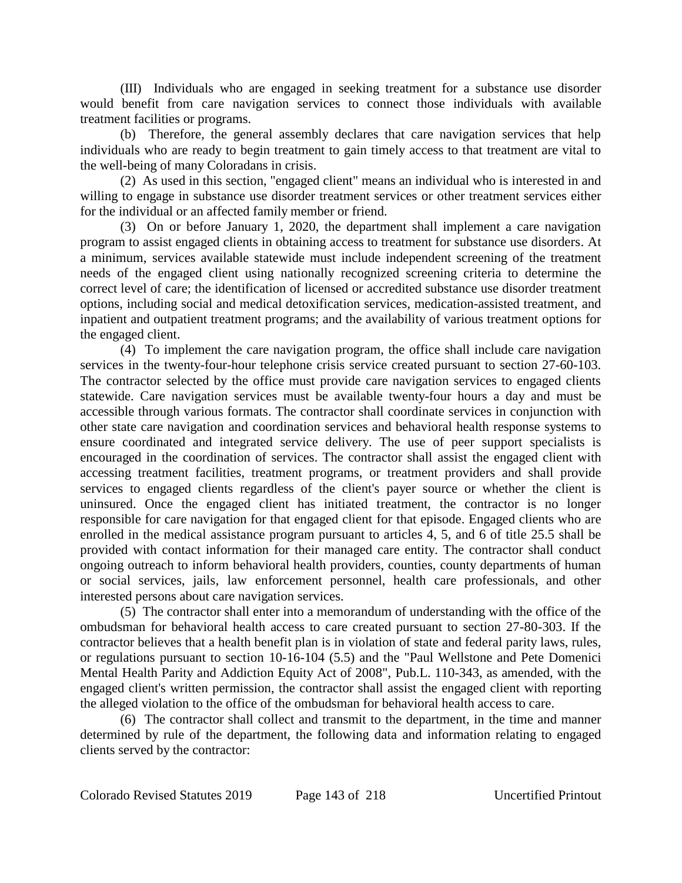(III) Individuals who are engaged in seeking treatment for a substance use disorder would benefit from care navigation services to connect those individuals with available treatment facilities or programs.

(b) Therefore, the general assembly declares that care navigation services that help individuals who are ready to begin treatment to gain timely access to that treatment are vital to the well-being of many Coloradans in crisis.

(2) As used in this section, "engaged client" means an individual who is interested in and willing to engage in substance use disorder treatment services or other treatment services either for the individual or an affected family member or friend.

(3) On or before January 1, 2020, the department shall implement a care navigation program to assist engaged clients in obtaining access to treatment for substance use disorders. At a minimum, services available statewide must include independent screening of the treatment needs of the engaged client using nationally recognized screening criteria to determine the correct level of care; the identification of licensed or accredited substance use disorder treatment options, including social and medical detoxification services, medication-assisted treatment, and inpatient and outpatient treatment programs; and the availability of various treatment options for the engaged client.

(4) To implement the care navigation program, the office shall include care navigation services in the twenty-four-hour telephone crisis service created pursuant to section 27-60-103. The contractor selected by the office must provide care navigation services to engaged clients statewide. Care navigation services must be available twenty-four hours a day and must be accessible through various formats. The contractor shall coordinate services in conjunction with other state care navigation and coordination services and behavioral health response systems to ensure coordinated and integrated service delivery. The use of peer support specialists is encouraged in the coordination of services. The contractor shall assist the engaged client with accessing treatment facilities, treatment programs, or treatment providers and shall provide services to engaged clients regardless of the client's payer source or whether the client is uninsured. Once the engaged client has initiated treatment, the contractor is no longer responsible for care navigation for that engaged client for that episode. Engaged clients who are enrolled in the medical assistance program pursuant to articles 4, 5, and 6 of title 25.5 shall be provided with contact information for their managed care entity. The contractor shall conduct ongoing outreach to inform behavioral health providers, counties, county departments of human or social services, jails, law enforcement personnel, health care professionals, and other interested persons about care navigation services.

(5) The contractor shall enter into a memorandum of understanding with the office of the ombudsman for behavioral health access to care created pursuant to section 27-80-303. If the contractor believes that a health benefit plan is in violation of state and federal parity laws, rules, or regulations pursuant to section 10-16-104 (5.5) and the "Paul Wellstone and Pete Domenici Mental Health Parity and Addiction Equity Act of 2008", Pub.L. 110-343, as amended, with the engaged client's written permission, the contractor shall assist the engaged client with reporting the alleged violation to the office of the ombudsman for behavioral health access to care.

(6) The contractor shall collect and transmit to the department, in the time and manner determined by rule of the department, the following data and information relating to engaged clients served by the contractor: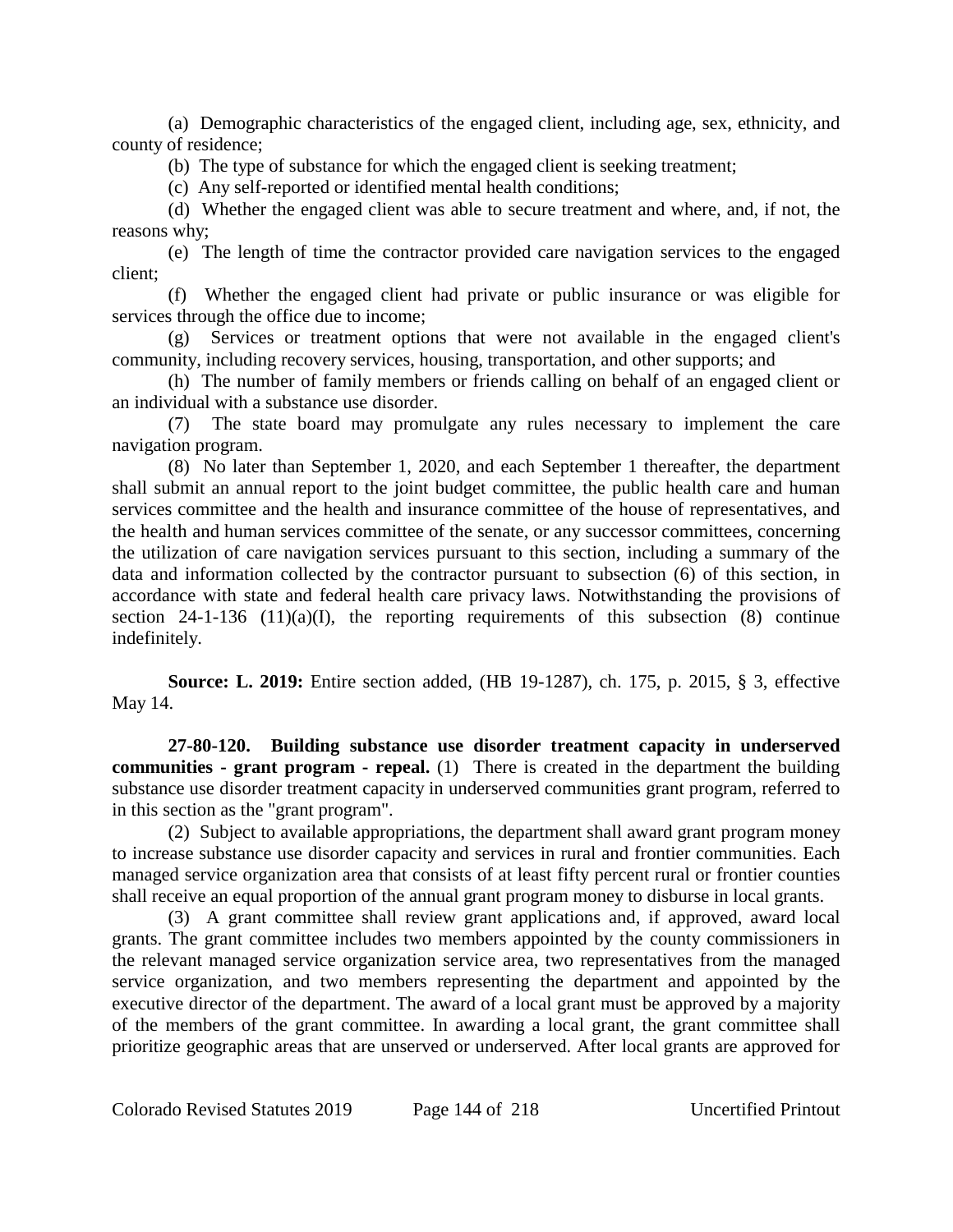(a) Demographic characteristics of the engaged client, including age, sex, ethnicity, and county of residence;

(b) The type of substance for which the engaged client is seeking treatment;

(c) Any self-reported or identified mental health conditions;

(d) Whether the engaged client was able to secure treatment and where, and, if not, the reasons why;

(e) The length of time the contractor provided care navigation services to the engaged client;

(f) Whether the engaged client had private or public insurance or was eligible for services through the office due to income;

(g) Services or treatment options that were not available in the engaged client's community, including recovery services, housing, transportation, and other supports; and

(h) The number of family members or friends calling on behalf of an engaged client or an individual with a substance use disorder.

(7) The state board may promulgate any rules necessary to implement the care navigation program.

(8) No later than September 1, 2020, and each September 1 thereafter, the department shall submit an annual report to the joint budget committee, the public health care and human services committee and the health and insurance committee of the house of representatives, and the health and human services committee of the senate, or any successor committees, concerning the utilization of care navigation services pursuant to this section, including a summary of the data and information collected by the contractor pursuant to subsection (6) of this section, in accordance with state and federal health care privacy laws. Notwithstanding the provisions of section 24-1-136 (11)(a)(I), the reporting requirements of this subsection (8) continue indefinitely.

**Source: L. 2019:** Entire section added, (HB 19-1287), ch. 175, p. 2015, § 3, effective May 14.

**27-80-120. Building substance use disorder treatment capacity in underserved communities - grant program - repeal.** (1) There is created in the department the building substance use disorder treatment capacity in underserved communities grant program, referred to in this section as the "grant program".

(2) Subject to available appropriations, the department shall award grant program money to increase substance use disorder capacity and services in rural and frontier communities. Each managed service organization area that consists of at least fifty percent rural or frontier counties shall receive an equal proportion of the annual grant program money to disburse in local grants.

(3) A grant committee shall review grant applications and, if approved, award local grants. The grant committee includes two members appointed by the county commissioners in the relevant managed service organization service area, two representatives from the managed service organization, and two members representing the department and appointed by the executive director of the department. The award of a local grant must be approved by a majority of the members of the grant committee. In awarding a local grant, the grant committee shall prioritize geographic areas that are unserved or underserved. After local grants are approved for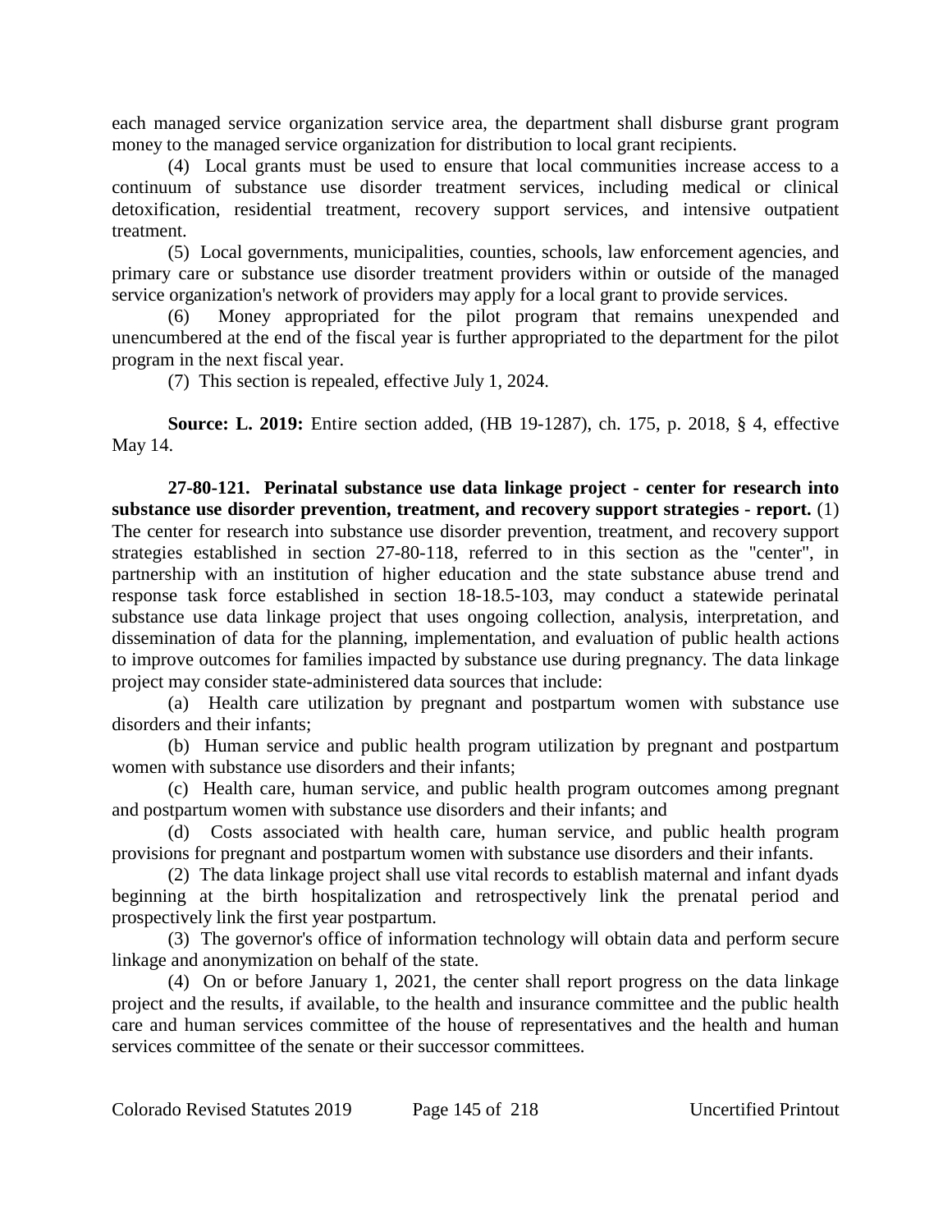each managed service organization service area, the department shall disburse grant program money to the managed service organization for distribution to local grant recipients.

(4) Local grants must be used to ensure that local communities increase access to a continuum of substance use disorder treatment services, including medical or clinical detoxification, residential treatment, recovery support services, and intensive outpatient treatment.

(5) Local governments, municipalities, counties, schools, law enforcement agencies, and primary care or substance use disorder treatment providers within or outside of the managed service organization's network of providers may apply for a local grant to provide services.

(6) Money appropriated for the pilot program that remains unexpended and unencumbered at the end of the fiscal year is further appropriated to the department for the pilot program in the next fiscal year.

(7) This section is repealed, effective July 1, 2024.

**Source: L. 2019:** Entire section added, (HB 19-1287), ch. 175, p. 2018, § 4, effective May 14.

**27-80-121. Perinatal substance use data linkage project - center for research into substance use disorder prevention, treatment, and recovery support strategies - report.** (1) The center for research into substance use disorder prevention, treatment, and recovery support strategies established in section 27-80-118, referred to in this section as the "center", in partnership with an institution of higher education and the state substance abuse trend and response task force established in section 18-18.5-103, may conduct a statewide perinatal substance use data linkage project that uses ongoing collection, analysis, interpretation, and dissemination of data for the planning, implementation, and evaluation of public health actions to improve outcomes for families impacted by substance use during pregnancy. The data linkage project may consider state-administered data sources that include:

(a) Health care utilization by pregnant and postpartum women with substance use disorders and their infants;

(b) Human service and public health program utilization by pregnant and postpartum women with substance use disorders and their infants;

(c) Health care, human service, and public health program outcomes among pregnant and postpartum women with substance use disorders and their infants; and

(d) Costs associated with health care, human service, and public health program provisions for pregnant and postpartum women with substance use disorders and their infants.

(2) The data linkage project shall use vital records to establish maternal and infant dyads beginning at the birth hospitalization and retrospectively link the prenatal period and prospectively link the first year postpartum.

(3) The governor's office of information technology will obtain data and perform secure linkage and anonymization on behalf of the state.

(4) On or before January 1, 2021, the center shall report progress on the data linkage project and the results, if available, to the health and insurance committee and the public health care and human services committee of the house of representatives and the health and human services committee of the senate or their successor committees.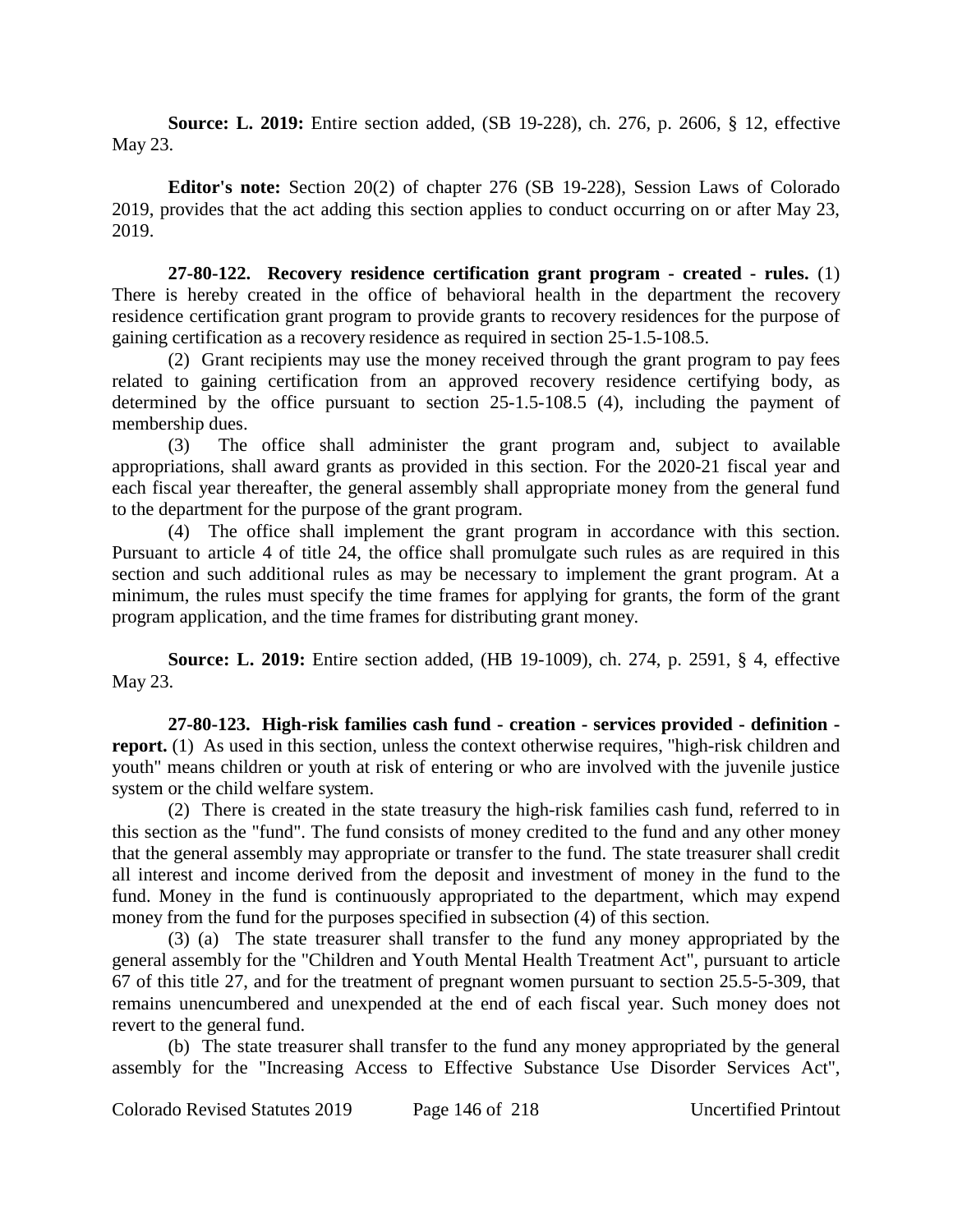**Source: L. 2019:** Entire section added, (SB 19-228), ch. 276, p. 2606, § 12, effective May 23.

**Editor's note:** Section 20(2) of chapter 276 (SB 19-228), Session Laws of Colorado 2019, provides that the act adding this section applies to conduct occurring on or after May 23, 2019.

**27-80-122. Recovery residence certification grant program - created - rules.** (1) There is hereby created in the office of behavioral health in the department the recovery residence certification grant program to provide grants to recovery residences for the purpose of gaining certification as a recovery residence as required in section 25-1.5-108.5.

(2) Grant recipients may use the money received through the grant program to pay fees related to gaining certification from an approved recovery residence certifying body, as determined by the office pursuant to section 25-1.5-108.5 (4), including the payment of membership dues.

(3) The office shall administer the grant program and, subject to available appropriations, shall award grants as provided in this section. For the 2020-21 fiscal year and each fiscal year thereafter, the general assembly shall appropriate money from the general fund to the department for the purpose of the grant program.

(4) The office shall implement the grant program in accordance with this section. Pursuant to article 4 of title 24, the office shall promulgate such rules as are required in this section and such additional rules as may be necessary to implement the grant program. At a minimum, the rules must specify the time frames for applying for grants, the form of the grant program application, and the time frames for distributing grant money.

**Source: L. 2019:** Entire section added, (HB 19-1009), ch. 274, p. 2591, § 4, effective May 23.

**27-80-123. High-risk families cash fund - creation - services provided - definition - report.** (1) As used in this section, unless the context otherwise requires, "high-risk children and youth" means children or youth at risk of entering or who are involved with the juvenile justice system or the child welfare system.

(2) There is created in the state treasury the high-risk families cash fund, referred to in this section as the "fund". The fund consists of money credited to the fund and any other money that the general assembly may appropriate or transfer to the fund. The state treasurer shall credit all interest and income derived from the deposit and investment of money in the fund to the fund. Money in the fund is continuously appropriated to the department, which may expend money from the fund for the purposes specified in subsection (4) of this section.

(3) (a) The state treasurer shall transfer to the fund any money appropriated by the general assembly for the "Children and Youth Mental Health Treatment Act", pursuant to article 67 of this title 27, and for the treatment of pregnant women pursuant to section 25.5-5-309, that remains unencumbered and unexpended at the end of each fiscal year. Such money does not revert to the general fund.

(b) The state treasurer shall transfer to the fund any money appropriated by the general assembly for the "Increasing Access to Effective Substance Use Disorder Services Act",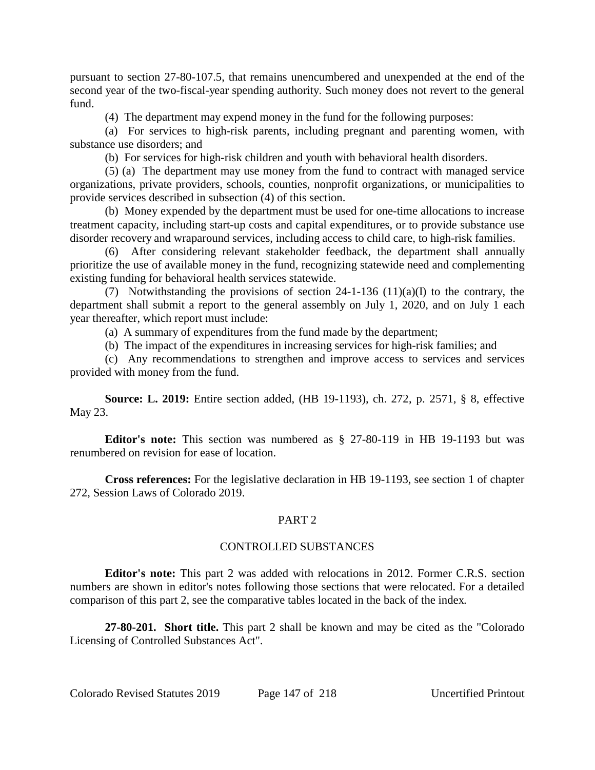pursuant to section 27-80-107.5, that remains unencumbered and unexpended at the end of the second year of the two-fiscal-year spending authority. Such money does not revert to the general fund.

(4) The department may expend money in the fund for the following purposes:

(a) For services to high-risk parents, including pregnant and parenting women, with substance use disorders; and

(b) For services for high-risk children and youth with behavioral health disorders.

(5) (a) The department may use money from the fund to contract with managed service organizations, private providers, schools, counties, nonprofit organizations, or municipalities to provide services described in subsection (4) of this section.

(b) Money expended by the department must be used for one-time allocations to increase treatment capacity, including start-up costs and capital expenditures, or to provide substance use disorder recovery and wraparound services, including access to child care, to high-risk families.

(6) After considering relevant stakeholder feedback, the department shall annually prioritize the use of available money in the fund, recognizing statewide need and complementing existing funding for behavioral health services statewide.

(7) Notwithstanding the provisions of section 24-1-136 (11)(a)(I) to the contrary, the department shall submit a report to the general assembly on July 1, 2020, and on July 1 each year thereafter, which report must include:

(a) A summary of expenditures from the fund made by the department;

(b) The impact of the expenditures in increasing services for high-risk families; and

(c) Any recommendations to strengthen and improve access to services and services provided with money from the fund.

**Source: L. 2019:** Entire section added, (HB 19-1193), ch. 272, p. 2571, § 8, effective May 23.

**Editor's note:** This section was numbered as § 27-80-119 in HB 19-1193 but was renumbered on revision for ease of location.

**Cross references:** For the legislative declaration in HB 19-1193, see section 1 of chapter 272, Session Laws of Colorado 2019.

## PART 2

## CONTROLLED SUBSTANCES

**Editor's note:** This part 2 was added with relocations in 2012. Former C.R.S. section numbers are shown in editor's notes following those sections that were relocated. For a detailed comparison of this part 2, see the comparative tables located in the back of the index.

**27-80-201. Short title.** This part 2 shall be known and may be cited as the "Colorado Licensing of Controlled Substances Act".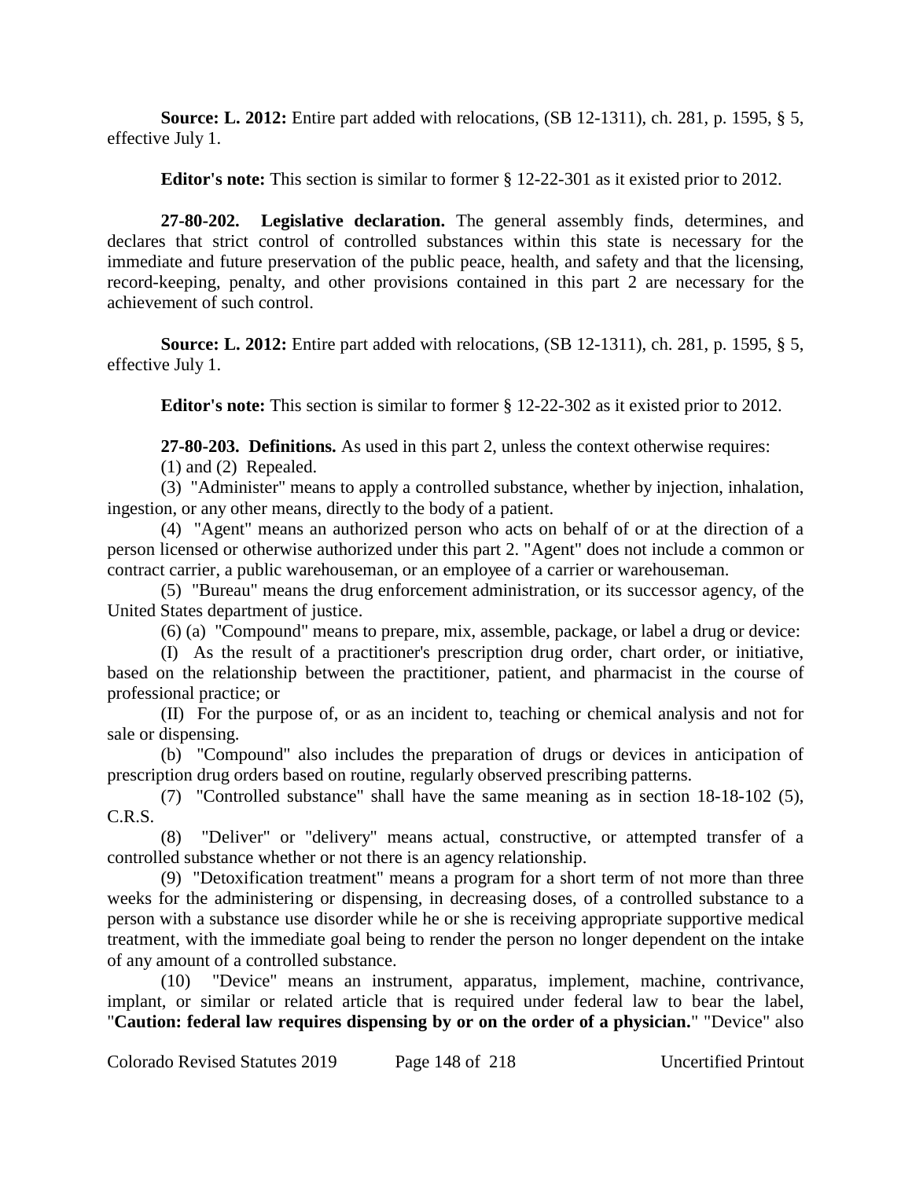**Source: L. 2012:** Entire part added with relocations, (SB 12-1311), ch. 281, p. 1595, § 5, effective July 1.

**Editor's note:** This section is similar to former § 12-22-301 as it existed prior to 2012.

**27-80-202. Legislative declaration.** The general assembly finds, determines, and declares that strict control of controlled substances within this state is necessary for the immediate and future preservation of the public peace, health, and safety and that the licensing, record-keeping, penalty, and other provisions contained in this part 2 are necessary for the achievement of such control.

**Source: L. 2012:** Entire part added with relocations, (SB 12-1311), ch. 281, p. 1595, § 5, effective July 1.

**Editor's note:** This section is similar to former § 12-22-302 as it existed prior to 2012.

**27-80-203. Definitions.** As used in this part 2, unless the context otherwise requires:

(1) and (2) Repealed.

(3) "Administer" means to apply a controlled substance, whether by injection, inhalation, ingestion, or any other means, directly to the body of a patient.

(4) "Agent" means an authorized person who acts on behalf of or at the direction of a person licensed or otherwise authorized under this part 2. "Agent" does not include a common or contract carrier, a public warehouseman, or an employee of a carrier or warehouseman.

(5) "Bureau" means the drug enforcement administration, or its successor agency, of the United States department of justice.

(6) (a) "Compound" means to prepare, mix, assemble, package, or label a drug or device:

(I) As the result of a practitioner's prescription drug order, chart order, or initiative, based on the relationship between the practitioner, patient, and pharmacist in the course of professional practice; or

(II) For the purpose of, or as an incident to, teaching or chemical analysis and not for sale or dispensing.

(b) "Compound" also includes the preparation of drugs or devices in anticipation of prescription drug orders based on routine, regularly observed prescribing patterns.

(7) "Controlled substance" shall have the same meaning as in section 18-18-102 (5), C.R.S.

(8) "Deliver" or "delivery" means actual, constructive, or attempted transfer of a controlled substance whether or not there is an agency relationship.

(9) "Detoxification treatment" means a program for a short term of not more than three weeks for the administering or dispensing, in decreasing doses, of a controlled substance to a person with a substance use disorder while he or she is receiving appropriate supportive medical treatment, with the immediate goal being to render the person no longer dependent on the intake of any amount of a controlled substance.

(10) "Device" means an instrument, apparatus, implement, machine, contrivance, implant, or similar or related article that is required under federal law to bear the label, "**Caution: federal law requires dispensing by or on the order of a physician.**" "Device" also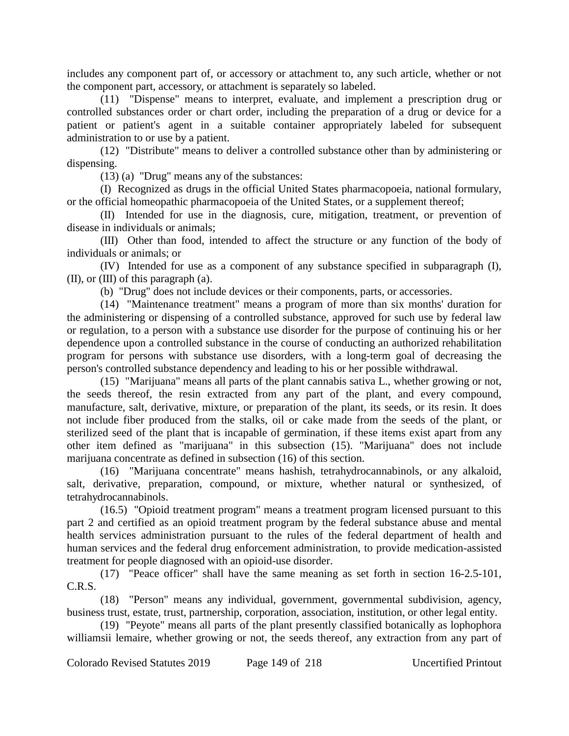includes any component part of, or accessory or attachment to, any such article, whether or not the component part, accessory, or attachment is separately so labeled.

(11) "Dispense" means to interpret, evaluate, and implement a prescription drug or controlled substances order or chart order, including the preparation of a drug or device for a patient or patient's agent in a suitable container appropriately labeled for subsequent administration to or use by a patient.

(12) "Distribute" means to deliver a controlled substance other than by administering or dispensing.

(13) (a) "Drug" means any of the substances:

(I) Recognized as drugs in the official United States pharmacopoeia, national formulary, or the official homeopathic pharmacopoeia of the United States, or a supplement thereof;

(II) Intended for use in the diagnosis, cure, mitigation, treatment, or prevention of disease in individuals or animals;

(III) Other than food, intended to affect the structure or any function of the body of individuals or animals; or

(IV) Intended for use as a component of any substance specified in subparagraph (I), (II), or (III) of this paragraph (a).

(b) "Drug" does not include devices or their components, parts, or accessories.

(14) "Maintenance treatment" means a program of more than six months' duration for the administering or dispensing of a controlled substance, approved for such use by federal law or regulation, to a person with a substance use disorder for the purpose of continuing his or her dependence upon a controlled substance in the course of conducting an authorized rehabilitation program for persons with substance use disorders, with a long-term goal of decreasing the person's controlled substance dependency and leading to his or her possible withdrawal.

(15) "Marijuana" means all parts of the plant cannabis sativa L., whether growing or not, the seeds thereof, the resin extracted from any part of the plant, and every compound, manufacture, salt, derivative, mixture, or preparation of the plant, its seeds, or its resin. It does not include fiber produced from the stalks, oil or cake made from the seeds of the plant, or sterilized seed of the plant that is incapable of germination, if these items exist apart from any other item defined as "marijuana" in this subsection (15). "Marijuana" does not include marijuana concentrate as defined in subsection (16) of this section.

(16) "Marijuana concentrate" means hashish, tetrahydrocannabinols, or any alkaloid, salt, derivative, preparation, compound, or mixture, whether natural or synthesized, of tetrahydrocannabinols.

(16.5) "Opioid treatment program" means a treatment program licensed pursuant to this part 2 and certified as an opioid treatment program by the federal substance abuse and mental health services administration pursuant to the rules of the federal department of health and human services and the federal drug enforcement administration, to provide medication-assisted treatment for people diagnosed with an opioid-use disorder.

(17) "Peace officer" shall have the same meaning as set forth in section 16-2.5-101, C.R.S.

(18) "Person" means any individual, government, governmental subdivision, agency, business trust, estate, trust, partnership, corporation, association, institution, or other legal entity.

(19) "Peyote" means all parts of the plant presently classified botanically as lophophora williamsii lemaire, whether growing or not, the seeds thereof, any extraction from any part of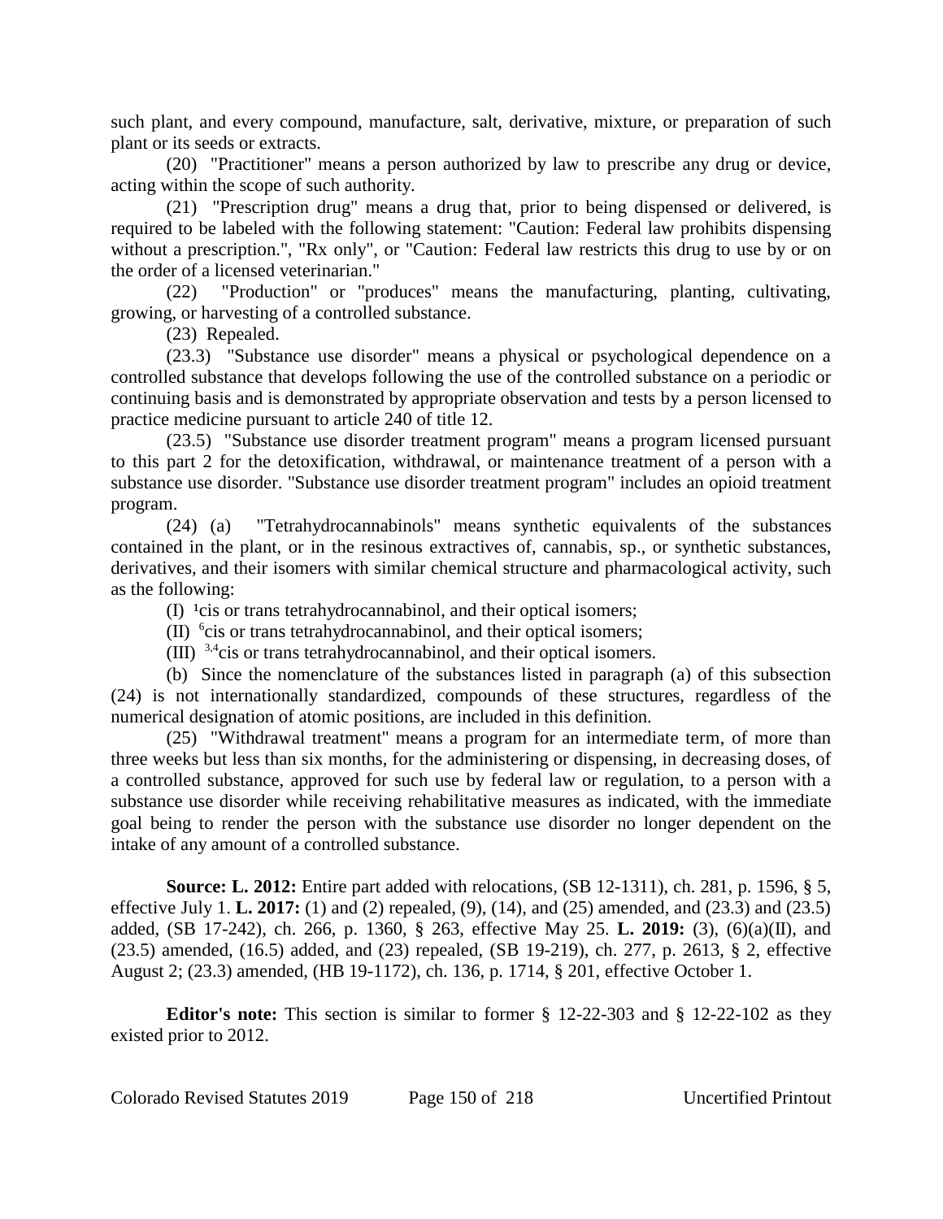such plant, and every compound, manufacture, salt, derivative, mixture, or preparation of such plant or its seeds or extracts.

(20) "Practitioner" means a person authorized by law to prescribe any drug or device, acting within the scope of such authority.

(21) "Prescription drug" means a drug that, prior to being dispensed or delivered, is required to be labeled with the following statement: "Caution: Federal law prohibits dispensing without a prescription.", "Rx only", or "Caution: Federal law restricts this drug to use by or on the order of a licensed veterinarian."

(22) "Production" or "produces" means the manufacturing, planting, cultivating, growing, or harvesting of a controlled substance.

(23) Repealed.

(23.3) "Substance use disorder" means a physical or psychological dependence on a controlled substance that develops following the use of the controlled substance on a periodic or continuing basis and is demonstrated by appropriate observation and tests by a person licensed to practice medicine pursuant to article 240 of title 12.

(23.5) "Substance use disorder treatment program" means a program licensed pursuant to this part 2 for the detoxification, withdrawal, or maintenance treatment of a person with a substance use disorder. "Substance use disorder treatment program" includes an opioid treatment program.

(24) (a) "Tetrahydrocannabinols" means synthetic equivalents of the substances contained in the plant, or in the resinous extractives of, cannabis, sp., or synthetic substances, derivatives, and their isomers with similar chemical structure and pharmacological activity, such as the following:

(I) $^{1}$cis or trans tetrahydrocannabinol, and their optical isomers;

(II) $^{6}$cis or trans tetrahydrocannabinol, and their optical isomers;

(III) $^{3,4}$cis or trans tetrahydrocannabinol, and their optical isomers.

(b) Since the nomenclature of the substances listed in paragraph (a) of this subsection (24) is not internationally standardized, compounds of these structures, regardless of the numerical designation of atomic positions, are included in this definition.

(25) "Withdrawal treatment" means a program for an intermediate term, of more than three weeks but less than six months, for the administering or dispensing, in decreasing doses, of a controlled substance, approved for such use by federal law or regulation, to a person with a substance use disorder while receiving rehabilitative measures as indicated, with the immediate goal being to render the person with the substance use disorder no longer dependent on the intake of any amount of a controlled substance.

**Source: L. 2012:** Entire part added with relocations, (SB 12-1311), ch. 281, p. 1596, § 5, effective July 1. **L. 2017:** (1) and (2) repealed, (9), (14), and (25) amended, and (23.3) and (23.5) added, (SB 17-242), ch. 266, p. 1360, § 263, effective May 25. **L. 2019:** (3), (6)(a)(II), and (23.5) amended, (16.5) added, and (23) repealed, (SB 19-219), ch. 277, p. 2613, § 2, effective August 2; (23.3) amended, (HB 19-1172), ch. 136, p. 1714, § 201, effective October 1.

**Editor's note:** This section is similar to former § 12-22-303 and § 12-22-102 as they existed prior to 2012.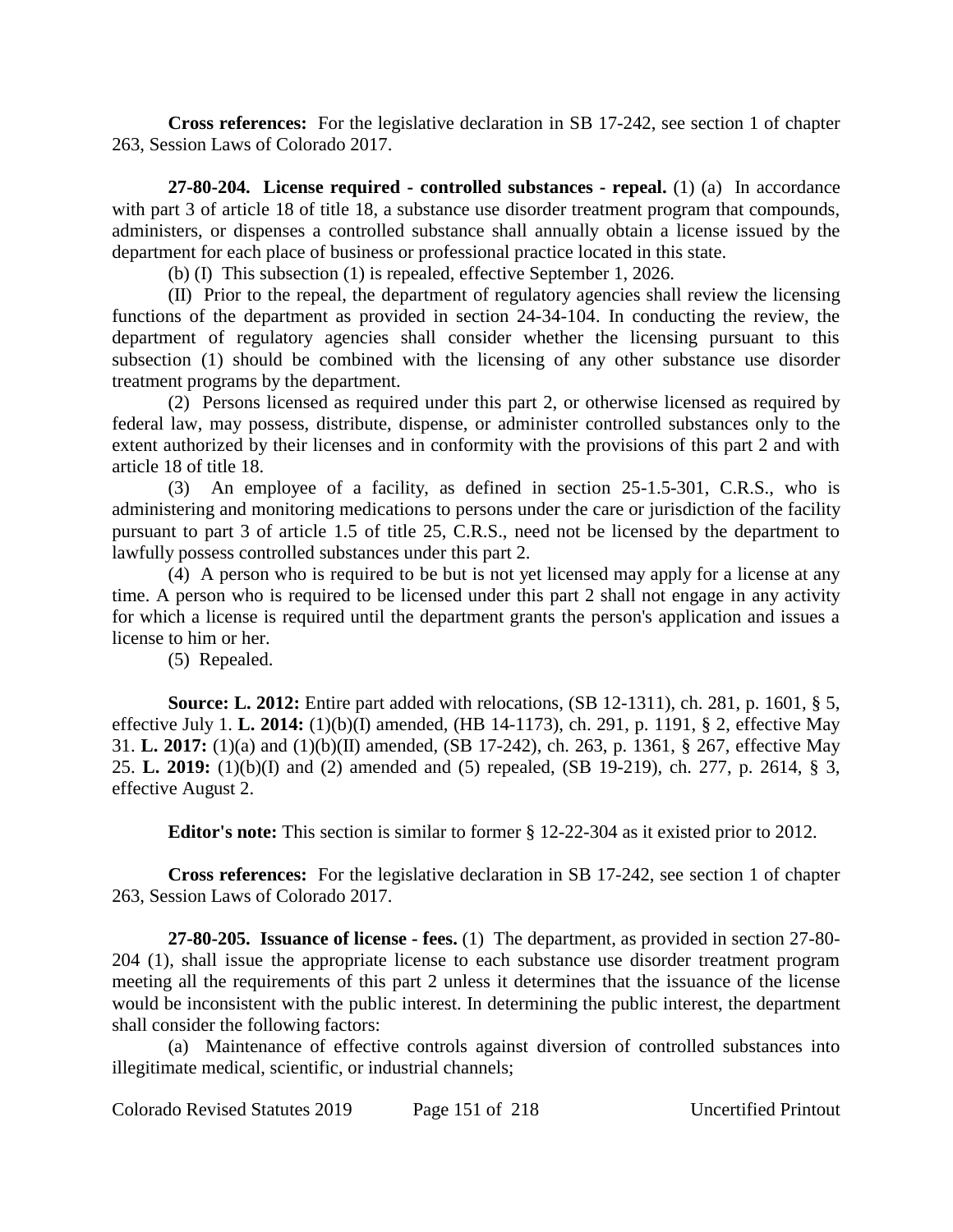**Cross references:** For the legislative declaration in SB 17-242, see section 1 of chapter 263, Session Laws of Colorado 2017.

**27-80-204. License required - controlled substances - repeal.** (1) (a) In accordance with part 3 of article 18 of title 18, a substance use disorder treatment program that compounds, administers, or dispenses a controlled substance shall annually obtain a license issued by the department for each place of business or professional practice located in this state.

(b) (I) This subsection (1) is repealed, effective September 1, 2026.

(II) Prior to the repeal, the department of regulatory agencies shall review the licensing functions of the department as provided in section 24-34-104. In conducting the review, the department of regulatory agencies shall consider whether the licensing pursuant to this subsection (1) should be combined with the licensing of any other substance use disorder treatment programs by the department.

(2) Persons licensed as required under this part 2, or otherwise licensed as required by federal law, may possess, distribute, dispense, or administer controlled substances only to the extent authorized by their licenses and in conformity with the provisions of this part 2 and with article 18 of title 18.

(3) An employee of a facility, as defined in section 25-1.5-301, C.R.S., who is administering and monitoring medications to persons under the care or jurisdiction of the facility pursuant to part 3 of article 1.5 of title 25, C.R.S., need not be licensed by the department to lawfully possess controlled substances under this part 2.

(4) A person who is required to be but is not yet licensed may apply for a license at any time. A person who is required to be licensed under this part 2 shall not engage in any activity for which a license is required until the department grants the person's application and issues a license to him or her.

(5) Repealed.

**Source: L. 2012:** Entire part added with relocations, (SB 12-1311), ch. 281, p. 1601, § 5, effective July 1. **L. 2014:** (1)(b)(I) amended, (HB 14-1173), ch. 291, p. 1191, § 2, effective May 31. **L. 2017:** (1)(a) and (1)(b)(II) amended, (SB 17-242), ch. 263, p. 1361, § 267, effective May 25. **L. 2019:** (1)(b)(I) and (2) amended and (5) repealed, (SB 19-219), ch. 277, p. 2614, § 3, effective August 2.

**Editor's note:** This section is similar to former § 12-22-304 as it existed prior to 2012.

**Cross references:** For the legislative declaration in SB 17-242, see section 1 of chapter 263, Session Laws of Colorado 2017.

**27-80-205. Issuance of license - fees.** (1) The department, as provided in section 27-80-204 (1), shall issue the appropriate license to each substance use disorder treatment program meeting all the requirements of this part 2 unless it determines that the issuance of the license would be inconsistent with the public interest. In determining the public interest, the department shall consider the following factors:

(a) Maintenance of effective controls against diversion of controlled substances into illegitimate medical, scientific, or industrial channels;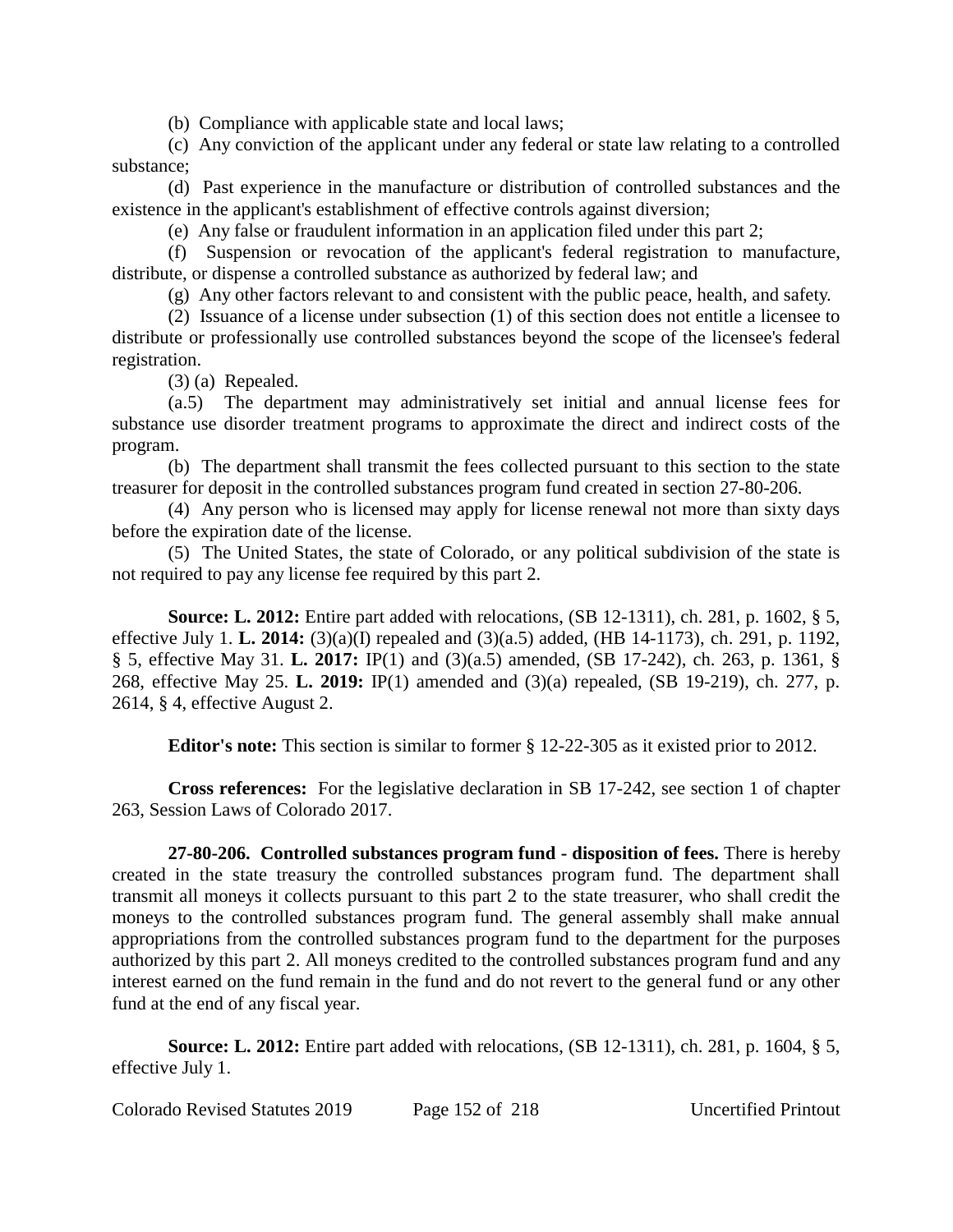(b) Compliance with applicable state and local laws;

(c) Any conviction of the applicant under any federal or state law relating to a controlled substance;

(d) Past experience in the manufacture or distribution of controlled substances and the existence in the applicant's establishment of effective controls against diversion;

(e) Any false or fraudulent information in an application filed under this part 2;

(f) Suspension or revocation of the applicant's federal registration to manufacture, distribute, or dispense a controlled substance as authorized by federal law; and

(g) Any other factors relevant to and consistent with the public peace, health, and safety.

(2) Issuance of a license under subsection (1) of this section does not entitle a licensee to distribute or professionally use controlled substances beyond the scope of the licensee's federal registration.

(3) (a) Repealed.

(a.5) The department may administratively set initial and annual license fees for substance use disorder treatment programs to approximate the direct and indirect costs of the program.

(b) The department shall transmit the fees collected pursuant to this section to the state treasurer for deposit in the controlled substances program fund created in section 27-80-206.

(4) Any person who is licensed may apply for license renewal not more than sixty days before the expiration date of the license.

(5) The United States, the state of Colorado, or any political subdivision of the state is not required to pay any license fee required by this part 2.

**Source: L. 2012:** Entire part added with relocations, (SB 12-1311), ch. 281, p. 1602, § 5, effective July 1. **L. 2014:** (3)(a)(I) repealed and (3)(a.5) added, (HB 14-1173), ch. 291, p. 1192, § 5, effective May 31. **L. 2017:** IP(1) and (3)(a.5) amended, (SB 17-242), ch. 263, p. 1361, § 268, effective May 25. **L. 2019:** IP(1) amended and (3)(a) repealed, (SB 19-219), ch. 277, p. 2614, § 4, effective August 2.

**Editor's note:** This section is similar to former § 12-22-305 as it existed prior to 2012.

**Cross references:** For the legislative declaration in SB 17-242, see section 1 of chapter 263, Session Laws of Colorado 2017.

**27-80-206. Controlled substances program fund - disposition of fees.** There is hereby created in the state treasury the controlled substances program fund. The department shall transmit all moneys it collects pursuant to this part 2 to the state treasurer, who shall credit the moneys to the controlled substances program fund. The general assembly shall make annual appropriations from the controlled substances program fund to the department for the purposes authorized by this part 2. All moneys credited to the controlled substances program fund and any interest earned on the fund remain in the fund and do not revert to the general fund or any other fund at the end of any fiscal year.

**Source: L. 2012:** Entire part added with relocations, (SB 12-1311), ch. 281, p. 1604, § 5, effective July 1.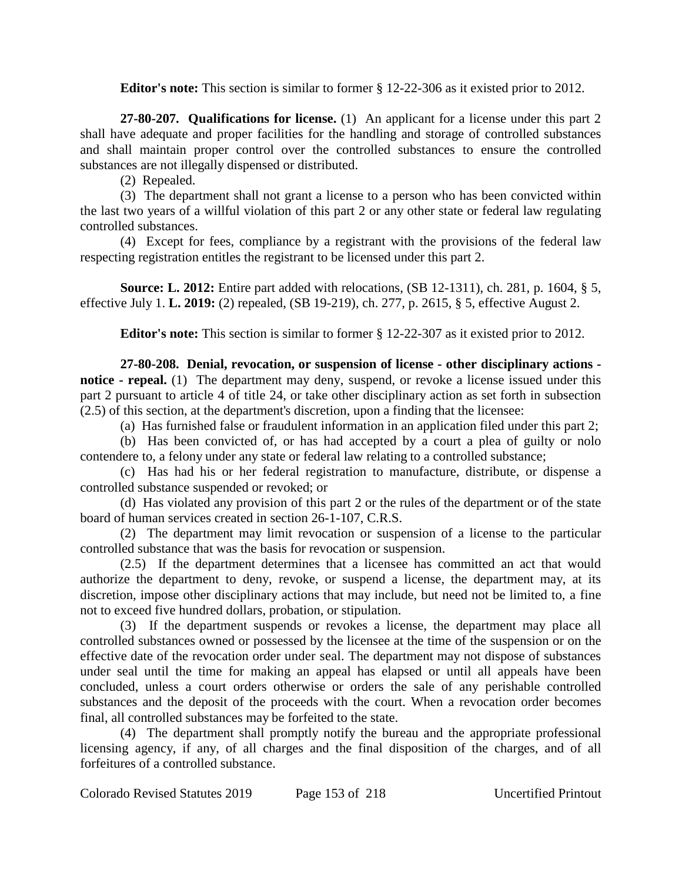**Editor's note:** This section is similar to former § 12-22-306 as it existed prior to 2012.

**27-80-207. Qualifications for license.** (1) An applicant for a license under this part 2 shall have adequate and proper facilities for the handling and storage of controlled substances and shall maintain proper control over the controlled substances to ensure the controlled substances are not illegally dispensed or distributed.

(2) Repealed.

(3) The department shall not grant a license to a person who has been convicted within the last two years of a willful violation of this part 2 or any other state or federal law regulating controlled substances.

(4) Except for fees, compliance by a registrant with the provisions of the federal law respecting registration entitles the registrant to be licensed under this part 2.

**Source: L. 2012:** Entire part added with relocations, (SB 12-1311), ch. 281, p. 1604, § 5, effective July 1. **L. 2019:** (2) repealed, (SB 19-219), ch. 277, p. 2615, § 5, effective August 2.

**Editor's note:** This section is similar to former § 12-22-307 as it existed prior to 2012.

**27-80-208. Denial, revocation, or suspension of license - other disciplinary actions - notice - repeal.** (1) The department may deny, suspend, or revoke a license issued under this part 2 pursuant to article 4 of title 24, or take other disciplinary action as set forth in subsection (2.5) of this section, at the department's discretion, upon a finding that the licensee:

(a) Has furnished false or fraudulent information in an application filed under this part 2;

(b) Has been convicted of, or has had accepted by a court a plea of guilty or nolo contendere to, a felony under any state or federal law relating to a controlled substance;

(c) Has had his or her federal registration to manufacture, distribute, or dispense a controlled substance suspended or revoked; or

(d) Has violated any provision of this part 2 or the rules of the department or of the state board of human services created in section 26-1-107, C.R.S.

(2) The department may limit revocation or suspension of a license to the particular controlled substance that was the basis for revocation or suspension.

(2.5) If the department determines that a licensee has committed an act that would authorize the department to deny, revoke, or suspend a license, the department may, at its discretion, impose other disciplinary actions that may include, but need not be limited to, a fine not to exceed five hundred dollars, probation, or stipulation.

(3) If the department suspends or revokes a license, the department may place all controlled substances owned or possessed by the licensee at the time of the suspension or on the effective date of the revocation order under seal. The department may not dispose of substances under seal until the time for making an appeal has elapsed or until all appeals have been concluded, unless a court orders otherwise or orders the sale of any perishable controlled substances and the deposit of the proceeds with the court. When a revocation order becomes final, all controlled substances may be forfeited to the state.

(4) The department shall promptly notify the bureau and the appropriate professional licensing agency, if any, of all charges and the final disposition of the charges, and of all forfeitures of a controlled substance.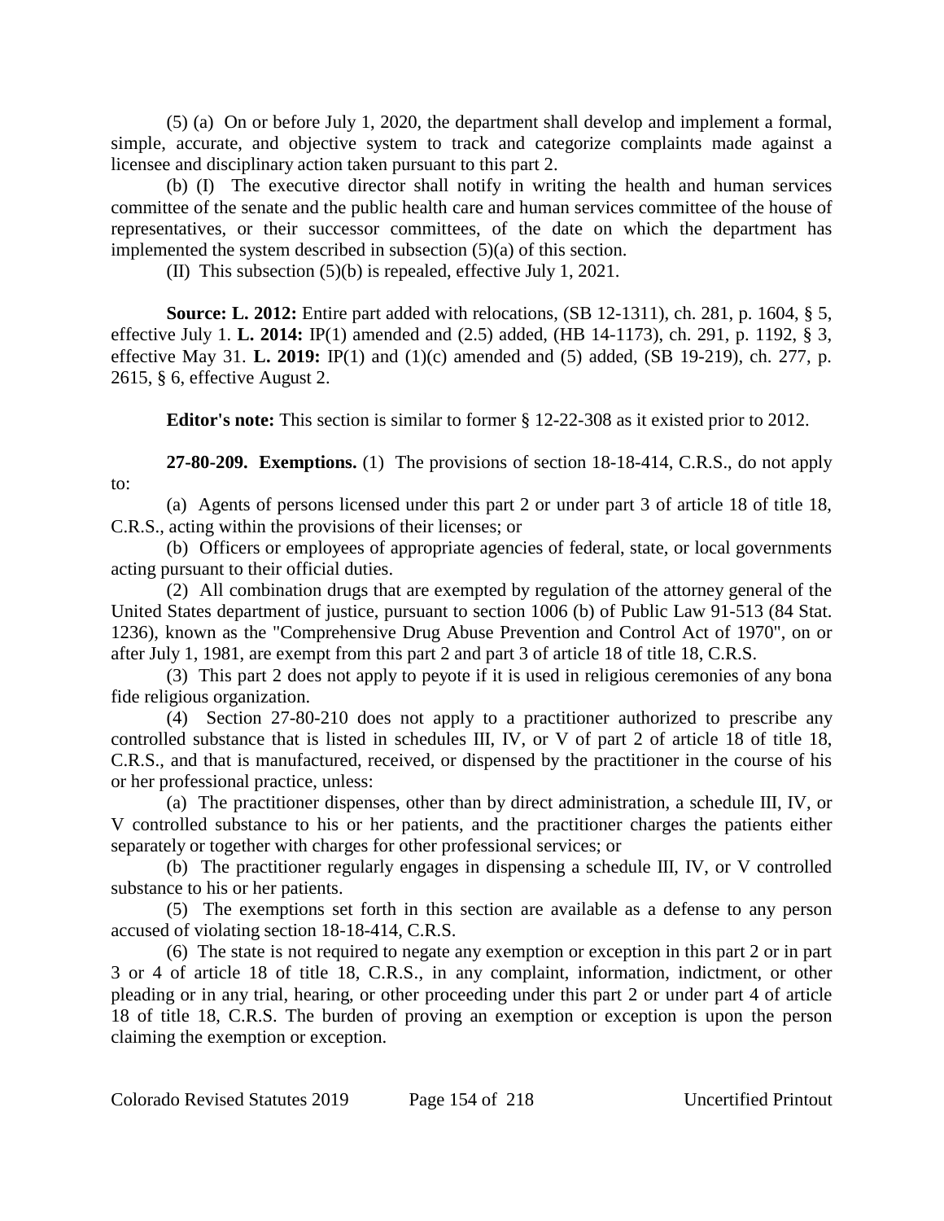(5) (a) On or before July 1, 2020, the department shall develop and implement a formal, simple, accurate, and objective system to track and categorize complaints made against a licensee and disciplinary action taken pursuant to this part 2.

(b) (I) The executive director shall notify in writing the health and human services committee of the senate and the public health care and human services committee of the house of representatives, or their successor committees, of the date on which the department has implemented the system described in subsection (5)(a) of this section.

(II) This subsection (5)(b) is repealed, effective July 1, 2021.

**Source: L. 2012:** Entire part added with relocations, (SB 12-1311), ch. 281, p. 1604, § 5, effective July 1. **L. 2014:** IP(1) amended and (2.5) added, (HB 14-1173), ch. 291, p. 1192, § 3, effective May 31. **L. 2019:** IP(1) and (1)(c) amended and (5) added, (SB 19-219), ch. 277, p. 2615, § 6, effective August 2.

**Editor's note:** This section is similar to former § 12-22-308 as it existed prior to 2012.

**27-80-209. Exemptions.** (1) The provisions of section 18-18-414, C.R.S., do not apply to:

(a) Agents of persons licensed under this part 2 or under part 3 of article 18 of title 18, C.R.S., acting within the provisions of their licenses; or

(b) Officers or employees of appropriate agencies of federal, state, or local governments acting pursuant to their official duties.

(2) All combination drugs that are exempted by regulation of the attorney general of the United States department of justice, pursuant to section 1006 (b) of Public Law 91-513 (84 Stat. 1236), known as the "Comprehensive Drug Abuse Prevention and Control Act of 1970", on or after July 1, 1981, are exempt from this part 2 and part 3 of article 18 of title 18, C.R.S.

(3) This part 2 does not apply to peyote if it is used in religious ceremonies of any bona fide religious organization.

(4) Section 27-80-210 does not apply to a practitioner authorized to prescribe any controlled substance that is listed in schedules III, IV, or V of part 2 of article 18 of title 18, C.R.S., and that is manufactured, received, or dispensed by the practitioner in the course of his or her professional practice, unless:

(a) The practitioner dispenses, other than by direct administration, a schedule III, IV, or V controlled substance to his or her patients, and the practitioner charges the patients either separately or together with charges for other professional services; or

(b) The practitioner regularly engages in dispensing a schedule III, IV, or V controlled substance to his or her patients.

(5) The exemptions set forth in this section are available as a defense to any person accused of violating section 18-18-414, C.R.S.

(6) The state is not required to negate any exemption or exception in this part 2 or in part 3 or 4 of article 18 of title 18, C.R.S., in any complaint, information, indictment, or other pleading or in any trial, hearing, or other proceeding under this part 2 or under part 4 of article 18 of title 18, C.R.S. The burden of proving an exemption or exception is upon the person claiming the exemption or exception.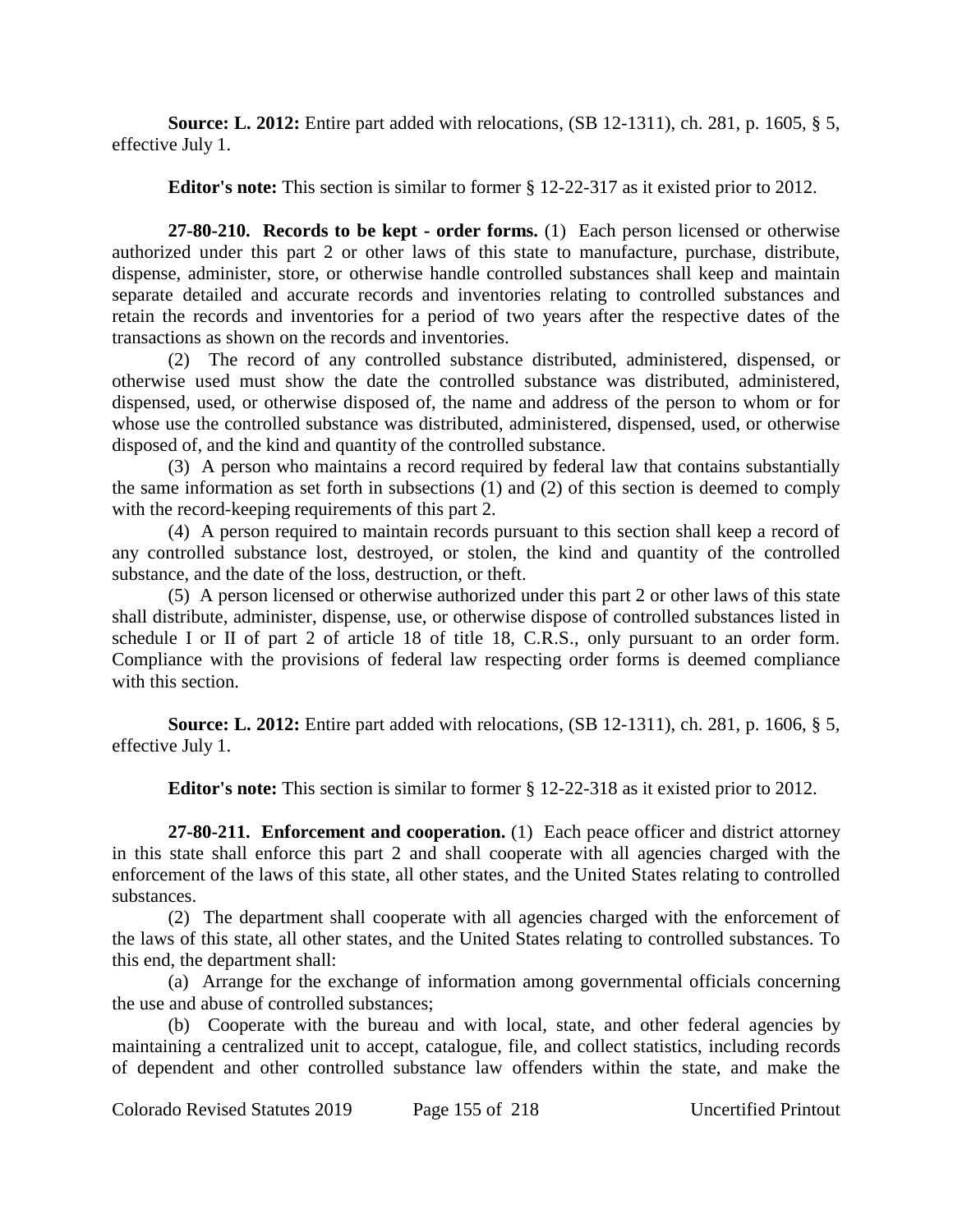**Source: L. 2012:** Entire part added with relocations, (SB 12-1311), ch. 281, p. 1605, § 5, effective July 1.

**Editor's note:** This section is similar to former § 12-22-317 as it existed prior to 2012.

**27-80-210. Records to be kept - order forms.** (1) Each person licensed or otherwise authorized under this part 2 or other laws of this state to manufacture, purchase, distribute, dispense, administer, store, or otherwise handle controlled substances shall keep and maintain separate detailed and accurate records and inventories relating to controlled substances and retain the records and inventories for a period of two years after the respective dates of the transactions as shown on the records and inventories.

(2) The record of any controlled substance distributed, administered, dispensed, or otherwise used must show the date the controlled substance was distributed, administered, dispensed, used, or otherwise disposed of, the name and address of the person to whom or for whose use the controlled substance was distributed, administered, dispensed, used, or otherwise disposed of, and the kind and quantity of the controlled substance.

(3) A person who maintains a record required by federal law that contains substantially the same information as set forth in subsections (1) and (2) of this section is deemed to comply with the record-keeping requirements of this part 2.

(4) A person required to maintain records pursuant to this section shall keep a record of any controlled substance lost, destroyed, or stolen, the kind and quantity of the controlled substance, and the date of the loss, destruction, or theft.

(5) A person licensed or otherwise authorized under this part 2 or other laws of this state shall distribute, administer, dispense, use, or otherwise dispose of controlled substances listed in schedule I or II of part 2 of article 18 of title 18, C.R.S., only pursuant to an order form. Compliance with the provisions of federal law respecting order forms is deemed compliance with this section.

**Source: L. 2012:** Entire part added with relocations, (SB 12-1311), ch. 281, p. 1606, § 5, effective July 1.

**Editor's note:** This section is similar to former § 12-22-318 as it existed prior to 2012.

**27-80-211. Enforcement and cooperation.** (1) Each peace officer and district attorney in this state shall enforce this part 2 and shall cooperate with all agencies charged with the enforcement of the laws of this state, all other states, and the United States relating to controlled substances.

(2) The department shall cooperate with all agencies charged with the enforcement of the laws of this state, all other states, and the United States relating to controlled substances. To this end, the department shall:

(a) Arrange for the exchange of information among governmental officials concerning the use and abuse of controlled substances;

(b) Cooperate with the bureau and with local, state, and other federal agencies by maintaining a centralized unit to accept, catalogue, file, and collect statistics, including records of dependent and other controlled substance law offenders within the state, and make the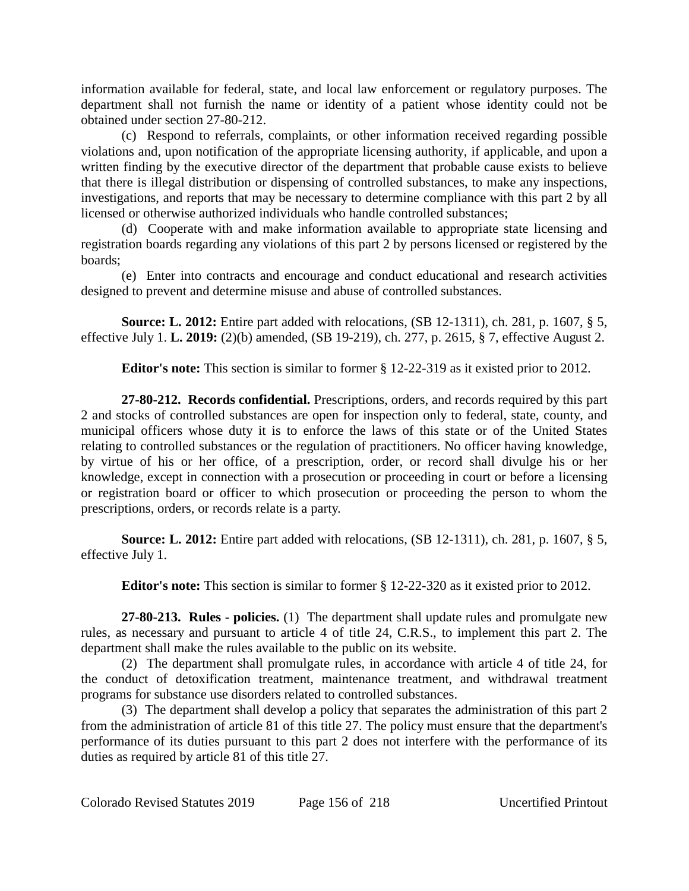information available for federal, state, and local law enforcement or regulatory purposes. The department shall not furnish the name or identity of a patient whose identity could not be obtained under section 27-80-212.

(c) Respond to referrals, complaints, or other information received regarding possible violations and, upon notification of the appropriate licensing authority, if applicable, and upon a written finding by the executive director of the department that probable cause exists to believe that there is illegal distribution or dispensing of controlled substances, to make any inspections, investigations, and reports that may be necessary to determine compliance with this part 2 by all licensed or otherwise authorized individuals who handle controlled substances;

(d) Cooperate with and make information available to appropriate state licensing and registration boards regarding any violations of this part 2 by persons licensed or registered by the boards;

(e) Enter into contracts and encourage and conduct educational and research activities designed to prevent and determine misuse and abuse of controlled substances.

**Source: L. 2012:** Entire part added with relocations, (SB 12-1311), ch. 281, p. 1607, § 5, effective July 1. **L. 2019:** (2)(b) amended, (SB 19-219), ch. 277, p. 2615, § 7, effective August 2.

**Editor's note:** This section is similar to former § 12-22-319 as it existed prior to 2012.

**27-80-212. Records confidential.** Prescriptions, orders, and records required by this part 2 and stocks of controlled substances are open for inspection only to federal, state, county, and municipal officers whose duty it is to enforce the laws of this state or of the United States relating to controlled substances or the regulation of practitioners. No officer having knowledge, by virtue of his or her office, of a prescription, order, or record shall divulge his or her knowledge, except in connection with a prosecution or proceeding in court or before a licensing or registration board or officer to which prosecution or proceeding the person to whom the prescriptions, orders, or records relate is a party.

**Source: L. 2012:** Entire part added with relocations, (SB 12-1311), ch. 281, p. 1607, § 5, effective July 1.

**Editor's note:** This section is similar to former § 12-22-320 as it existed prior to 2012.

**27-80-213. Rules - policies.** (1) The department shall update rules and promulgate new rules, as necessary and pursuant to article 4 of title 24, C.R.S., to implement this part 2. The department shall make the rules available to the public on its website.

(2) The department shall promulgate rules, in accordance with article 4 of title 24, for the conduct of detoxification treatment, maintenance treatment, and withdrawal treatment programs for substance use disorders related to controlled substances.

(3) The department shall develop a policy that separates the administration of this part 2 from the administration of article 81 of this title 27. The policy must ensure that the department's performance of its duties pursuant to this part 2 does not interfere with the performance of its duties as required by article 81 of this title 27.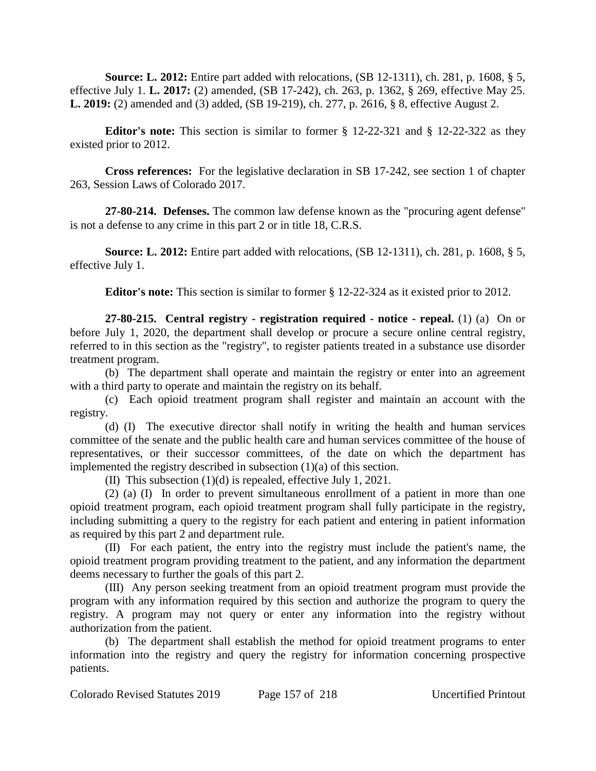**Source: L. 2012:** Entire part added with relocations, (SB 12-1311), ch. 281, p. 1608, § 5, effective July 1. **L. 2017:** (2) amended, (SB 17-242), ch. 263, p. 1362, § 269, effective May 25. **L. 2019:** (2) amended and (3) added, (SB 19-219), ch. 277, p. 2616, § 8, effective August 2.

**Editor's note:** This section is similar to former § 12-22-321 and § 12-22-322 as they existed prior to 2012.

**Cross references:** For the legislative declaration in SB 17-242, see section 1 of chapter 263, Session Laws of Colorado 2017.

**27-80-214. Defenses.** The common law defense known as the "procuring agent defense" is not a defense to any crime in this part 2 or in title 18, C.R.S.

**Source: L. 2012:** Entire part added with relocations, (SB 12-1311), ch. 281, p. 1608, § 5, effective July 1.

**Editor's note:** This section is similar to former § 12-22-324 as it existed prior to 2012.

**27-80-215. Central registry - registration required - notice - repeal.** (1) (a) On or before July 1, 2020, the department shall develop or procure a secure online central registry, referred to in this section as the "registry", to register patients treated in a substance use disorder treatment program.

(b) The department shall operate and maintain the registry or enter into an agreement with a third party to operate and maintain the registry on its behalf.

(c) Each opioid treatment program shall register and maintain an account with the registry.

(d) (I) The executive director shall notify in writing the health and human services committee of the senate and the public health care and human services committee of the house of representatives, or their successor committees, of the date on which the department has implemented the registry described in subsection (1)(a) of this section.

(II) This subsection (1)(d) is repealed, effective July 1, 2021.

(2) (a) (I) In order to prevent simultaneous enrollment of a patient in more than one opioid treatment program, each opioid treatment program shall fully participate in the registry, including submitting a query to the registry for each patient and entering in patient information as required by this part 2 and department rule.

(II) For each patient, the entry into the registry must include the patient's name, the opioid treatment program providing treatment to the patient, and any information the department deems necessary to further the goals of this part 2.

(III) Any person seeking treatment from an opioid treatment program must provide the program with any information required by this section and authorize the program to query the registry. A program may not query or enter any information into the registry without authorization from the patient.

(b) The department shall establish the method for opioid treatment programs to enter information into the registry and query the registry for information concerning prospective patients.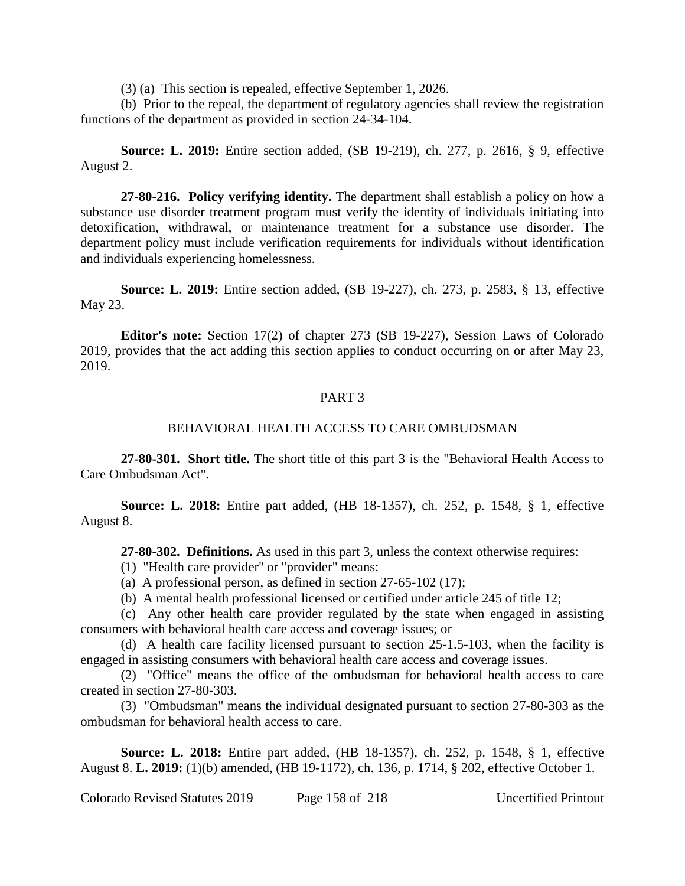(3) (a) This section is repealed, effective September 1, 2026.

(b) Prior to the repeal, the department of regulatory agencies shall review the registration functions of the department as provided in section 24-34-104.

**Source: L. 2019:** Entire section added, (SB 19-219), ch. 277, p. 2616, § 9, effective August 2.

**27-80-216. Policy verifying identity.** The department shall establish a policy on how a substance use disorder treatment program must verify the identity of individuals initiating into detoxification, withdrawal, or maintenance treatment for a substance use disorder. The department policy must include verification requirements for individuals without identification and individuals experiencing homelessness.

**Source: L. 2019:** Entire section added, (SB 19-227), ch. 273, p. 2583, § 13, effective May 23.

**Editor's note:** Section 17(2) of chapter 273 (SB 19-227), Session Laws of Colorado 2019, provides that the act adding this section applies to conduct occurring on or after May 23, 2019.

## PART 3

## BEHAVIORAL HEALTH ACCESS TO CARE OMBUDSMAN

**27-80-301. Short title.** The short title of this part 3 is the "Behavioral Health Access to Care Ombudsman Act".

**Source: L. 2018:** Entire part added, (HB 18-1357), ch. 252, p. 1548, § 1, effective August 8.

**27-80-302. Definitions.** As used in this part 3, unless the context otherwise requires:

(1) "Health care provider" or "provider" means:

(a) A professional person, as defined in section 27-65-102 (17);

(b) A mental health professional licensed or certified under article 245 of title 12;

(c) Any other health care provider regulated by the state when engaged in assisting consumers with behavioral health care access and coverage issues; or

(d) A health care facility licensed pursuant to section 25-1.5-103, when the facility is engaged in assisting consumers with behavioral health care access and coverage issues.

(2) "Office" means the office of the ombudsman for behavioral health access to care created in section 27-80-303.

(3) "Ombudsman" means the individual designated pursuant to section 27-80-303 as the ombudsman for behavioral health access to care.

**Source: L. 2018:** Entire part added, (HB 18-1357), ch. 252, p. 1548, § 1, effective August 8. **L. 2019:** (1)(b) amended, (HB 19-1172), ch. 136, p. 1714, § 202, effective October 1.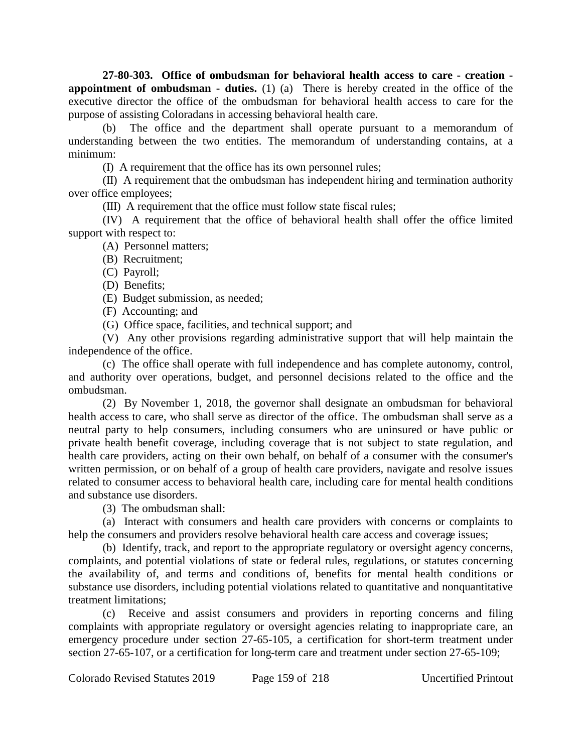**27-80-303. Office of ombudsman for behavioral health access to care - creation - appointment of ombudsman - duties.** (1) (a) There is hereby created in the office of the executive director the office of the ombudsman for behavioral health access to care for the purpose of assisting Coloradans in accessing behavioral health care.

(b) The office and the department shall operate pursuant to a memorandum of understanding between the two entities. The memorandum of understanding contains, at a minimum:

(I) A requirement that the office has its own personnel rules;

(II) A requirement that the ombudsman has independent hiring and termination authority over office employees;

(III) A requirement that the office must follow state fiscal rules;

(IV) A requirement that the office of behavioral health shall offer the office limited support with respect to:

(A) Personnel matters;

(B) Recruitment;

(C) Payroll;

(D) Benefits;

(E) Budget submission, as needed;

(F) Accounting; and

(G) Office space, facilities, and technical support; and

(V) Any other provisions regarding administrative support that will help maintain the independence of the office.

(c) The office shall operate with full independence and has complete autonomy, control, and authority over operations, budget, and personnel decisions related to the office and the ombudsman.

(2) By November 1, 2018, the governor shall designate an ombudsman for behavioral health access to care, who shall serve as director of the office. The ombudsman shall serve as a neutral party to help consumers, including consumers who are uninsured or have public or private health benefit coverage, including coverage that is not subject to state regulation, and health care providers, acting on their own behalf, on behalf of a consumer with the consumer's written permission, or on behalf of a group of health care providers, navigate and resolve issues related to consumer access to behavioral health care, including care for mental health conditions and substance use disorders.

(3) The ombudsman shall:

(a) Interact with consumers and health care providers with concerns or complaints to help the consumers and providers resolve behavioral health care access and coverage issues;

(b) Identify, track, and report to the appropriate regulatory or oversight agency concerns, complaints, and potential violations of state or federal rules, regulations, or statutes concerning the availability of, and terms and conditions of, benefits for mental health conditions or substance use disorders, including potential violations related to quantitative and nonquantitative treatment limitations;

(c) Receive and assist consumers and providers in reporting concerns and filing complaints with appropriate regulatory or oversight agencies relating to inappropriate care, an emergency procedure under section 27-65-105, a certification for short-term treatment under section 27-65-107, or a certification for long-term care and treatment under section 27-65-109;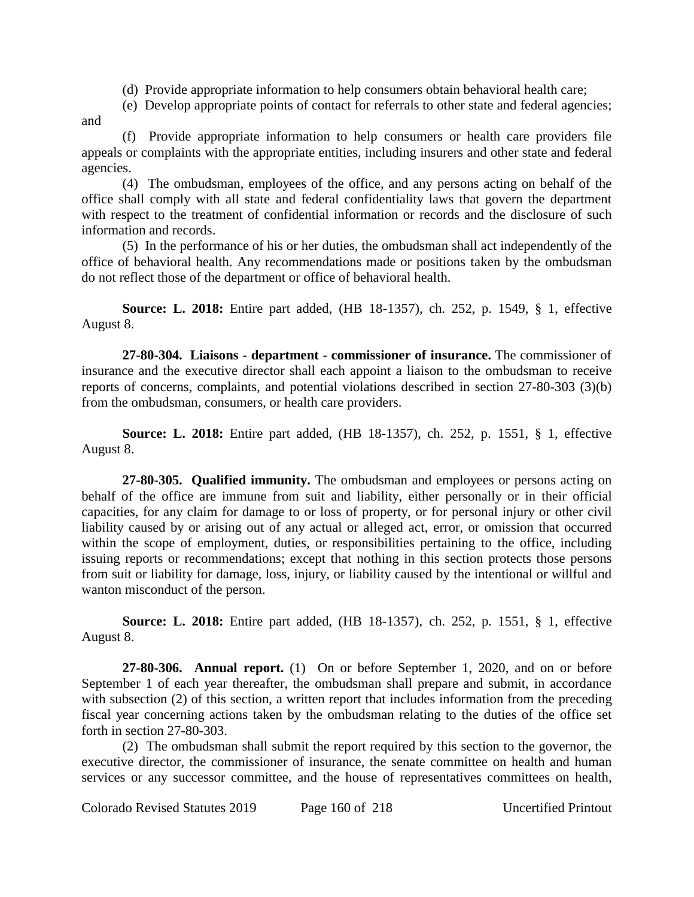(d) Provide appropriate information to help consumers obtain behavioral health care;

(e) Develop appropriate points of contact for referrals to other state and federal agencies; and

(f) Provide appropriate information to help consumers or health care providers file appeals or complaints with the appropriate entities, including insurers and other state and federal agencies.

(4) The ombudsman, employees of the office, and any persons acting on behalf of the office shall comply with all state and federal confidentiality laws that govern the department with respect to the treatment of confidential information or records and the disclosure of such information and records.

(5) In the performance of his or her duties, the ombudsman shall act independently of the office of behavioral health. Any recommendations made or positions taken by the ombudsman do not reflect those of the department or office of behavioral health.

**Source: L. 2018:** Entire part added, (HB 18-1357), ch. 252, p. 1549, § 1, effective August 8.

**27-80-304. Liaisons - department - commissioner of insurance.** The commissioner of insurance and the executive director shall each appoint a liaison to the ombudsman to receive reports of concerns, complaints, and potential violations described in section 27-80-303 (3)(b) from the ombudsman, consumers, or health care providers.

**Source: L. 2018:** Entire part added, (HB 18-1357), ch. 252, p. 1551, § 1, effective August 8.

**27-80-305. Qualified immunity.** The ombudsman and employees or persons acting on behalf of the office are immune from suit and liability, either personally or in their official capacities, for any claim for damage to or loss of property, or for personal injury or other civil liability caused by or arising out of any actual or alleged act, error, or omission that occurred within the scope of employment, duties, or responsibilities pertaining to the office, including issuing reports or recommendations; except that nothing in this section protects those persons from suit or liability for damage, loss, injury, or liability caused by the intentional or willful and wanton misconduct of the person.

**Source: L. 2018:** Entire part added, (HB 18-1357), ch. 252, p. 1551, § 1, effective August 8.

**27-80-306. Annual report.** (1) On or before September 1, 2020, and on or before September 1 of each year thereafter, the ombudsman shall prepare and submit, in accordance with subsection (2) of this section, a written report that includes information from the preceding fiscal year concerning actions taken by the ombudsman relating to the duties of the office set forth in section 27-80-303.

(2) The ombudsman shall submit the report required by this section to the governor, the executive director, the commissioner of insurance, the senate committee on health and human services or any successor committee, and the house of representatives committees on health,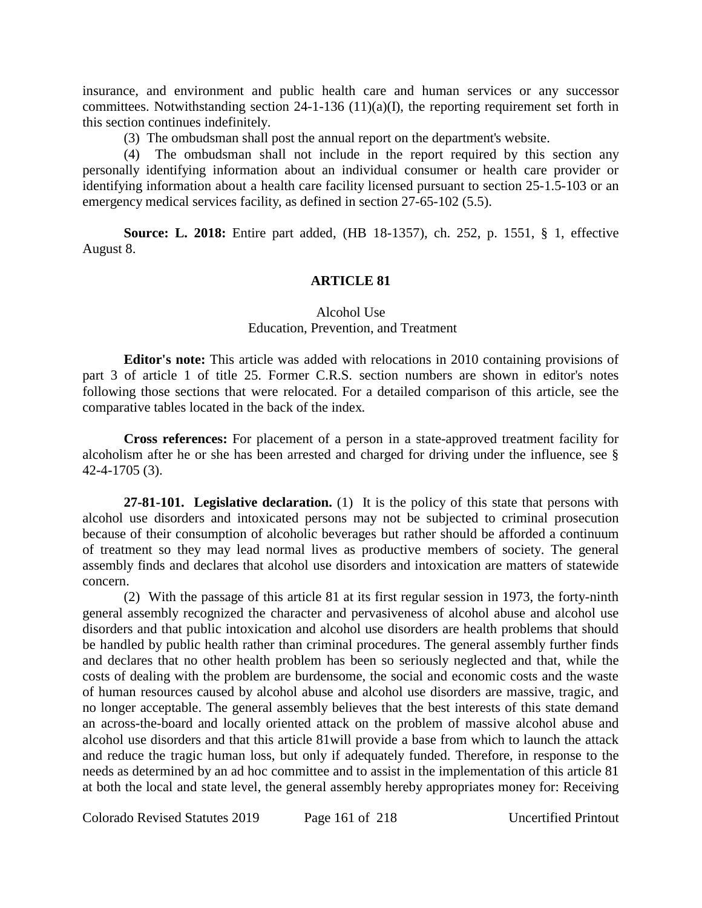insurance, and environment and public health care and human services or any successor committees. Notwithstanding section 24-1-136 (11)(a)(I), the reporting requirement set forth in this section continues indefinitely.

(3) The ombudsman shall post the annual report on the department's website.

(4) The ombudsman shall not include in the report required by this section any personally identifying information about an individual consumer or health care provider or identifying information about a health care facility licensed pursuant to section 25-1.5-103 or an emergency medical services facility, as defined in section 27-65-102 (5.5).

**Source: L. 2018:** Entire part added, (HB 18-1357), ch. 252, p. 1551, § 1, effective August 8.

## ARTICLE 81

### Alcohol Use
### Education, Prevention, and Treatment

**Editor's note:** This article was added with relocations in 2010 containing provisions of part 3 of article 1 of title 25. Former C.R.S. section numbers are shown in editor's notes following those sections that were relocated. For a detailed comparison of this article, see the comparative tables located in the back of the index.

**Cross references:** For placement of a person in a state-approved treatment facility for alcoholism after he or she has been arrested and charged for driving under the influence, see § 42-4-1705 (3).

**27-81-101. Legislative declaration.** (1) It is the policy of this state that persons with alcohol use disorders and intoxicated persons may not be subjected to criminal prosecution because of their consumption of alcoholic beverages but rather should be afforded a continuum of treatment so they may lead normal lives as productive members of society. The general assembly finds and declares that alcohol use disorders and intoxication are matters of statewide concern.

(2) With the passage of this article 81 at its first regular session in 1973, the forty-ninth general assembly recognized the character and pervasiveness of alcohol abuse and alcohol use disorders and that public intoxication and alcohol use disorders are health problems that should be handled by public health rather than criminal procedures. The general assembly further finds and declares that no other health problem has been so seriously neglected and that, while the costs of dealing with the problem are burdensome, the social and economic costs and the waste of human resources caused by alcohol abuse and alcohol use disorders are massive, tragic, and no longer acceptable. The general assembly believes that the best interests of this state demand an across-the-board and locally oriented attack on the problem of massive alcohol abuse and alcohol use disorders and that this article 81will provide a base from which to launch the attack and reduce the tragic human loss, but only if adequately funded. Therefore, in response to the needs as determined by an ad hoc committee and to assist in the implementation of this article 81 at both the local and state level, the general assembly hereby appropriates money for: Receiving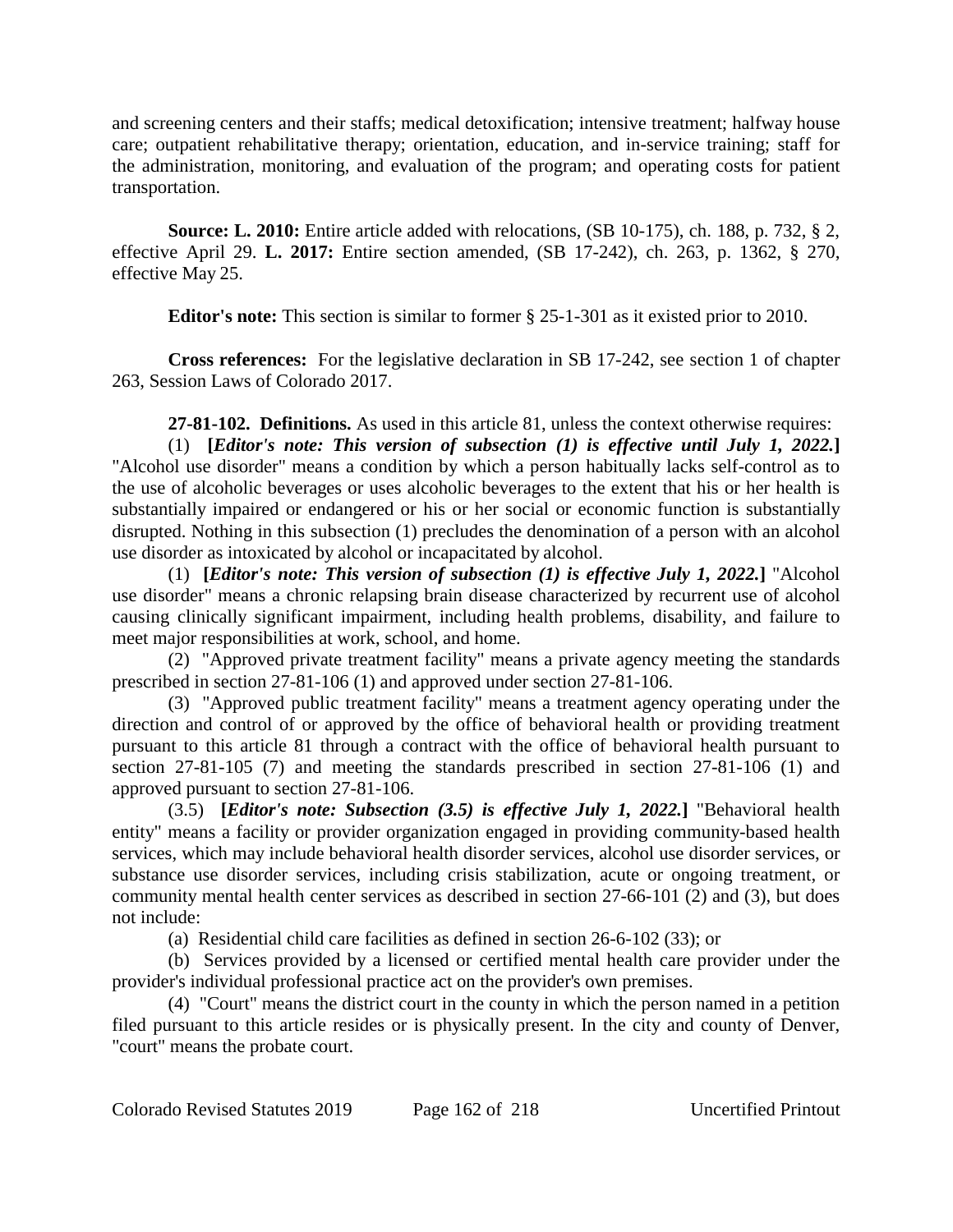and screening centers and their staffs; medical detoxification; intensive treatment; halfway house care; outpatient rehabilitative therapy; orientation, education, and in-service training; staff for the administration, monitoring, and evaluation of the program; and operating costs for patient transportation.

**Source: L. 2010:** Entire article added with relocations, (SB 10-175), ch. 188, p. 732, § 2, effective April 29. **L. 2017:** Entire section amended, (SB 17-242), ch. 263, p. 1362, § 270, effective May 25.

**Editor's note:** This section is similar to former § 25-1-301 as it existed prior to 2010.

**Cross references:** For the legislative declaration in SB 17-242, see section 1 of chapter 263, Session Laws of Colorado 2017.

**27-81-102. Definitions.** As used in this article 81, unless the context otherwise requires:

(1) **[*Editor's note: This version of subsection (1) is effective until July 1, 2022.*]** "Alcohol use disorder" means a condition by which a person habitually lacks self-control as to the use of alcoholic beverages or uses alcoholic beverages to the extent that his or her health is substantially impaired or endangered or his or her social or economic function is substantially disrupted. Nothing in this subsection (1) precludes the denomination of a person with an alcohol use disorder as intoxicated by alcohol or incapacitated by alcohol.

(1) **[*Editor's note: This version of subsection (1) is effective July 1, 2022.*]** "Alcohol use disorder" means a chronic relapsing brain disease characterized by recurrent use of alcohol causing clinically significant impairment, including health problems, disability, and failure to meet major responsibilities at work, school, and home.

(2) "Approved private treatment facility" means a private agency meeting the standards prescribed in section 27-81-106 (1) and approved under section 27-81-106.

(3) "Approved public treatment facility" means a treatment agency operating under the direction and control of or approved by the office of behavioral health or providing treatment pursuant to this article 81 through a contract with the office of behavioral health pursuant to section 27-81-105 (7) and meeting the standards prescribed in section 27-81-106 (1) and approved pursuant to section 27-81-106.

(3.5) **[*Editor's note: Subsection (3.5) is effective July 1, 2022.*]** "Behavioral health entity" means a facility or provider organization engaged in providing community-based health services, which may include behavioral health disorder services, alcohol use disorder services, or substance use disorder services, including crisis stabilization, acute or ongoing treatment, or community mental health center services as described in section 27-66-101 (2) and (3), but does not include:

(a) Residential child care facilities as defined in section 26-6-102 (33); or

(b) Services provided by a licensed or certified mental health care provider under the provider's individual professional practice act on the provider's own premises.

(4) "Court" means the district court in the county in which the person named in a petition filed pursuant to this article resides or is physically present. In the city and county of Denver, "court" means the probate court.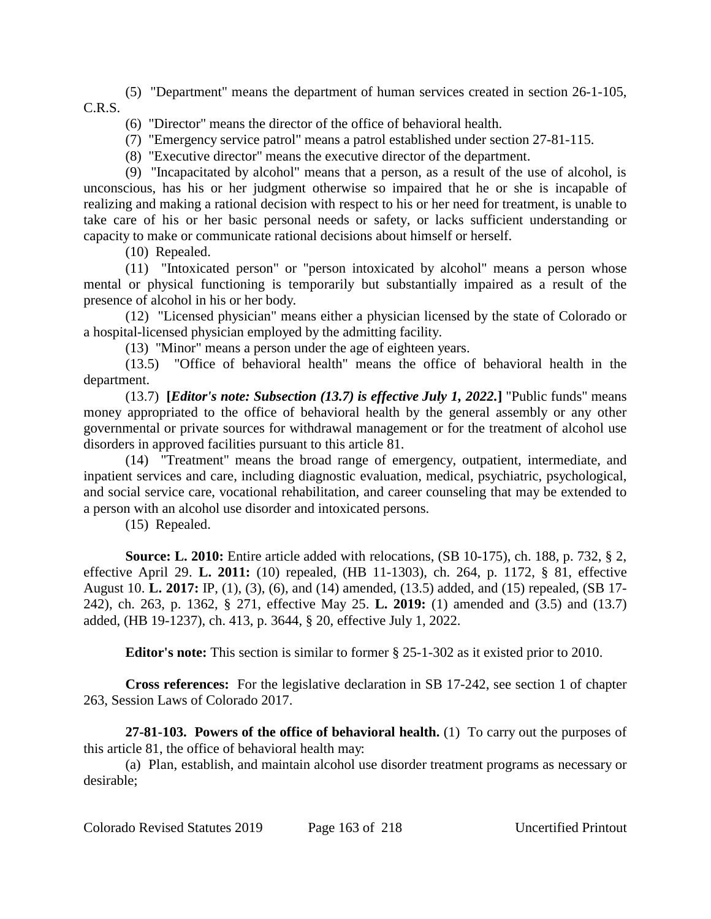(5) "Department" means the department of human services created in section 26-1-105, C.R.S.

(6) "Director" means the director of the office of behavioral health.

(7) "Emergency service patrol" means a patrol established under section 27-81-115.

(8) "Executive director" means the executive director of the department.

(9) "Incapacitated by alcohol" means that a person, as a result of the use of alcohol, is unconscious, has his or her judgment otherwise so impaired that he or she is incapable of realizing and making a rational decision with respect to his or her need for treatment, is unable to take care of his or her basic personal needs or safety, or lacks sufficient understanding or capacity to make or communicate rational decisions about himself or herself.

(10) Repealed.

(11) "Intoxicated person" or "person intoxicated by alcohol" means a person whose mental or physical functioning is temporarily but substantially impaired as a result of the presence of alcohol in his or her body.

(12) "Licensed physician" means either a physician licensed by the state of Colorado or a hospital-licensed physician employed by the admitting facility.

(13) "Minor" means a person under the age of eighteen years.

(13.5) "Office of behavioral health" means the office of behavioral health in the department.

(13.7) **[*Editor's note: Subsection (13.7) is effective July 1, 2022.*]** "Public funds" means money appropriated to the office of behavioral health by the general assembly or any other governmental or private sources for withdrawal management or for the treatment of alcohol use disorders in approved facilities pursuant to this article 81.

(14) "Treatment" means the broad range of emergency, outpatient, intermediate, and inpatient services and care, including diagnostic evaluation, medical, psychiatric, psychological, and social service care, vocational rehabilitation, and career counseling that may be extended to a person with an alcohol use disorder and intoxicated persons.

(15) Repealed.

**Source: L. 2010:** Entire article added with relocations, (SB 10-175), ch. 188, p. 732, § 2, effective April 29. **L. 2011:** (10) repealed, (HB 11-1303), ch. 264, p. 1172, § 81, effective August 10. **L. 2017:** IP, (1), (3), (6), and (14) amended, (13.5) added, and (15) repealed, (SB 17-242), ch. 263, p. 1362, § 271, effective May 25. **L. 2019:** (1) amended and (3.5) and (13.7) added, (HB 19-1237), ch. 413, p. 3644, § 20, effective July 1, 2022.

**Editor's note:** This section is similar to former § 25-1-302 as it existed prior to 2010.

**Cross references:** For the legislative declaration in SB 17-242, see section 1 of chapter 263, Session Laws of Colorado 2017.

**27-81-103. Powers of the office of behavioral health.** (1) To carry out the purposes of this article 81, the office of behavioral health may:

(a) Plan, establish, and maintain alcohol use disorder treatment programs as necessary or desirable;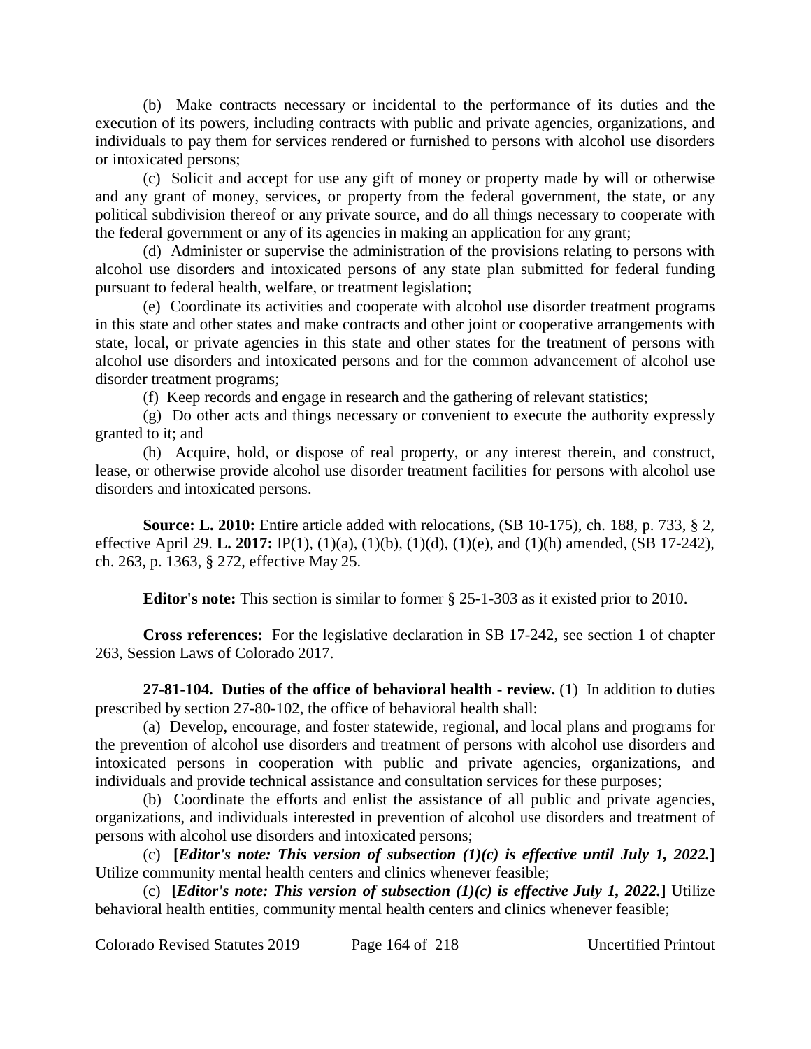(b) Make contracts necessary or incidental to the performance of its duties and the execution of its powers, including contracts with public and private agencies, organizations, and individuals to pay them for services rendered or furnished to persons with alcohol use disorders or intoxicated persons;

(c) Solicit and accept for use any gift of money or property made by will or otherwise and any grant of money, services, or property from the federal government, the state, or any political subdivision thereof or any private source, and do all things necessary to cooperate with the federal government or any of its agencies in making an application for any grant;

(d) Administer or supervise the administration of the provisions relating to persons with alcohol use disorders and intoxicated persons of any state plan submitted for federal funding pursuant to federal health, welfare, or treatment legislation;

(e) Coordinate its activities and cooperate with alcohol use disorder treatment programs in this state and other states and make contracts and other joint or cooperative arrangements with state, local, or private agencies in this state and other states for the treatment of persons with alcohol use disorders and intoxicated persons and for the common advancement of alcohol use disorder treatment programs;

(f) Keep records and engage in research and the gathering of relevant statistics;

(g) Do other acts and things necessary or convenient to execute the authority expressly granted to it; and

(h) Acquire, hold, or dispose of real property, or any interest therein, and construct, lease, or otherwise provide alcohol use disorder treatment facilities for persons with alcohol use disorders and intoxicated persons.

**Source: L. 2010:** Entire article added with relocations, (SB 10-175), ch. 188, p. 733, § 2, effective April 29. **L. 2017:** IP(1), (1)(a), (1)(b), (1)(d), (1)(e), and (1)(h) amended, (SB 17-242), ch. 263, p. 1363, § 272, effective May 25.

**Editor's note:** This section is similar to former § 25-1-303 as it existed prior to 2010.

**Cross references:** For the legislative declaration in SB 17-242, see section 1 of chapter 263, Session Laws of Colorado 2017.

**27-81-104. Duties of the office of behavioral health - review.** (1) In addition to duties prescribed by section 27-80-102, the office of behavioral health shall:

(a) Develop, encourage, and foster statewide, regional, and local plans and programs for the prevention of alcohol use disorders and treatment of persons with alcohol use disorders and intoxicated persons in cooperation with public and private agencies, organizations, and individuals and provide technical assistance and consultation services for these purposes;

(b) Coordinate the efforts and enlist the assistance of all public and private agencies, organizations, and individuals interested in prevention of alcohol use disorders and treatment of persons with alcohol use disorders and intoxicated persons;

(c) **[*Editor's note: This version of subsection (1)(c) is effective until July 1, 2022.*]** Utilize community mental health centers and clinics whenever feasible;

(c) **[*Editor's note: This version of subsection (1)(c) is effective July 1, 2022.*]** Utilize behavioral health entities, community mental health centers and clinics whenever feasible;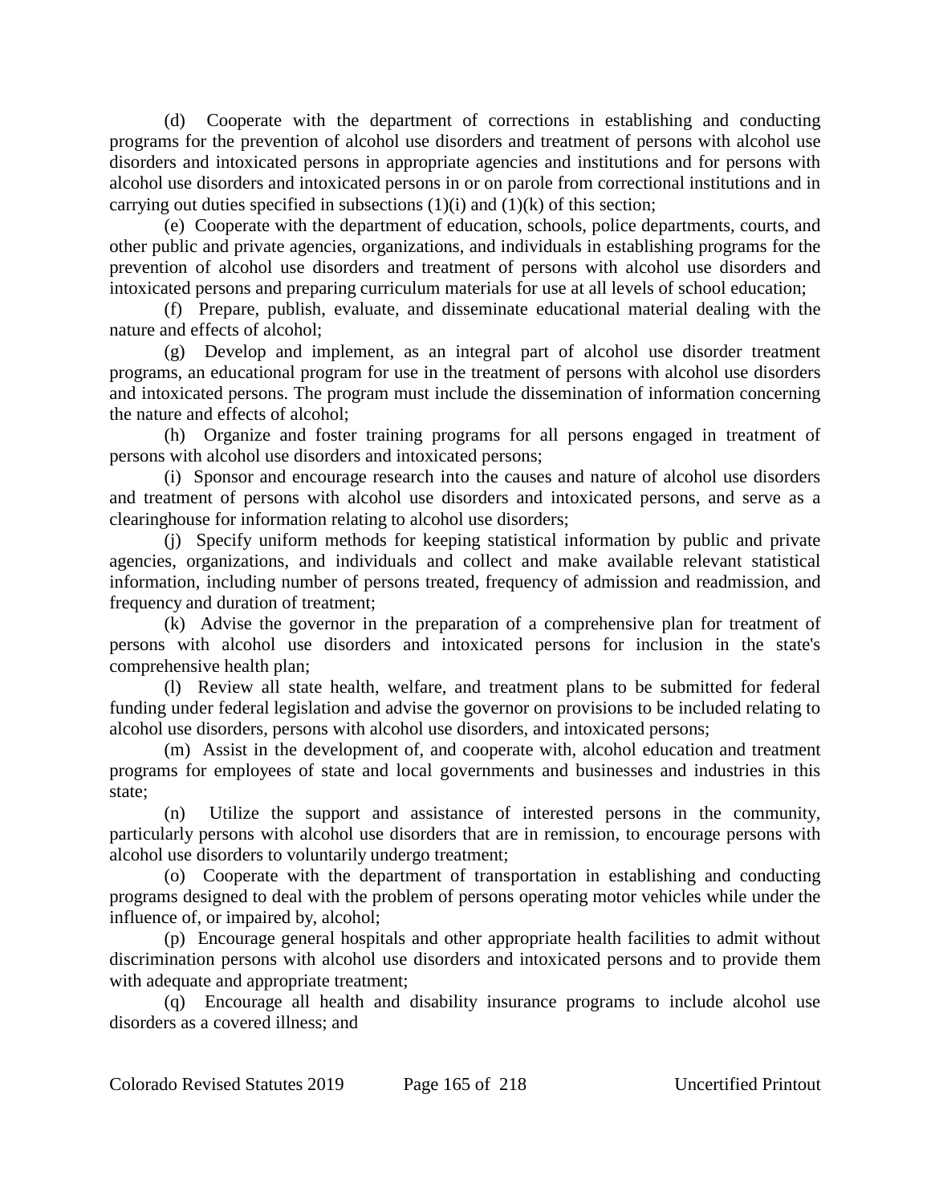(d) Cooperate with the department of corrections in establishing and conducting programs for the prevention of alcohol use disorders and treatment of persons with alcohol use disorders and intoxicated persons in appropriate agencies and institutions and for persons with alcohol use disorders and intoxicated persons in or on parole from correctional institutions and in carrying out duties specified in subsections (1)(i) and (1)(k) of this section;

(e) Cooperate with the department of education, schools, police departments, courts, and other public and private agencies, organizations, and individuals in establishing programs for the prevention of alcohol use disorders and treatment of persons with alcohol use disorders and intoxicated persons and preparing curriculum materials for use at all levels of school education;

(f) Prepare, publish, evaluate, and disseminate educational material dealing with the nature and effects of alcohol;

(g) Develop and implement, as an integral part of alcohol use disorder treatment programs, an educational program for use in the treatment of persons with alcohol use disorders and intoxicated persons. The program must include the dissemination of information concerning the nature and effects of alcohol;

(h) Organize and foster training programs for all persons engaged in treatment of persons with alcohol use disorders and intoxicated persons;

(i) Sponsor and encourage research into the causes and nature of alcohol use disorders and treatment of persons with alcohol use disorders and intoxicated persons, and serve as a clearinghouse for information relating to alcohol use disorders;

(j) Specify uniform methods for keeping statistical information by public and private agencies, organizations, and individuals and collect and make available relevant statistical information, including number of persons treated, frequency of admission and readmission, and frequency and duration of treatment;

(k) Advise the governor in the preparation of a comprehensive plan for treatment of persons with alcohol use disorders and intoxicated persons for inclusion in the state's comprehensive health plan;

(l) Review all state health, welfare, and treatment plans to be submitted for federal funding under federal legislation and advise the governor on provisions to be included relating to alcohol use disorders, persons with alcohol use disorders, and intoxicated persons;

(m) Assist in the development of, and cooperate with, alcohol education and treatment programs for employees of state and local governments and businesses and industries in this state;

(n) Utilize the support and assistance of interested persons in the community, particularly persons with alcohol use disorders that are in remission, to encourage persons with alcohol use disorders to voluntarily undergo treatment;

(o) Cooperate with the department of transportation in establishing and conducting programs designed to deal with the problem of persons operating motor vehicles while under the influence of, or impaired by, alcohol;

(p) Encourage general hospitals and other appropriate health facilities to admit without discrimination persons with alcohol use disorders and intoxicated persons and to provide them with adequate and appropriate treatment;

(q) Encourage all health and disability insurance programs to include alcohol use disorders as a covered illness; and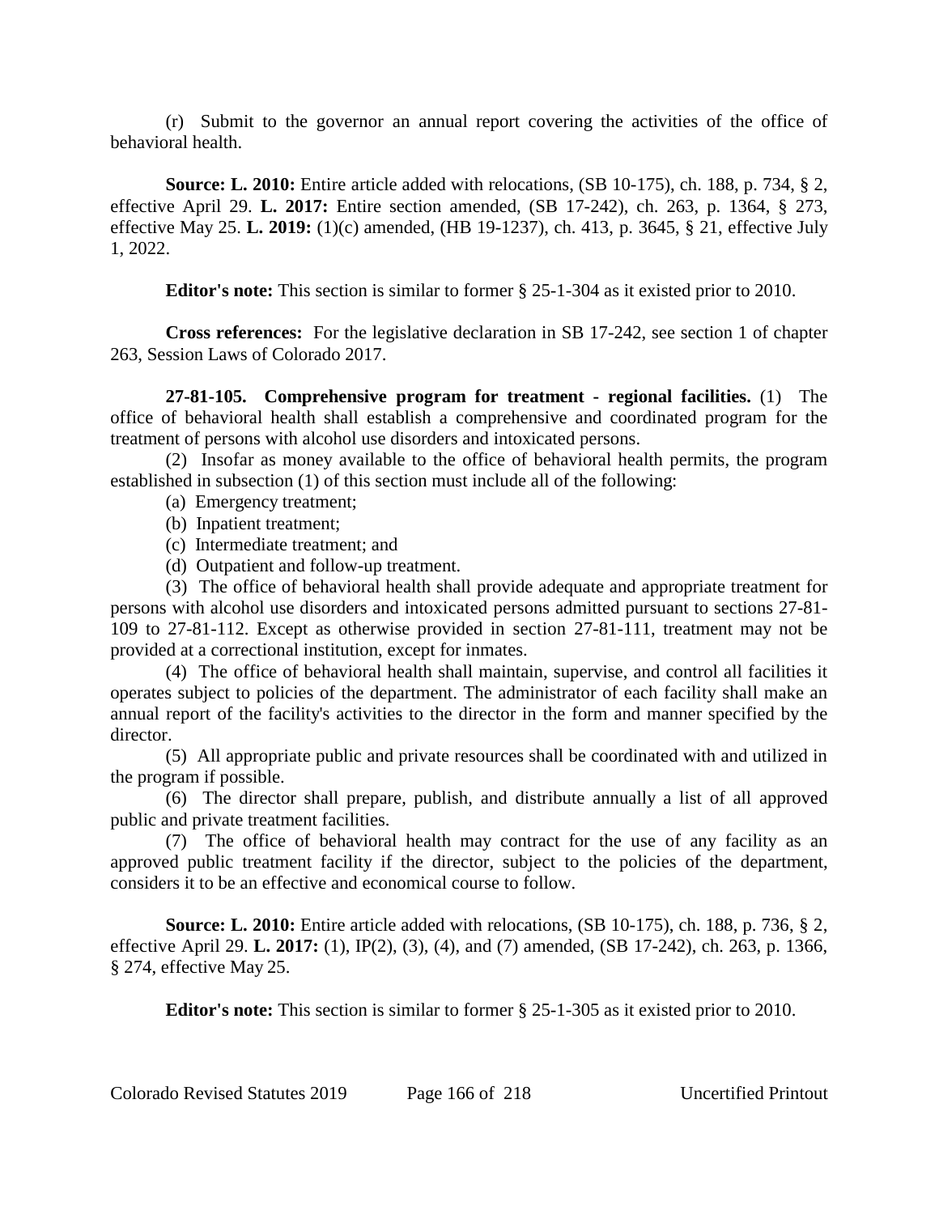(r) Submit to the governor an annual report covering the activities of the office of behavioral health.

**Source: L. 2010:** Entire article added with relocations, (SB 10-175), ch. 188, p. 734, § 2, effective April 29. **L. 2017:** Entire section amended, (SB 17-242), ch. 263, p. 1364, § 273, effective May 25. **L. 2019:** (1)(c) amended, (HB 19-1237), ch. 413, p. 3645, § 21, effective July 1, 2022.

**Editor's note:** This section is similar to former § 25-1-304 as it existed prior to 2010.

**Cross references:** For the legislative declaration in SB 17-242, see section 1 of chapter 263, Session Laws of Colorado 2017.

**27-81-105. Comprehensive program for treatment - regional facilities.** (1) The office of behavioral health shall establish a comprehensive and coordinated program for the treatment of persons with alcohol use disorders and intoxicated persons.

(2) Insofar as money available to the office of behavioral health permits, the program established in subsection (1) of this section must include all of the following:

(a) Emergency treatment;

(b) Inpatient treatment;

(c) Intermediate treatment; and

(d) Outpatient and follow-up treatment.

(3) The office of behavioral health shall provide adequate and appropriate treatment for persons with alcohol use disorders and intoxicated persons admitted pursuant to sections 27-81-109 to 27-81-112. Except as otherwise provided in section 27-81-111, treatment may not be provided at a correctional institution, except for inmates.

(4) The office of behavioral health shall maintain, supervise, and control all facilities it operates subject to policies of the department. The administrator of each facility shall make an annual report of the facility's activities to the director in the form and manner specified by the director.

(5) All appropriate public and private resources shall be coordinated with and utilized in the program if possible.

(6) The director shall prepare, publish, and distribute annually a list of all approved public and private treatment facilities.

(7) The office of behavioral health may contract for the use of any facility as an approved public treatment facility if the director, subject to the policies of the department, considers it to be an effective and economical course to follow.

**Source: L. 2010:** Entire article added with relocations, (SB 10-175), ch. 188, p. 736, § 2, effective April 29. **L. 2017:** (1), IP(2), (3), (4), and (7) amended, (SB 17-242), ch. 263, p. 1366, § 274, effective May 25.

**Editor's note:** This section is similar to former § 25-1-305 as it existed prior to 2010.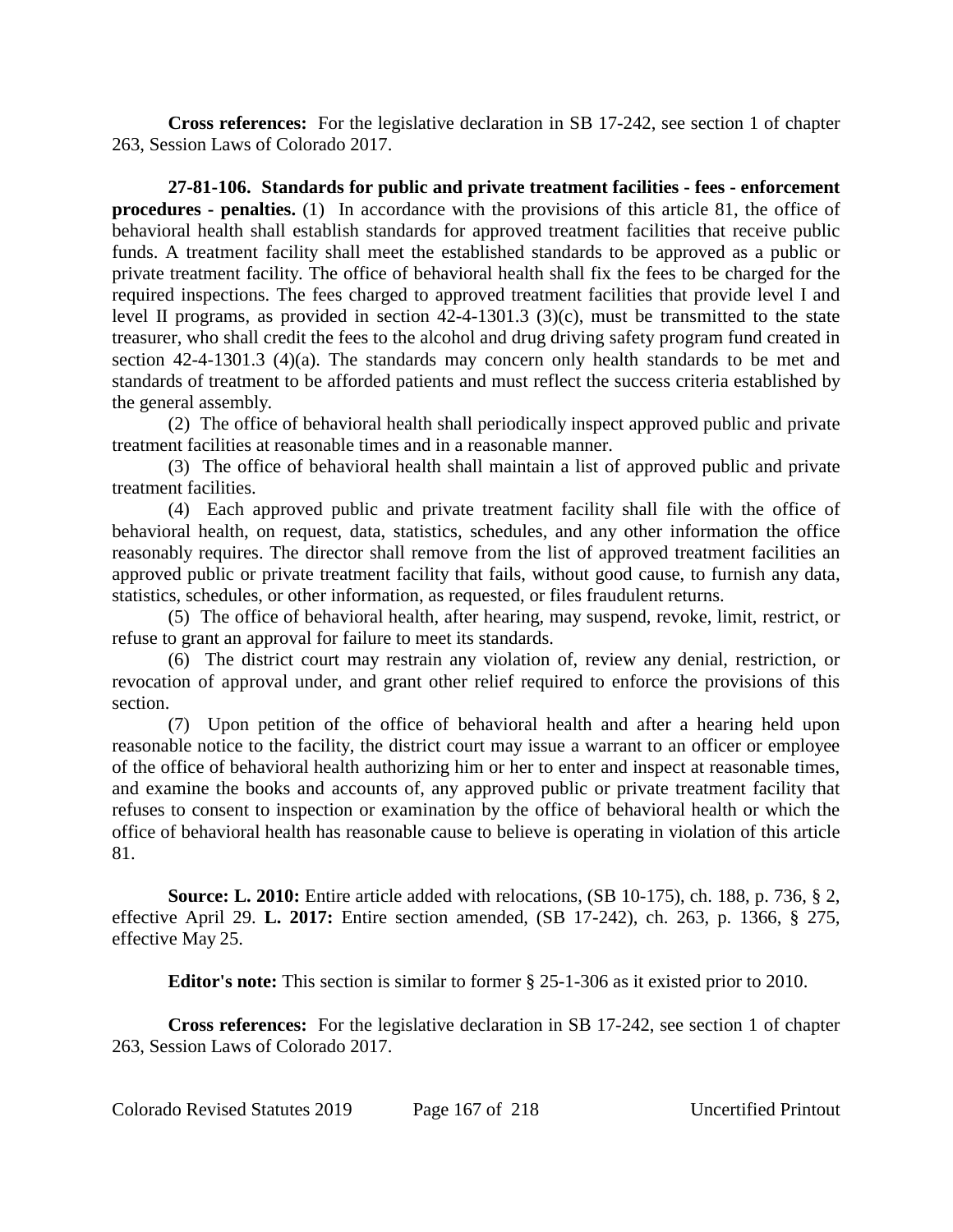**Cross references:** For the legislative declaration in SB 17-242, see section 1 of chapter 263, Session Laws of Colorado 2017.

**27-81-106. Standards for public and private treatment facilities - fees - enforcement procedures - penalties.** (1) In accordance with the provisions of this article 81, the office of behavioral health shall establish standards for approved treatment facilities that receive public funds. A treatment facility shall meet the established standards to be approved as a public or private treatment facility. The office of behavioral health shall fix the fees to be charged for the required inspections. The fees charged to approved treatment facilities that provide level I and level II programs, as provided in section 42-4-1301.3 (3)(c), must be transmitted to the state treasurer, who shall credit the fees to the alcohol and drug driving safety program fund created in section 42-4-1301.3 (4)(a). The standards may concern only health standards to be met and standards of treatment to be afforded patients and must reflect the success criteria established by the general assembly.

(2) The office of behavioral health shall periodically inspect approved public and private treatment facilities at reasonable times and in a reasonable manner.

(3) The office of behavioral health shall maintain a list of approved public and private treatment facilities.

(4) Each approved public and private treatment facility shall file with the office of behavioral health, on request, data, statistics, schedules, and any other information the office reasonably requires. The director shall remove from the list of approved treatment facilities an approved public or private treatment facility that fails, without good cause, to furnish any data, statistics, schedules, or other information, as requested, or files fraudulent returns.

(5) The office of behavioral health, after hearing, may suspend, revoke, limit, restrict, or refuse to grant an approval for failure to meet its standards.

(6) The district court may restrain any violation of, review any denial, restriction, or revocation of approval under, and grant other relief required to enforce the provisions of this section.

(7) Upon petition of the office of behavioral health and after a hearing held upon reasonable notice to the facility, the district court may issue a warrant to an officer or employee of the office of behavioral health authorizing him or her to enter and inspect at reasonable times, and examine the books and accounts of, any approved public or private treatment facility that refuses to consent to inspection or examination by the office of behavioral health or which the office of behavioral health has reasonable cause to believe is operating in violation of this article 81.

**Source: L. 2010:** Entire article added with relocations, (SB 10-175), ch. 188, p. 736, § 2, effective April 29. **L. 2017:** Entire section amended, (SB 17-242), ch. 263, p. 1366, § 275, effective May 25.

**Editor's note:** This section is similar to former § 25-1-306 as it existed prior to 2010.

**Cross references:** For the legislative declaration in SB 17-242, see section 1 of chapter 263, Session Laws of Colorado 2017.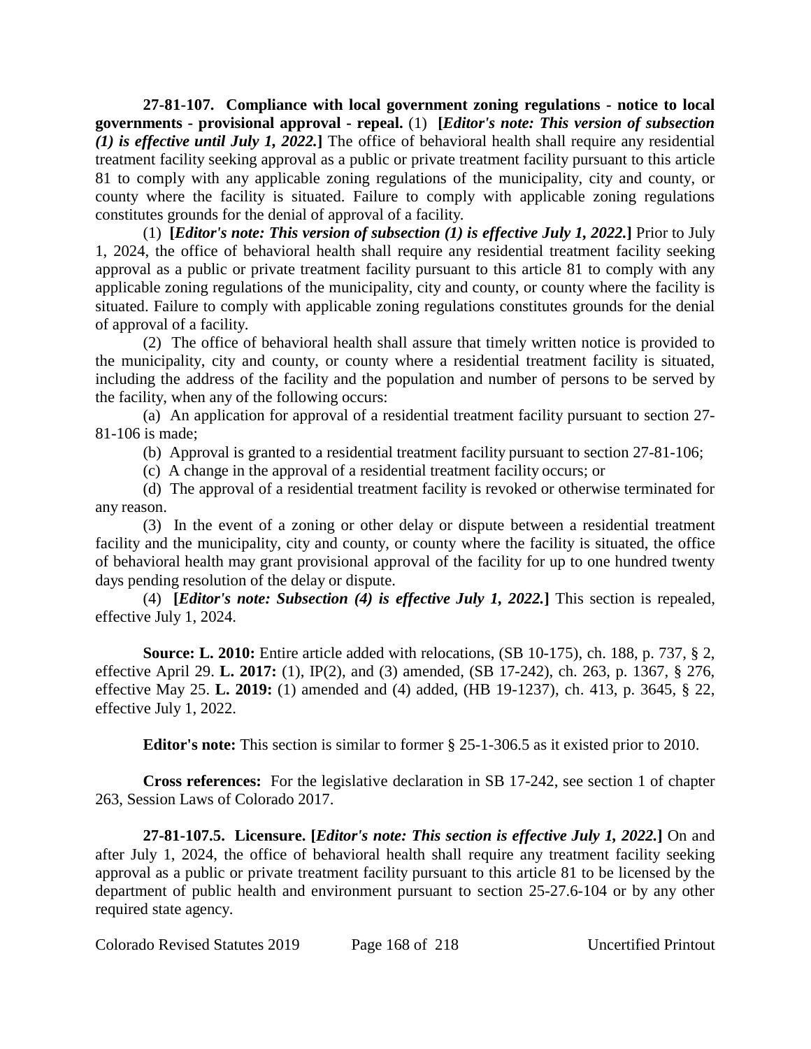**27-81-107. Compliance with local government zoning regulations - notice to local governments - provisional approval - repeal.** (1) **[*Editor's note: This version of subsection (1) is effective until July 1, 2022.*]** The office of behavioral health shall require any residential treatment facility seeking approval as a public or private treatment facility pursuant to this article 81 to comply with any applicable zoning regulations of the municipality, city and county, or county where the facility is situated. Failure to comply with applicable zoning regulations constitutes grounds for the denial of approval of a facility.

(1) **[*Editor's note: This version of subsection (1) is effective July 1, 2022.*]** Prior to July 1, 2024, the office of behavioral health shall require any residential treatment facility seeking approval as a public or private treatment facility pursuant to this article 81 to comply with any applicable zoning regulations of the municipality, city and county, or county where the facility is situated. Failure to comply with applicable zoning regulations constitutes grounds for the denial of approval of a facility.

(2) The office of behavioral health shall assure that timely written notice is provided to the municipality, city and county, or county where a residential treatment facility is situated, including the address of the facility and the population and number of persons to be served by the facility, when any of the following occurs:

(a) An application for approval of a residential treatment facility pursuant to section 27-81-106 is made;

(b) Approval is granted to a residential treatment facility pursuant to section 27-81-106;

(c) A change in the approval of a residential treatment facility occurs; or

(d) The approval of a residential treatment facility is revoked or otherwise terminated for any reason.

(3) In the event of a zoning or other delay or dispute between a residential treatment facility and the municipality, city and county, or county where the facility is situated, the office of behavioral health may grant provisional approval of the facility for up to one hundred twenty days pending resolution of the delay or dispute.

(4) **[*Editor's note: Subsection (4) is effective July 1, 2022.*]** This section is repealed, effective July 1, 2024.

**Source: L. 2010:** Entire article added with relocations, (SB 10-175), ch. 188, p. 737, § 2, effective April 29. **L. 2017:** (1), IP(2), and (3) amended, (SB 17-242), ch. 263, p. 1367, § 276, effective May 25. **L. 2019:** (1) amended and (4) added, (HB 19-1237), ch. 413, p. 3645, § 22, effective July 1, 2022.

**Editor's note:** This section is similar to former § 25-1-306.5 as it existed prior to 2010.

**Cross references:** For the legislative declaration in SB 17-242, see section 1 of chapter 263, Session Laws of Colorado 2017.

**27-81-107.5. Licensure. [*Editor's note: This section is effective July 1, 2022.*]** On and after July 1, 2024, the office of behavioral health shall require any treatment facility seeking approval as a public or private treatment facility pursuant to this article 81 to be licensed by the department of public health and environment pursuant to section 25-27.6-104 or by any other required state agency.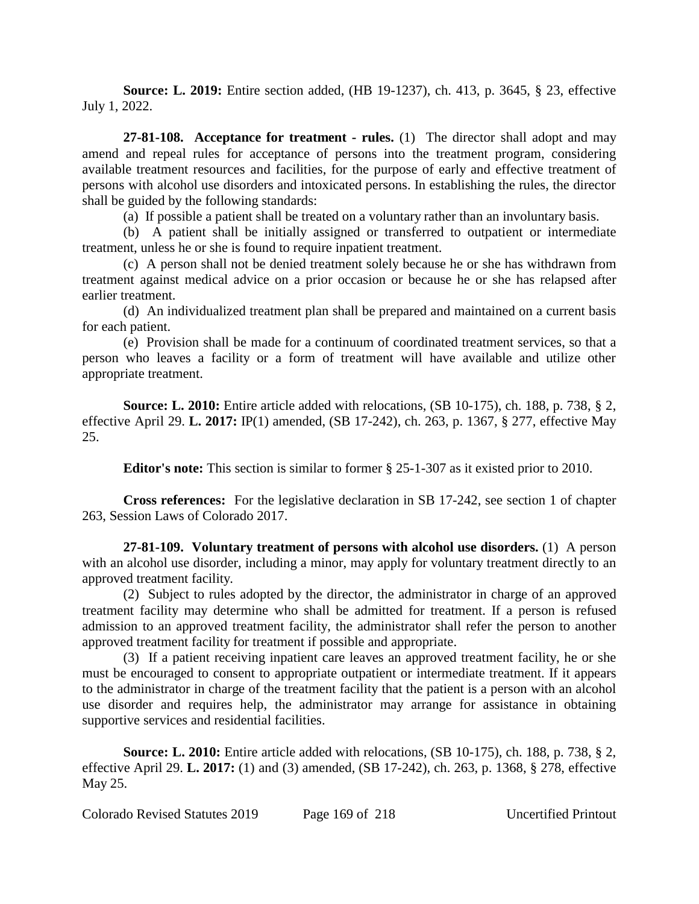**Source: L. 2019:** Entire section added, (HB 19-1237), ch. 413, p. 3645, § 23, effective July 1, 2022.

**27-81-108. Acceptance for treatment - rules.** (1) The director shall adopt and may amend and repeal rules for acceptance of persons into the treatment program, considering available treatment resources and facilities, for the purpose of early and effective treatment of persons with alcohol use disorders and intoxicated persons. In establishing the rules, the director shall be guided by the following standards:

(a) If possible a patient shall be treated on a voluntary rather than an involuntary basis.

(b) A patient shall be initially assigned or transferred to outpatient or intermediate treatment, unless he or she is found to require inpatient treatment.

(c) A person shall not be denied treatment solely because he or she has withdrawn from treatment against medical advice on a prior occasion or because he or she has relapsed after earlier treatment.

(d) An individualized treatment plan shall be prepared and maintained on a current basis for each patient.

(e) Provision shall be made for a continuum of coordinated treatment services, so that a person who leaves a facility or a form of treatment will have available and utilize other appropriate treatment.

**Source: L. 2010:** Entire article added with relocations, (SB 10-175), ch. 188, p. 738, § 2, effective April 29. **L. 2017:** IP(1) amended, (SB 17-242), ch. 263, p. 1367, § 277, effective May 25.

**Editor's note:** This section is similar to former § 25-1-307 as it existed prior to 2010.

**Cross references:** For the legislative declaration in SB 17-242, see section 1 of chapter 263, Session Laws of Colorado 2017.

**27-81-109. Voluntary treatment of persons with alcohol use disorders.** (1) A person with an alcohol use disorder, including a minor, may apply for voluntary treatment directly to an approved treatment facility.

(2) Subject to rules adopted by the director, the administrator in charge of an approved treatment facility may determine who shall be admitted for treatment. If a person is refused admission to an approved treatment facility, the administrator shall refer the person to another approved treatment facility for treatment if possible and appropriate.

(3) If a patient receiving inpatient care leaves an approved treatment facility, he or she must be encouraged to consent to appropriate outpatient or intermediate treatment. If it appears to the administrator in charge of the treatment facility that the patient is a person with an alcohol use disorder and requires help, the administrator may arrange for assistance in obtaining supportive services and residential facilities.

**Source: L. 2010:** Entire article added with relocations, (SB 10-175), ch. 188, p. 738, § 2, effective April 29. **L. 2017:** (1) and (3) amended, (SB 17-242), ch. 263, p. 1368, § 278, effective May 25.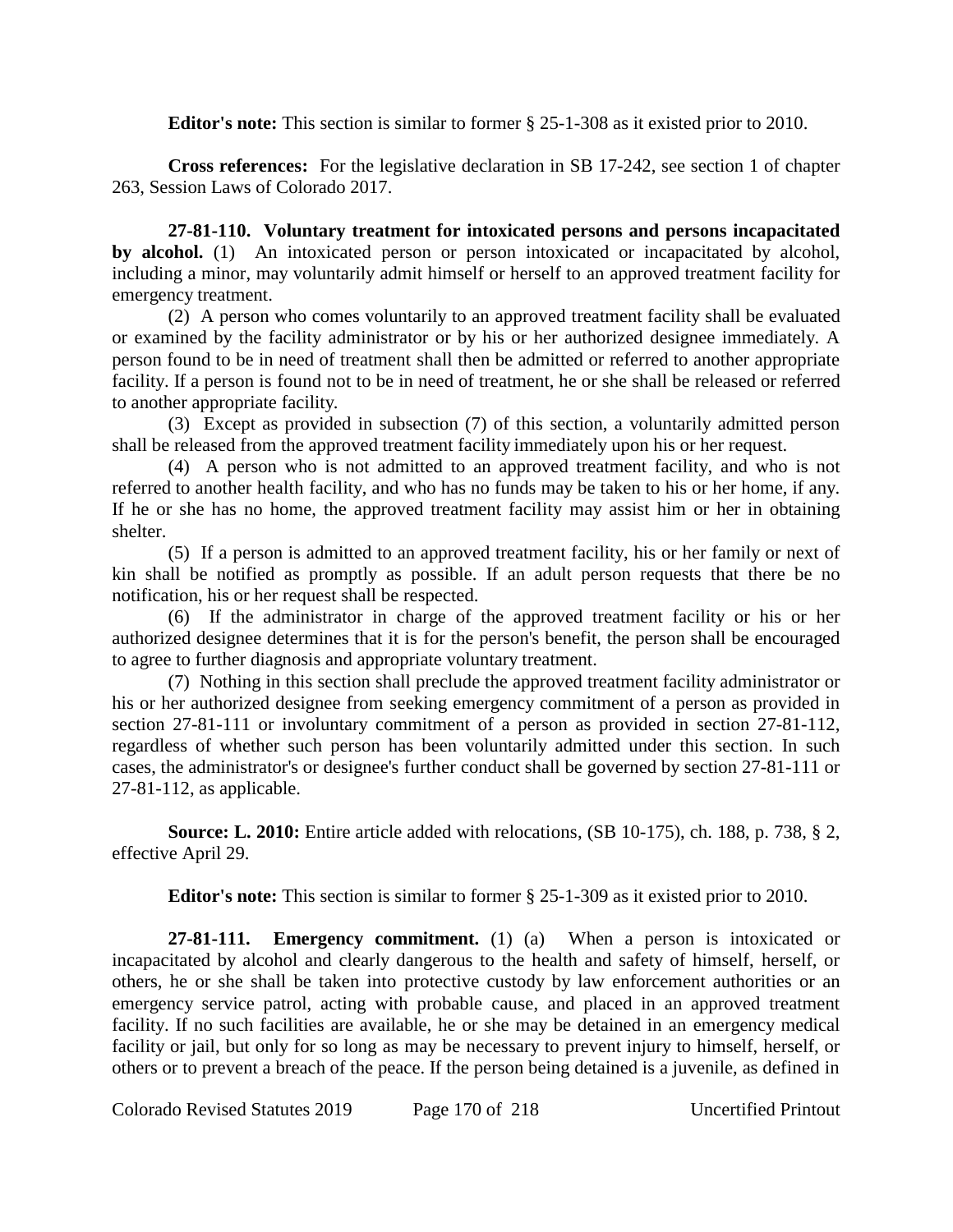**Editor's note:** This section is similar to former § 25-1-308 as it existed prior to 2010.

**Cross references:** For the legislative declaration in SB 17-242, see section 1 of chapter 263, Session Laws of Colorado 2017.

**27-81-110. Voluntary treatment for intoxicated persons and persons incapacitated by alcohol.** (1) An intoxicated person or person intoxicated or incapacitated by alcohol, including a minor, may voluntarily admit himself or herself to an approved treatment facility for emergency treatment.

(2) A person who comes voluntarily to an approved treatment facility shall be evaluated or examined by the facility administrator or by his or her authorized designee immediately. A person found to be in need of treatment shall then be admitted or referred to another appropriate facility. If a person is found not to be in need of treatment, he or she shall be released or referred to another appropriate facility.

(3) Except as provided in subsection (7) of this section, a voluntarily admitted person shall be released from the approved treatment facility immediately upon his or her request.

(4) A person who is not admitted to an approved treatment facility, and who is not referred to another health facility, and who has no funds may be taken to his or her home, if any. If he or she has no home, the approved treatment facility may assist him or her in obtaining shelter.

(5) If a person is admitted to an approved treatment facility, his or her family or next of kin shall be notified as promptly as possible. If an adult person requests that there be no notification, his or her request shall be respected.

(6) If the administrator in charge of the approved treatment facility or his or her authorized designee determines that it is for the person's benefit, the person shall be encouraged to agree to further diagnosis and appropriate voluntary treatment.

(7) Nothing in this section shall preclude the approved treatment facility administrator or his or her authorized designee from seeking emergency commitment of a person as provided in section 27-81-111 or involuntary commitment of a person as provided in section 27-81-112, regardless of whether such person has been voluntarily admitted under this section. In such cases, the administrator's or designee's further conduct shall be governed by section 27-81-111 or 27-81-112, as applicable.

**Source: L. 2010:** Entire article added with relocations, (SB 10-175), ch. 188, p. 738, § 2, effective April 29.

**Editor's note:** This section is similar to former § 25-1-309 as it existed prior to 2010.

**27-81-111. Emergency commitment.** (1) (a) When a person is intoxicated or incapacitated by alcohol and clearly dangerous to the health and safety of himself, herself, or others, he or she shall be taken into protective custody by law enforcement authorities or an emergency service patrol, acting with probable cause, and placed in an approved treatment facility. If no such facilities are available, he or she may be detained in an emergency medical facility or jail, but only for so long as may be necessary to prevent injury to himself, herself, or others or to prevent a breach of the peace. If the person being detained is a juvenile, as defined in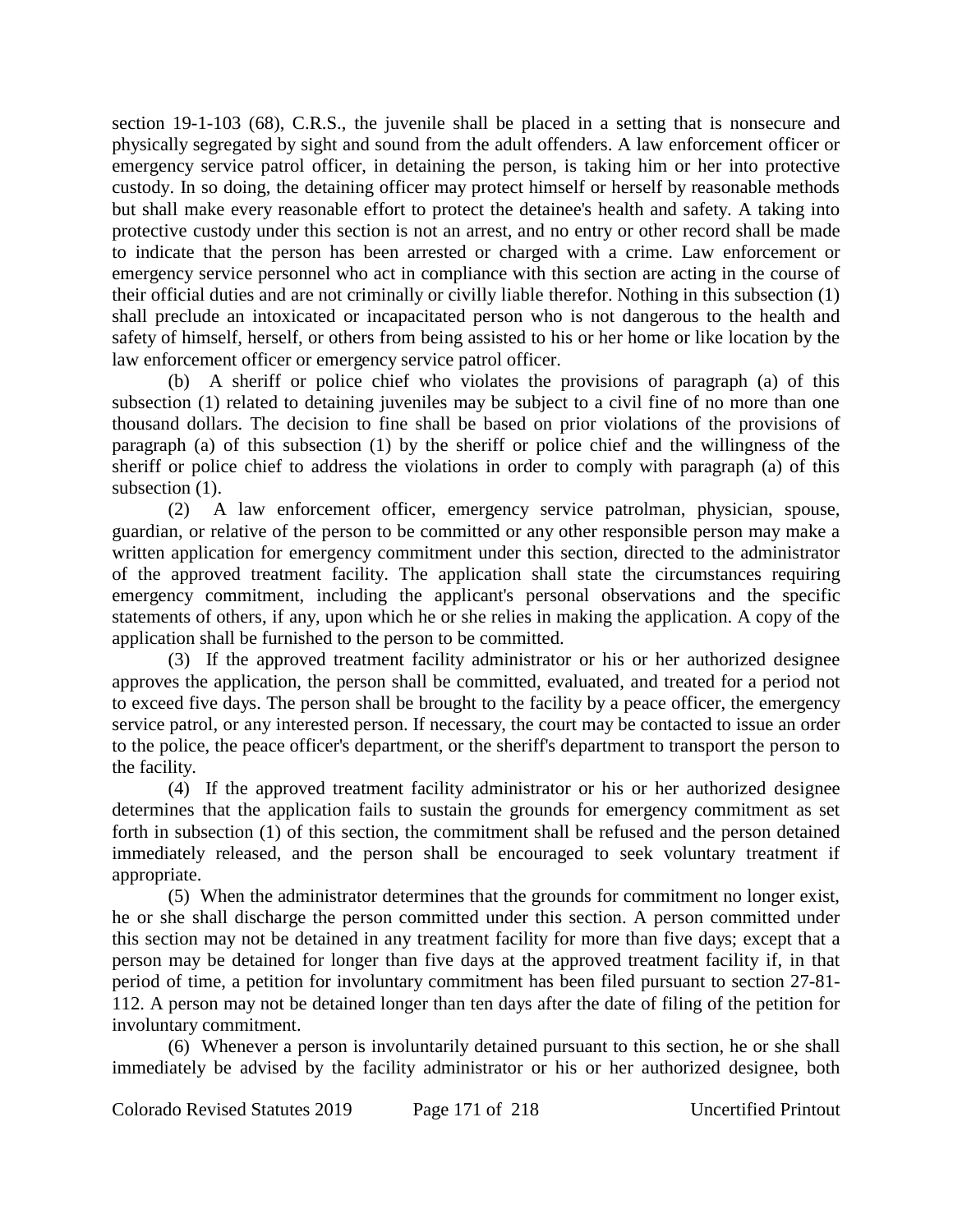section 19-1-103 (68), C.R.S., the juvenile shall be placed in a setting that is nonsecure and physically segregated by sight and sound from the adult offenders. A law enforcement officer or emergency service patrol officer, in detaining the person, is taking him or her into protective custody. In so doing, the detaining officer may protect himself or herself by reasonable methods but shall make every reasonable effort to protect the detainee's health and safety. A taking into protective custody under this section is not an arrest, and no entry or other record shall be made to indicate that the person has been arrested or charged with a crime. Law enforcement or emergency service personnel who act in compliance with this section are acting in the course of their official duties and are not criminally or civilly liable therefor. Nothing in this subsection (1) shall preclude an intoxicated or incapacitated person who is not dangerous to the health and safety of himself, herself, or others from being assisted to his or her home or like location by the law enforcement officer or emergency service patrol officer.

(b) A sheriff or police chief who violates the provisions of paragraph (a) of this subsection (1) related to detaining juveniles may be subject to a civil fine of no more than one thousand dollars. The decision to fine shall be based on prior violations of the provisions of paragraph (a) of this subsection (1) by the sheriff or police chief and the willingness of the sheriff or police chief to address the violations in order to comply with paragraph (a) of this subsection (1).

(2) A law enforcement officer, emergency service patrolman, physician, spouse, guardian, or relative of the person to be committed or any other responsible person may make a written application for emergency commitment under this section, directed to the administrator of the approved treatment facility. The application shall state the circumstances requiring emergency commitment, including the applicant's personal observations and the specific statements of others, if any, upon which he or she relies in making the application. A copy of the application shall be furnished to the person to be committed.

(3) If the approved treatment facility administrator or his or her authorized designee approves the application, the person shall be committed, evaluated, and treated for a period not to exceed five days. The person shall be brought to the facility by a peace officer, the emergency service patrol, or any interested person. If necessary, the court may be contacted to issue an order to the police, the peace officer's department, or the sheriff's department to transport the person to the facility.

(4) If the approved treatment facility administrator or his or her authorized designee determines that the application fails to sustain the grounds for emergency commitment as set forth in subsection (1) of this section, the commitment shall be refused and the person detained immediately released, and the person shall be encouraged to seek voluntary treatment if appropriate.

(5) When the administrator determines that the grounds for commitment no longer exist, he or she shall discharge the person committed under this section. A person committed under this section may not be detained in any treatment facility for more than five days; except that a person may be detained for longer than five days at the approved treatment facility if, in that period of time, a petition for involuntary commitment has been filed pursuant to section 27-81-112. A person may not be detained longer than ten days after the date of filing of the petition for involuntary commitment.

(6) Whenever a person is involuntarily detained pursuant to this section, he or she shall immediately be advised by the facility administrator or his or her authorized designee, both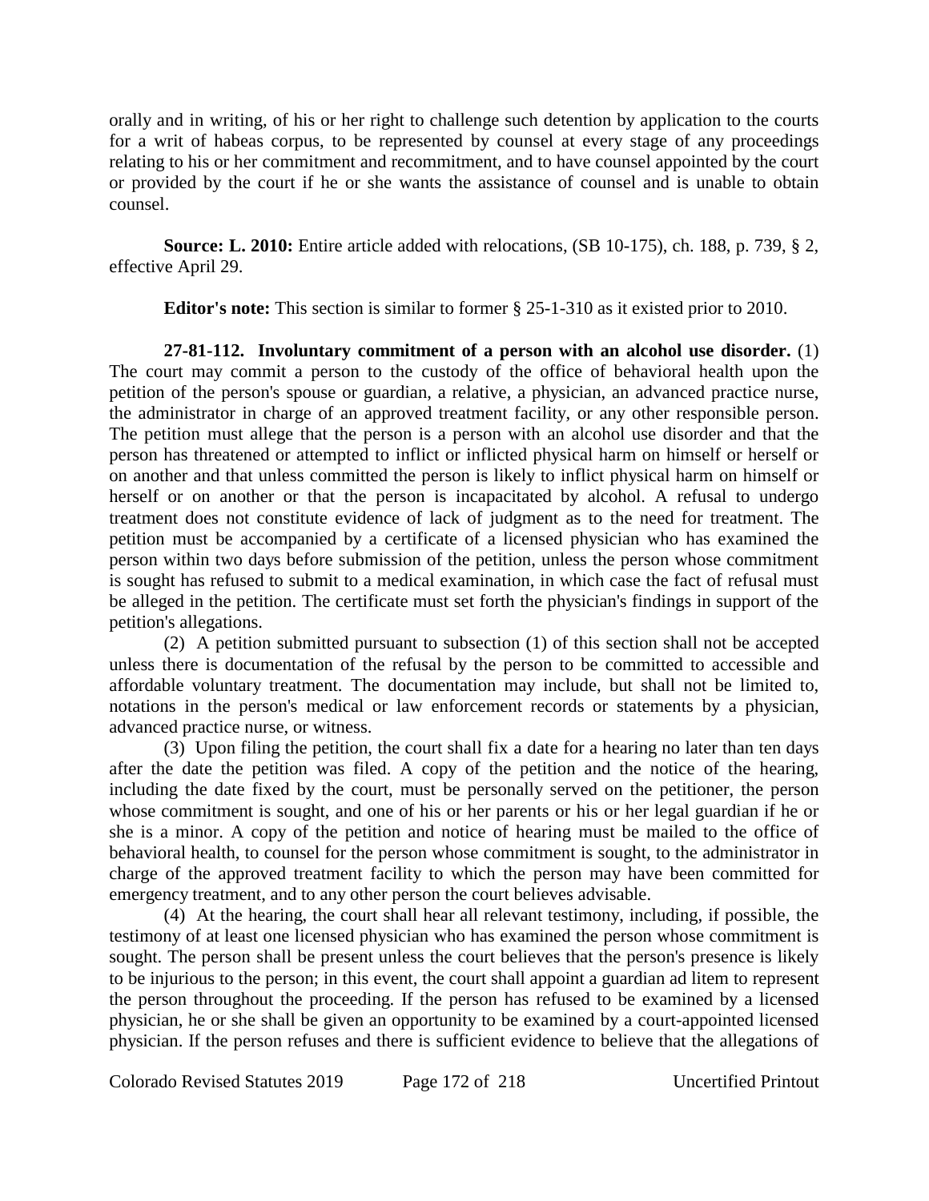orally and in writing, of his or her right to challenge such detention by application to the courts for a writ of habeas corpus, to be represented by counsel at every stage of any proceedings relating to his or her commitment and recommitment, and to have counsel appointed by the court or provided by the court if he or she wants the assistance of counsel and is unable to obtain counsel.

**Source: L. 2010:** Entire article added with relocations, (SB 10-175), ch. 188, p. 739, § 2, effective April 29.

**Editor's note:** This section is similar to former § 25-1-310 as it existed prior to 2010.

**27-81-112. Involuntary commitment of a person with an alcohol use disorder.** (1) The court may commit a person to the custody of the office of behavioral health upon the petition of the person's spouse or guardian, a relative, a physician, an advanced practice nurse, the administrator in charge of an approved treatment facility, or any other responsible person. The petition must allege that the person is a person with an alcohol use disorder and that the person has threatened or attempted to inflict or inflicted physical harm on himself or herself or on another and that unless committed the person is likely to inflict physical harm on himself or herself or on another or that the person is incapacitated by alcohol. A refusal to undergo treatment does not constitute evidence of lack of judgment as to the need for treatment. The petition must be accompanied by a certificate of a licensed physician who has examined the person within two days before submission of the petition, unless the person whose commitment is sought has refused to submit to a medical examination, in which case the fact of refusal must be alleged in the petition. The certificate must set forth the physician's findings in support of the petition's allegations.

(2) A petition submitted pursuant to subsection (1) of this section shall not be accepted unless there is documentation of the refusal by the person to be committed to accessible and affordable voluntary treatment. The documentation may include, but shall not be limited to, notations in the person's medical or law enforcement records or statements by a physician, advanced practice nurse, or witness.

(3) Upon filing the petition, the court shall fix a date for a hearing no later than ten days after the date the petition was filed. A copy of the petition and the notice of the hearing, including the date fixed by the court, must be personally served on the petitioner, the person whose commitment is sought, and one of his or her parents or his or her legal guardian if he or she is a minor. A copy of the petition and notice of hearing must be mailed to the office of behavioral health, to counsel for the person whose commitment is sought, to the administrator in charge of the approved treatment facility to which the person may have been committed for emergency treatment, and to any other person the court believes advisable.

(4) At the hearing, the court shall hear all relevant testimony, including, if possible, the testimony of at least one licensed physician who has examined the person whose commitment is sought. The person shall be present unless the court believes that the person's presence is likely to be injurious to the person; in this event, the court shall appoint a guardian ad litem to represent the person throughout the proceeding. If the person has refused to be examined by a licensed physician, he or she shall be given an opportunity to be examined by a court-appointed licensed physician. If the person refuses and there is sufficient evidence to believe that the allegations of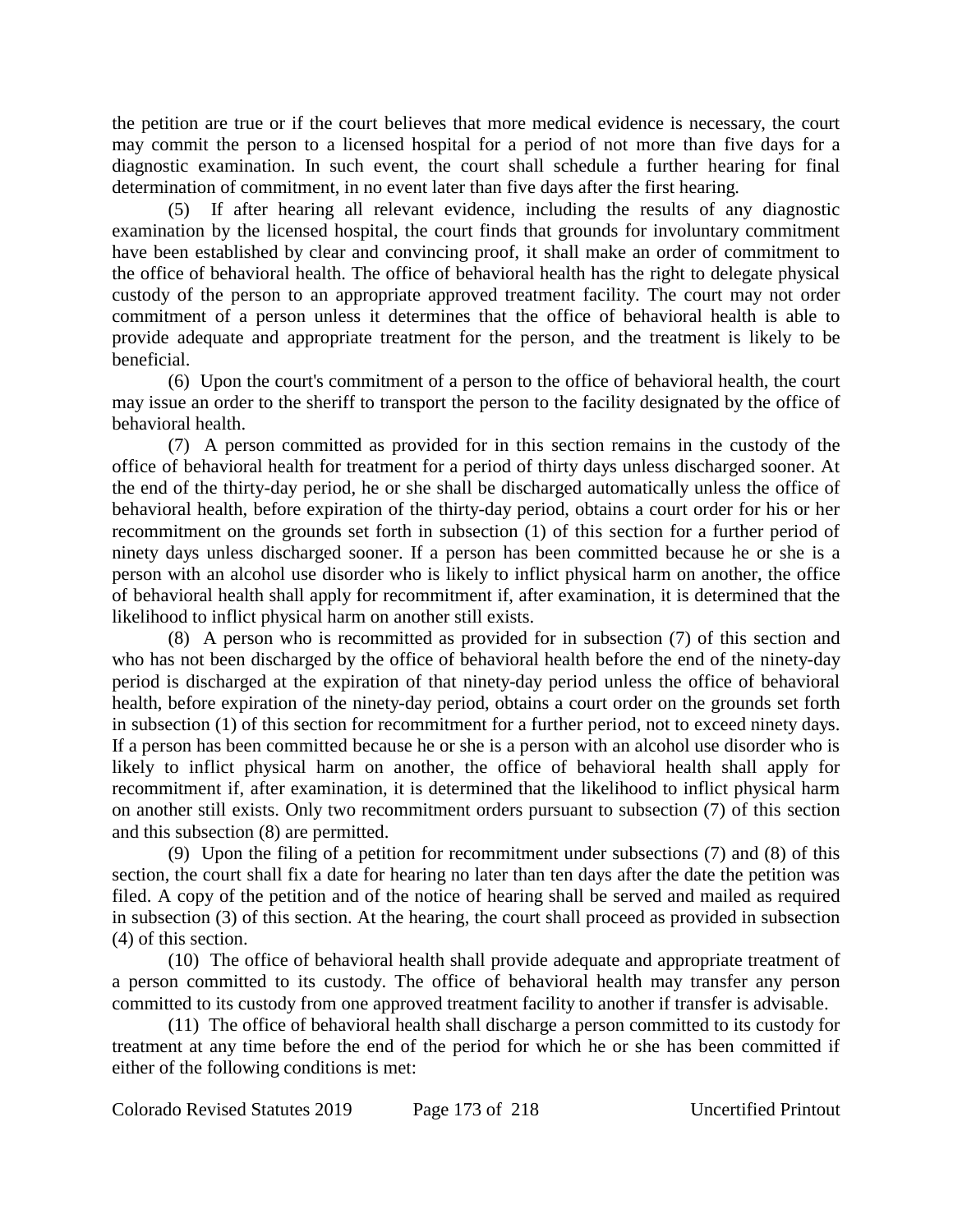the petition are true or if the court believes that more medical evidence is necessary, the court may commit the person to a licensed hospital for a period of not more than five days for a diagnostic examination. In such event, the court shall schedule a further hearing for final determination of commitment, in no event later than five days after the first hearing.

(5) If after hearing all relevant evidence, including the results of any diagnostic examination by the licensed hospital, the court finds that grounds for involuntary commitment have been established by clear and convincing proof, it shall make an order of commitment to the office of behavioral health. The office of behavioral health has the right to delegate physical custody of the person to an appropriate approved treatment facility. The court may not order commitment of a person unless it determines that the office of behavioral health is able to provide adequate and appropriate treatment for the person, and the treatment is likely to be beneficial.

(6) Upon the court's commitment of a person to the office of behavioral health, the court may issue an order to the sheriff to transport the person to the facility designated by the office of behavioral health.

(7) A person committed as provided for in this section remains in the custody of the office of behavioral health for treatment for a period of thirty days unless discharged sooner. At the end of the thirty-day period, he or she shall be discharged automatically unless the office of behavioral health, before expiration of the thirty-day period, obtains a court order for his or her recommitment on the grounds set forth in subsection (1) of this section for a further period of ninety days unless discharged sooner. If a person has been committed because he or she is a person with an alcohol use disorder who is likely to inflict physical harm on another, the office of behavioral health shall apply for recommitment if, after examination, it is determined that the likelihood to inflict physical harm on another still exists.

(8) A person who is recommitted as provided for in subsection (7) of this section and who has not been discharged by the office of behavioral health before the end of the ninety-day period is discharged at the expiration of that ninety-day period unless the office of behavioral health, before expiration of the ninety-day period, obtains a court order on the grounds set forth in subsection (1) of this section for recommitment for a further period, not to exceed ninety days. If a person has been committed because he or she is a person with an alcohol use disorder who is likely to inflict physical harm on another, the office of behavioral health shall apply for recommitment if, after examination, it is determined that the likelihood to inflict physical harm on another still exists. Only two recommitment orders pursuant to subsection (7) of this section and this subsection (8) are permitted.

(9) Upon the filing of a petition for recommitment under subsections (7) and (8) of this section, the court shall fix a date for hearing no later than ten days after the date the petition was filed. A copy of the petition and of the notice of hearing shall be served and mailed as required in subsection (3) of this section. At the hearing, the court shall proceed as provided in subsection (4) of this section.

(10) The office of behavioral health shall provide adequate and appropriate treatment of a person committed to its custody. The office of behavioral health may transfer any person committed to its custody from one approved treatment facility to another if transfer is advisable.

(11) The office of behavioral health shall discharge a person committed to its custody for treatment at any time before the end of the period for which he or she has been committed if either of the following conditions is met: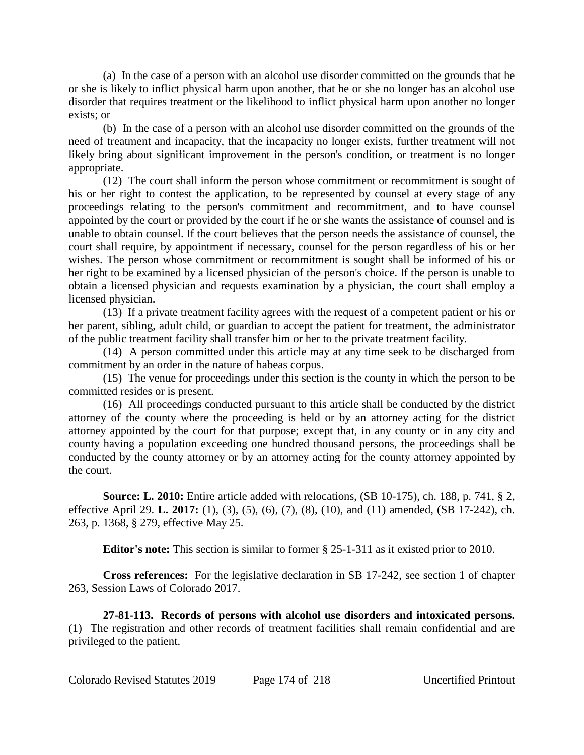(a) In the case of a person with an alcohol use disorder committed on the grounds that he or she is likely to inflict physical harm upon another, that he or she no longer has an alcohol use disorder that requires treatment or the likelihood to inflict physical harm upon another no longer exists; or

(b) In the case of a person with an alcohol use disorder committed on the grounds of the need of treatment and incapacity, that the incapacity no longer exists, further treatment will not likely bring about significant improvement in the person's condition, or treatment is no longer appropriate.

(12) The court shall inform the person whose commitment or recommitment is sought of his or her right to contest the application, to be represented by counsel at every stage of any proceedings relating to the person's commitment and recommitment, and to have counsel appointed by the court or provided by the court if he or she wants the assistance of counsel and is unable to obtain counsel. If the court believes that the person needs the assistance of counsel, the court shall require, by appointment if necessary, counsel for the person regardless of his or her wishes. The person whose commitment or recommitment is sought shall be informed of his or her right to be examined by a licensed physician of the person's choice. If the person is unable to obtain a licensed physician and requests examination by a physician, the court shall employ a licensed physician.

(13) If a private treatment facility agrees with the request of a competent patient or his or her parent, sibling, adult child, or guardian to accept the patient for treatment, the administrator of the public treatment facility shall transfer him or her to the private treatment facility.

(14) A person committed under this article may at any time seek to be discharged from commitment by an order in the nature of habeas corpus.

(15) The venue for proceedings under this section is the county in which the person to be committed resides or is present.

(16) All proceedings conducted pursuant to this article shall be conducted by the district attorney of the county where the proceeding is held or by an attorney acting for the district attorney appointed by the court for that purpose; except that, in any county or in any city and county having a population exceeding one hundred thousand persons, the proceedings shall be conducted by the county attorney or by an attorney acting for the county attorney appointed by the court.

**Source: L. 2010:** Entire article added with relocations, (SB 10-175), ch. 188, p. 741, § 2, effective April 29. **L. 2017:** (1), (3), (5), (6), (7), (8), (10), and (11) amended, (SB 17-242), ch. 263, p. 1368, § 279, effective May 25.

**Editor's note:** This section is similar to former § 25-1-311 as it existed prior to 2010.

**Cross references:** For the legislative declaration in SB 17-242, see section 1 of chapter 263, Session Laws of Colorado 2017.

**27-81-113. Records of persons with alcohol use disorders and intoxicated persons.** (1) The registration and other records of treatment facilities shall remain confidential and are privileged to the patient.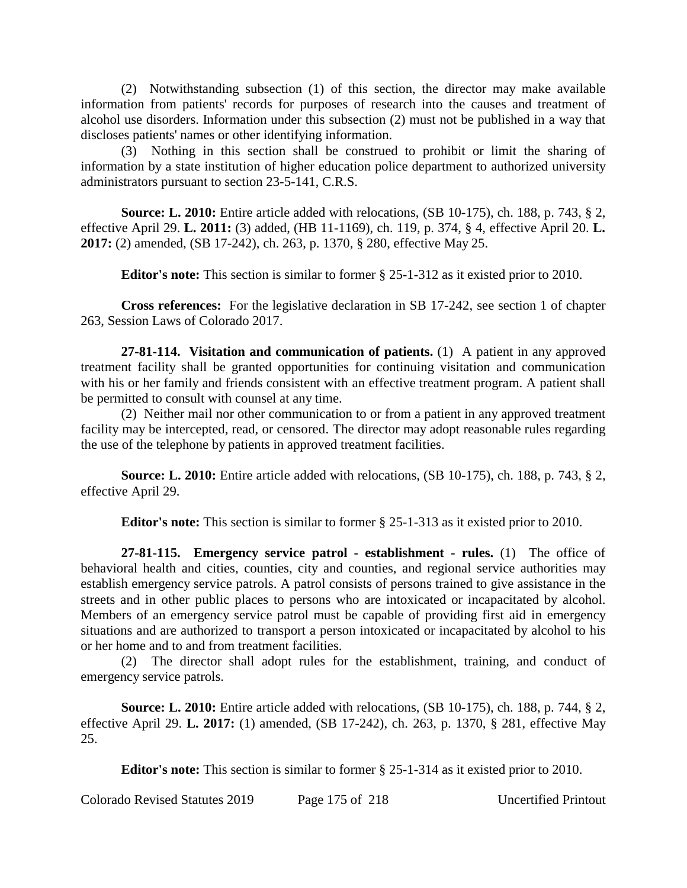(2) Notwithstanding subsection (1) of this section, the director may make available information from patients' records for purposes of research into the causes and treatment of alcohol use disorders. Information under this subsection (2) must not be published in a way that discloses patients' names or other identifying information.

(3) Nothing in this section shall be construed to prohibit or limit the sharing of information by a state institution of higher education police department to authorized university administrators pursuant to section 23-5-141, C.R.S.

**Source: L. 2010:** Entire article added with relocations, (SB 10-175), ch. 188, p. 743, § 2, effective April 29. **L. 2011:** (3) added, (HB 11-1169), ch. 119, p. 374, § 4, effective April 20. **L. 2017:** (2) amended, (SB 17-242), ch. 263, p. 1370, § 280, effective May 25.

**Editor's note:** This section is similar to former § 25-1-312 as it existed prior to 2010.

**Cross references:** For the legislative declaration in SB 17-242, see section 1 of chapter 263, Session Laws of Colorado 2017.

**27-81-114. Visitation and communication of patients.** (1) A patient in any approved treatment facility shall be granted opportunities for continuing visitation and communication with his or her family and friends consistent with an effective treatment program. A patient shall be permitted to consult with counsel at any time.

(2) Neither mail nor other communication to or from a patient in any approved treatment facility may be intercepted, read, or censored. The director may adopt reasonable rules regarding the use of the telephone by patients in approved treatment facilities.

**Source: L. 2010:** Entire article added with relocations, (SB 10-175), ch. 188, p. 743, § 2, effective April 29.

**Editor's note:** This section is similar to former § 25-1-313 as it existed prior to 2010.

**27-81-115. Emergency service patrol - establishment - rules.** (1) The office of behavioral health and cities, counties, city and counties, and regional service authorities may establish emergency service patrols. A patrol consists of persons trained to give assistance in the streets and in other public places to persons who are intoxicated or incapacitated by alcohol. Members of an emergency service patrol must be capable of providing first aid in emergency situations and are authorized to transport a person intoxicated or incapacitated by alcohol to his or her home and to and from treatment facilities.

(2) The director shall adopt rules for the establishment, training, and conduct of emergency service patrols.

**Source: L. 2010:** Entire article added with relocations, (SB 10-175), ch. 188, p. 744, § 2, effective April 29. **L. 2017:** (1) amended, (SB 17-242), ch. 263, p. 1370, § 281, effective May 25.

**Editor's note:** This section is similar to former § 25-1-314 as it existed prior to 2010.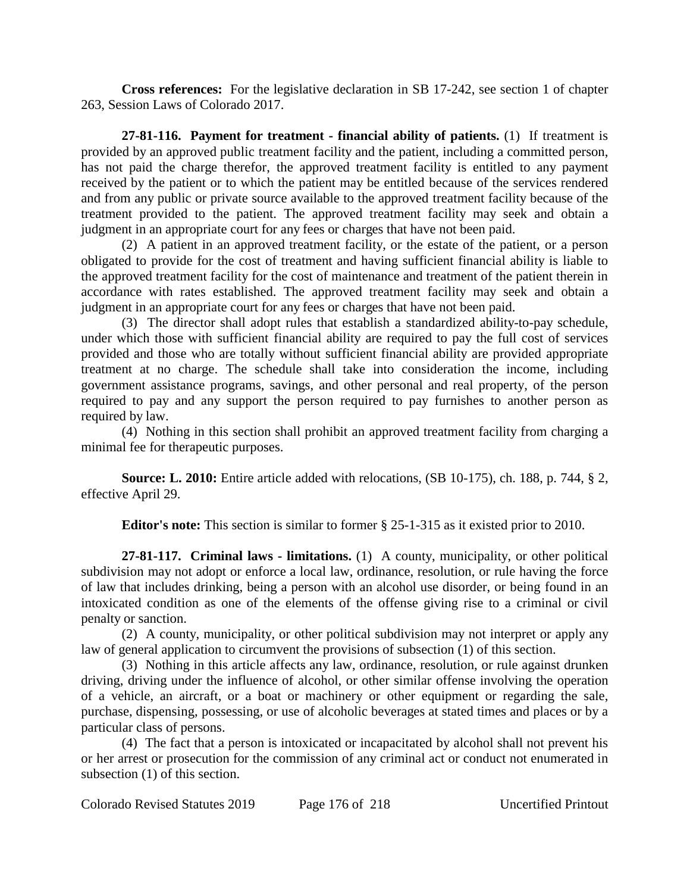**Cross references:** For the legislative declaration in SB 17-242, see section 1 of chapter 263, Session Laws of Colorado 2017.

**27-81-116. Payment for treatment - financial ability of patients.** (1) If treatment is provided by an approved public treatment facility and the patient, including a committed person, has not paid the charge therefor, the approved treatment facility is entitled to any payment received by the patient or to which the patient may be entitled because of the services rendered and from any public or private source available to the approved treatment facility because of the treatment provided to the patient. The approved treatment facility may seek and obtain a judgment in an appropriate court for any fees or charges that have not been paid.

(2) A patient in an approved treatment facility, or the estate of the patient, or a person obligated to provide for the cost of treatment and having sufficient financial ability is liable to the approved treatment facility for the cost of maintenance and treatment of the patient therein in accordance with rates established. The approved treatment facility may seek and obtain a judgment in an appropriate court for any fees or charges that have not been paid.

(3) The director shall adopt rules that establish a standardized ability-to-pay schedule, under which those with sufficient financial ability are required to pay the full cost of services provided and those who are totally without sufficient financial ability are provided appropriate treatment at no charge. The schedule shall take into consideration the income, including government assistance programs, savings, and other personal and real property, of the person required to pay and any support the person required to pay furnishes to another person as required by law.

(4) Nothing in this section shall prohibit an approved treatment facility from charging a minimal fee for therapeutic purposes.

**Source: L. 2010:** Entire article added with relocations, (SB 10-175), ch. 188, p. 744, § 2, effective April 29.

**Editor's note:** This section is similar to former § 25-1-315 as it existed prior to 2010.

**27-81-117. Criminal laws - limitations.** (1) A county, municipality, or other political subdivision may not adopt or enforce a local law, ordinance, resolution, or rule having the force of law that includes drinking, being a person with an alcohol use disorder, or being found in an intoxicated condition as one of the elements of the offense giving rise to a criminal or civil penalty or sanction.

(2) A county, municipality, or other political subdivision may not interpret or apply any law of general application to circumvent the provisions of subsection (1) of this section.

(3) Nothing in this article affects any law, ordinance, resolution, or rule against drunken driving, driving under the influence of alcohol, or other similar offense involving the operation of a vehicle, an aircraft, or a boat or machinery or other equipment or regarding the sale, purchase, dispensing, possessing, or use of alcoholic beverages at stated times and places or by a particular class of persons.

(4) The fact that a person is intoxicated or incapacitated by alcohol shall not prevent his or her arrest or prosecution for the commission of any criminal act or conduct not enumerated in subsection (1) of this section.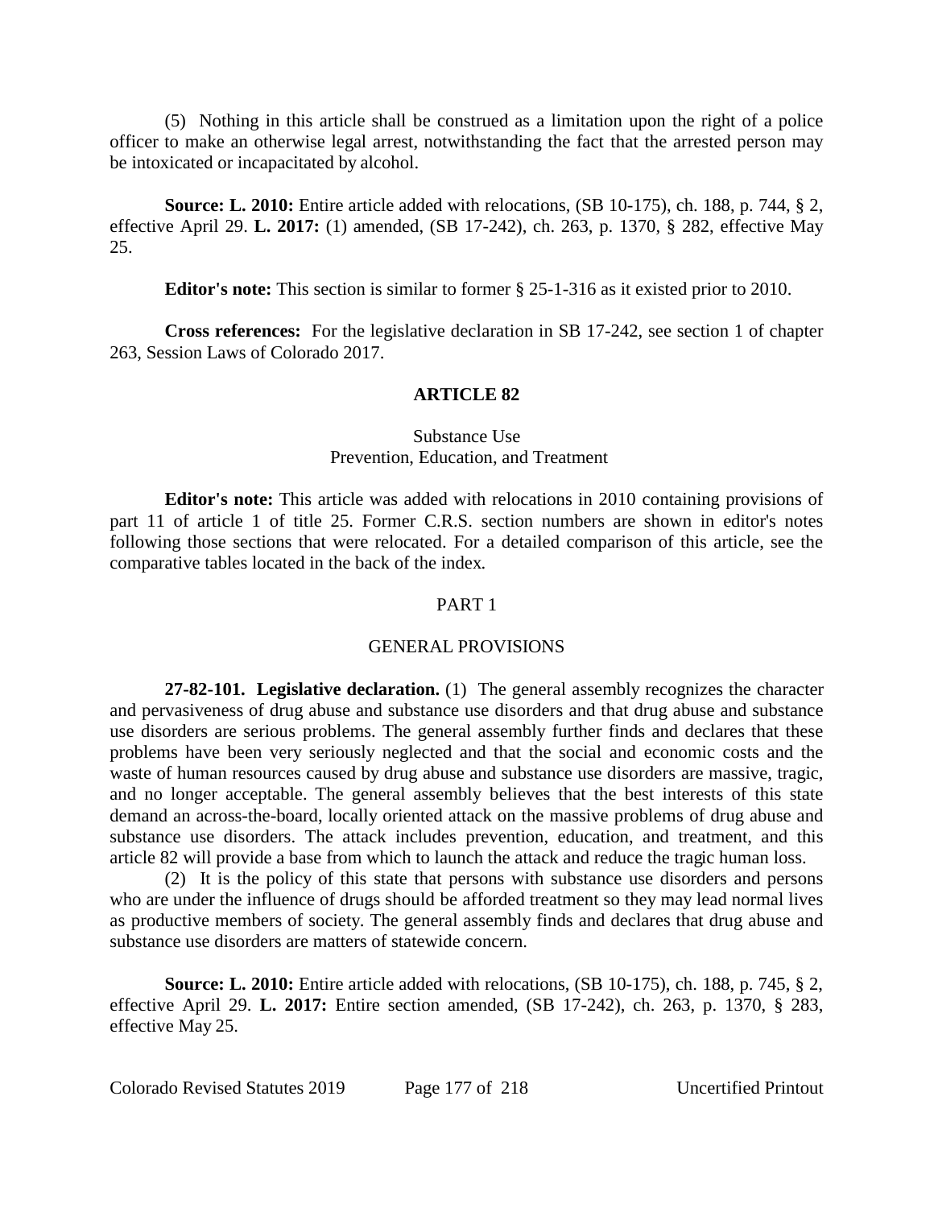(5) Nothing in this article shall be construed as a limitation upon the right of a police officer to make an otherwise legal arrest, notwithstanding the fact that the arrested person may be intoxicated or incapacitated by alcohol.

**Source: L. 2010:** Entire article added with relocations, (SB 10-175), ch. 188, p. 744, § 2, effective April 29. **L. 2017:** (1) amended, (SB 17-242), ch. 263, p. 1370, § 282, effective May 25.

**Editor's note:** This section is similar to former § 25-1-316 as it existed prior to 2010.

**Cross references:** For the legislative declaration in SB 17-242, see section 1 of chapter 263, Session Laws of Colorado 2017.

## ARTICLE 82

### Substance Use
### Prevention, Education, and Treatment

**Editor's note:** This article was added with relocations in 2010 containing provisions of part 11 of article 1 of title 25. Former C.R.S. section numbers are shown in editor's notes following those sections that were relocated. For a detailed comparison of this article, see the comparative tables located in the back of the index.

### PART 1

### GENERAL PROVISIONS

**27-82-101. Legislative declaration.** (1) The general assembly recognizes the character and pervasiveness of drug abuse and substance use disorders and that drug abuse and substance use disorders are serious problems. The general assembly further finds and declares that these problems have been very seriously neglected and that the social and economic costs and the waste of human resources caused by drug abuse and substance use disorders are massive, tragic, and no longer acceptable. The general assembly believes that the best interests of this state demand an across-the-board, locally oriented attack on the massive problems of drug abuse and substance use disorders. The attack includes prevention, education, and treatment, and this article 82 will provide a base from which to launch the attack and reduce the tragic human loss.

(2) It is the policy of this state that persons with substance use disorders and persons who are under the influence of drugs should be afforded treatment so they may lead normal lives as productive members of society. The general assembly finds and declares that drug abuse and substance use disorders are matters of statewide concern.

**Source: L. 2010:** Entire article added with relocations, (SB 10-175), ch. 188, p. 745, § 2, effective April 29. **L. 2017:** Entire section amended, (SB 17-242), ch. 263, p. 1370, § 283, effective May 25.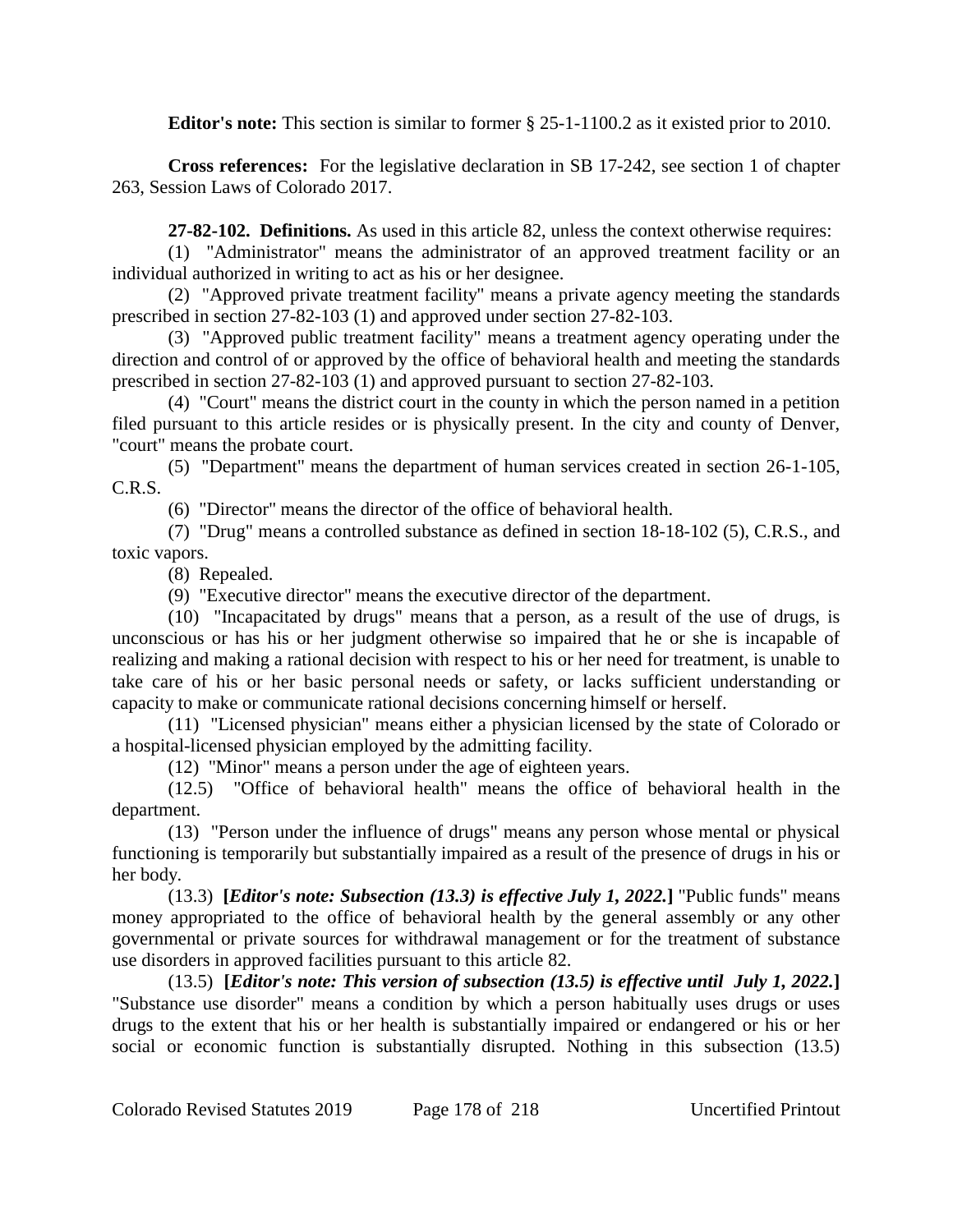**Editor's note:** This section is similar to former § 25-1-1100.2 as it existed prior to 2010.

**Cross references:** For the legislative declaration in SB 17-242, see section 1 of chapter 263, Session Laws of Colorado 2017.

**27-82-102. Definitions.** As used in this article 82, unless the context otherwise requires:

(1) "Administrator" means the administrator of an approved treatment facility or an individual authorized in writing to act as his or her designee.

(2) "Approved private treatment facility" means a private agency meeting the standards prescribed in section 27-82-103 (1) and approved under section 27-82-103.

(3) "Approved public treatment facility" means a treatment agency operating under the direction and control of or approved by the office of behavioral health and meeting the standards prescribed in section 27-82-103 (1) and approved pursuant to section 27-82-103.

(4) "Court" means the district court in the county in which the person named in a petition filed pursuant to this article resides or is physically present. In the city and county of Denver, "court" means the probate court.

(5) "Department" means the department of human services created in section 26-1-105, C.R.S.

(6) "Director" means the director of the office of behavioral health.

(7) "Drug" means a controlled substance as defined in section 18-18-102 (5), C.R.S., and toxic vapors.

(8) Repealed.

(9) "Executive director" means the executive director of the department.

(10) "Incapacitated by drugs" means that a person, as a result of the use of drugs, is unconscious or has his or her judgment otherwise so impaired that he or she is incapable of realizing and making a rational decision with respect to his or her need for treatment, is unable to take care of his or her basic personal needs or safety, or lacks sufficient understanding or capacity to make or communicate rational decisions concerning himself or herself.

(11) "Licensed physician" means either a physician licensed by the state of Colorado or a hospital-licensed physician employed by the admitting facility.

(12) "Minor" means a person under the age of eighteen years.

(12.5) "Office of behavioral health" means the office of behavioral health in the department.

(13) "Person under the influence of drugs" means any person whose mental or physical functioning is temporarily but substantially impaired as a result of the presence of drugs in his or her body.

(13.3) **[*Editor's note: Subsection (13.3) is effective July 1, 2022.*]** "Public funds" means money appropriated to the office of behavioral health by the general assembly or any other governmental or private sources for withdrawal management or for the treatment of substance use disorders in approved facilities pursuant to this article 82.

(13.5) **[*Editor's note: This version of subsection (13.5) is effective until July 1, 2022.*]** "Substance use disorder" means a condition by which a person habitually uses drugs or uses drugs to the extent that his or her health is substantially impaired or endangered or his or her social or economic function is substantially disrupted. Nothing in this subsection (13.5)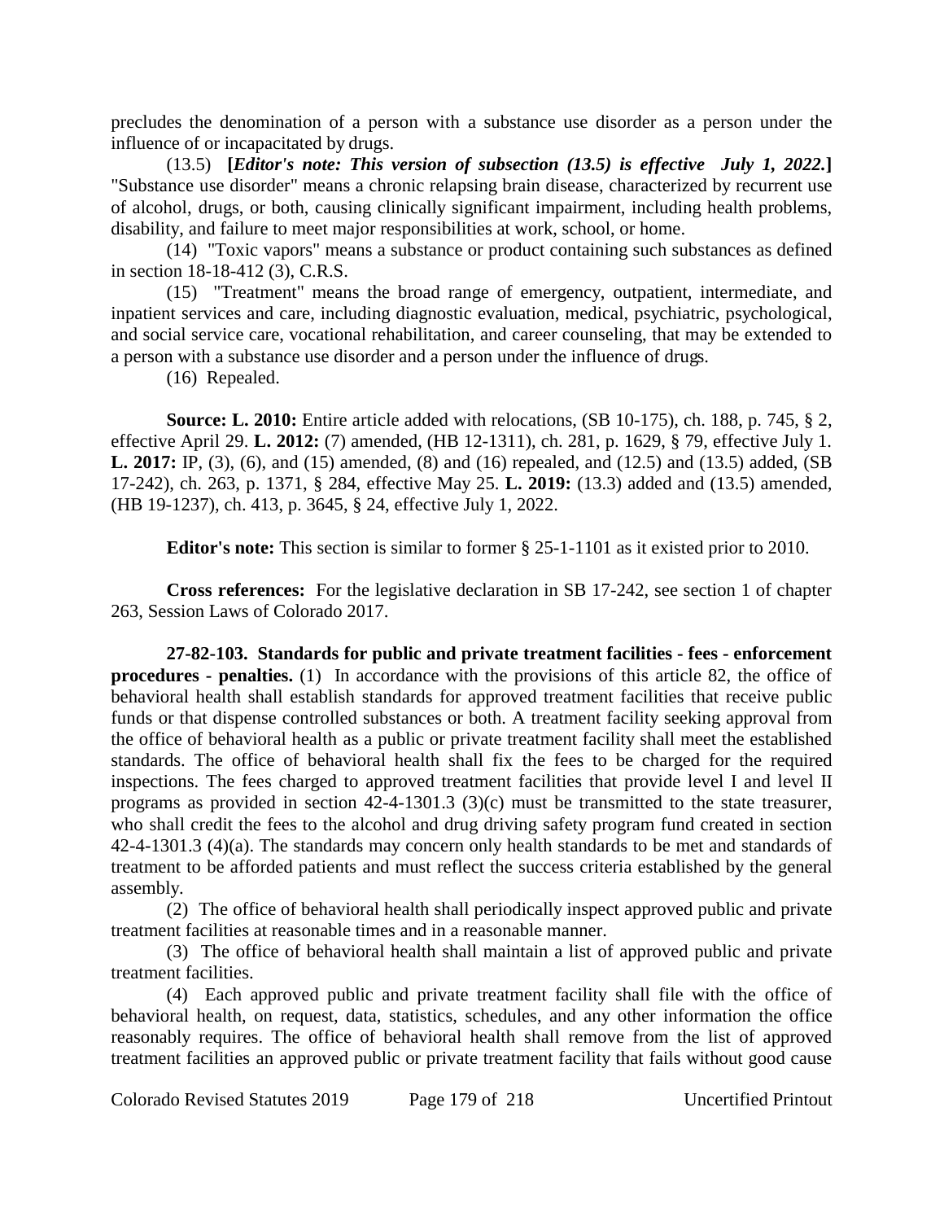precludes the denomination of a person with a substance use disorder as a person under the influence of or incapacitated by drugs.

(13.5) **[*Editor's note: This version of subsection (13.5) is effective July 1, 2022.*]** "Substance use disorder" means a chronic relapsing brain disease, characterized by recurrent use of alcohol, drugs, or both, causing clinically significant impairment, including health problems, disability, and failure to meet major responsibilities at work, school, or home.

(14) "Toxic vapors" means a substance or product containing such substances as defined in section 18-18-412 (3), C.R.S.

(15) "Treatment" means the broad range of emergency, outpatient, intermediate, and inpatient services and care, including diagnostic evaluation, medical, psychiatric, psychological, and social service care, vocational rehabilitation, and career counseling, that may be extended to a person with a substance use disorder and a person under the influence of drugs.

(16) Repealed.

**Source: L. 2010:** Entire article added with relocations, (SB 10-175), ch. 188, p. 745, § 2, effective April 29. **L. 2012:** (7) amended, (HB 12-1311), ch. 281, p. 1629, § 79, effective July 1. **L. 2017:** IP, (3), (6), and (15) amended, (8) and (16) repealed, and (12.5) and (13.5) added, (SB 17-242), ch. 263, p. 1371, § 284, effective May 25. **L. 2019:** (13.3) added and (13.5) amended, (HB 19-1237), ch. 413, p. 3645, § 24, effective July 1, 2022.

**Editor's note:** This section is similar to former § 25-1-1101 as it existed prior to 2010.

**Cross references:** For the legislative declaration in SB 17-242, see section 1 of chapter 263, Session Laws of Colorado 2017.

**27-82-103. Standards for public and private treatment facilities - fees - enforcement procedures - penalties.** (1) In accordance with the provisions of this article 82, the office of behavioral health shall establish standards for approved treatment facilities that receive public funds or that dispense controlled substances or both. A treatment facility seeking approval from the office of behavioral health as a public or private treatment facility shall meet the established standards. The office of behavioral health shall fix the fees to be charged for the required inspections. The fees charged to approved treatment facilities that provide level I and level II programs as provided in section 42-4-1301.3 (3)(c) must be transmitted to the state treasurer, who shall credit the fees to the alcohol and drug driving safety program fund created in section 42-4-1301.3 (4)(a). The standards may concern only health standards to be met and standards of treatment to be afforded patients and must reflect the success criteria established by the general assembly.

(2) The office of behavioral health shall periodically inspect approved public and private treatment facilities at reasonable times and in a reasonable manner.

(3) The office of behavioral health shall maintain a list of approved public and private treatment facilities.

(4) Each approved public and private treatment facility shall file with the office of behavioral health, on request, data, statistics, schedules, and any other information the office reasonably requires. The office of behavioral health shall remove from the list of approved treatment facilities an approved public or private treatment facility that fails without good cause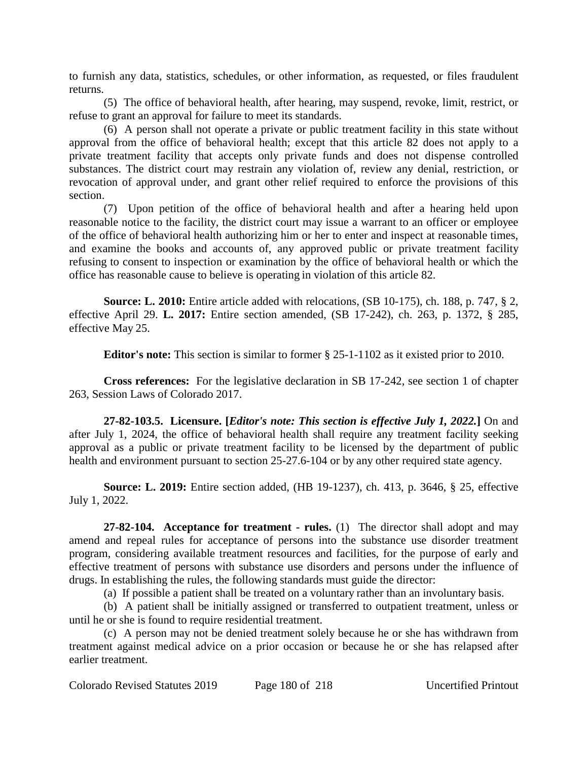to furnish any data, statistics, schedules, or other information, as requested, or files fraudulent returns.

(5) The office of behavioral health, after hearing, may suspend, revoke, limit, restrict, or refuse to grant an approval for failure to meet its standards.

(6) A person shall not operate a private or public treatment facility in this state without approval from the office of behavioral health; except that this article 82 does not apply to a private treatment facility that accepts only private funds and does not dispense controlled substances. The district court may restrain any violation of, review any denial, restriction, or revocation of approval under, and grant other relief required to enforce the provisions of this section.

(7) Upon petition of the office of behavioral health and after a hearing held upon reasonable notice to the facility, the district court may issue a warrant to an officer or employee of the office of behavioral health authorizing him or her to enter and inspect at reasonable times, and examine the books and accounts of, any approved public or private treatment facility refusing to consent to inspection or examination by the office of behavioral health or which the office has reasonable cause to believe is operating in violation of this article 82.

**Source: L. 2010:** Entire article added with relocations, (SB 10-175), ch. 188, p. 747, § 2, effective April 29. **L. 2017:** Entire section amended, (SB 17-242), ch. 263, p. 1372, § 285, effective May 25.

**Editor's note:** This section is similar to former § 25-1-1102 as it existed prior to 2010.

**Cross references:** For the legislative declaration in SB 17-242, see section 1 of chapter 263, Session Laws of Colorado 2017.

**27-82-103.5. Licensure. [*Editor's note: This section is effective July 1, 2022.*]** On and after July 1, 2024, the office of behavioral health shall require any treatment facility seeking approval as a public or private treatment facility to be licensed by the department of public health and environment pursuant to section 25-27.6-104 or by any other required state agency.

**Source: L. 2019:** Entire section added, (HB 19-1237), ch. 413, p. 3646, § 25, effective July 1, 2022.

**27-82-104. Acceptance for treatment - rules.** (1) The director shall adopt and may amend and repeal rules for acceptance of persons into the substance use disorder treatment program, considering available treatment resources and facilities, for the purpose of early and effective treatment of persons with substance use disorders and persons under the influence of drugs. In establishing the rules, the following standards must guide the director:

(a) If possible a patient shall be treated on a voluntary rather than an involuntary basis.

(b) A patient shall be initially assigned or transferred to outpatient treatment, unless or until he or she is found to require residential treatment.

(c) A person may not be denied treatment solely because he or she has withdrawn from treatment against medical advice on a prior occasion or because he or she has relapsed after earlier treatment.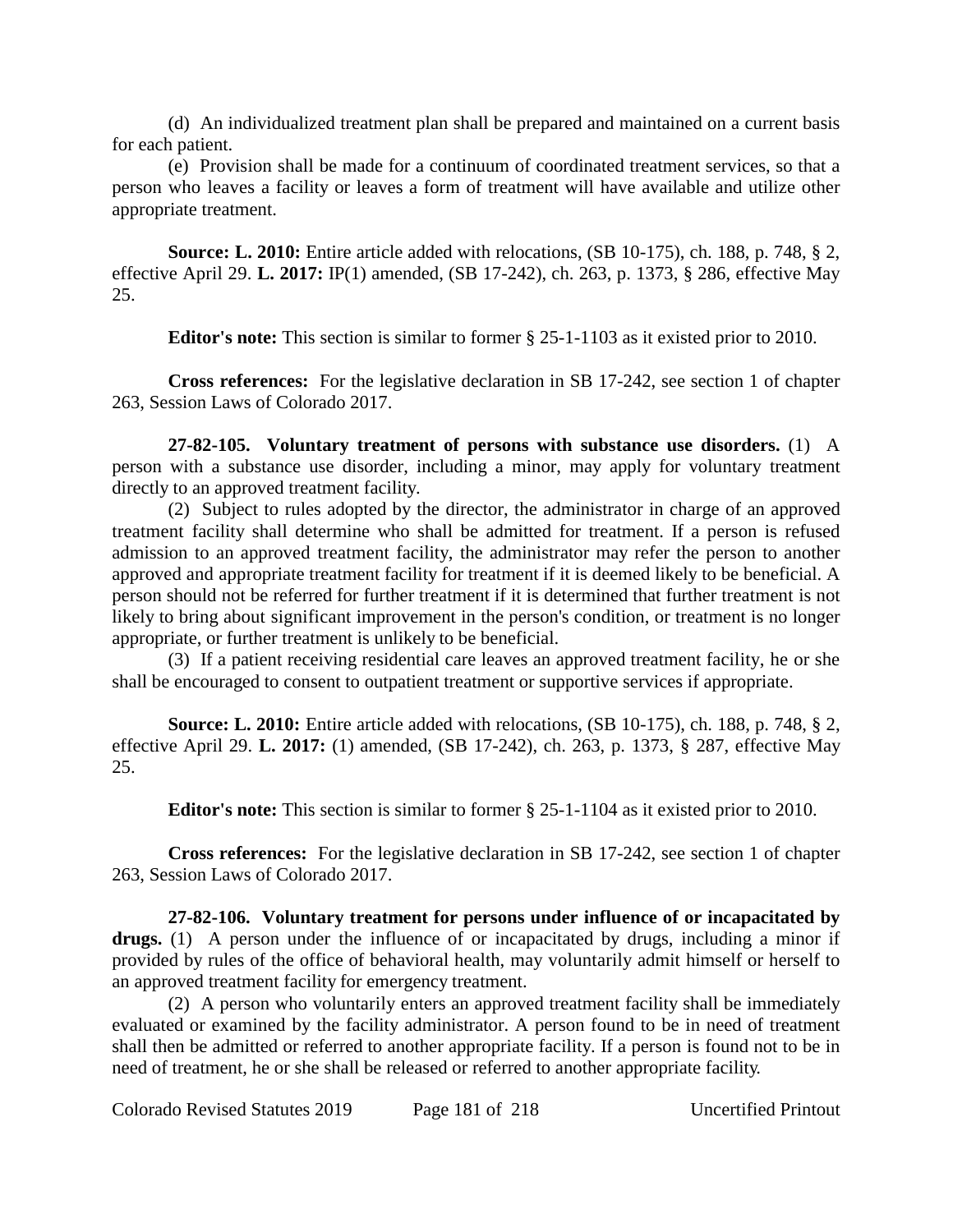(d) An individualized treatment plan shall be prepared and maintained on a current basis for each patient.

(e) Provision shall be made for a continuum of coordinated treatment services, so that a person who leaves a facility or leaves a form of treatment will have available and utilize other appropriate treatment.

**Source: L. 2010:** Entire article added with relocations, (SB 10-175), ch. 188, p. 748, § 2, effective April 29. **L. 2017:** IP(1) amended, (SB 17-242), ch. 263, p. 1373, § 286, effective May 25.

**Editor's note:** This section is similar to former § 25-1-1103 as it existed prior to 2010.

**Cross references:** For the legislative declaration in SB 17-242, see section 1 of chapter 263, Session Laws of Colorado 2017.

**27-82-105. Voluntary treatment of persons with substance use disorders.** (1) A person with a substance use disorder, including a minor, may apply for voluntary treatment directly to an approved treatment facility.

(2) Subject to rules adopted by the director, the administrator in charge of an approved treatment facility shall determine who shall be admitted for treatment. If a person is refused admission to an approved treatment facility, the administrator may refer the person to another approved and appropriate treatment facility for treatment if it is deemed likely to be beneficial. A person should not be referred for further treatment if it is determined that further treatment is not likely to bring about significant improvement in the person's condition, or treatment is no longer appropriate, or further treatment is unlikely to be beneficial.

(3) If a patient receiving residential care leaves an approved treatment facility, he or she shall be encouraged to consent to outpatient treatment or supportive services if appropriate.

**Source: L. 2010:** Entire article added with relocations, (SB 10-175), ch. 188, p. 748, § 2, effective April 29. **L. 2017:** (1) amended, (SB 17-242), ch. 263, p. 1373, § 287, effective May 25.

**Editor's note:** This section is similar to former § 25-1-1104 as it existed prior to 2010.

**Cross references:** For the legislative declaration in SB 17-242, see section 1 of chapter 263, Session Laws of Colorado 2017.

**27-82-106. Voluntary treatment for persons under influence of or incapacitated by drugs.** (1) A person under the influence of or incapacitated by drugs, including a minor if provided by rules of the office of behavioral health, may voluntarily admit himself or herself to an approved treatment facility for emergency treatment.

(2) A person who voluntarily enters an approved treatment facility shall be immediately evaluated or examined by the facility administrator. A person found to be in need of treatment shall then be admitted or referred to another appropriate facility. If a person is found not to be in need of treatment, he or she shall be released or referred to another appropriate facility.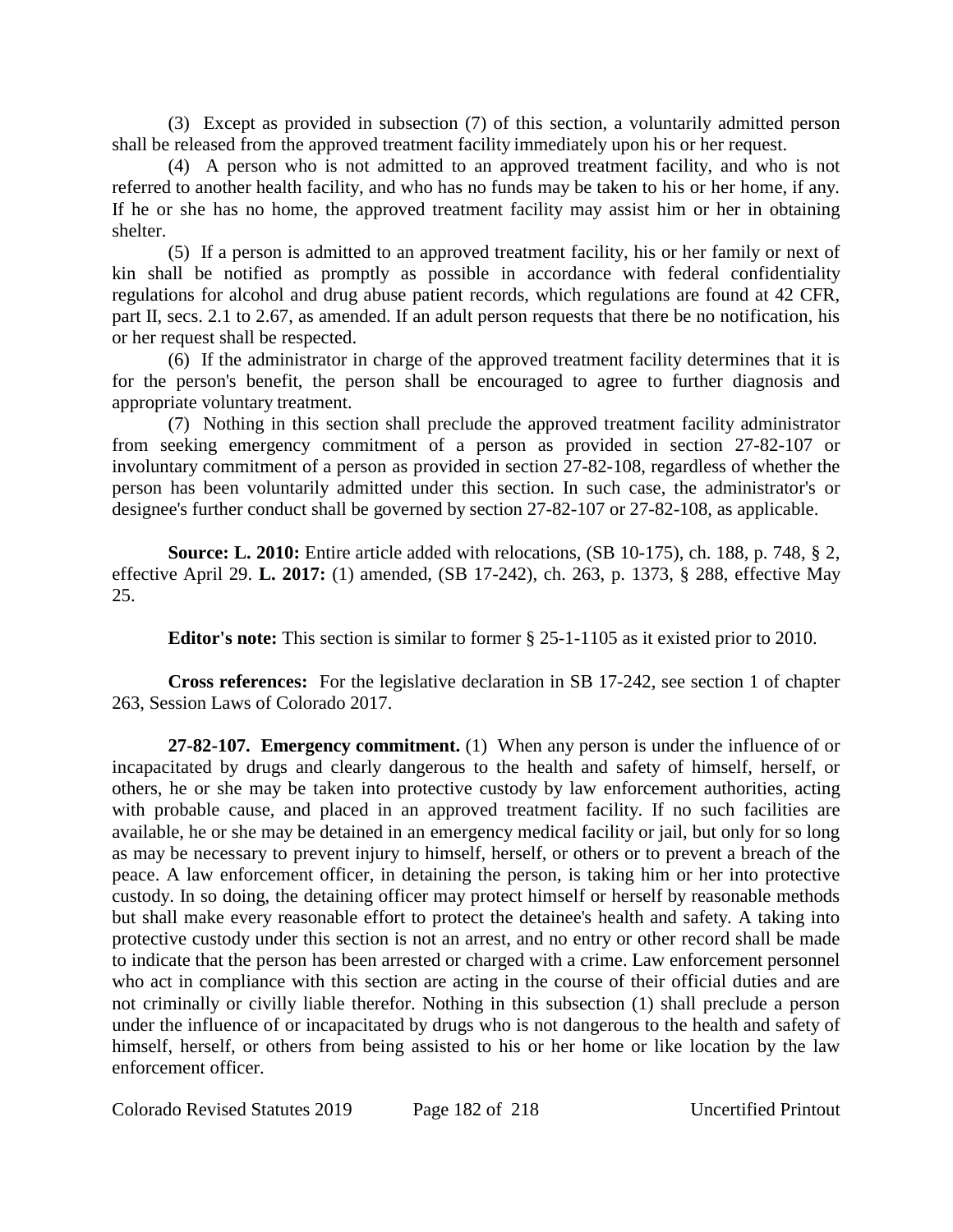(3) Except as provided in subsection (7) of this section, a voluntarily admitted person shall be released from the approved treatment facility immediately upon his or her request.

(4) A person who is not admitted to an approved treatment facility, and who is not referred to another health facility, and who has no funds may be taken to his or her home, if any. If he or she has no home, the approved treatment facility may assist him or her in obtaining shelter.

(5) If a person is admitted to an approved treatment facility, his or her family or next of kin shall be notified as promptly as possible in accordance with federal confidentiality regulations for alcohol and drug abuse patient records, which regulations are found at 42 CFR, part II, secs. 2.1 to 2.67, as amended. If an adult person requests that there be no notification, his or her request shall be respected.

(6) If the administrator in charge of the approved treatment facility determines that it is for the person's benefit, the person shall be encouraged to agree to further diagnosis and appropriate voluntary treatment.

(7) Nothing in this section shall preclude the approved treatment facility administrator from seeking emergency commitment of a person as provided in section 27-82-107 or involuntary commitment of a person as provided in section 27-82-108, regardless of whether the person has been voluntarily admitted under this section. In such case, the administrator's or designee's further conduct shall be governed by section 27-82-107 or 27-82-108, as applicable.

**Source: L. 2010:** Entire article added with relocations, (SB 10-175), ch. 188, p. 748, § 2, effective April 29. **L. 2017:** (1) amended, (SB 17-242), ch. 263, p. 1373, § 288, effective May 25.

**Editor's note:** This section is similar to former § 25-1-1105 as it existed prior to 2010.

**Cross references:** For the legislative declaration in SB 17-242, see section 1 of chapter 263, Session Laws of Colorado 2017.

**27-82-107. Emergency commitment.** (1) When any person is under the influence of or incapacitated by drugs and clearly dangerous to the health and safety of himself, herself, or others, he or she may be taken into protective custody by law enforcement authorities, acting with probable cause, and placed in an approved treatment facility. If no such facilities are available, he or she may be detained in an emergency medical facility or jail, but only for so long as may be necessary to prevent injury to himself, herself, or others or to prevent a breach of the peace. A law enforcement officer, in detaining the person, is taking him or her into protective custody. In so doing, the detaining officer may protect himself or herself by reasonable methods but shall make every reasonable effort to protect the detainee's health and safety. A taking into protective custody under this section is not an arrest, and no entry or other record shall be made to indicate that the person has been arrested or charged with a crime. Law enforcement personnel who act in compliance with this section are acting in the course of their official duties and are not criminally or civilly liable therefor. Nothing in this subsection (1) shall preclude a person under the influence of or incapacitated by drugs who is not dangerous to the health and safety of himself, herself, or others from being assisted to his or her home or like location by the law enforcement officer.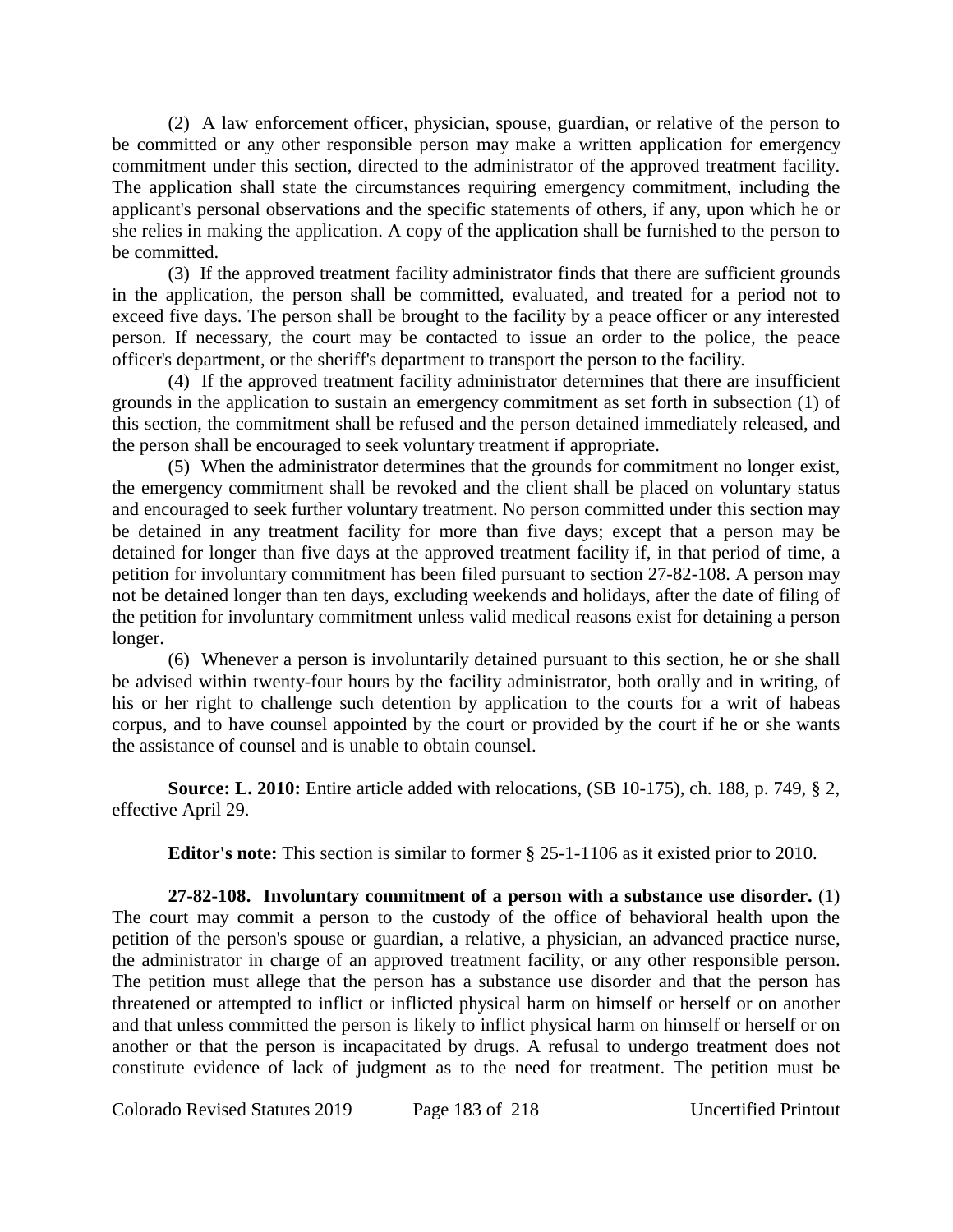(2) A law enforcement officer, physician, spouse, guardian, or relative of the person to be committed or any other responsible person may make a written application for emergency commitment under this section, directed to the administrator of the approved treatment facility. The application shall state the circumstances requiring emergency commitment, including the applicant's personal observations and the specific statements of others, if any, upon which he or she relies in making the application. A copy of the application shall be furnished to the person to be committed.

(3) If the approved treatment facility administrator finds that there are sufficient grounds in the application, the person shall be committed, evaluated, and treated for a period not to exceed five days. The person shall be brought to the facility by a peace officer or any interested person. If necessary, the court may be contacted to issue an order to the police, the peace officer's department, or the sheriff's department to transport the person to the facility.

(4) If the approved treatment facility administrator determines that there are insufficient grounds in the application to sustain an emergency commitment as set forth in subsection (1) of this section, the commitment shall be refused and the person detained immediately released, and the person shall be encouraged to seek voluntary treatment if appropriate.

(5) When the administrator determines that the grounds for commitment no longer exist, the emergency commitment shall be revoked and the client shall be placed on voluntary status and encouraged to seek further voluntary treatment. No person committed under this section may be detained in any treatment facility for more than five days; except that a person may be detained for longer than five days at the approved treatment facility if, in that period of time, a petition for involuntary commitment has been filed pursuant to section 27-82-108. A person may not be detained longer than ten days, excluding weekends and holidays, after the date of filing of the petition for involuntary commitment unless valid medical reasons exist for detaining a person longer.

(6) Whenever a person is involuntarily detained pursuant to this section, he or she shall be advised within twenty-four hours by the facility administrator, both orally and in writing, of his or her right to challenge such detention by application to the courts for a writ of habeas corpus, and to have counsel appointed by the court or provided by the court if he or she wants the assistance of counsel and is unable to obtain counsel.

**Source: L. 2010:** Entire article added with relocations, (SB 10-175), ch. 188, p. 749, § 2, effective April 29.

**Editor's note:** This section is similar to former § 25-1-1106 as it existed prior to 2010.

**27-82-108. Involuntary commitment of a person with a substance use disorder.** (1) The court may commit a person to the custody of the office of behavioral health upon the petition of the person's spouse or guardian, a relative, a physician, an advanced practice nurse, the administrator in charge of an approved treatment facility, or any other responsible person. The petition must allege that the person has a substance use disorder and that the person has threatened or attempted to inflict or inflicted physical harm on himself or herself or on another and that unless committed the person is likely to inflict physical harm on himself or herself or on another or that the person is incapacitated by drugs. A refusal to undergo treatment does not constitute evidence of lack of judgment as to the need for treatment. The petition must be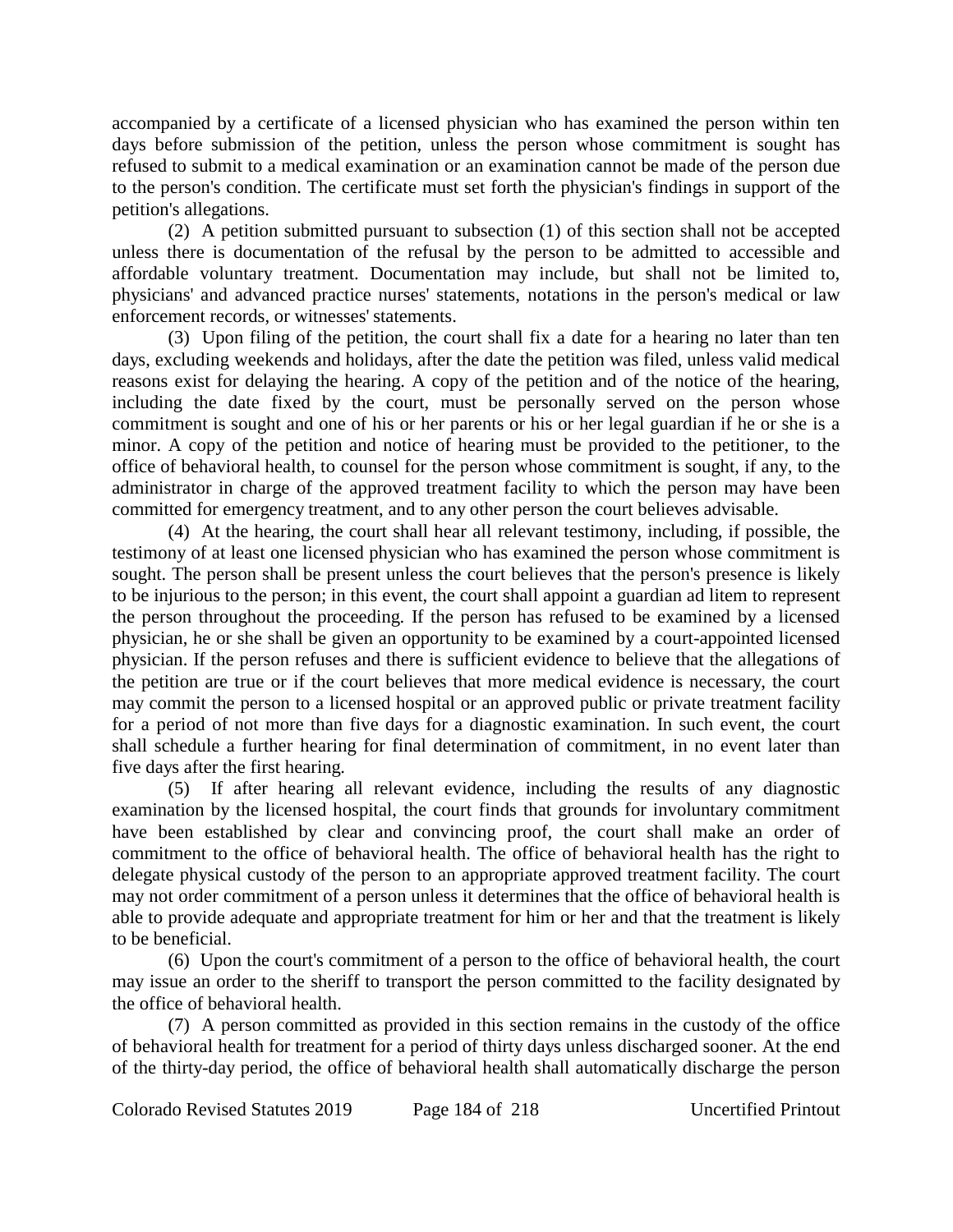accompanied by a certificate of a licensed physician who has examined the person within ten days before submission of the petition, unless the person whose commitment is sought has refused to submit to a medical examination or an examination cannot be made of the person due to the person's condition. The certificate must set forth the physician's findings in support of the petition's allegations.

(2) A petition submitted pursuant to subsection (1) of this section shall not be accepted unless there is documentation of the refusal by the person to be admitted to accessible and affordable voluntary treatment. Documentation may include, but shall not be limited to, physicians' and advanced practice nurses' statements, notations in the person's medical or law enforcement records, or witnesses' statements.

(3) Upon filing of the petition, the court shall fix a date for a hearing no later than ten days, excluding weekends and holidays, after the date the petition was filed, unless valid medical reasons exist for delaying the hearing. A copy of the petition and of the notice of the hearing, including the date fixed by the court, must be personally served on the person whose commitment is sought and one of his or her parents or his or her legal guardian if he or she is a minor. A copy of the petition and notice of hearing must be provided to the petitioner, to the office of behavioral health, to counsel for the person whose commitment is sought, if any, to the administrator in charge of the approved treatment facility to which the person may have been committed for emergency treatment, and to any other person the court believes advisable.

(4) At the hearing, the court shall hear all relevant testimony, including, if possible, the testimony of at least one licensed physician who has examined the person whose commitment is sought. The person shall be present unless the court believes that the person's presence is likely to be injurious to the person; in this event, the court shall appoint a guardian ad litem to represent the person throughout the proceeding. If the person has refused to be examined by a licensed physician, he or she shall be given an opportunity to be examined by a court-appointed licensed physician. If the person refuses and there is sufficient evidence to believe that the allegations of the petition are true or if the court believes that more medical evidence is necessary, the court may commit the person to a licensed hospital or an approved public or private treatment facility for a period of not more than five days for a diagnostic examination. In such event, the court shall schedule a further hearing for final determination of commitment, in no event later than five days after the first hearing.

(5) If after hearing all relevant evidence, including the results of any diagnostic examination by the licensed hospital, the court finds that grounds for involuntary commitment have been established by clear and convincing proof, the court shall make an order of commitment to the office of behavioral health. The office of behavioral health has the right to delegate physical custody of the person to an appropriate approved treatment facility. The court may not order commitment of a person unless it determines that the office of behavioral health is able to provide adequate and appropriate treatment for him or her and that the treatment is likely to be beneficial.

(6) Upon the court's commitment of a person to the office of behavioral health, the court may issue an order to the sheriff to transport the person committed to the facility designated by the office of behavioral health.

(7) A person committed as provided in this section remains in the custody of the office of behavioral health for treatment for a period of thirty days unless discharged sooner. At the end of the thirty-day period, the office of behavioral health shall automatically discharge the person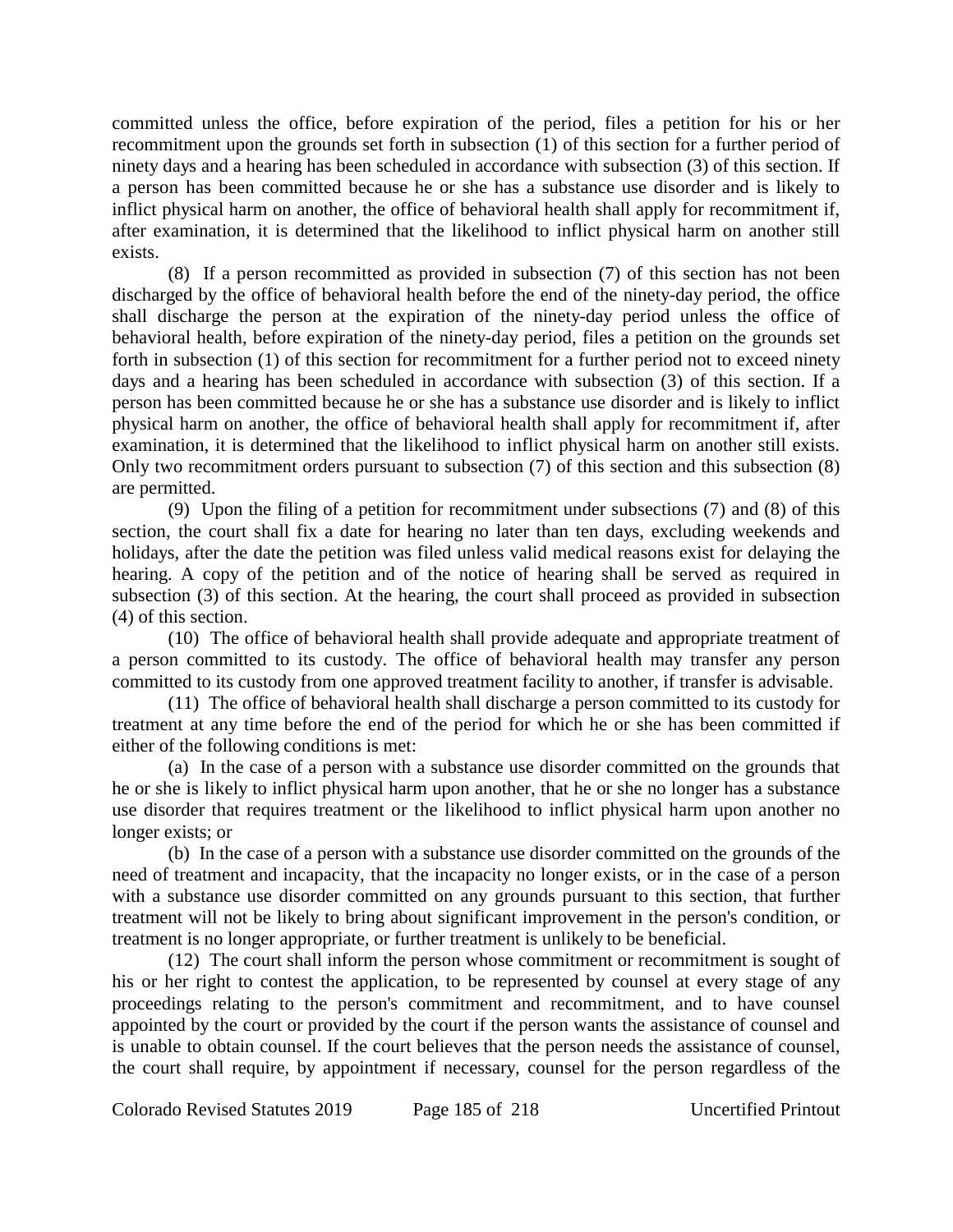committed unless the office, before expiration of the period, files a petition for his or her recommitment upon the grounds set forth in subsection (1) of this section for a further period of ninety days and a hearing has been scheduled in accordance with subsection (3) of this section. If a person has been committed because he or she has a substance use disorder and is likely to inflict physical harm on another, the office of behavioral health shall apply for recommitment if, after examination, it is determined that the likelihood to inflict physical harm on another still exists.

(8) If a person recommitted as provided in subsection (7) of this section has not been discharged by the office of behavioral health before the end of the ninety-day period, the office shall discharge the person at the expiration of the ninety-day period unless the office of behavioral health, before expiration of the ninety-day period, files a petition on the grounds set forth in subsection (1) of this section for recommitment for a further period not to exceed ninety days and a hearing has been scheduled in accordance with subsection (3) of this section. If a person has been committed because he or she has a substance use disorder and is likely to inflict physical harm on another, the office of behavioral health shall apply for recommitment if, after examination, it is determined that the likelihood to inflict physical harm on another still exists. Only two recommitment orders pursuant to subsection (7) of this section and this subsection (8) are permitted.

(9) Upon the filing of a petition for recommitment under subsections (7) and (8) of this section, the court shall fix a date for hearing no later than ten days, excluding weekends and holidays, after the date the petition was filed unless valid medical reasons exist for delaying the hearing. A copy of the petition and of the notice of hearing shall be served as required in subsection (3) of this section. At the hearing, the court shall proceed as provided in subsection (4) of this section.

(10) The office of behavioral health shall provide adequate and appropriate treatment of a person committed to its custody. The office of behavioral health may transfer any person committed to its custody from one approved treatment facility to another, if transfer is advisable.

(11) The office of behavioral health shall discharge a person committed to its custody for treatment at any time before the end of the period for which he or she has been committed if either of the following conditions is met:

(a) In the case of a person with a substance use disorder committed on the grounds that he or she is likely to inflict physical harm upon another, that he or she no longer has a substance use disorder that requires treatment or the likelihood to inflict physical harm upon another no longer exists; or

(b) In the case of a person with a substance use disorder committed on the grounds of the need of treatment and incapacity, that the incapacity no longer exists, or in the case of a person with a substance use disorder committed on any grounds pursuant to this section, that further treatment will not be likely to bring about significant improvement in the person's condition, or treatment is no longer appropriate, or further treatment is unlikely to be beneficial.

(12) The court shall inform the person whose commitment or recommitment is sought of his or her right to contest the application, to be represented by counsel at every stage of any proceedings relating to the person's commitment and recommitment, and to have counsel appointed by the court or provided by the court if the person wants the assistance of counsel and is unable to obtain counsel. If the court believes that the person needs the assistance of counsel, the court shall require, by appointment if necessary, counsel for the person regardless of the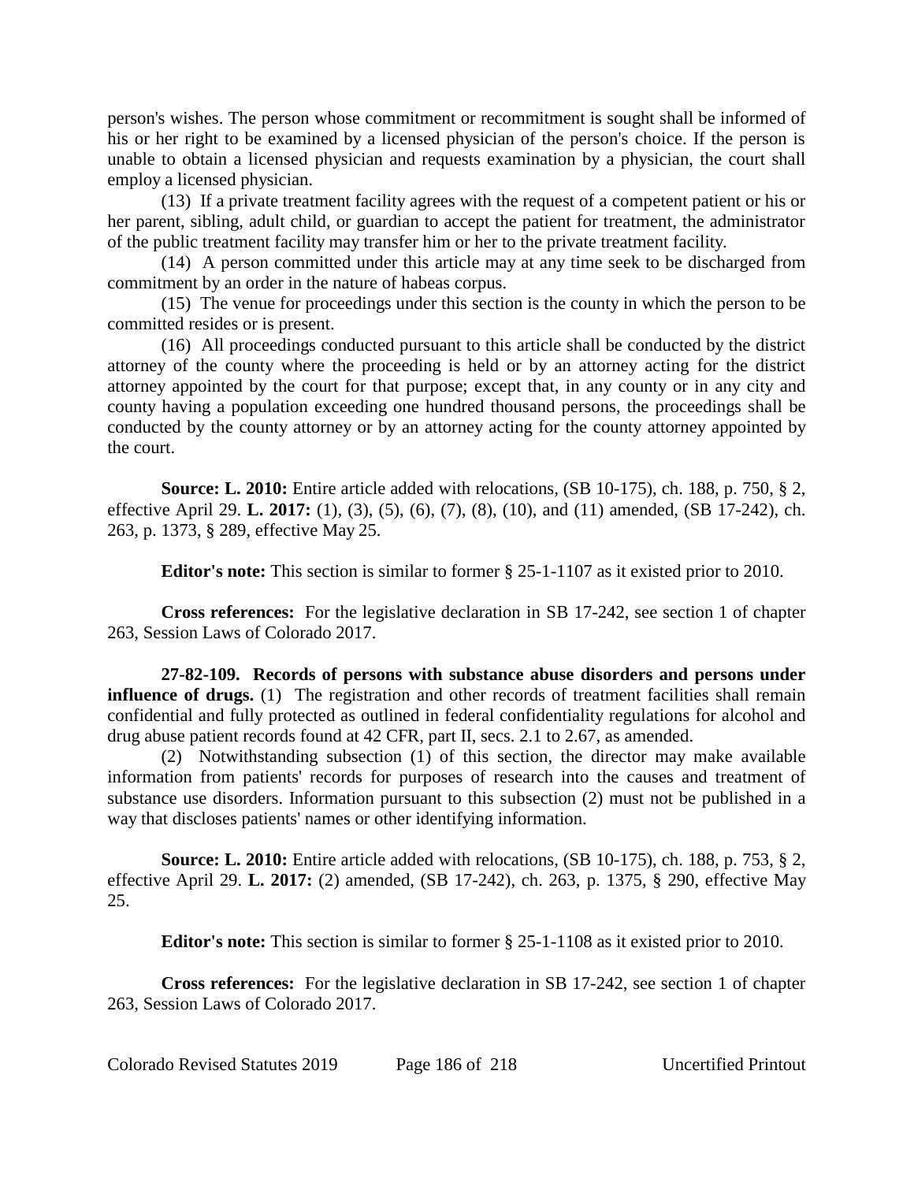person's wishes. The person whose commitment or recommitment is sought shall be informed of his or her right to be examined by a licensed physician of the person's choice. If the person is unable to obtain a licensed physician and requests examination by a physician, the court shall employ a licensed physician.

(13) If a private treatment facility agrees with the request of a competent patient or his or her parent, sibling, adult child, or guardian to accept the patient for treatment, the administrator of the public treatment facility may transfer him or her to the private treatment facility.

(14) A person committed under this article may at any time seek to be discharged from commitment by an order in the nature of habeas corpus.

(15) The venue for proceedings under this section is the county in which the person to be committed resides or is present.

(16) All proceedings conducted pursuant to this article shall be conducted by the district attorney of the county where the proceeding is held or by an attorney acting for the district attorney appointed by the court for that purpose; except that, in any county or in any city and county having a population exceeding one hundred thousand persons, the proceedings shall be conducted by the county attorney or by an attorney acting for the county attorney appointed by the court.

**Source: L. 2010:** Entire article added with relocations, (SB 10-175), ch. 188, p. 750, § 2, effective April 29. **L. 2017:** (1), (3), (5), (6), (7), (8), (10), and (11) amended, (SB 17-242), ch. 263, p. 1373, § 289, effective May 25.

**Editor's note:** This section is similar to former § 25-1-1107 as it existed prior to 2010.

**Cross references:** For the legislative declaration in SB 17-242, see section 1 of chapter 263, Session Laws of Colorado 2017.

**27-82-109. Records of persons with substance abuse disorders and persons under influence of drugs.** (1) The registration and other records of treatment facilities shall remain confidential and fully protected as outlined in federal confidentiality regulations for alcohol and drug abuse patient records found at 42 CFR, part II, secs. 2.1 to 2.67, as amended.

(2) Notwithstanding subsection (1) of this section, the director may make available information from patients' records for purposes of research into the causes and treatment of substance use disorders. Information pursuant to this subsection (2) must not be published in a way that discloses patients' names or other identifying information.

**Source: L. 2010:** Entire article added with relocations, (SB 10-175), ch. 188, p. 753, § 2, effective April 29. **L. 2017:** (2) amended, (SB 17-242), ch. 263, p. 1375, § 290, effective May 25.

**Editor's note:** This section is similar to former § 25-1-1108 as it existed prior to 2010.

**Cross references:** For the legislative declaration in SB 17-242, see section 1 of chapter 263, Session Laws of Colorado 2017.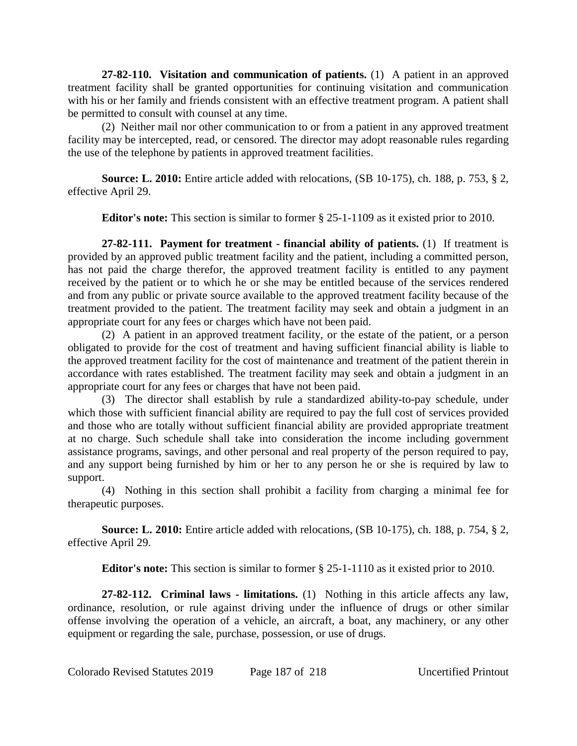**27-82-110. Visitation and communication of patients.** (1) A patient in an approved treatment facility shall be granted opportunities for continuing visitation and communication with his or her family and friends consistent with an effective treatment program. A patient shall be permitted to consult with counsel at any time.

(2) Neither mail nor other communication to or from a patient in any approved treatment facility may be intercepted, read, or censored. The director may adopt reasonable rules regarding the use of the telephone by patients in approved treatment facilities.

**Source: L. 2010:** Entire article added with relocations, (SB 10-175), ch. 188, p. 753, § 2, effective April 29.

**Editor's note:** This section is similar to former § 25-1-1109 as it existed prior to 2010.

**27-82-111. Payment for treatment - financial ability of patients.** (1) If treatment is provided by an approved public treatment facility and the patient, including a committed person, has not paid the charge therefor, the approved treatment facility is entitled to any payment received by the patient or to which he or she may be entitled because of the services rendered and from any public or private source available to the approved treatment facility because of the treatment provided to the patient. The treatment facility may seek and obtain a judgment in an appropriate court for any fees or charges which have not been paid.

(2) A patient in an approved treatment facility, or the estate of the patient, or a person obligated to provide for the cost of treatment and having sufficient financial ability is liable to the approved treatment facility for the cost of maintenance and treatment of the patient therein in accordance with rates established. The treatment facility may seek and obtain a judgment in an appropriate court for any fees or charges that have not been paid.

(3) The director shall establish by rule a standardized ability-to-pay schedule, under which those with sufficient financial ability are required to pay the full cost of services provided and those who are totally without sufficient financial ability are provided appropriate treatment at no charge. Such schedule shall take into consideration the income including government assistance programs, savings, and other personal and real property of the person required to pay, and any support being furnished by him or her to any person he or she is required by law to support.

(4) Nothing in this section shall prohibit a facility from charging a minimal fee for therapeutic purposes.

**Source: L. 2010:** Entire article added with relocations, (SB 10-175), ch. 188, p. 754, § 2, effective April 29.

**Editor's note:** This section is similar to former § 25-1-1110 as it existed prior to 2010.

**27-82-112. Criminal laws - limitations.** (1) Nothing in this article affects any law, ordinance, resolution, or rule against driving under the influence of drugs or other similar offense involving the operation of a vehicle, an aircraft, a boat, any machinery, or any other equipment or regarding the sale, purchase, possession, or use of drugs.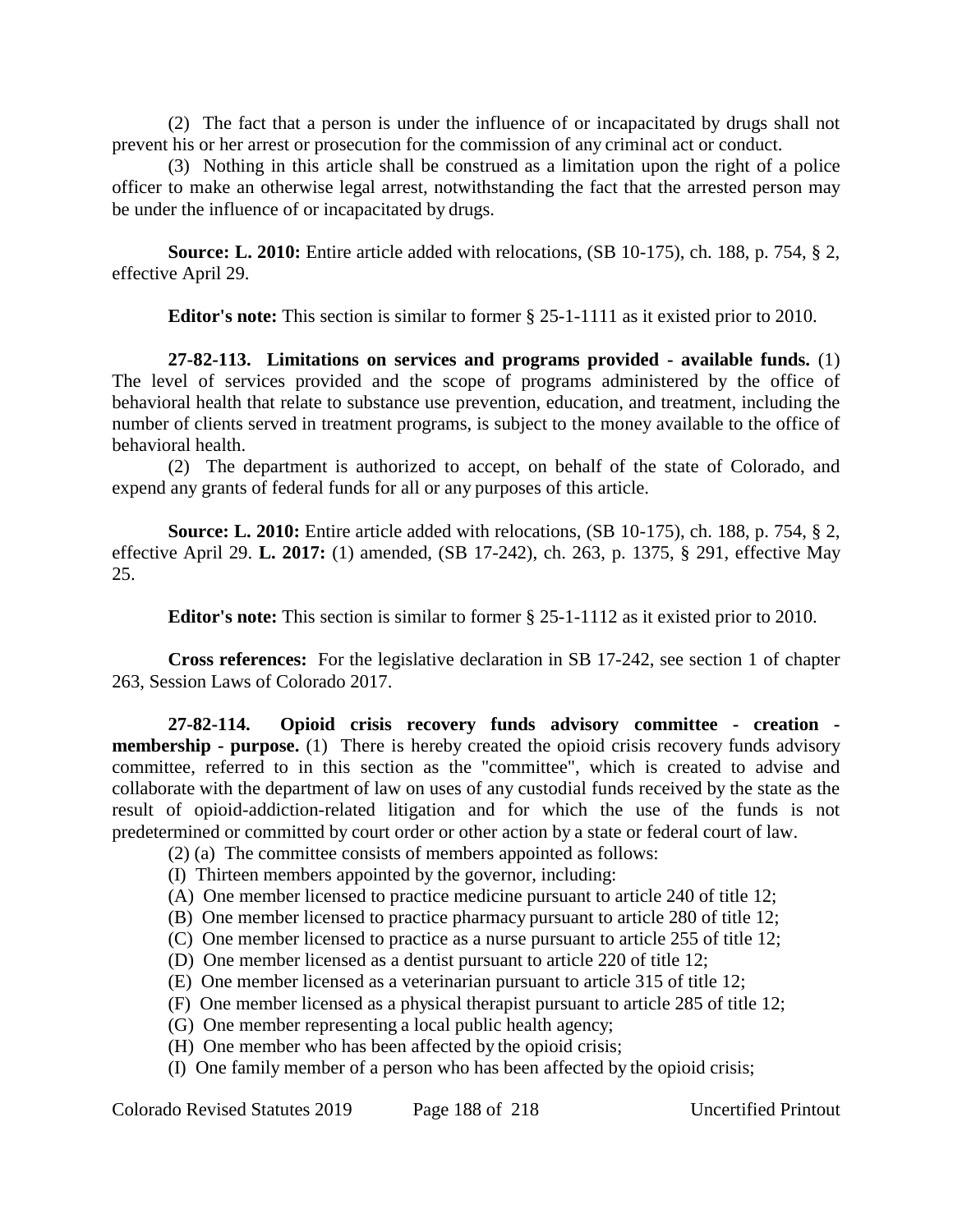(2) The fact that a person is under the influence of or incapacitated by drugs shall not prevent his or her arrest or prosecution for the commission of any criminal act or conduct.

(3) Nothing in this article shall be construed as a limitation upon the right of a police officer to make an otherwise legal arrest, notwithstanding the fact that the arrested person may be under the influence of or incapacitated by drugs.

**Source: L. 2010:** Entire article added with relocations, (SB 10-175), ch. 188, p. 754, § 2, effective April 29.

**Editor's note:** This section is similar to former § 25-1-1111 as it existed prior to 2010.

**27-82-113. Limitations on services and programs provided - available funds.** (1) The level of services provided and the scope of programs administered by the office of behavioral health that relate to substance use prevention, education, and treatment, including the number of clients served in treatment programs, is subject to the money available to the office of behavioral health.

(2) The department is authorized to accept, on behalf of the state of Colorado, and expend any grants of federal funds for all or any purposes of this article.

**Source: L. 2010:** Entire article added with relocations, (SB 10-175), ch. 188, p. 754, § 2, effective April 29. **L. 2017:** (1) amended, (SB 17-242), ch. 263, p. 1375, § 291, effective May 25.

**Editor's note:** This section is similar to former § 25-1-1112 as it existed prior to 2010.

**Cross references:** For the legislative declaration in SB 17-242, see section 1 of chapter 263, Session Laws of Colorado 2017.

**27-82-114. Opioid crisis recovery funds advisory committee - creation - membership - purpose.** (1) There is hereby created the opioid crisis recovery funds advisory committee, referred to in this section as the "committee", which is created to advise and collaborate with the department of law on uses of any custodial funds received by the state as the result of opioid-addiction-related litigation and for which the use of the funds is not predetermined or committed by court order or other action by a state or federal court of law.

(2) (a) The committee consists of members appointed as follows:

(I) Thirteen members appointed by the governor, including:

(A) One member licensed to practice medicine pursuant to article 240 of title 12;

(B) One member licensed to practice pharmacy pursuant to article 280 of title 12;

(C) One member licensed to practice as a nurse pursuant to article 255 of title 12;

(D) One member licensed as a dentist pursuant to article 220 of title 12;

(E) One member licensed as a veterinarian pursuant to article 315 of title 12;

(F) One member licensed as a physical therapist pursuant to article 285 of title 12;

(G) One member representing a local public health agency;

(H) One member who has been affected by the opioid crisis;

(I) One family member of a person who has been affected by the opioid crisis;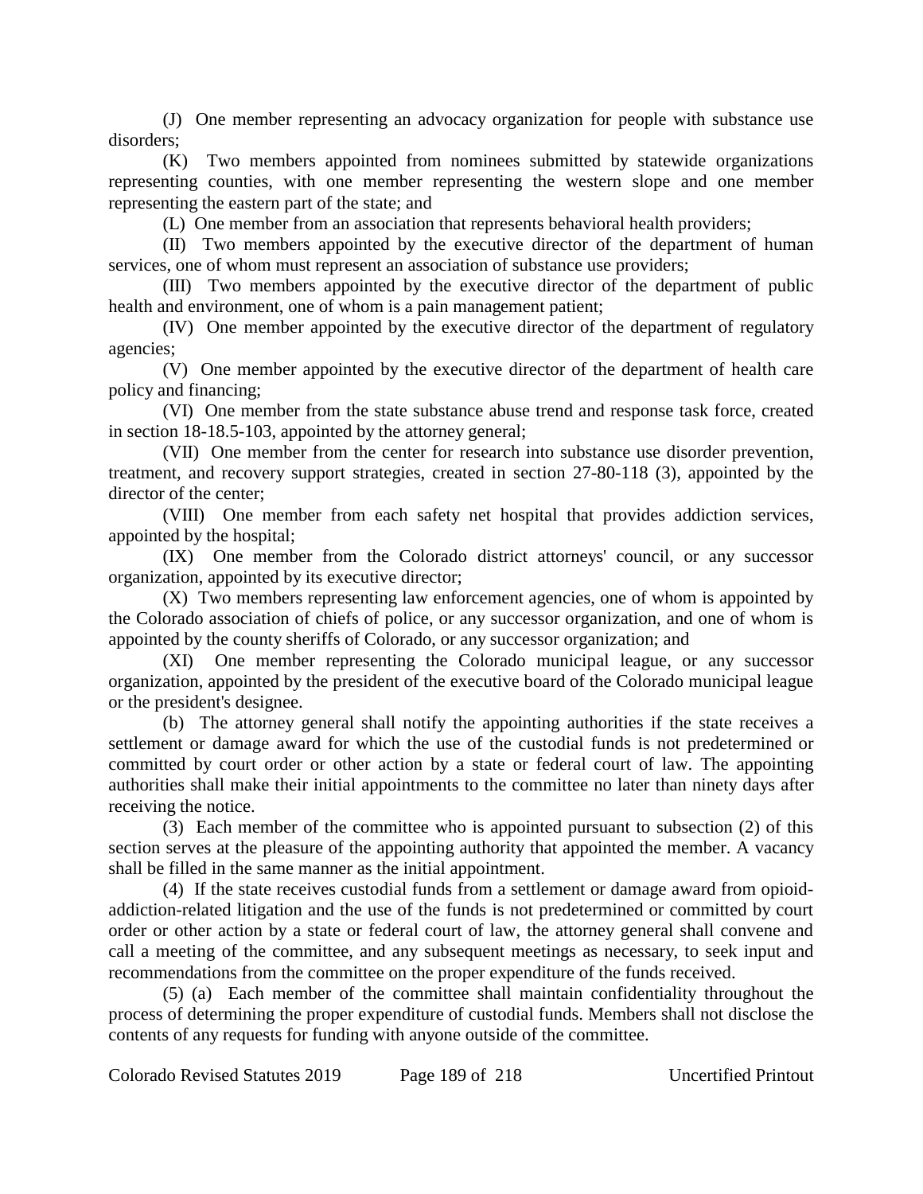(J) One member representing an advocacy organization for people with substance use disorders;

(K) Two members appointed from nominees submitted by statewide organizations representing counties, with one member representing the western slope and one member representing the eastern part of the state; and

(L) One member from an association that represents behavioral health providers;

(II) Two members appointed by the executive director of the department of human services, one of whom must represent an association of substance use providers;

(III) Two members appointed by the executive director of the department of public health and environment, one of whom is a pain management patient;

(IV) One member appointed by the executive director of the department of regulatory agencies;

(V) One member appointed by the executive director of the department of health care policy and financing;

(VI) One member from the state substance abuse trend and response task force, created in section 18-18.5-103, appointed by the attorney general;

(VII) One member from the center for research into substance use disorder prevention, treatment, and recovery support strategies, created in section 27-80-118 (3), appointed by the director of the center;

(VIII) One member from each safety net hospital that provides addiction services, appointed by the hospital;

(IX) One member from the Colorado district attorneys' council, or any successor organization, appointed by its executive director;

(X) Two members representing law enforcement agencies, one of whom is appointed by the Colorado association of chiefs of police, or any successor organization, and one of whom is appointed by the county sheriffs of Colorado, or any successor organization; and

(XI) One member representing the Colorado municipal league, or any successor organization, appointed by the president of the executive board of the Colorado municipal league or the president's designee.

(b) The attorney general shall notify the appointing authorities if the state receives a settlement or damage award for which the use of the custodial funds is not predetermined or committed by court order or other action by a state or federal court of law. The appointing authorities shall make their initial appointments to the committee no later than ninety days after receiving the notice.

(3) Each member of the committee who is appointed pursuant to subsection (2) of this section serves at the pleasure of the appointing authority that appointed the member. A vacancy shall be filled in the same manner as the initial appointment.

(4) If the state receives custodial funds from a settlement or damage award from opioid-addiction-related litigation and the use of the funds is not predetermined or committed by court order or other action by a state or federal court of law, the attorney general shall convene and call a meeting of the committee, and any subsequent meetings as necessary, to seek input and recommendations from the committee on the proper expenditure of the funds received.

(5) (a) Each member of the committee shall maintain confidentiality throughout the process of determining the proper expenditure of custodial funds. Members shall not disclose the contents of any requests for funding with anyone outside of the committee.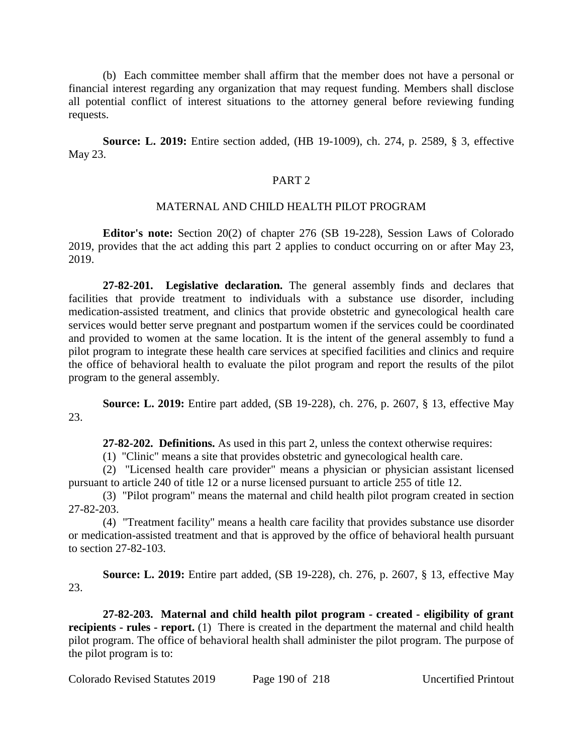(b) Each committee member shall affirm that the member does not have a personal or financial interest regarding any organization that may request funding. Members shall disclose all potential conflict of interest situations to the attorney general before reviewing funding requests.

**Source: L. 2019:** Entire section added, (HB 19-1009), ch. 274, p. 2589, § 3, effective May 23.

## PART 2

## MATERNAL AND CHILD HEALTH PILOT PROGRAM

**Editor's note:** Section 20(2) of chapter 276 (SB 19-228), Session Laws of Colorado 2019, provides that the act adding this part 2 applies to conduct occurring on or after May 23, 2019.

**27-82-201. Legislative declaration.** The general assembly finds and declares that facilities that provide treatment to individuals with a substance use disorder, including medication-assisted treatment, and clinics that provide obstetric and gynecological health care services would better serve pregnant and postpartum women if the services could be coordinated and provided to women at the same location. It is the intent of the general assembly to fund a pilot program to integrate these health care services at specified facilities and clinics and require the office of behavioral health to evaluate the pilot program and report the results of the pilot program to the general assembly.

**Source: L. 2019:** Entire part added, (SB 19-228), ch. 276, p. 2607, § 13, effective May 23.

**27-82-202. Definitions.** As used in this part 2, unless the context otherwise requires:

(1) "Clinic" means a site that provides obstetric and gynecological health care.

(2) "Licensed health care provider" means a physician or physician assistant licensed pursuant to article 240 of title 12 or a nurse licensed pursuant to article 255 of title 12.

(3) "Pilot program" means the maternal and child health pilot program created in section 27-82-203.

(4) "Treatment facility" means a health care facility that provides substance use disorder or medication-assisted treatment and that is approved by the office of behavioral health pursuant to section 27-82-103.

**Source: L. 2019:** Entire part added, (SB 19-228), ch. 276, p. 2607, § 13, effective May 23.

**27-82-203. Maternal and child health pilot program - created - eligibility of grant recipients - rules - report.** (1) There is created in the department the maternal and child health pilot program. The office of behavioral health shall administer the pilot program. The purpose of the pilot program is to: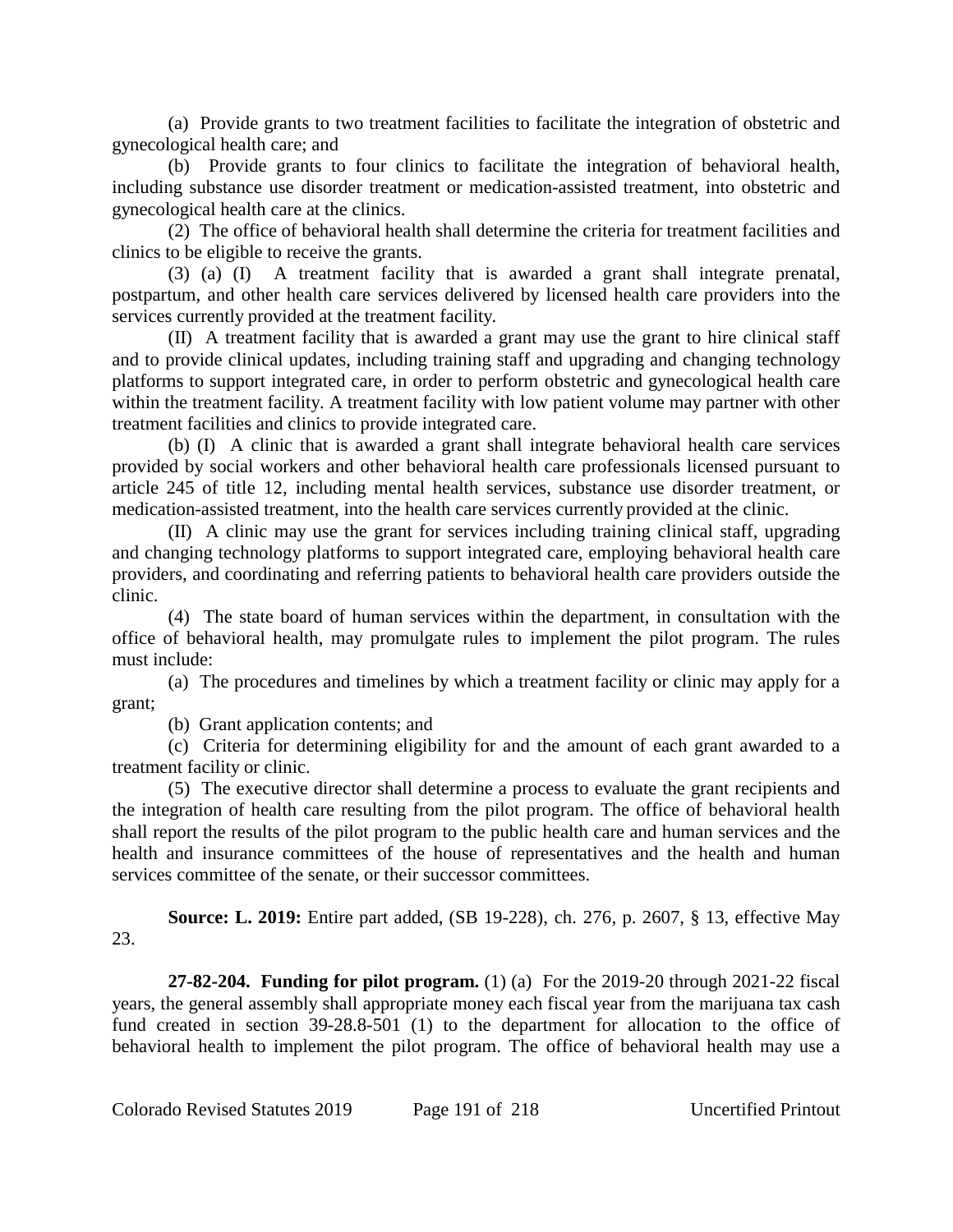(a) Provide grants to two treatment facilities to facilitate the integration of obstetric and gynecological health care; and

(b) Provide grants to four clinics to facilitate the integration of behavioral health, including substance use disorder treatment or medication-assisted treatment, into obstetric and gynecological health care at the clinics.

(2) The office of behavioral health shall determine the criteria for treatment facilities and clinics to be eligible to receive the grants.

(3) (a) (I) A treatment facility that is awarded a grant shall integrate prenatal, postpartum, and other health care services delivered by licensed health care providers into the services currently provided at the treatment facility.

(II) A treatment facility that is awarded a grant may use the grant to hire clinical staff and to provide clinical updates, including training staff and upgrading and changing technology platforms to support integrated care, in order to perform obstetric and gynecological health care within the treatment facility. A treatment facility with low patient volume may partner with other treatment facilities and clinics to provide integrated care.

(b) (I) A clinic that is awarded a grant shall integrate behavioral health care services provided by social workers and other behavioral health care professionals licensed pursuant to article 245 of title 12, including mental health services, substance use disorder treatment, or medication-assisted treatment, into the health care services currently provided at the clinic.

(II) A clinic may use the grant for services including training clinical staff, upgrading and changing technology platforms to support integrated care, employing behavioral health care providers, and coordinating and referring patients to behavioral health care providers outside the clinic.

(4) The state board of human services within the department, in consultation with the office of behavioral health, may promulgate rules to implement the pilot program. The rules must include:

(a) The procedures and timelines by which a treatment facility or clinic may apply for a grant;

(b) Grant application contents; and

(c) Criteria for determining eligibility for and the amount of each grant awarded to a treatment facility or clinic.

(5) The executive director shall determine a process to evaluate the grant recipients and the integration of health care resulting from the pilot program. The office of behavioral health shall report the results of the pilot program to the public health care and human services and the health and insurance committees of the house of representatives and the health and human services committee of the senate, or their successor committees.

**Source: L. 2019:** Entire part added, (SB 19-228), ch. 276, p. 2607, § 13, effective May 23.

**27-82-204. Funding for pilot program.** (1) (a) For the 2019-20 through 2021-22 fiscal years, the general assembly shall appropriate money each fiscal year from the marijuana tax cash fund created in section 39-28.8-501 (1) to the department for allocation to the office of behavioral health to implement the pilot program. The office of behavioral health may use a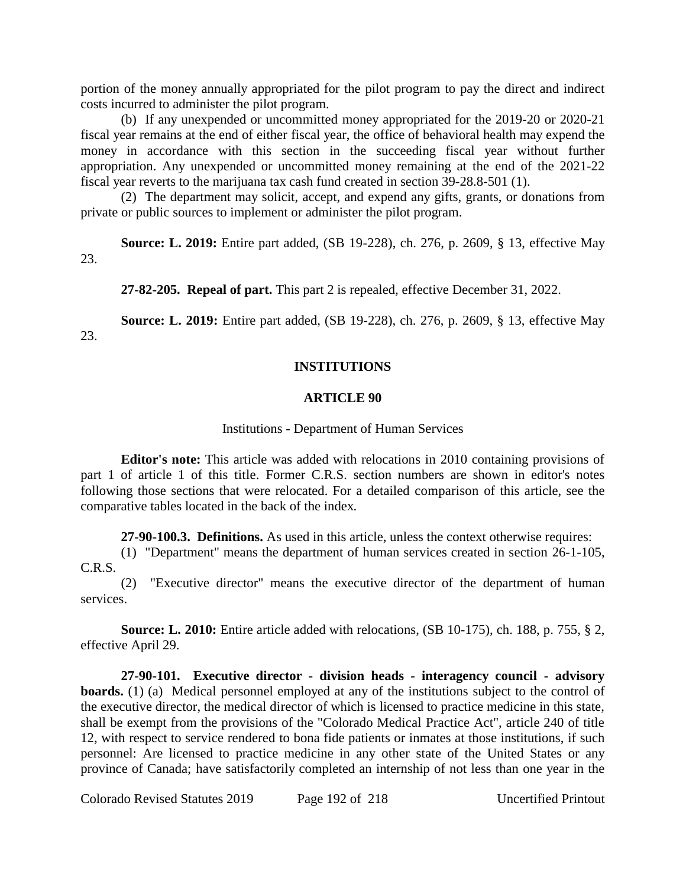portion of the money annually appropriated for the pilot program to pay the direct and indirect costs incurred to administer the pilot program.

(b) If any unexpended or uncommitted money appropriated for the 2019-20 or 2020-21 fiscal year remains at the end of either fiscal year, the office of behavioral health may expend the money in accordance with this section in the succeeding fiscal year without further appropriation. Any unexpended or uncommitted money remaining at the end of the 2021-22 fiscal year reverts to the marijuana tax cash fund created in section 39-28.8-501 (1).

(2) The department may solicit, accept, and expend any gifts, grants, or donations from private or public sources to implement or administer the pilot program.

**Source: L. 2019:** Entire part added, (SB 19-228), ch. 276, p. 2609, § 13, effective May 23.

**27-82-205. Repeal of part.** This part 2 is repealed, effective December 31, 2022.

**Source: L. 2019:** Entire part added, (SB 19-228), ch. 276, p. 2609, § 13, effective May 23.

## INSTITUTIONS

## ARTICLE 90

### Institutions - Department of Human Services

**Editor's note:** This article was added with relocations in 2010 containing provisions of part 1 of article 1 of this title. Former C.R.S. section numbers are shown in editor's notes following those sections that were relocated. For a detailed comparison of this article, see the comparative tables located in the back of the index.

**27-90-100.3. Definitions.** As used in this article, unless the context otherwise requires:

(1) "Department" means the department of human services created in section 26-1-105, C.R.S.

(2) "Executive director" means the executive director of the department of human services.

**Source: L. 2010:** Entire article added with relocations, (SB 10-175), ch. 188, p. 755, § 2, effective April 29.

**27-90-101. Executive director - division heads - interagency council - advisory boards.** (1) (a) Medical personnel employed at any of the institutions subject to the control of the executive director, the medical director of which is licensed to practice medicine in this state, shall be exempt from the provisions of the "Colorado Medical Practice Act", article 240 of title 12, with respect to service rendered to bona fide patients or inmates at those institutions, if such personnel: Are licensed to practice medicine in any other state of the United States or any province of Canada; have satisfactorily completed an internship of not less than one year in the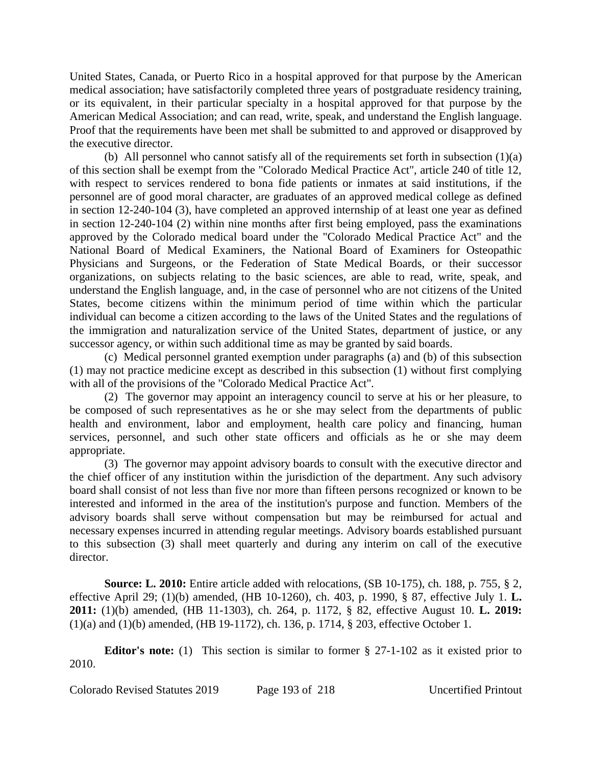United States, Canada, or Puerto Rico in a hospital approved for that purpose by the American medical association; have satisfactorily completed three years of postgraduate residency training, or its equivalent, in their particular specialty in a hospital approved for that purpose by the American Medical Association; and can read, write, speak, and understand the English language. Proof that the requirements have been met shall be submitted to and approved or disapproved by the executive director.

(b) All personnel who cannot satisfy all of the requirements set forth in subsection (1)(a) of this section shall be exempt from the "Colorado Medical Practice Act", article 240 of title 12, with respect to services rendered to bona fide patients or inmates at said institutions, if the personnel are of good moral character, are graduates of an approved medical college as defined in section 12-240-104 (3), have completed an approved internship of at least one year as defined in section 12-240-104 (2) within nine months after first being employed, pass the examinations approved by the Colorado medical board under the "Colorado Medical Practice Act" and the National Board of Medical Examiners, the National Board of Examiners for Osteopathic Physicians and Surgeons, or the Federation of State Medical Boards, or their successor organizations, on subjects relating to the basic sciences, are able to read, write, speak, and understand the English language, and, in the case of personnel who are not citizens of the United States, become citizens within the minimum period of time within which the particular individual can become a citizen according to the laws of the United States and the regulations of the immigration and naturalization service of the United States, department of justice, or any successor agency, or within such additional time as may be granted by said boards.

(c) Medical personnel granted exemption under paragraphs (a) and (b) of this subsection (1) may not practice medicine except as described in this subsection (1) without first complying with all of the provisions of the "Colorado Medical Practice Act".

(2) The governor may appoint an interagency council to serve at his or her pleasure, to be composed of such representatives as he or she may select from the departments of public health and environment, labor and employment, health care policy and financing, human services, personnel, and such other state officers and officials as he or she may deem appropriate.

(3) The governor may appoint advisory boards to consult with the executive director and the chief officer of any institution within the jurisdiction of the department. Any such advisory board shall consist of not less than five nor more than fifteen persons recognized or known to be interested and informed in the area of the institution's purpose and function. Members of the advisory boards shall serve without compensation but may be reimbursed for actual and necessary expenses incurred in attending regular meetings. Advisory boards established pursuant to this subsection (3) shall meet quarterly and during any interim on call of the executive director.

**Source: L. 2010:** Entire article added with relocations, (SB 10-175), ch. 188, p. 755, § 2, effective April 29; (1)(b) amended, (HB 10-1260), ch. 403, p. 1990, § 87, effective July 1. **L. 2011:** (1)(b) amended, (HB 11-1303), ch. 264, p. 1172, § 82, effective August 10. **L. 2019:** (1)(a) and (1)(b) amended, (HB 19-1172), ch. 136, p. 1714, § 203, effective October 1.

**Editor's note:** (1) This section is similar to former § 27-1-102 as it existed prior to 2010.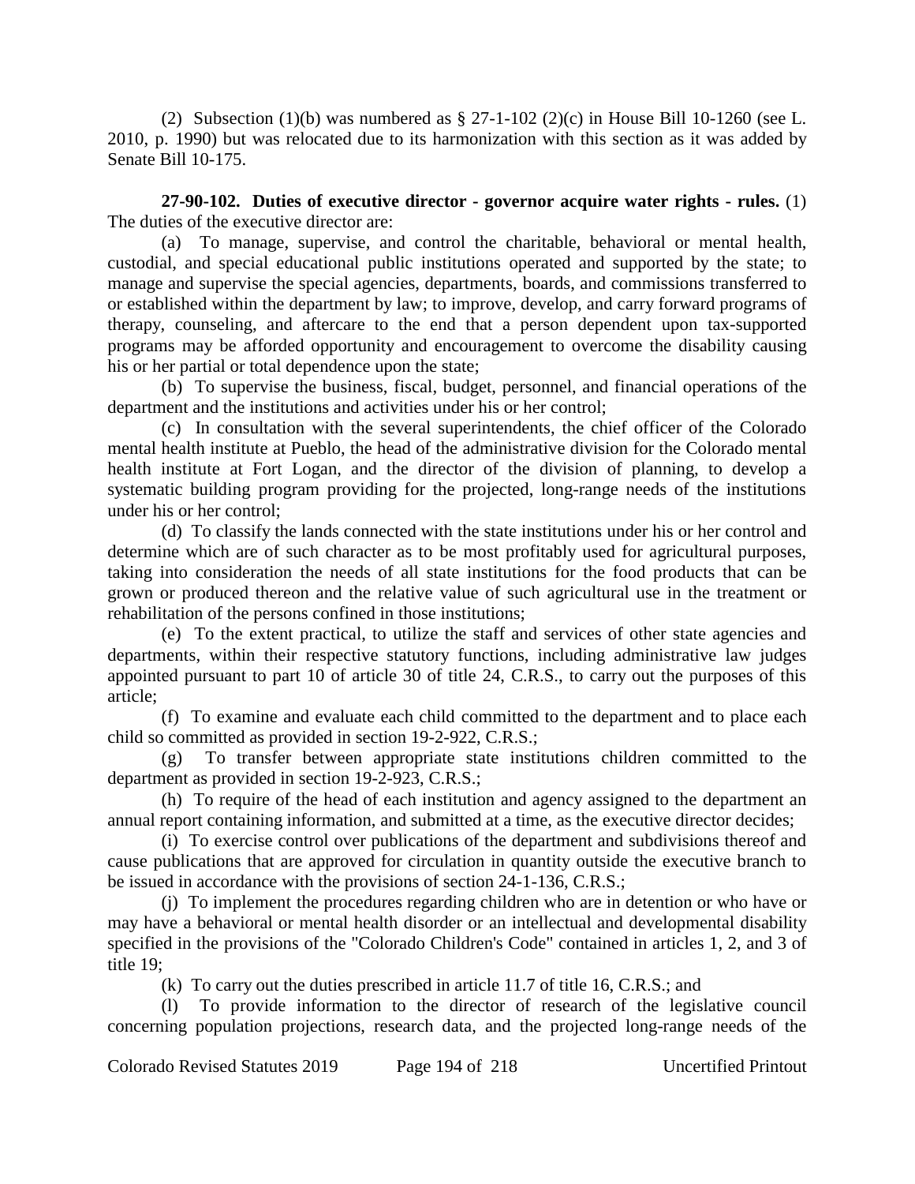(2) Subsection (1)(b) was numbered as § 27-1-102 (2)(c) in House Bill 10-1260 (see L. 2010, p. 1990) but was relocated due to its harmonization with this section as it was added by Senate Bill 10-175.

**27-90-102. Duties of executive director - governor acquire water rights - rules.** (1) The duties of the executive director are:

(a) To manage, supervise, and control the charitable, behavioral or mental health, custodial, and special educational public institutions operated and supported by the state; to manage and supervise the special agencies, departments, boards, and commissions transferred to or established within the department by law; to improve, develop, and carry forward programs of therapy, counseling, and aftercare to the end that a person dependent upon tax-supported programs may be afforded opportunity and encouragement to overcome the disability causing his or her partial or total dependence upon the state;

(b) To supervise the business, fiscal, budget, personnel, and financial operations of the department and the institutions and activities under his or her control;

(c) In consultation with the several superintendents, the chief officer of the Colorado mental health institute at Pueblo, the head of the administrative division for the Colorado mental health institute at Fort Logan, and the director of the division of planning, to develop a systematic building program providing for the projected, long-range needs of the institutions under his or her control;

(d) To classify the lands connected with the state institutions under his or her control and determine which are of such character as to be most profitably used for agricultural purposes, taking into consideration the needs of all state institutions for the food products that can be grown or produced thereon and the relative value of such agricultural use in the treatment or rehabilitation of the persons confined in those institutions;

(e) To the extent practical, to utilize the staff and services of other state agencies and departments, within their respective statutory functions, including administrative law judges appointed pursuant to part 10 of article 30 of title 24, C.R.S., to carry out the purposes of this article;

(f) To examine and evaluate each child committed to the department and to place each child so committed as provided in section 19-2-922, C.R.S.;

(g) To transfer between appropriate state institutions children committed to the department as provided in section 19-2-923, C.R.S.;

(h) To require of the head of each institution and agency assigned to the department an annual report containing information, and submitted at a time, as the executive director decides;

(i) To exercise control over publications of the department and subdivisions thereof and cause publications that are approved for circulation in quantity outside the executive branch to be issued in accordance with the provisions of section 24-1-136, C.R.S.;

(j) To implement the procedures regarding children who are in detention or who have or may have a behavioral or mental health disorder or an intellectual and developmental disability specified in the provisions of the "Colorado Children's Code" contained in articles 1, 2, and 3 of title 19;

(k) To carry out the duties prescribed in article 11.7 of title 16, C.R.S.; and

(l) To provide information to the director of research of the legislative council concerning population projections, research data, and the projected long-range needs of the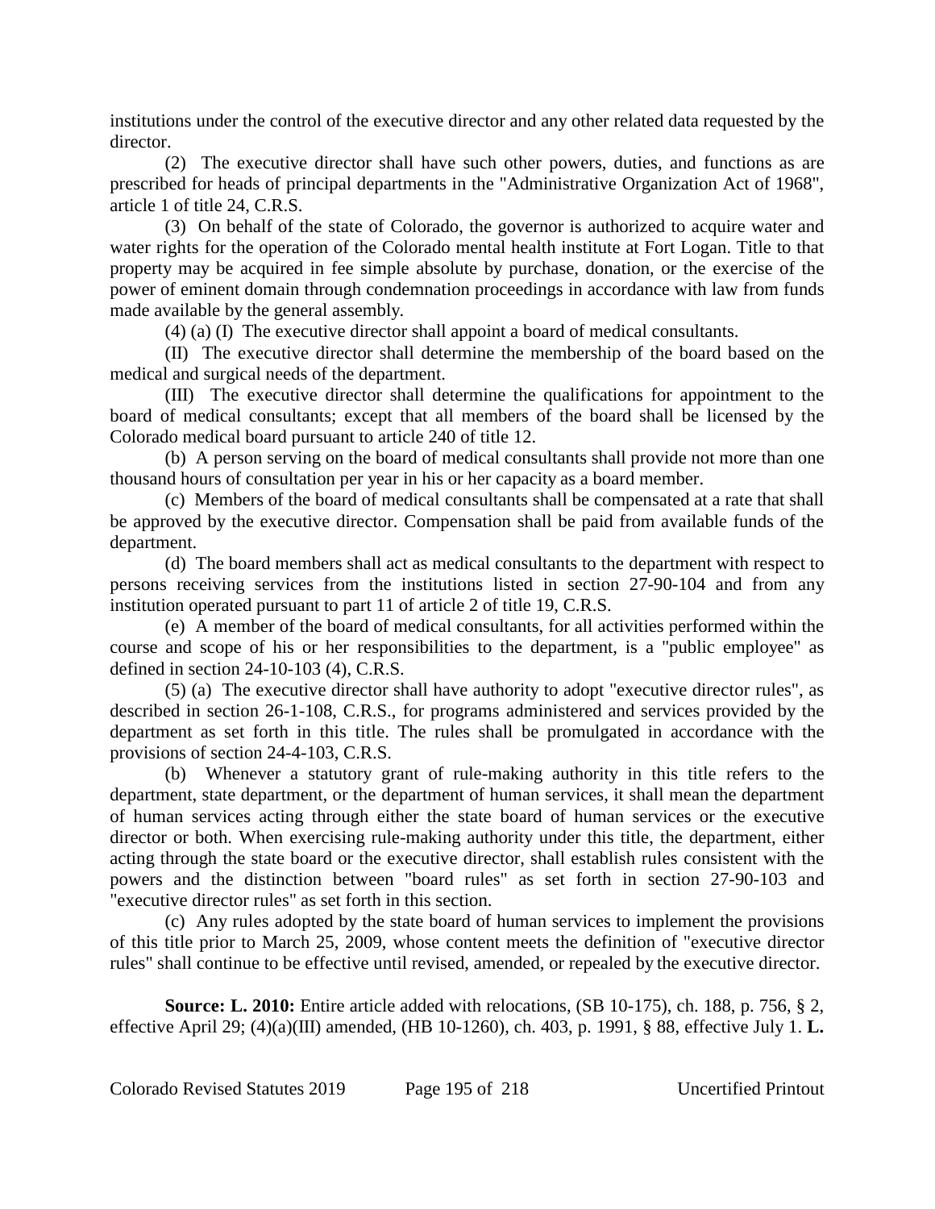institutions under the control of the executive director and any other related data requested by the director.

(2) The executive director shall have such other powers, duties, and functions as are prescribed for heads of principal departments in the "Administrative Organization Act of 1968", article 1 of title 24, C.R.S.

(3) On behalf of the state of Colorado, the governor is authorized to acquire water and water rights for the operation of the Colorado mental health institute at Fort Logan. Title to that property may be acquired in fee simple absolute by purchase, donation, or the exercise of the power of eminent domain through condemnation proceedings in accordance with law from funds made available by the general assembly.

(4) (a) (I) The executive director shall appoint a board of medical consultants.

(II) The executive director shall determine the membership of the board based on the medical and surgical needs of the department.

(III) The executive director shall determine the qualifications for appointment to the board of medical consultants; except that all members of the board shall be licensed by the Colorado medical board pursuant to article 240 of title 12.

(b) A person serving on the board of medical consultants shall provide not more than one thousand hours of consultation per year in his or her capacity as a board member.

(c) Members of the board of medical consultants shall be compensated at a rate that shall be approved by the executive director. Compensation shall be paid from available funds of the department.

(d) The board members shall act as medical consultants to the department with respect to persons receiving services from the institutions listed in section 27-90-104 and from any institution operated pursuant to part 11 of article 2 of title 19, C.R.S.

(e) A member of the board of medical consultants, for all activities performed within the course and scope of his or her responsibilities to the department, is a "public employee" as defined in section 24-10-103 (4), C.R.S.

(5) (a) The executive director shall have authority to adopt "executive director rules", as described in section 26-1-108, C.R.S., for programs administered and services provided by the department as set forth in this title. The rules shall be promulgated in accordance with the provisions of section 24-4-103, C.R.S.

(b) Whenever a statutory grant of rule-making authority in this title refers to the department, state department, or the department of human services, it shall mean the department of human services acting through either the state board of human services or the executive director or both. When exercising rule-making authority under this title, the department, either acting through the state board or the executive director, shall establish rules consistent with the powers and the distinction between "board rules" as set forth in section 27-90-103 and "executive director rules" as set forth in this section.

(c) Any rules adopted by the state board of human services to implement the provisions of this title prior to March 25, 2009, whose content meets the definition of "executive director rules" shall continue to be effective until revised, amended, or repealed by the executive director.

**Source: L. 2010:** Entire article added with relocations, (SB 10-175), ch. 188, p. 756, § 2, effective April 29; (4)(a)(III) amended, (HB 10-1260), ch. 403, p. 1991, § 88, effective July 1. **L.**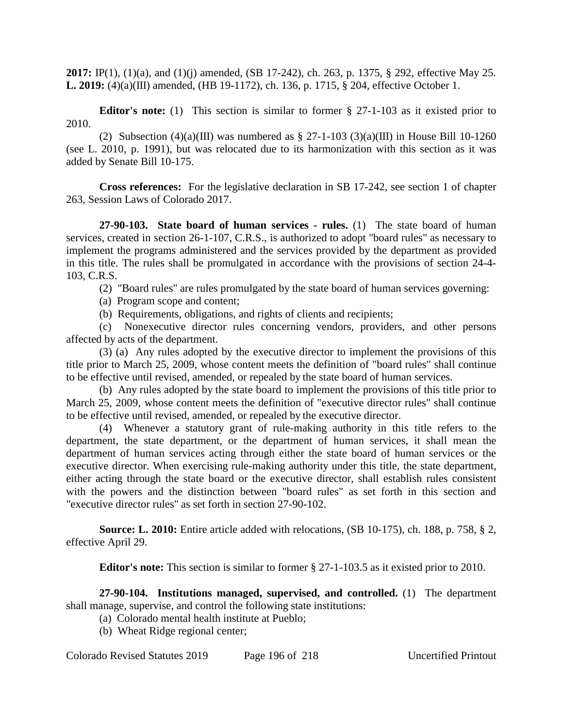**2017:** IP(1), (1)(a), and (1)(j) amended, (SB 17-242), ch. 263, p. 1375, § 292, effective May 25. **L. 2019:** (4)(a)(III) amended, (HB 19-1172), ch. 136, p. 1715, § 204, effective October 1.

**Editor's note:** (1) This section is similar to former § 27-1-103 as it existed prior to 2010.

(2) Subsection (4)(a)(III) was numbered as § 27-1-103 (3)(a)(III) in House Bill 10-1260 (see L. 2010, p. 1991), but was relocated due to its harmonization with this section as it was added by Senate Bill 10-175.

**Cross references:** For the legislative declaration in SB 17-242, see section 1 of chapter 263, Session Laws of Colorado 2017.

**27-90-103. State board of human services - rules.** (1) The state board of human services, created in section 26-1-107, C.R.S., is authorized to adopt "board rules" as necessary to implement the programs administered and the services provided by the department as provided in this title. The rules shall be promulgated in accordance with the provisions of section 24-4-103, C.R.S.

(2) "Board rules" are rules promulgated by the state board of human services governing:

(a) Program scope and content;

(b) Requirements, obligations, and rights of clients and recipients;

(c) Nonexecutive director rules concerning vendors, providers, and other persons affected by acts of the department.

(3) (a) Any rules adopted by the executive director to implement the provisions of this title prior to March 25, 2009, whose content meets the definition of "board rules" shall continue to be effective until revised, amended, or repealed by the state board of human services.

(b) Any rules adopted by the state board to implement the provisions of this title prior to March 25, 2009, whose content meets the definition of "executive director rules" shall continue to be effective until revised, amended, or repealed by the executive director.

(4) Whenever a statutory grant of rule-making authority in this title refers to the department, the state department, or the department of human services, it shall mean the department of human services acting through either the state board of human services or the executive director. When exercising rule-making authority under this title, the state department, either acting through the state board or the executive director, shall establish rules consistent with the powers and the distinction between "board rules" as set forth in this section and "executive director rules" as set forth in section 27-90-102.

**Source: L. 2010:** Entire article added with relocations, (SB 10-175), ch. 188, p. 758, § 2, effective April 29.

**Editor's note:** This section is similar to former § 27-1-103.5 as it existed prior to 2010.

**27-90-104. Institutions managed, supervised, and controlled.** (1) The department shall manage, supervise, and control the following state institutions:

(a) Colorado mental health institute at Pueblo;

(b) Wheat Ridge regional center;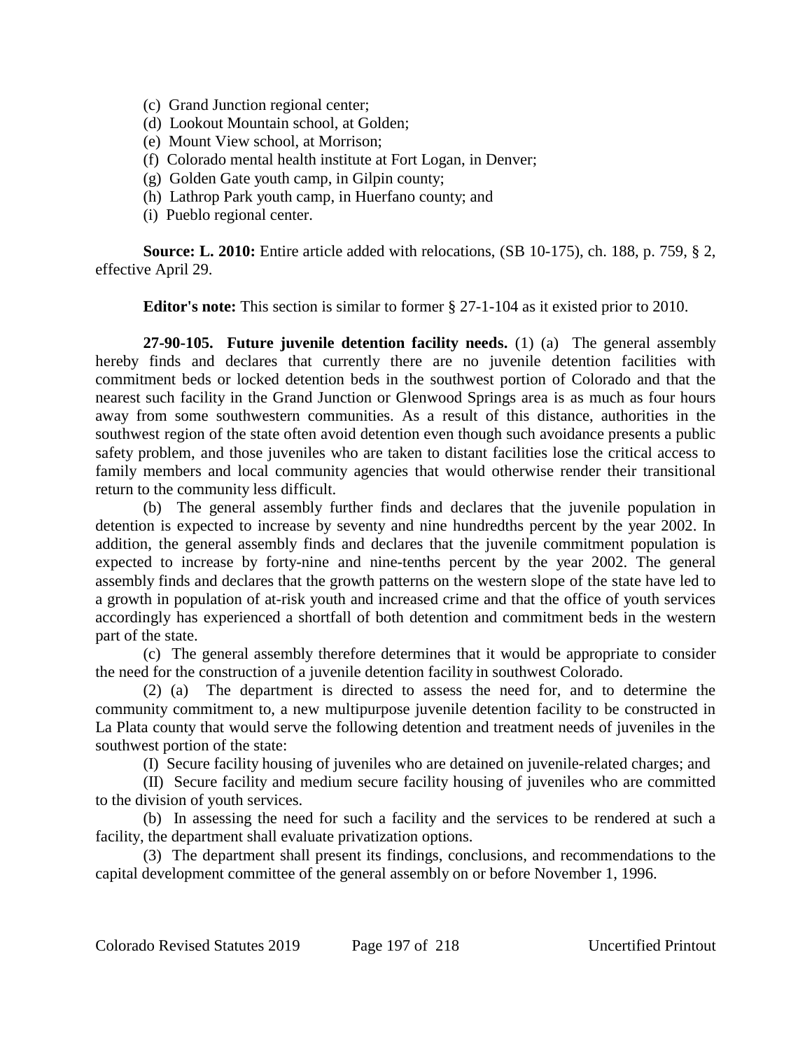(c) Grand Junction regional center;

(d) Lookout Mountain school, at Golden;

(e) Mount View school, at Morrison;

(f) Colorado mental health institute at Fort Logan, in Denver;

(g) Golden Gate youth camp, in Gilpin county;

(h) Lathrop Park youth camp, in Huerfano county; and

(i) Pueblo regional center.

**Source: L. 2010:** Entire article added with relocations, (SB 10-175), ch. 188, p. 759, § 2, effective April 29.

**Editor's note:** This section is similar to former § 27-1-104 as it existed prior to 2010.

**27-90-105. Future juvenile detention facility needs.** (1) (a) The general assembly hereby finds and declares that currently there are no juvenile detention facilities with commitment beds or locked detention beds in the southwest portion of Colorado and that the nearest such facility in the Grand Junction or Glenwood Springs area is as much as four hours away from some southwestern communities. As a result of this distance, authorities in the southwest region of the state often avoid detention even though such avoidance presents a public safety problem, and those juveniles who are taken to distant facilities lose the critical access to family members and local community agencies that would otherwise render their transitional return to the community less difficult.

(b) The general assembly further finds and declares that the juvenile population in detention is expected to increase by seventy and nine hundredths percent by the year 2002. In addition, the general assembly finds and declares that the juvenile commitment population is expected to increase by forty-nine and nine-tenths percent by the year 2002. The general assembly finds and declares that the growth patterns on the western slope of the state have led to a growth in population of at-risk youth and increased crime and that the office of youth services accordingly has experienced a shortfall of both detention and commitment beds in the western part of the state.

(c) The general assembly therefore determines that it would be appropriate to consider the need for the construction of a juvenile detention facility in southwest Colorado.

(2) (a) The department is directed to assess the need for, and to determine the community commitment to, a new multipurpose juvenile detention facility to be constructed in La Plata county that would serve the following detention and treatment needs of juveniles in the southwest portion of the state:

(I) Secure facility housing of juveniles who are detained on juvenile-related charges; and

(II) Secure facility and medium secure facility housing of juveniles who are committed to the division of youth services.

(b) In assessing the need for such a facility and the services to be rendered at such a facility, the department shall evaluate privatization options.

(3) The department shall present its findings, conclusions, and recommendations to the capital development committee of the general assembly on or before November 1, 1996.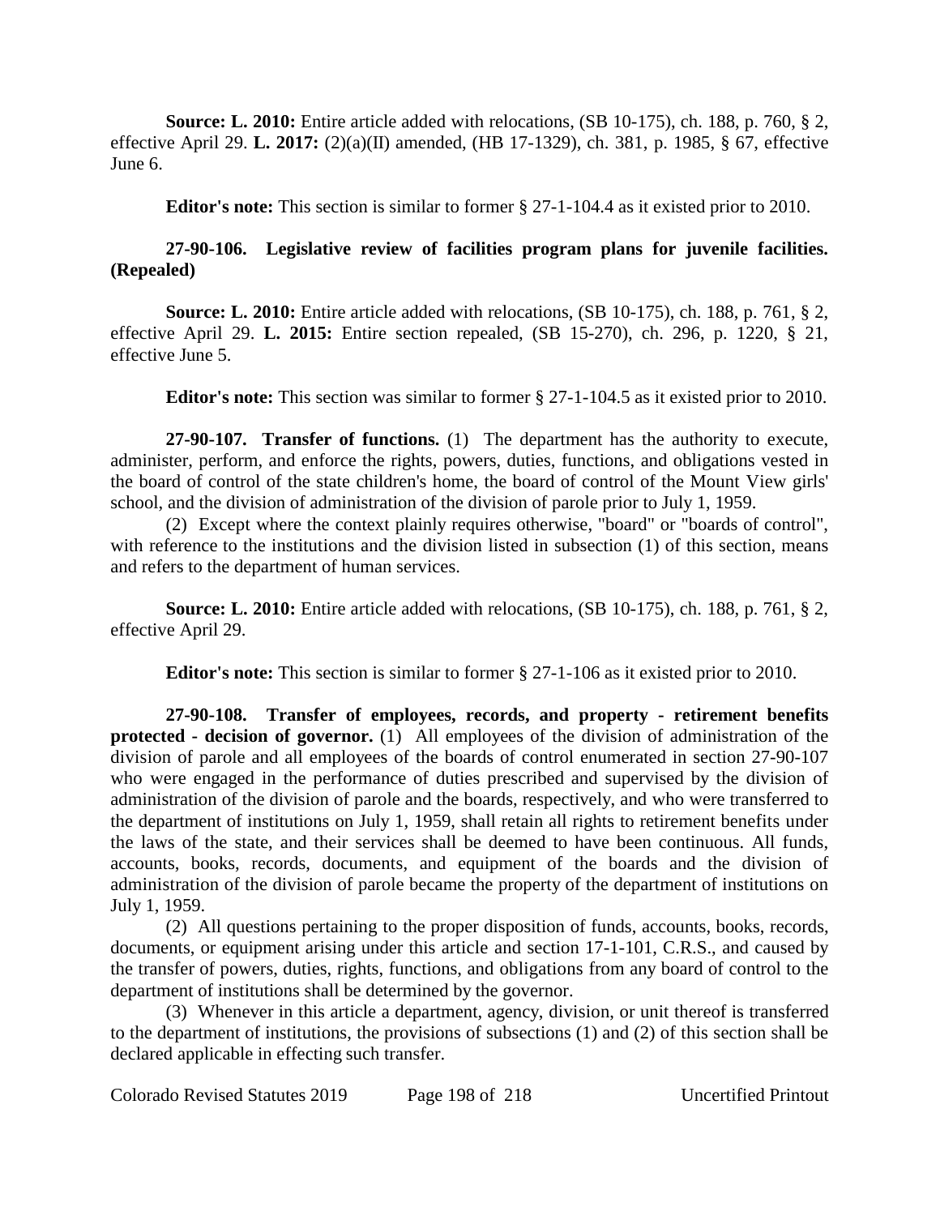**Source: L. 2010:** Entire article added with relocations, (SB 10-175), ch. 188, p. 760, § 2, effective April 29. **L. 2017:** (2)(a)(II) amended, (HB 17-1329), ch. 381, p. 1985, § 67, effective June 6.

**Editor's note:** This section is similar to former § 27-1-104.4 as it existed prior to 2010.

**27-90-106. Legislative review of facilities program plans for juvenile facilities. (Repealed)**

**Source: L. 2010:** Entire article added with relocations, (SB 10-175), ch. 188, p. 761, § 2, effective April 29. **L. 2015:** Entire section repealed, (SB 15-270), ch. 296, p. 1220, § 21, effective June 5.

**Editor's note:** This section was similar to former § 27-1-104.5 as it existed prior to 2010.

**27-90-107. Transfer of functions.** (1) The department has the authority to execute, administer, perform, and enforce the rights, powers, duties, functions, and obligations vested in the board of control of the state children's home, the board of control of the Mount View girls' school, and the division of administration of the division of parole prior to July 1, 1959.

(2) Except where the context plainly requires otherwise, "board" or "boards of control", with reference to the institutions and the division listed in subsection (1) of this section, means and refers to the department of human services.

**Source: L. 2010:** Entire article added with relocations, (SB 10-175), ch. 188, p. 761, § 2, effective April 29.

**Editor's note:** This section is similar to former § 27-1-106 as it existed prior to 2010.

**27-90-108. Transfer of employees, records, and property - retirement benefits protected - decision of governor.** (1) All employees of the division of administration of the division of parole and all employees of the boards of control enumerated in section 27-90-107 who were engaged in the performance of duties prescribed and supervised by the division of administration of the division of parole and the boards, respectively, and who were transferred to the department of institutions on July 1, 1959, shall retain all rights to retirement benefits under the laws of the state, and their services shall be deemed to have been continuous. All funds, accounts, books, records, documents, and equipment of the boards and the division of administration of the division of parole became the property of the department of institutions on July 1, 1959.

(2) All questions pertaining to the proper disposition of funds, accounts, books, records, documents, or equipment arising under this article and section 17-1-101, C.R.S., and caused by the transfer of powers, duties, rights, functions, and obligations from any board of control to the department of institutions shall be determined by the governor.

(3) Whenever in this article a department, agency, division, or unit thereof is transferred to the department of institutions, the provisions of subsections (1) and (2) of this section shall be declared applicable in effecting such transfer.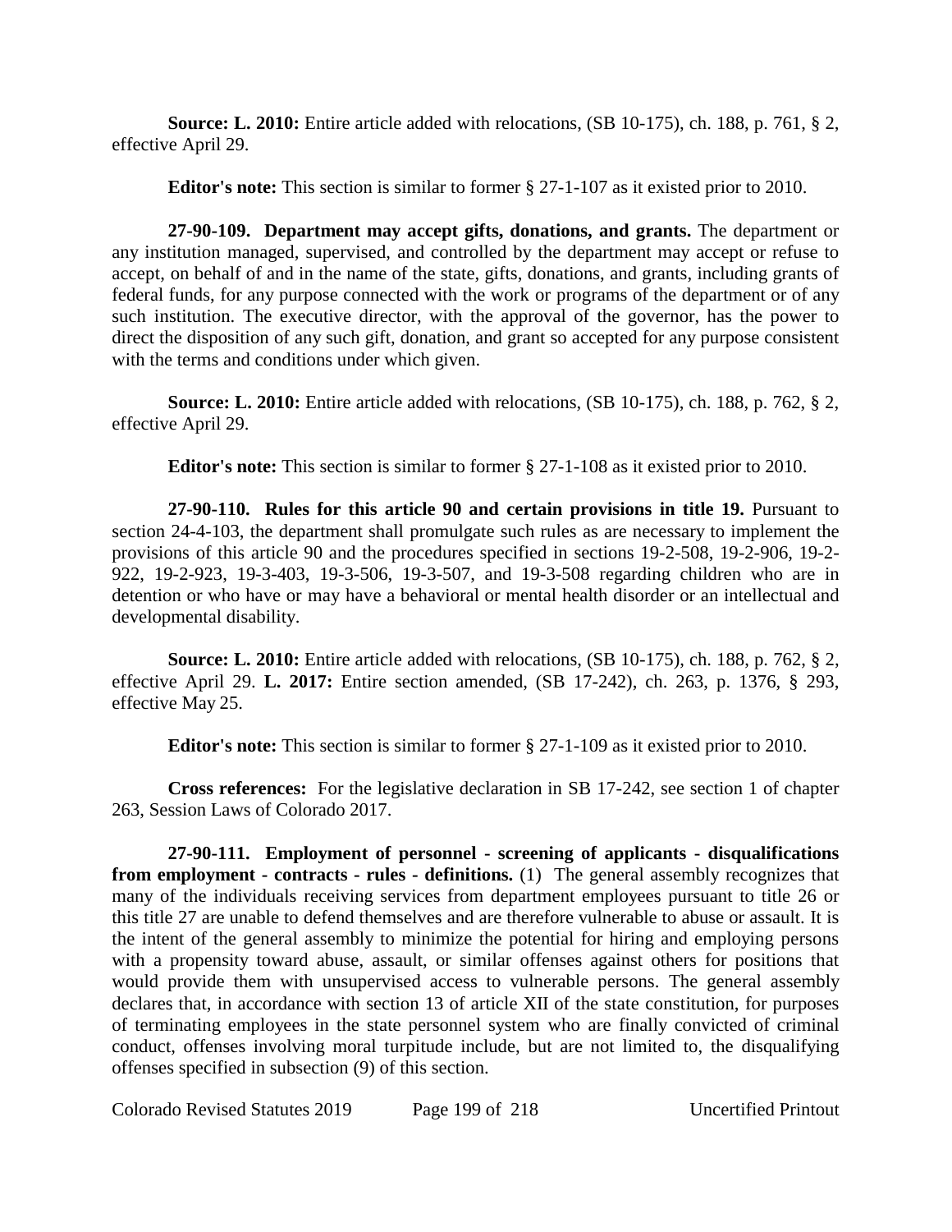**Source: L. 2010:** Entire article added with relocations, (SB 10-175), ch. 188, p. 761, § 2, effective April 29.

**Editor's note:** This section is similar to former § 27-1-107 as it existed prior to 2010.

**27-90-109. Department may accept gifts, donations, and grants.** The department or any institution managed, supervised, and controlled by the department may accept or refuse to accept, on behalf of and in the name of the state, gifts, donations, and grants, including grants of federal funds, for any purpose connected with the work or programs of the department or of any such institution. The executive director, with the approval of the governor, has the power to direct the disposition of any such gift, donation, and grant so accepted for any purpose consistent with the terms and conditions under which given.

**Source: L. 2010:** Entire article added with relocations, (SB 10-175), ch. 188, p. 762, § 2, effective April 29.

**Editor's note:** This section is similar to former § 27-1-108 as it existed prior to 2010.

**27-90-110. Rules for this article 90 and certain provisions in title 19.** Pursuant to section 24-4-103, the department shall promulgate such rules as are necessary to implement the provisions of this article 90 and the procedures specified in sections 19-2-508, 19-2-906, 19-2-922, 19-2-923, 19-3-403, 19-3-506, 19-3-507, and 19-3-508 regarding children who are in detention or who have or may have a behavioral or mental health disorder or an intellectual and developmental disability.

**Source: L. 2010:** Entire article added with relocations, (SB 10-175), ch. 188, p. 762, § 2, effective April 29. **L. 2017:** Entire section amended, (SB 17-242), ch. 263, p. 1376, § 293, effective May 25.

**Editor's note:** This section is similar to former § 27-1-109 as it existed prior to 2010.

**Cross references:** For the legislative declaration in SB 17-242, see section 1 of chapter 263, Session Laws of Colorado 2017.

**27-90-111. Employment of personnel - screening of applicants - disqualifications from employment - contracts - rules - definitions.** (1) The general assembly recognizes that many of the individuals receiving services from department employees pursuant to title 26 or this title 27 are unable to defend themselves and are therefore vulnerable to abuse or assault. It is the intent of the general assembly to minimize the potential for hiring and employing persons with a propensity toward abuse, assault, or similar offenses against others for positions that would provide them with unsupervised access to vulnerable persons. The general assembly declares that, in accordance with section 13 of article XII of the state constitution, for purposes of terminating employees in the state personnel system who are finally convicted of criminal conduct, offenses involving moral turpitude include, but are not limited to, the disqualifying offenses specified in subsection (9) of this section.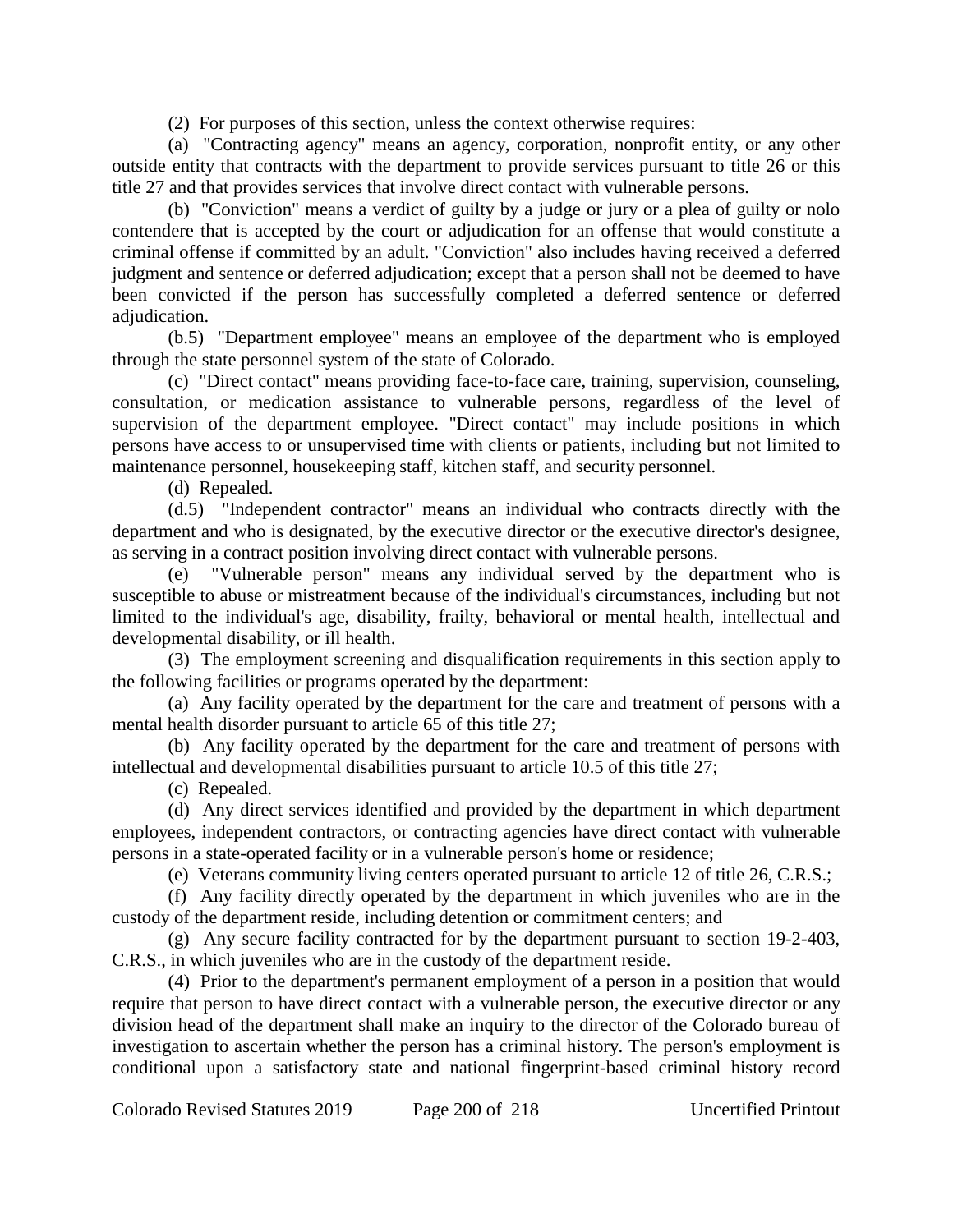(2) For purposes of this section, unless the context otherwise requires:

(a) "Contracting agency" means an agency, corporation, nonprofit entity, or any other outside entity that contracts with the department to provide services pursuant to title 26 or this title 27 and that provides services that involve direct contact with vulnerable persons.

(b) "Conviction" means a verdict of guilty by a judge or jury or a plea of guilty or nolo contendere that is accepted by the court or adjudication for an offense that would constitute a criminal offense if committed by an adult. "Conviction" also includes having received a deferred judgment and sentence or deferred adjudication; except that a person shall not be deemed to have been convicted if the person has successfully completed a deferred sentence or deferred adjudication.

(b.5) "Department employee" means an employee of the department who is employed through the state personnel system of the state of Colorado.

(c) "Direct contact" means providing face-to-face care, training, supervision, counseling, consultation, or medication assistance to vulnerable persons, regardless of the level of supervision of the department employee. "Direct contact" may include positions in which persons have access to or unsupervised time with clients or patients, including but not limited to maintenance personnel, housekeeping staff, kitchen staff, and security personnel.

(d) Repealed.

(d.5) "Independent contractor" means an individual who contracts directly with the department and who is designated, by the executive director or the executive director's designee, as serving in a contract position involving direct contact with vulnerable persons.

(e) "Vulnerable person" means any individual served by the department who is susceptible to abuse or mistreatment because of the individual's circumstances, including but not limited to the individual's age, disability, frailty, behavioral or mental health, intellectual and developmental disability, or ill health.

(3) The employment screening and disqualification requirements in this section apply to the following facilities or programs operated by the department:

(a) Any facility operated by the department for the care and treatment of persons with a mental health disorder pursuant to article 65 of this title 27;

(b) Any facility operated by the department for the care and treatment of persons with intellectual and developmental disabilities pursuant to article 10.5 of this title 27;

(c) Repealed.

(d) Any direct services identified and provided by the department in which department employees, independent contractors, or contracting agencies have direct contact with vulnerable persons in a state-operated facility or in a vulnerable person's home or residence;

(e) Veterans community living centers operated pursuant to article 12 of title 26, C.R.S.;

(f) Any facility directly operated by the department in which juveniles who are in the custody of the department reside, including detention or commitment centers; and

(g) Any secure facility contracted for by the department pursuant to section 19-2-403, C.R.S., in which juveniles who are in the custody of the department reside.

(4) Prior to the department's permanent employment of a person in a position that would require that person to have direct contact with a vulnerable person, the executive director or any division head of the department shall make an inquiry to the director of the Colorado bureau of investigation to ascertain whether the person has a criminal history. The person's employment is conditional upon a satisfactory state and national fingerprint-based criminal history record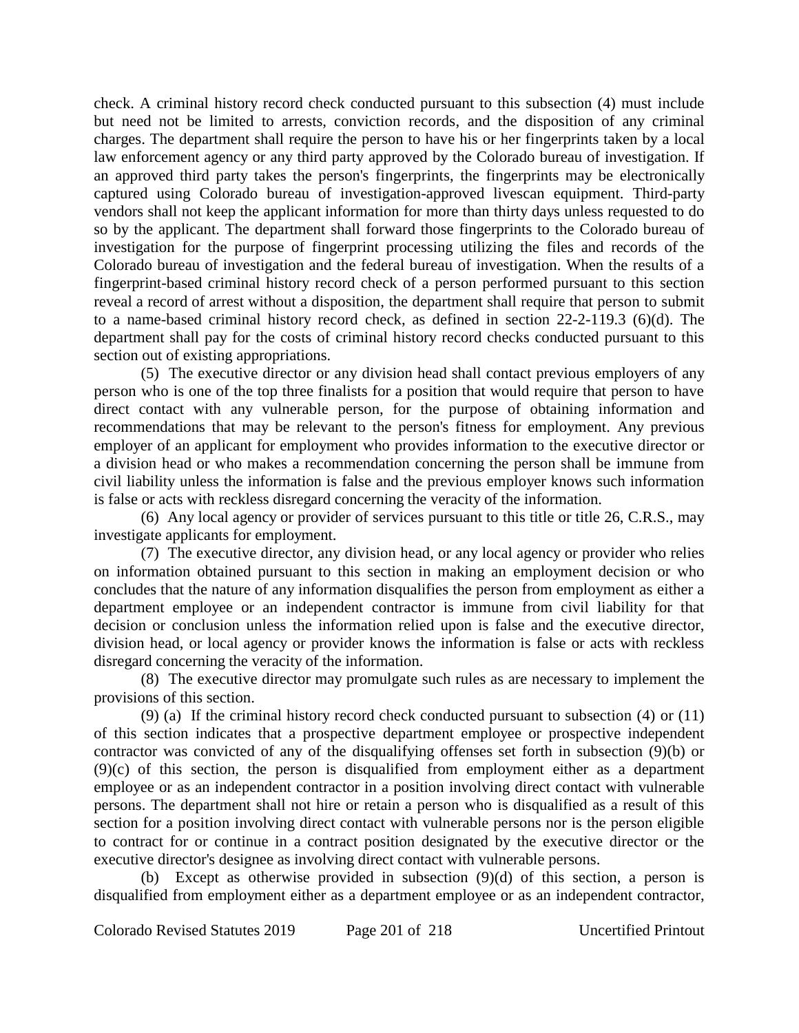check. A criminal history record check conducted pursuant to this subsection (4) must include but need not be limited to arrests, conviction records, and the disposition of any criminal charges. The department shall require the person to have his or her fingerprints taken by a local law enforcement agency or any third party approved by the Colorado bureau of investigation. If an approved third party takes the person's fingerprints, the fingerprints may be electronically captured using Colorado bureau of investigation-approved livescan equipment. Third-party vendors shall not keep the applicant information for more than thirty days unless requested to do so by the applicant. The department shall forward those fingerprints to the Colorado bureau of investigation for the purpose of fingerprint processing utilizing the files and records of the Colorado bureau of investigation and the federal bureau of investigation. When the results of a fingerprint-based criminal history record check of a person performed pursuant to this section reveal a record of arrest without a disposition, the department shall require that person to submit to a name-based criminal history record check, as defined in section 22-2-119.3 (6)(d). The department shall pay for the costs of criminal history record checks conducted pursuant to this section out of existing appropriations.

(5) The executive director or any division head shall contact previous employers of any person who is one of the top three finalists for a position that would require that person to have direct contact with any vulnerable person, for the purpose of obtaining information and recommendations that may be relevant to the person's fitness for employment. Any previous employer of an applicant for employment who provides information to the executive director or a division head or who makes a recommendation concerning the person shall be immune from civil liability unless the information is false and the previous employer knows such information is false or acts with reckless disregard concerning the veracity of the information.

(6) Any local agency or provider of services pursuant to this title or title 26, C.R.S., may investigate applicants for employment.

(7) The executive director, any division head, or any local agency or provider who relies on information obtained pursuant to this section in making an employment decision or who concludes that the nature of any information disqualifies the person from employment as either a department employee or an independent contractor is immune from civil liability for that decision or conclusion unless the information relied upon is false and the executive director, division head, or local agency or provider knows the information is false or acts with reckless disregard concerning the veracity of the information.

(8) The executive director may promulgate such rules as are necessary to implement the provisions of this section.

(9) (a) If the criminal history record check conducted pursuant to subsection (4) or (11) of this section indicates that a prospective department employee or prospective independent contractor was convicted of any of the disqualifying offenses set forth in subsection (9)(b) or (9)(c) of this section, the person is disqualified from employment either as a department employee or as an independent contractor in a position involving direct contact with vulnerable persons. The department shall not hire or retain a person who is disqualified as a result of this section for a position involving direct contact with vulnerable persons nor is the person eligible to contract for or continue in a contract position designated by the executive director or the executive director's designee as involving direct contact with vulnerable persons.

(b) Except as otherwise provided in subsection (9)(d) of this section, a person is disqualified from employment either as a department employee or as an independent contractor,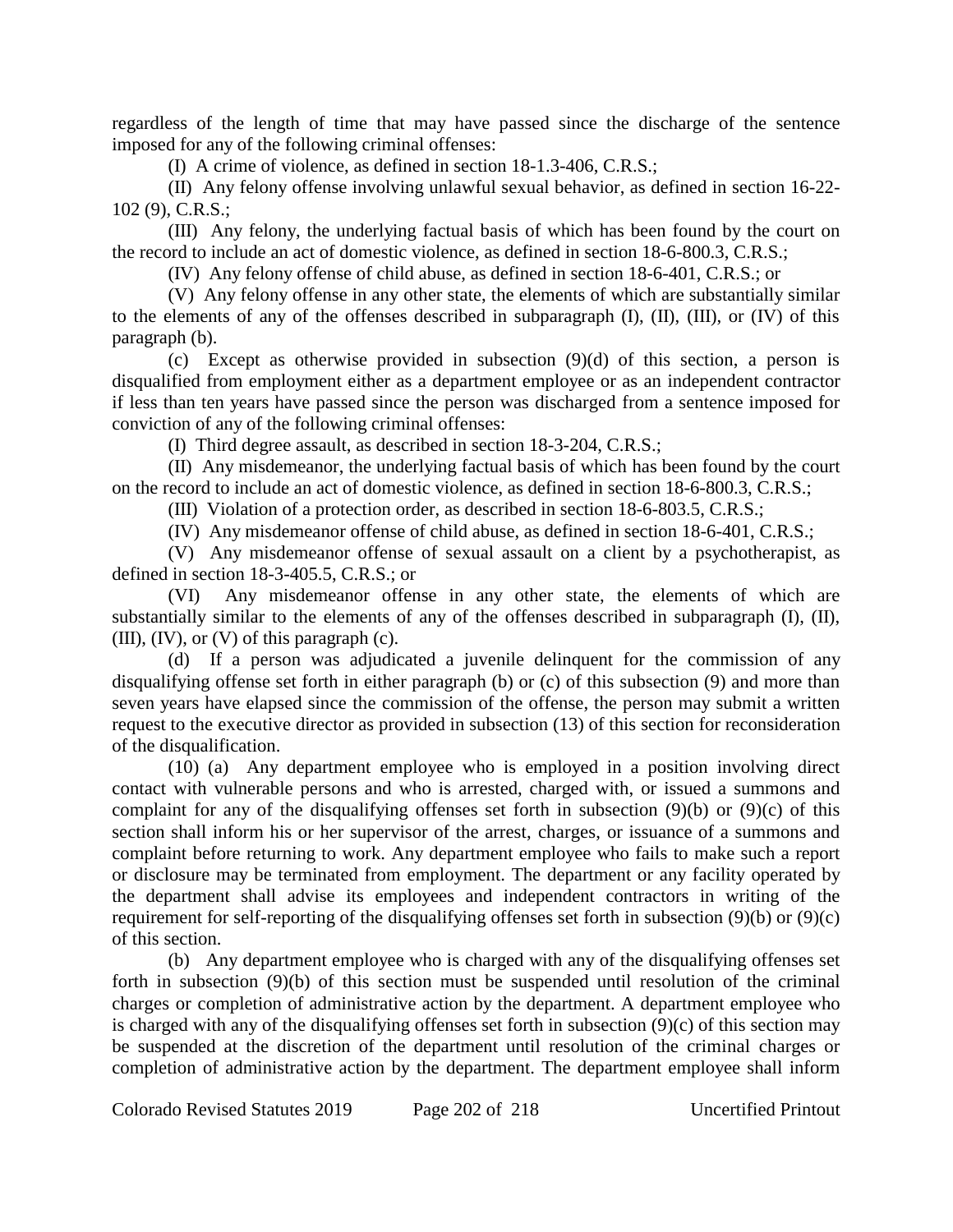regardless of the length of time that may have passed since the discharge of the sentence imposed for any of the following criminal offenses:

(I) A crime of violence, as defined in section 18-1.3-406, C.R.S.;

(II) Any felony offense involving unlawful sexual behavior, as defined in section 16-22-102 (9), C.R.S.;

(III) Any felony, the underlying factual basis of which has been found by the court on the record to include an act of domestic violence, as defined in section 18-6-800.3, C.R.S.;

(IV) Any felony offense of child abuse, as defined in section 18-6-401, C.R.S.; or

(V) Any felony offense in any other state, the elements of which are substantially similar to the elements of any of the offenses described in subparagraph (I), (II), (III), or (IV) of this paragraph (b).

(c) Except as otherwise provided in subsection (9)(d) of this section, a person is disqualified from employment either as a department employee or as an independent contractor if less than ten years have passed since the person was discharged from a sentence imposed for conviction of any of the following criminal offenses:

(I) Third degree assault, as described in section 18-3-204, C.R.S.;

(II) Any misdemeanor, the underlying factual basis of which has been found by the court on the record to include an act of domestic violence, as defined in section 18-6-800.3, C.R.S.;

(III) Violation of a protection order, as described in section 18-6-803.5, C.R.S.;

(IV) Any misdemeanor offense of child abuse, as defined in section 18-6-401, C.R.S.;

(V) Any misdemeanor offense of sexual assault on a client by a psychotherapist, as defined in section 18-3-405.5, C.R.S.; or

(VI) Any misdemeanor offense in any other state, the elements of which are substantially similar to the elements of any of the offenses described in subparagraph (I), (II), (III), (IV), or (V) of this paragraph (c).

(d) If a person was adjudicated a juvenile delinquent for the commission of any disqualifying offense set forth in either paragraph (b) or (c) of this subsection (9) and more than seven years have elapsed since the commission of the offense, the person may submit a written request to the executive director as provided in subsection (13) of this section for reconsideration of the disqualification.

(10) (a) Any department employee who is employed in a position involving direct contact with vulnerable persons and who is arrested, charged with, or issued a summons and complaint for any of the disqualifying offenses set forth in subsection (9)(b) or (9)(c) of this section shall inform his or her supervisor of the arrest, charges, or issuance of a summons and complaint before returning to work. Any department employee who fails to make such a report or disclosure may be terminated from employment. The department or any facility operated by the department shall advise its employees and independent contractors in writing of the requirement for self-reporting of the disqualifying offenses set forth in subsection (9)(b) or (9)(c) of this section.

(b) Any department employee who is charged with any of the disqualifying offenses set forth in subsection (9)(b) of this section must be suspended until resolution of the criminal charges or completion of administrative action by the department. A department employee who is charged with any of the disqualifying offenses set forth in subsection (9)(c) of this section may be suspended at the discretion of the department until resolution of the criminal charges or completion of administrative action by the department. The department employee shall inform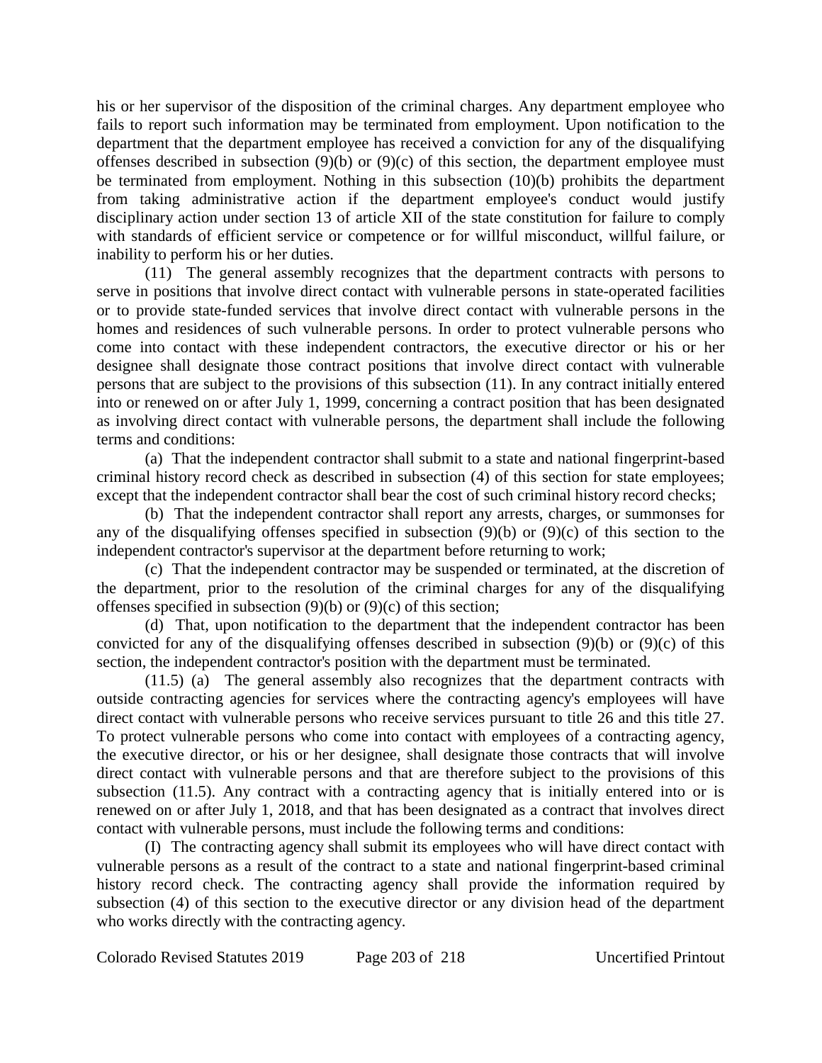his or her supervisor of the disposition of the criminal charges. Any department employee who fails to report such information may be terminated from employment. Upon notification to the department that the department employee has received a conviction for any of the disqualifying offenses described in subsection (9)(b) or (9)(c) of this section, the department employee must be terminated from employment. Nothing in this subsection (10)(b) prohibits the department from taking administrative action if the department employee's conduct would justify disciplinary action under section 13 of article XII of the state constitution for failure to comply with standards of efficient service or competence or for willful misconduct, willful failure, or inability to perform his or her duties.

(11) The general assembly recognizes that the department contracts with persons to serve in positions that involve direct contact with vulnerable persons in state-operated facilities or to provide state-funded services that involve direct contact with vulnerable persons in the homes and residences of such vulnerable persons. In order to protect vulnerable persons who come into contact with these independent contractors, the executive director or his or her designee shall designate those contract positions that involve direct contact with vulnerable persons that are subject to the provisions of this subsection (11). In any contract initially entered into or renewed on or after July 1, 1999, concerning a contract position that has been designated as involving direct contact with vulnerable persons, the department shall include the following terms and conditions:

(a) That the independent contractor shall submit to a state and national fingerprint-based criminal history record check as described in subsection (4) of this section for state employees; except that the independent contractor shall bear the cost of such criminal history record checks;

(b) That the independent contractor shall report any arrests, charges, or summonses for any of the disqualifying offenses specified in subsection (9)(b) or (9)(c) of this section to the independent contractor's supervisor at the department before returning to work;

(c) That the independent contractor may be suspended or terminated, at the discretion of the department, prior to the resolution of the criminal charges for any of the disqualifying offenses specified in subsection (9)(b) or (9)(c) of this section;

(d) That, upon notification to the department that the independent contractor has been convicted for any of the disqualifying offenses described in subsection (9)(b) or (9)(c) of this section, the independent contractor's position with the department must be terminated.

(11.5) (a) The general assembly also recognizes that the department contracts with outside contracting agencies for services where the contracting agency's employees will have direct contact with vulnerable persons who receive services pursuant to title 26 and this title 27. To protect vulnerable persons who come into contact with employees of a contracting agency, the executive director, or his or her designee, shall designate those contracts that will involve direct contact with vulnerable persons and that are therefore subject to the provisions of this subsection (11.5). Any contract with a contracting agency that is initially entered into or is renewed on or after July 1, 2018, and that has been designated as a contract that involves direct contact with vulnerable persons, must include the following terms and conditions:

(I) The contracting agency shall submit its employees who will have direct contact with vulnerable persons as a result of the contract to a state and national fingerprint-based criminal history record check. The contracting agency shall provide the information required by subsection (4) of this section to the executive director or any division head of the department who works directly with the contracting agency.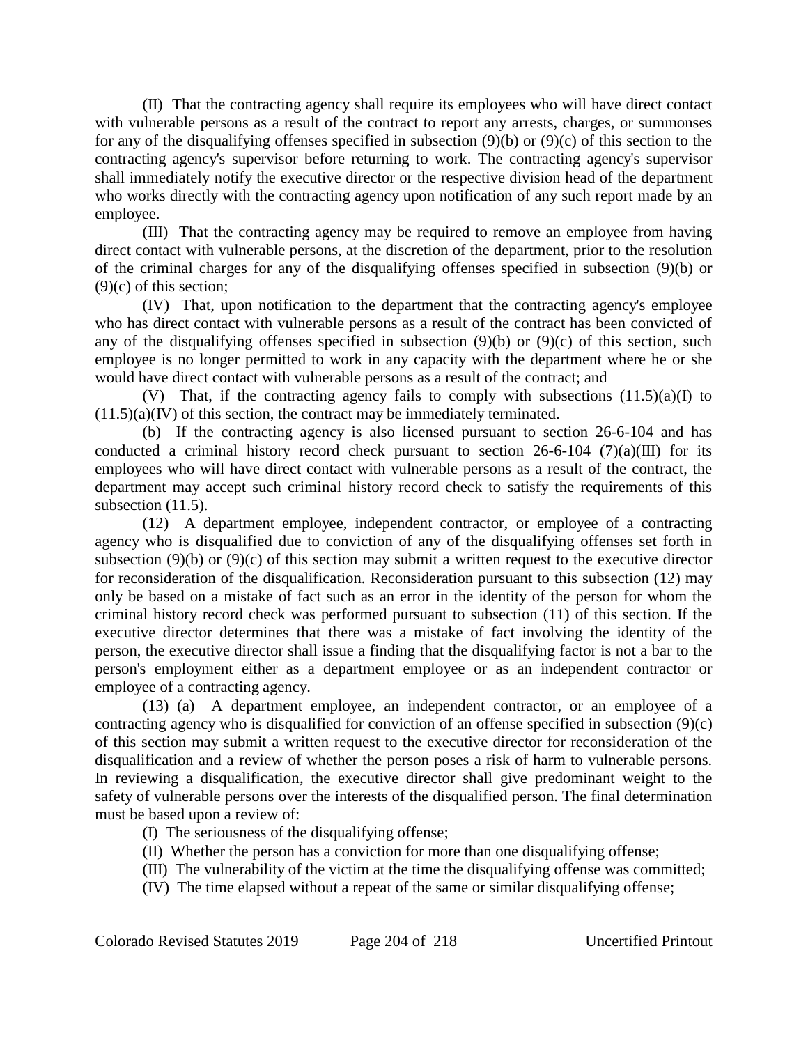(II) That the contracting agency shall require its employees who will have direct contact with vulnerable persons as a result of the contract to report any arrests, charges, or summonses for any of the disqualifying offenses specified in subsection (9)(b) or (9)(c) of this section to the contracting agency's supervisor before returning to work. The contracting agency's supervisor shall immediately notify the executive director or the respective division head of the department who works directly with the contracting agency upon notification of any such report made by an employee.

(III) That the contracting agency may be required to remove an employee from having direct contact with vulnerable persons, at the discretion of the department, prior to the resolution of the criminal charges for any of the disqualifying offenses specified in subsection (9)(b) or (9)(c) of this section;

(IV) That, upon notification to the department that the contracting agency's employee who has direct contact with vulnerable persons as a result of the contract has been convicted of any of the disqualifying offenses specified in subsection (9)(b) or (9)(c) of this section, such employee is no longer permitted to work in any capacity with the department where he or she would have direct contact with vulnerable persons as a result of the contract; and

(V) That, if the contracting agency fails to comply with subsections (11.5)(a)(I) to (11.5)(a)(IV) of this section, the contract may be immediately terminated.

(b) If the contracting agency is also licensed pursuant to section 26-6-104 and has conducted a criminal history record check pursuant to section 26-6-104 (7)(a)(III) for its employees who will have direct contact with vulnerable persons as a result of the contract, the department may accept such criminal history record check to satisfy the requirements of this subsection (11.5).

(12) A department employee, independent contractor, or employee of a contracting agency who is disqualified due to conviction of any of the disqualifying offenses set forth in subsection (9)(b) or (9)(c) of this section may submit a written request to the executive director for reconsideration of the disqualification. Reconsideration pursuant to this subsection (12) may only be based on a mistake of fact such as an error in the identity of the person for whom the criminal history record check was performed pursuant to subsection (11) of this section. If the executive director determines that there was a mistake of fact involving the identity of the person, the executive director shall issue a finding that the disqualifying factor is not a bar to the person's employment either as a department employee or as an independent contractor or employee of a contracting agency.

(13) (a) A department employee, an independent contractor, or an employee of a contracting agency who is disqualified for conviction of an offense specified in subsection (9)(c) of this section may submit a written request to the executive director for reconsideration of the disqualification and a review of whether the person poses a risk of harm to vulnerable persons. In reviewing a disqualification, the executive director shall give predominant weight to the safety of vulnerable persons over the interests of the disqualified person. The final determination must be based upon a review of:

(I) The seriousness of the disqualifying offense;

(II) Whether the person has a conviction for more than one disqualifying offense;

(III) The vulnerability of the victim at the time the disqualifying offense was committed;

(IV) The time elapsed without a repeat of the same or similar disqualifying offense;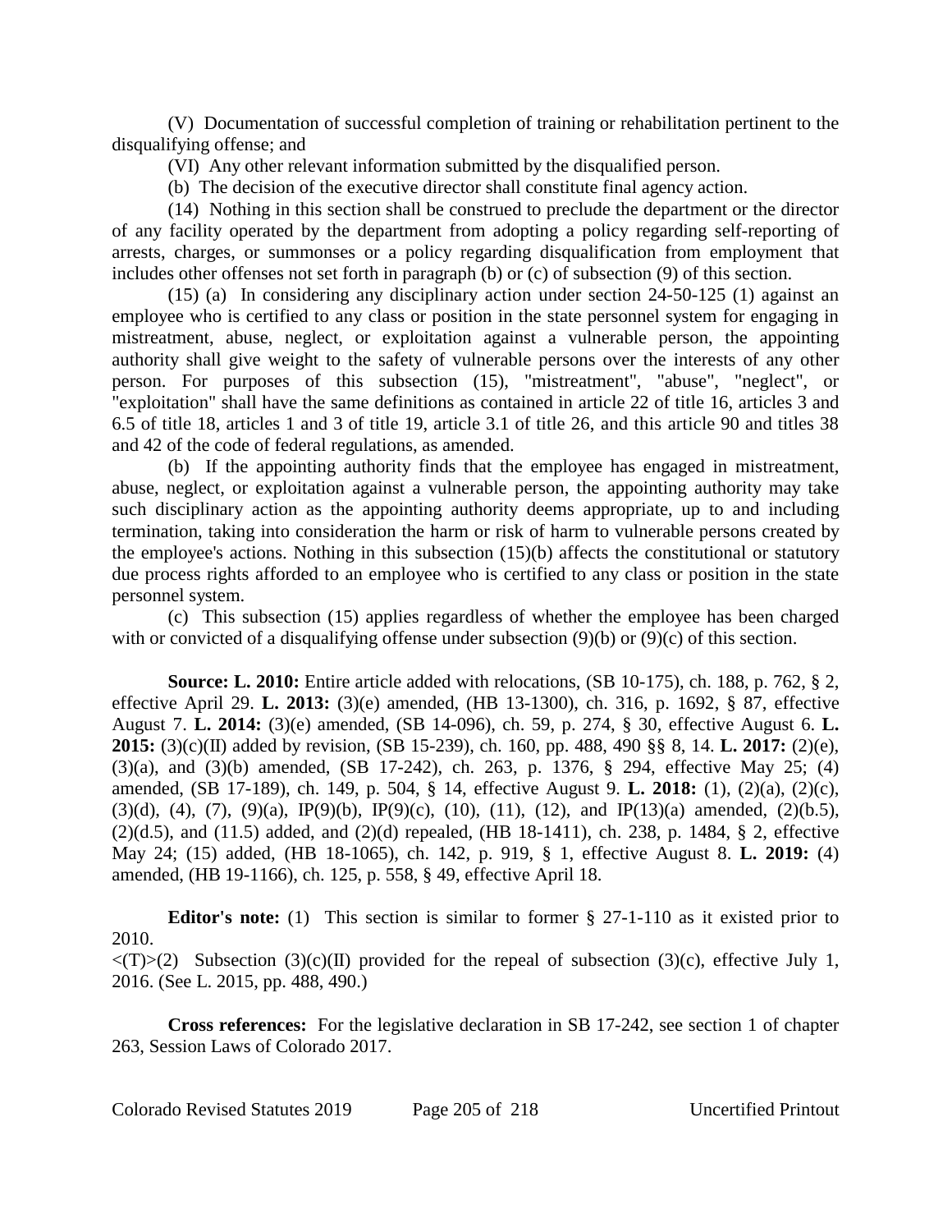(V) Documentation of successful completion of training or rehabilitation pertinent to the disqualifying offense; and

(VI) Any other relevant information submitted by the disqualified person.

(b) The decision of the executive director shall constitute final agency action.

(14) Nothing in this section shall be construed to preclude the department or the director of any facility operated by the department from adopting a policy regarding self-reporting of arrests, charges, or summonses or a policy regarding disqualification from employment that includes other offenses not set forth in paragraph (b) or (c) of subsection (9) of this section.

(15) (a) In considering any disciplinary action under section 24-50-125 (1) against an employee who is certified to any class or position in the state personnel system for engaging in mistreatment, abuse, neglect, or exploitation against a vulnerable person, the appointing authority shall give weight to the safety of vulnerable persons over the interests of any other person. For purposes of this subsection (15), "mistreatment", "abuse", "neglect", or "exploitation" shall have the same definitions as contained in article 22 of title 16, articles 3 and 6.5 of title 18, articles 1 and 3 of title 19, article 3.1 of title 26, and this article 90 and titles 38 and 42 of the code of federal regulations, as amended.

(b) If the appointing authority finds that the employee has engaged in mistreatment, abuse, neglect, or exploitation against a vulnerable person, the appointing authority may take such disciplinary action as the appointing authority deems appropriate, up to and including termination, taking into consideration the harm or risk of harm to vulnerable persons created by the employee's actions. Nothing in this subsection (15)(b) affects the constitutional or statutory due process rights afforded to an employee who is certified to any class or position in the state personnel system.

(c) This subsection (15) applies regardless of whether the employee has been charged with or convicted of a disqualifying offense under subsection (9)(b) or (9)(c) of this section.

**Source: L. 2010:** Entire article added with relocations, (SB 10-175), ch. 188, p. 762, § 2, effective April 29. **L. 2013:** (3)(e) amended, (HB 13-1300), ch. 316, p. 1692, § 87, effective August 7. **L. 2014:** (3)(e) amended, (SB 14-096), ch. 59, p. 274, § 30, effective August 6. **L. 2015:** (3)(c)(II) added by revision, (SB 15-239), ch. 160, pp. 488, 490 §§ 8, 14. **L. 2017:** (2)(e), (3)(a), and (3)(b) amended, (SB 17-242), ch. 263, p. 1376, § 294, effective May 25; (4) amended, (SB 17-189), ch. 149, p. 504, § 14, effective August 9. **L. 2018:** (1), (2)(a), (2)(c), (3)(d), (4), (7), (9)(a), IP(9)(b), IP(9)(c), (10), (11), (12), and IP(13)(a) amended, (2)(b.5), (2)(d.5), and (11.5) added, and (2)(d) repealed, (HB 18-1411), ch. 238, p. 1484, § 2, effective May 24; (15) added, (HB 18-1065), ch. 142, p. 919, § 1, effective August 8. **L. 2019:** (4) amended, (HB 19-1166), ch. 125, p. 558, § 49, effective April 18.

**Editor's note:** (1) This section is similar to former § 27-1-110 as it existed prior to 2010.

<(T)>(2) Subsection (3)(c)(II) provided for the repeal of subsection (3)(c), effective July 1, 2016. (See L. 2015, pp. 488, 490.)

**Cross references:** For the legislative declaration in SB 17-242, see section 1 of chapter 263, Session Laws of Colorado 2017.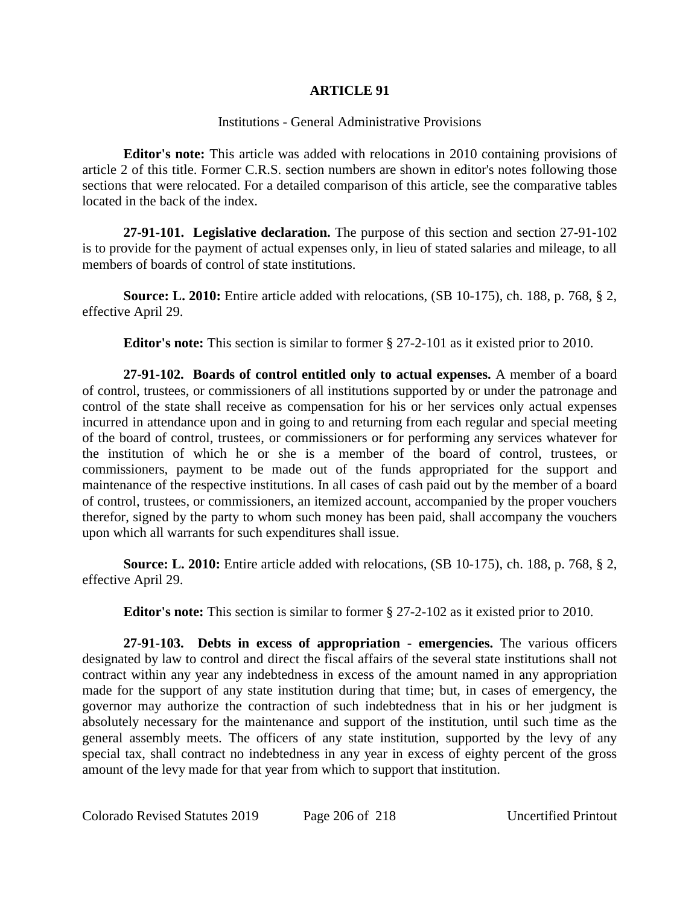## ARTICLE 91

Institutions - General Administrative Provisions

**Editor's note:** This article was added with relocations in 2010 containing provisions of article 2 of this title. Former C.R.S. section numbers are shown in editor's notes following those sections that were relocated. For a detailed comparison of this article, see the comparative tables located in the back of the index.

**27-91-101. Legislative declaration.** The purpose of this section and section 27-91-102 is to provide for the payment of actual expenses only, in lieu of stated salaries and mileage, to all members of boards of control of state institutions.

**Source: L. 2010:** Entire article added with relocations, (SB 10-175), ch. 188, p. 768, § 2, effective April 29.

**Editor's note:** This section is similar to former § 27-2-101 as it existed prior to 2010.

**27-91-102. Boards of control entitled only to actual expenses.** A member of a board of control, trustees, or commissioners of all institutions supported by or under the patronage and control of the state shall receive as compensation for his or her services only actual expenses incurred in attendance upon and in going to and returning from each regular and special meeting of the board of control, trustees, or commissioners or for performing any services whatever for the institution of which he or she is a member of the board of control, trustees, or commissioners, payment to be made out of the funds appropriated for the support and maintenance of the respective institutions. In all cases of cash paid out by the member of a board of control, trustees, or commissioners, an itemized account, accompanied by the proper vouchers therefor, signed by the party to whom such money has been paid, shall accompany the vouchers upon which all warrants for such expenditures shall issue.

**Source: L. 2010:** Entire article added with relocations, (SB 10-175), ch. 188, p. 768, § 2, effective April 29.

**Editor's note:** This section is similar to former § 27-2-102 as it existed prior to 2010.

**27-91-103. Debts in excess of appropriation - emergencies.** The various officers designated by law to control and direct the fiscal affairs of the several state institutions shall not contract within any year any indebtedness in excess of the amount named in any appropriation made for the support of any state institution during that time; but, in cases of emergency, the governor may authorize the contraction of such indebtedness that in his or her judgment is absolutely necessary for the maintenance and support of the institution, until such time as the general assembly meets. The officers of any state institution, supported by the levy of any special tax, shall contract no indebtedness in any year in excess of eighty percent of the gross amount of the levy made for that year from which to support that institution.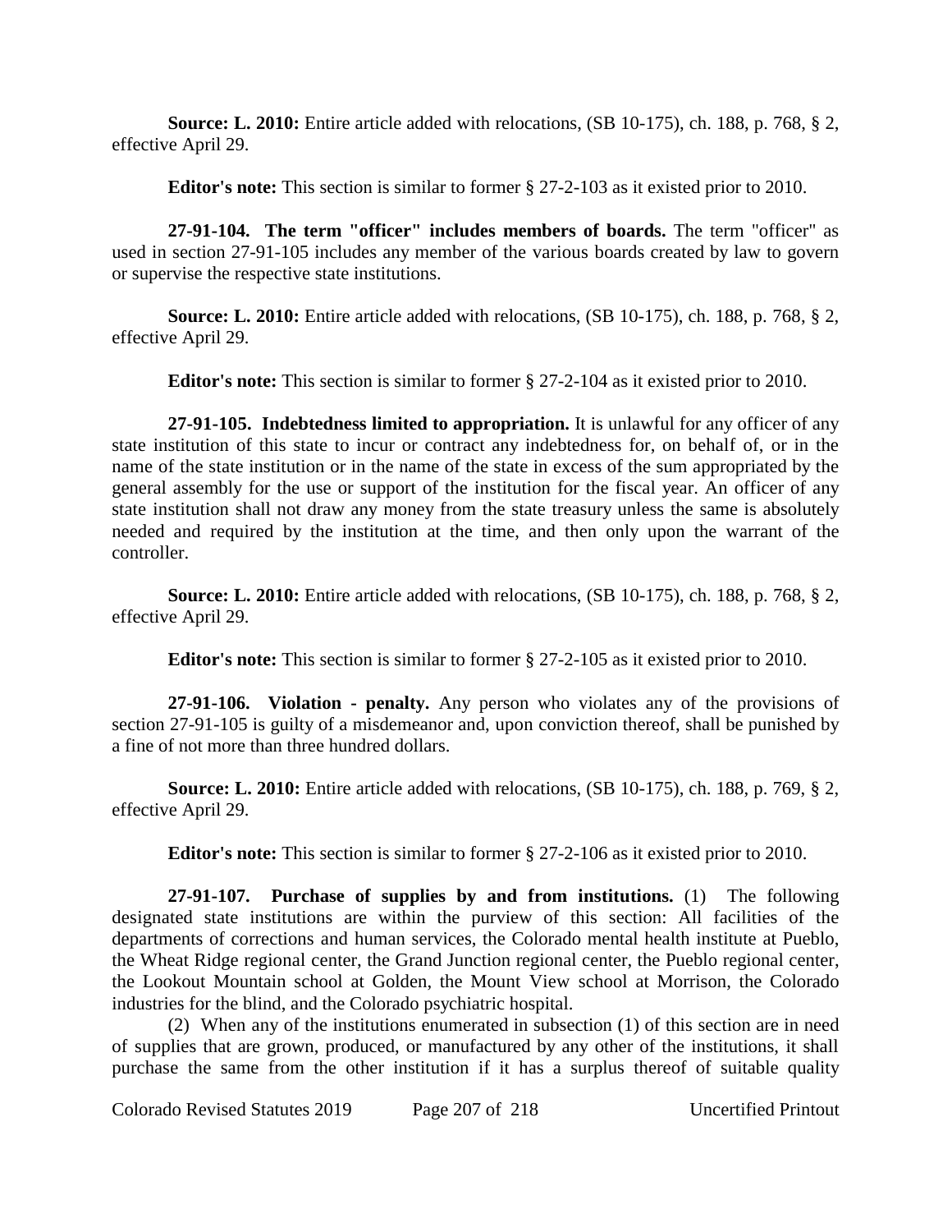**Source: L. 2010:** Entire article added with relocations, (SB 10-175), ch. 188, p. 768, § 2, effective April 29.

**Editor's note:** This section is similar to former § 27-2-103 as it existed prior to 2010.

**27-91-104. The term "officer" includes members of boards.** The term "officer" as used in section 27-91-105 includes any member of the various boards created by law to govern or supervise the respective state institutions.

**Source: L. 2010:** Entire article added with relocations, (SB 10-175), ch. 188, p. 768, § 2, effective April 29.

**Editor's note:** This section is similar to former § 27-2-104 as it existed prior to 2010.

**27-91-105. Indebtedness limited to appropriation.** It is unlawful for any officer of any state institution of this state to incur or contract any indebtedness for, on behalf of, or in the name of the state institution or in the name of the state in excess of the sum appropriated by the general assembly for the use or support of the institution for the fiscal year. An officer of any state institution shall not draw any money from the state treasury unless the same is absolutely needed and required by the institution at the time, and then only upon the warrant of the controller.

**Source: L. 2010:** Entire article added with relocations, (SB 10-175), ch. 188, p. 768, § 2, effective April 29.

**Editor's note:** This section is similar to former § 27-2-105 as it existed prior to 2010.

**27-91-106. Violation - penalty.** Any person who violates any of the provisions of section 27-91-105 is guilty of a misdemeanor and, upon conviction thereof, shall be punished by a fine of not more than three hundred dollars.

**Source: L. 2010:** Entire article added with relocations, (SB 10-175), ch. 188, p. 769, § 2, effective April 29.

**Editor's note:** This section is similar to former § 27-2-106 as it existed prior to 2010.

**27-91-107. Purchase of supplies by and from institutions.** (1) The following designated state institutions are within the purview of this section: All facilities of the departments of corrections and human services, the Colorado mental health institute at Pueblo, the Wheat Ridge regional center, the Grand Junction regional center, the Pueblo regional center, the Lookout Mountain school at Golden, the Mount View school at Morrison, the Colorado industries for the blind, and the Colorado psychiatric hospital.

(2) When any of the institutions enumerated in subsection (1) of this section are in need of supplies that are grown, produced, or manufactured by any other of the institutions, it shall purchase the same from the other institution if it has a surplus thereof of suitable quality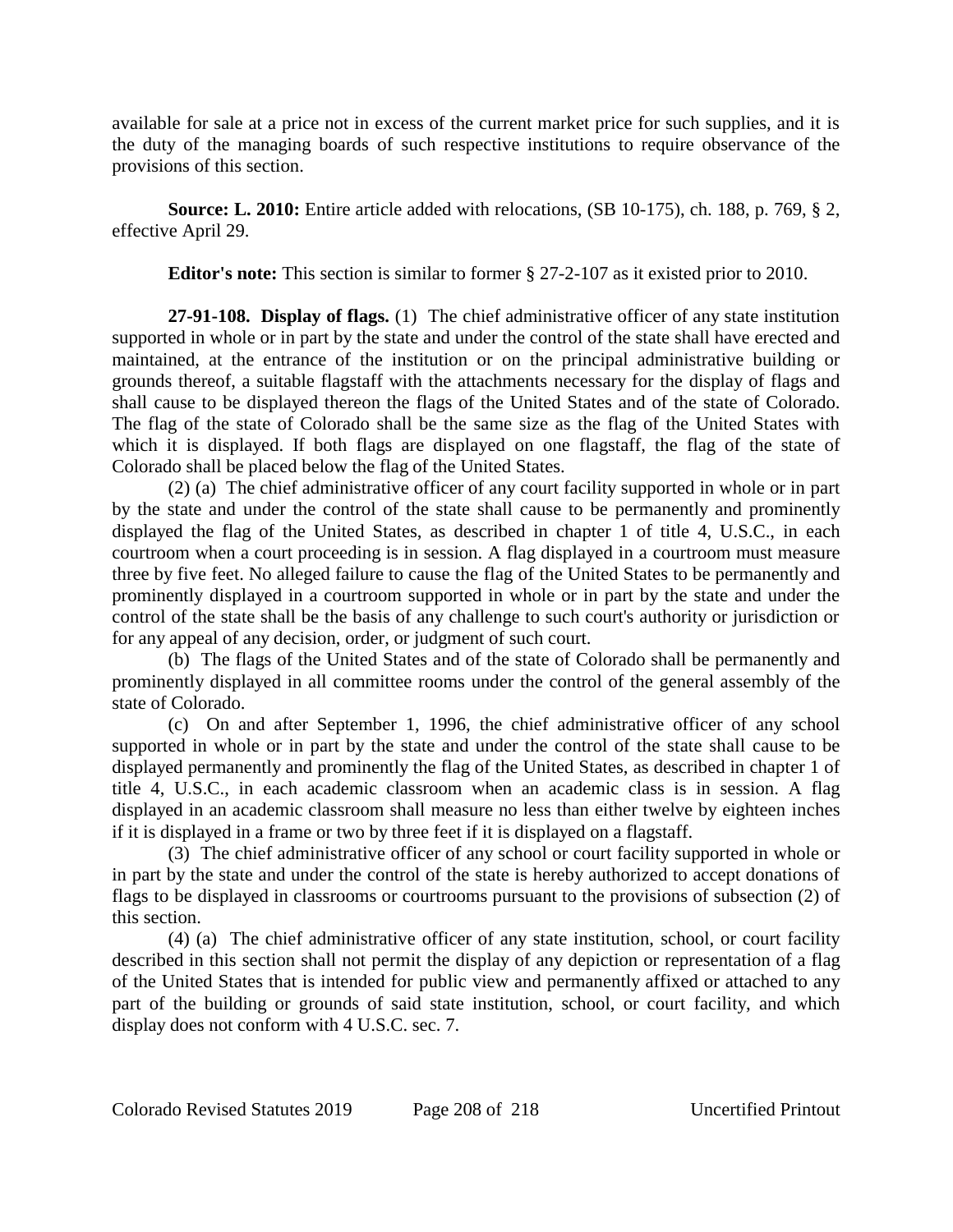available for sale at a price not in excess of the current market price for such supplies, and it is the duty of the managing boards of such respective institutions to require observance of the provisions of this section.

**Source: L. 2010:** Entire article added with relocations, (SB 10-175), ch. 188, p. 769, § 2, effective April 29.

**Editor's note:** This section is similar to former § 27-2-107 as it existed prior to 2010.

**27-91-108. Display of flags.** (1) The chief administrative officer of any state institution supported in whole or in part by the state and under the control of the state shall have erected and maintained, at the entrance of the institution or on the principal administrative building or grounds thereof, a suitable flagstaff with the attachments necessary for the display of flags and shall cause to be displayed thereon the flags of the United States and of the state of Colorado. The flag of the state of Colorado shall be the same size as the flag of the United States with which it is displayed. If both flags are displayed on one flagstaff, the flag of the state of Colorado shall be placed below the flag of the United States.

(2) (a) The chief administrative officer of any court facility supported in whole or in part by the state and under the control of the state shall cause to be permanently and prominently displayed the flag of the United States, as described in chapter 1 of title 4, U.S.C., in each courtroom when a court proceeding is in session. A flag displayed in a courtroom must measure three by five feet. No alleged failure to cause the flag of the United States to be permanently and prominently displayed in a courtroom supported in whole or in part by the state and under the control of the state shall be the basis of any challenge to such court's authority or jurisdiction or for any appeal of any decision, order, or judgment of such court.

(b) The flags of the United States and of the state of Colorado shall be permanently and prominently displayed in all committee rooms under the control of the general assembly of the state of Colorado.

(c) On and after September 1, 1996, the chief administrative officer of any school supported in whole or in part by the state and under the control of the state shall cause to be displayed permanently and prominently the flag of the United States, as described in chapter 1 of title 4, U.S.C., in each academic classroom when an academic class is in session. A flag displayed in an academic classroom shall measure no less than either twelve by eighteen inches if it is displayed in a frame or two by three feet if it is displayed on a flagstaff.

(3) The chief administrative officer of any school or court facility supported in whole or in part by the state and under the control of the state is hereby authorized to accept donations of flags to be displayed in classrooms or courtrooms pursuant to the provisions of subsection (2) of this section.

(4) (a) The chief administrative officer of any state institution, school, or court facility described in this section shall not permit the display of any depiction or representation of a flag of the United States that is intended for public view and permanently affixed or attached to any part of the building or grounds of said state institution, school, or court facility, and which display does not conform with 4 U.S.C. sec. 7.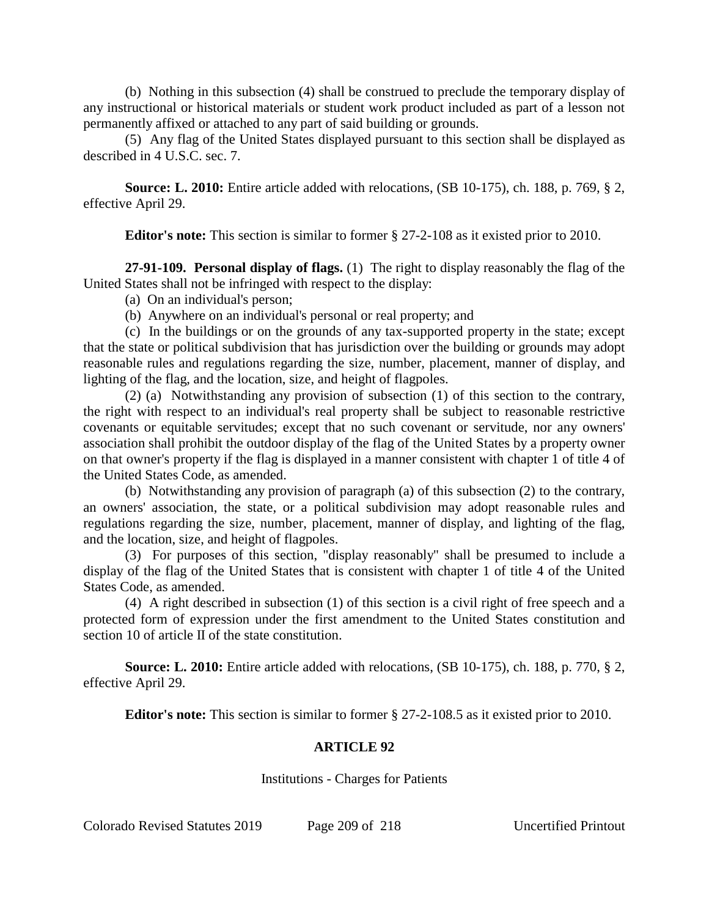(b) Nothing in this subsection (4) shall be construed to preclude the temporary display of any instructional or historical materials or student work product included as part of a lesson not permanently affixed or attached to any part of said building or grounds.

(5) Any flag of the United States displayed pursuant to this section shall be displayed as described in 4 U.S.C. sec. 7.

**Source: L. 2010:** Entire article added with relocations, (SB 10-175), ch. 188, p. 769, § 2, effective April 29.

**Editor's note:** This section is similar to former § 27-2-108 as it existed prior to 2010.

**27-91-109. Personal display of flags.** (1) The right to display reasonably the flag of the United States shall not be infringed with respect to the display:

(a) On an individual's person;

(b) Anywhere on an individual's personal or real property; and

(c) In the buildings or on the grounds of any tax-supported property in the state; except that the state or political subdivision that has jurisdiction over the building or grounds may adopt reasonable rules and regulations regarding the size, number, placement, manner of display, and lighting of the flag, and the location, size, and height of flagpoles.

(2) (a) Notwithstanding any provision of subsection (1) of this section to the contrary, the right with respect to an individual's real property shall be subject to reasonable restrictive covenants or equitable servitudes; except that no such covenant or servitude, nor any owners' association shall prohibit the outdoor display of the flag of the United States by a property owner on that owner's property if the flag is displayed in a manner consistent with chapter 1 of title 4 of the United States Code, as amended.

(b) Notwithstanding any provision of paragraph (a) of this subsection (2) to the contrary, an owners' association, the state, or a political subdivision may adopt reasonable rules and regulations regarding the size, number, placement, manner of display, and lighting of the flag, and the location, size, and height of flagpoles.

(3) For purposes of this section, "display reasonably" shall be presumed to include a display of the flag of the United States that is consistent with chapter 1 of title 4 of the United States Code, as amended.

(4) A right described in subsection (1) of this section is a civil right of free speech and a protected form of expression under the first amendment to the United States constitution and section 10 of article II of the state constitution.

**Source: L. 2010:** Entire article added with relocations, (SB 10-175), ch. 188, p. 770, § 2, effective April 29.

**Editor's note:** This section is similar to former § 27-2-108.5 as it existed prior to 2010.

## ARTICLE 92

Institutions - Charges for Patients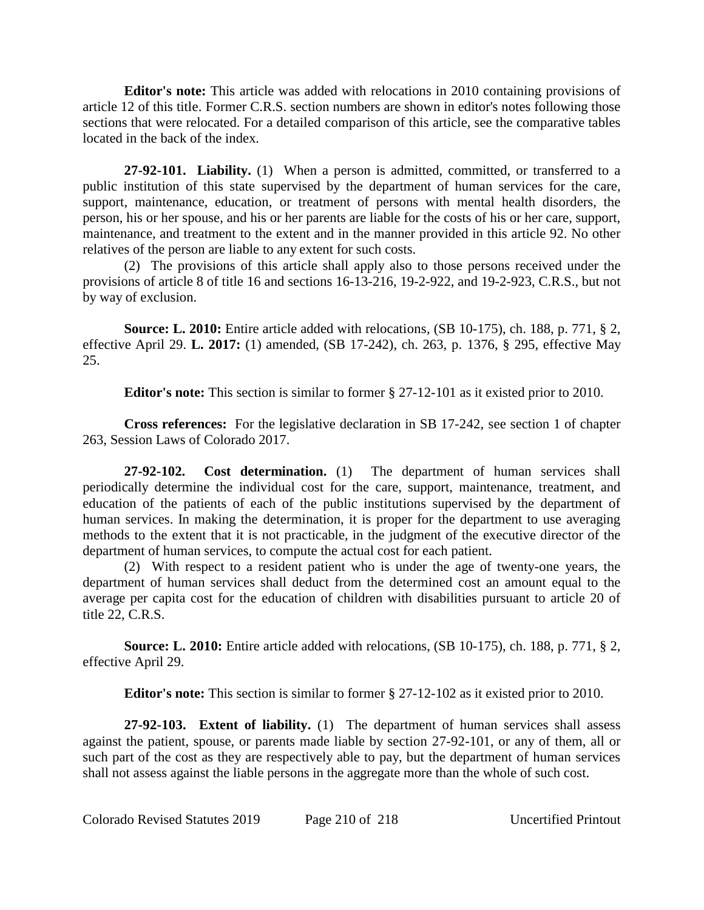**Editor's note:** This article was added with relocations in 2010 containing provisions of article 12 of this title. Former C.R.S. section numbers are shown in editor's notes following those sections that were relocated. For a detailed comparison of this article, see the comparative tables located in the back of the index.

**27-92-101. Liability.** (1) When a person is admitted, committed, or transferred to a public institution of this state supervised by the department of human services for the care, support, maintenance, education, or treatment of persons with mental health disorders, the person, his or her spouse, and his or her parents are liable for the costs of his or her care, support, maintenance, and treatment to the extent and in the manner provided in this article 92. No other relatives of the person are liable to any extent for such costs.

(2) The provisions of this article shall apply also to those persons received under the provisions of article 8 of title 16 and sections 16-13-216, 19-2-922, and 19-2-923, C.R.S., but not by way of exclusion.

**Source: L. 2010:** Entire article added with relocations, (SB 10-175), ch. 188, p. 771, § 2, effective April 29. **L. 2017:** (1) amended, (SB 17-242), ch. 263, p. 1376, § 295, effective May 25.

**Editor's note:** This section is similar to former § 27-12-101 as it existed prior to 2010.

**Cross references:** For the legislative declaration in SB 17-242, see section 1 of chapter 263, Session Laws of Colorado 2017.

**27-92-102. Cost determination.** (1) The department of human services shall periodically determine the individual cost for the care, support, maintenance, treatment, and education of the patients of each of the public institutions supervised by the department of human services. In making the determination, it is proper for the department to use averaging methods to the extent that it is not practicable, in the judgment of the executive director of the department of human services, to compute the actual cost for each patient.

(2) With respect to a resident patient who is under the age of twenty-one years, the department of human services shall deduct from the determined cost an amount equal to the average per capita cost for the education of children with disabilities pursuant to article 20 of title 22, C.R.S.

**Source: L. 2010:** Entire article added with relocations, (SB 10-175), ch. 188, p. 771, § 2, effective April 29.

**Editor's note:** This section is similar to former § 27-12-102 as it existed prior to 2010.

**27-92-103. Extent of liability.** (1) The department of human services shall assess against the patient, spouse, or parents made liable by section 27-92-101, or any of them, all or such part of the cost as they are respectively able to pay, but the department of human services shall not assess against the liable persons in the aggregate more than the whole of such cost.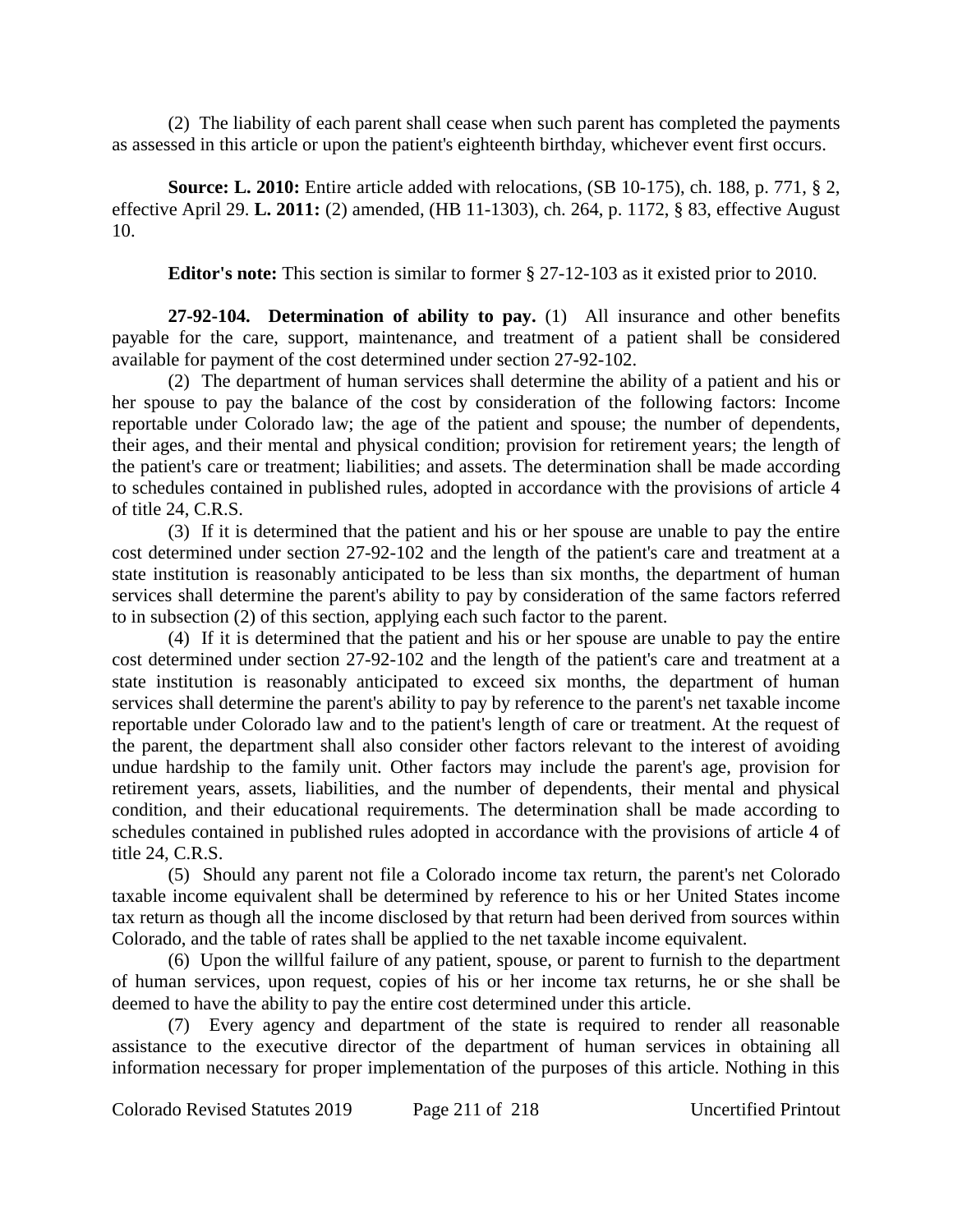(2) The liability of each parent shall cease when such parent has completed the payments as assessed in this article or upon the patient's eighteenth birthday, whichever event first occurs.

**Source: L. 2010:** Entire article added with relocations, (SB 10-175), ch. 188, p. 771, § 2, effective April 29. **L. 2011:** (2) amended, (HB 11-1303), ch. 264, p. 1172, § 83, effective August 10.

**Editor's note:** This section is similar to former § 27-12-103 as it existed prior to 2010.

**27-92-104. Determination of ability to pay.** (1) All insurance and other benefits payable for the care, support, maintenance, and treatment of a patient shall be considered available for payment of the cost determined under section 27-92-102.

(2) The department of human services shall determine the ability of a patient and his or her spouse to pay the balance of the cost by consideration of the following factors: Income reportable under Colorado law; the age of the patient and spouse; the number of dependents, their ages, and their mental and physical condition; provision for retirement years; the length of the patient's care or treatment; liabilities; and assets. The determination shall be made according to schedules contained in published rules, adopted in accordance with the provisions of article 4 of title 24, C.R.S.

(3) If it is determined that the patient and his or her spouse are unable to pay the entire cost determined under section 27-92-102 and the length of the patient's care and treatment at a state institution is reasonably anticipated to be less than six months, the department of human services shall determine the parent's ability to pay by consideration of the same factors referred to in subsection (2) of this section, applying each such factor to the parent.

(4) If it is determined that the patient and his or her spouse are unable to pay the entire cost determined under section 27-92-102 and the length of the patient's care and treatment at a state institution is reasonably anticipated to exceed six months, the department of human services shall determine the parent's ability to pay by reference to the parent's net taxable income reportable under Colorado law and to the patient's length of care or treatment. At the request of the parent, the department shall also consider other factors relevant to the interest of avoiding undue hardship to the family unit. Other factors may include the parent's age, provision for retirement years, assets, liabilities, and the number of dependents, their mental and physical condition, and their educational requirements. The determination shall be made according to schedules contained in published rules adopted in accordance with the provisions of article 4 of title 24, C.R.S.

(5) Should any parent not file a Colorado income tax return, the parent's net Colorado taxable income equivalent shall be determined by reference to his or her United States income tax return as though all the income disclosed by that return had been derived from sources within Colorado, and the table of rates shall be applied to the net taxable income equivalent.

(6) Upon the willful failure of any patient, spouse, or parent to furnish to the department of human services, upon request, copies of his or her income tax returns, he or she shall be deemed to have the ability to pay the entire cost determined under this article.

(7) Every agency and department of the state is required to render all reasonable assistance to the executive director of the department of human services in obtaining all information necessary for proper implementation of the purposes of this article. Nothing in this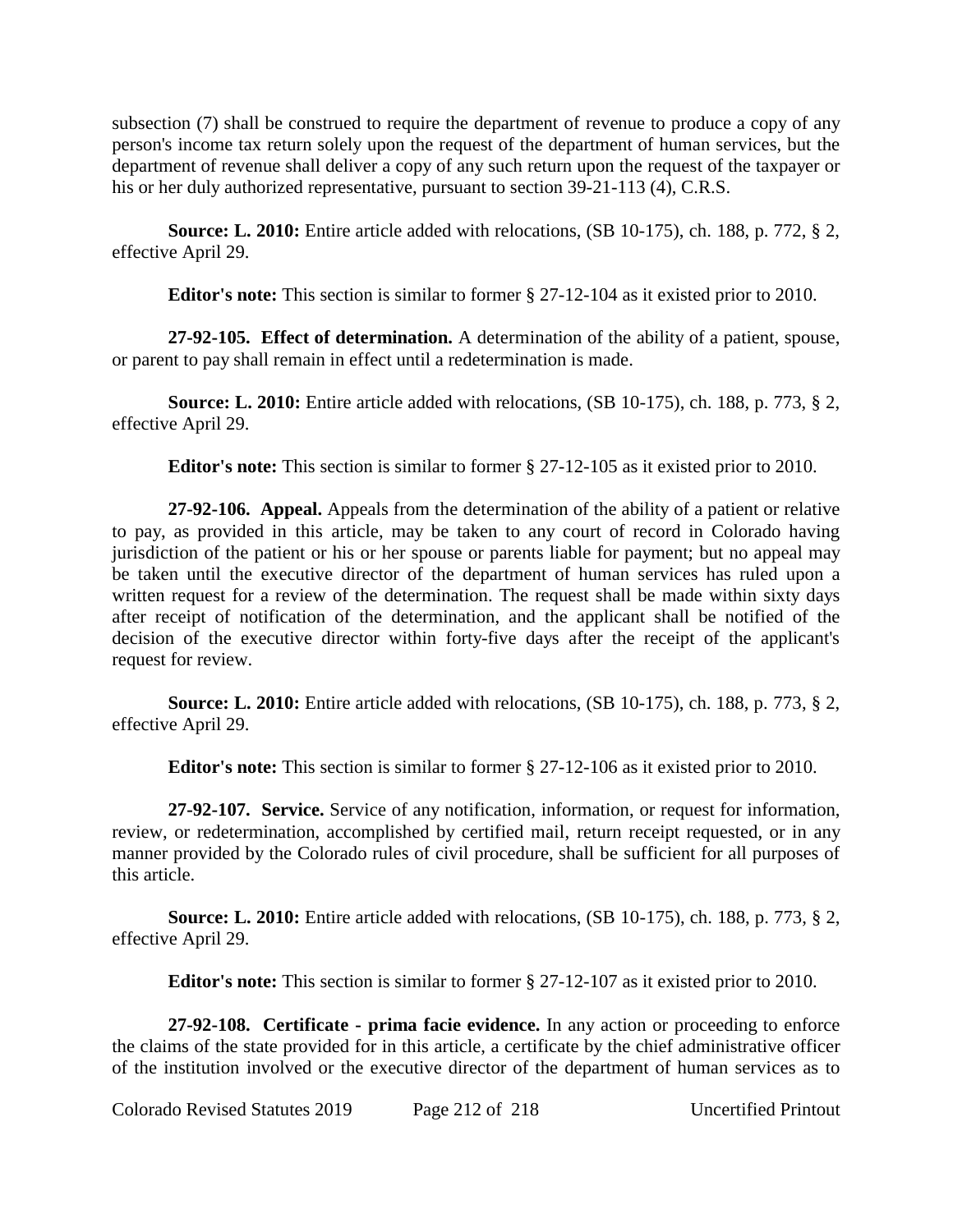subsection (7) shall be construed to require the department of revenue to produce a copy of any person's income tax return solely upon the request of the department of human services, but the department of revenue shall deliver a copy of any such return upon the request of the taxpayer or his or her duly authorized representative, pursuant to section 39-21-113 (4), C.R.S.

**Source: L. 2010:** Entire article added with relocations, (SB 10-175), ch. 188, p. 772, § 2, effective April 29.

**Editor's note:** This section is similar to former § 27-12-104 as it existed prior to 2010.

**27-92-105. Effect of determination.** A determination of the ability of a patient, spouse, or parent to pay shall remain in effect until a redetermination is made.

**Source: L. 2010:** Entire article added with relocations, (SB 10-175), ch. 188, p. 773, § 2, effective April 29.

**Editor's note:** This section is similar to former § 27-12-105 as it existed prior to 2010.

**27-92-106. Appeal.** Appeals from the determination of the ability of a patient or relative to pay, as provided in this article, may be taken to any court of record in Colorado having jurisdiction of the patient or his or her spouse or parents liable for payment; but no appeal may be taken until the executive director of the department of human services has ruled upon a written request for a review of the determination. The request shall be made within sixty days after receipt of notification of the determination, and the applicant shall be notified of the decision of the executive director within forty-five days after the receipt of the applicant's request for review.

**Source: L. 2010:** Entire article added with relocations, (SB 10-175), ch. 188, p. 773, § 2, effective April 29.

**Editor's note:** This section is similar to former § 27-12-106 as it existed prior to 2010.

**27-92-107. Service.** Service of any notification, information, or request for information, review, or redetermination, accomplished by certified mail, return receipt requested, or in any manner provided by the Colorado rules of civil procedure, shall be sufficient for all purposes of this article.

**Source: L. 2010:** Entire article added with relocations, (SB 10-175), ch. 188, p. 773, § 2, effective April 29.

**Editor's note:** This section is similar to former § 27-12-107 as it existed prior to 2010.

**27-92-108. Certificate - prima facie evidence.** In any action or proceeding to enforce the claims of the state provided for in this article, a certificate by the chief administrative officer of the institution involved or the executive director of the department of human services as to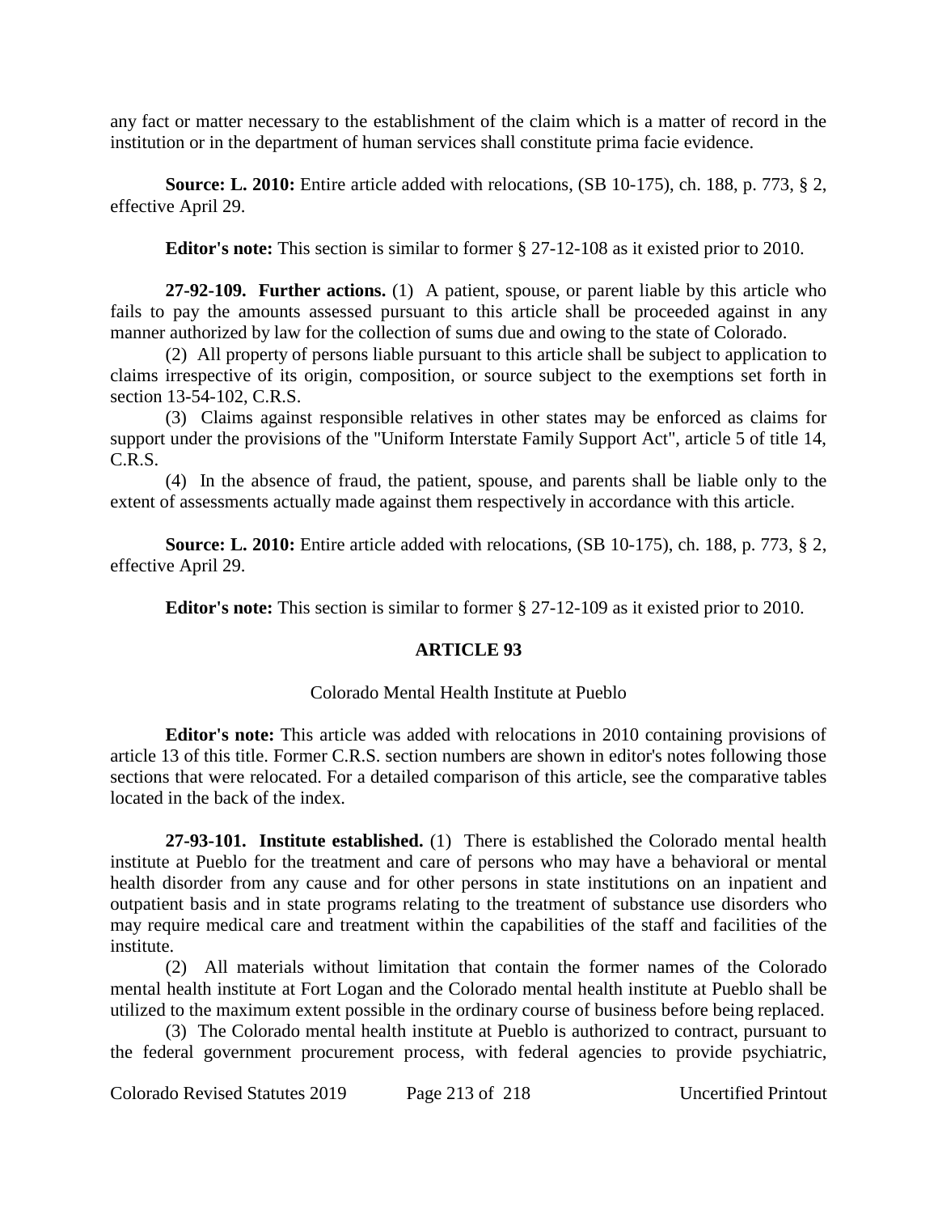any fact or matter necessary to the establishment of the claim which is a matter of record in the institution or in the department of human services shall constitute prima facie evidence.

**Source: L. 2010:** Entire article added with relocations, (SB 10-175), ch. 188, p. 773, § 2, effective April 29.

**Editor's note:** This section is similar to former § 27-12-108 as it existed prior to 2010.

**27-92-109. Further actions.** (1) A patient, spouse, or parent liable by this article who fails to pay the amounts assessed pursuant to this article shall be proceeded against in any manner authorized by law for the collection of sums due and owing to the state of Colorado.

(2) All property of persons liable pursuant to this article shall be subject to application to claims irrespective of its origin, composition, or source subject to the exemptions set forth in section 13-54-102, C.R.S.

(3) Claims against responsible relatives in other states may be enforced as claims for support under the provisions of the "Uniform Interstate Family Support Act", article 5 of title 14, C.R.S.

(4) In the absence of fraud, the patient, spouse, and parents shall be liable only to the extent of assessments actually made against them respectively in accordance with this article.

**Source: L. 2010:** Entire article added with relocations, (SB 10-175), ch. 188, p. 773, § 2, effective April 29.

**Editor's note:** This section is similar to former § 27-12-109 as it existed prior to 2010.

## ARTICLE 93

### Colorado Mental Health Institute at Pueblo

**Editor's note:** This article was added with relocations in 2010 containing provisions of article 13 of this title. Former C.R.S. section numbers are shown in editor's notes following those sections that were relocated. For a detailed comparison of this article, see the comparative tables located in the back of the index.

**27-93-101. Institute established.** (1) There is established the Colorado mental health institute at Pueblo for the treatment and care of persons who may have a behavioral or mental health disorder from any cause and for other persons in state institutions on an inpatient and outpatient basis and in state programs relating to the treatment of substance use disorders who may require medical care and treatment within the capabilities of the staff and facilities of the institute.

(2) All materials without limitation that contain the former names of the Colorado mental health institute at Fort Logan and the Colorado mental health institute at Pueblo shall be utilized to the maximum extent possible in the ordinary course of business before being replaced.

(3) The Colorado mental health institute at Pueblo is authorized to contract, pursuant to the federal government procurement process, with federal agencies to provide psychiatric,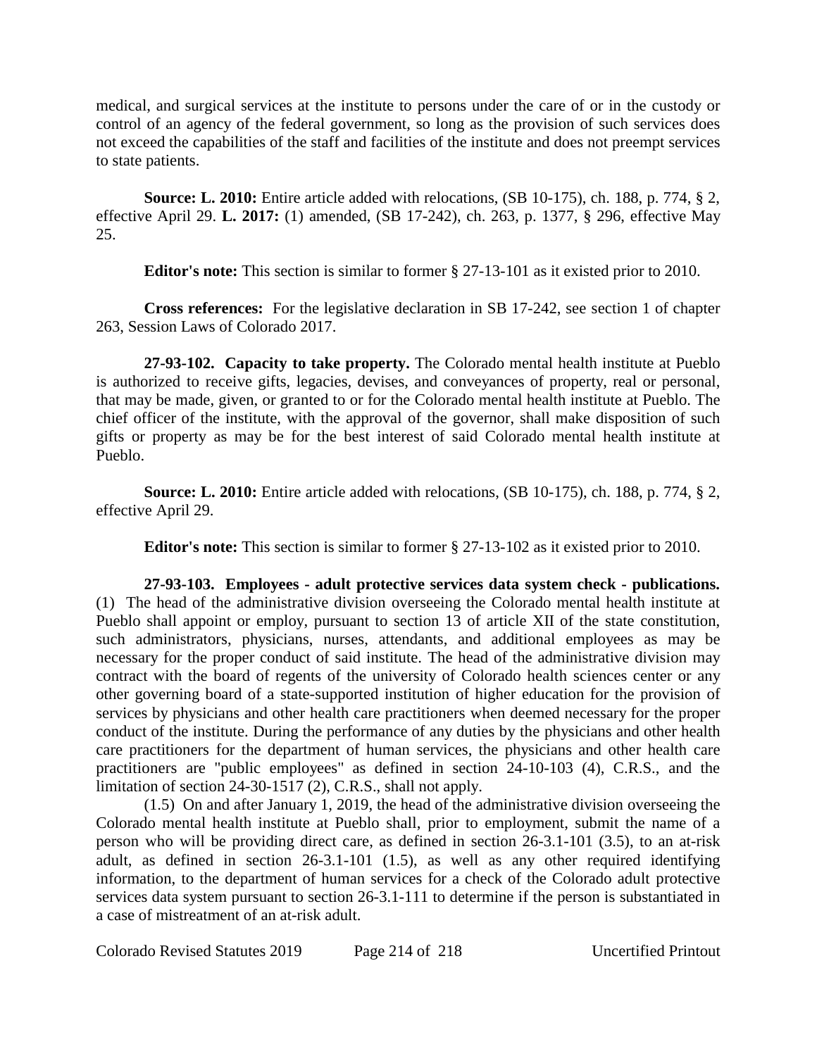medical, and surgical services at the institute to persons under the care of or in the custody or control of an agency of the federal government, so long as the provision of such services does not exceed the capabilities of the staff and facilities of the institute and does not preempt services to state patients.

**Source: L. 2010:** Entire article added with relocations, (SB 10-175), ch. 188, p. 774, § 2, effective April 29. **L. 2017:** (1) amended, (SB 17-242), ch. 263, p. 1377, § 296, effective May 25.

**Editor's note:** This section is similar to former § 27-13-101 as it existed prior to 2010.

**Cross references:** For the legislative declaration in SB 17-242, see section 1 of chapter 263, Session Laws of Colorado 2017.

**27-93-102. Capacity to take property.** The Colorado mental health institute at Pueblo is authorized to receive gifts, legacies, devises, and conveyances of property, real or personal, that may be made, given, or granted to or for the Colorado mental health institute at Pueblo. The chief officer of the institute, with the approval of the governor, shall make disposition of such gifts or property as may be for the best interest of said Colorado mental health institute at Pueblo.

**Source: L. 2010:** Entire article added with relocations, (SB 10-175), ch. 188, p. 774, § 2, effective April 29.

**Editor's note:** This section is similar to former § 27-13-102 as it existed prior to 2010.

**27-93-103. Employees - adult protective services data system check - publications.** (1) The head of the administrative division overseeing the Colorado mental health institute at Pueblo shall appoint or employ, pursuant to section 13 of article XII of the state constitution, such administrators, physicians, nurses, attendants, and additional employees as may be necessary for the proper conduct of said institute. The head of the administrative division may contract with the board of regents of the university of Colorado health sciences center or any other governing board of a state-supported institution of higher education for the provision of services by physicians and other health care practitioners when deemed necessary for the proper conduct of the institute. During the performance of any duties by the physicians and other health care practitioners for the department of human services, the physicians and other health care practitioners are "public employees" as defined in section 24-10-103 (4), C.R.S., and the limitation of section 24-30-1517 (2), C.R.S., shall not apply.

(1.5) On and after January 1, 2019, the head of the administrative division overseeing the Colorado mental health institute at Pueblo shall, prior to employment, submit the name of a person who will be providing direct care, as defined in section 26-3.1-101 (3.5), to an at-risk adult, as defined in section 26-3.1-101 (1.5), as well as any other required identifying information, to the department of human services for a check of the Colorado adult protective services data system pursuant to section 26-3.1-111 to determine if the person is substantiated in a case of mistreatment of an at-risk adult.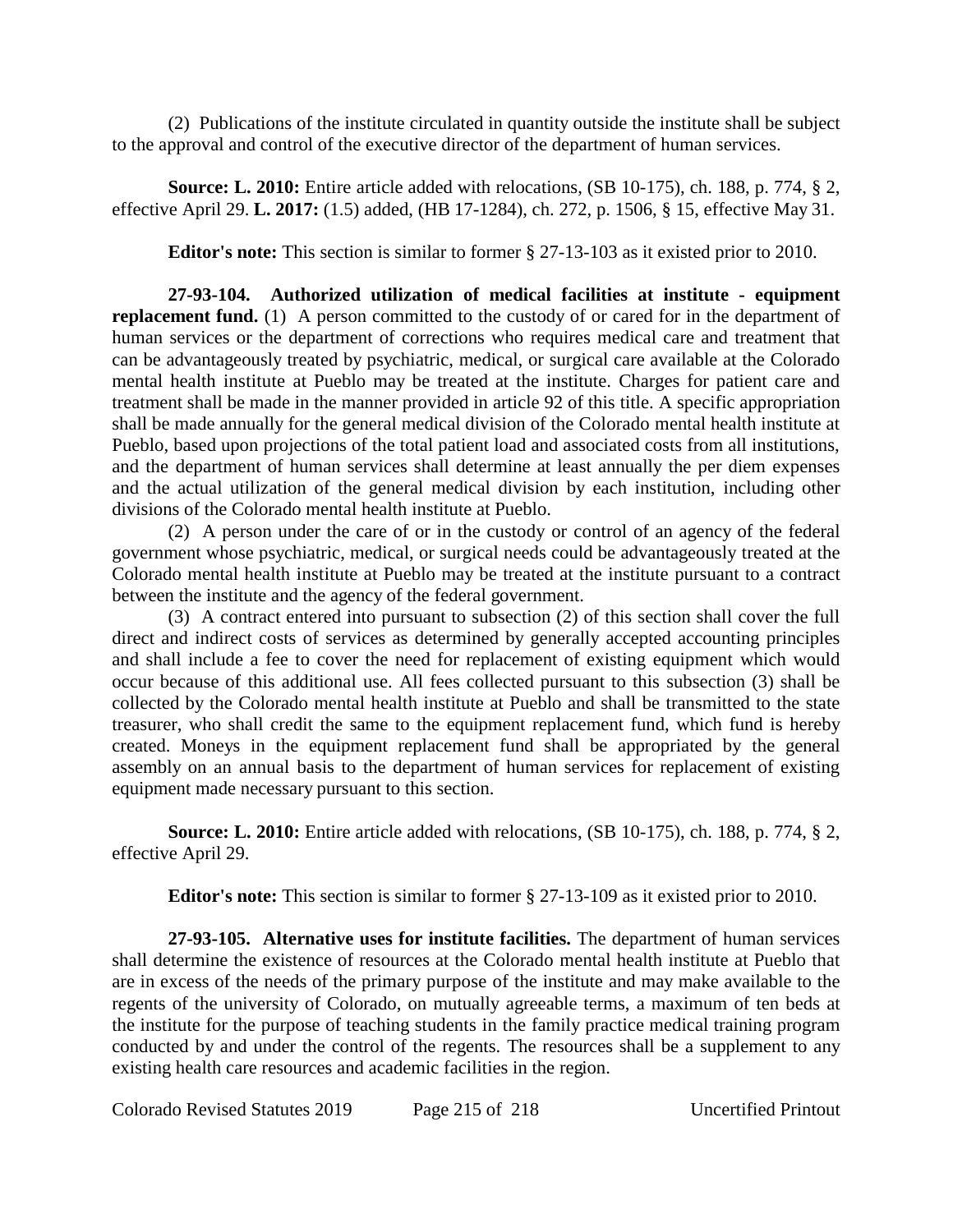(2) Publications of the institute circulated in quantity outside the institute shall be subject to the approval and control of the executive director of the department of human services.

**Source: L. 2010:** Entire article added with relocations, (SB 10-175), ch. 188, p. 774, § 2, effective April 29. **L. 2017:** (1.5) added, (HB 17-1284), ch. 272, p. 1506, § 15, effective May 31.

**Editor's note:** This section is similar to former § 27-13-103 as it existed prior to 2010.

**27-93-104. Authorized utilization of medical facilities at institute - equipment replacement fund.** (1) A person committed to the custody of or cared for in the department of human services or the department of corrections who requires medical care and treatment that can be advantageously treated by psychiatric, medical, or surgical care available at the Colorado mental health institute at Pueblo may be treated at the institute. Charges for patient care and treatment shall be made in the manner provided in article 92 of this title. A specific appropriation shall be made annually for the general medical division of the Colorado mental health institute at Pueblo, based upon projections of the total patient load and associated costs from all institutions, and the department of human services shall determine at least annually the per diem expenses and the actual utilization of the general medical division by each institution, including other divisions of the Colorado mental health institute at Pueblo.

(2) A person under the care of or in the custody or control of an agency of the federal government whose psychiatric, medical, or surgical needs could be advantageously treated at the Colorado mental health institute at Pueblo may be treated at the institute pursuant to a contract between the institute and the agency of the federal government.

(3) A contract entered into pursuant to subsection (2) of this section shall cover the full direct and indirect costs of services as determined by generally accepted accounting principles and shall include a fee to cover the need for replacement of existing equipment which would occur because of this additional use. All fees collected pursuant to this subsection (3) shall be collected by the Colorado mental health institute at Pueblo and shall be transmitted to the state treasurer, who shall credit the same to the equipment replacement fund, which fund is hereby created. Moneys in the equipment replacement fund shall be appropriated by the general assembly on an annual basis to the department of human services for replacement of existing equipment made necessary pursuant to this section.

**Source: L. 2010:** Entire article added with relocations, (SB 10-175), ch. 188, p. 774, § 2, effective April 29.

**Editor's note:** This section is similar to former § 27-13-109 as it existed prior to 2010.

**27-93-105. Alternative uses for institute facilities.** The department of human services shall determine the existence of resources at the Colorado mental health institute at Pueblo that are in excess of the needs of the primary purpose of the institute and may make available to the regents of the university of Colorado, on mutually agreeable terms, a maximum of ten beds at the institute for the purpose of teaching students in the family practice medical training program conducted by and under the control of the regents. The resources shall be a supplement to any existing health care resources and academic facilities in the region.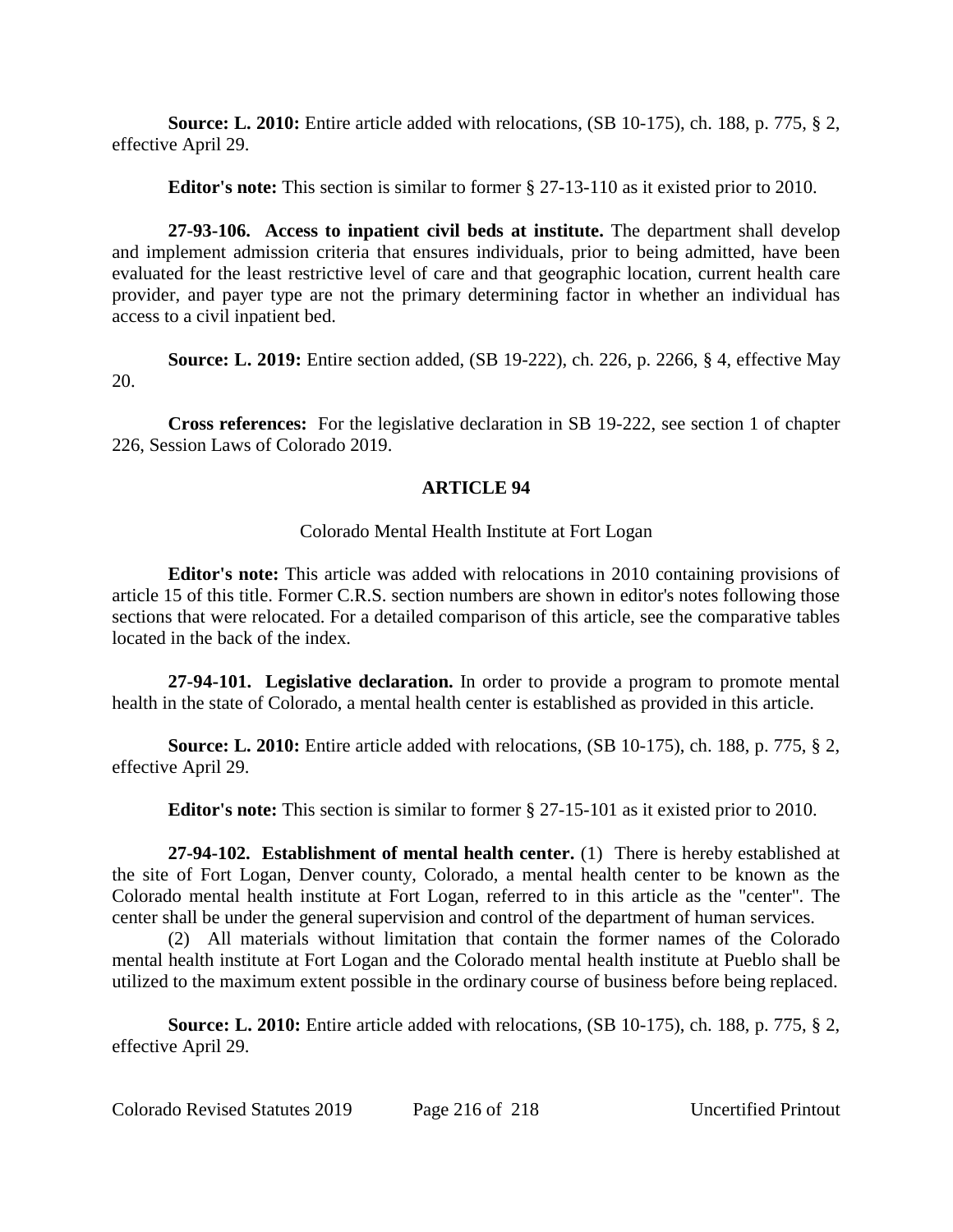**Source: L. 2010:** Entire article added with relocations, (SB 10-175), ch. 188, p. 775, § 2, effective April 29.

**Editor's note:** This section is similar to former § 27-13-110 as it existed prior to 2010.

**27-93-106. Access to inpatient civil beds at institute.** The department shall develop and implement admission criteria that ensures individuals, prior to being admitted, have been evaluated for the least restrictive level of care and that geographic location, current health care provider, and payer type are not the primary determining factor in whether an individual has access to a civil inpatient bed.

**Source: L. 2019:** Entire section added, (SB 19-222), ch. 226, p. 2266, § 4, effective May 20.

**Cross references:** For the legislative declaration in SB 19-222, see section 1 of chapter 226, Session Laws of Colorado 2019.

## ARTICLE 94

Colorado Mental Health Institute at Fort Logan

**Editor's note:** This article was added with relocations in 2010 containing provisions of article 15 of this title. Former C.R.S. section numbers are shown in editor's notes following those sections that were relocated. For a detailed comparison of this article, see the comparative tables located in the back of the index.

**27-94-101. Legislative declaration.** In order to provide a program to promote mental health in the state of Colorado, a mental health center is established as provided in this article.

**Source: L. 2010:** Entire article added with relocations, (SB 10-175), ch. 188, p. 775, § 2, effective April 29.

**Editor's note:** This section is similar to former § 27-15-101 as it existed prior to 2010.

**27-94-102. Establishment of mental health center.** (1) There is hereby established at the site of Fort Logan, Denver county, Colorado, a mental health center to be known as the Colorado mental health institute at Fort Logan, referred to in this article as the "center". The center shall be under the general supervision and control of the department of human services.

(2) All materials without limitation that contain the former names of the Colorado mental health institute at Fort Logan and the Colorado mental health institute at Pueblo shall be utilized to the maximum extent possible in the ordinary course of business before being replaced.

**Source: L. 2010:** Entire article added with relocations, (SB 10-175), ch. 188, p. 775, § 2, effective April 29.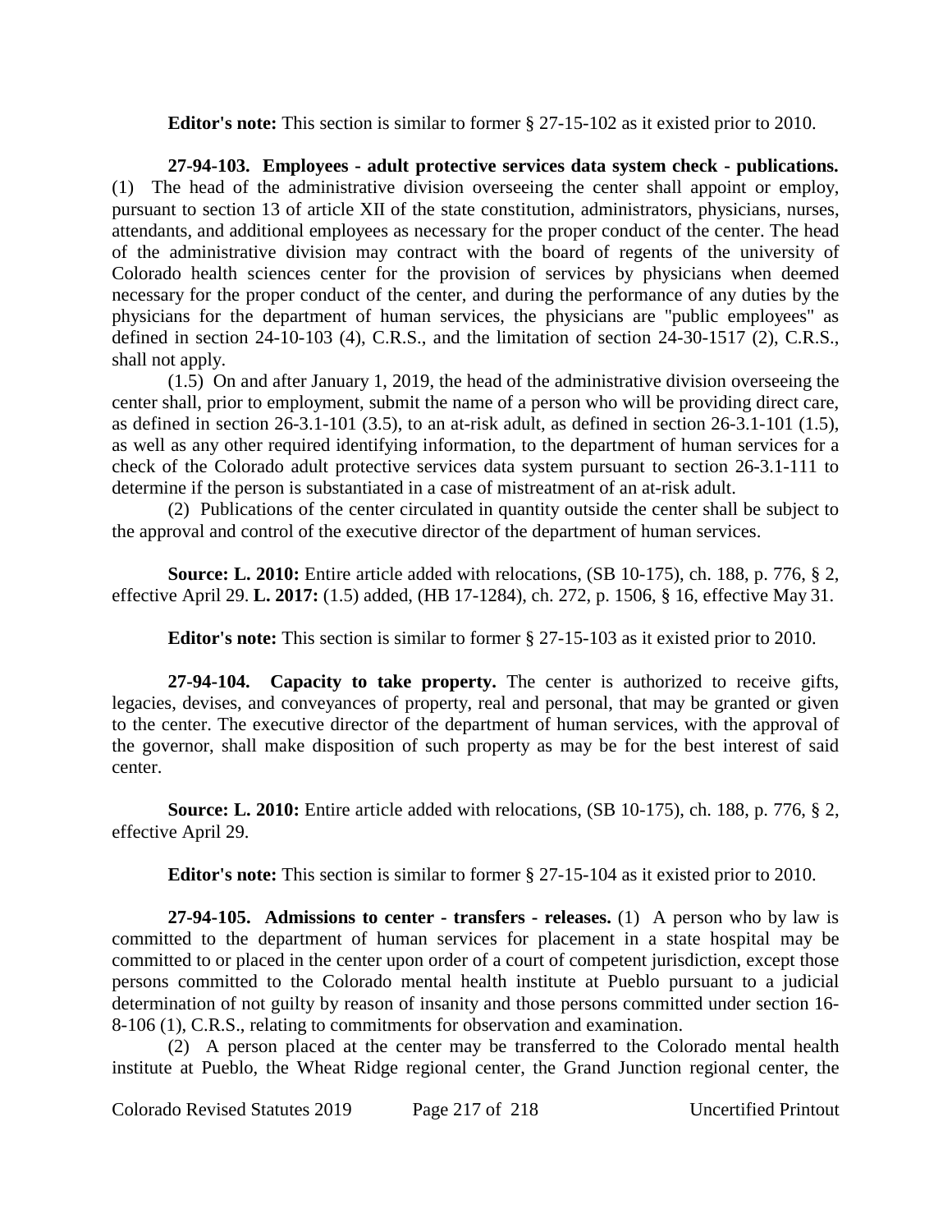**Editor's note:** This section is similar to former § 27-15-102 as it existed prior to 2010.

**27-94-103. Employees - adult protective services data system check - publications.** (1) The head of the administrative division overseeing the center shall appoint or employ, pursuant to section 13 of article XII of the state constitution, administrators, physicians, nurses, attendants, and additional employees as necessary for the proper conduct of the center. The head of the administrative division may contract with the board of regents of the university of Colorado health sciences center for the provision of services by physicians when deemed necessary for the proper conduct of the center, and during the performance of any duties by the physicians for the department of human services, the physicians are "public employees" as defined in section 24-10-103 (4), C.R.S., and the limitation of section 24-30-1517 (2), C.R.S., shall not apply.

(1.5) On and after January 1, 2019, the head of the administrative division overseeing the center shall, prior to employment, submit the name of a person who will be providing direct care, as defined in section 26-3.1-101 (3.5), to an at-risk adult, as defined in section 26-3.1-101 (1.5), as well as any other required identifying information, to the department of human services for a check of the Colorado adult protective services data system pursuant to section 26-3.1-111 to determine if the person is substantiated in a case of mistreatment of an at-risk adult.

(2) Publications of the center circulated in quantity outside the center shall be subject to the approval and control of the executive director of the department of human services.

**Source: L. 2010:** Entire article added with relocations, (SB 10-175), ch. 188, p. 776, § 2, effective April 29. **L. 2017:** (1.5) added, (HB 17-1284), ch. 272, p. 1506, § 16, effective May 31.

**Editor's note:** This section is similar to former § 27-15-103 as it existed prior to 2010.

**27-94-104. Capacity to take property.** The center is authorized to receive gifts, legacies, devises, and conveyances of property, real and personal, that may be granted or given to the center. The executive director of the department of human services, with the approval of the governor, shall make disposition of such property as may be for the best interest of said center.

**Source: L. 2010:** Entire article added with relocations, (SB 10-175), ch. 188, p. 776, § 2, effective April 29.

**Editor's note:** This section is similar to former § 27-15-104 as it existed prior to 2010.

**27-94-105. Admissions to center - transfers - releases.** (1) A person who by law is committed to the department of human services for placement in a state hospital may be committed to or placed in the center upon order of a court of competent jurisdiction, except those persons committed to the Colorado mental health institute at Pueblo pursuant to a judicial determination of not guilty by reason of insanity and those persons committed under section 16-8-106 (1), C.R.S., relating to commitments for observation and examination.

(2) A person placed at the center may be transferred to the Colorado mental health institute at Pueblo, the Wheat Ridge regional center, the Grand Junction regional center, the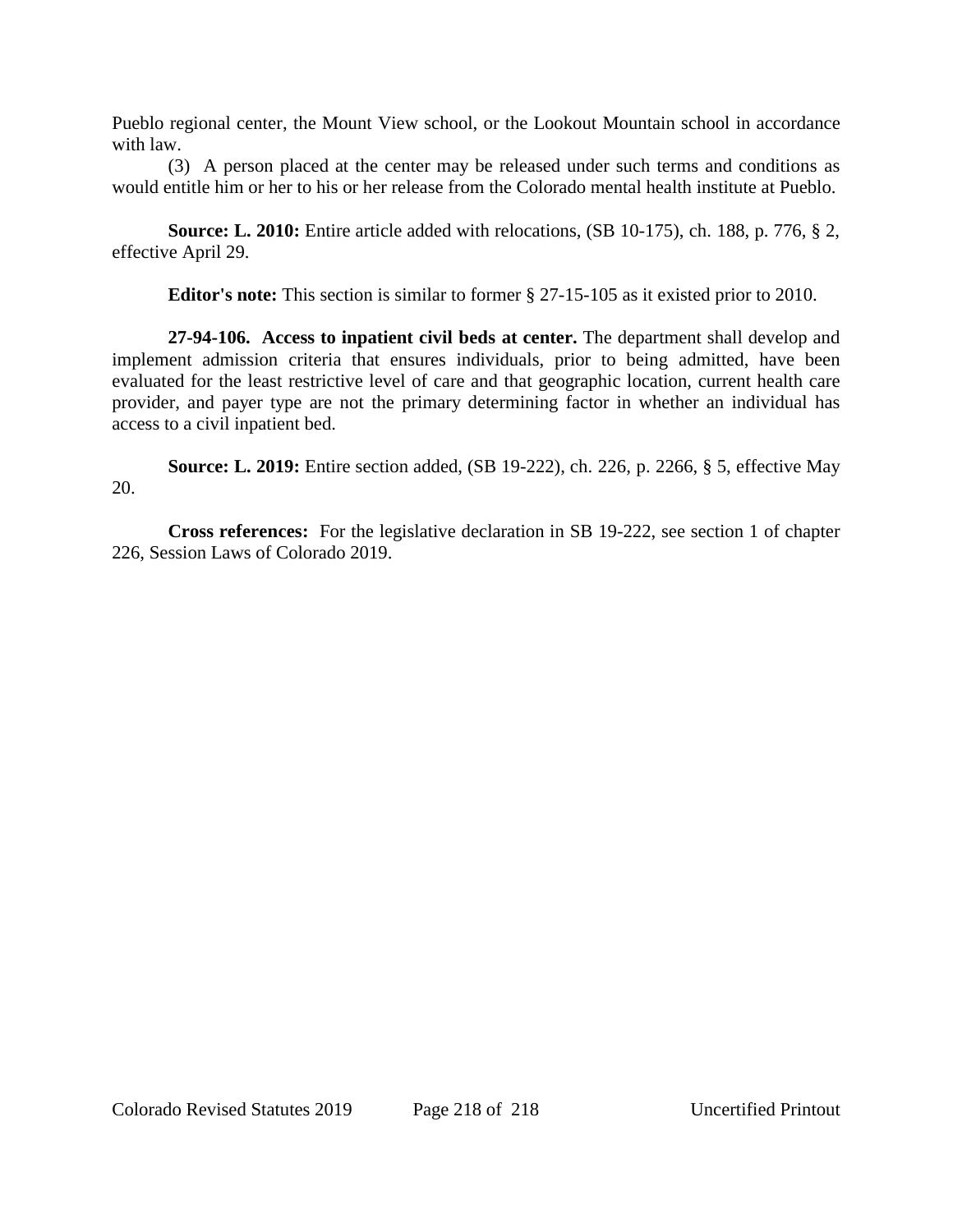Pueblo regional center, the Mount View school, or the Lookout Mountain school in accordance with law.

(3) A person placed at the center may be released under such terms and conditions as would entitle him or her to his or her release from the Colorado mental health institute at Pueblo.

**Source: L. 2010:** Entire article added with relocations, (SB 10-175), ch. 188, p. 776, § 2, effective April 29.

**Editor's note:** This section is similar to former § 27-15-105 as it existed prior to 2010.

**27-94-106. Access to inpatient civil beds at center.** The department shall develop and implement admission criteria that ensures individuals, prior to being admitted, have been evaluated for the least restrictive level of care and that geographic location, current health care provider, and payer type are not the primary determining factor in whether an individual has access to a civil inpatient bed.

**Source: L. 2019:** Entire section added, (SB 19-222), ch. 226, p. 2266, § 5, effective May 20.

**Cross references:** For the legislative declaration in SB 19-222, see section 1 of chapter 226, Session Laws of Colorado 2019.